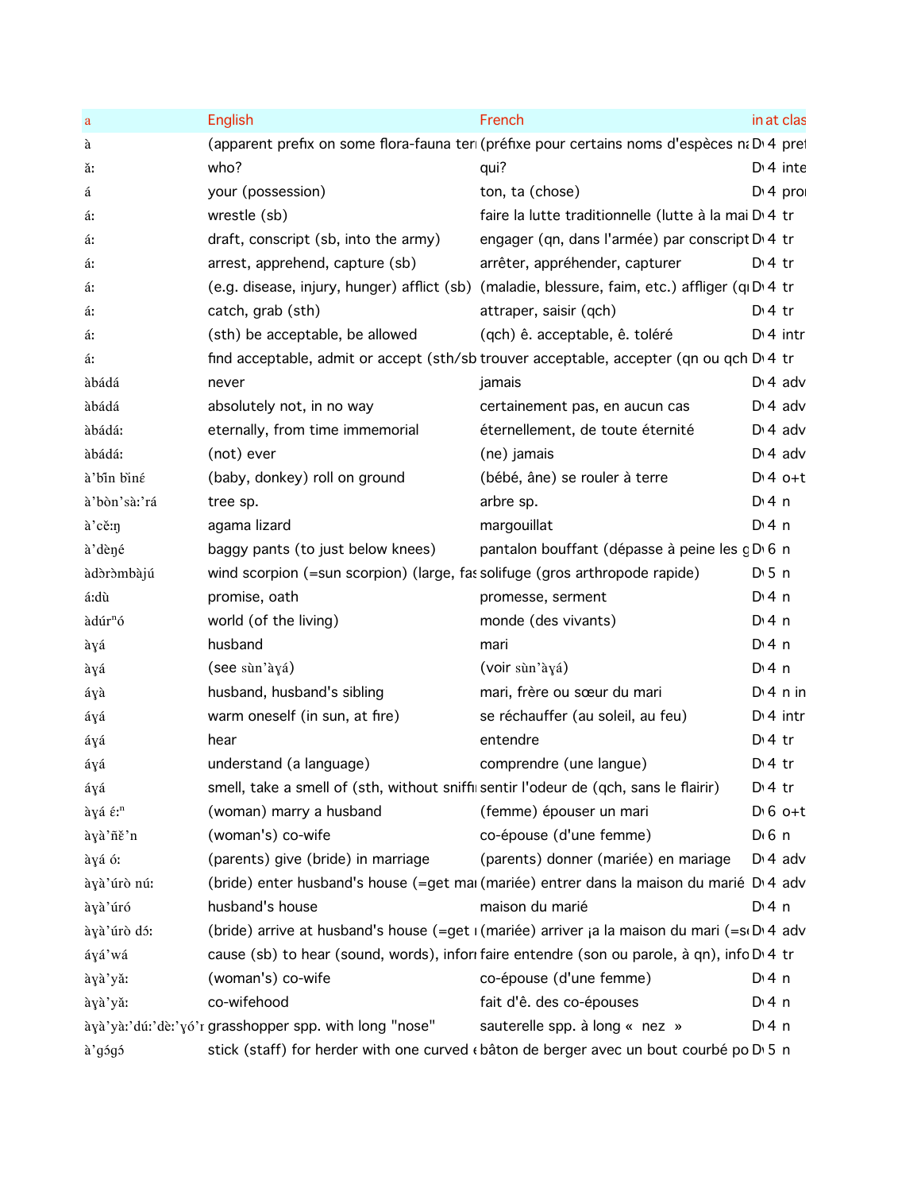| a | English | French | in | at | clas |
|---|---|---|---|---|---|
| à | (apparent prefix on some flora-fauna ter | (préfixe pour certains noms d'espèces na | D | 4 | pre |
| ǎ: | who? | qui? | D | 4 | inte |
| á | your (possession) | ton, ta (chose) | D | 4 | pro |
| á: | wrestle (sb) | faire la lutte traditionnelle (lutte à la mai | D | 4 | tr |
| á: | draft, conscript (sb, into the army) | engager (qn, dans l'armée) par conscript | D | 4 | tr |
| á: | arrest, apprehend, capture (sb) | arrêter, appréhender, capturer | D | 4 | tr |
| á: | (e.g. disease, injury, hunger) afflict (sb) | (maladie, blessure, faim, etc.) affliger (q | D | 4 | tr |
| á: | catch, grab (sth) | attraper, saisir (qch) | D | 4 | tr |
| á: | (sth) be acceptable, be allowed | (qch) ê. acceptable, ê. toléré | D | 4 | intr |
| á: | find acceptable, admit or accept (sth/sb | trouver acceptable, accepter (qn ou qch | D | 4 | tr |
| àbádá | never | jamais | D | 4 | adv |
| àbádá | absolutely not, in no way | certainement pas, en aucun cas | D | 4 | adv |
| àbádá: | eternally, from time immemorial | éternellement, de toute éternité | D | 4 | adv |
| àbádá: | (not) ever | (ne) jamais | D | 4 | adv |
| à'bǐn bǐné | (baby, donkey) roll on ground | (bébé, âne) se rouler à terre | D | 4 | o+t |
| à'bòn'sà:'rá | tree sp. | arbre sp. | D | 4 | n |
| à'cě:ŋ | agama lizard | margouillat | D | 4 | n |
| à'dèŋé | baggy pants (to just below knees) | pantalon bouffant (dépasse à peine les g | D | 6 | n |
| àdɔ̀rɔ̀mbàjú | wind scorpion (=sun scorpion) (large, fas | solifuge (gros arthropode rapide) | D | 5 | n |
| á:dù | promise, oath | promesse, serment | D | 4 | n |
| àdúrⁿó | world (of the living) | monde (des vivants) | D | 4 | n |
| àɣá | husband | mari | D | 4 | n |
| àɣá | (see sùn'àɣá) | (voir sùn'àɣá) | D | 4 | n |
| áɣà | husband, husband's sibling | mari, frère ou sœur du mari | D | 4 | n in |
| áɣá | warm oneself (in sun, at fire) | se réchauffer (au soleil, au feu) | D | 4 | intr |
| áɣá | hear | entendre | D | 4 | tr |
| áɣá | understand (a language) | comprendre (une langue) | D | 4 | tr |
| áɣá | smell, take a smell of (sth, without sniffi | sentir l'odeur de (qch, sans le flairir) | D | 4 | tr |
| àɣá é:ⁿ | (woman) marry a husband | (femme) épouser un mari | D | 6 | o+t |
| àɣà'ñě'n | (woman's) co-wife | co-épouse (d'une femme) | D | 6 | n |
| àɣá ó: | (parents) give (bride) in marriage | (parents) donner (mariée) en mariage | D | 4 | adv |
| àɣà'úrò nú: | (bride) enter husband's house (=get ma | (mariée) entrer dans la maison du marié | D | 4 | adv |
| àɣà'úró | husband's house | maison du marié | D | 4 | n |
| àɣà'úrò dó: | (bride) arrive at husband's house (=get | (mariée) arriver ¡a la maison du mari (=s | D | 4 | adv |
| áɣá'wá | cause (sb) to hear (sound, words), infor | faire entendre (son ou parole, à qn), info | D | 4 | tr |
| àɣà'yǎ: | (woman's) co-wife | co-épouse (d'une femme) | D | 4 | n |
| àɣà'yǎ: | co-wifehood | fait d'ê. des co-épouses | D | 4 | n |
| àɣà'yà:'dú:'dè:'ɣó'r | grasshopper spp. with long "nose" | sauterelle spp. à long « nez » | D | 4 | n |
| à'gɔ́gɔ́ | stick (staff) for herder with one curved e | bâton de berger avec un bout courbé po | D | 5 | n |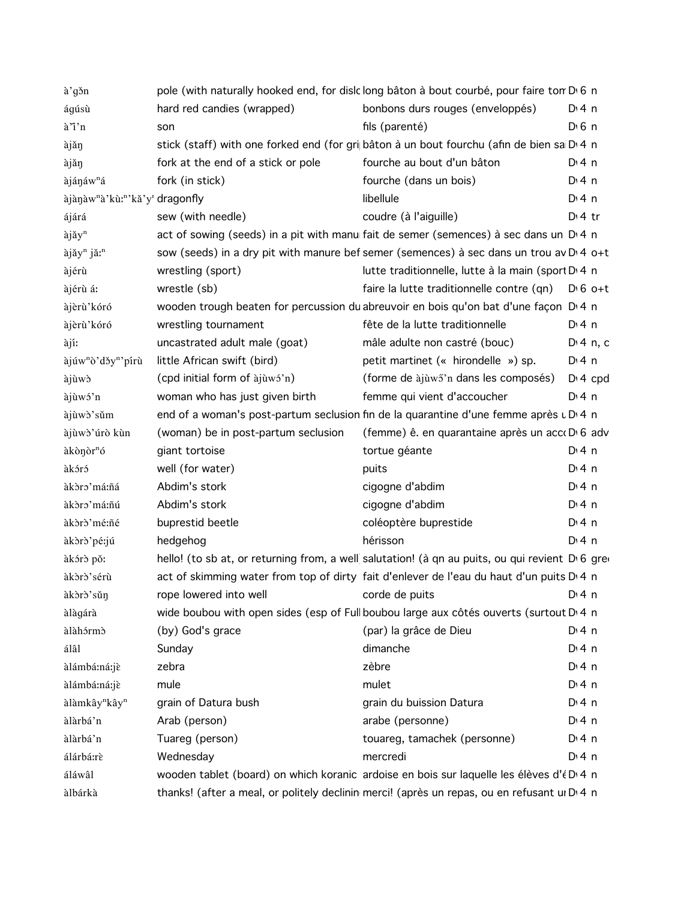| | | | | |
|---|---|---|---|---|
| à'gɔ̌n | pole (with naturally hooked end, for dislo | long bâton à bout courbé, pour faire tom | D 6 | n |
| ágúsù | hard red candies (wrapped) | bonbons durs rouges (enveloppés) | D 4 | n |
| à'ǐ'n | son | fils (parenté) | D 6 | n |
| àjǎŋ | stick (staff) with one forked end (for gri | bâton à un bout fourchu (afin de bien sa | D 4 | n |
| àjǎŋ | fork at the end of a stick or pole | fourche au bout d'un bâton | D 4 | n |
| àjáŋáwⁿá | fork (in stick) | fourche (dans un bois) | D 4 | n |
| àjàŋàwⁿà'kù:ⁿ'kǎ'y | dragonfly | libellule | D 4 | n |
| ájárá | sew (with needle) | coudre (à l'aiguille) | D 4 | tr |
| àjǎyⁿ | act of sowing (seeds) in a pit with manu | fait de semer (semences) à sec dans un | D 4 | n |
| àjǎyⁿ jǎ:ⁿ | sow (seeds) in a dry pit with manure bef | semer (semences) à sec dans un trou av | D 4 | o+t |
| àjérù | wrestling (sport) | lutte traditionnelle, lutte à la main (sport | D 4 | n |
| àjérù á: | wrestle (sb) | faire la lutte traditionnelle contre (qn) | D 6 | o+t |
| àjèrù'kóró | wooden trough beaten for percussion du | abreuvoir en bois qu'on bat d'une façon | D 4 | n |
| àjèrù'kóró | wrestling tournament | fête de la lutte traditionnelle | D 4 | n |
| àjí: | uncastrated adult male (goat) | mâle adulte non castré (bouc) | D 4 | n, c |
| àjúwⁿò'dɔ̌yⁿ'pírù | little African swift (bird) | petit martinet (« hirondelle ») sp. | D 4 | n |
| àjùwɔ | (cpd initial form of àjùwɔ́'n) | (forme de àjùwɔ̃'n dans les composés) | D 4 | cpd |
| àjùwɔ́'n | woman who has just given birth | femme qui vient d'accoucher | D 4 | n |
| àjùwɔ̀'sǔm | end of a woman's post-partum seclusion | fin de la quarantine d'une femme après u | D 4 | n |
| àjùwɔ̀'úrò kùn | (woman) be in post-partum seclusion | (femme) ê. en quarantaine après un acco | D 6 | adv |
| àkòŋòrⁿó | giant tortoise | tortue géante | D 4 | n |
| àkɔ́rɔ́ | well (for water) | puits | D 4 | n |
| àkɔ̀rɔ'má:ñá | Abdim's stork | cigogne d'abdim | D 4 | n |
| àkɔ̀rɔ'má:ñú | Abdim's stork | cigogne d'abdim | D 4 | n |
| àkɔ̀rɔ̀'mé:ñé | buprestid beetle | coléoptère buprestide | D 4 | n |
| àkɔ̀rɔ̀'pé:jú | hedgehog | hérisson | D 4 | n |
| àkɔ́rɔ̀ pǒ: | hello! (to sb at, or returning from, a well | salutation! (à qn au puits, ou qui revient | D 6 | gree |
| àkɔ̀rɔ̀'sérù | act of skimming water from top of dirty | fait d'enlever de l'eau du haut d'un puits | D 4 | n |
| àkɔ̀rɔ̀'sǔŋ | rope lowered into well | corde de puits | D 4 | n |
| àlàgárà | wide boubou with open sides (esp of Full | boubou large aux côtés ouverts (surtout | D 4 | n |
| àlàhɔ́rmɔ̀ | (by) God's grace | (par) la grâce de Dieu | D 4 | n |
| álâl | Sunday | dimanche | D 4 | n |
| àlámbá:ná:jɛ̀ | zebra | zèbre | D 4 | n |
| àlámbá:ná:jɛ̀ | mule | mulet | D 4 | n |
| àlàmkâyⁿkâyⁿ | grain of Datura bush | grain du buisson Datura | D 4 | n |
| àlàrbá'n | Arab (person) | arabe (personne) | D 4 | n |
| àlàrbá'n | Tuareg (person) | touareg, tamachek (personne) | D 4 | n |
| álárbá:rɛ̀ | Wednesday | mercredi | D 4 | n |
| áláwâl | wooden tablet (board) on which koranic | ardoise en bois sur laquelle les élèves d'é | D 4 | n |
| àlbárkà | thanks! (after a meal, or politely declinin | merci! (après un repas, ou en refusant u | D 4 | n |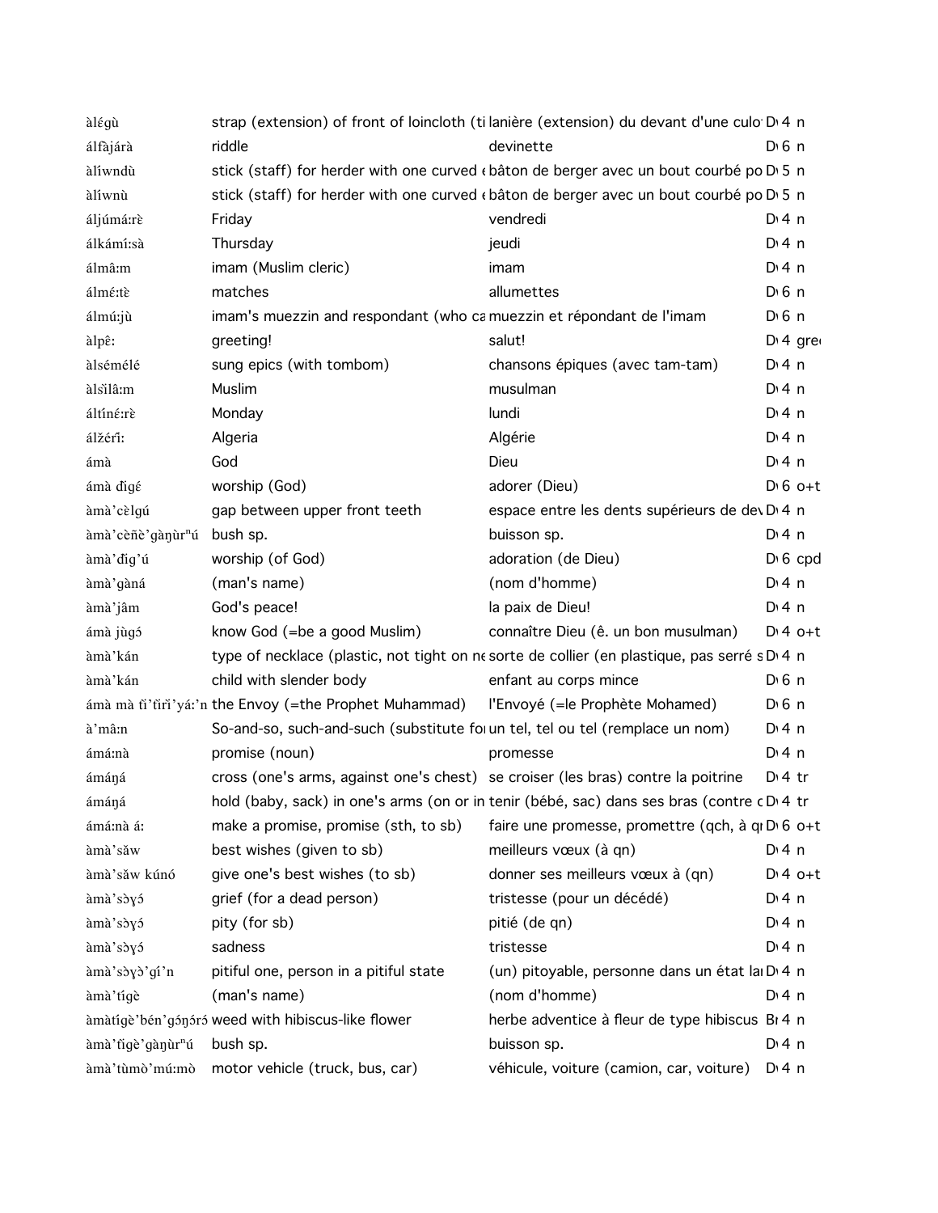| | | | | |
|---|---|---|---|---|
| àlégù | strap (extension) of front of loincloth (ti | lanière (extension) du devant d'une culo | D| 4 | n |
| álfàjárà | riddle | devinette | D| 6 | n |
| àlíwndù | stick (staff) for herder with one curved ( | bâton de berger avec un bout courbé po | D| 5 | n |
| àlíwnù | stick (staff) for herder with one curved ( | bâton de berger avec un bout courbé po | D| 5 | n |
| áljúmá:rὲ | Friday | vendredi | D| 4 | n |
| álkámí:sà | Thursday | jeudi | D| 4 | n |
| álmâ:m | imam (Muslim cleric) | imam | D| 4 | n |
| álmé:tὲ | matches | allumettes | D| 6 | n |
| álmú:jù | imam's muezzin and respondant (who ca | muezzin et répondant de l'imam | D| 6 | n |
| àlpê: | greeting! | salut! | D| 4 | gre |
| àlsémélé | sung epics (with tombom) | chansons épiques (avec tam-tam) | D| 4 | n |
| àlsǐlâ:m | Muslim | musulman | D| 4 | n |
| áltínέ:rὲ | Monday | lundi | D| 4 | n |
| álžérǐ: | Algeria | Algérie | D| 4 | n |
| ámà | God | Dieu | D| 4 | n |
| ámà đigé | worship (God) | adorer (Dieu) | D| 6 | o+t |
| àmà'cὲlgú | gap between upper front teeth | espace entre les dents supérieurs de de | D| 4 | n |
| àmà'cὲñὲ'gàŋùrⁿú | bush sp. | buisson sp. | D| 4 | n |
| àmà'đig'ú | worship (of God) | adoration (de Dieu) | D| 6 | cpd |
| àmà'gàná | (man's name) | (nom d'homme) | D| 4 | n |
| àmà'jâm | God's peace! | la paix de Dieu! | D| 4 | n |
| ámà jùgɔ́ | know God (=be a good Muslim) | connaître Dieu (ê. un bon musulman) | D| 4 | o+t |
| àmà'kán | type of necklace (plastic, not tight on ne | sorte de collier (en plastique, pas serré s | D| 4 | n |
| àmà'kán | child with slender body | enfant au corps mince | D| 6 | n |
| ámà mà tǐ'tǐrì'yá:'n | the Envoy (=the Prophet Muhammad) | l'Envoyé (=le Prophète Mohamed) | D| 6 | n |
| à'mâ:n | So-and-so, such-and-such (substitute fo | un tel, tel ou tel (remplace un nom) | D| 4 | n |
| ámá:nà | promise (noun) | promesse | D| 4 | n |
| ámáŋá | cross (one's arms, against one's chest) | se croiser (les bras) contre la poitrine | D| 4 | tr |
| ámáŋá | hold (baby, sack) in one's arms (on or in | tenir (bébé, sac) dans ses bras (contre c | D| 4 | tr |
| ámá:nà á: | make a promise, promise (sth, to sb) | faire une promesse, promettre (qch, à q | D| 6 | o+t |
| àmà'sǎw | best wishes (given to sb) | meilleurs vœux (à qn) | D| 4 | n |
| àmà'sǎw kúnó | give one's best wishes (to sb) | donner ses meilleurs vœux à (qn) | D| 4 | o+t |
| àmà'sɔ̀ɣɔ́ | grief (for a dead person) | tristesse (pour un décédé) | D| 4 | n |
| àmà'sɔ̀ɣɔ́ | pity (for sb) | pitié (de qn) | D| 4 | n |
| àmà'sɔ̀ɣɔ́ | sadness | tristesse | D| 4 | n |
| àmà'sɔ̀ɣɔ̀'gí'n | pitiful one, person in a pitiful state | (un) pitoyable, personne dans un état la | D| 4 | n |
| àmà'tígè | (man's name) | (nom d'homme) | D| 4 | n |
| àmàtígè'bén'gɔ́ŋɔ́rɔ́ | weed with hibiscus-like flower | herbe adventice à fleur de type hibiscus | B| 4 | n |
| àmà'tǐgè'gàŋùrⁿú | bush sp. | buisson sp. | D| 4 | n |
| àmà'tùmɔ̀'mú:mɔ̀ | motor vehicle (truck, bus, car) | véhicule, voiture (camion, car, voiture) | D| 4 | n |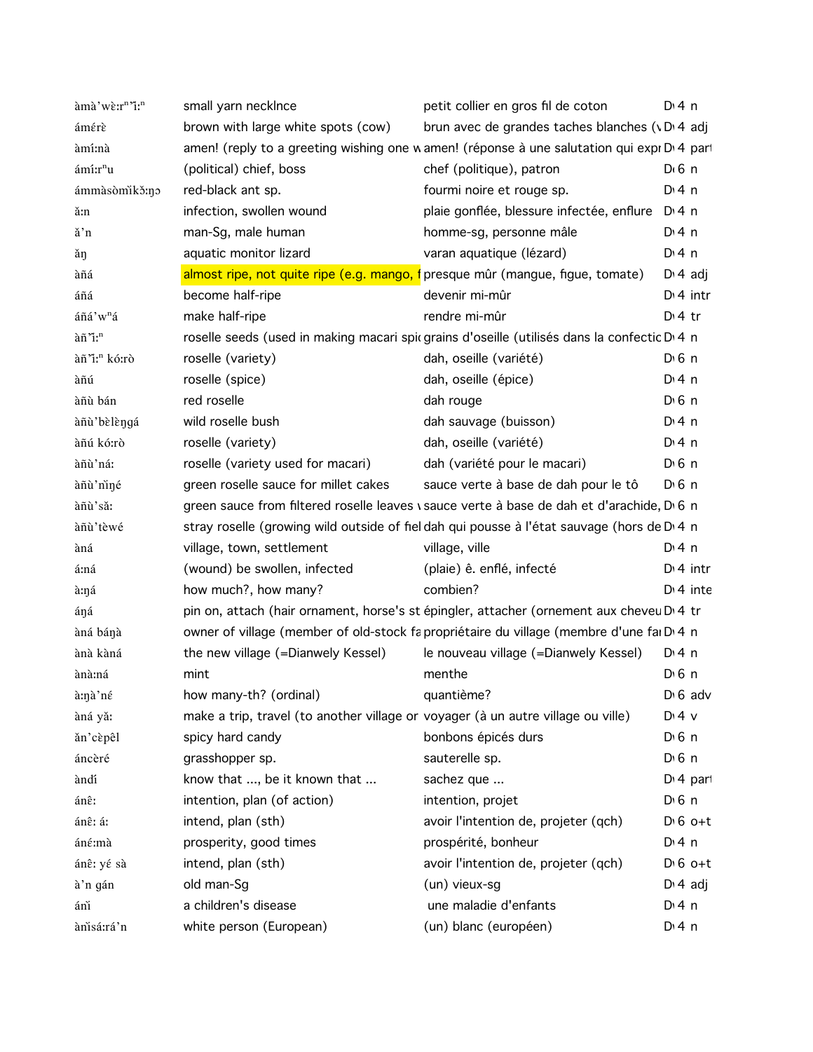| | | | | |
|---|---|---|---|---|
| àmà'wὲ:rⁿì:ⁿ | small yarn necklnce | petit collier en gros fil de coton | D 4 | n |
| ámέrὲ | brown with large white spots (cow) | brun avec de grandes taches blanches (v | D 4 | adj |
| àmí:nà | amen! (reply to a greeting wishing one w | amen! (réponse à une salutation qui expr | D 4 | part |
| ámí:rⁿu | (political) chief, boss | chef (politique), patron | D 6 | n |
| ámmàsòmìkɔ̌:ŋɔ | red-black ant sp. | fourmi noire et rouge sp. | D 4 | n |
| ǎ:n | infection, swollen wound | plaie gonflée, blessure infectée, enflure | D 4 | n |
| ǎ'n | man-Sg, male human | homme-sg, personne mâle | D 4 | n |
| ǎŋ | aquatic monitor lizard | varan aquatique (lézard) | D 4 | n |
| àñá | almost ripe, not quite ripe (e.g. mango, f | presque mûr (mangue, figue, tomate) | D 4 | adj |
| áñá | become half-ripe | devenir mi-mûr | D 4 | intr |
| áñá'wⁿá | make half-ripe | rendre mi-mûr | D 4 | tr |
| àñì:ⁿ | roselle seeds (used in making macari spic | grains d'oseille (utilisés dans la confectic | D 4 | n |
| àñì:ⁿ kó:rò | roselle (variety) | dah, oseille (variété) | D 6 | n |
| àñú | roselle (spice) | dah, oseille (épice) | D 4 | n |
| àñù bán | red roselle | dah rouge | D 6 | n |
| àñù'bὲlὲŋgá | wild roselle bush | dah sauvage (buisson) | D 4 | n |
| àñú kó:rò | roselle (variety) | dah, oseille (variété) | D 4 | n |
| àñù'ná: | roselle (variety used for macari) | dah (variété pour le macari) | D 6 | n |
| àñù'nìŋé | green roselle sauce for millet cakes | sauce verte à base de dah pour le tô | D 6 | n |
| àñù'sǎ: | green sauce from filtered roselle leaves v | sauce verte à base de dah et d'arachide, | D 6 | n |
| àñù'tèwé | stray roselle (growing wild outside of fiel | dah qui pousse à l'état sauvage (hors de | D 4 | n |
| àná | village, town, settlement | village, ville | D 4 | n |
| á:ná | (wound) be swollen, infected | (plaie) ê. enflé, infecté | D 4 | intr |
| à:ŋá | how much?, how many? | combien? | D 4 | inte |
| áŋá | pin on, attach (hair ornament, horse's st | épingler, attacher (ornement aux cheveu | D 4 | tr |
| àná báŋà | owner of village (member of old-stock fa | propriétaire du village (membre d'une fai | D 4 | n |
| ànà kàná | the new village (=Dianwely Kessel) | le nouveau village (=Dianwely Kessel) | D 4 | n |
| ànà:ná | mint | menthe | D 6 | n |
| à:ŋà'né | how many-th? (ordinal) | quantième? | D 6 | adv |
| àná yǎ: | make a trip, travel (to another village or | voyager (à un autre village ou ville) | D 4 | v |
| ǎn'cèpêl | spicy hard candy | bonbons épicés durs | D 6 | n |
| áncèré | grasshopper sp. | sauterelle sp. | D 6 | n |
| àndí | know that ..., be it known that ... | sachez que ... | D 4 | part |
| ánê: | intention, plan (of action) | intention, projet | D 6 | n |
| ánê: á: | intend, plan (sth) | avoir l'intention de, projeter (qch) | D 6 | o+t |
| áné:mà | prosperity, good times | prospérité, bonheur | D 4 | n |
| ánê: yé sà | intend, plan (sth) | avoir l'intention de, projeter (qch) | D 6 | o+t |
| à'n gán | old man-Sg | (un) vieux-sg | D 4 | adj |
| ánì | a children's disease | une maladie d'enfants | D 4 | n |
| ànìsá:rá'n | white person (European) | (un) blanc (européen) | D 4 | n |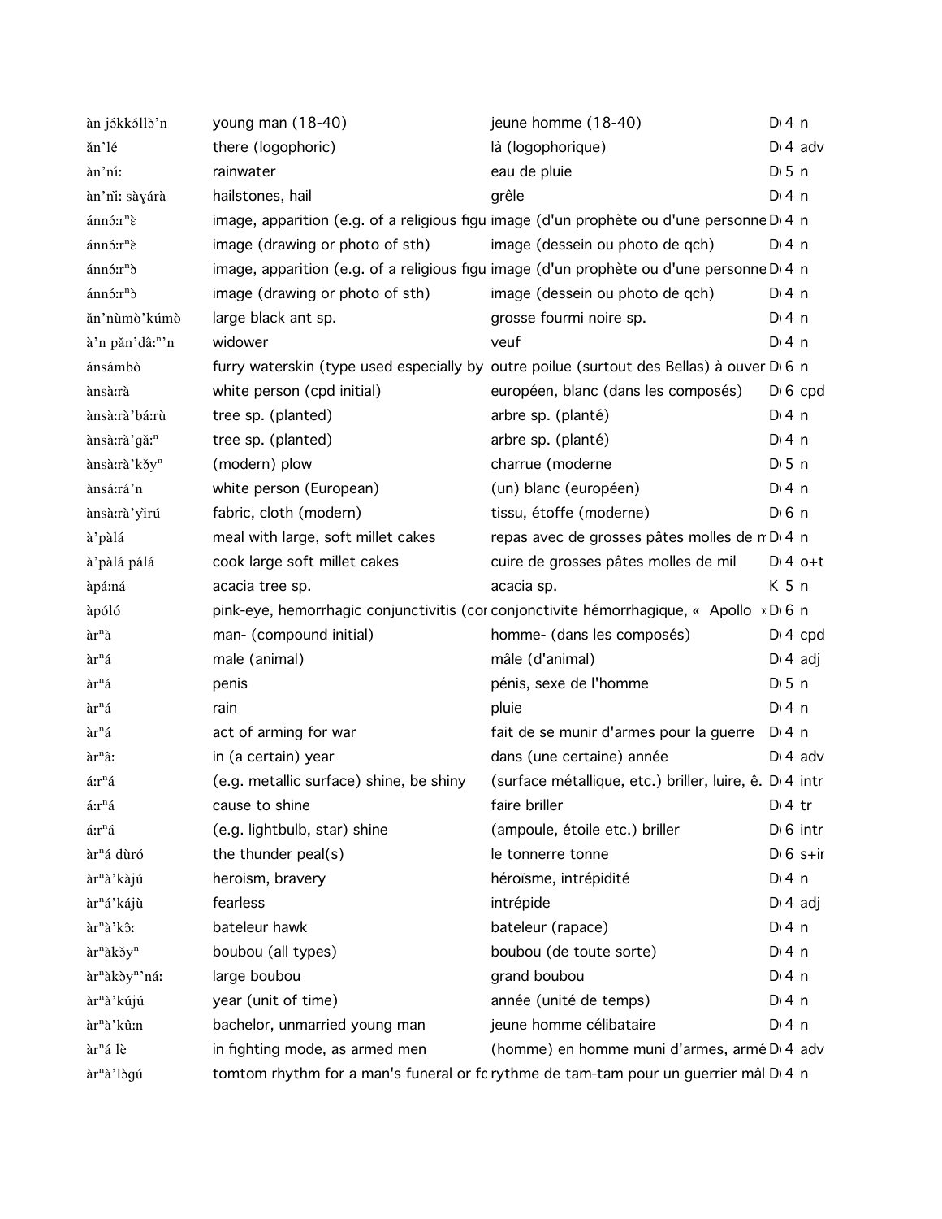| | | | |
|---|---|---|---|
| àn jɔ́kkɔ́llɔ̀'n | young man (18-40) | jeune homme (18-40) | D 4 n |
| ăn'lé | there (logophoric) | là (logophorique) | D 4 adv |
| àn'ní: | rainwater | eau de pluie | D 5 n |
| àn'nì: sàɣárà | hailstones, hail | grêle | D 4 n |
| ánnɔ́:rⁿɛ̀ | image, apparition (e.g. of a religious figu | image (d'un prophète ou d'une personne | D 4 n |
| ánnɔ́:rⁿɛ̀ | image (drawing or photo of sth) | image (dessein ou photo de qch) | D 4 n |
| ánnɔ́:rⁿɔ̀ | image, apparition (e.g. of a religious figu | image (d'un prophète ou d'une personne | D 4 n |
| ánnɔ́:rⁿɔ̀ | image (drawing or photo of sth) | image (dessein ou photo de qch) | D 4 n |
| ăn'nùmò'kúmò | large black ant sp. | grosse fourmi noire sp. | D 4 n |
| à'n păn'dâ:ⁿ'n | widower | veuf | D 4 n |
| ánsámbò | furry waterskin (type used especially by | outre poilue (surtout des Bellas) à ouver | D 6 n |
| ànsà:rà | white person (cpd initial) | européen, blanc (dans les composés) | D 6 cpd |
| ànsà:rà'bá:rù | tree sp. (planted) | arbre sp. (planté) | D 4 n |
| ànsà:rà'gǎ:ⁿ | tree sp. (planted) | arbre sp. (planté) | D 4 n |
| ànsà:rà'kɔ̌yⁿ | (modern) plow | charrue (moderne | D 5 n |
| ànsá:rá'n | white person (European) | (un) blanc (européen) | D 4 n |
| ànsà:rà'yìrú | fabric, cloth (modern) | tissu, étoffe (moderne) | D 6 n |
| à'pàlá | meal with large, soft millet cakes | repas avec de grosses pâtes molles de m | D 4 n |
| à'pàlá pálá | cook large soft millet cakes | cuire de grosses pâtes molles de mil | D 4 o+t |
| àpá:ná | acacia tree sp. | acacia sp. | K 5 n |
| àpóló | pink-eye, hemorrhagic conjunctivitis (cor | conjonctivite hémorrhagique, « Apollo » | D 6 n |
| àrⁿà | man- (compound initial) | homme- (dans les composés) | D 4 cpd |
| àrⁿá | male (animal) | mâle (d'animal) | D 4 adj |
| àrⁿá | penis | pénis, sexe de l'homme | D 5 n |
| àrⁿá | rain | pluie | D 4 n |
| àrⁿá | act of arming for war | fait de se munir d'armes pour la guerre | D 4 n |
| àrⁿâ: | in (a certain) year | dans (une certaine) année | D 4 adv |
| á:rⁿá | (e.g. metallic surface) shine, be shiny | (surface métallique, etc.) briller, luire, ê. | D 4 intr |
| á:rⁿá | cause to shine | faire briller | D 4 tr |
| á:rⁿá | (e.g. lightbulb, star) shine | (ampoule, étoile etc.) briller | D 6 intr |
| àrⁿá dùró | the thunder peal(s) | le tonnerre tonne | D 6 s+ir |
| àrⁿà'kàjú | heroism, bravery | héroïsme, intrépidité | D 4 n |
| àrⁿá'kájù | fearless | intrépide | D 4 adj |
| àrⁿà'kɔ̂: | bateleur hawk | bateleur (rapace) | D 4 n |
| àrⁿàkɔ̌yⁿ | boubou (all types) | boubou (de toute sorte) | D 4 n |
| àrⁿàkɔ̀yⁿ'ná: | large boubou | grand boubou | D 4 n |
| àrⁿà'kújú | year (unit of time) | année (unité de temps) | D 4 n |
| àrⁿà'kû:n | bachelor, unmarried young man | jeune homme célibataire | D 4 n |
| àrⁿá lè | in fighting mode, as armed men | (homme) en homme muni d'armes, armé | D 4 adv |
| àrⁿà'lɔ̀gú | tomtom rhythm for a man's funeral or fc | rythme de tam-tam pour un guerrier mâl | D 4 n |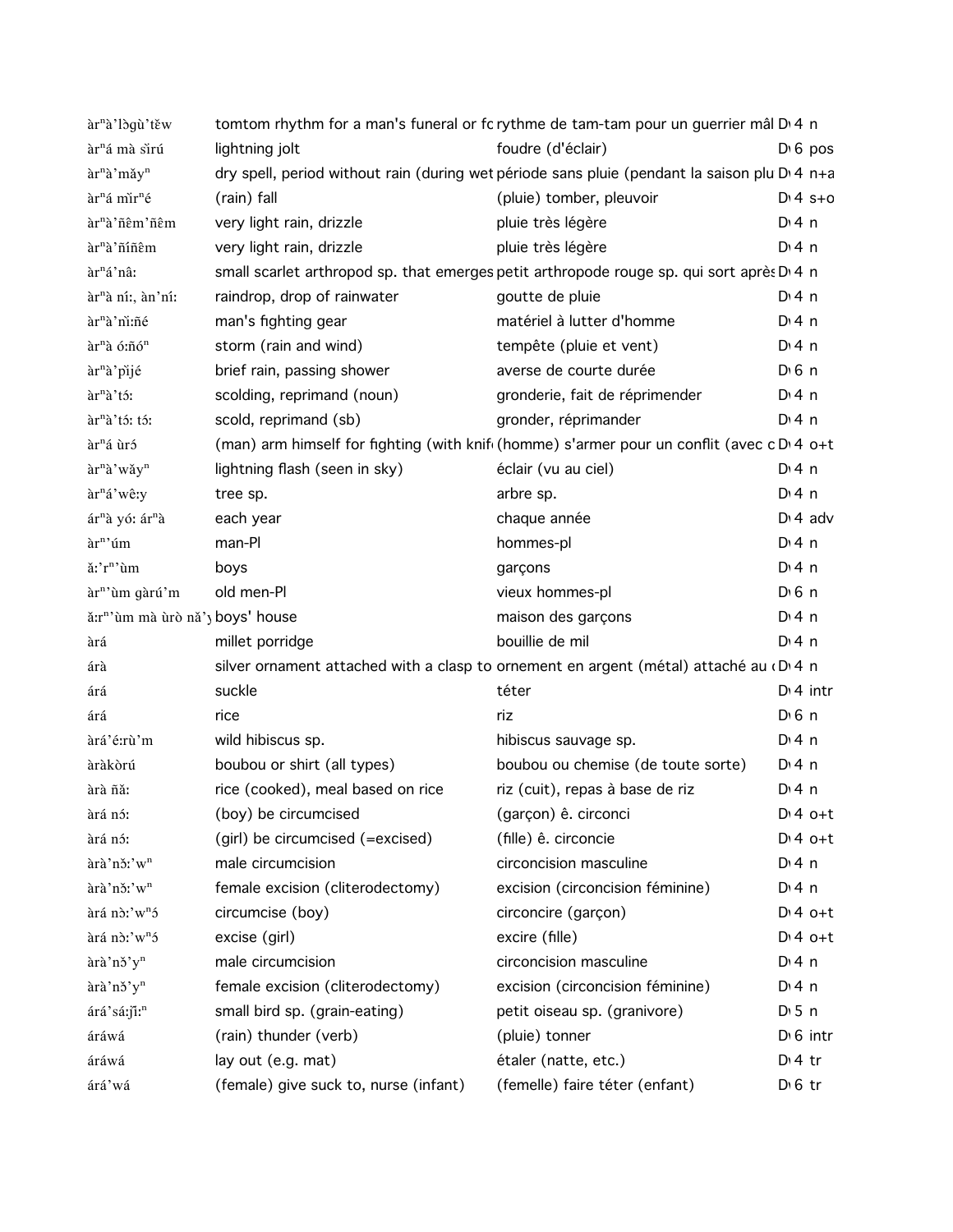| | | | | |
|---|---|---|---|---|
| àrⁿà'lɔ̀gù'tɛ̌w | tomtom rhythm for a man's funeral or fc | rythme de tam-tam pour un guerrier mâl | D 4 | n |
| àrⁿá mà sìrú | lightning jolt | foudre (d'éclair) | D 6 | pos |
| àrⁿà'mǎyⁿ | dry spell, period without rain (during wet | période sans pluie (pendant la saison plu | D 4 | n+a |
| àrⁿá mìrⁿé | (rain) fall | (pluie) tomber, pleuvoir | D 4 | s+o |
| àrⁿà'ñêm'ñêm | very light rain, drizzle | pluie très légère | D 4 | n |
| àrⁿà'ñíñêm | very light rain, drizzle | pluie très légère | D 4 | n |
| àrⁿá'nâ: | small scarlet arthropod sp. that emerges | petit arthropode rouge sp. qui sort après | D 4 | n |
| àrⁿà ní:, àn'ní: | raindrop, drop of rainwater | goutte de pluie | D 4 | n |
| àrⁿà'nì:ñé | man's fighting gear | matériel à lutter d'homme | D 4 | n |
| àrⁿà ó:ñóⁿ | storm (rain and wind) | tempête (pluie et vent) | D 4 | n |
| àrⁿà'pìjé | brief rain, passing shower | averse de courte durée | D 6 | n |
| àrⁿà'tɔ́: | scolding, reprimand (noun) | gronderie, fait de réprimender | D 4 | n |
| àrⁿà'tɔ́: tɔ́: | scold, reprimand (sb) | gronder, réprimander | D 4 | n |
| àrⁿá ùrɔ́ | (man) arm himself for fighting (with knif | (homme) s'armer pour un conflit (avec c | D 4 | o+t |
| àrⁿà'wǎyⁿ | lightning flash (seen in sky) | éclair (vu au ciel) | D 4 | n |
| àrⁿá'wê:y | tree sp. | arbre sp. | D 4 | n |
| árⁿà yó: árⁿà | each year | chaque année | D 4 | adv |
| àrⁿ'úm | man-Pl | hommes-pl | D 4 | n |
| ǎ:'rⁿ'ùm | boys | garçons | D 4 | n |
| àrⁿ'ùm gàrú'm | old men-Pl | vieux hommes-pl | D 6 | n |
| ǎ:rⁿ'ùm mà ùrò nǎ'y | boys' house | maison des garçons | D 4 | n |
| àrá | millet porridge | bouillie de mil | D 4 | n |
| árà | silver ornament attached with a clasp to | ornement en argent (métal) attaché au ( | D 4 | n |
| árá | suckle | téter | D 4 | intr |
| árá | rice | riz | D 6 | n |
| àrá'é:rù'm | wild hibiscus sp. | hibiscus sauvage sp. | D 4 | n |
| àràkòrú | boubou or shirt (all types) | boubou ou chemise (de toute sorte) | D 4 | n |
| àrà ñǎ: | rice (cooked), meal based on rice | riz (cuit), repas à base de riz | D 4 | n |
| àrá nɔ́: | (boy) be circumcised | (garçon) ê. circonci | D 4 | o+t |
| àrá nɔ́: | (girl) be circumcised (=excised) | (fille) ê. circoncie | D 4 | o+t |
| àrà'nɔ̌:'wⁿ | male circumcision | circoncision masculine | D 4 | n |
| àrà'nɔ̌:'wⁿ | female excision (cliterodectomy) | excision (circoncision féminine) | D 4 | n |
| àrá nɔ̀:'wⁿɔ́ | circumcise (boy) | circoncire (garçon) | D 4 | o+t |
| àrá nɔ̀:'wⁿɔ́ | excise (girl) | excire (fille) | D 4 | o+t |
| àrà'nɔ̌'yⁿ | male circumcision | circoncision masculine | D 4 | n |
| àrà'nɔ̌'yⁿ | female excision (cliterodectomy) | excision (circoncision féminine) | D 4 | n |
| árá'sá:jǐ:ⁿ | small bird sp. (grain-eating) | petit oiseau sp. (granivore) | D 5 | n |
| áráwá | (rain) thunder (verb) | (pluie) tonner | D 6 | intr |
| áráwá | lay out (e.g. mat) | étaler (natte, etc.) | D 4 | tr |
| árá'wá | (female) give suck to, nurse (infant) | (femelle) faire téter (enfant) | D 6 | tr |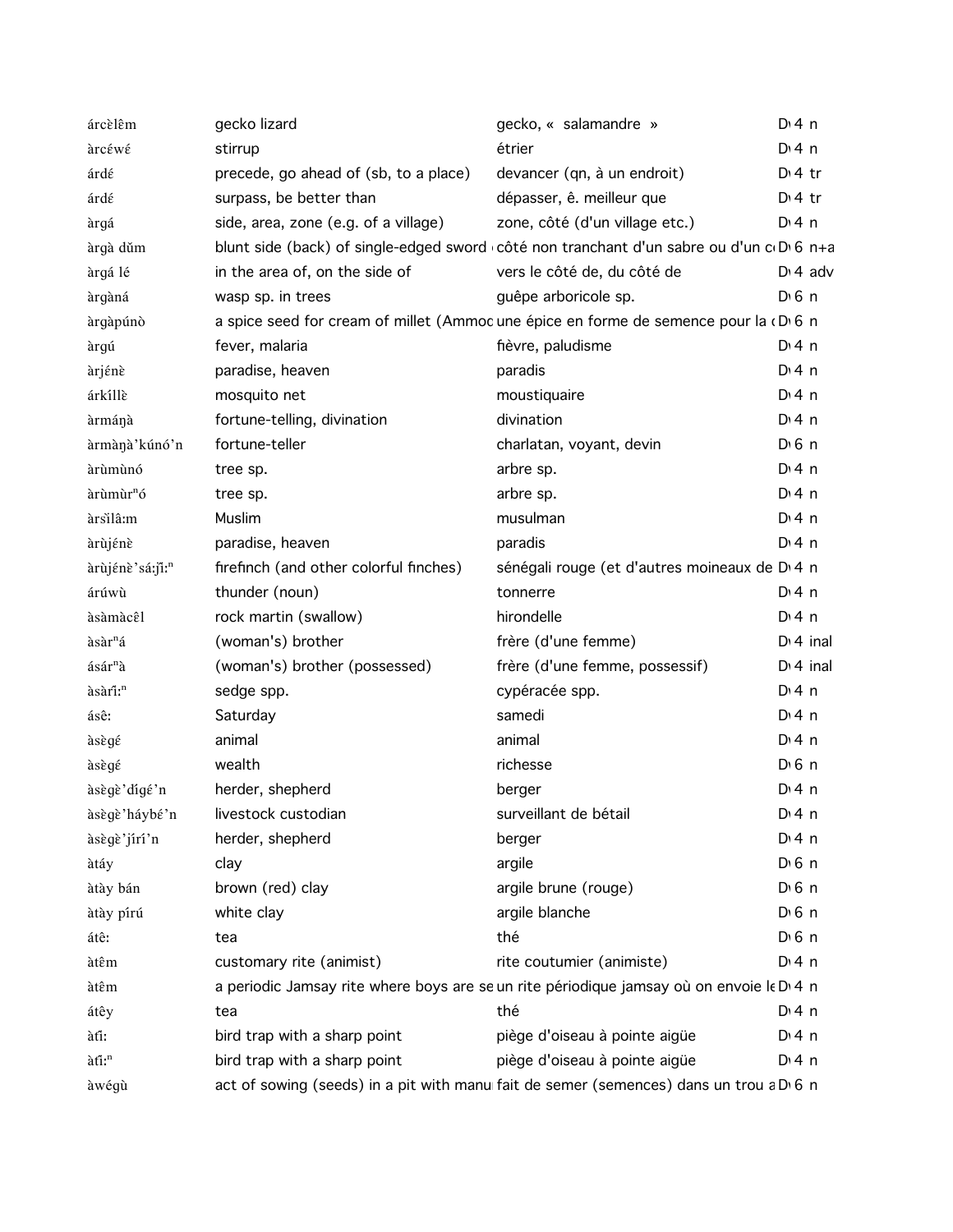| | | | |
|---|---|---|---|
| árcɛ̀lɛ̂m | gecko lizard | gecko, « salamandre » | D 4 n |
| àrcɛ́wɛ́ | stirrup | étrier | D 4 n |
| árdɛ́ | precede, go ahead of (sb, to a place) | devancer (qn, à un endroit) | D 4 tr |
| árdɛ́ | surpass, be better than | dépasser, ê. meilleur que | D 4 tr |
| àrgá | side, area, zone (e.g. of a village) | zone, côté (d'un village etc.) | D 4 n |
| àrgà dǔm | blunt side (back) of single-edged sword | côté non tranchant d'un sabre ou d'un c | D 6 n+a |
| àrgá lé | in the area of, on the side of | vers le côté de, du côté de | D 4 adv |
| àrgàná | wasp sp. in trees | guêpe arboricole sp. | D 6 n |
| àrgàpúnò | a spice seed for cream of millet (Ammo | une épice en forme de semence pour la | D 6 n |
| àrgú | fever, malaria | fièvre, paludisme | D 4 n |
| àrjénɛ̀ | paradise, heaven | paradis | D 4 n |
| árkíllɛ̀ | mosquito net | moustiquaire | D 4 n |
| àrmáŋà | fortune-telling, divination | divination | D 4 n |
| àrmàŋà'kúnó'n | fortune-teller | charlatan, voyant, devin | D 6 n |
| àrùmùnó | tree sp. | arbre sp. | D 4 n |
| àrùmùrⁿó | tree sp. | arbre sp. | D 4 n |
| àrsìlâ:m | Muslim | musulman | D 4 n |
| àrùjénɛ̀ | paradise, heaven | paradis | D 4 n |
| àrùjénɛ̀'sá:jì:ⁿ | firefinch (and other colorful finches) | sénégali rouge (et d'autres moineaux de | D 4 n |
| árúwù | thunder (noun) | tonnerre | D 4 n |
| àsàmàcɛ̂l | rock martin (swallow) | hirondelle | D 4 n |
| àsàrⁿá | (woman's) brother | frère (d'une femme) | D 4 inal |
| ásárⁿà | (woman's) brother (possessed) | frère (d'une femme, possessif) | D 4 inal |
| àsàrî:ⁿ | sedge spp. | cypéracée spp. | D 4 n |
| ásê: | Saturday | samedi | D 4 n |
| àsɛ̀gɛ́ | animal | animal | D 4 n |
| àsɛ̀gɛ́ | wealth | richesse | D 6 n |
| àsɛ̀gɛ̀'dígɛ́'n | herder, shepherd | berger | D 4 n |
| àsɛ̀gɛ̀'háybɛ́'n | livestock custodian | surveillant de bétail | D 4 n |
| àsɛ̀gɛ̀'jírí'n | herder, shepherd | berger | D 4 n |
| àtáy | clay | argile | D 6 n |
| àtày bán | brown (red) clay | argile brune (rouge) | D 6 n |
| àtày pírú | white clay | argile blanche | D 6 n |
| átê: | tea | thé | D 6 n |
| àtɛ̂m | customary rite (animist) | rite coutumier (animiste) | D 4 n |
| àtɛ̂m | a periodic Jamsay rite where boys are se | un rite périodique jamsay où on envoie le | D 4 n |
| átêy | tea | thé | D 4 n |
| àtî: | bird trap with a sharp point | piège d'oiseau à pointe aigüe | D 4 n |
| àtî:ⁿ | bird trap with a sharp point | piège d'oiseau à pointe aigüe | D 4 n |
| àwégù | act of sowing (seeds) in a pit with manu | fait de semer (semences) dans un trou a | D 6 n |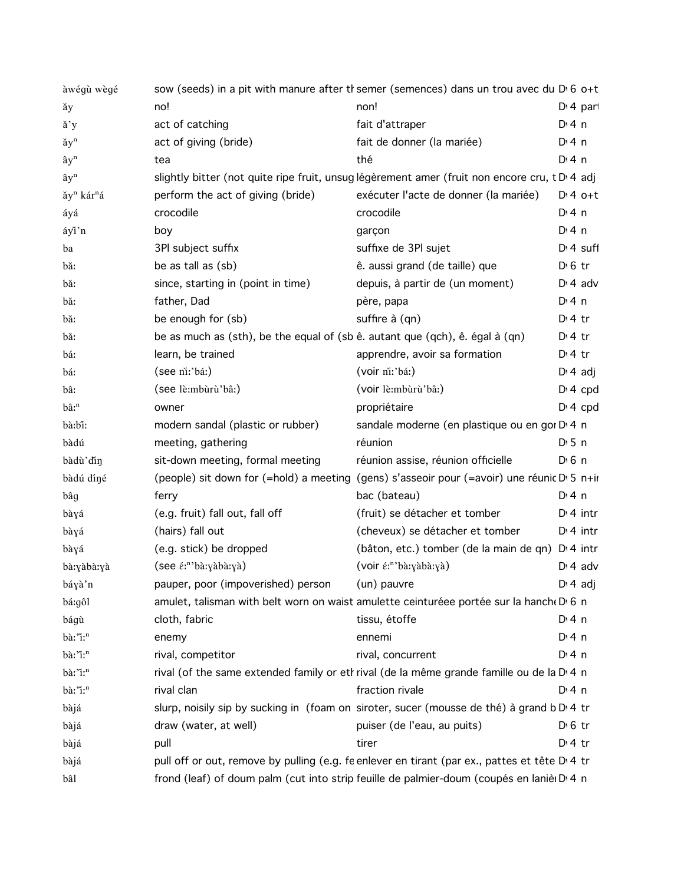| | | | |
|---|---|---|---|
| àwégù wègé | sow (seeds) in a pit with manure after th | semer (semences) dans un trou avec du | D 6 o+t |
| ǎy | no! | non! | D 4 part |
| ǎ'y | act of catching | fait d'attraper | D 4 n |
| ǎyⁿ | act of giving (bride) | fait de donner (la mariée) | D 4 n |
| âyⁿ | tea | thé | D 4 n |
| âyⁿ | slightly bitter (not quite ripe fruit, unsug | légèrement amer (fruit non encore cru, t | D 4 adj |
| ǎyⁿ kárⁿá | perform the act of giving (bride) | exécuter l'acte de donner (la mariée) | D 4 o+t |
| áyá | crocodile | crocodile | D 4 n |
| áyǐ'n | boy | garçon | D 4 n |
| ba | 3Pl subject suffix | suffixe de 3Pl sujet | D 4 suff |
| bǎː | be as tall as (sb) | ê. aussi grand (de taille) que | D 6 tr |
| bǎː | since, starting in (point in time) | depuis, à partir de (un moment) | D 4 adv |
| bǎː | father, Dad | père, papa | D 4 n |
| bǎː | be enough for (sb) | suffire à (qn) | D 4 tr |
| bǎː | be as much as (sth), be the equal of (sb | ê. autant que (qch), ê. égal à (qn) | D 4 tr |
| báː | learn, be trained | apprendre, avoir sa formation | D 4 tr |
| báː | (see nìː'báː) | (voir nìː'báː) | D 4 adj |
| bâː | (see lèːmbùrù'bâː) | (voir lèːmbùrù'bâː) | D 4 cpd |
| bâːⁿ | owner | propriétaire | D 4 cpd |
| bàːbǐː | modern sandal (plastic or rubber) | sandale moderne (en plastique ou en gor | D 4 n |
| bàdú | meeting, gathering | réunion | D 5 n |
| bàdù'dǐŋ | sit-down meeting, formal meeting | réunion assise, réunion officielle | D 6 n |
| bàdú díŋé | (people) sit down for (=hold) a meeting | (gens) s'asseoir pour (=avoir) une réunic | D 5 n+ir |
| bâg | ferry | bac (bateau) | D 4 n |
| bàɣá | (e.g. fruit) fall out, fall off | (fruit) se détacher et tomber | D 4 intr |
| bàɣá | (hairs) fall out | (cheveux) se détacher et tomber | D 4 intr |
| bàɣá | (e.g. stick) be dropped | (bâton, etc.) tomber (de la main de qn) | D 4 intr |
| bàːɣàbàːɣà | (see ɛ́ːⁿ'bàːɣàbàːɣà) | (voir ɛ́ːⁿ'bàːɣàbàːɣà) | D 4 adv |
| báɣà'n | pauper, poor (impoverished) person | (un) pauvre | D 4 adj |
| báːgôl | amulet, talisman with belt worn on waist | amulette ceinturéee portée sur la hanche | D 6 n |
| bágù | cloth, fabric | tissu, étoffe | D 4 n |
| bàː'ǐːⁿ | enemy | ennemi | D 4 n |
| bàː'ǐːⁿ | rival, competitor | rival, concurrent | D 4 n |
| bàː'ǐːⁿ | rival (of the same extended family or eth | rival (de la même grande famille ou de la | D 4 n |
| bàː'ǐːⁿ | rival clan | fraction rivale | D 4 n |
| bàjá | slurp, noisily sip by sucking in (foam on | siroter, sucer (mousse de thé) à grand b | D 4 tr |
| bàjá | draw (water, at well) | puiser (de l'eau, au puits) | D 6 tr |
| bàjá | pull | tirer | D 4 tr |
| bàjá | pull off or out, remove by pulling (e.g. fe | enlever en tirant (par ex., pattes et tête | D 4 tr |
| bâl | frond (leaf) of doum palm (cut into strip | feuille de palmier-doum (coupés en lanièı | D 4 n |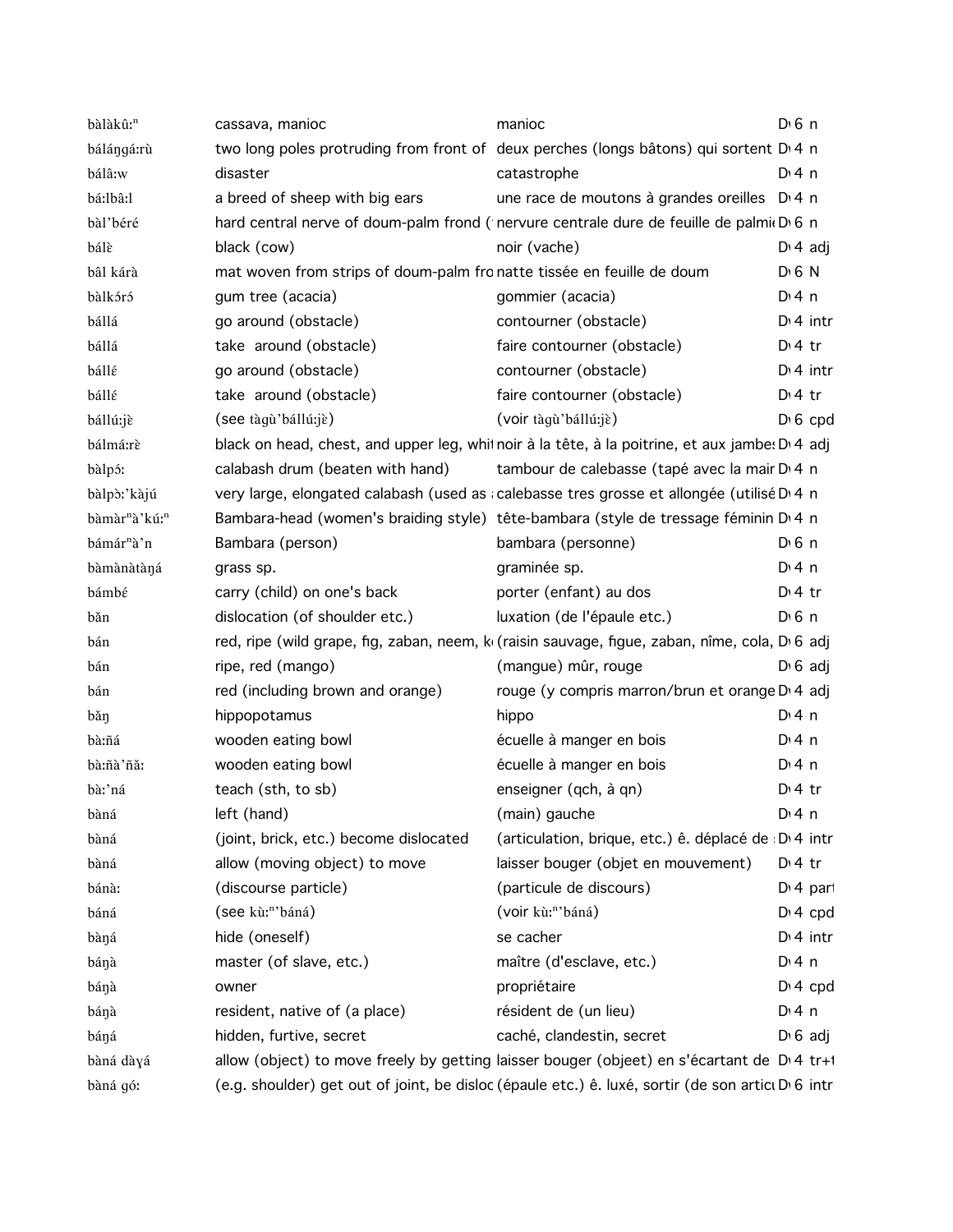| | | | | |
|---|---|---|---|---|
| bàlàkûːⁿ | cassava, manioc | manioc | D 6 | n |
| báláŋgáːrù | two long poles protruding from front of | deux perches (longs bâtons) qui sortent | D 4 | n |
| bálâːw | disaster | catastrophe | D 4 | n |
| báːlbâːl | a breed of sheep with big ears | une race de moutons à grandes oreilles | D 4 | n |
| bàl'béré | hard central nerve of doum-palm frond ( | nervure centrale dure de feuille de palmi | D 6 | n |
| bálὲ | black (cow) | noir (vache) | D 4 | adj |
| bâl kárà | mat woven from strips of doum-palm fro | natte tissée en feuille de doum | D 6 | N |
| bàlkɔ́rɔ́ | gum tree (acacia) | gommier (acacia) | D 4 | n |
| bállá | go around (obstacle) | contourner (obstacle) | D 4 | intr |
| bállá | take around (obstacle) | faire contourner (obstacle) | D 4 | tr |
| bállέ | go around (obstacle) | contourner (obstacle) | D 4 | intr |
| bállέ | take around (obstacle) | faire contourner (obstacle) | D 4 | tr |
| bállúːjὲ | (see tàgù'bállúːjὲ) | (voir tàgù'bállúːjὲ) | D 6 | cpd |
| bálmáːrὲ | black on head, chest, and upper leg, whi | noir à la tête, à la poitrine, et aux jambe | D 4 | adj |
| bàlpɔ́ː | calabash drum (beaten with hand) | tambour de calebasse (tapé avec la mai | D 4 | n |
| bàlpɔ̀ː'kàjú | very large, elongated calabash (used as | calebasse tres grosse et allongée (utilisé | D 4 | n |
| bàmàrⁿà'kúːⁿ | Bambara-head (women's braiding style) | tête-bambara (style de tressage fémini | D 4 | n |
| bámárⁿà'n | Bambara (person) | bambara (personne) | D 6 | n |
| bàmànàtàŋá | grass sp. | graminée sp. | D 4 | n |
| bámbέ | carry (child) on one's back | porter (enfant) au dos | D 4 | tr |
| bǎn | dislocation (of shoulder etc.) | luxation (de l'épaule etc.) | D 6 | n |
| bán | red, ripe (wild grape, fig, zaban, neem, k | (raisin sauvage, figue, zaban, nîme, cola, | D 6 | adj |
| bán | ripe, red (mango) | (mangue) mûr, rouge | D 6 | adj |
| bán | red (including brown and orange) | rouge (y compris marron/brun et orange | D 4 | adj |
| bǎŋ | hippopotamus | hippo | D 4 | n |
| bàːñá | wooden eating bowl | écuelle à manger en bois | D 4 | n |
| bàːñà'ñǎː | wooden eating bowl | écuelle à manger en bois | D 4 | n |
| bàː'ná | teach (sth, to sb) | enseigner (qch, à qn) | D 4 | tr |
| bàná | left (hand) | (main) gauche | D 4 | n |
| bàná | (joint, brick, etc.) become dislocated | (articulation, brique, etc.) ê. déplacé de | D 4 | intr |
| bàná | allow (moving object) to move | laisser bouger (objet en mouvement) | D 4 | tr |
| bánàː | (discourse particle) | (particule de discours) | D 4 | part |
| báná | (see kùːⁿ'báná) | (voir kùːⁿ'báná) | D 4 | cpd |
| bàŋá | hide (oneself) | se cacher | D 4 | intr |
| báŋà | master (of slave, etc.) | maître (d'esclave, etc.) | D 4 | n |
| báŋà | owner | propriétaire | D 4 | cpd |
| báŋà | resident, native of (a place) | résident de (un lieu) | D 4 | n |
| báŋá | hidden, furtive, secret | caché, clandestin, secret | D 6 | adj |
| bàná dàɣá | allow (object) to move freely by getting | laisser bouger (objeet) en s'écartant de | D 4 | tr+ |
| bàná góː | (e.g. shoulder) get out of joint, be disloc | (épaule etc.) ê. luxé, sortir (de son artic | D 6 | intr |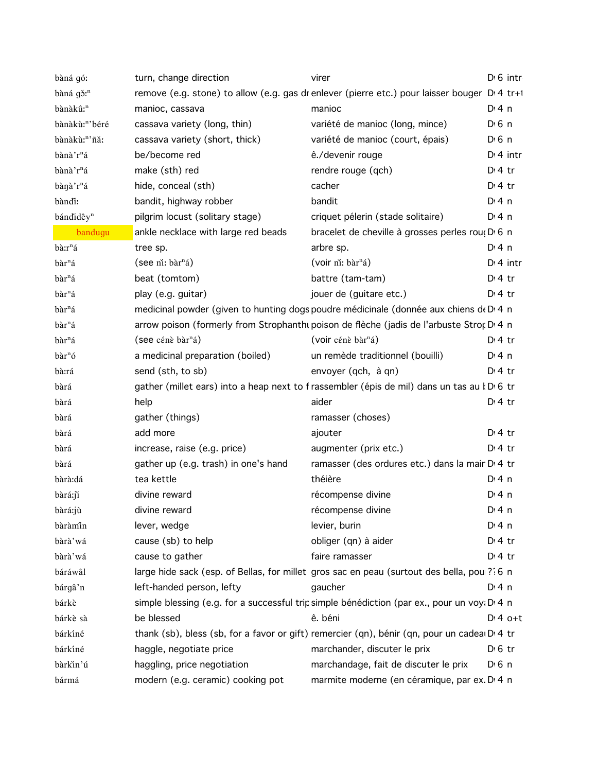| | | | | |
|---|---|---|---|---|
| bàná gó: | turn, change direction | virer | D 6 | intr |
| bàná gɔ̌:ⁿ | remove (e.g. stone) to allow (e.g. gas dr | enlever (pierre etc.) pour laisser bouger | D 4 | tr+t |
| bànàkû:ⁿ | manioc, cassava | manioc | D 4 | n |
| bànàkù:ⁿ'béré | cassava variety (long, thin) | variété de manioc (long, mince) | D 6 | n |
| bànàkù:ⁿ'ñǎ: | cassava variety (short, thick) | variété de manioc (court, épais) | D 6 | n |
| bànà'rⁿá | be/become red | ê./devenir rouge | D 4 | intr |
| bànà'rⁿá | make (sth) red | rendre rouge (qch) | D 4 | tr |
| bàŋà'rⁿá | hide, conceal (sth) | cacher | D 4 | tr |
| bàndí: | bandit, highway robber | bandit | D 4 | n |
| bándídêyⁿ | pilgrim locust (solitary stage) | criquet pélerin (stade solitaire) | D 4 | n |
| bandugu | ankle necklace with large red beads | bracelet de cheville à grosses perles rou | D 6 | n |
| bà:rⁿá | tree sp. | arbre sp. | D 4 | n |
| bàrⁿá | (see ni᷅: bàrⁿá) | (voir ni᷅: bàrⁿá) | D 4 | intr |
| bàrⁿá | beat (tomtom) | battre (tam-tam) | D 4 | tr |
| bàrⁿá | play (e.g. guitar) | jouer de (guitare etc.) | D 4 | tr |
| bàrⁿá | medicinal powder (given to hunting dogs | poudre médicinale (donnée aux chiens de | D 4 | n |
| bàrⁿá | arrow poison (formerly from Strophanthu | poison de flèche (jadis de l'arbuste Strop | D 4 | n |
| bàrⁿá | (see cɛ́nɛ̀ bàrⁿá) | (voir cɛ́nɛ̀ bàrⁿá) | D 4 | tr |
| bàrⁿó | a medicinal preparation (boiled) | un remède traditionnel (bouilli) | D 4 | n |
| bà:rá | send (sth, to sb) | envoyer (qch, à qn) | D 4 | tr |
| bàrá | gather (millet ears) into a heap next to f | rassembler (épis de mil) dans un tas au l | D 6 | tr |
| bàrá | help | aider | D 4 | tr |
| bàrá | gather (things) | ramasser (choses) | | |
| bàrá | add more | ajouter | D 4 | tr |
| bàrá | increase, raise (e.g. price) | augmenter (prix etc.) | D 4 | tr |
| bàrá | gather up (e.g. trash) in one's hand | ramasser (des ordures etc.) dans la main | D 4 | tr |
| bàrà:dá | tea kettle | théière | D 4 | n |
| bàrá:jì | divine reward | récompense divine | D 4 | n |
| bàrá:jù | divine reward | récompense divine | D 4 | n |
| bàràmi᷅n | lever, wedge | levier, burin | D 4 | n |
| bàrà'wá | cause (sb) to help | obliger (qn) à aider | D 4 | tr |
| bàrà'wá | cause to gather | faire ramasser | D 4 | tr |
| báráwâl | large hide sack (esp. of Bellas, for millet | gros sac en peau (surtout des bella, pou | ? 6 | n |
| bárgâ'n | left-handed person, lefty | gaucher | D 4 | n |
| bárkè | simple blessing (e.g. for a successful trip | simple bénédiction (par ex., pour un voy | D 4 | n |
| bárkè sà | be blessed | ê. béni | D 4 | o+t |
| bárkíné | thank (sb), bless (sb, for a favor or gift) | remercier (qn), bénir (qn, pour un cadeau | D 4 | tr |
| bárkíné | haggle, negotiate price | marchander, discuter le prix | D 6 | tr |
| bàrki᷅n'ú | haggling, price negotiation | marchandage, fait de discuter le prix | D 6 | n |
| bármá | modern (e.g. ceramic) cooking pot | marmite moderne (en céramique, par ex. | D 4 | n |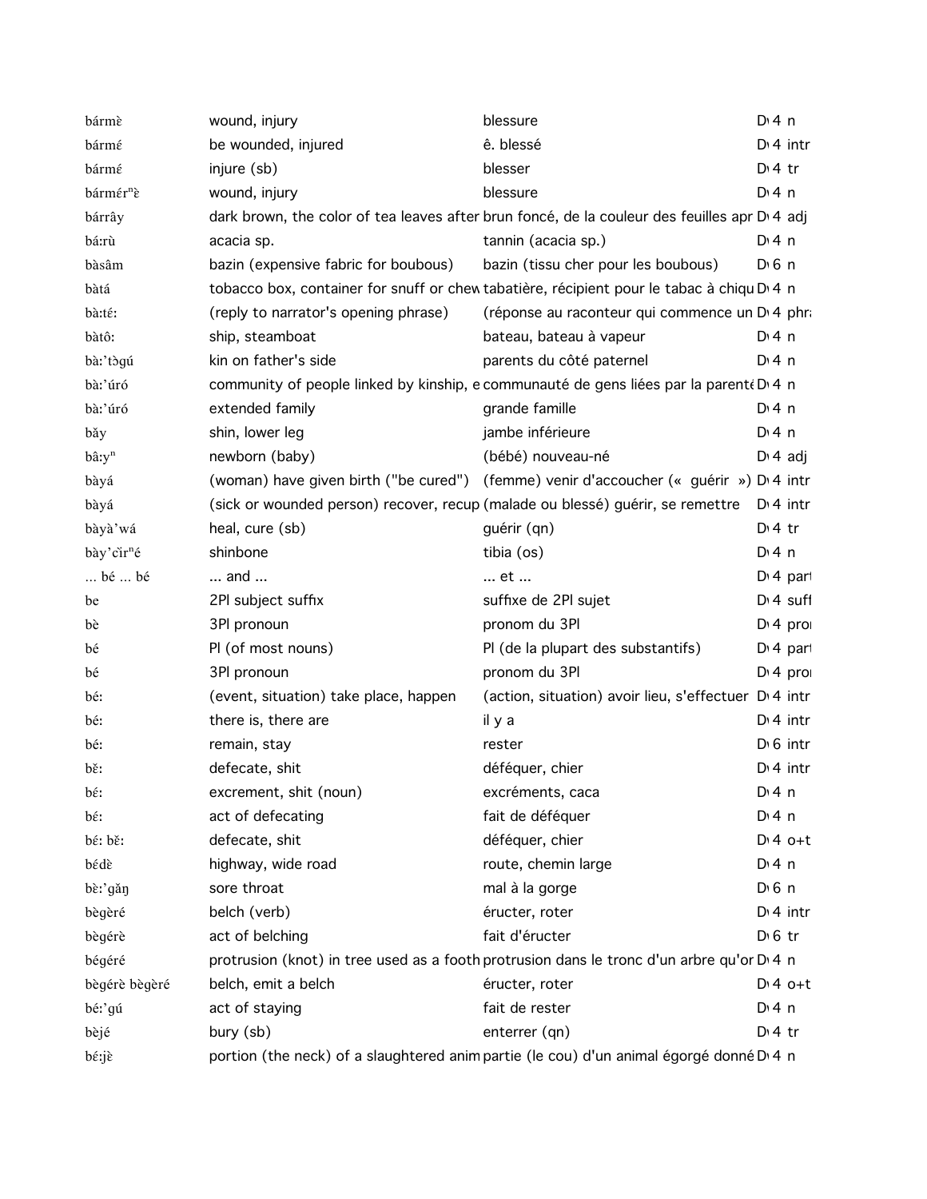| | | | |
|---|---|---|---|
| bármɛ̀ | wound, injury | blessure | D 4 n |
| bármɛ́ | be wounded, injured | ê. blessé | D 4 intr |
| bármɛ́ | injure (sb) | blesser | D 4 tr |
| bármɛ́rⁿɛ̀ | wound, injury | blessure | D 4 n |
| bárrây | dark brown, the color of tea leaves after | brun foncé, de la couleur des feuilles apr | D 4 adj |
| báːrù | acacia sp. | tannin (acacia sp.) | D 4 n |
| bàsâm | bazin (expensive fabric for boubous) | bazin (tissu cher pour les boubous) | D 6 n |
| bàtá | tobacco box, container for snuff or chew | tabatière, récipient pour le tabac à chiqu | D 4 n |
| bàːtéː | (reply to narrator's opening phrase) | (réponse au raconteur qui commence un | D 4 phra |
| bàtôː | ship, steamboat | bateau, bateau à vapeur | D 4 n |
| bàːˈtɔ̀gú | kin on father's side | parents du côté paternel | D 4 n |
| bàːˈúró | community of people linked by kinship, e | communauté de gens liées par la parenté | D 4 n |
| bàːˈúró | extended family | grande famille | D 4 n |
| bǎy | shin, lower leg | jambe inférieure | D 4 n |
| bâːyⁿ | newborn (baby) | (bébé) nouveau-né | D 4 adj |
| bàyá | (woman) have given birth ("be cured") | (femme) venir d'accoucher (« guérir ») | D 4 intr |
| bàyá | (sick or wounded person) recover, recup | (malade ou blessé) guérir, se remettre | D 4 intr |
| bàyàˈwá | heal, cure (sb) | guérir (qn) | D 4 tr |
| bàyˈcìrⁿé | shinbone | tibia (os) | D 4 n |
| ... bé ... bé | ... and ... | ... et ... | D 4 part |
| be | 2Pl subject suffix | suffixe de 2Pl sujet | D 4 suff |
| bè | 3Pl pronoun | pronom du 3Pl | D 4 pron |
| bé | Pl (of most nouns) | Pl (de la plupart des substantifs) | D 4 part |
| bé | 3Pl pronoun | pronom du 3Pl | D 4 pron |
| béː | (event, situation) take place, happen | (action, situation) avoir lieu, s'effectuer | D 4 intr |
| béː | there is, there are | il y a | D 4 intr |
| béː | remain, stay | rester | D 6 intr |
| bɛ̌ː | defecate, shit | déféquer, chier | D 4 intr |
| bɛ́ː | excrement, shit (noun) | excréments, caca | D 4 n |
| bɛ́ː | act of defecating | fait de déféquer | D 4 n |
| bɛ́ː bɛ̌ː | defecate, shit | déféquer, chier | D 4 o+t |
| bɛ́dɛ̀ | highway, wide road | route, chemin large | D 4 n |
| bɛ̀ːˈgǎŋ | sore throat | mal à la gorge | D 6 n |
| bɛ̀gɛ̀ré | belch (verb) | éructer, roter | D 4 intr |
| bɛ̀gérɛ̀ | act of belching | fait d'éructer | D 6 tr |
| bégéré | protrusion (knot) in tree used as a footh | protrusion dans le tronc d'un arbre qu'or | D 4 n |
| bɛ̀gérɛ̀ bɛ̀gɛ̀ré | belch, emit a belch | éructer, roter | D 4 o+t |
| béːˈgú | act of staying | fait de rester | D 4 n |
| bɛ̀jé | bury (sb) | enterrer (qn) | D 4 tr |
| bɛ́ːjɛ̀ | portion (the neck) of a slaughtered anim | partie (le cou) d'un animal égorgé donné | D 4 n |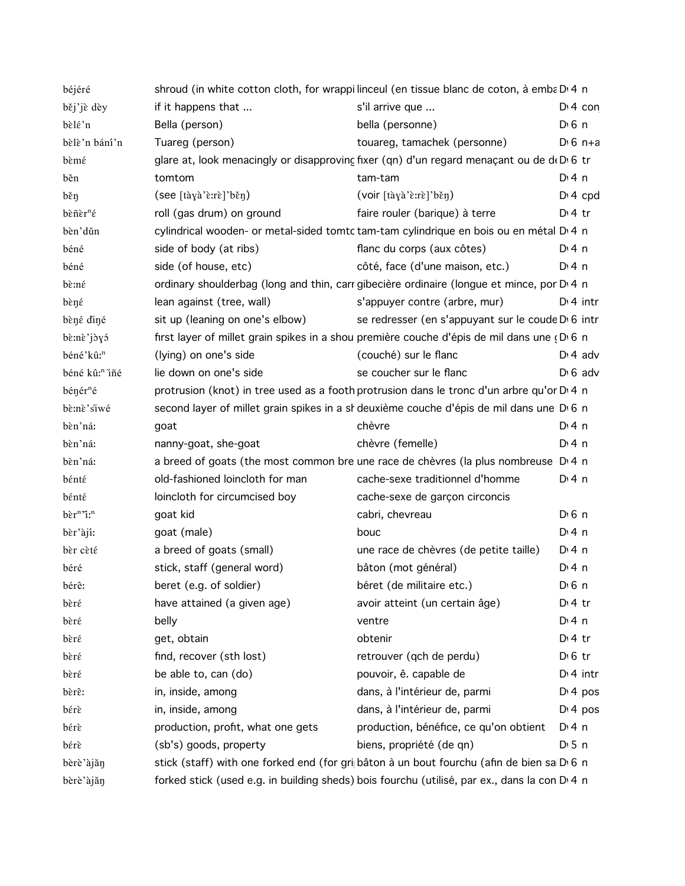| | | | | |
|---|---|---|---|---|
| béjéré | shroud (in white cotton cloth, for wrappi | linceul (en tissue blanc de coton, à emba | D 4 | n |
| běj'jὲ dὲy | if it happens that ... | s'il arrive que ... | D 4 | con |
| bὲlέ'n | Bella (person) | bella (personne) | D 6 | n |
| bὲlὲ'n bání'n | Tuareg (person) | touareg, tamachek (personne) | D 6 | n+a |
| bὲmέ | glare at, look menacingly or disapproving | fixer (qn) d'un regard menaçant ou de d | D 6 | tr |
| bĕn | tomtom | tam-tam | D 4 | n |
| bĕŋ | (see [tàɣà'ὲːrὲ]'bĕŋ) | (voir [tàɣà'ὲːrὲ]'bĕŋ) | D 4 | cpd |
| bὲñὲrⁿέ | roll (gas drum) on ground | faire rouler (barique) à terre | D 4 | tr |
| bὲn'dŭn | cylindrical wooden- or metal-sided tomtc | tam-tam cylindrique en bois ou en métal | D 4 | n |
| béné | side of body (at ribs) | flanc du corps (aux côtes) | D 4 | n |
| béné | side (of house, etc) | côté, face (d'une maison, etc.) | D 4 | n |
| bὲːnέ | ordinary shoulderbag (long and thin, carr | gibecière ordinaire (longue et mince, por | D 4 | n |
| bὲŋέ | lean against (tree, wall) | s'appuyer contre (arbre, mur) | D 4 | intr |
| bὲŋέ đìŋé | sit up (leaning on one's elbow) | se redresser (en s'appuyant sur le coude | D 6 | intr |
| bὲːnὲ'jɔ̀ɣɔ́ | first layer of millet grain spikes in a shou | première couche d'épis de mil dans une | D 6 | n |
| béné'kûːⁿ | (lying) on one's side | (couché) sur le flanc | D 4 | adv |
| béné kûːⁿ ìñé | lie down on one's side | se coucher sur le flanc | D 6 | adv |
| béŋérⁿé | protrusion (knot) in tree used as a footh | protrusion dans le tronc d'un arbre qu'or | D 4 | n |
| bὲːnὲ'sǐwé | second layer of millet grain spikes in a sh | deuxième couche d'épis de mil dans une | D 6 | n |
| bὲn'náː | goat | chèvre | D 4 | n |
| bὲn'náː | nanny-goat, she-goat | chèvre (femelle) | D 4 | n |
| bὲn'náː | a breed of goats (the most common bre | une race de chèvres (la plus nombreuse | D 4 | n |
| bέntέ | old-fashioned loincloth for man | cache-sexe traditionnel d'homme | D 4 | n |
| bέntέ | loincloth for circumcised boy | cache-sexe de garçon circoncis | | |
| bὲrⁿ'ǐːⁿ | goat kid | cabri, chevreau | D 6 | n |
| bὲr'àjíː | goat (male) | bouc | D 4 | n |
| bὲr cὲtέ | a breed of goats (small) | une race de chèvres (de petite taille) | D 4 | n |
| béré | stick, staff (general word) | bâton (mot général) | D 4 | n |
| bérêː | beret (e.g. of soldier) | béret (de militaire etc.) | D 6 | n |
| bὲré | have attained (a given age) | avoir atteint (un certain âge) | D 4 | tr |
| bὲré | belly | ventre | D 4 | n |
| bὲré | get, obtain | obtenir | D 4 | tr |
| bὲré | find, recover (sth lost) | retrouver (qch de perdu) | D 6 | tr |
| bὲré | be able to, can (do) | pouvoir, ê. capable de | D 4 | intr |
| bὲrêː | in, inside, among | dans, à l'intérieur de, parmi | D 4 | pos |
| bérὲ | in, inside, among | dans, à l'intérieur de, parmi | D 4 | pos |
| bérὲ | production, profit, what one gets | production, bénéfice, ce qu'on obtient | D 4 | n |
| bérὲ | (sb's) goods, property | biens, propriété (de qn) | D 5 | n |
| bὲrὲ'àjăŋ | stick (staff) with one forked end (for gri | bâton à un bout fourchu (afin de bien sa | D 6 | n |
| bὲrὲ'àjăŋ | forked stick (used e.g. in building sheds) | bois fourchu (utilisé, par ex., dans la con | D 4 | n |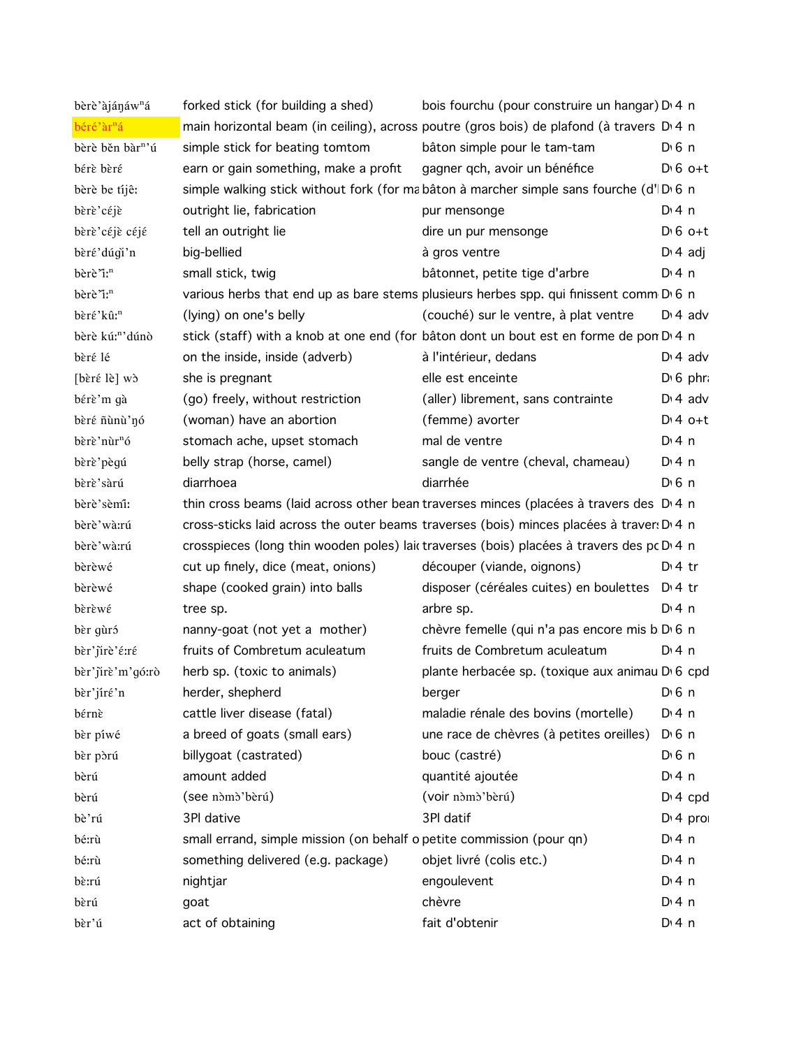| | | | | | |
|---|---|---|---|---|---|
| bèrè'àjáŋáwⁿá | forked stick (for building a shed) | bois fourchu (pour construire un hangar) | D | 4 | n |
| béré'àrⁿá | main horizontal beam (in ceiling), across | poutre (gros bois) de plafond (à travers | D | 4 | n |
| bèrè běn bàrⁿ'ú | simple stick for beating tomtom | bâton simple pour le tam-tam | D | 6 | n |
| bérè bèré | earn or gain something, make a profit | gagner qch, avoir un bénéfice | D | 6 | o+t |
| bèrè be tíjê: | simple walking stick without fork (for ma | bâton à marcher simple sans fourche (d'l | D | 6 | n |
| bèrè'céjè | outright lie, fabrication | pur mensonge | D | 4 | n |
| bèrè'céjè céjé | tell an outright lie | dire un pur mensonge | D | 6 | o+t |
| bèré'dúgì'n | big-bellied | à gros ventre | D | 4 | adj |
| bèrè'ì:ⁿ | small stick, twig | bâtonnet, petite tige d'arbre | D | 4 | n |
| bèrè'ì:ⁿ | various herbs that end up as bare stems | plusieurs herbes spp. qui finissent comm | D | 6 | n |
| bèré'kû:ⁿ | (lying) on one's belly | (couché) sur le ventre, à plat ventre | D | 4 | adv |
| bèrè kú:ⁿ'dúnò | stick (staff) with a knob at one end (for | bâton dont un bout est en forme de pon | D | 4 | n |
| bèré lé | on the inside, inside (adverb) | à l'intérieur, dedans | D | 4 | adv |
| [bèré lè] wɔ̀ | she is pregnant | elle est enceinte | D | 6 | phr |
| bérè'm gà | (go) freely, without restriction | (aller) librement, sans contrainte | D | 4 | adv |
| bèré ñùnù'ŋó | (woman) have an abortion | (femme) avorter | D | 4 | o+t |
| bèrè'nùrⁿó | stomach ache, upset stomach | mal de ventre | D | 4 | n |
| bèrè'pègú | belly strap (horse, camel) | sangle de ventre (cheval, chameau) | D | 4 | n |
| bèrè'sàrú | diarrhoea | diarrhée | D | 6 | n |
| bèrè'sèmî: | thin cross beams (laid across other bean | traverses minces (placées à travers des | D | 4 | n |
| bèrè'wà:rú | cross-sticks laid across the outer beams | traverses (bois) minces placées à travers | D | 4 | n |
| bèrè'wà:rú | crosspieces (long thin wooden poles) laic | traverses (bois) placées à travers des pc | D | 4 | n |
| bèrèwé | cut up finely, dice (meat, onions) | découper (viande, oignons) | D | 4 | tr |
| bèrèwé | shape (cooked grain) into balls | disposer (céréales cuites) en boulettes | D | 4 | tr |
| bèrèwé | tree sp. | arbre sp. | D | 4 | n |
| bèr gùrɔ́ | nanny-goat (not yet a mother) | chèvre femelle (qui n'a pas encore mis b | D | 6 | n |
| bèr'jìrè'é:ré | fruits of Combretum aculeatum | fruits de Combretum aculeatum | D | 4 | n |
| bèr'jìrè'm'gó:rò | herb sp. (toxic to animals) | plante herbacée sp. (toxique aux animau | D | 6 | cpd |
| bèr'jíré'n | herder, shepherd | berger | D | 6 | n |
| bérnè | cattle liver disease (fatal) | maladie rénale des bovins (mortelle) | D | 4 | n |
| bèr píwé | a breed of goats (small ears) | une race de chèvres (à petites oreilles) | D | 6 | n |
| bèr pɔ̀rú | billygoat (castrated) | bouc (castré) | D | 6 | n |
| bèrú | amount added | quantité ajoutée | D | 4 | n |
| bèrú | (see nɔ̀mɔ̀'bèrú) | (voir nɔ̀mɔ̀'bèrú) | D | 4 | cpd |
| bè'rú | 3Pl dative | 3Pl datif | D | 4 | pro |
| bé:rù | small errand, simple mission (on behalf o | petite commission (pour qn) | D | 4 | n |
| bé:rù | something delivered (e.g. package) | objet livré (colis etc.) | D | 4 | n |
| bè:rú | nightjar | engoulevent | D | 4 | n |
| bèrú | goat | chèvre | D | 4 | n |
| bèr'ú | act of obtaining | fait d'obtenir | D | 4 | n |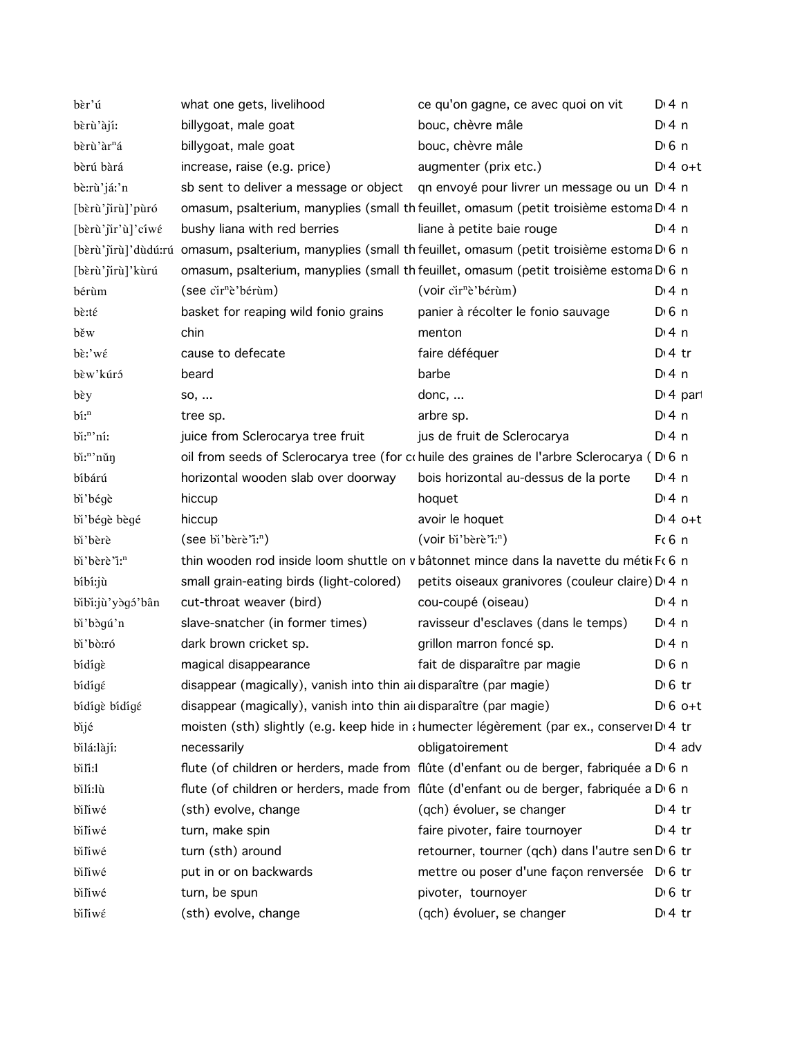| | | | |
|---|---|---|---|
| bèr'ú | what one gets, livelihood | ce qu'on gagne, ce avec quoi on vit | D 4 n |
| bèrù'àjí: | billygoat, male goat | bouc, chèvre mâle | D 4 n |
| bèrù'àrⁿá | billygoat, male goat | bouc, chèvre mâle | D 6 n |
| bèrú bàrá | increase, raise (e.g. price) | augmenter (prix etc.) | D 4 o+t |
| bè:rù'já:'n | sb sent to deliver a message or object | qn envoyé pour livrer un message ou un | D 4 n |
| [bèrù'jìrù]'pùró | omasum, psalterium, manyplies (small th | feuillet, omasum (petit troisième estoma | D 4 n |
| [bèrù'jìr'ù]'cíwé | bushy liana with red berries | liane à petite baie rouge | D 4 n |
| [bèrù'jìrù]'dùdú:rú | omasum, psalterium, manyplies (small th | feuillet, omasum (petit troisième estoma | D 6 n |
| [bèrù'jìrù]'kùrú | omasum, psalterium, manyplies (small th | feuillet, omasum (petit troisième estoma | D 6 n |
| bérùm | (see cìrⁿè'bérùm) | (voir cìrⁿè'bérùm) | D 4 n |
| bɛ̀:té | basket for reaping wild fonio grains | panier à récolter le fonio sauvage | D 6 n |
| bɛ̌w | chin | menton | D 4 n |
| bɛ̀:'wé | cause to defecate | faire déféquer | D 4 tr |
| bɛ̀w'kúrɔ́ | beard | barbe | D 4 n |
| bɛ̀y | so, ... | donc, ... | D 4 part |
| bí:ⁿ | tree sp. | arbre sp. | D 4 n |
| bì:ⁿ'ní: | juice from Sclerocarya tree fruit | jus de fruit de Sclerocarya | D 4 n |
| bì:ⁿ'nǔŋ | oil from seeds of Sclerocarya tree (for co | huile des graines de l'arbre Sclerocarya ( | D 6 n |
| bíbárú | horizontal wooden slab over doorway | bois horizontal au-dessus de la porte | D 4 n |
| bì'bégè | hiccup | hoquet | D 4 n |
| bì'bégè bègé | hiccup | avoir le hoquet | D 4 o+t |
| bì'bèrè | (see bì'bèrè'ì:ⁿ) | (voir bì'bèrè'ì:ⁿ) | F 6 n |
| bì'bèrè'ì:ⁿ | thin wooden rod inside loom shuttle on v | bâtonnet mince dans la navette du métie | F 6 n |
| bíbí:jù | small grain-eating birds (light-colored) | petits oiseaux granivores (couleur claire) | D 4 n |
| bìbì:jù'yɔ̀gɔ́'bân | cut-throat weaver (bird) | cou-coupé (oiseau) | D 4 n |
| bì'bɔ̀gú'n | slave-snatcher (in former times) | ravisseur d'esclaves (dans le temps) | D 4 n |
| bì'bò:ró | dark brown cricket sp. | grillon marron foncé sp. | D 4 n |
| bídígè | magical disappearance | fait de disparaître par magie | D 6 n |
| bídígɛ́ | disappear (magically), vanish into thin ai | disparaître (par magie) | D 6 tr |
| bídígè bídígɛ́ | disappear (magically), vanish into thin ai | disparaître (par magie) | D 6 o+t |
| bìjé | moisten (sth) slightly (e.g. keep hide in a | humecter légèrement (par ex., conserve | D 4 tr |
| bìlá:làjí: | necessarily | obligatoirement | D 4 adv |
| bìlǐ:l | flute (of children or herders, made from | flûte (d'enfant ou de berger, fabriquée a | D 6 n |
| bìlí:lù | flute (of children or herders, made from | flûte (d'enfant ou de berger, fabriquée a | D 6 n |
| bìlǐwé | (sth) evolve, change | (qch) évoluer, se changer | D 4 tr |
| bìlǐwé | turn, make spin | faire pivoter, faire tournoyer | D 4 tr |
| bìlǐwé | turn (sth) around | retourner, tourner (qch) dans l'autre sen | D 6 tr |
| bìlǐwé | put in or on backwards | mettre ou poser d'une façon renversée | D 6 tr |
| bìlǐwé | turn, be spun | pivoter, tournoyer | D 6 tr |
| bìlǐwɛ́ | (sth) evolve, change | (qch) évoluer, se changer | D 4 tr |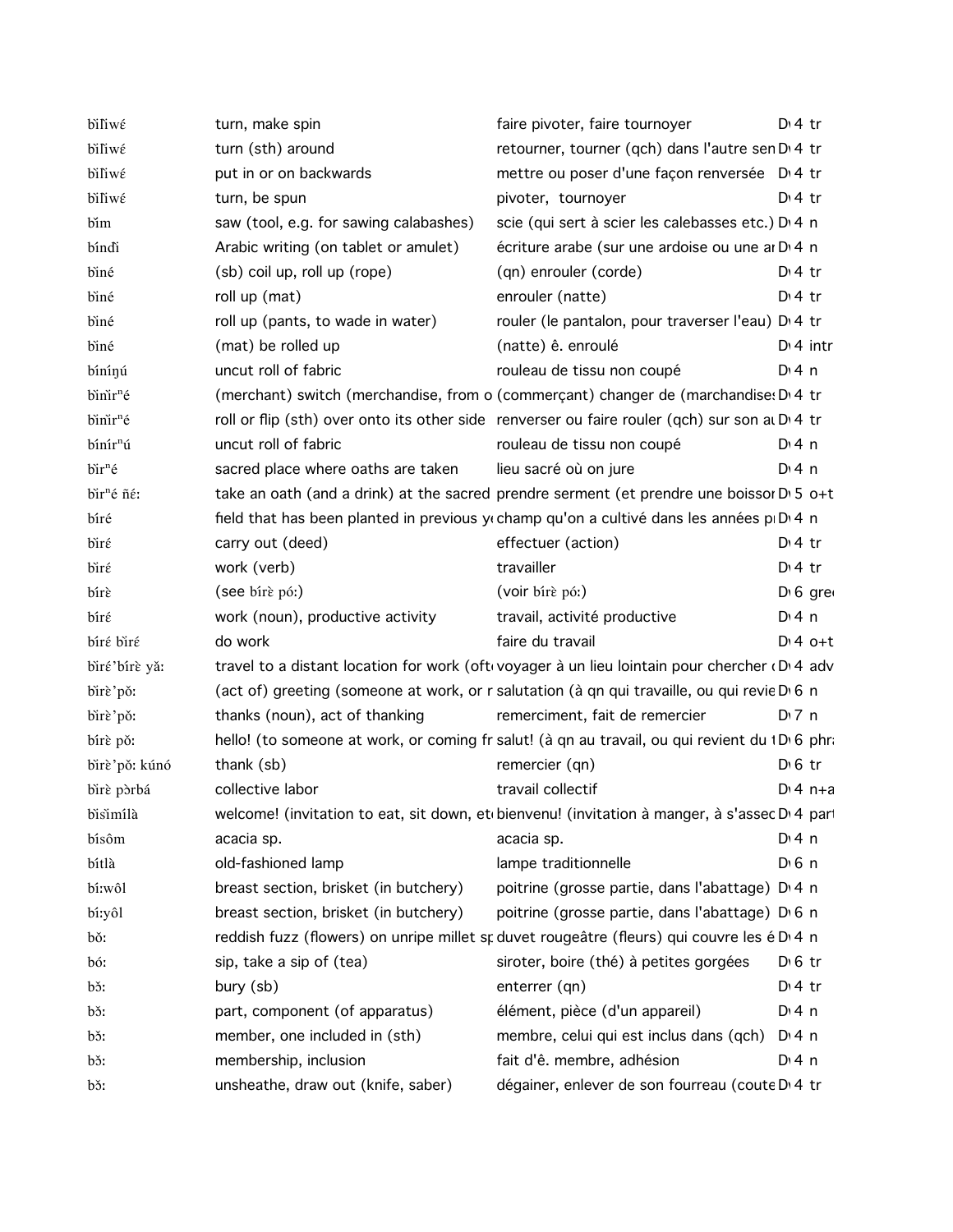| | | | |
|---|---|---|---|
| bǐlǐwɛ́ | turn, make spin | faire pivoter, faire tournoyer | D 4 tr |
| bǐlǐwɛ́ | turn (sth) around | retourner, tourner (qch) dans l'autre sen | D 4 tr |
| bǐlǐwɛ́ | put in or on backwards | mettre ou poser d'une façon renversée | D 4 tr |
| bǐlǐwɛ́ | turn, be spun | pivoter, tournoyer | D 4 tr |
| bǐm | saw (tool, e.g. for sawing calabashes) | scie (qui sert à scier les calebasses etc.) | D 4 n |
| bínďi | Arabic writing (on tablet or amulet) | écriture arabe (sur une ardoise ou une ar | D 4 n |
| bǐné | (sb) coil up, roll up (rope) | (qn) enrouler (corde) | D 4 tr |
| bǐné | roll up (mat) | enrouler (natte) | D 4 tr |
| bǐné | roll up (pants, to wade in water) | rouler (le pantalon, pour traverser l'eau) | D 4 tr |
| bǐné | (mat) be rolled up | (natte) ê. enroulé | D 4 intr |
| bíníŋú | uncut roll of fabric | rouleau de tissu non coupé | D 4 n |
| bǐnǐrⁿé | (merchant) switch (merchandise, from o | (commerçant) changer de (marchandises | D 4 tr |
| bǐnǐrⁿé | roll or flip (sth) over onto its other side | renverser ou faire rouler (qch) sur son au | D 4 tr |
| bínírⁿú | uncut roll of fabric | rouleau de tissu non coupé | D 4 n |
| bǐrⁿé | sacred place where oaths are taken | lieu sacré où on jure | D 4 n |
| bǐrⁿé ñɛ́: | take an oath (and a drink) at the sacred | prendre serment (et prendre une boisson | D 5 o+t |
| bíré | field that has been planted in previous y | champ qu'on a cultivé dans les années p | D 4 n |
| bǐrɛ́ | carry out (deed) | effectuer (action) | D 4 tr |
| bǐrɛ́ | work (verb) | travailler | D 4 tr |
| bírɛ̀ | (see bírɛ̀ pó:) | (voir bírɛ̀ pó:) | D 6 gre |
| bírɛ́ | work (noun), productive activity | travail, activité productive | D 4 n |
| bíré bǐrɛ́ | do work | faire du travail | D 4 o+t |
| bǐré'bírɛ̀ yǎ: | travel to a distant location for work (oft | voyager à un lieu lointain pour chercher | D 4 adv |
| bǐrɛ̀'pǒ: | (act of) greeting (someone at work, or r | salutation (à qn qui travaille, ou qui revie | D 6 n |
| bǐrɛ̀'pǒ: | thanks (noun), act of thanking | remerciment, fait de remercier | D 7 n |
| bírɛ̀ pǒ: | hello! (to someone at work, or coming fr | salut! (à qn au travail, ou qui revient du | D 6 phr |
| bǐrɛ̀'pǒ: kúnó | thank (sb) | remercier (qn) | D 6 tr |
| bǐrɛ̀ pɔ̀rbá | collective labor | travail collectif | D 4 n+a |
| bǐsǐmílà | welcome! (invitation to eat, sit down, et | bienvenu! (invitation à manger, à s'assec | D 4 part |
| bísôm | acacia sp. | acacia sp. | D 4 n |
| bítlà | old-fashioned lamp | lampe traditionnelle | D 6 n |
| bí:wôl | breast section, brisket (in butchery) | poitrine (grosse partie, dans l'abattage) | D 4 n |
| bí:yôl | breast section, brisket (in butchery) | poitrine (grosse partie, dans l'abattage) | D 6 n |
| bǒ: | reddish fuzz (flowers) on unripe millet sp | duvet rougeâtre (fleurs) qui couvre les é | D 4 n |
| bó: | sip, take a sip of (tea) | siroter, boire (thé) à petites gorgées | D 6 tr |
| bɔ̌: | bury (sb) | enterrer (qn) | D 4 tr |
| bɔ̌: | part, component (of apparatus) | élément, pièce (d'un appareil) | D 4 n |
| bɔ̌: | member, one included in (sth) | membre, celui qui est inclus dans (qch) | D 4 n |
| bɔ̌: | membership, inclusion | fait d'ê. membre, adhésion | D 4 n |
| bɔ̌: | unsheathe, draw out (knife, saber) | dégainer, enlever de son fourreau (coute | D 4 tr |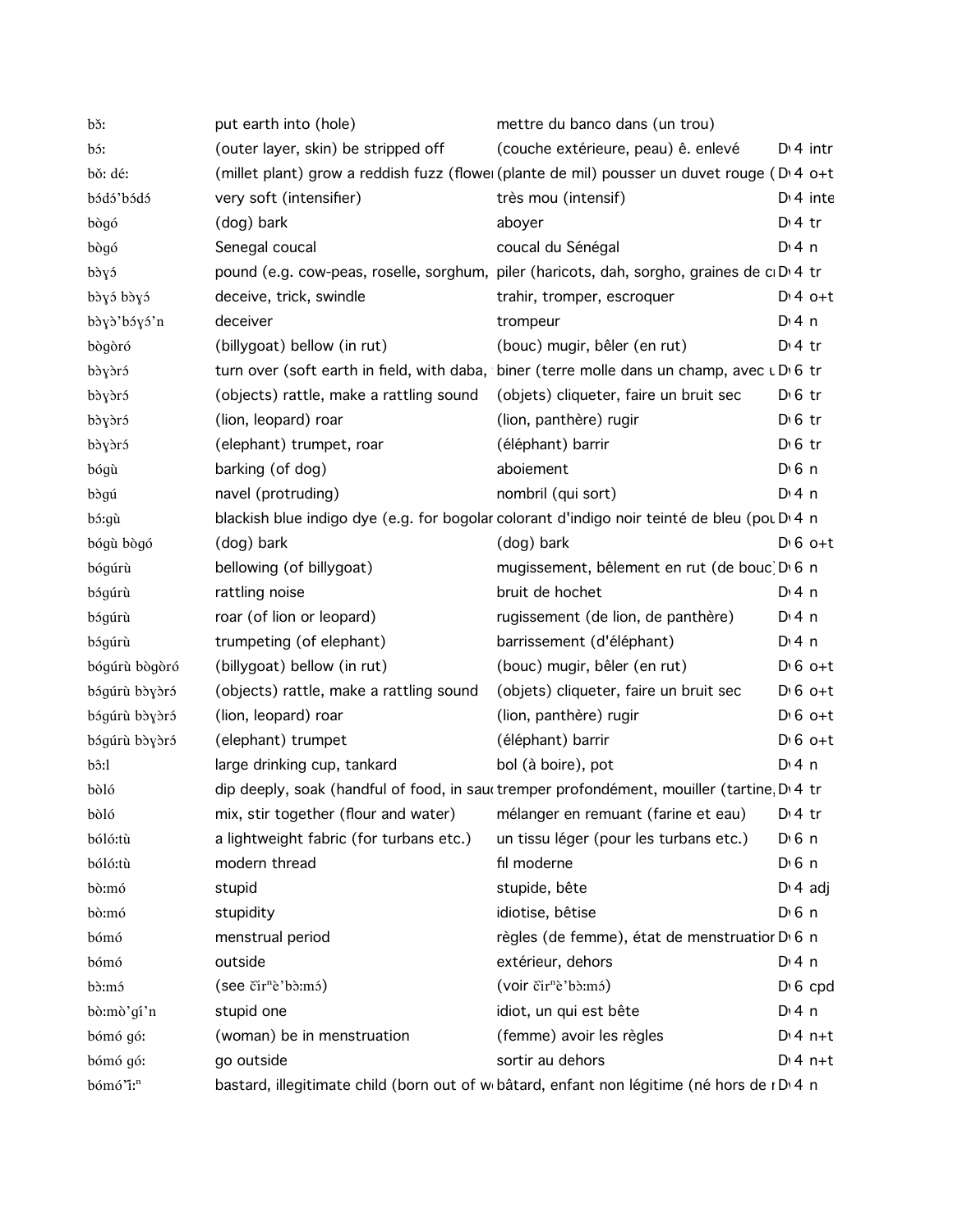| | | | |
|---|---|---|---|
| bǒ: | put earth into (hole) | mettre du banco dans (un trou) | |
| bɔ́: | (outer layer, skin) be stripped off | (couche extérieure, peau) ê. enlevé | D 4 intr |
| bǒ: dé: | (millet plant) grow a reddish fuzz (flowe | (plante de mil) pousser un duvet rouge ( | D 4 o+t |
| bɔ́dɔ́'bɔ́dɔ́ | very soft (intensifier) | très mou (intensif) | D 4 inte |
| bògó | (dog) bark | aboyer | D 4 tr |
| bògó | Senegal coucal | coucal du Sénégal | D 4 n |
| bɔ̀ɣɔ́ | pound (e.g. cow-peas, roselle, sorghum, | piler (haricots, dah, sorgho, graines de c | D 4 tr |
| bɔ̀ɣɔ́ bɔ̀ɣɔ́ | deceive, trick, swindle | trahir, tromper, escroquer | D 4 o+t |
| bɔ̀ɣɔ̀'bɔ́ɣɔ́'n | deceiver | trompeur | D 4 n |
| bògòró | (billygoat) bellow (in rut) | (bouc) mugir, bêler (en rut) | D 4 tr |
| bɔ̀ɣɔ̀rɔ́ | turn over (soft earth in field, with daba, | biner (terre molle dans un champ, avec u | D 6 tr |
| bɔ̀ɣɔ̀rɔ́ | (objects) rattle, make a rattling sound | (objets) cliqueter, faire un bruit sec | D 6 tr |
| bɔ̀ɣɔ̀rɔ́ | (lion, leopard) roar | (lion, panthère) rugir | D 6 tr |
| bɔ̀ɣɔ̀rɔ́ | (elephant) trumpet, roar | (éléphant) barrir | D 6 tr |
| bógù | barking (of dog) | aboiement | D 6 n |
| bɔ̀gú | navel (protruding) | nombril (qui sort) | D 4 n |
| bɔ́:gù | blackish blue indigo dye (e.g. for bogolar | colorant d'indigo noir teinté de bleu (pou | D 4 n |
| bógù bògó | (dog) bark | (dog) bark | D 6 o+t |
| bógúrù | bellowing (of billygoat) | mugissement, bêlement en rut (de bouc) | D 6 n |
| bɔ́gúrù | rattling noise | bruit de hochet | D 4 n |
| bɔ́gúrù | roar (of lion or leopard) | rugissement (de lion, de panthère) | D 4 n |
| bɔ́gúrù | trumpeting (of elephant) | barrissement (d'éléphant) | D 4 n |
| bógúrù bògòró | (billygoat) bellow (in rut) | (bouc) mugir, bêler (en rut) | D 6 o+t |
| bɔ́gúrù bɔ̀ɣɔ̀rɔ́ | (objects) rattle, make a rattling sound | (objets) cliqueter, faire un bruit sec | D 6 o+t |
| bɔ́gúrù bɔ̀ɣɔ̀rɔ́ | (lion, leopard) roar | (lion, panthère) rugir | D 6 o+t |
| bɔ́gúrù bɔ̀ɣɔ̀rɔ́ | (elephant) trumpet | (éléphant) barrir | D 6 o+t |
| bô:l | large drinking cup, tankard | bol (à boire), pot | D 4 n |
| bòló | dip deeply, soak (handful of food, in sau | tremper profondément, mouiller (tartine, | D 4 tr |
| bòló | mix, stir together (flour and water) | mélanger en remuant (farine et eau) | D 4 tr |
| bóló:tù | a lightweight fabric (for turbans etc.) | un tissu léger (pour les turbans etc.) | D 6 n |
| bóló:tù | modern thread | fil moderne | D 6 n |
| bò:mó | stupid | stupide, bête | D 4 adj |
| bò:mó | stupidity | idiotise, bêtise | D 6 n |
| bómó | menstrual period | règles (de femme), état de menstruatior | D 6 n |
| bómó | outside | extérieur, dehors | D 4 n |
| bɔ̀:mɔ́ | (see čìrⁿè'bɔ̀:mɔ́) | (voir čìrⁿè'bɔ̀:mɔ́) | D 6 cpd |
| bò:mò'gí'n | stupid one | idiot, un qui est bête | D 4 n |
| bómó gó: | (woman) be in menstruation | (femme) avoir les règles | D 4 n+t |
| bómó gó: | go outside | sortir au dehors | D 4 n+t |
| bómó'ǐ:ⁿ | bastard, illegitimate child (born out of w | bâtard, enfant non légitime (né hors de r | D 4 n |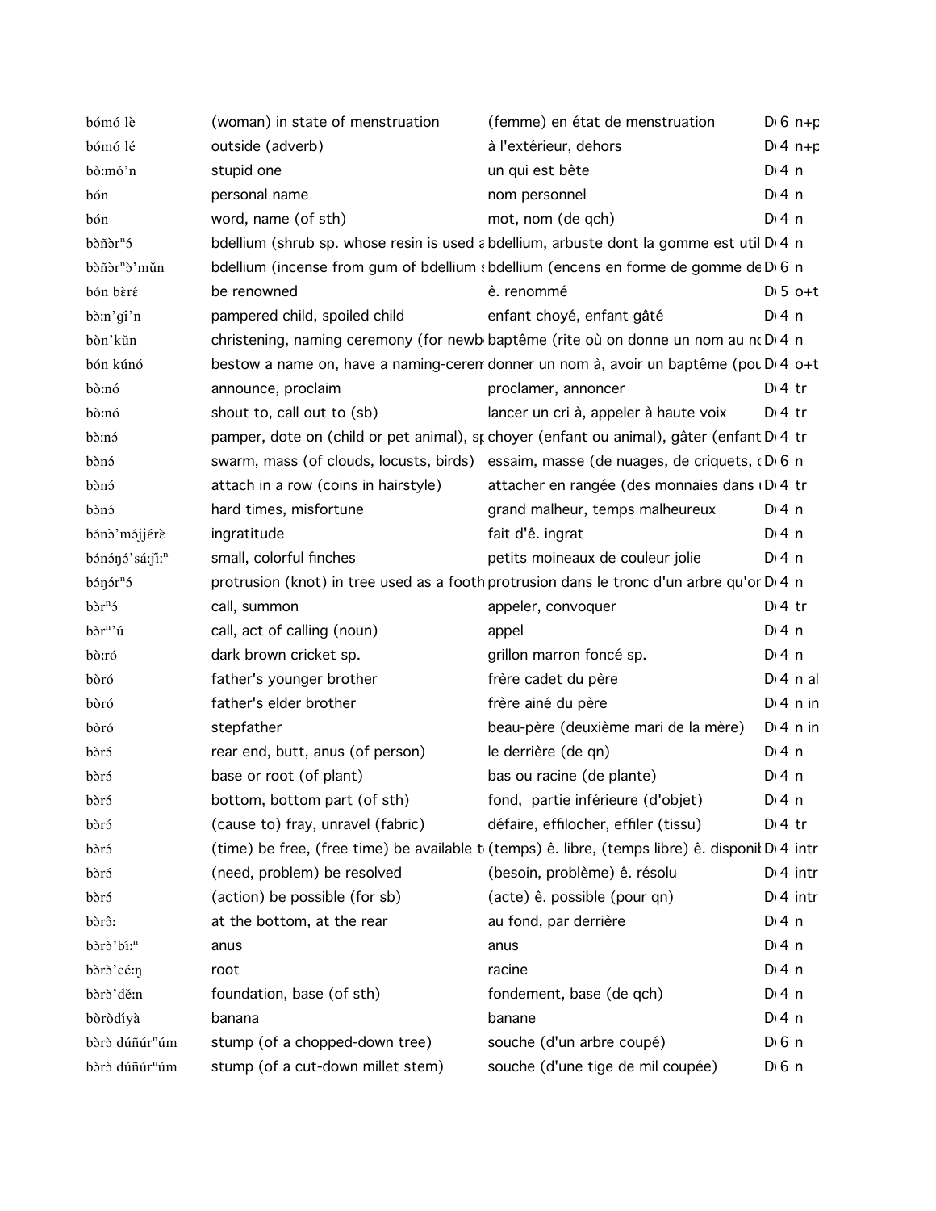| | | | |
|---|---|---|---|
| bómó lè | (woman) in state of menstruation | (femme) en état de menstruation | D 6 n+p |
| bómó lé | outside (adverb) | à l'extérieur, dehors | D 4 n+p |
| bɔ̀:mó'n | stupid one | un qui est bête | D 4 n |
| bón | personal name | nom personnel | D 4 n |
| bón | word, name (of sth) | mot, nom (de qch) | D 4 n |
| bɔ̀ñɔ̀rⁿɔ́ | bdellium (shrub sp. whose resin is used a | bdellium, arbuste dont la gomme est util | D 4 n |
| bɔ̀ñɔ̀rⁿɔ̀'mǔn | bdellium (incense from gum of bdellium s | bdellium (encens en forme de gomme de | D 6 n |
| bón bɛ̀ré | be renowned | ê. renommé | D 5 o+t |
| bɔ̀:n'gí'n | pampered child, spoiled child | enfant choyé, enfant gâté | D 4 n |
| bɔ̀n'kǔn | christening, naming ceremony (for newb | baptême (rite où on donne un nom au n | D 4 n |
| bón kúnó | bestow a name on, have a naming-cerem | donner un nom à, avoir un baptême (pou | D 4 o+t |
| bò:nó | announce, proclaim | proclamer, annoncer | D 4 tr |
| bò:nó | shout to, call out to (sb) | lancer un cri à, appeler à haute voix | D 4 tr |
| bɔ̀:nɔ́ | pamper, dote on (child or pet animal), sp | choyer (enfant ou animal), gâter (enfant | D 4 tr |
| bɔ̀nɔ́ | swarm, mass (of clouds, locusts, birds) | essaim, masse (de nuages, de criquets, ( | D 6 n |
| bɔ̀nɔ́ | attach in a row (coins in hairstyle) | attacher en rangée (des monnaies dans | D 4 tr |
| bɔ̀nɔ́ | hard times, misfortune | grand malheur, temps malheureux | D 4 n |
| bɔ́nɔ̀'mɔ́jjɛ́rɛ̀ | ingratitude | fait d'ê. ingrat | D 4 n |
| bɔ́nɔ́ŋɔ́'sá:jĩ:ⁿ | small, colorful finches | petits moineaux de couleur jolie | D 4 n |
| bɔ́ŋɔ́rⁿɔ́ | protrusion (knot) in tree used as a footh | protrusion dans le tronc d'un arbre qu'or | D 4 n |
| bɔ̀rⁿɔ́ | call, summon | appeler, convoquer | D 4 tr |
| bɔ̀rⁿ'ú | call, act of calling (noun) | appel | D 4 n |
| bò:ró | dark brown cricket sp. | grillon marron foncé sp. | D 4 n |
| bòró | father's younger brother | frère cadet du père | D 4 n al |
| bòró | father's elder brother | frère ainé du père | D 4 n in |
| bòró | stepfather | beau-père (deuxième mari de la mère) | D 4 n in |
| bɔ̀rɔ́ | rear end, butt, anus (of person) | le derrière (de qn) | D 4 n |
| bɔ̀rɔ́ | base or root (of plant) | bas ou racine (de plante) | D 4 n |
| bɔ̀rɔ́ | bottom, bottom part (of sth) | fond, partie inférieure (d'objet) | D 4 n |
| bɔ̀rɔ́ | (cause to) fray, unravel (fabric) | défaire, effilocher, effiler (tissu) | D 4 tr |
| bɔ̀rɔ́ | (time) be free, (free time) be available t | (temps) ê. libre, (temps libre) ê. disponib | D 4 intr |
| bɔ̀rɔ́ | (need, problem) be resolved | (besoin, problème) ê. résolu | D 4 intr |
| bɔ̀rɔ́ | (action) be possible (for sb) | (acte) ê. possible (pour qn) | D 4 intr |
| bɔ̀rɔ̂: | at the bottom, at the rear | au fond, par derrière | D 4 n |
| bɔ̀rɔ̀'bí:ⁿ | anus | anus | D 4 n |
| bɔ̀rɔ̀'cé:ŋ | root | racine | D 4 n |
| bɔ̀rɔ̀'dě:n | foundation, base (of sth) | fondement, base (de qch) | D 4 n |
| bòròdíyà | banana | banane | D 4 n |
| bɔ̀rɔ̀ dúñúrⁿúm | stump (of a chopped-down tree) | souche (d'un arbre coupé) | D 6 n |
| bɔ̀rɔ̀ dúñúrⁿúm | stump (of a cut-down millet stem) | souche (d'une tige de mil coupée) | D 6 n |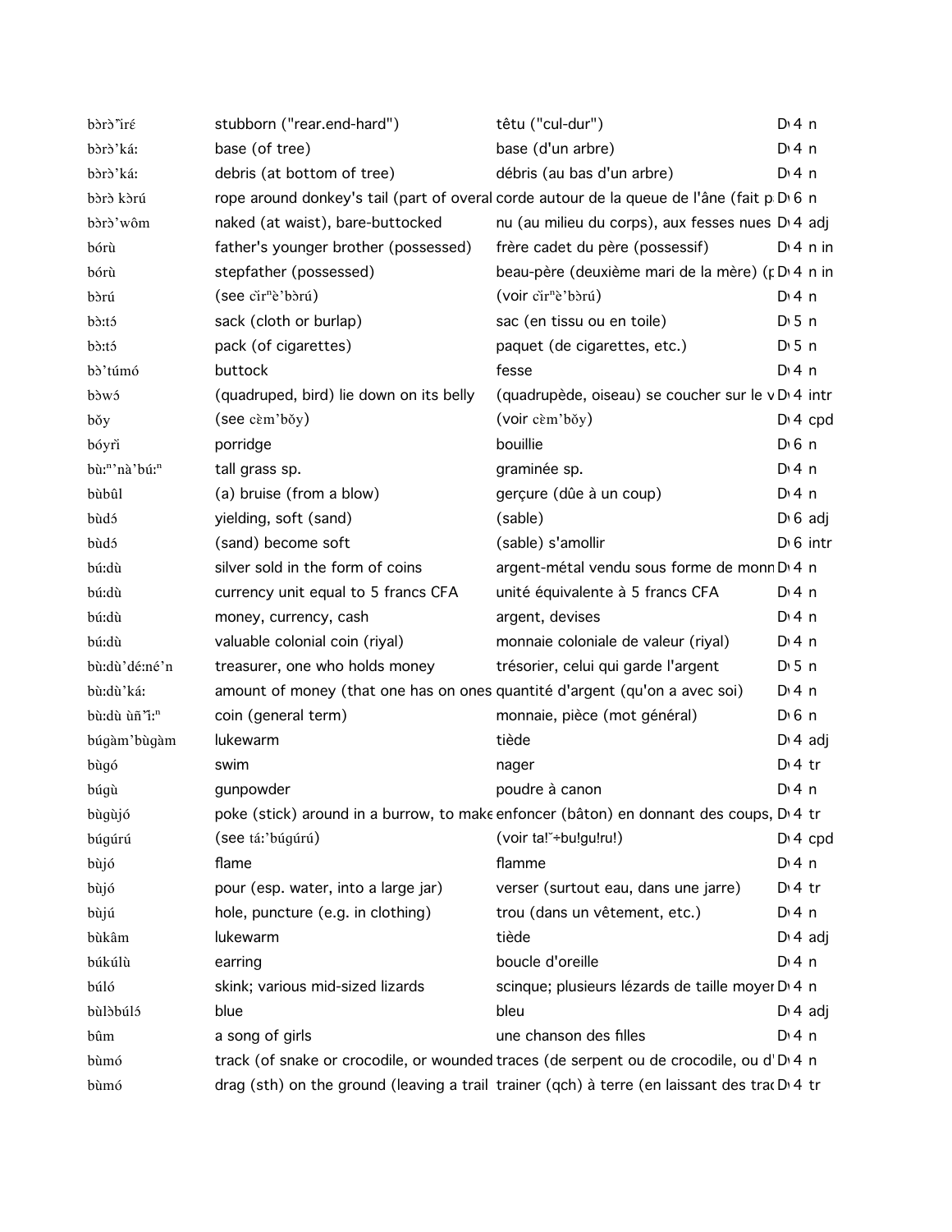| | | | |
|---|---|---|---|
| bɔ̀rɔ̀ⁿìrɛ́ | stubborn ("rear.end-hard") | têtu ("cul-dur") | D 4 n |
| bɔ̀rɔ̀'ká: | base (of tree) | base (d'un arbre) | D 4 n |
| bɔ̀rɔ̀'ká: | debris (at bottom of tree) | débris (au bas d'un arbre) | D 4 n |
| bɔ̀rɔ̀ kɔ̀rú | rope around donkey's tail (part of overal | corde autour de la queue de l'âne (fait p | D 6 n |
| bɔ̀rɔ̀'wôm | naked (at waist), bare-buttocked | nu (au milieu du corps), aux fesses nues | D 4 adj |
| bórù | father's younger brother (possessed) | frère cadet du père (possessif) | D 4 n in |
| bórù | stepfather (possessed) | beau-père (deuxième mari de la mère) (p | D 4 n in |
| bɔ̀rú | (see cìrⁿè'bɔ̀rú) | (voir cìrⁿè'bɔ̀rú) | D 4 n |
| bɔ̀:tɔ́ | sack (cloth or burlap) | sac (en tissu ou en toile) | D 5 n |
| bɔ̀:tɔ́ | pack (of cigarettes) | paquet (de cigarettes, etc.) | D 5 n |
| bɔ̀'túmó | buttock | fesse | D 4 n |
| bɔ̀wɔ́ | (quadruped, bird) lie down on its belly | (quadrupède, oiseau) se coucher sur le v | D 4 intr |
| bɔ̌y | (see cɛ̀m'bɔ̌y) | (voir cɛ̀m'bɔ̌y) | D 4 cpd |
| bóyrì | porridge | bouillie | D 6 n |
| bù:ⁿ'nà'bú:ⁿ | tall grass sp. | graminée sp. | D 4 n |
| bùbûl | (a) bruise (from a blow) | gerçure (dûe à un coup) | D 4 n |
| bùdɔ́ | yielding, soft (sand) | (sable) | D 6 adj |
| bùdɔ́ | (sand) become soft | (sable) s'amollir | D 6 intr |
| bú:dù | silver sold in the form of coins | argent-métal vendu sous forme de monn | D 4 n |
| bú:dù | currency unit equal to 5 francs CFA | unité équivalente à 5 francs CFA | D 4 n |
| bú:dù | money, currency, cash | argent, devises | D 4 n |
| bú:dù | valuable colonial coin (riyal) | monnaie coloniale de valeur (riyal) | D 4 n |
| bù:dù'dé:né'n | treasurer, one who holds money | trésorier, celui qui garde l'argent | D 5 n |
| bù:dù'ká: | amount of money (that one has on ones | quantité d'argent (qu'on a avec soi) | D 4 n |
| bù:dù ùǹ'ì:ⁿ | coin (general term) | monnaie, pièce (mot général) | D 6 n |
| búgàm'bùgàm | lukewarm | tiède | D 4 adj |
| bùgó | swim | nager | D 4 tr |
| búgù | gunpowder | poudre à canon | D 4 n |
| bùgùjó | poke (stick) around in a burrow, to make | enfoncer (bâton) en donnant des coups, | D 4 tr |
| búgúrú | (see tá:'búgúrú) | (voir ta!ˉ÷bu!gu!ru!) | D 4 cpd |
| bùjó | flame | flamme | D 4 n |
| bùjó | pour (esp. water, into a large jar) | verser (surtout eau, dans une jarre) | D 4 tr |
| bùjú | hole, puncture (e.g. in clothing) | trou (dans un vêtement, etc.) | D 4 n |
| bùkâm | lukewarm | tiède | D 4 adj |
| búkúlù | earring | boucle d'oreille | D 4 n |
| búló | skink; various mid-sized lizards | scinque; plusieurs lézards de taille moyer | D 4 n |
| bùlɔ̀búlɔ́ | blue | bleu | D 4 adj |
| bûm | a song of girls | une chanson des filles | D 4 n |
| bùmó | track (of snake or crocodile, or wounded | traces (de serpent ou de crocodile, ou d' | D 4 n |
| bùmó | drag (sth) on the ground (leaving a trail | trainer (qch) à terre (en laissant des trac | D 4 tr |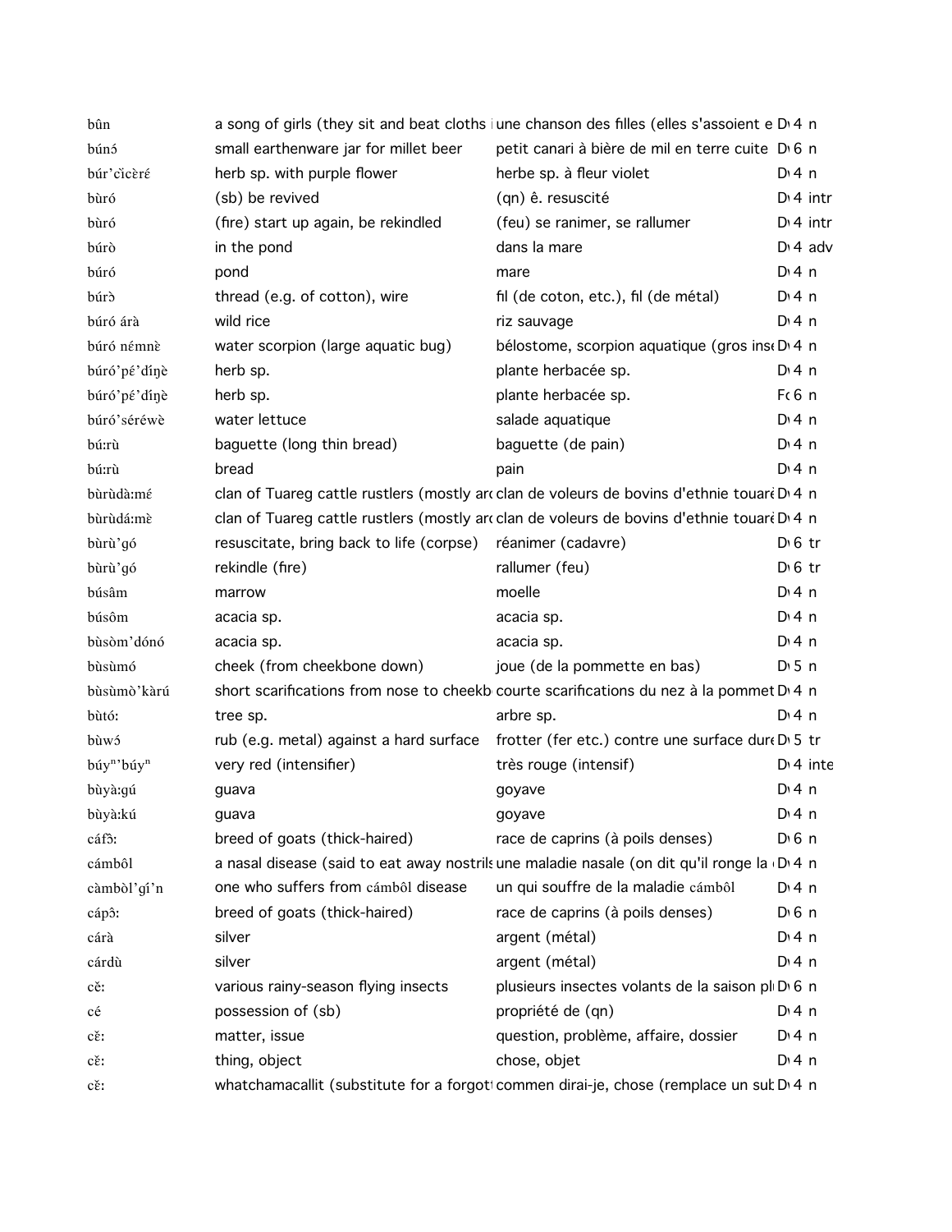| | | | | |
|---|---|---|---|---|
| bûn | a song of girls (they sit and beat cloths | une chanson des filles (elles s'assoient e | D 4 | n |
| búnɔ́ | small earthenware jar for millet beer | petit canari à bière de mil en terre cuite | D 6 | n |
| búr'cɪ̌cɛ̀rɛ́ | herb sp. with purple flower | herbe sp. à fleur violet | D 4 | n |
| bùró | (sb) be revived | (qn) ê. resuscité | D 4 | intr |
| bùró | (fire) start up again, be rekindled | (feu) se ranimer, se rallumer | D 4 | intr |
| búrò | in the pond | dans la mare | D 4 | adv |
| búró | pond | mare | D 4 | n |
| búrɔ̀ | thread (e.g. of cotton), wire | fil (de coton, etc.), fil (de métal) | D 4 | n |
| búró árà | wild rice | riz sauvage | D 4 | n |
| búró nɛ́mnɛ̀ | water scorpion (large aquatic bug) | bélostome, scorpion aquatique (gros inse | D 4 | n |
| búró'pɛ́'díŋè | herb sp. | plante herbacée sp. | D 4 | n |
| búró'pɛ́'díŋè | herb sp. | plante herbacée sp. | F 6 | n |
| búró'séréwè | water lettuce | salade aquatique | D 4 | n |
| bú:rù | baguette (long thin bread) | baguette (de pain) | D 4 | n |
| bú:rù | bread | pain | D 4 | n |
| bùrùdà:mɛ́ | clan of Tuareg cattle rustlers (mostly arc | clan de voleurs de bovins d'ethnie touaré | D 4 | n |
| bùrùdá:mɛ̀ | clan of Tuareg cattle rustlers (mostly arc | clan de voleurs de bovins d'ethnie touaré | D 4 | n |
| bùrù'gó | resuscitate, bring back to life (corpse) | réanimer (cadavre) | D 6 | tr |
| bùrù'gó | rekindle (fire) | rallumer (feu) | D 6 | tr |
| búsâm | marrow | moelle | D 4 | n |
| búsôm | acacia sp. | acacia sp. | D 4 | n |
| bùsòm'dónó | acacia sp. | acacia sp. | D 4 | n |
| bùsùmó | cheek (from cheekbone down) | joue (de la pommette en bas) | D 5 | n |
| bùsùmò'kàrú | short scarifications from nose to cheekb | courte scarifications du nez à la pommet | D 4 | n |
| bùtó: | tree sp. | arbre sp. | D 4 | n |
| bùwɔ́ | rub (e.g. metal) against a hard surface | frotter (fer etc.) contre une surface dur | D 5 | tr |
| búy$^{n}$'búy$^{n}$ | very red (intensifier) | très rouge (intensif) | D 4 | inte |
| bùyà:gú | guava | goyave | D 4 | n |
| bùyà:kú | guava | goyave | D 4 | n |
| cáfɔ̂: | breed of goats (thick-haired) | race de caprins (à poils denses) | D 6 | n |
| cámbôl | a nasal disease (said to eat away nostrils | une maladie nasale (on dit qu'il ronge la | D 4 | n |
| càmbòl'gí'n | one who suffers from cámbôl disease | un qui souffre de la maladie cámbôl | D 4 | n |
| cápɔ̂: | breed of goats (thick-haired) | race de caprins (à poils denses) | D 6 | n |
| cárà | silver | argent (métal) | D 4 | n |
| cárdù | silver | argent (métal) | D 4 | n |
| cɛ̌: | various rainy-season flying insects | plusieurs insectes volants de la saison pl | D 6 | n |
| cé | possession of (sb) | propriété de (qn) | D 4 | n |
| cɛ̌: | matter, issue | question, problème, affaire, dossier | D 4 | n |
| cɛ̌: | thing, object | chose, objet | D 4 | n |
| cɛ̌: | whatchamacallit (substitute for a forgot | commen dirai-je, chose (remplace un sub | D 4 | n |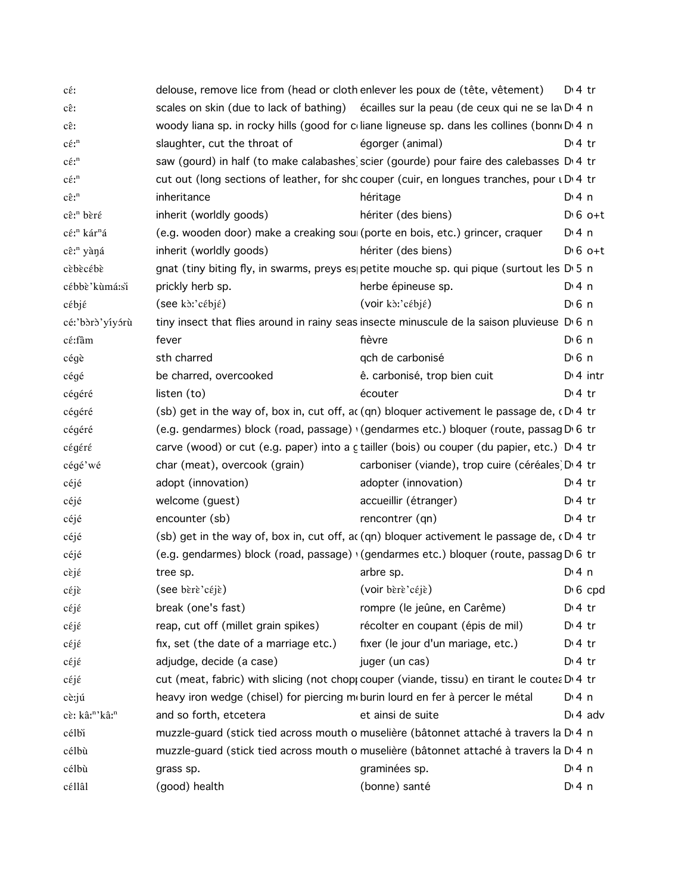| | | | |
|---|---|---|---|
| cɛ́: | delouse, remove lice from (head or cloth | enlever les poux de (tête, vêtement) | D 4 tr |
| cɛ̂: | scales on skin (due to lack of bathing) | écailles sur la peau (de ceux qui ne se lav | D 4 n |
| cɛ̂: | woody liana sp. in rocky hills (good for c | liane ligneuse sp. dans les collines (bonn | D 4 n |
| cɛ́:ⁿ | slaughter, cut the throat of | égorger (animal) | D 4 tr |
| cɛ́:ⁿ | saw (gourd) in half (to make calabashes) | scier (gourde) pour faire des calebasses | D 4 tr |
| cɛ́:ⁿ | cut out (long sections of leather, for sho | couper (cuir, en longues tranches, pour | D 4 tr |
| cɛ̂:ⁿ | inheritance | héritage | D 4 n |
| cɛ̂:ⁿ bɛ̀rɛ́ | inherit (worldly goods) | hériter (des biens) | D 6 o+t |
| cɛ́:ⁿ kárⁿá | (e.g. wooden door) make a creaking sou | (porte en bois, etc.) grincer, craquer | D 4 n |
| cɛ̂:ⁿ yàŋá | inherit (worldly goods) | hériter (des biens) | D 6 o+t |
| cɛ̀bɛ̀cɛ́bɛ̀ | gnat (tiny biting fly, in swarms, preys es | petite mouche sp. qui pique (surtout les | D 5 n |
| cɛ́bbɛ̀'kùmá:sɪ̀ | prickly herb sp. | herbe épineuse sp. | D 4 n |
| cɛ́bjɛ́ | (see kɔ̀:'cɛ́bjɛ́) | (voir kɔ̀:'cɛ́bjɛ́) | D 6 n |
| cɛ́:'bɔ̀rɔ̀'yíyɔ́rù | tiny insect that flies around in rainy seas | insecte minuscule de la saison pluvieuse | D 6 n |
| cɛ́:fâm | fever | fièvre | D 6 n |
| cégè | sth charred | qch de carbonisé | D 6 n |
| cégé | be charred, overcooked | ê. carbonisé, trop bien cuit | D 4 intr |
| cégéré | listen (to) | écouter | D 4 tr |
| cégéré | (sb) get in the way of, box in, cut off, ac | (qn) bloquer activement le passage de, | D 4 tr |
| cégéré | (e.g. gendarmes) block (road, passage) | (gendarmes etc.) bloquer (route, passag | D 6 tr |
| cɛ́gɛ́rɛ́ | carve (wood) or cut (e.g. paper) into a g | tailler (bois) ou couper (du papier, etc.) | D 4 tr |
| cégé'wé | char (meat), overcook (grain) | carboniser (viande), trop cuire (céréales) | D 4 tr |
| céjé | adopt (innovation) | adopter (innovation) | D 4 tr |
| céjé | welcome (guest) | accueillir (étranger) | D 4 tr |
| céjé | encounter (sb) | rencontrer (qn) | D 4 tr |
| céjé | (sb) get in the way of, box in, cut off, ac | (qn) bloquer activement le passage de, | D 4 tr |
| céjé | (e.g. gendarmes) block (road, passage) | (gendarmes etc.) bloquer (route, passag | D 6 tr |
| cɛ̀jɛ́ | tree sp. | arbre sp. | D 4 n |
| cɛ́jɛ̀ | (see bɛ̀rɛ̀'cɛ́jɛ̀) | (voir bɛ̀rɛ̀'cɛ́jɛ̀) | D 6 cpd |
| cɛ́jɛ́ | break (one's fast) | rompre (le jeûne, en Carême) | D 4 tr |
| cɛ́jɛ́ | reap, cut off (millet grain spikes) | récolter en coupant (épis de mil) | D 4 tr |
| cɛ́jɛ́ | fix, set (the date of a marriage etc.) | fixer (le jour d'un mariage, etc.) | D 4 tr |
| cɛ́jɛ́ | adjudge, decide (a case) | juger (un cas) | D 4 tr |
| cɛ́jɛ́ | cut (meat, fabric) with slicing (not chopp | couper (viande, tissu) en tirant le coutea | D 4 tr |
| cɛ̀:jú | heavy iron wedge (chisel) for piercing m | burin lourd en fer à percer le métal | D 4 n |
| cɛ̀: kâ:ⁿ'kâ:ⁿ | and so forth, etcetera | et ainsi de suite | D 4 adv |
| cɛ́lbɪ̀ | muzzle-guard (stick tied across mouth o | muselière (bâtonnet attaché à travers la | D 4 n |
| cɛ́lbù | muzzle-guard (stick tied across mouth o | muselière (bâtonnet attaché à travers la | D 4 n |
| cɛ́lbù | grass sp. | graminées sp. | D 4 n |
| cɛ́llâl | (good) health | (bonne) santé | D 4 n |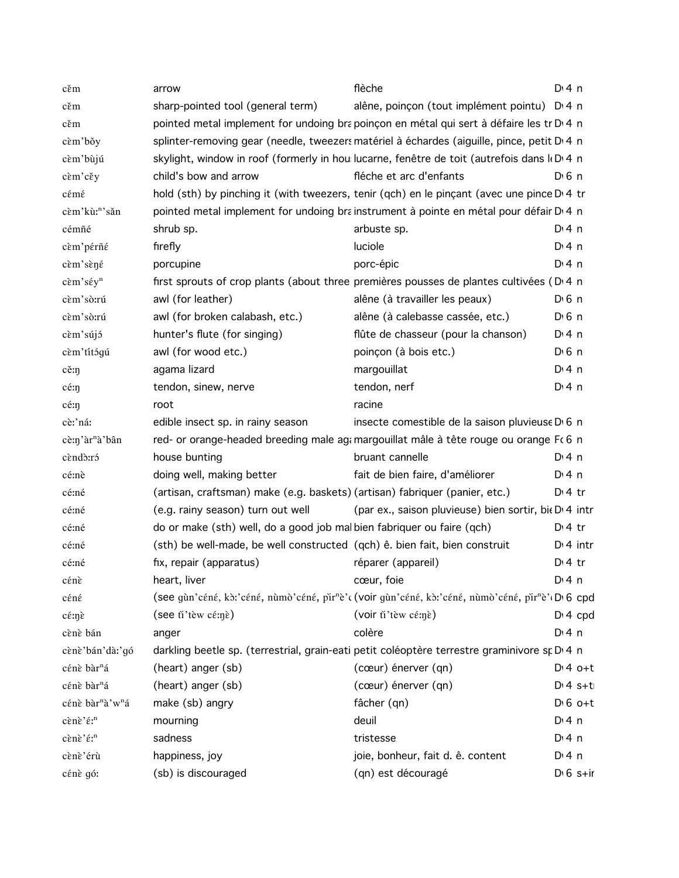| | | | |
|---|---|---|---|
| cě̌m | arrow | flèche | D 4 n |
| cě̌m | sharp-pointed tool (general term) | alêne, poinçon (tout implément pointu) | D 4 n |
| cě̌m | pointed metal implement for undoing bra | poinçon en métal qui sert à défaire les tr | D 4 n |
| cèm’bǒy | splinter-removing gear (needle, tweezers | matériel à échardes (aiguille, pince, petit | D 4 n |
| cèm’bùjú | skylight, window in roof (formerly in hou | lucarne, fenêtre de toit (autrefois dans l | D 4 n |
| cèm’cě̌y | child's bow and arrow | fléche et arc d'enfants | D 6 n |
| cémɛ́ | hold (sth) by pinching it (with tweezers, | tenir (qch) en le pinçant (avec une pince | D 4 tr |
| cèm’kù:ⁿ’sǎn | pointed metal implement for undoing bra | instrument à pointe en métal pour défair | D 4 n |
| cémñé | shrub sp. | arbuste sp. | D 4 n |
| cèm’péríɛ́ | firefly | luciole | D 4 n |
| cèm’sèŋɛ́ | porcupine | porc-épic | D 4 n |
| cèm’séyⁿ | first sprouts of crop plants (about three | premières pousses de plantes cultivées ( | D 4 n |
| cèm’sò:rú | awl (for leather) | alêne (à travailler les peaux) | D 6 n |
| cèm’sò:rú | awl (for broken calabash, etc.) | alêne (à calebasse cassée, etc.) | D 6 n |
| cèm’sújɔ́ | hunter's flute (for singing) | flûte de chasseur (pour la chanson) | D 4 n |
| cèm’títɔ́gú | awl (for wood etc.) | poinçon (à bois etc.) | D 6 n |
| cě:ŋ | agama lizard | margouillat | D 4 n |
| cé:ŋ | tendon, sinew, nerve | tendon, nerf | D 4 n |
| cé:ŋ | root | racine | |
| cè:’ná: | edible insect sp. in rainy season | insecte comestible de la saison pluvieuse | D 6 n |
| cè:ŋ’àrⁿà’bân | red- or orange-headed breeding male ag | margouillat mâle à tête rouge ou orange | F 6 n |
| cèndɔ̀:rɔ́ | house bunting | bruant cannelle | D 4 n |
| cé:nè | doing well, making better | fait de bien faire, d'améliorer | D 4 n |
| cé:né | (artisan, craftsman) make (e.g. baskets) | (artisan) fabriquer (panier, etc.) | D 4 tr |
| cé:né | (e.g. rainy season) turn out well | (par ex., saison pluvieuse) bien sortir, bi | D 4 intr |
| cé:né | do or make (sth) well, do a good job mal | bien fabriquer ou faire (qch) | D 4 tr |
| cé:né | (sth) be well-made, be well constructed | (qch) ê. bien fait, bien construit | D 4 intr |
| cé:né | fix, repair (apparatus) | réparer (appareil) | D 4 tr |
| cénɛ̀ | heart, liver | cœur, foie | D 4 n |
| cénɛ́ | (see gùn’cénɛ́, kɔ̀:’cénɛ́, nùmɔ̀’cénɛ́, pìrⁿɛ̀’ | (voir gùn’cénɛ́, kɔ̀:’cénɛ́, nùmɔ̀’cénɛ́, pìrⁿɛ̀’ | D 6 cpd |
| cé:ŋɛ̀ | (see tì’tèw cé:ŋɛ̀) | (voir tì’tèw cé:ŋɛ̀) | D 4 cpd |
| cènɛ̀ bán | anger | colère | D 4 n |
| cènɛ̀’bán’dà:’gó | darkling beetle sp. (terrestrial, grain-eati | petit coléoptère terrestre graminivore sp | D 4 n |
| cénɛ̀ bàrⁿá | (heart) anger (sb) | (cœur) énerver (qn) | D 4 o+t |
| cénɛ̀ bàrⁿá | (heart) anger (sb) | (cœur) énerver (qn) | D 4 s+t |
| cénɛ̀ bàrⁿà’wⁿá | make (sb) angry | fâcher (qn) | D 6 o+t |
| cènɛ̀’ɛ́:ⁿ | mourning | deuil | D 4 n |
| cènɛ̀’ɛ́:ⁿ | sadness | tristesse | D 4 n |
| cènɛ̀’érù | happiness, joy | joie, bonheur, fait d. ê. content | D 4 n |
| cénɛ̀ gó: | (sb) is discouraged | (qn) est découragé | D 6 s+i |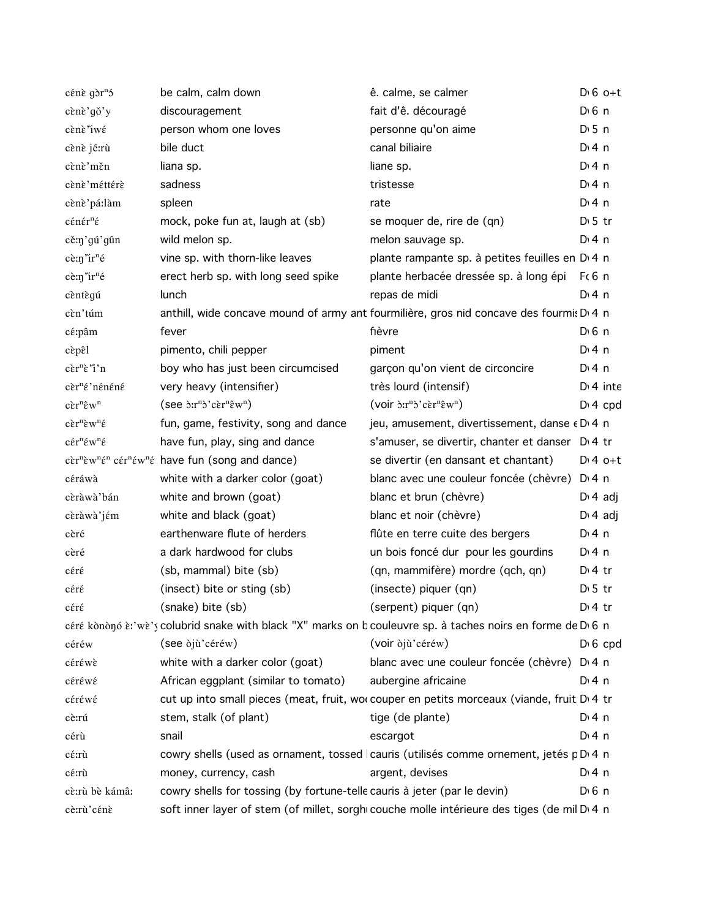| | | | | |
|---|---|---|---|---|
| cénɛ̀ gɔ̀rⁿɔ́ | be calm, calm down | ê. calme, se calmer | D 6 | o+t |
| cɛ̀nɛ̀'gǒ'y | discouragement | fait d'ê. découragé | D 6 | n |
| cɛ̀nɛ̀'ìwɛ́ | person whom one loves | personne qu'on aime | D 5 | n |
| cɛ̀nɛ̀ jéːrù | bile duct | canal biliaire | D 4 | n |
| cɛ̀nɛ̀'měn | liana sp. | liane sp. | D 4 | n |
| cɛ̀nɛ̀'méttérɛ̀ | sadness | tristesse | D 4 | n |
| cɛ̀nɛ̀'páːlàm | spleen | rate | D 4 | n |
| cénérⁿɛ́ | mock, poke fun at, laugh at (sb) | se moquer de, rire de (qn) | D 5 | tr |
| cěːŋ'gú'gûn | wild melon sp. | melon sauvage sp. | D 4 | n |
| cèːŋ'ìrⁿé | vine sp. with thorn-like leaves | plante rampante sp. à petites feuilles en | D 4 | n |
| cèːŋ'ìrⁿé | erect herb sp. with long seed spike | plante herbacée dressée sp. à long épi | F 6 | n |
| cɛ̀ntɛ̀gú | lunch | repas de midi | D 4 | n |
| cɛ̀n'túm | anthill, wide concave mound of army ant | fourmilière, gros nid concave des fourmis | D 4 | n |
| céːpâm | fever | fièvre | D 6 | n |
| cɛ̀pɛ̂l | pimento, chili pepper | piment | D 4 | n |
| cɛ̀rⁿɛ̀'ǐ'n | boy who has just been circumcised | garçon qu'on vient de circoncire | D 4 | n |
| cɛ̀rⁿɛ́'nénéné | very heavy (intensifier) | très lourd (intensif) | D 4 | inte |
| cɛ̀rⁿɛ̂wⁿ | (see ɔ̀ːrⁿɔ̀'cɛ̀rⁿɛ̂wⁿ) | (voir ɔ̀ːrⁿɔ̀'cɛ̀rⁿɛ̂wⁿ) | D 4 | cpd |
| cɛ̀rⁿɛ̀wⁿɛ́ | fun, game, festivity, song and dance | jeu, amusement, divertissement, danse e | D 4 | n |
| cɛ́rⁿɛ́wⁿɛ́ | have fun, play, sing and dance | s'amuser, se divertir, chanter et danser | D 4 | tr |
| cɛ̀rⁿɛ̀wⁿɛ́ⁿ cɛ́rⁿɛ́wⁿɛ́ | have fun (song and dance) | se divertir (en dansant et chantant) | D 4 | o+t |
| cɛ́ráwà | white with a darker color (goat) | blanc avec une couleur foncée (chèvre) | D 4 | n |
| cɛ̀ràwà'bán | white and brown (goat) | blanc et brun (chèvre) | D 4 | adj |
| cɛ̀ràwà'jɛ́m | white and black (goat) | blanc et noir (chèvre) | D 4 | adj |
| cɛ̀ré | earthenware flute of herders | flûte en terre cuite des bergers | D 4 | n |
| cɛ̀ré | a dark hardwood for clubs | un bois foncé dur pour les gourdins | D 4 | n |
| céré | (sb, mammal) bite (sb) | (qn, mammifère) mordre (qch, qn) | D 4 | tr |
| cɛ́rɛ́ | (insect) bite or sting (sb) | (insecte) piquer (qn) | D 5 | tr |
| céré | (snake) bite (sb) | (serpent) piquer (qn) | D 4 | tr |
| cɛ́rɛ́ kònòŋó ɛ̀ː'wɛ̀'y | colubrid snake with black "X" marks on b | couleuvre sp. à taches noirs en forme de | D 6 | n |
| cɛ́réw | (see ɔ̀jù'cɛ́réw) | (voir ɔ̀jù'cɛ́réw) | D 6 | cpd |
| cɛ́réwɛ̀ | white with a darker color (goat) | blanc avec une couleur foncée (chèvre) | D 4 | n |
| cɛ́réwɛ́ | African eggplant (similar to tomato) | aubergine africaine | D 4 | n |
| cɛ́réwɛ́ | cut up into small pieces (meat, fruit, woo | couper en petits morceaux (viande, fruit | D 4 | tr |
| cɛ̀ːrú | stem, stalk (of plant) | tige (de plante) | D 4 | n |
| cérù | snail | escargot | D 4 | n |
| cɛ́ːrù | cowry shells (used as ornament, tossed | cauris (utilisés comme ornement, jetés p | D 4 | n |
| cɛ́ːrù | money, currency, cash | argent, devises | D 4 | n |
| cɛ̀ːrù bɛ̀ kámâː | cowry shells for tossing (by fortune-telle | cauris à jeter (par le devin) | D 6 | n |
| cɛ̀ːrù'cénɛ̀ | soft inner layer of stem (of millet, sorgh | couche molle intérieure des tiges (de mil | D 4 | n |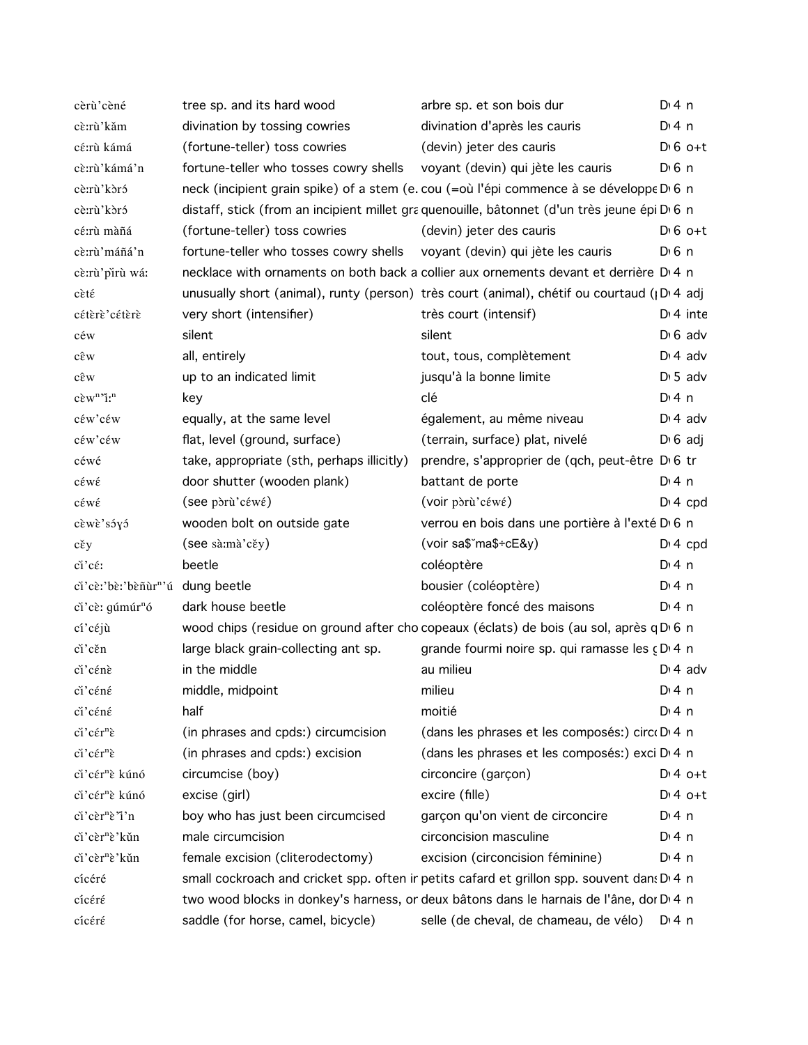| | | | |
|---|---|---|---|
| cèrù’cèné | tree sp. and its hard wood | arbre sp. et son bois dur | D 4 n |
| cɛ̀ːrù’kǎm | divination by tossing cowries | divination d'après les cauris | D 4 n |
| cɛ́ːrù kámá | (fortune-teller) toss cowries | (devin) jeter des cauris | D 6 o+t |
| cɛ̀ːrù’kámá’n | fortune-teller who tosses cowry shells | voyant (devin) qui jète les cauris | D 6 n |
| cɛ̀ːrù’kɔ̀ró | neck (incipient grain spike) of a stem (e. | cou (=où l'épi commence à se développe | D 6 n |
| cɛ̀ːrù’kɔ̀ró | distaff, stick (from an incipient millet gra | quenouille, bâtonnet (d'un très jeune épi | D 6 n |
| cɛ́ːrù màñá | (fortune-teller) toss cowries | (devin) jeter des cauris | D 6 o+t |
| cɛ̀ːrù’máñá’n | fortune-teller who tosses cowry shells | voyant (devin) qui jète les cauris | D 6 n |
| cɛ̀ːrù’pǐrù wáː | necklace with ornaments on both back a | collier aux ornements devant et derrière | D 4 n |
| cɛ̀tɛ́ | unusually short (animal), runty (person) | très court (animal), chétif ou courtaud ( | D 4 adj |
| cɛ́tɛ̀rɛ̀’cɛ́tɛ̀rɛ̀ | very short (intensifier) | très court (intensif) | D 4 inte |
| céw | silent | silent | D 6 adv |
| cɛ̂w | all, entirely | tout, tous, complètement | D 4 adv |
| cɛ̂w | up to an indicated limit | jusqu'à la bonne limite | D 5 adv |
| cɛ̀wⁿ’ǐːⁿ | key | clé | D 4 n |
| céw’céw | equally, at the same level | également, au même niveau | D 4 adv |
| céw’céw | flat, level (ground, surface) | (terrain, surface) plat, nivelé | D 6 adj |
| céwé | take, appropriate (sth, perhaps illicitly) | prendre, s'approprier de (qch, peut-être | D 6 tr |
| cɛ́wɛ́ | door shutter (wooden plank) | battant de porte | D 4 n |
| cɛ́wɛ́ | (see pɔ̀rù’cɛ́wɛ́) | (voir pɔ̀rù’cɛ́wɛ́) | D 4 cpd |
| cɛ̀wɛ̀’sɔ́ɣɔ́ | wooden bolt on outside gate | verrou en bois dans une portière à l'exté | D 6 n |
| cɛ̌y | (see sàːmà’cɛ̌y) | (voir sa$˘ma$÷cE&y) | D 4 cpd |
| cǐ’céː | beetle | coléoptère | D 4 n |
| cǐ’cɛ̀ː’bɛ̀ː’bɛ̀ñùrⁿ’ú | dung beetle | bousier (coléoptère) | D 4 n |
| cǐ’cɛ̀ː gúmúrⁿó | dark house beetle | coléoptère foncé des maisons | D 4 n |
| cí’céjù | wood chips (residue on ground after cho | copeaux (éclats) de bois (au sol, après q | D 6 n |
| cǐ’cɛ̌n | large black grain-collecting ant sp. | grande fourmi noire sp. qui ramasse les ( | D 4 n |
| cǐ’cɛ́nɛ̀ | in the middle | au milieu | D 4 adv |
| cǐ’cɛ́nɛ́ | middle, midpoint | milieu | D 4 n |
| cǐ’cɛ́nɛ́ | half | moitié | D 4 n |
| cǐ’cɛ́rⁿɛ̀ | (in phrases and cpds:) circumcision | (dans les phrases et les composés:) circ | D 4 n |
| cǐ’cɛ́rⁿɛ̀ | (in phrases and cpds:) excision | (dans les phrases et les composés:) exci | D 4 n |
| cǐ’cɛ́rⁿɛ̀ kúnó | circumcise (boy) | circoncire (garçon) | D 4 o+t |
| cǐ’cɛ́rⁿɛ̀ kúnó | excise (girl) | excire (fille) | D 4 o+t |
| cǐ’cɛ̀rⁿɛ̀’ǐ’n | boy who has just been circumcised | garçon qu'on vient de circoncire | D 4 n |
| cǐ’cɛ̀rⁿɛ̀’kǔn | male circumcision | circoncision masculine | D 4 n |
| cǐ’cɛ̀rⁿɛ̀’kǔn | female excision (cliterodectomy) | excision (circoncision féminine) | D 4 n |
| cícéré | small cockroach and cricket spp. often ir | petits cafard et grillon spp. souvent dans | D 4 n |
| cícéré | two wood blocks in donkey's harness, or | deux bâtons dans le harnais de l'âne, dor | D 4 n |
| cícéré | saddle (for horse, camel, bicycle) | selle (de cheval, de chameau, de vélo) | D 4 n |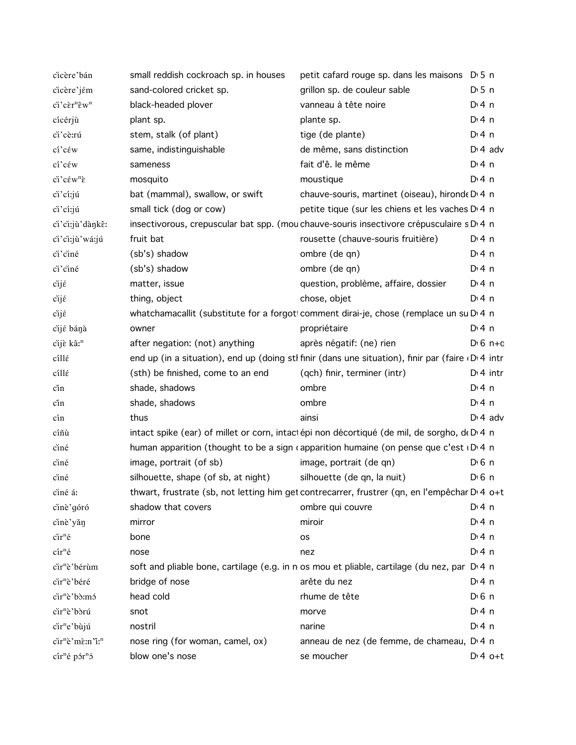| | | | |
|---|---|---|---|
| cìcère'bán | small reddish cockroach sp. in houses | petit cafard rouge sp. dans les maisons | D 5 n |
| cìcère'jém | sand-colored cricket sp. | grillon sp. de couleur sable | D 5 n |
| cì'cèrⁿêwⁿ | black-headed plover | vanneau à tête noire | D 4 n |
| cícérjù | plant sp. | plante sp. | D 4 n |
| cì'cè:rú | stem, stalk (of plant) | tige (de plante) | D 4 n |
| cí'céw | same, indistinguishable | de même, sans distinction | D 4 adv |
| cí'céw | sameness | fait d'ê. le même | D 4 n |
| cì'céwⁿɛ̀ | mosquito | moustique | D 4 n |
| cì'cí:jú | bat (mammal), swallow, or swift | chauve-souris, martinet (oiseau), hironde | D 4 n |
| cì'cí:jú | small tick (dog or cow) | petite tique (sur les chiens et les vaches | D 4 n |
| cì'cì:jù'dàŋkê: | insectivorous, crepuscular bat spp. (mou | chauve-souris insectivore crépusculaire s | D 4 n |
| cì'cì:jù'wá:jú | fruit bat | rousette (chauve-souris fruitière) | D 4 n |
| cì'cìné | (sb's) shadow | ombre (de qn) | D 4 n |
| cì'cìné | (sb's) shadow | ombre (de qn) | D 4 n |
| cìjɛ́ | matter, issue | question, problème, affaire, dossier | D 4 n |
| cìjɛ́ | thing, object | chose, objet | D 4 n |
| cìjɛ́ | whatchamacallit (substitute for a forgot | comment dirai-je, chose (remplace un su | D 4 n |
| cìjɛ́ báŋà | owner | propriétaire | D 4 n |
| cìjɛ̀ kâ:ⁿ | after negation: (not) anything | après négatif: (ne) rien | D 6 n+q |
| cíllɛ́ | end up (in a situation), end up (doing stl | finir (dans une situation), finir par (faire | D 4 intr |
| cíllɛ́ | (sth) be finished, come to an end | (qch) finir, terminer (intr) | D 4 intr |
| cǐn | shade, shadows | ombre | D 4 n |
| cǐn | shade, shadows | ombre | D 4 n |
| cín | thus | ainsi | D 4 adv |
| cíñù | intact spike (ear) of millet or corn, intact | épi non décortiqué (de mil, de sorgho, de | D 4 n |
| cìné | human apparition (thought to be a sign c | apparition humaine (on pense que c'est | D 4 n |
| cìné | image, portrait (of sb) | image, portrait (de qn) | D 6 n |
| cìné | silhouette, shape (of sb, at night) | silhouette (de qn, la nuit) | D 6 n |
| cìné á: | thwart, frustrate (sb, not letting him get | contrecarrer, frustrer (qn, en l'empêchar | D 4 o+t |
| cìnè'góró | shadow that covers | ombre qui couvre | D 4 n |
| cìnè'yǎŋ | mirror | miroir | D 4 n |
| cìrⁿé | bone | os | D 4 n |
| círⁿé | nose | nez | D 4 n |
| cìrⁿè'bérùm | soft and pliable bone, cartilage (e.g. in n | os mou et pliable, cartilage (du nez, par | D 4 n |
| cìrⁿè'béré | bridge of nose | arête du nez | D 4 n |
| cìrⁿè'bɔ̀:mɔ́ | head cold | rhume de tête | D 6 n |
| cìrⁿè'bɔ̀rú | snot | morve | D 4 n |
| cìrⁿe'bùjú | nostril | narine | D 4 n |
| cìrⁿè'mɛ̀:n'ǐ:ⁿ | nose ring (for woman, camel, ox) | anneau de nez (de femme, de chameau, | D 4 n |
| círⁿé pórⁿɔ́ | blow one's nose | se moucher | D 4 o+t |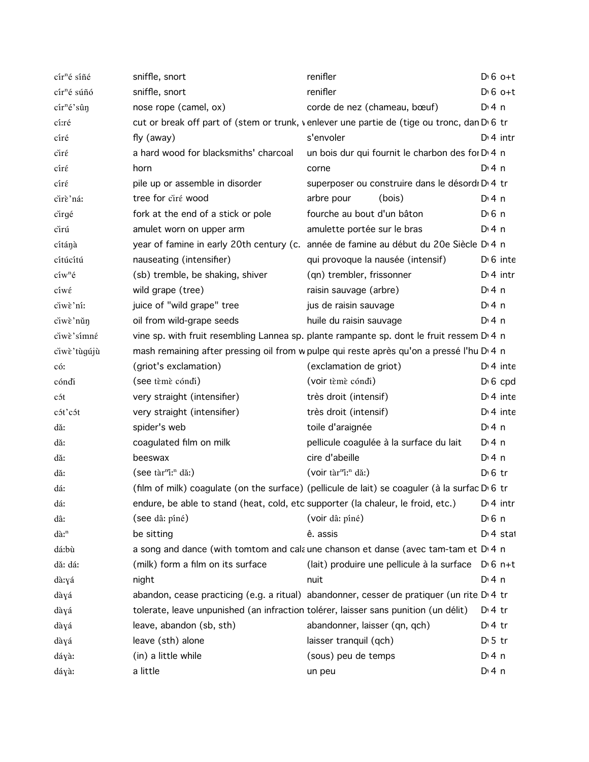| | | | |
|---|---|---|---|
| círⁿé síñé | sniffle, snort | renifler | D 6 o+t |
| círⁿé súñó | sniffle, snort | renifler | D 6 o+t |
| círⁿé'sûŋ | nose rope (camel, ox) | corde de nez (chameau, bœuf) | D 4 n |
| cí:ré | cut or break off part of (stem or trunk, v | enlever une partie de (tige ou tronc, dan | D 6 tr |
| círé | fly (away) | s'envoler | D 4 intr |
| cǐrɛ́ | a hard wood for blacksmiths' charcoal | un bois dur qui fournit le charbon des for | D 4 n |
| círɛ́ | horn | corne | D 4 n |
| círɛ́ | pile up or assemble in disorder | superposer ou construire dans le désordr | D 4 tr |
| cǐrɛ̀'ná: | tree for cǐrɛ́ wood | arbre pour (bois) | D 4 n |
| cǐrgé | fork at the end of a stick or pole | fourche au bout d'un bâton | D 6 n |
| cǐrú | amulet worn on upper arm | amulette portée sur le bras | D 4 n |
| cítáŋà | year of famine in early 20th century (c. | année de famine au début du 20e Siècle | D 4 n |
| cítúcítú | nauseating (intensifier) | qui provoque la nausée (intensif) | D 6 inte |
| cíwⁿé | (sb) tremble, be shaking, shiver | (qn) trembler, frissonner | D 4 intr |
| cíwé | wild grape (tree) | raisin sauvage (arbre) | D 4 n |
| cǐwɛ̀'ní: | juice of "wild grape" tree | jus de raisin sauvage | D 4 n |
| cǐwɛ̀'nǔŋ | oil from wild-grape seeds | huile du raisin sauvage | D 4 n |
| cǐwɛ̀'símnɛ́ | vine sp. with fruit resembling Lannea sp. | plante rampante sp. dont le fruit ressem | D 4 n |
| cǐwɛ̀'tùgújù | mash remaining after pressing oil from w | pulpe qui reste après qu'on a pressé l'hu | D 4 n |
| có: | (griot's exclamation) | (exclamation de griot) | D 4 inte |
| cóndì | (see tɛ̀mɛ̀ cóndì) | (voir tɛ̀mɛ̀ cóndì) | D 6 cpd |
| cɔ́t | very straight (intensifier) | très droit (intensif) | D 4 inte |
| cɔ́t'cɔ́t | very straight (intensifier) | très droit (intensif) | D 4 inte |
| dǎ: | spider's web | toile d'araignée | D 4 n |
| dǎ: | coagulated film on milk | pellicule coagulée à la surface du lait | D 4 n |
| dǎ: | beeswax | cire d'abeille | D 4 n |
| dǎ: | (see tàrⁿì:ⁿ dǎ:) | (voir tàrⁿì:ⁿ dǎ:) | D 6 tr |
| dá: | (film of milk) coagulate (on the surface) | (pellicule de lait) se coaguler (à la surfac | D 6 tr |
| dá: | endure, be able to stand (heat, cold, etc | supporter (la chaleur, le froid, etc.) | D 4 intr |
| dâ: | (see dâ: píné) | (voir dâ: píné) | D 6 n |
| dà:ⁿ | be sitting | ê. assis | D 4 stat |
| dá:bù | a song and dance (with tomtom and cala | une chanson et danse (avec tam-tam et | D 4 n |
| dǎ: dá: | (milk) form a film on its surface | (lait) produire une pellicule à la surface | D 6 n+t |
| dà:ɣá | night | nuit | D 4 n |
| dàɣá | abandon, cease practicing (e.g. a ritual) | abandonner, cesser de pratiquer (un rite | D 4 tr |
| dàɣá | tolerate, leave unpunished (an infraction | tolérer, laisser sans punition (un délit) | D 4 tr |
| dàɣá | leave, abandon (sb, sth) | abandonner, laisser (qn, qch) | D 4 tr |
| dàɣá | leave (sth) alone | laisser tranquil (qch) | D 5 tr |
| dáɣà: | (in) a little while | (sous) peu de temps | D 4 n |
| dáɣà: | a little | un peu | D 4 n |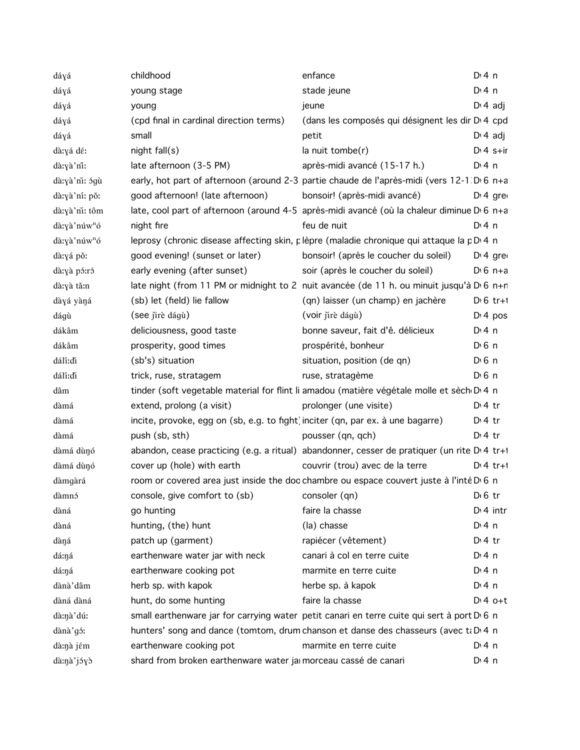| | | | |
|---|---|---|---|
| dáɣá | childhood | enfance | D 4 n |
| dáɣá | young stage | stade jeune | D 4 n |
| dáɣá | young | jeune | D 4 adj |
| dáɣá | (cpd final in cardinal direction terms) | (dans les composés qui désignent les dir | D 4 cpd |
| dáɣá | small | petit | D 4 adj |
| dà:ɣá dɛ́: | night fall(s) | la nuit tombe(r) | D 4 s+ir |
| dà:ɣà'nî: | late afternoon (3-5 PM) | après-midi avancé (15-17 h.) | D 4 n |
| dà:ɣà'nì: ɔ́gù | early, hot part of afternoon (around 2-3 | partie chaude de l'après-midi (vers 12-1 | D 6 n+a |
| dà:ɣà'ní: pǒ: | good afternoon! (late afternoon) | bonsoir! (après-midi avancé) | D 4 gre |
| dà:ɣà'nì: tôm | late, cool part of afternoon (around 4-5 | après-midi avancé (où la chaleur diminue | D 6 n+a |
| dà:ɣà'núwⁿó | night fire | feu de nuit | D 4 n |
| dà:ɣà'núwⁿó | leprosy (chronic disease affecting skin, p | lèpre (maladie chronique qui attaque la p | D 4 n |
| dà:ɣá pǒ: | good evening! (sunset or later) | bonsoir! (après le coucher du soleil) | D 4 gre |
| dà:ɣà pɔ́:rɔ́ | early evening (after sunset) | soir (après le coucher du soleil) | D 6 n+a |
| dà:ɣà tǎ:n | late night (from 11 PM or midnight to 2 | nuit avancée (de 11 h. ou minuit jusqu'à | D 6 n+n |
| dàɣá yàŋá | (sb) let (field) lie fallow | (qn) laisser (un champ) en jachère | D 6 tr+t |
| dágù | (see ɟìrè dágù) | (voir ɟìrè dágù) | D 4 pos |
| dákâm | deliciousness, good taste | bonne saveur, fait d'ê. délicieux | D 4 n |
| dákâm | prosperity, good times | prospérité, bonheur | D 6 n |
| dálí:đì | (sb's) situation | situation, position (de qn) | D 6 n |
| dálí:đì | trick, ruse, stratagem | ruse, stratagème | D 6 n |
| dâm | tinder (soft vegetable material for flint li | amadou (matière végétale molle et sèch | D 4 n |
| dàmá | extend, prolong (a visit) | prolonger (une visite) | D 4 tr |
| dàmá | incite, provoke, egg on (sb, e.g. to fight) | inciter (qn, par ex. à une bagarre) | D 4 tr |
| dàmá | push (sb, sth) | pousser (qn, qch) | D 4 tr |
| dàmá dùŋó | abandon, cease practicing (e.g. a ritual) | abandonner, cesser de pratiquer (un rite | D 4 tr+t |
| dàmá dùŋó | cover up (hole) with earth | couvrir (trou) avec de la terre | D 4 tr+t |
| dàmgàrá | room or covered area just inside the doo | chambre ou espace couvert juste à l'inté | D 6 n |
| dàmnɔ́ | console, give comfort to (sb) | consoler (qn) | D 6 tr |
| dàná | go hunting | faire la chasse | D 4 intr |
| dàná | hunting, (the) hunt | (la) chasse | D 4 n |
| dàŋá | patch up (garment) | rapiécer (vêtement) | D 4 tr |
| dá:ŋá | earthenware water jar with neck | canari à col en terre cuite | D 4 n |
| dá:ŋá | earthenware cooking pot | marmite en terre cuite | D 4 n |
| dànà'dâm | herb sp. with kapok | herbe sp. à kapok | D 4 n |
| dàná dàná | hunt, do some hunting | faire la chasse | D 4 o+t |
| dà:ŋà'dú: | small earthenware jar for carrying water | petit canari en terre cuite qui sert à port | D 6 n |
| dànà'gɔ́: | hunters' song and dance (tomtom, drum | chanson et danse des chasseurs (avec t | D 4 n |
| dà:ŋà jɛ́m | earthenware cooking pot | marmite en terre cuite | D 4 n |
| dà:ŋà'jɔ́ɣɔ̀ | shard from broken earthenware water ja | morceau cassé de canari | D 4 n |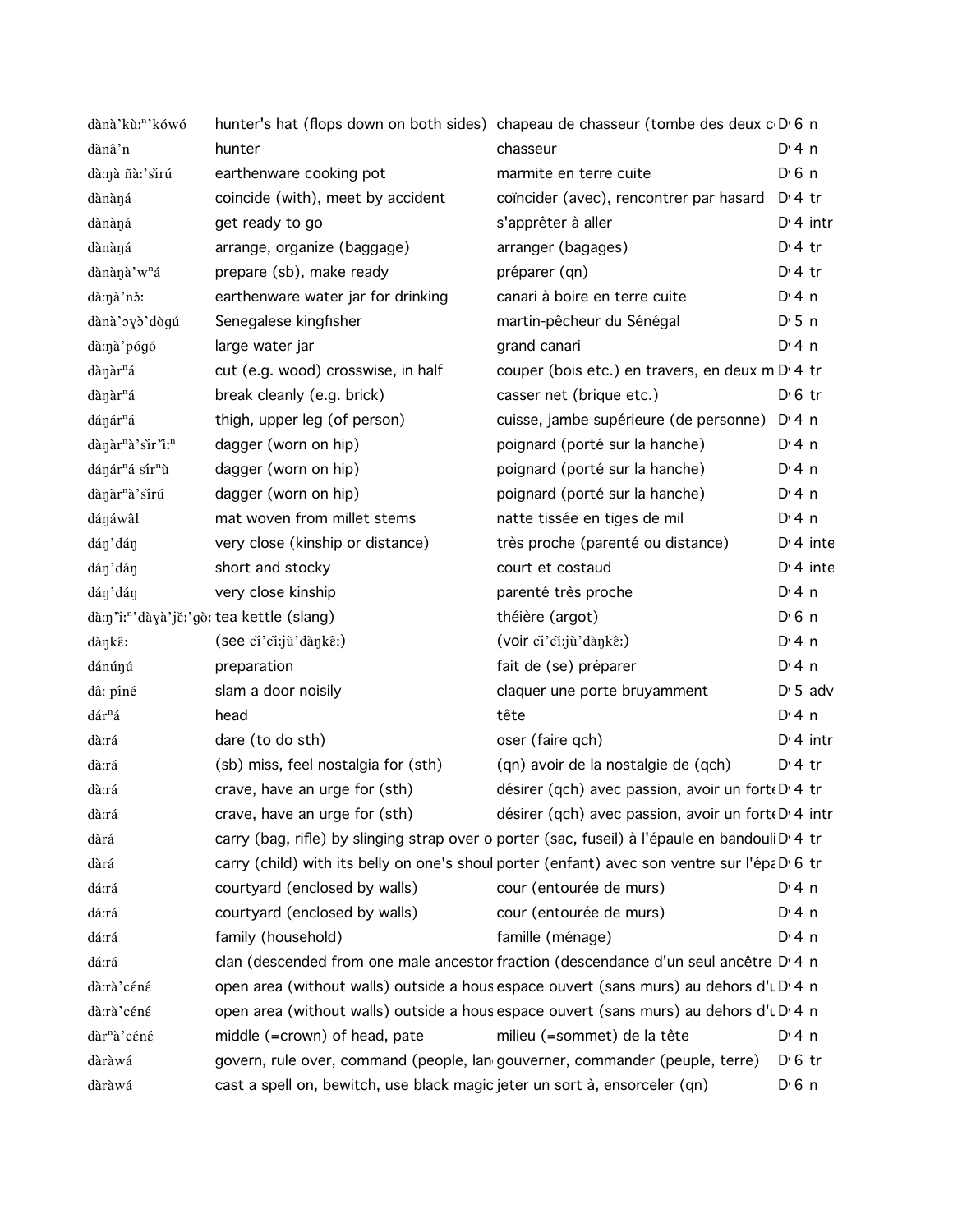| | | | | |
|---|---|---|---|---|
| dànà'kù:ⁿ'kówó | hunter's hat (flops down on both sides) | chapeau de chasseur (tombe des deux c | D 6 | n |
| dànâ'n | hunter | chasseur | D 4 | n |
| dà:ŋà ñà:'sǐrú | earthenware cooking pot | marmite en terre cuite | D 6 | n |
| dànàŋá | coincide (with), meet by accident | coïncider (avec), rencontrer par hasard | D 4 | tr |
| dànàŋá | get ready to go | s'apprêter à aller | D 4 | intr |
| dànàŋá | arrange, organize (baggage) | arranger (bagages) | D 4 | tr |
| dànàŋà'wⁿá | prepare (sb), make ready | préparer (qn) | D 4 | tr |
| dà:ŋà'nɔ̌: | earthenware water jar for drinking | canari à boire en terre cuite | D 4 | n |
| dànà'ɔɣɔ̀'dògú | Senegalese kingfisher | martin-pêcheur du Sénégal | D 5 | n |
| dà:ŋà'pógó | large water jar | grand canari | D 4 | n |
| dàŋàrⁿá | cut (e.g. wood) crosswise, in half | couper (bois etc.) en travers, en deux m | D 4 | tr |
| dàŋàrⁿá | break cleanly (e.g. brick) | casser net (brique etc.) | D 6 | tr |
| dáŋárⁿá | thigh, upper leg (of person) | cuisse, jambe supérieure (de personne) | D 4 | n |
| dàŋàrⁿà'sǐr'ǐ:ⁿ | dagger (worn on hip) | poignard (porté sur la hanche) | D 4 | n |
| dáŋárⁿá sírⁿù | dagger (worn on hip) | poignard (porté sur la hanche) | D 4 | n |
| dàŋàrⁿà'sǐrú | dagger (worn on hip) | poignard (porté sur la hanche) | D 4 | n |
| dáŋáwâl | mat woven from millet stems | natte tissée en tiges de mil | D 4 | n |
| dáŋ'dáŋ | very close (kinship or distance) | très proche (parenté ou distance) | D 4 | inte |
| dáŋ'dáŋ | short and stocky | court et costaud | D 4 | inte |
| dáŋ'dáŋ | very close kinship | parenté très proche | D 4 | n |
| dà:ŋ'ì:ⁿ'dàɣà'jɛ̌:'gò: | tea kettle (slang) | théière (argot) | D 6 | n |
| dàŋkɛ̂: | (see cǐ'cǐ:jù'dàŋkɛ̂:) | (voir cǐ'cǐ:jù'dàŋkɛ̂:) | D 4 | n |
| dánúŋú | preparation | fait de (se) préparer | D 4 | n |
| dâ: píné | slam a door noisily | claquer une porte bruyamment | D 5 | adv |
| dárⁿá | head | tête | D 4 | n |
| dà:rá | dare (to do sth) | oser (faire qch) | D 4 | intr |
| dà:rá | (sb) miss, feel nostalgia for (sth) | (qn) avoir de la nostalgie de (qch) | D 4 | tr |
| dà:rá | crave, have an urge for (sth) | désirer (qch) avec passion, avoir un fort | D 4 | tr |
| dà:rá | crave, have an urge for (sth) | désirer (qch) avec passion, avoir un fort | D 4 | intr |
| dàrá | carry (bag, rifle) by slinging strap over o | porter (sac, fuseil) à l'épaule en bandouli | D 4 | tr |
| dàrá | carry (child) with its belly on one's shoul | porter (enfant) avec son ventre sur l'épa | D 6 | tr |
| dá:rá | courtyard (enclosed by walls) | cour (entourée de murs) | D 4 | n |
| dá:rá | courtyard (enclosed by walls) | cour (entourée de murs) | D 4 | n |
| dá:rá | family (household) | famille (ménage) | D 4 | n |
| dá:rá | clan (descended from one male ancestor | fraction (descendance d'un seul ancêtre | D 4 | n |
| dà:rà'céné | open area (without walls) outside a hous | espace ouvert (sans murs) au dehors d'u | D 4 | n |
| dà:rà'céné | open area (without walls) outside a hous | espace ouvert (sans murs) au dehors d'u | D 4 | n |
| dàrⁿà'cénɛ́ | middle (=crown) of head, pate | milieu (=sommet) de la tête | D 4 | n |
| dàràwá | govern, rule over, command (people, lan | gouverner, commander (peuple, terre) | D 6 | tr |
| dàràwá | cast a spell on, bewitch, use black magic | jeter un sort à, ensorceler (qn) | D 6 | n |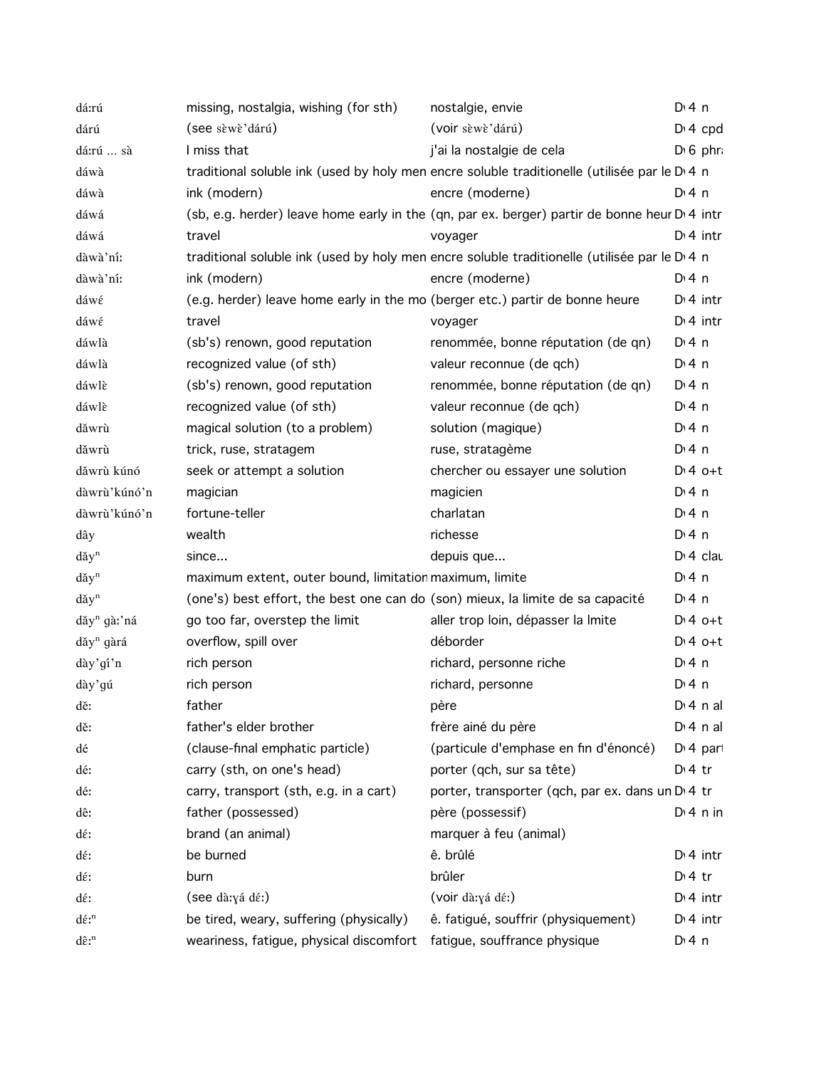| | | | |
|---|---|---|---|
| dá:rú | missing, nostalgia, wishing (for sth) | nostalgie, envie | D 4 n |
| dárú | (see sɛ̀wɛ̀'dárú) | (voir sɛ̀wɛ̀'dárú) | D 4 cpd |
| dá:rú … sà | I miss that | j'ai la nostalgie de cela | D 6 phra |
| dáwà | traditional soluble ink (used by holy men | encre soluble traditionelle (utilisée par le | D 4 n |
| dáwà | ink (modern) | encre (moderne) | D 4 n |
| dáwá | (sb, e.g. herder) leave home early in the | (qn, par ex. berger) partir de bonne heur | D 4 intr |
| dáwá | travel | voyager | D 4 intr |
| dàwà'ní: | traditional soluble ink (used by holy men | encre soluble traditionelle (utilisée par le | D 4 n |
| dàwà'ní: | ink (modern) | encre (moderne) | D 4 n |
| dáwɛ́ | (e.g. herder) leave home early in the mo | (berger etc.) partir de bonne heure | D 4 intr |
| dáwɛ́ | travel | voyager | D 4 intr |
| dáwlà | (sb's) renown, good reputation | renommée, bonne réputation (de qn) | D 4 n |
| dáwlà | recognized value (of sth) | valeur reconnue (de qch) | D 4 n |
| dáwlɛ̀ | (sb's) renown, good reputation | renommée, bonne réputation (de qn) | D 4 n |
| dáwlɛ̀ | recognized value (of sth) | valeur reconnue (de qch) | D 4 n |
| dǎwrù | magical solution (to a problem) | solution (magique) | D 4 n |
| dǎwrù | trick, ruse, stratagem | ruse, stratagème | D 4 n |
| dǎwrù kúnó | seek or attempt a solution | chercher ou essayer une solution | D 4 o+t |
| dàwrù'kúnó'n | magician | magicien | D 4 n |
| dàwrù'kúnó'n | fortune-teller | charlatan | D 4 n |
| dây | wealth | richesse | D 4 n |
| dǎy$^n$ | since... | depuis que... | D 4 clau |
| dǎy$^n$ | maximum extent, outer bound, limitation | maximum, limite | D 4 n |
| dǎy$^n$ | (one's) best effort, the best one can do | (son) mieux, la limite de sa capacité | D 4 n |
| dǎy$^n$ gà:'ná | go too far, overstep the limit | aller trop loin, dépasser la lmite | D 4 o+t |
| dǎy$^n$ gàrá | overflow, spill over | déborder | D 4 o+t |
| dày'gí'n | rich person | richard, personne riche | D 4 n |
| dày'gú | rich person | richard, personne | D 4 n |
| dě: | father | père | D 4 n al |
| dě: | father's elder brother | frère ainé du père | D 4 n al |
| dé | (clause-final emphatic particle) | (particule d'emphase en fin d'énoncé) | D 4 part |
| dé: | carry (sth, on one's head) | porter (qch, sur sa tête) | D 4 tr |
| dé: | carry, transport (sth, e.g. in a cart) | porter, transporter (qch, par ex. dans un | D 4 tr |
| dê: | father (possessed) | père (possessif) | D 4 n in |
| dɛ́: | brand (an animal) | marquer à feu (animal) | |
| dɛ́: | be burned | ê. brûlé | D 4 intr |
| dɛ́: | burn | brûler | D 4 tr |
| dɛ́: | (see dà:ɣá dɛ́:) | (voir dà:ɣá dɛ́:) | D 4 intr |
| dɛ́:$^n$ | be tired, weary, suffering (physically) | ê. fatigué, souffrir (physiquement) | D 4 intr |
| dɛ̂:$^n$ | weariness, fatigue, physical discomfort | fatigue, souffrance physique | D 4 n |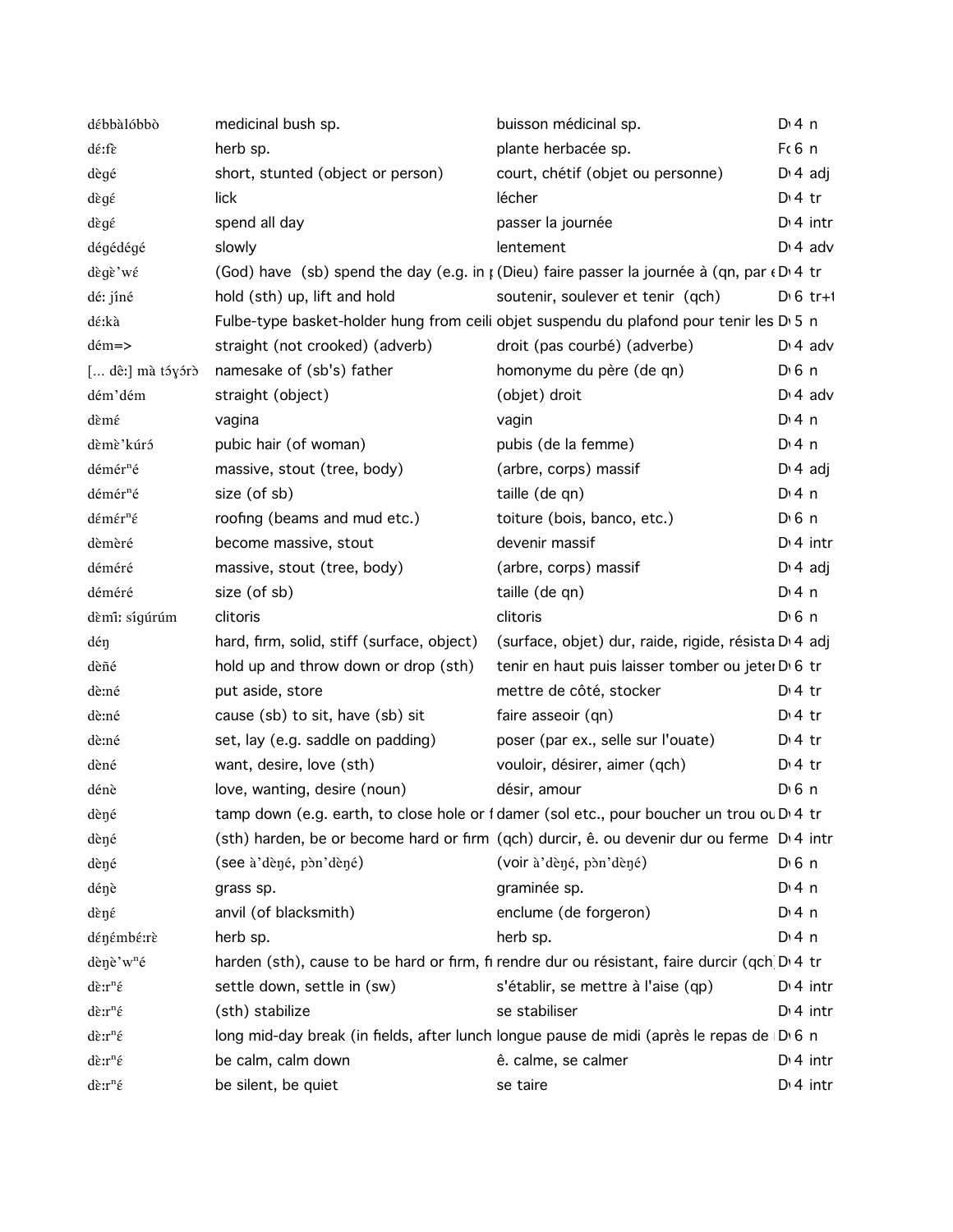| | | | | |
|---|---|---|---|---|
| débbàlóbbò | medicinal bush sp. | buisson médicinal sp. | D‹ 4 | n |
| dé:fè | herb sp. | plante herbacée sp. | F‹ 6 | n |
| dègé | short, stunted (object or person) | court, chétif (objet ou personne) | D‹ 4 | adj |
| dègé | lick | lécher | D‹ 4 | tr |
| dègé | spend all day | passer la journée | D‹ 4 | intr |
| dégédégé | slowly | lentement | D‹ 4 | adv |
| dègè'wé | (God) have (sb) spend the day (e.g. in p | (Dieu) faire passer la journée à (qn, par e | D‹ 4 | tr |
| dé: jíné | hold (sth) up, lift and hold | soutenir, soulever et tenir (qch) | D‹ 6 | tr+ |
| dé:kà | Fulbe-type basket-holder hung from ceili | objet suspendu du plafond pour tenir les | D‹ 5 | n |
| dém=> | straight (not crooked) (adverb) | droit (pas courbé) (adverbe) | D‹ 4 | adv |
| [... dê:] mà tóɣórò | namesake of (sb's) father | homonyme du père (de qn) | D‹ 6 | n |
| dém'dém | straight (object) | (objet) droit | D‹ 4 | adv |
| dèmé | vagina | vagin | D‹ 4 | n |
| dèmè'kúró | pubic hair (of woman) | pubis (de la femme) | D‹ 4 | n |
| démérⁿé | massive, stout (tree, body) | (arbre, corps) massif | D‹ 4 | adj |
| démérⁿé | size (of sb) | taille (de qn) | D‹ 4 | n |
| démérⁿé | roofing (beams and mud etc.) | toiture (bois, banco, etc.) | D‹ 6 | n |
| dèmèré | become massive, stout | devenir massif | D‹ 4 | intr |
| déméré | massive, stout (tree, body) | (arbre, corps) massif | D‹ 4 | adj |
| déméré | size (of sb) | taille (de qn) | D‹ 4 | n |
| dèmî: sígúrúm | clitoris | clitoris | D‹ 6 | n |
| déŋ | hard, firm, solid, stiff (surface, object) | (surface, objet) dur, raide, rigide, résista | D‹ 4 | adj |
| dèñé | hold up and throw down or drop (sth) | tenir en haut puis laisser tomber ou jeter | D‹ 6 | tr |
| dè:né | put aside, store | mettre de côté, stocker | D‹ 4 | tr |
| dè:né | cause (sb) to sit, have (sb) sit | faire asseoir (qn) | D‹ 4 | tr |
| dè:né | set, lay (e.g. saddle on padding) | poser (par ex., selle sur l'ouate) | D‹ 4 | tr |
| dèné | want, desire, love (sth) | vouloir, désirer, aimer (qch) | D‹ 4 | tr |
| dénè | love, wanting, desire (noun) | désir, amour | D‹ 6 | n |
| dèŋé | tamp down (e.g. earth, to close hole or f | damer (sol etc., pour boucher un trou ou | D‹ 4 | tr |
| dèŋé | (sth) harden, be or become hard or firm | (qch) durcir, ê. ou devenir dur ou ferme | D‹ 4 | intr |
| dèŋé | (see à'dèŋé, pòn'dèŋé) | (voir à'dèŋé, pòn'dèŋé) | D‹ 6 | n |
| déŋè | grass sp. | graminée sp. | D‹ 4 | n |
| dèŋé | anvil (of blacksmith) | enclume (de forgeron) | D‹ 4 | n |
| déŋémbé:rè | herb sp. | herb sp. | D‹ 4 | n |
| dèŋè'wⁿé | harden (sth), cause to be hard or firm, fi | rendre dur ou résistant, faire durcir (qch) | D‹ 4 | tr |
| dè:rⁿé | settle down, settle in (sw) | s'établir, se mettre à l'aise (qp) | D‹ 4 | intr |
| dè:rⁿé | (sth) stabilize | se stabiliser | D‹ 4 | intr |
| dè:rⁿé | long mid-day break (in fields, after lunch | longue pause de midi (après le repas de | D‹ 6 | n |
| dè:rⁿé | be calm, calm down | ê. calme, se calmer | D‹ 4 | intr |
| dè:rⁿé | be silent, be quiet | se taire | D‹ 4 | intr |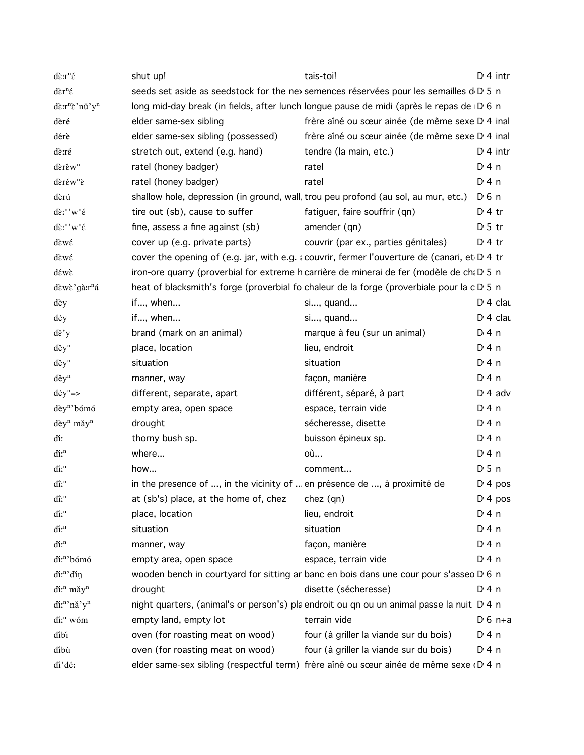| | | | |
|---|---|---|---|
| dɛ̀:rⁿɛ́ | shut up! | tais-toi! | D 4 intr |
| dɛ̀rⁿɛ́ | seeds set aside as seedstock for the nex | semences réservées pour les semailles d | D 5 n |
| dɛ̀:rⁿɛ̀'nǔ'yⁿ | long mid-day break (in fields, after lunch | longue pause de midi (après le repas de | D 6 n |
| dèré | elder same-sex sibling | frère aîné ou sœur ainée (de même sexe | D 4 inal |
| dérè | elder same-sex sibling (possessed) | frère aîné ou sœur ainée (de même sexe | D 4 inal |
| dɛ̀:rɛ́ | stretch out, extend (e.g. hand) | tendre (la main, etc.) | D 4 intr |
| dɛ̀rɛ̂wⁿ | ratel (honey badger) | ratel | D 4 n |
| dɛ̀rɛ́wⁿɛ̀ | ratel (honey badger) | ratel | D 4 n |
| dèrú | shallow hole, depression (in ground, wall, | trou peu profond (au sol, au mur, etc.) | D 6 n |
| dɛ̀:ⁿ'wⁿɛ́ | tire out (sb), cause to suffer | fatiguer, faire souffrir (qn) | D 4 tr |
| dɛ̀:ⁿ'wⁿɛ́ | fine, assess a fine against (sb) | amender (qn) | D 5 tr |
| dɛ̀wɛ́ | cover up (e.g. private parts) | couvrir (par ex., parties génitales) | D 4 tr |
| dɛ̀wɛ́ | cover the opening of (e.g. jar, with e.g. a | couvrir, fermer l'ouverture de (canari, et | D 4 tr |
| déwè | iron-ore quarry (proverbial for extreme h | carrière de minerai de fer (modèle de ch | D 5 n |
| dɛ̀wɛ̀'gà:rⁿá | heat of blacksmith's forge (proverbial fo | chaleur de la forge (proverbiale pour la c | D 5 n |
| dèy | if..., when... | si..., quand... | D 4 clau |
| déy | if..., when... | si..., quand... | D 4 clau |
| dě'y | brand (mark on an animal) | marque à feu (sur un animal) | D 4 n |
| děyⁿ | place, location | lieu, endroit | D 4 n |
| děyⁿ | situation | situation | D 4 n |
| děyⁿ | manner, way | façon, manière | D 4 n |
| déyⁿ=> | different, separate, apart | différent, séparé, à part | D 4 adv |
| dèyⁿ'bómó | empty area, open space | espace, terrain vide | D 4 n |
| dèyⁿ mǎyⁿ | drought | sécheresse, disette | D 4 n |
| dǐ: | thorny bush sp. | buisson épineux sp. | D 4 n |
| dì:ⁿ | where... | où... | D 4 n |
| dì:ⁿ | how... | comment... | D 5 n |
| dî:ⁿ | in the presence of ..., in the vicinity of ... | en présence de ..., à proximité de | D 4 pos |
| dî:ⁿ | at (sb's) place, at the home of, chez | chez (qn) | D 4 pos |
| dǐ:ⁿ | place, location | lieu, endroit | D 4 n |
| dǐ:ⁿ | situation | situation | D 4 n |
| dǐ:ⁿ | manner, way | façon, manière | D 4 n |
| dì:ⁿ'bómó | empty area, open space | espace, terrain vide | D 4 n |
| dì:ⁿ'dǐŋ | wooden bench in courtyard for sitting an | banc en bois dans une cour pour s'asseo | D 6 n |
| dì:ⁿ mǎyⁿ | drought | disette (sécheresse) | D 4 n |
| dì:ⁿ'nǎ'yⁿ | night quarters, (animal's or person's) pla | endroit ou qn ou un animal passe la nuit | D 4 n |
| dì:ⁿ wóm | empty land, empty lot | terrain vide | D 6 n+a |
| díbǐ | oven (for roasting meat on wood) | four (à griller la viande sur du bois) | D 4 n |
| díbù | oven (for roasting meat on wood) | four (à griller la viande sur du bois) | D 4 n |
| dì'dé: | elder same-sex sibling (respectful term) | frère aîné ou sœur ainée de même sexe ( | D 4 n |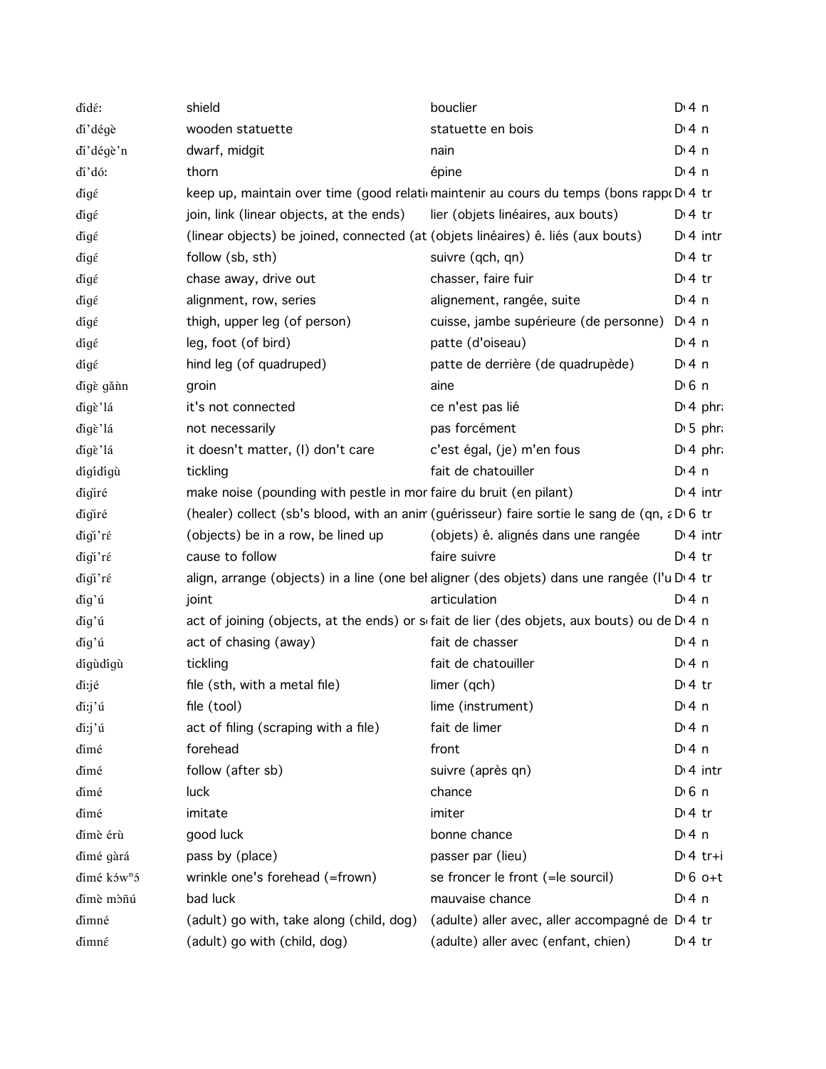| | | | |
|---|---|---|---|
| đidɛ́: | shield | bouclier | D 4 n |
| đi'dégè | wooden statuette | statuette en bois | D 4 n |
| đi'dégè'n | dwarf, midgit | nain | D 4 n |
| đi'dó: | thorn | épine | D 4 n |
| đigɛ́ | keep up, maintain over time (good relati | maintenir au cours du temps (bons rappo | D 4 tr |
| đigɛ́ | join, link (linear objects, at the ends) | lier (objets linéaires, aux bouts) | D 4 tr |
| đigɛ́ | (linear objects) be joined, connected (at | (objets linéaires) ê. liés (aux bouts) | D 4 intr |
| đigɛ́ | follow (sb, sth) | suivre (qch, qn) | D 4 tr |
| đigɛ́ | chase away, drive out | chasser, faire fuir | D 4 tr |
| đigɛ́ | alignment, row, series | alignement, rangée, suite | D 4 n |
| dígɛ́ | thigh, upper leg (of person) | cuisse, jambe supérieure (de personne) | D 4 n |
| dígɛ́ | leg, foot (of bird) | patte (d'oiseau) | D 4 n |
| dígɛ́ | hind leg (of quadruped) | patte de derrière (de quadrupède) | D 4 n |
| đigè gǎǹn | groin | aine | D 6 n |
| đigè'lá | it's not connected | ce n'est pas lié | D 4 phr |
| đigè'lá | not necessarily | pas forcément | D 5 phr |
| đigè'lá | it doesn't matter, (I) don't care | c'est égal, (je) m'en fous | D 4 phr |
| dígídígù | tickling | fait de chatouiller | D 4 n |
| đigǐré | make noise (pounding with pestle in mor | faire du bruit (en pilant) | D 4 intr |
| đigǐré | (healer) collect (sb's blood, with an anim | (guérisseur) faire sortie le sang de (qn, a | D 6 tr |
| đigǐ'ré | (objects) be in a row, be lined up | (objets) ê. alignés dans une rangée | D 4 intr |
| đigǐ'ré | cause to follow | faire suivre | D 4 tr |
| đigǐ'ré | align, arrange (objects) in a line (one beh | aligner (des objets) dans une rangée (l'u | D 4 tr |
| đig'ú | joint | articulation | D 4 n |
| đig'ú | act of joining (objects, at the ends) or s | fait de lier (des objets, aux bouts) ou de | D 4 n |
| đig'ú | act of chasing (away) | fait de chasser | D 4 n |
| dígùdígù | tickling | fait de chatouiller | D 4 n |
| đi:jé | file (sth, with a metal file) | limer (qch) | D 4 tr |
| đi:j'ú | file (tool) | lime (instrument) | D 4 n |
| đi:j'ú | act of filing (scraping with a file) | fait de limer | D 4 n |
| đimé | forehead | front | D 4 n |
| đimé | follow (after sb) | suivre (après qn) | D 4 intr |
| đimé | luck | chance | D 6 n |
| đimé | imitate | imiter | D 4 tr |
| đimè érù | good luck | bonne chance | D 4 n |
| đimé gàrá | pass by (place) | passer par (lieu) | D 4 tr+i |
| đimé kɔ́wⁿɔ́ | wrinkle one's forehead (=frown) | se froncer le front (=le sourcil) | D 6 o+t |
| đimè mɔ̀ñú | bad luck | mauvaise chance | D 4 n |
| đimné | (adult) go with, take along (child, dog) | (adulte) aller avec, aller accompagné de | D 4 tr |
| đimnɛ́ | (adult) go with (child, dog) | (adulte) aller avec (enfant, chien) | D 4 tr |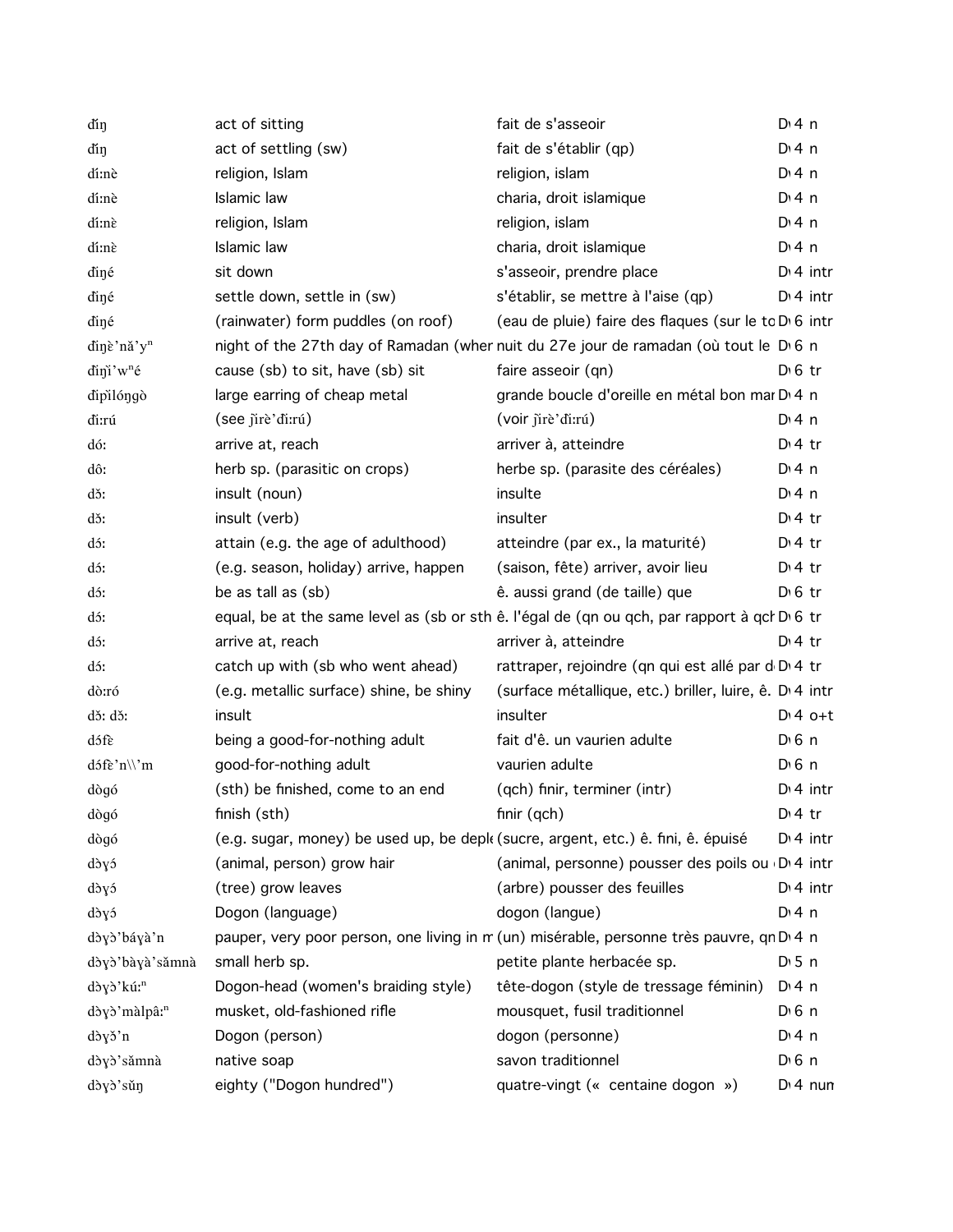| | | | |
|---|---|---|---|
| ďǐŋ | act of sitting | fait de s'asseoir | D 4 n |
| ďǐŋ | act of settling (sw) | fait de s'établir (qp) | D 4 n |
| dí:nè | religion, Islam | religion, islam | D 4 n |
| dí:nè | Islamic law | charia, droit islamique | D 4 n |
| dí:nɛ̀ | religion, Islam | religion, islam | D 4 n |
| dí:nɛ̀ | Islamic law | charia, droit islamique | D 4 n |
| ďiŋé | sit down | s'asseoir, prendre place | D 4 intr |
| ďiŋé | settle down, settle in (sw) | s'établir, se mettre à l'aise (qp) | D 4 intr |
| ďiŋé | (rainwater) form puddles (on roof) | (eau de pluie) faire des flaques (sur le to | D 6 intr |
| ďiŋɛ̀'nǎ'yⁿ | night of the 27th day of Ramadan (wher | nuit du 27e jour de ramadan (où tout le | D 6 n |
| ďiŋì'wⁿé | cause (sb) to sit, have (sb) sit | faire asseoir (qn) | D 6 tr |
| ďipìlóŋgò | large earring of cheap metal | grande boucle d'oreille en métal bon mar | D 4 n |
| ďi:rú | (see ǰìrè'ďi:rú) | (voir ǰìrè'ďi:rú) | D 4 n |
| dó: | arrive at, reach | arriver à, atteindre | D 4 tr |
| dô: | herb sp. (parasitic on crops) | herbe sp. (parasite des céréales) | D 4 n |
| dɔ̌: | insult (noun) | insulte | D 4 n |
| dɔ̌: | insult (verb) | insulter | D 4 tr |
| dɔ́: | attain (e.g. the age of adulthood) | atteindre (par ex., la maturité) | D 4 tr |
| dɔ́: | (e.g. season, holiday) arrive, happen | (saison, fête) arriver, avoir lieu | D 4 tr |
| dɔ́: | be as tall as (sb) | ê. aussi grand (de taille) que | D 6 tr |
| dɔ́: | equal, be at the same level as (sb or sth | ê. l'égal de (qn ou qch, par rapport à qch | D 6 tr |
| dɔ́: | arrive at, reach | arriver à, atteindre | D 4 tr |
| dɔ́: | catch up with (sb who went ahead) | rattraper, rejoindre (qn qui est allé par d | D 4 tr |
| dò:ró | (e.g. metallic surface) shine, be shiny | (surface métallique, etc.) briller, luire, ê. | D 4 intr |
| dɔ̌: dɔ̌: | insult | insulter | D 4 o+t |
| dɔ́fɛ̀ | being a good-for-nothing adult | fait d'ê. un vaurien adulte | D 6 n |
| dɔ́fɛ̀'n\\'m | good-for-nothing adult | vaurien adulte | D 6 n |
| dògó | (sth) be finished, come to an end | (qch) finir, terminer (intr) | D 4 intr |
| dògó | finish (sth) | finir (qch) | D 4 tr |
| dògó | (e.g. sugar, money) be used up, be deple | (sucre, argent, etc.) ê. fini, ê. épuisé | D 4 intr |
| dɔ̀ɣɔ́ | (animal, person) grow hair | (animal, personne) pousser des poils ou | D 4 intr |
| dɔ̀ɣɔ́ | (tree) grow leaves | (arbre) pousser des feuilles | D 4 intr |
| dɔ̀ɣɔ́ | Dogon (language) | dogon (langue) | D 4 n |
| dɔ̀ɣɔ̀'báɣà'n | pauper, very poor person, one living in m | (un) misérable, personne très pauvre, qn | D 4 n |
| dɔ̀ɣɔ̀'bàɣà'sǎmnà | small herb sp. | petite plante herbacée sp. | D 5 n |
| dɔ̀ɣɔ̀'kú:ⁿ | Dogon-head (women's braiding style) | tête-dogon (style de tressage féminin) | D 4 n |
| dɔ̀ɣɔ̀'màlpâ:ⁿ | musket, old-fashioned rifle | mousquet, fusil traditionnel | D 6 n |
| dɔ̀ɣɔ̌'n | Dogon (person) | dogon (personne) | D 4 n |
| dɔ̀ɣɔ̀'sǎmnà | native soap | savon traditionnel | D 6 n |
| dɔ̀ɣɔ̀'sǔŋ | eighty ("Dogon hundred") | quatre-vingt (« centaine dogon ») | D 4 num |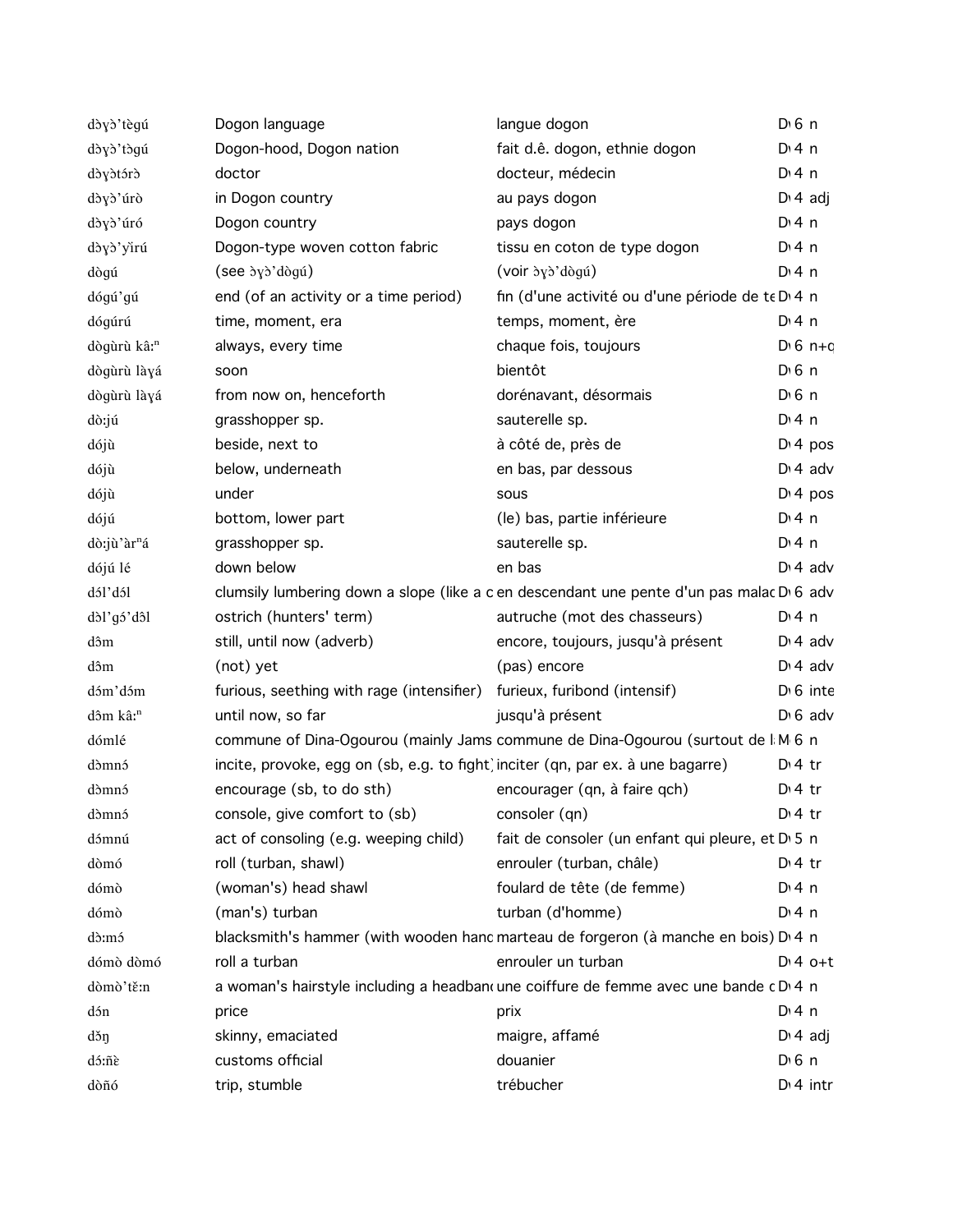| | | | |
|---|---|---|---|
| dɔ̀ɣɔ̀'tègú | Dogon language | langue dogon | D 6 n |
| dɔ̀ɣɔ̀'tɔ̀gú | Dogon-hood, Dogon nation | fait d.ê. dogon, ethnie dogon | D 4 n |
| dɔ̀ɣɔ̀tɔ́rɔ̀ | doctor | docteur, médecin | D 4 n |
| dɔ̀ɣɔ̀'úrò | in Dogon country | au pays dogon | D 4 adj |
| dɔ̀ɣɔ̀'úró | Dogon country | pays dogon | D 4 n |
| dɔ̀ɣɔ̀'yǐrú | Dogon-type woven cotton fabric | tissu en coton de type dogon | D 4 n |
| dògú | (see ɔ̀ɣɔ̀'dògú) | (voir ɔ̀ɣɔ̀'dògú) | D 4 n |
| dógú'gú | end (of an activity or a time period) | fin (d'une activité ou d'une période de te | D 4 n |
| dógúrú | time, moment, era | temps, moment, ère | D 4 n |
| dògùrù kâ:ⁿ | always, every time | chaque fois, toujours | D 6 n+q |
| dògùrù làɣá | soon | bientôt | D 6 n |
| dògùrù làɣá | from now on, henceforth | dorénavant, désormais | D 6 n |
| dò:jú | grasshopper sp. | sauterelle sp. | D 4 n |
| dójù | beside, next to | à côté de, près de | D 4 pos |
| dójù | below, underneath | en bas, par dessous | D 4 adv |
| dójù | under | sous | D 4 pos |
| dójú | bottom, lower part | (le) bas, partie inférieure | D 4 n |
| dò:jù'àrⁿá | grasshopper sp. | sauterelle sp. | D 4 n |
| dójú lé | down below | en bas | D 4 adv |
| dɔ́l'dɔ́l | clumsily lumbering down a slope (like a c | en descendant une pente d'un pas malac | D 6 adv |
| dɔ̀l'gɔ́'dɔ̂l | ostrich (hunters' term) | autruche (mot des chasseurs) | D 4 n |
| dɔ̂m | still, until now (adverb) | encore, toujours, jusqu'à présent | D 4 adv |
| dɔ̂m | (not) yet | (pas) encore | D 4 adv |
| dɔ́m'dɔ́m | furious, seething with rage (intensifier) | furieux, furibond (intensif) | D 6 inte |
| dɔ̂m kâ:ⁿ | until now, so far | jusqu'à présent | D 6 adv |
| dɔ́mlé | commune of Dina-Ogourou (mainly Jams | commune de Dina-Ogourou (surtout de l | M 6 n |
| dɔ̀mnɔ́ | incite, provoke, egg on (sb, e.g. to fight) | inciter (qn, par ex. à une bagarre) | D 4 tr |
| dɔ̀mnɔ́ | encourage (sb, to do sth) | encourager (qn, à faire qch) | D 4 tr |
| dɔ̀mnɔ́ | console, give comfort to (sb) | consoler (qn) | D 4 tr |
| dɔ́mnú | act of consoling (e.g. weeping child) | fait de consoler (un enfant qui pleure, et | D 5 n |
| dòmó | roll (turban, shawl) | enrouler (turban, châle) | D 4 tr |
| dómò | (woman's) head shawl | foulard de tête (de femme) | D 4 n |
| dómò | (man's) turban | turban (d'homme) | D 4 n |
| dɔ̀:mɔ́ | blacksmith's hammer (with wooden hanc | marteau de forgeron (à manche en bois) | D 4 n |
| dómò dòmó | roll a turban | enrouler un turban | D 4 o+t |
| dòmò'tě:n | a woman's hairstyle including a headbanc | une coiffure de femme avec une bande c | D 4 n |
| dɔ́n | price | prix | D 4 n |
| dɔ̌ŋ | skinny, emaciated | maigre, affamé | D 4 adj |
| dɔ́:ñɛ̀ | customs official | douanier | D 6 n |
| dòñó | trip, stumble | trébucher | D 4 intr |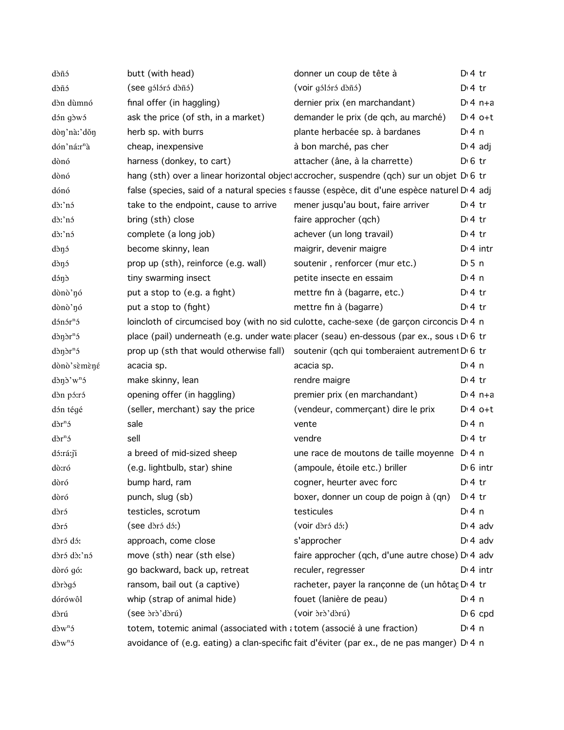| | | | |
|---|---|---|---|
| dɔ̀ñɔ́ | butt (with head) | donner un coup de tête à | D 4 tr |
| dɔ̀ñɔ́ | (see gɔ́lɔ́rɔ́ dɔ̀ñɔ́) | (voir gɔ́lɔ́rɔ́ dɔ̀ñɔ́) | D 4 tr |
| dɔ̀n dùmnó | final offer (in haggling) | dernier prix (en marchandant) | D 4 n+a |
| dɔ́n gɔ̀wɔ́ | ask the price (of sth, in a market) | demander le prix (de qch, au marché) | D 4 o+t |
| dòŋ'nàː'dǒŋ | herb sp. with burrs | plante herbacée sp. à bardanes | D 4 n |
| dón'náːrⁿà | cheap, inexpensive | à bon marché, pas cher | D 4 adj |
| dònó | harness (donkey, to cart) | attacher (âne, à la charrette) | D 6 tr |
| dònó | hang (sth) over a linear horizontal object | accrocher, suspendre (qch) sur un objet | D 6 tr |
| dónó | false (species, said of a natural species s | fausse (espèce, dit d'une espèce naturel | D 4 adj |
| dɔː'nɔ́ | take to the endpoint, cause to arrive | mener jusqu'au bout, faire arriver | D 4 tr |
| dɔː'nɔ́ | bring (sth) close | faire approcher (qch) | D 4 tr |
| dɔː'nɔ́ | complete (a long job) | achever (un long travail) | D 4 tr |
| dɔ̀ŋɔ́ | become skinny, lean | maigrir, devenir maigre | D 4 intr |
| dɔ̀ŋɔ́ | prop up (sth), reinforce (e.g. wall) | soutenir , renforcer (mur etc.) | D 5 n |
| dɔ́ŋɔ̀ | tiny swarming insect | petite insecte en essaim | D 4 n |
| dònò'ŋó | put a stop to (e.g. a fight) | mettre fin à (bagarre, etc.) | D 4 tr |
| dònò'ŋó | put a stop to (fight) | mettre fin à (bagarre) | D 4 tr |
| dɔ́nɔ́rⁿɔ́ | loincloth of circumcised boy (with no sid | culotte, cache-sexe (de garçon circoncis | D 4 n |
| dɔ̀ŋɔ̀rⁿɔ́ | place (pail) underneath (e.g. under wate | placer (seau) en-dessous (par ex., sous | D 6 tr |
| dɔ̀ŋɔ̀rⁿɔ́ | prop up (sth that would otherwise fall) | soutenir (qch qui tomberaient autrement | D 6 tr |
| dònò'sèmὲŋέ | acacia sp. | acacia sp. | D 4 n |
| dɔ̀ŋɔ̀'wⁿɔ́ | make skinny, lean | rendre maigre | D 4 tr |
| dɔ̀n pɔ́ːrɔ́ | opening offer (in haggling) | premier prix (en marchandant) | D 4 n+a |
| dɔ́n tégé | (seller, merchant) say the price | (vendeur, commerçant) dire le prix | D 4 o+t |
| dɔ̀rⁿɔ́ | sale | vente | D 4 n |
| dɔ̀rⁿɔ́ | sell | vendre | D 4 tr |
| dɔ́ːráːj̀ì | a breed of mid-sized sheep | une race de moutons de taille moyenne | D 4 n |
| dòːró | (e.g. lightbulb, star) shine | (ampoule, étoile etc.) briller | D 6 intr |
| dòró | bump hard, ram | cogner, heurter avec forc | D 4 tr |
| dòró | punch, slug (sb) | boxer, donner un coup de poign à (qn) | D 4 tr |
| dɔ̀rɔ́ | testicles, scrotum | testicules | D 4 n |
| dɔ̀rɔ́ | (see dɔ̀rɔ́ dɔ́ː) | (voir dɔ̀rɔ́ dɔ́ː) | D 4 adv |
| dɔ̀rɔ́ dɔ́ː | approach, come close | s'approcher | D 4 adv |
| dɔ̀rɔ́ dɔː'nɔ́ | move (sth) near (sth else) | faire approcher (qch, d'une autre chose) | D 4 adv |
| dòró góː | go backward, back up, retreat | reculer, regresser | D 4 intr |
| dɔ̀rɔ̀gɔ́ | ransom, bail out (a captive) | racheter, payer la rançonne de (un hôtag | D 4 tr |
| dóróẃôl | whip (strap of animal hide) | fouet (lanière de peau) | D 4 n |
| dɔ̀rú | (see ɔ̀rɔ̀'dɔ̀rú) | (voir ɔ̀rɔ̀'dɔ̀rú) | D 6 cpd |
| dɔ̀wⁿɔ́ | totem, totemic animal (associated with a | totem (associé à une fraction) | D 4 n |
| dɔ̀wⁿɔ́ | avoidance of (e.g. eating) a clan-specific | fait d'éviter (par ex., de ne pas manger) | D 4 n |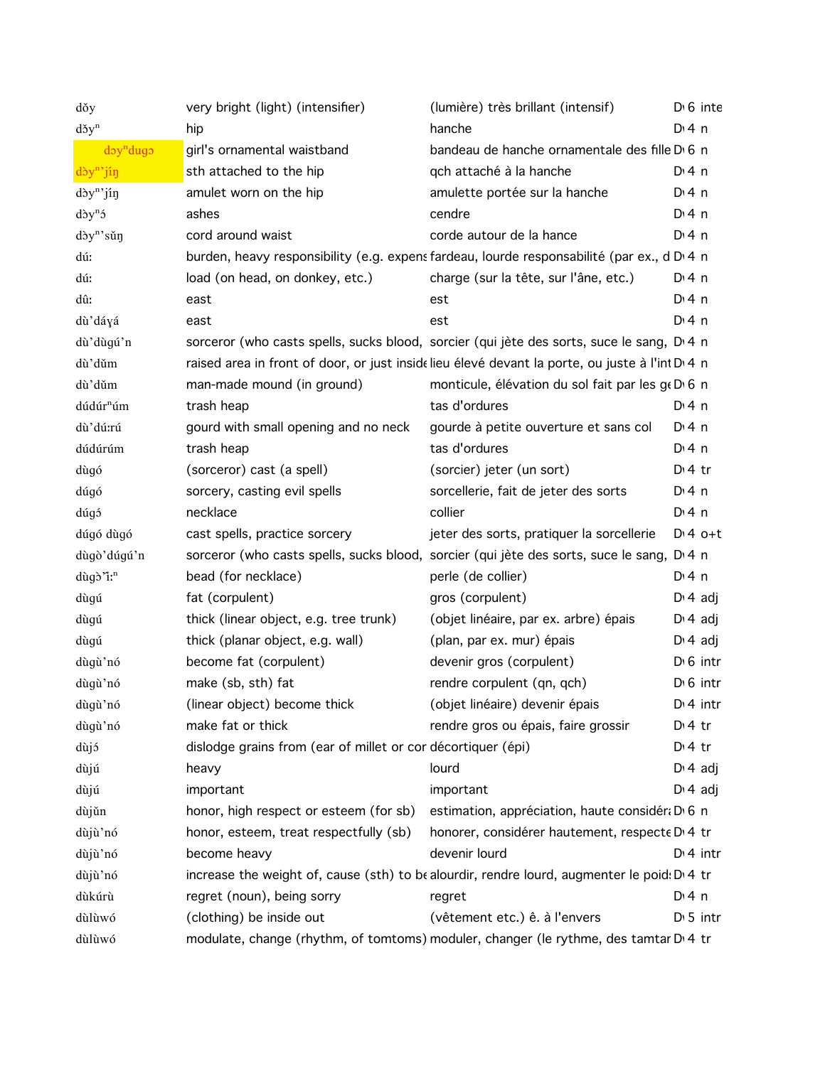| | | | | |
|---|---|---|---|---|
| dǒy | very bright (light) (intensifier) | (lumière) très brillant (intensif) | D | 6 inte |
| dǒyⁿ | hip | hanche | D | 4 n |
| dɔyⁿdugɔ | girl's ornamental waistband | bandeau de hanche ornamentale des fille | D | 6 n |
| dɔ̀yⁿ'jíŋ | sth attached to the hip | qch attaché à la hanche | D | 4 n |
| dɔ̀yⁿ'jíŋ | amulet worn on the hip | amulette portée sur la hanche | D | 4 n |
| dɔ̀yⁿɔ́ | ashes | cendre | D | 4 n |
| dɔ̀yⁿ'sǔŋ | cord around waist | corde autour de la hance | D | 4 n |
| dú: | burden, heavy responsibility (e.g. expens | fardeau, lourde responsabilité (par ex., d | D | 4 n |
| dú: | load (on head, on donkey, etc.) | charge (sur la tête, sur l'âne, etc.) | D | 4 n |
| dû: | east | est | D | 4 n |
| dù'dáɣá | east | est | D | 4 n |
| dù'dùgú'n | sorceror (who casts spells, sucks blood, | sorcier (qui jète des sorts, suce le sang, | D | 4 n |
| dù'dǔm | raised area in front of door, or just inside | lieu élevé devant la porte, ou juste à l'int | D | 4 n |
| dù'dǔm | man-made mound (in ground) | monticule, élévation du sol fait par les ge | D | 6 n |
| dúdúrⁿúm | trash heap | tas d'ordures | D | 4 n |
| dù'dú:rú | gourd with small opening and no neck | gourde à petite ouverture et sans col | D | 4 n |
| dúdúrúm | trash heap | tas d'ordures | D | 4 n |
| dùgó | (sorceror) cast (a spell) | (sorcier) jeter (un sort) | D | 4 tr |
| dúgó | sorcery, casting evil spells | sorcellerie, fait de jeter des sorts | D | 4 n |
| dúgɔ́ | necklace | collier | D | 4 n |
| dúgó dùgó | cast spells, practice sorcery | jeter des sorts, pratiquer la sorcellerie | D | 4 o+t |
| dùgò'dúgú'n | sorceror (who casts spells, sucks blood, | sorcier (qui jète des sorts, suce le sang, | D | 4 n |
| dùgɔ̀'ǐ:ⁿ | bead (for necklace) | perle (de collier) | D | 4 n |
| dùgú | fat (corpulent) | gros (corpulent) | D | 4 adj |
| dùgú | thick (linear object, e.g. tree trunk) | (objet linéaire, par ex. arbre) épais | D | 4 adj |
| dùgú | thick (planar object, e.g. wall) | (plan, par ex. mur) épais | D | 4 adj |
| dùgù'nó | become fat (corpulent) | devenir gros (corpulent) | D | 6 intr |
| dùgù'nó | make (sb, sth) fat | rendre corpulent (qn, qch) | D | 6 intr |
| dùgù'nó | (linear object) become thick | (objet linéaire) devenir épais | D | 4 intr |
| dùgù'nó | make fat or thick | rendre gros ou épais, faire grossir | D | 4 tr |
| dùjɔ́ | dislodge grains from (ear of millet or cor | décortiquer (épi) | D | 4 tr |
| dùjú | heavy | lourd | D | 4 adj |
| dùjú | important | important | D | 4 adj |
| dùjǔn | honor, high respect or esteem (for sb) | estimation, appréciation, haute considéra | D | 6 n |
| dùjù'nó | honor, esteem, treat respectfully (sb) | honorer, considérer hautement, respecte | D | 4 tr |
| dùjù'nó | become heavy | devenir lourd | D | 4 intr |
| dùjù'nó | increase the weight of, cause (sth) to be | alourdir, rendre lourd, augmenter le poids | D | 4 tr |
| dùkúrù | regret (noun), being sorry | regret | D | 4 n |
| dùlùwó | (clothing) be inside out | (vêtement etc.) ê. à l'envers | D | 5 intr |
| dùlùwó | modulate, change (rhythm, of tomtoms) | moduler, changer (le rythme, des tamtar | D | 4 tr |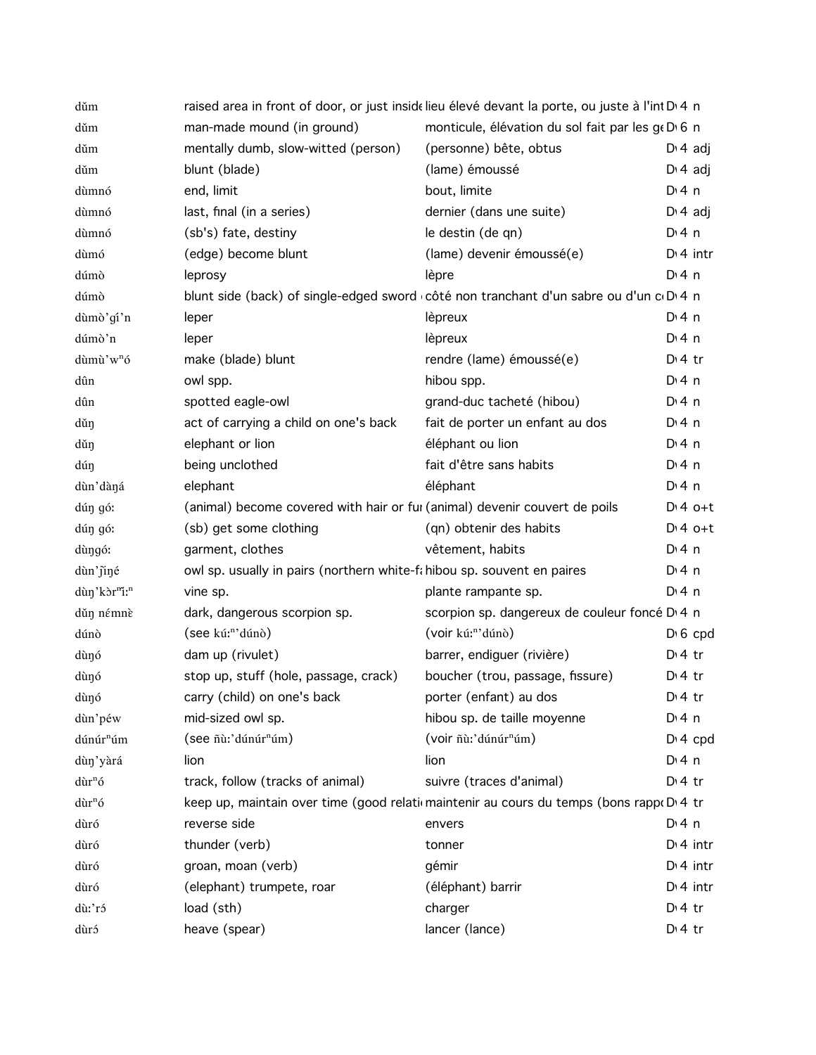| | | | | |
|---|---|---|---|---|
| dǔm | raised area in front of door, or just inside | lieu élevé devant la porte, ou juste à l'int | D 4 | n |
| dǔm | man-made mound (in ground) | monticule, élévation du sol fait par les ge | D 6 | n |
| dǔm | mentally dumb, slow-witted (person) | (personne) bête, obtus | D 4 | adj |
| dǔm | blunt (blade) | (lame) émoussé | D 4 | adj |
| dùmnó | end, limit | bout, limite | D 4 | n |
| dùmnó | last, final (in a series) | dernier (dans une suite) | D 4 | adj |
| dùmnó | (sb's) fate, destiny | le destin (de qn) | D 4 | n |
| dùmó | (edge) become blunt | (lame) devenir émoussé(e) | D 4 | intr |
| dúmò | leprosy | lèpre | D 4 | n |
| dúmò | blunt side (back) of single-edged sword | côté non tranchant d'un sabre ou d'un c | D 4 | n |
| dùmò'gí'n | leper | lèpreux | D 4 | n |
| dúmò'n | leper | lèpreux | D 4 | n |
| dùmù'wⁿó | make (blade) blunt | rendre (lame) émoussé(e) | D 4 | tr |
| dûn | owl spp. | hibou spp. | D 4 | n |
| dûn | spotted eagle-owl | grand-duc tacheté (hibou) | D 4 | n |
| dǔŋ | act of carrying a child on one's back | fait de porter un enfant au dos | D 4 | n |
| dǔŋ | elephant or lion | éléphant ou lion | D 4 | n |
| dúŋ | being unclothed | fait d'être sans habits | D 4 | n |
| dùn'dàŋá | elephant | éléphant | D 4 | n |
| dúŋ gó: | (animal) become covered with hair or fur | (animal) devenir couvert de poils | D 4 | o+t |
| dúŋ gó: | (sb) get some clothing | (qn) obtenir des habits | D 4 | o+t |
| dùŋgó: | garment, clothes | vêtement, habits | D 4 | n |
| dùn'ǰìŋé | owl sp. usually in pairs (northern white-fa | hibou sp. souvent en paires | D 4 | n |
| dùŋ'kɔ̀rⁿì:ⁿ | vine sp. | plante rampante sp. | D 4 | n |
| dǔŋ némnɛ̀ | dark, dangerous scorpion sp. | scorpion sp. dangereux de couleur foncé | D 4 | n |
| dúnò | (see kú:ⁿ'dúnò) | (voir kú:ⁿ'dúnò) | D 6 | cpd |
| dùŋó | dam up (rivulet) | barrer, endiguer (rivière) | D 4 | tr |
| dùŋó | stop up, stuff (hole, passage, crack) | boucher (trou, passage, fissure) | D 4 | tr |
| dùŋó | carry (child) on one's back | porter (enfant) au dos | D 4 | tr |
| dùn'péw | mid-sized owl sp. | hibou sp. de taille moyenne | D 4 | n |
| dúnúrⁿúm | (see ñù:'dúnúrⁿúm) | (voir ñù:'dúnúrⁿúm) | D 4 | cpd |
| dùŋ'yàrá | lion | lion | D 4 | n |
| dùrⁿó | track, follow (tracks of animal) | suivre (traces d'animal) | D 4 | tr |
| dùrⁿó | keep up, maintain over time (good relati | maintenir au cours du temps (bons rappo | D 4 | tr |
| dùró | reverse side | envers | D 4 | n |
| dùró | thunder (verb) | tonner | D 4 | intr |
| dùró | groan, moan (verb) | gémir | D 4 | intr |
| dùró | (elephant) trumpete, roar | (éléphant) barrir | D 4 | intr |
| dù:'rɔ́ | load (sth) | charger | D 4 | tr |
| dùrɔ́ | heave (spear) | lancer (lance) | D 4 | tr |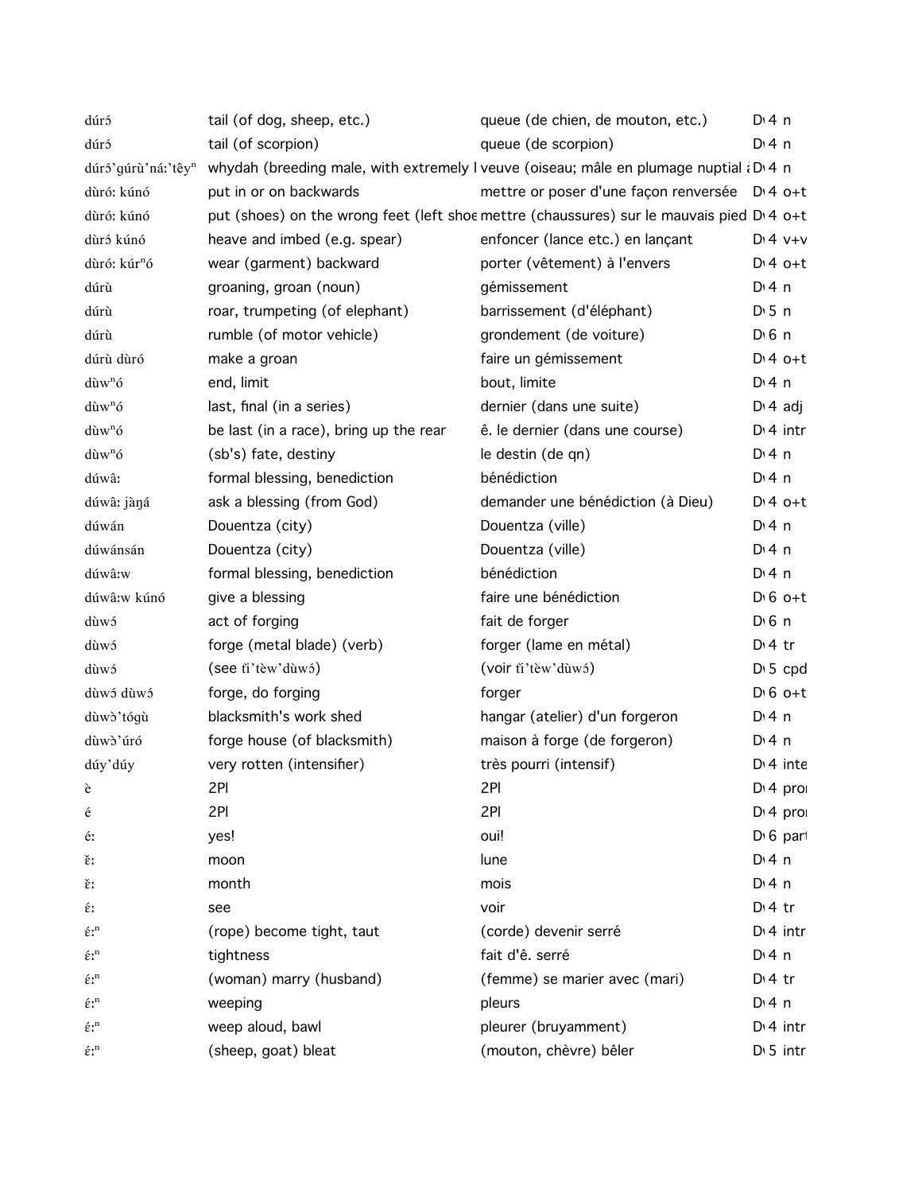| | | | |
|---|---|---|---|
| dúró | tail (of dog, sheep, etc.) | queue (de chien, de mouton, etc.) | D 4 n |
| dúró | tail (of scorpion) | queue (de scorpion) | D 4 n |
| dúrɔ́'gúrù'ná:'têyⁿ | whydah (breeding male, with extremely l | veuve (oiseau; mâle en plumage nuptial à | D 4 n |
| dùró: kúnó | put in or on backwards | mettre or poser d'une façon renversée | D 4 o+t |
| dùró: kúnó | put (shoes) on the wrong feet (left shoe | mettre (chaussures) sur le mauvais pied | D 4 o+t |
| dùrɔ́ kúnó | heave and imbed (e.g. spear) | enfoncer (lance etc.) en lançant | D 4 v+v |
| dùró: kúrⁿó | wear (garment) backward | porter (vêtement) à l'envers | D 4 o+t |
| dúrù | groaning, groan (noun) | gémissement | D 4 n |
| dúrù | roar, trumpeting (of elephant) | barrissement (d'éléphant) | D 5 n |
| dúrù | rumble (of motor vehicle) | grondement (de voiture) | D 6 n |
| dúrù dùró | make a groan | faire un gémissement | D 4 o+t |
| dùwⁿó | end, limit | bout, limite | D 4 n |
| dùwⁿó | last, final (in a series) | dernier (dans une suite) | D 4 adj |
| dùwⁿó | be last (in a race), bring up the rear | ê. le dernier (dans une course) | D 4 intr |
| dùwⁿó | (sb's) fate, destiny | le destin (de qn) | D 4 n |
| dúwâ: | formal blessing, benediction | bénédiction | D 4 n |
| dúwâ: jàŋá | ask a blessing (from God) | demander une bénédiction (à Dieu) | D 4 o+t |
| dúwán | Douentza (city) | Douentza (ville) | D 4 n |
| dúwánsán | Douentza (city) | Douentza (ville) | D 4 n |
| dúwâ:w | formal blessing, benediction | bénédiction | D 4 n |
| dúwâ:w kúnó | give a blessing | faire une bénédiction | D 6 o+t |
| dùwɔ́ | act of forging | fait de forger | D 6 n |
| dùwɔ́ | forge (metal blade) (verb) | forger (lame en métal) | D 4 tr |
| dùwɔ́ | (see tì'tèw'dùwɔ́) | (voir tì'tèw'dùwɔ́) | D 5 cpd |
| dùwɔ́ dùwɔ́ | forge, do forging | forger | D 6 o+t |
| dùwɔ̀'tógù | blacksmith's work shed | hangar (atelier) d'un forgeron | D 4 n |
| dùwɔ̀'úró | forge house (of blacksmith) | maison à forge (de forgeron) | D 4 n |
| dúy'dúy | very rotten (intensifier) | très pourri (intensif) | D 4 inte |
| è | 2Pl | 2Pl | D 4 pron |
| é | 2Pl | 2Pl | D 4 pron |
| é: | yes! | oui! | D 6 part |
| ɛ̌: | moon | lune | D 4 n |
| ɛ̌: | month | mois | D 4 n |
| ɛ́: | see | voir | D 4 tr |
| ɛ́:ⁿ | (rope) become tight, taut | (corde) devenir serré | D 4 intr |
| ɛ́:ⁿ | tightness | fait d'ê. serré | D 4 n |
| ɛ́:ⁿ | (woman) marry (husband) | (femme) se marier avec (mari) | D 4 tr |
| ɛ́:ⁿ | weeping | pleurs | D 4 n |
| ɛ́:ⁿ | weep aloud, bawl | pleurer (bruyamment) | D 4 intr |
| ɛ́:ⁿ | (sheep, goat) bleat | (mouton, chèvre) bêler | D 5 intr |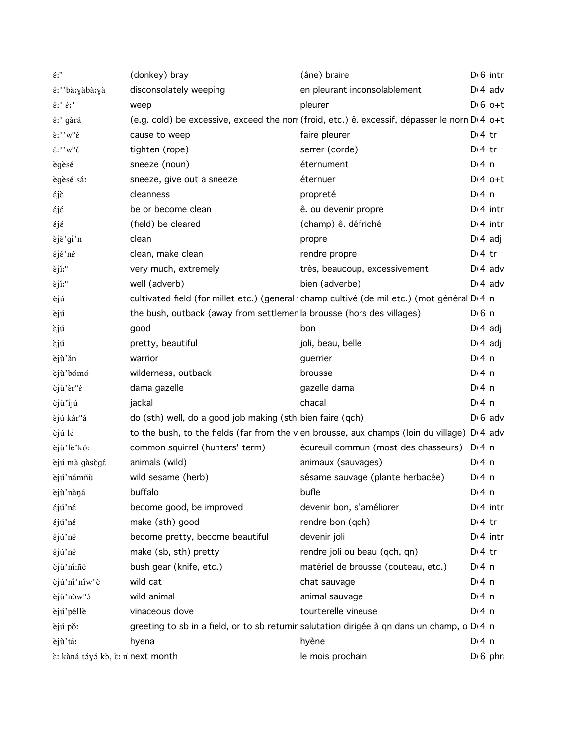| | | | |
|---|---|---|---|
| ɛ́:ⁿ | (donkey) bray | (âne) braire | D 6 intr |
| ɛ́:ⁿ'bà:ɣàbà:ɣà | disconsolately weeping | en pleurant inconsolablement | D 4 adv |
| ɛ́:ⁿ ɛ́:ⁿ | weep | pleurer | D 6 o+t |
| ɛ́:ⁿ gàrá | (e.g. cold) be excessive, exceed the norı | (froid, etc.) ê. excessif, dépasser le norm | D 4 o+t |
| ɛ̀:ⁿ'wⁿɛ́ | cause to weep | faire pleurer | D 4 tr |
| ɛ́:ⁿ'wⁿɛ́ | tighten (rope) | serrer (corde) | D 4 tr |
| ɛ̀gɛ̀sɛ́ | sneeze (noun) | éternument | D 4 n |
| ɛ̀gɛ̀sɛ́ sá: | sneeze, give out a sneeze | éternuer | D 4 o+t |
| ɛ́jɛ̀ | cleanness | propreté | D 4 n |
| ɛ́jɛ́ | be or become clean | ê. ou devenir propre | D 4 intr |
| ɛ́jɛ́ | (field) be cleared | (champ) ê. défriché | D 4 intr |
| ɛ̀jɛ̀'gí'n | clean | propre | D 4 adj |
| ɛ́jɛ́'nɛ́ | clean, make clean | rendre propre | D 4 tr |
| ɛ̀jí:ⁿ | very much, extremely | très, beaucoup, excessivement | D 4 adv |
| ɛ̀jí:ⁿ | well (adverb) | bien (adverbe) | D 4 adv |
| ɛ̀jú | cultivated field (for millet etc.) (general | champ cultivé (de mil etc.) (mot général | D 4 n |
| ɛ̀jú | the bush, outback (away from settlemer | la brousse (hors des villages) | D 6 n |
| ɛ̀jú | good | bon | D 4 adj |
| ɛ̀jú | pretty, beautiful | joli, beau, belle | D 4 adj |
| ɛ̀jù'ǎn | warrior | guerrier | D 4 n |
| ɛ̀jù'bómó | wilderness, outback | brousse | D 4 n |
| ɛ̀jù'ɛ̀rⁿɛ́ | dama gazelle | gazelle dama | D 4 n |
| ɛ̀jù''ijú | jackal | chacal | D 4 n |
| ɛ̀jú kárⁿá | do (sth) well, do a good job making (sth | bien faire (qch) | D 6 adv |
| ɛ̀jú lé | to the bush, to the fields (far from the v | en brousse, aux champs (loin du village) | D 4 adv |
| ɛ̀jù'lè'kó: | common squirrel (hunters' term) | écureuil commun (most des chasseurs) | D 4 n |
| ɛ̀jú mà gàsɛ̀gɛ́ | animals (wild) | animaux (sauvages) | D 4 n |
| ɛ̀jú'námñù | wild sesame (herb) | sésame sauvage (plante herbacée) | D 4 n |
| ɛ̀jù'nàŋá | buffalo | bufle | D 4 n |
| ɛ́jú'nɛ́ | become good, be improved | devenir bon, s'améliorer | D 4 intr |
| ɛ́jú'nɛ́ | make (sth) good | rendre bon (qch) | D 4 tr |
| ɛ́jú'nɛ́ | become pretty, become beautiful | devenir joli | D 4 intr |
| ɛ́jú'nɛ́ | make (sb, sth) pretty | rendre joli ou beau (qch, qn) | D 4 tr |
| ɛ̀jù'nì:ñé | bush gear (knife, etc.) | matériel de brousse (couteau, etc.) | D 4 n |
| ɛ̀jú'ní'níwⁿɛ̀ | wild cat | chat sauvage | D 4 n |
| ɛ̀jù'nɔwⁿɔ́ | wild animal | animal sauvage | D 4 n |
| ɛ̀jú'péllɛ̀ | vinaceous dove | tourterelle vineuse | D 4 n |
| ɛ̀jú pǒ: | greeting to sb in a field, or to sb returnir | salutation dirigée à qn dans un champ, o | D 4 n |
| ɛ̀jù'tá: | hyena | hyène | D 4 n |
| ɛ̀: kàná tɔ́ɣɔ́ kɔ̀, ɛ̀: n | next month | le mois prochain | D 6 phra |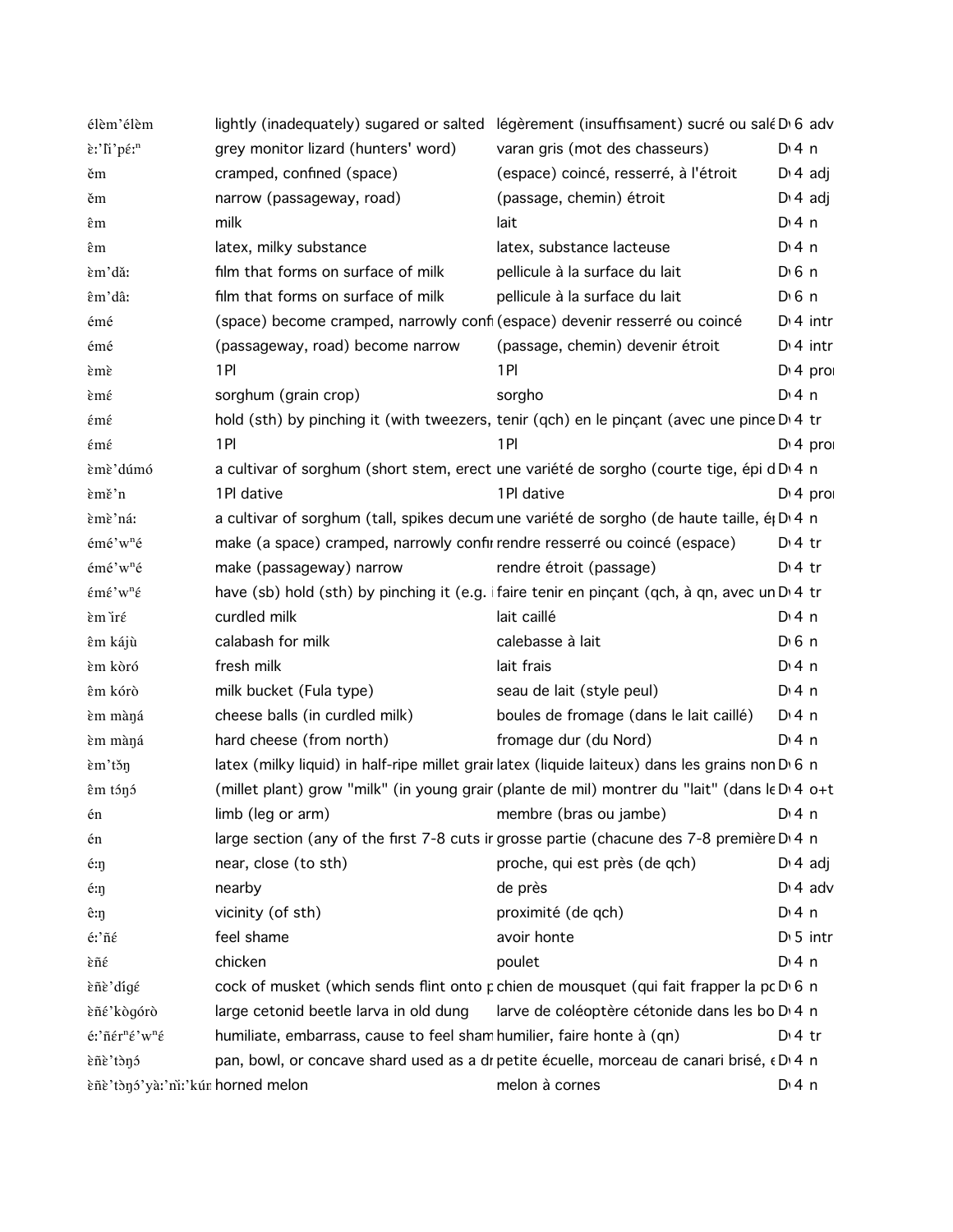| | | | | |
|---|---|---|---|---|
| élèm'élèm | lightly (inadequately) sugared or salted | légèrement (insuffisament) sucré ou salé | D 6 | adv |
| ɛ̀ː'ĩ'pɛ́ːⁿ | grey monitor lizard (hunters' word) | varan gris (mot des chasseurs) | D 4 | n |
| ěm | cramped, confined (space) | (espace) coincé, resserré, à l'étroit | D 4 | adj |
| ěm | narrow (passageway, road) | (passage, chemin) étroit | D 4 | adj |
| êm | milk | lait | D 4 | n |
| êm | latex, milky substance | latex, substance lacteuse | D 4 | n |
| ɛ̀m'dǎː | film that forms on surface of milk | pellicule à la surface du lait | D 6 | n |
| ɛ̂m'dâː | film that forms on surface of milk | pellicule à la surface du lait | D 6 | n |
| émé | (space) become cramped, narrowly confi | (espace) devenir resserré ou coincé | D 4 | intr |
| émé | (passageway, road) become narrow | (passage, chemin) devenir étroit | D 4 | intr |
| ɛ̀mɛ̀ | 1Pl | 1Pl | D 4 | pro |
| ɛ̀mɛ́ | sorghum (grain crop) | sorgho | D 4 | n |
| émé | hold (sth) by pinching it (with tweezers, | tenir (qch) en le pinçant (avec une pince | D 4 | tr |
| ɛ́mɛ́ | 1Pl | 1Pl | D 4 | pro |
| ɛ̀mɛ̀'dúmó | a cultivar of sorghum (short stem, erect | une variété de sorgho (courte tige, épi d | D 4 | n |
| ɛ̀mɛ̌'n | 1Pl dative | 1Pl dative | D 4 | pro |
| ɛ̀mɛ̀'náː | a cultivar of sorghum (tall, spikes decum | une variété de sorgho (de haute taille, é | D 4 | n |
| émé'wⁿé | make (a space) cramped, narrowly confi | rendre resserré ou coincé (espace) | D 4 | tr |
| émé'wⁿé | make (passageway) narrow | rendre étroit (passage) | D 4 | tr |
| émé'wⁿɛ́ | have (sb) hold (sth) by pinching it (e.g. | faire tenir en pinçant (qch, à qn, avec un | D 4 | tr |
| ɛ̀m ìrɛ́ | curdled milk | lait caillé | D 4 | n |
| ɛ̂m káјù | calabash for milk | calebasse à lait | D 6 | n |
| ɛ̀m kòró | fresh milk | lait frais | D 4 | n |
| ɛ̂m kórò | milk bucket (Fula type) | seau de lait (style peul) | D 4 | n |
| ɛ̀m màŋá | cheese balls (in curdled milk) | boules de fromage (dans le lait caillé) | D 4 | n |
| ɛ̀m màŋá | hard cheese (from north) | fromage dur (du Nord) | D 4 | n |
| ɛ̀m'tɔ̌ŋ | latex (milky liquid) in half-ripe millet grai | latex (liquide laiteux) dans les grains non | D 6 | n |
| ɛ̂m tɔ́ŋɔ́ | (millet plant) grow "milk" (in young grai | (plante de mil) montrer du "lait" (dans le | D 4 | o+t |
| én | limb (leg or arm) | membre (bras ou jambe) | D 4 | n |
| én | large section (any of the first 7-8 cuts in | grosse partie (chacune des 7-8 première | D 4 | n |
| ɛ́ːŋ | near, close (to sth) | proche, qui est près (de qch) | D 4 | adj |
| ɛ́ːŋ | nearby | de près | D 4 | adv |
| ɛ̂ːŋ | vicinity (of sth) | proximité (de qch) | D 4 | n |
| ɛ́ː'ñɛ́ | feel shame | avoir honte | D 5 | intr |
| ɛ̀ñɛ́ | chicken | poulet | D 4 | n |
| ɛ̀ñɛ̀'dígé | cock of musket (which sends flint onto p | chien de mousquet (qui fait frapper la pc | D 6 | n |
| ɛ̀ñɛ́'kɔ̀gɔ́rɔ̀ | large cetonid beetle larva in old dung | larve de coléoptère cétonide dans les bo | D 4 | n |
| ɛ́ː'ñɛ́rⁿɛ́'wⁿɛ́ | humiliate, embarrass, cause to feel sham | humilier, faire honte à (qn) | D 4 | tr |
| ɛ̀ñɛ̀'tɔ̀ŋɔ́ | pan, bowl, or concave shard used as a dr | petite écuelle, morceau de canari brisé, é | D 4 | n |
| ɛ̀ñɛ̀'tɔ̀ŋɔ́'yàː'nìː'kún | horned melon | melon à cornes | D 4 | n |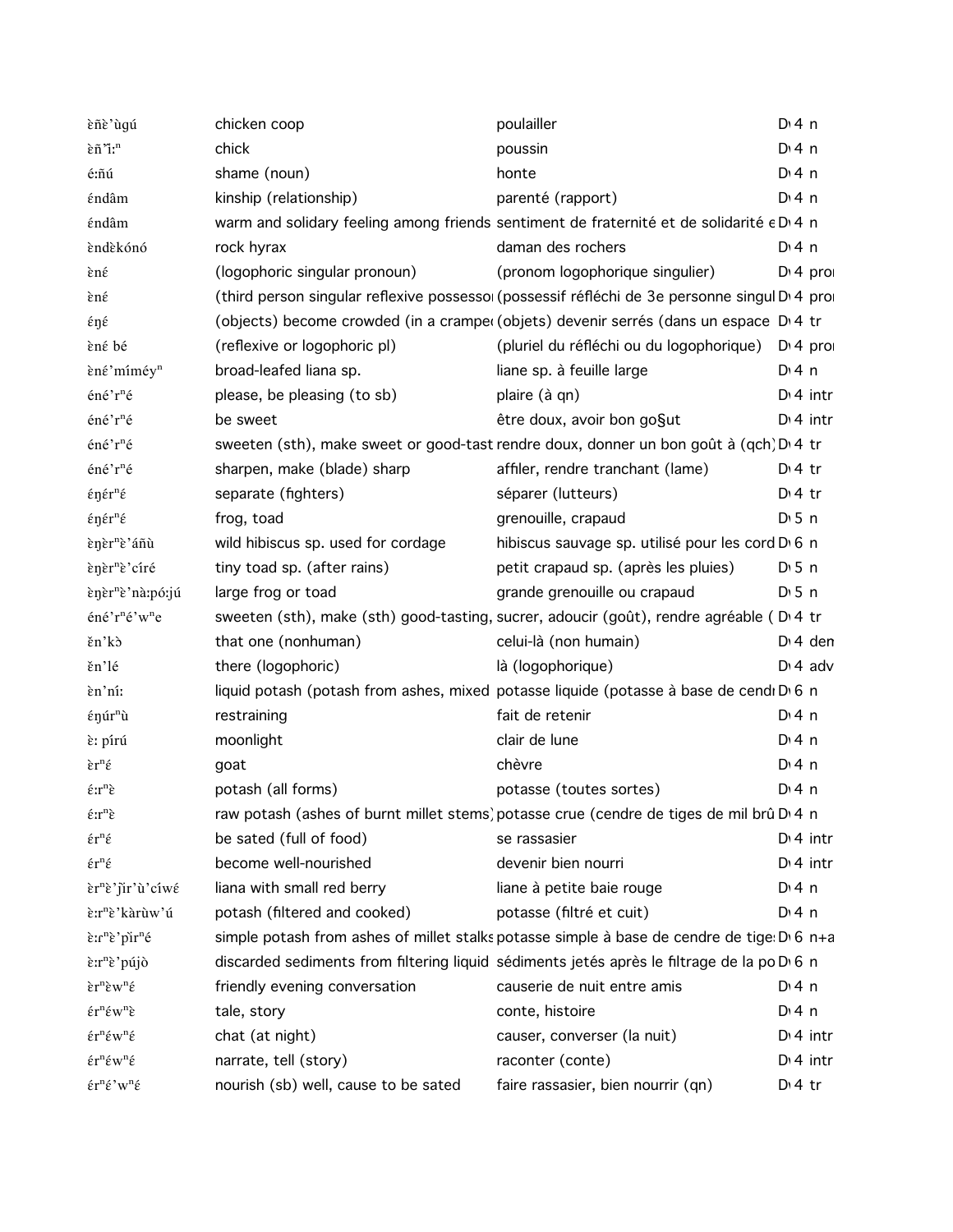| | | | |
|---|---|---|---|
| ɛ̀ñɛ̀’ùgú | chicken coop | poulailler | D 4 n |
| ɛ̀ñ’ìːⁿ | chick | poussin | D 4 n |
| éːñú | shame (noun) | honte | D 4 n |
| ɛ́ndâm | kinship (relationship) | parenté (rapport) | D 4 n |
| ɛ́ndâm | warm and solidary feeling among friends | sentiment de fraternité et de solidarité e | D 4 n |
| ɛ̀ndɛ̀kónó | rock hyrax | daman des rochers | D 4 n |
| ɛ̀né | (logophoric singular pronoun) | (pronom logophorique singulier) | D 4 pro |
| ɛ̀né | (third person singular reflexive possesso | (possessif réfléchi de 3e personne singul | D 4 pro |
| ɛ́ŋɛ́ | (objects) become crowded (in a cramped | (objets) devenir serrés (dans un espace | D 4 tr |
| ɛ̀né bé | (reflexive or logophoric pl) | (pluriel du réfléchi ou du logophorique) | D 4 pro |
| ɛ̀né’míméyⁿ | broad-leafed liana sp. | liane sp. à feuille large | D 4 n |
| éné’rⁿé | please, be pleasing (to sb) | plaire (à qn) | D 4 intr |
| éné’rⁿé | be sweet | être doux, avoir bon go§ut | D 4 intr |
| éné’rⁿé | sweeten (sth), make sweet or good-tast | rendre doux, donner un bon goût à (qch) | D 4 tr |
| éné’rⁿé | sharpen, make (blade) sharp | affiler, rendre tranchant (lame) | D 4 tr |
| ɛ́ŋérⁿɛ́ | separate (fighters) | séparer (lutteurs) | D 4 tr |
| ɛ́ŋérⁿɛ́ | frog, toad | grenouille, crapaud | D 5 n |
| ɛ̀ŋɛ̀rⁿɛ̀’áñù | wild hibiscus sp. used for cordage | hibiscus sauvage sp. utilisé pour les cord | D 6 n |
| ɛ̀ŋɛ̀rⁿɛ̀’círé | tiny toad sp. (after rains) | petit crapaud sp. (après les pluies) | D 5 n |
| ɛ̀ŋɛ̀rⁿɛ̀’nàːpóːjú | large frog or toad | grande grenouille ou crapaud | D 5 n |
| éné’rⁿé’wⁿe | sweeten (sth), make (sth) good-tasting, | sucrer, adoucir (goût), rendre agréable ( | D 4 tr |
| ɛ̌n’kɔ̀ | that one (nonhuman) | celui-là (non humain) | D 4 dem |
| ɛ̌n’lé | there (logophoric) | là (logophorique) | D 4 adv |
| ɛ̀n’níː | liquid potash (potash from ashes, mixed | potasse liquide (potasse à base de cendr | D 6 n |
| ɛ́ŋúrⁿù | restraining | fait de retenir | D 4 n |
| ɛ̀ː pírú | moonlight | clair de lune | D 4 n |
| ɛ̀rⁿɛ́ | goat | chèvre | D 4 n |
| ɛ́ːrⁿɛ̀ | potash (all forms) | potasse (toutes sortes) | D 4 n |
| ɛ́ːrⁿɛ̀ | raw potash (ashes of burnt millet stems) | potasse crue (cendre de tiges de mil brû | D 4 n |
| ɛ́rⁿɛ́ | be sated (full of food) | se rassasier | D 4 intr |
| ɛ́rⁿɛ́ | become well-nourished | devenir bien nourri | D 4 intr |
| ɛ̀rⁿɛ̀’jǐr’ù’cíwɛ́ | liana with small red berry | liane à petite baie rouge | D 4 n |
| ɛ̀ːrⁿɛ̀’kàrùw’ú | potash (filtered and cooked) | potasse (filtré et cuit) | D 4 n |
| ɛ̀ːrⁿɛ̀’pǐrⁿé | simple potash from ashes of millet stalks | potasse simple à base de cendre de tige | D 6 n+a |
| ɛ̀ːrⁿɛ̀’pújò | discarded sediments from filtering liquid | sédiments jetés après le filtrage de la po | D 6 n |
| ɛ̀rⁿɛ̀wⁿɛ́ | friendly evening conversation | causerie de nuit entre amis | D 4 n |
| ɛ́rⁿɛ́wⁿɛ̀ | tale, story | conte, histoire | D 4 n |
| ɛ́rⁿɛ́wⁿɛ́ | chat (at night) | causer, converser (la nuit) | D 4 intr |
| ɛ́rⁿɛ́wⁿɛ́ | narrate, tell (story) | raconter (conte) | D 4 intr |
| ɛ́rⁿɛ́’wⁿɛ́ | nourish (sb) well, cause to be sated | faire rassasier, bien nourrir (qn) | D 4 tr |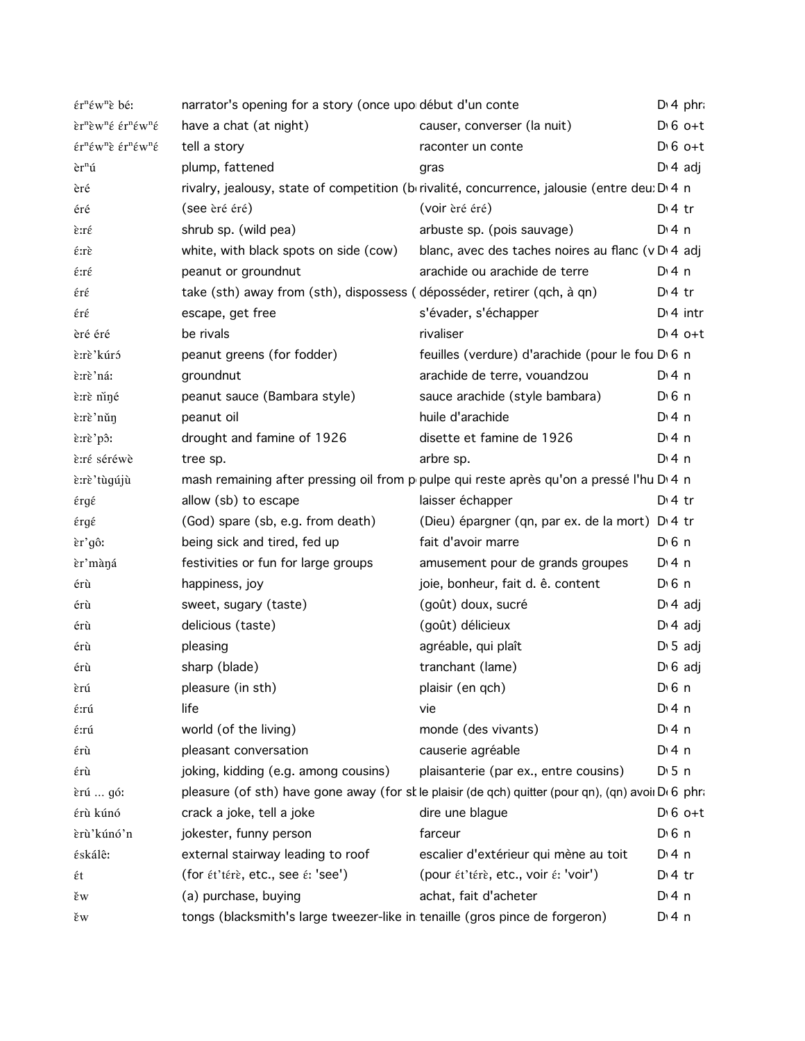| | | | |
|---|---|---|---|
| ɛ́rⁿɛ́wⁿɛ̀ bé: | narrator's opening for a story (once upo | début d'un conte | D 4 phra |
| ɛ̀rⁿɛ̀wⁿɛ́ ɛ́rⁿɛ́wⁿɛ́ | have a chat (at night) | causer, converser (la nuit) | D 6 o+t |
| ɛ́rⁿɛ́wⁿɛ̀ ɛ́rⁿɛ́wⁿɛ́ | tell a story | raconter un conte | D 6 o+t |
| ɛ̀rⁿú | plump, fattened | gras | D 4 adj |
| ɛ̀ré | rivalry, jealousy, state of competition (b | rivalité, concurrence, jalousie (entre deu | D 4 n |
| ɛ́ré | (see ɛ̀ré ɛ́ré) | (voir ɛ̀ré ɛ́ré) | D 4 tr |
| ɛ̀:rɛ́ | shrub sp. (wild pea) | arbuste sp. (pois sauvage) | D 4 n |
| ɛ́:rɛ̀ | white, with black spots on side (cow) | blanc, avec des taches noires au flanc (v | D 4 adj |
| ɛ́:rɛ́ | peanut or groundnut | arachide ou arachide de terre | D 4 n |
| ɛ́rɛ́ | take (sth) away from (sth), dispossess ( | déposséder, retirer (qch, à qn) | D 4 tr |
| ɛ́rɛ́ | escape, get free | s'évader, s'échapper | D 4 intr |
| ɛ̀ré ɛ́ré | be rivals | rivaliser | D 4 o+t |
| ɛ̀:rɛ̀'kúrɔ́ | peanut greens (for fodder) | feuilles (verdure) d'arachide (pour le fou | D 6 n |
| ɛ̀:rɛ̀'ná: | groundnut | arachide de terre, vouandzou | D 4 n |
| ɛ̀:rɛ̀ ñ̀ŋé | peanut sauce (Bambara style) | sauce arachide (style bambara) | D 6 n |
| ɛ̀:rɛ̀'nǔŋ | peanut oil | huile d'arachide | D 4 n |
| ɛ̀:rɛ̀'pɔ̂: | drought and famine of 1926 | disette et famine de 1926 | D 4 n |
| ɛ̀:rɛ́ séréwè | tree sp. | arbre sp. | D 4 n |
| ɛ̀:rɛ̀'tùgújù | mash remaining after pressing oil from p | pulpe qui reste après qu'on a pressé l'hu | D 4 n |
| ɛ́rgɛ́ | allow (sb) to escape | laisser échapper | D 4 tr |
| ɛ́rgɛ́ | (God) spare (sb, e.g. from death) | (Dieu) épargner (qn, par ex. de la mort) | D 4 tr |
| ɛ̀r'gô: | being sick and tired, fed up | fait d'avoir marre | D 6 n |
| ɛ̀r'màŋá | festivities or fun for large groups | amusement pour de grands groupes | D 4 n |
| ɛ́rù | happiness, joy | joie, bonheur, fait d. ê. content | D 6 n |
| ɛ́rù | sweet, sugary (taste) | (goût) doux, sucré | D 4 adj |
| ɛ́rù | delicious (taste) | (goût) délicieux | D 4 adj |
| ɛ́rù | pleasing | agréable, qui plaît | D 5 adj |
| ɛ́rù | sharp (blade) | tranchant (lame) | D 6 adj |
| ɛ̀rú | pleasure (in sth) | plaisir (en qch) | D 6 n |
| ɛ́:rú | life | vie | D 4 n |
| ɛ́:rú | world (of the living) | monde (des vivants) | D 4 n |
| ɛ́rù | pleasant conversation | causerie agréable | D 4 n |
| ɛ́rù | joking, kidding (e.g. among cousins) | plaisanterie (par ex., entre cousins) | D 5 n |
| ɛ̀rú ... gó: | pleasure (of sth) have gone away (for sb | le plaisir (de qch) quitter (pour qn), (qn) avoir | D 6 phra |
| ɛ́rù kúnó | crack a joke, tell a joke | dire une blague | D 6 o+t |
| ɛ̀rù'kúnó'n | jokester, funny person | farceur | D 6 n |
| ɛ́skálê: | external stairway leading to roof | escalier d'extérieur qui mène au toit | D 4 n |
| ɛ́t | (for ɛ́t'tɛ́rɛ̀, etc., see ɛ́: 'see') | (pour ɛ́t'tɛ́rɛ̀, etc., voir ɛ́: 'voir') | D 4 tr |
| ɛ̌w | (a) purchase, buying | achat, fait d'acheter | D 4 n |
| ɛ̌w | tongs (blacksmith's large tweezer-like in | tenaille (gros pince de forgeron) | D 4 n |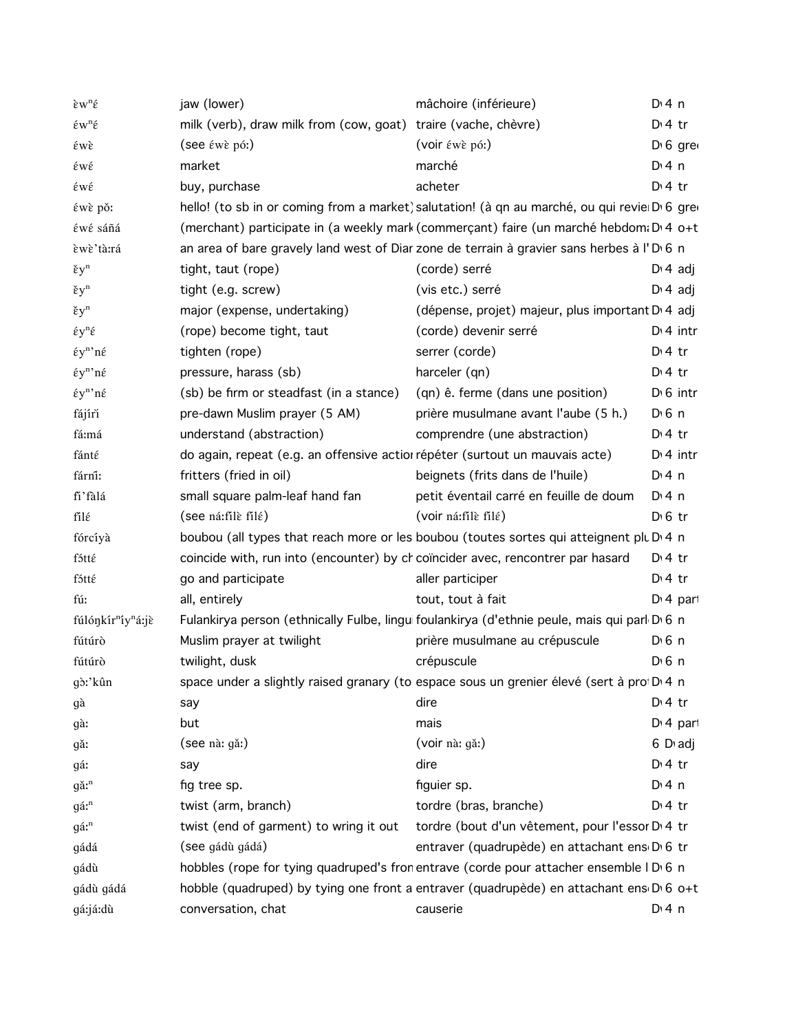| | | | |
|---|---|---|---|
| ɛ̀wⁿɛ́ | jaw (lower) | mâchoire (inférieure) | D 4 n |
| ɛ́wⁿɛ́ | milk (verb), draw milk from (cow, goat) | traire (vache, chèvre) | D 4 tr |
| ɛ́wɛ̀ | (see ɛ́wɛ̀ pó:) | (voir ɛ́wɛ̀ pó:) | D 6 gre |
| ɛ́wɛ́ | market | marché | D 4 n |
| ɛ́wɛ́ | buy, purchase | acheter | D 4 tr |
| ɛ́wɛ̀ pǒ: | hello! (to sb in or coming from a market) | salutation! (à qn au marché, ou qui revie | D 6 gre |
| ɛ́wɛ́ sáñá | (merchant) participate in (a weekly mark | (commerçant) faire (un marché hebdom | D 4 o+t |
| ɛ̀wɛ̀'tà:rá | an area of bare gravely land west of Diar | zone de terrain à gravier sans herbes à l' | D 6 n |
| ɛ̌yⁿ | tight, taut (rope) | (corde) serré | D 4 adj |
| ɛ̌yⁿ | tight (e.g. screw) | (vis etc.) serré | D 4 adj |
| ɛ̌yⁿ | major (expense, undertaking) | (dépense, projet) majeur, plus important | D 4 adj |
| ɛ́yⁿɛ́ | (rope) become tight, taut | (corde) devenir serré | D 4 intr |
| ɛ́yⁿ'nɛ́ | tighten (rope) | serrer (corde) | D 4 tr |
| ɛ́yⁿ'nɛ́ | pressure, harass (sb) | harceler (qn) | D 4 tr |
| ɛ́yⁿ'nɛ́ | (sb) be firm or steadfast (in a stance) | (qn) ê. ferme (dans une position) | D 6 intr |
| fájírì | pre-dawn Muslim prayer (5 AM) | prière musulmane avant l'aube (5 h.) | D 6 n |
| fá:má | understand (abstraction) | comprendre (une abstraction) | D 4 tr |
| fánté | do again, repeat (e.g. an offensive action | répéter (surtout un mauvais acte) | D 4 intr |
| fárnì: | fritters (fried in oil) | beignets (frits dans de l'huile) | D 4 n |
| fì'fàlá | small square palm-leaf hand fan | petit éventail carré en feuille de doum | D 4 n |
| fìlɛ́ | (see ná:fìlɛ̀ fìlɛ́) | (voir ná:fìlɛ̀ fìlɛ́) | D 6 tr |
| fórcíyà | boubou (all types that reach more or les | boubou (toutes sortes qui atteignent plu | D 4 n |
| fɔ́tté | coincide with, run into (encounter) by ch | coïncider avec, rencontrer par hasard | D 4 tr |
| fɔ́tté | go and participate | aller participer | D 4 tr |
| fú: | all, entirely | tout, tout à fait | D 4 part |
| fúlóŋkírⁿíyⁿá:jɛ̀ | Fulankirya person (ethnically Fulbe, lingu | foulankirya (d'ethnie peule, mais qui parl | D 6 n |
| fútúrò | Muslim prayer at twilight | prière musulmane au crépuscule | D 6 n |
| fútúrò | twilight, dusk | crépuscule | D 6 n |
| gɔ̀:'kûn | space under a slightly raised granary (to | espace sous un grenier élevé (sert à pro | D 4 n |
| gà | say | dire | D 4 tr |
| gà: | but | mais | D 4 part |
| gǎ: | (see nà: gǎ:) | (voir nà: gǎ:) | 6 D adj |
| gá: | say | dire | D 4 tr |
| gǎ:ⁿ | fig tree sp. | figuier sp. | D 4 n |
| gá:ⁿ | twist (arm, branch) | tordre (bras, branche) | D 4 tr |
| gá:ⁿ | twist (end of garment) to wring it out | tordre (bout d'un vêtement, pour l'essor | D 4 tr |
| gádá | (see gádù gádá) | entraver (quadrupède) en attachant ens | D 6 tr |
| gádù | hobbles (rope for tying quadruped's fron | entrave (corde pour attacher ensemble l | D 6 n |
| gádù gádá | hobble (quadruped) by tying one front a | entraver (quadrupède) en attachant ens | D 6 o+t |
| gá:já:dù | conversation, chat | causerie | D 4 n |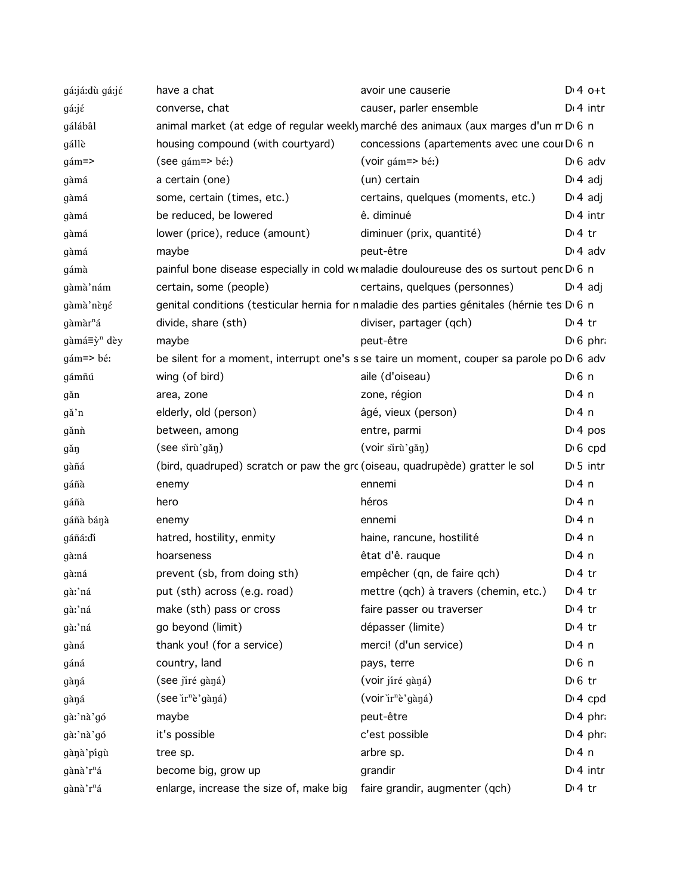| | | | |
|---|---|---|---|
| gá:já:dù gá:jɛ́ | have a chat | avoir une causerie | D 4 o+t |
| gá:jɛ́ | converse, chat | causer, parler ensemble | D 4 intr |
| gálábâl | animal market (at edge of regular weekly | marché des animaux (aux marges d'un m | D 6 n |
| gállὲ | housing compound (with courtyard) | concessions (apartements avec une cou | D 6 n |
| gám=> | (see gám=> bé:) | (voir gám=> bé:) | D 6 adv |
| gàmá | a certain (one) | (un) certain | D 4 adj |
| gàmá | some, certain (times, etc.) | certains, quelques (moments, etc.) | D 4 adj |
| gàmá | be reduced, be lowered | ê. diminué | D 4 intr |
| gàmá | lower (price), reduce (amount) | diminuer (prix, quantité) | D 4 tr |
| gàmá | maybe | peut-être | D 4 adv |
| gámà | painful bone disease especially in cold we | maladie douloureuse des os surtout pend | D 6 n |
| gàmà'nám | certain, some (people) | certains, quelques (personnes) | D 4 adj |
| gàmà'nὲŋɛ́ | genital conditions (testicular hernia for m | maladie des parties génitales (hérnie tes | D 6 n |
| gàmàrⁿá | divide, share (sth) | diviser, partager (qch) | D 4 tr |
| gàmá≡ỳⁿ dὲy | maybe | peut-être | D 6 phr |
| gám=> bé: | be silent for a moment, interrupt one's s | se taire un moment, couper sa parole po | D 6 adv |
| gámñú | wing (of bird) | aile (d'oiseau) | D 6 n |
| gǎn | area, zone | zone, région | D 4 n |
| gǎ'n | elderly, old (person) | âgé, vieux (person) | D 4 n |
| gǎnǹ | between, among | entre, parmi | D 4 pos |
| gǎŋ | (see sìrù'gǎŋ) | (voir sìrù'gǎŋ) | D 6 cpd |
| gàñá | (bird, quadruped) scratch or paw the gro | (oiseau, quadrupède) gratter le sol | D 5 intr |
| gáñà | enemy | ennemi | D 4 n |
| gáñà | hero | héros | D 4 n |
| gáñà báŋà | enemy | ennemi | D 4 n |
| gáñá:đì | hatred, hostility, enmity | haine, rancune, hostilité | D 4 n |
| gà:ná | hoarseness | état d'ê. rauque | D 4 n |
| gà:ná | prevent (sb, from doing sth) | empêcher (qn, de faire qch) | D 4 tr |
| gà:'ná | put (sth) across (e.g. road) | mettre (qch) à travers (chemin, etc.) | D 4 tr |
| gà:'ná | make (sth) pass or cross | faire passer ou traverser | D 4 tr |
| gà:'ná | go beyond (limit) | dépasser (limite) | D 4 tr |
| gàná | thank you! (for a service) | merci! (d'un service) | D 4 n |
| gáná | country, land | pays, terre | D 6 n |
| gàŋá | (see ǰìré gàŋá) | (voir ǰìré gàŋá) | D 6 tr |
| gàŋá | (see ìrⁿὲ'gàŋá) | (voir ìrⁿὲ'gàŋá) | D 4 cpd |
| gà:'nà'gó | maybe | peut-être | D 4 phr |
| gà:'nà'gó | it's possible | c'est possible | D 4 phr |
| gàŋà'pígù | tree sp. | arbre sp. | D 4 n |
| gànà'rⁿá | become big, grow up | grandir | D 4 intr |
| gànà'rⁿá | enlarge, increase the size of, make big | faire grandir, augmenter (qch) | D 4 tr |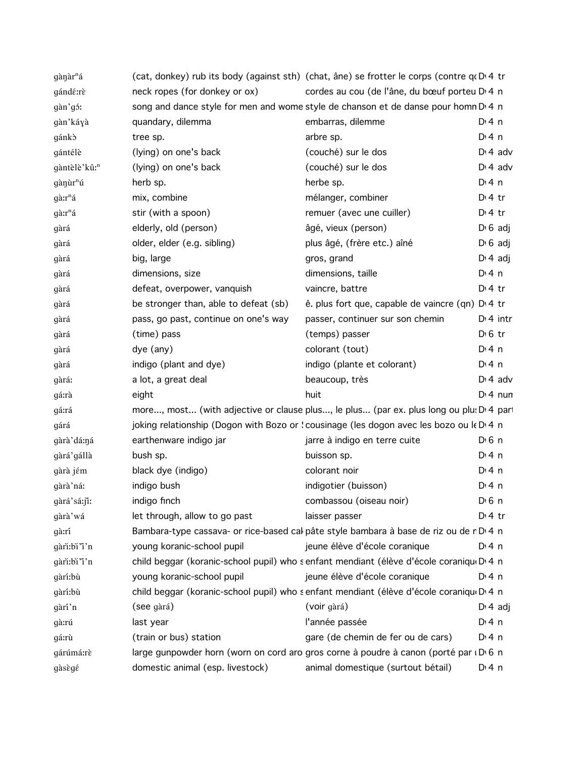| | | | |
|---|---|---|---|
| gàŋàrⁿá | (cat, donkey) rub its body (against sth) | (chat, âne) se frotter le corps (contre q | D 4 tr |
| gándɛ́:rɛ̀ | neck ropes (for donkey or ox) | cordes au cou (de l'âne, du bœuf porteu | D 4 n |
| gàn'gɔ́: | song and dance style for men and wome | style de chanson et de danse pour homn | D 4 n |
| gàn'káɣà | quandary, dilemma | embarras, dilemme | D 4 n |
| gánkɔ̀ | tree sp. | arbre sp. | D 4 n |
| gántélè | (lying) on one's back | (couché) sur le dos | D 4 adv |
| gàntèlè'kû:ⁿ | (lying) on one's back | (couché) sur le dos | D 4 adv |
| gàŋùrⁿú | herb sp. | herbe sp. | D 4 n |
| gà:rⁿá | mix, combine | mélanger, combiner | D 4 tr |
| gà:rⁿá | stir (with a spoon) | remuer (avec une cuiller) | D 4 tr |
| gàrá | elderly, old (person) | âgé, vieux (person) | D 6 adj |
| gàrá | older, elder (e.g. sibling) | plus âgé, (frère etc.) aîné | D 6 adj |
| gàrá | big, large | gros, grand | D 4 adj |
| gàrá | dimensions, size | dimensions, taille | D 4 n |
| gàrá | defeat, overpower, vanquish | vaincre, battre | D 4 tr |
| gàrá | be stronger than, able to defeat (sb) | ê. plus fort que, capable de vaincre (qn) | D 4 tr |
| gàrá | pass, go past, continue on one's way | passer, continuer sur son chemin | D 4 intr |
| gàrá | (time) pass | (temps) passer | D 6 tr |
| gàrá | dye (any) | colorant (tout) | D 4 n |
| gàrá | indigo (plant and dye) | indigo (plante et colorant) | D 4 n |
| gàrá: | a lot, a great deal | beaucoup, très | D 4 adv |
| gá:rà | eight | huit | D 4 num |
| gá:rá | more..., most... (with adjective or clause | plus..., le plus... (par ex. plus long ou plu | D 4 part |
| gárá | joking relationship (Dogon with Bozo or | cousinage (les dogon avec les bozo ou le | D 4 n |
| gàrà'dá:ŋá | earthenware indigo jar | jarre à indigo en terre cuite | D 6 n |
| gàrá'gállà | bush sp. | buisson sp. | D 4 n |
| gàrà jɛ́m | black dye (indigo) | colorant noir | D 4 n |
| gàrà'ná: | indigo bush | indigotier (buisson) | D 4 n |
| gàrá'sá:jǐ: | indigo finch | combassou (oiseau noir) | D 6 n |
| gàrà'wá | let through, allow to go past | laisser passer | D 4 tr |
| gà:rí | Bambara-type cassava- or rice-based cal | pâte style bambara à base de riz ou de r | D 4 n |
| gàrǐ:bǐ'ǐ'n | young koranic-school pupil | jeune élève d'école coranique | D 4 n |
| gàrǐ:bǐ'ǐ'n | child beggar (koranic-school pupil) who s | enfant mendiant (élève d'école coraniqu | D 4 n |
| gàrí:bù | young koranic-school pupil | jeune élève d'école coranique | D 4 n |
| gàrí:bù | child beggar (koranic-school pupil) who s | enfant mendiant (élève d'école coraniqu | D 4 n |
| gàrí'n | (see gàrá) | (voir gàrá) | D 4 adj |
| gà:rú | last year | l'année passée | D 4 n |
| gá:rù | (train or bus) station | gare (de chemin de fer ou de cars) | D 4 n |
| gárúmá:rɛ̀ | large gunpowder horn (worn on cord aro | gros corne à poudre à canon (porté par | D 6 n |
| gàsɛ̀gɛ́ | domestic animal (esp. livestock) | animal domestique (surtout bétail) | D 4 n |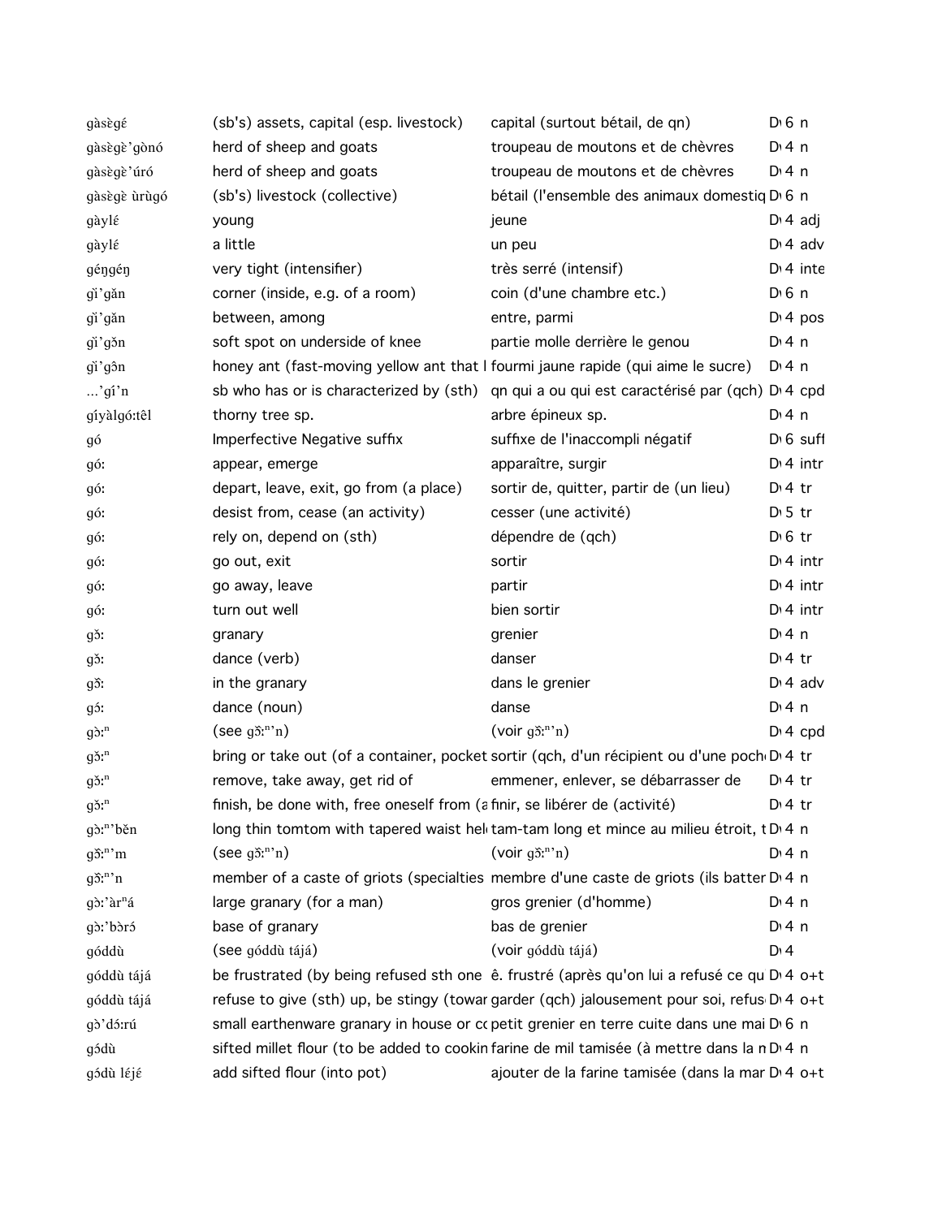| | | | |
|---|---|---|---|
| gàsɛ̀gɛ́ | (sb's) assets, capital (esp. livestock) | capital (surtout bétail, de qn) | D 6 n |
| gàsɛ̀gɛ̀'gònó | herd of sheep and goats | troupeau de moutons et de chèvres | D 4 n |
| gàsɛ̀gɛ̀'úró | herd of sheep and goats | troupeau de moutons et de chèvres | D 4 n |
| gàsɛ̀gɛ̀ ùrùgó | (sb's) livestock (collective) | bétail (l'ensemble des animaux domestiq | D 6 n |
| gàylɛ́ | young | jeune | D 4 adj |
| gàylɛ́ | a little | un peu | D 4 adv |
| géŋgéŋ | very tight (intensifier) | très serré (intensif) | D 4 inte |
| gǐ'gǎn | corner (inside, e.g. of a room) | coin (d'une chambre etc.) | D 6 n |
| gǐ'gǎn | between, among | entre, parmi | D 4 pos |
| gǐ'gɔ̌n | soft spot on underside of knee | partie molle derrière le genou | D 4 n |
| gǐ'gɔ̂n | honey ant (fast-moving yellow ant that l | fourmi jaune rapide (qui aime le sucre) | D 4 n |
| …'gí'n | sb who has or is characterized by (sth) | qn qui a ou qui est caractérisé par (qch) | D 4 cpd |
| gíyàlgó:têl | thorny tree sp. | arbre épineux sp. | D 4 n |
| gó | Imperfective Negative suffix | suffixe de l'inaccompli négatif | D 6 suff |
| gó: | appear, emerge | apparaître, surgir | D 4 intr |
| gó: | depart, leave, exit, go from (a place) | sortir de, quitter, partir de (un lieu) | D 4 tr |
| gó: | desist from, cease (an activity) | cesser (une activité) | D 5 tr |
| gó: | rely on, depend on (sth) | dépendre de (qch) | D 6 tr |
| gó: | go out, exit | sortir | D 4 intr |
| gó: | go away, leave | partir | D 4 intr |
| gó: | turn out well | bien sortir | D 4 intr |
| gɔ̌: | granary | grenier | D 4 n |
| gɔ̌: | dance (verb) | danser | D 4 tr |
| gɔ̂: | in the granary | dans le grenier | D 4 adv |
| gɔ́: | dance (noun) | danse | D 4 n |
| gɔ̀:ⁿ | (see gɔ̂:ⁿ'n) | (voir gɔ̂:ⁿ'n) | D 4 cpd |
| gɔ̌:ⁿ | bring or take out (of a container, pocket | sortir (qch, d'un récipient ou d'une poch | D 4 tr |
| gɔ̌:ⁿ | remove, take away, get rid of | emmener, enlever, se débarrasser de | D 4 tr |
| gɔ̌:ⁿ | finish, be done with, free oneself from (a | finir, se libérer de (activité) | D 4 tr |
| gɔ̀:ⁿ'bɛ̌n | long thin tomtom with tapered waist hel | tam-tam long et mince au milieu étroit, t | D 4 n |
| gɔ̂:ⁿ'm | (see gɔ̂:ⁿ'n) | (voir gɔ̂:ⁿ'n) | D 4 n |
| gɔ̂:ⁿ'n | member of a caste of griots (specialties | membre d'une caste de griots (ils batter | D 4 n |
| gɔ̀:'àrⁿá | large granary (for a man) | gros grenier (d'homme) | D 4 n |
| gɔ̀:'bɔ̀rɔ́ | base of granary | bas de grenier | D 4 n |
| góddù | (see góddù tájá) | (voir góddù tájá) | D 4 |
| góddù tájá | be frustrated (by being refused sth one | ê. frustré (après qu'on lui a refusé ce qu | D 4 o+t |
| góddù tájá | refuse to give (sth) up, be stingy (towar | garder (qch) jalousement pour soi, refus | D 4 o+t |
| gɔ̀'dɔ́:rú | small earthenware granary in house or co | petit grenier en terre cuite dans une mai | D 6 n |
| gɔ́dù | sifted millet flour (to be added to cookin | farine de mil tamisée (à mettre dans la m | D 4 n |
| gɔ́dù lɛ́jɛ́ | add sifted flour (into pot) | ajouter de la farine tamisée (dans la mar | D 4 o+t |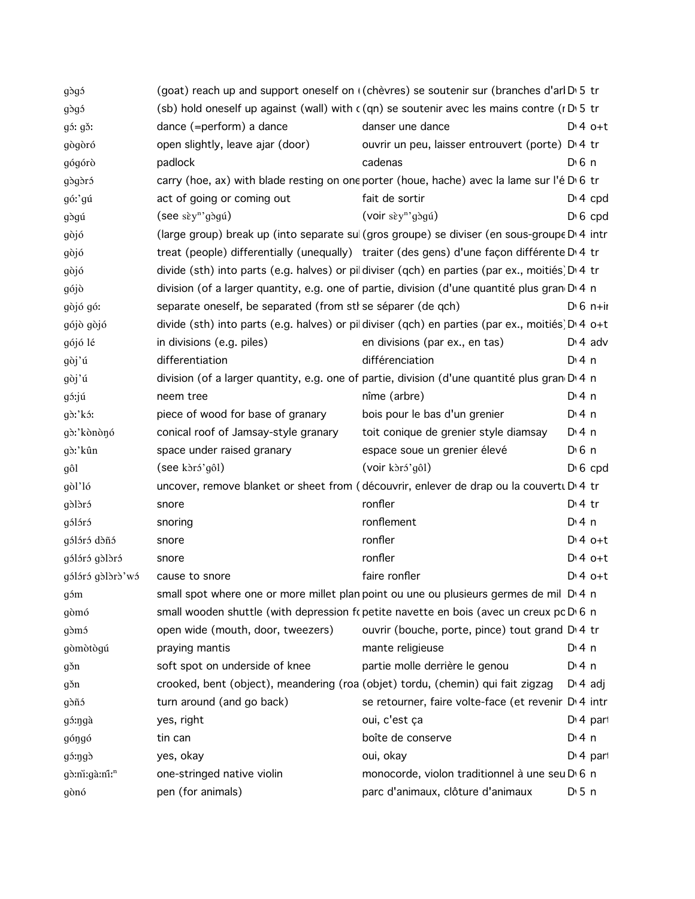| | | | | |
|---|---|---|---|---|
| gɔ̀gɔ́ | (goat) reach up and support oneself on ( | (chèvres) se soutenir sur (branches d'arl | D 5 | tr |
| gɔ̀gɔ́ | (sb) hold oneself up against (wall) with ( | (qn) se soutenir avec les mains contre (r | D 5 | tr |
| gɔ́: gɔ̌: | dance (=perform) a dance | danser une dance | D 4 | o+t |
| gògòró | open slightly, leave ajar (door) | ouvrir un peu, laisser entrouvert (porte) | D 4 | tr |
| gógórò | padlock | cadenas | D 6 | n |
| gɔ̀gɔ̀rɔ́ | carry (hoe, ax) with blade resting on one | porter (houe, hache) avec la lame sur l'é | D 6 | tr |
| gó:'gú | act of going or coming out | fait de sortir | D 4 | cpd |
| gɔ̀gú | (see sɛ̀y$^n$'gɔ̀gú) | (voir sɛ̀y$^n$'gɔ̀gú) | D 6 | cpd |
| gòjó | (large group) break up (into separate sul | (gros groupe) se diviser (en sous-groupe | D 4 | intr |
| gòjó | treat (people) differentially (unequally) | traiter (des gens) d'une façon différente | D 4 | tr |
| gòjó | divide (sth) into parts (e.g. halves) or pil | diviser (qch) en parties (par ex., moitiés) | D 4 | tr |
| gójò | division (of a larger quantity, e.g. one of | partie, division (d'une quantité plus gran | D 4 | n |
| gòjó gó: | separate oneself, be separated (from stl | se séparer (de qch) | D 6 | n+ir |
| gójò gòjó | divide (sth) into parts (e.g. halves) or pil | diviser (qch) en parties (par ex., moitiés) | D 4 | o+t |
| gójó lé | in divisions (e.g. piles) | en divisions (par ex., en tas) | D 4 | adv |
| gòj'ú | differentiation | différenciation | D 4 | n |
| gòj'ú | division (of a larger quantity, e.g. one of | partie, division (d'une quantité plus gran | D 4 | n |
| gɔ́:jú | neem tree | nîme (arbre) | D 4 | n |
| gɔ̀:'kɔ́: | piece of wood for base of granary | bois pour le bas d'un grenier | D 4 | n |
| gɔ̀:'kònòŋó | conical roof of Jamsay-style granary | toit conique de grenier style diamsay | D 4 | n |
| gɔ̀:'kûn | space under raised granary | espace soue un grenier élevé | D 6 | n |
| gôl | (see kɔ̀rɔ́'gôl) | (voir kɔ̀rɔ́'gôl) | D 6 | cpd |
| gòl'ló | uncover, remove blanket or sheet from ( | découvrir, enlever de drap ou la couvertu | D 4 | tr |
| gɔ̀lɔ̀rɔ́ | snore | ronfler | D 4 | tr |
| gɔ́lɔ́rɔ́ | snoring | ronflement | D 4 | n |
| gɔ́lɔ́rɔ́ dɔ̀ñɔ́ | snore | ronfler | D 4 | o+t |
| gɔ́lɔ́rɔ́ gɔ̀lɔ̀rɔ́ | snore | ronfler | D 4 | o+t |
| gɔ́lɔ́rɔ́ gɔ̀lɔ̀rɔ̀'wɔ́ | cause to snore | faire ronfler | D 4 | o+t |
| gɔ́m | small spot where one or more millet plan | point ou une ou plusieurs germes de mil | D 4 | n |
| gòmó | small wooden shuttle (with depression fc | petite navette en bois (avec un creux pc | D 6 | n |
| gɔ̀mɔ́ | open wide (mouth, door, tweezers) | ouvrir (bouche, porte, pince) tout grand | D 4 | tr |
| gòmòtògú | praying mantis | mante religieuse | D 4 | n |
| gɔ̌n | soft spot on underside of knee | partie molle derrière le genou | D 4 | n |
| gɔ̌n | crooked, bent (object), meandering (roa | (objet) tordu, (chemin) qui fait zigzag | D 4 | adj |
| gɔ̀ñɔ́ | turn around (and go back) | se retourner, faire volte-face (et revenir | D 4 | intr |
| gɔ́:ŋgà | yes, right | oui, c'est ça | D 4 | part |
| góŋgó | tin can | boîte de conserve | D 4 | n |
| gɔ́:ŋgɔ̀ | yes, okay | oui, okay | D 4 | part |
| gɔ̀:nǐ:gà:nǐ:$^n$ | one-stringed native violin | monocorde, violon traditionnel à une seu | D 6 | n |
| gònó | pen (for animals) | parc d'animaux, clôture d'animaux | D 5 | n |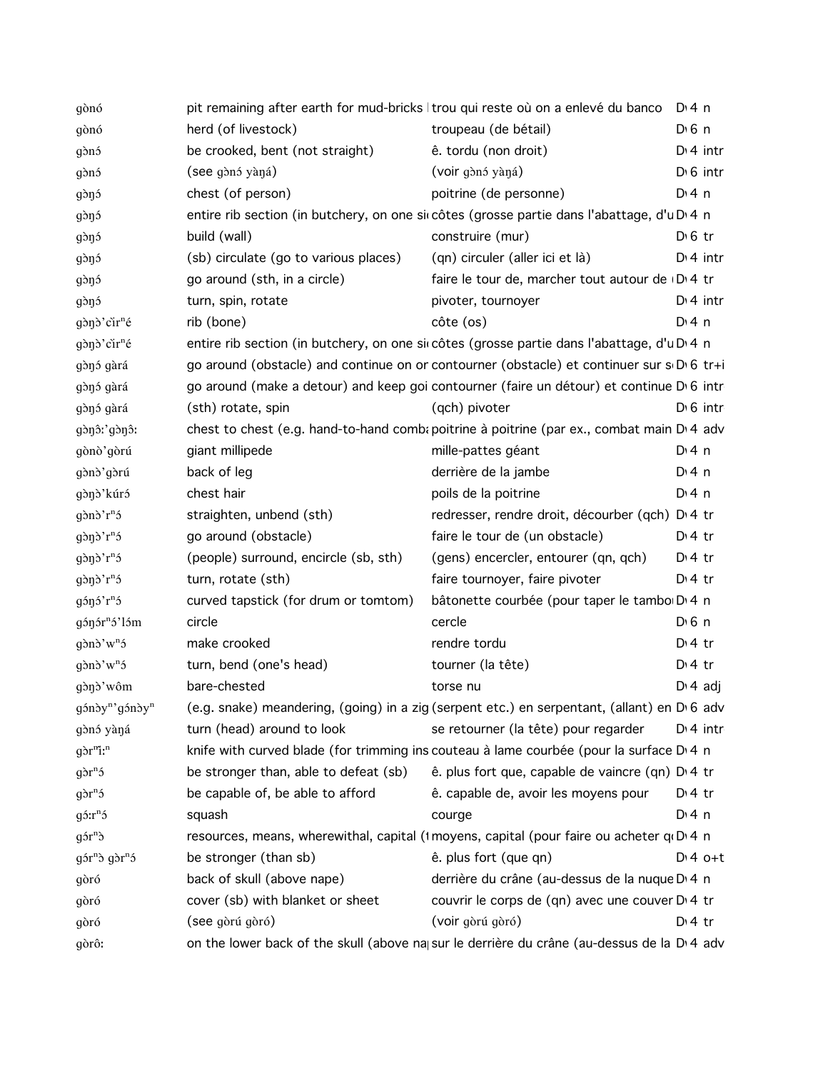| | | | | |
|---|---|---|---|---|
| gònó | pit remaining after earth for mud-bricks | trou qui reste où on a enlevé du banco | D 4 | n |
| gònó | herd (of livestock) | troupeau (de bétail) | D 6 | n |
| gɔ̀nɔ́ | be crooked, bent (not straight) | ê. tordu (non droit) | D 4 | intr |
| gɔ̀nɔ́ | (see gɔ̀nɔ́ yàŋá) | (voir gɔ̀nɔ́ yàŋá) | D 6 | intr |
| gɔ̀ŋɔ́ | chest (of person) | poitrine (de personne) | D 4 | n |
| gɔ̀ŋɔ́ | entire rib section (in butchery, on one si | côtes (grosse partie dans l'abattage, d'u | D 4 | n |
| gɔ̀ŋɔ́ | build (wall) | construire (mur) | D 6 | tr |
| gɔ̀ŋɔ́ | (sb) circulate (go to various places) | (qn) circuler (aller ici et là) | D 4 | intr |
| gɔ̀ŋɔ́ | go around (sth, in a circle) | faire le tour de, marcher tout autour de | D 4 | tr |
| gɔ̀ŋɔ́ | turn, spin, rotate | pivoter, tournoyer | D 4 | intr |
| gɔ̀ŋɔ̀'cìrⁿé | rib (bone) | côte (os) | D 4 | n |
| gɔ̀ŋɔ̀'cìrⁿé | entire rib section (in butchery, on one si | côtes (grosse partie dans l'abattage, d'u | D 4 | n |
| gɔ̀ŋɔ́ gàrá | go around (obstacle) and continue on or | contourner (obstacle) et continuer sur s | D 6 | tr+i |
| gɔ̀ŋɔ́ gàrá | go around (make a detour) and keep goi | contourner (faire un détour) et continue | D 6 | intr |
| gɔ̀ŋɔ́ gàrá | (sth) rotate, spin | (qch) pivoter | D 6 | intr |
| gɔ̀ŋɔ̂ː'gɔ̀ŋɔ̂ː | chest to chest (e.g. hand-to-hand comba | poitrine à poitrine (par ex., combat main | D 4 | adv |
| gònò'gòrú | giant millipede | mille-pattes géant | D 4 | n |
| gɔ̀nɔ̀'gɔ̀rú | back of leg | derrière de la jambe | D 4 | n |
| gɔ̀ŋɔ̀'kúrɔ́ | chest hair | poils de la poitrine | D 4 | n |
| gɔ̀nɔ̀'rⁿɔ́ | straighten, unbend (sth) | redresser, rendre droit, décourber (qch) | D 4 | tr |
| gɔ̀ŋɔ̀'rⁿɔ́ | go around (obstacle) | faire le tour de (un obstacle) | D 4 | tr |
| gɔ̀ŋɔ̀'rⁿɔ́ | (people) surround, encircle (sb, sth) | (gens) encercler, entourer (qn, qch) | D 4 | tr |
| gɔ̀ŋɔ̀'rⁿɔ́ | turn, rotate (sth) | faire tournoyer, faire pivoter | D 4 | tr |
| gɔ́ŋɔ́'rⁿɔ́ | curved tapstick (for drum or tomtom) | bâtonette courbée (pour taper le tambo | D 4 | n |
| gɔ́ŋɔ́rⁿɔ́'lɔ́m | circle | cercle | D 6 | n |
| gɔ̀nɔ̀'wⁿɔ́ | make crooked | rendre tordu | D 4 | tr |
| gɔ̀nɔ̀'wⁿɔ́ | turn, bend (one's head) | tourner (la tête) | D 4 | tr |
| gɔ̀ŋɔ̀'wôm | bare-chested | torse nu | D 4 | adj |
| gɔ́nɔ̀yⁿ'gɔ́nɔ̀yⁿ | (e.g. snake) meandering, (going) in a zig | (serpent etc.) en serpentant, (allant) en | D 6 | adv |
| gɔ̀nɔ́ yàŋá | turn (head) around to look | se retourner (la tête) pour regarder | D 4 | intr |
| gɔ̀rⁿìːⁿ | knife with curved blade (for trimming ins | couteau à lame courbée (pour la surface | D 4 | n |
| gɔ̀rⁿɔ́ | be stronger than, able to defeat (sb) | ê. plus fort que, capable de vaincre (qn) | D 4 | tr |
| gɔ̀rⁿɔ́ | be capable of, be able to afford | ê. capable de, avoir les moyens pour | D 4 | tr |
| gɔ́ːrⁿɔ́ | squash | courge | D 4 | n |
| gɔ́rⁿɔ̀ | resources, means, wherewithal, capital (f | moyens, capital (pour faire ou acheter q | D 4 | n |
| gɔ́rⁿɔ̀ gɔ̀rⁿɔ́ | be stronger (than sb) | ê. plus fort (que qn) | D 4 | o+t |
| gòró | back of skull (above nape) | derrière du crâne (au-dessus de la nuque | D 4 | n |
| gòró | cover (sb) with blanket or sheet | couvrir le corps de (qn) avec une couver | D 4 | tr |
| gòró | (see gòrú gòró) | (voir gòrú gòró) | D 4 | tr |
| gòrôː | on the lower back of the skull (above na | sur le derrière du crâne (au-dessus de la | D 4 | adv |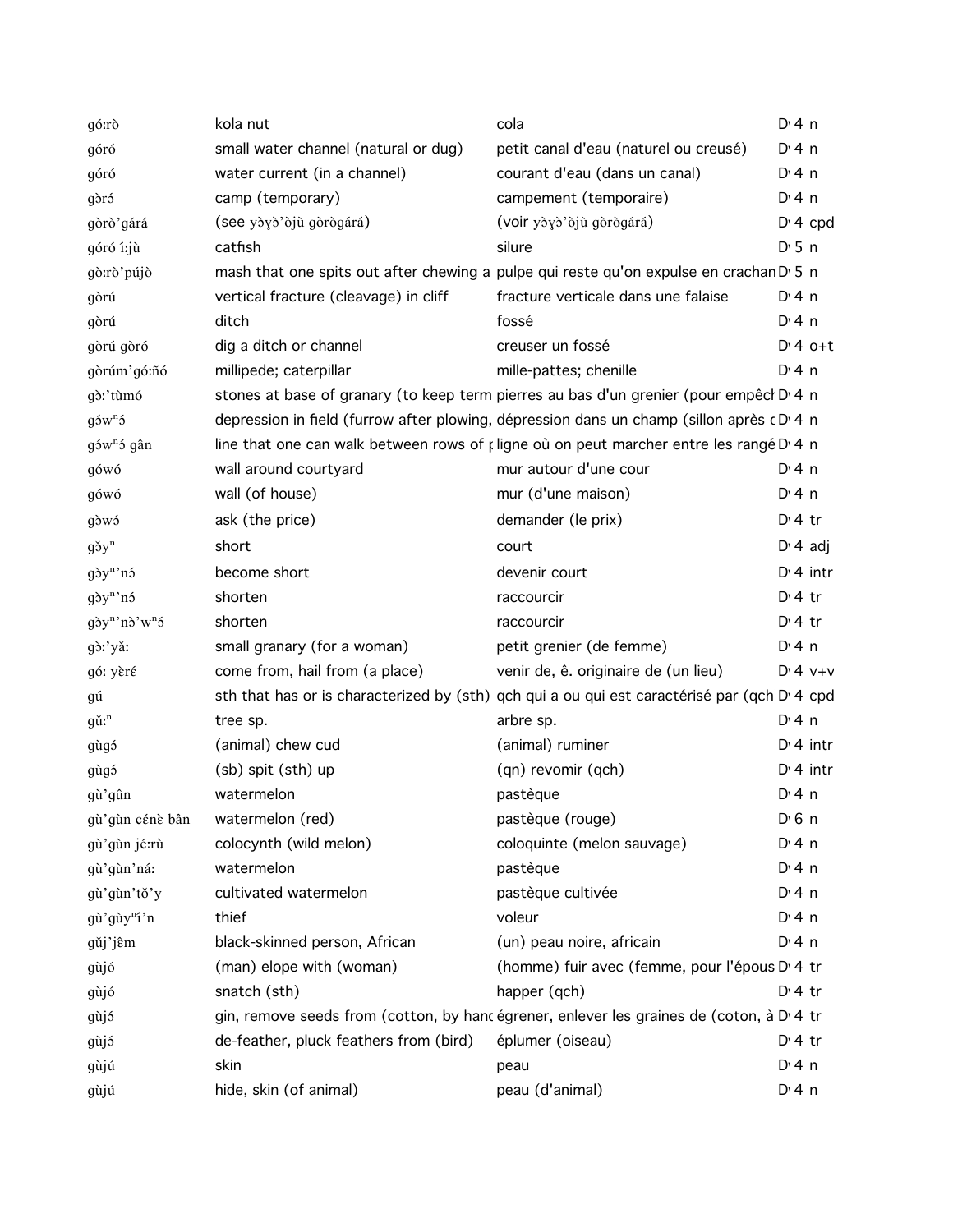| | | | |
|---|---|---|---|
| gó:rò | kola nut | cola | D 4 n |
| góró | small water channel (natural or dug) | petit canal d'eau (naturel ou creusé) | D 4 n |
| góró | water current (in a channel) | courant d'eau (dans un canal) | D 4 n |
| gɔ̀rɔ́ | camp (temporary) | campement (temporaire) | D 4 n |
| gòrò'gárá | (see yɔ̀ɣɔ̀'ɔ̀jù gòrògárá) | (voir yɔ̀ɣɔ̀'ɔ̀jù gòrògárá) | D 4 cpd |
| góró í:jù | catfish | silure | D 5 n |
| gò:rò'pújɔ̀ | mash that one spits out after chewing a | pulpe qui reste qu'on expulse en crachan | D 5 n |
| gòrú | vertical fracture (cleavage) in cliff | fracture verticale dans une falaise | D 4 n |
| gòrú | ditch | fossé | D 4 n |
| gòrú gòró | dig a ditch or channel | creuser un fossé | D 4 o+t |
| gòrúm'gó:ñó | millipede; caterpillar | mille-pattes; chenille | D 4 n |
| gɔ̀:'tùmó | stones at base of granary (to keep term | pierres au bas d'un grenier (pour empêch | D 4 n |
| gɔ́wⁿɔ́ | depression in field (furrow after plowing, | dépression dans un champ (sillon après | D 4 n |
| gɔ́wⁿɔ́ gân | line that one can walk between rows of | ligne où on peut marcher entre les rangé | D 4 n |
| gówó | wall around courtyard | mur autour d'une cour | D 4 n |
| gówó | wall (of house) | mur (d'une maison) | D 4 n |
| gɔ̀wɔ́ | ask (the price) | demander (le prix) | D 4 tr |
| gɔ̌yⁿ | short | court | D 4 adj |
| gɔ̀yⁿ'nɔ́ | become short | devenir court | D 4 intr |
| gɔ̀yⁿ'nɔ́ | shorten | raccourcir | D 4 tr |
| gɔ̀yⁿ'nɔ̀'wⁿɔ́ | shorten | raccourcir | D 4 tr |
| gɔ̀:'yǎ: | small granary (for a woman) | petit grenier (de femme) | D 4 n |
| gó: yɛ̀rɛ́ | come from, hail from (a place) | venir de, ê. originaire de (un lieu) | D 4 v+v |
| gú | sth that has or is characterized by (sth) | qch qui a ou qui est caractérisé par (qch | D 4 cpd |
| gǔ:ⁿ | tree sp. | arbre sp. | D 4 n |
| gùgɔ́ | (animal) chew cud | (animal) ruminer | D 4 intr |
| gùgɔ́ | (sb) spit (sth) up | (qn) revomir (qch) | D 4 intr |
| gù'gûn | watermelon | pastèque | D 4 n |
| gù'gùn cɛ́nɛ̀ bân | watermelon (red) | pastèque (rouge) | D 6 n |
| gù'gùn jɛ́:rù | colocynth (wild melon) | coloquinte (melon sauvage) | D 4 n |
| gù'gùn'ná: | watermelon | pastèque | D 4 n |
| gù'gùn'tǒ'y | cultivated watermelon | pastèque cultivée | D 4 n |
| gù'gùyⁿí'n | thief | voleur | D 4 n |
| gǔj'jɛ̂m | black-skinned person, African | (un) peau noire, africain | D 4 n |
| gùjó | (man) elope with (woman) | (homme) fuir avec (femme, pour l'épous | D 4 tr |
| gùjó | snatch (sth) | happer (qch) | D 4 tr |
| gùjɔ́ | gin, remove seeds from (cotton, by hand | égrener, enlever les graines de (coton, à | D 4 tr |
| gùjɔ́ | de-feather, pluck feathers from (bird) | éplumer (oiseau) | D 4 tr |
| gùjú | skin | peau | D 4 n |
| gùjú | hide, skin (of animal) | peau (d'animal) | D 4 n |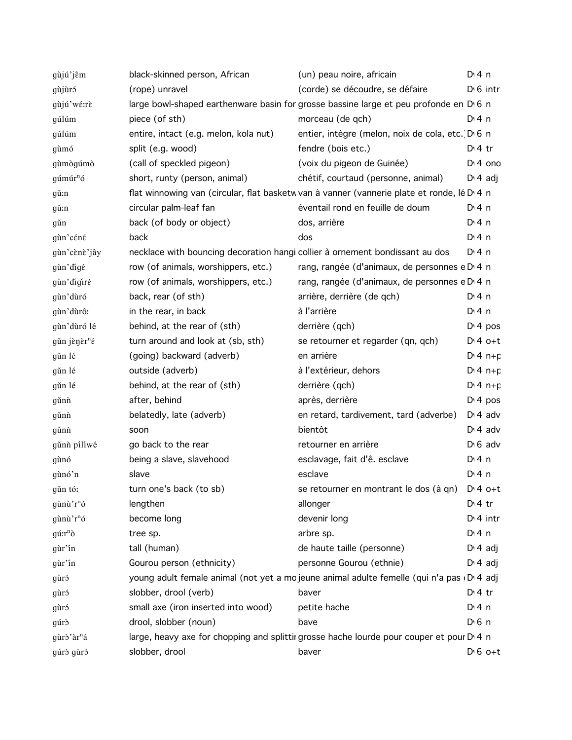| | | | |
|---|---|---|---|
| gùjú'jêm | black-skinned person, African | (un) peau noire, africain | D 4 n |
| gùjùrɔ́ | (rope) unravel | (corde) se découdre, se défaire | D 6 intr |
| gùjú'wɛ́:rɛ̀ | large bowl-shaped earthenware basin for | grosse bassine large et peu profonde en | D 6 n |
| gúlúm | piece (of sth) | morceau (de qch) | D 4 n |
| gúlúm | entire, intact (e.g. melon, kola nut) | entier, intègre (melon, noix de cola, etc.) | D 6 n |
| gùmó | split (e.g. wood) | fendre (bois etc.) | D 4 tr |
| gùmògúmò | (call of speckled pigeon) | (voix du pigeon de Guinée) | D 4 ono |
| gúmúrⁿó | short, runty (person, animal) | chétif, courtaud (personne, animal) | D 4 adj |
| gǔ:n | flat winnowing van (circular, flat basketw | van à vanner (vannerie plate et ronde, lé | D 4 n |
| gǔ:n | circular palm-leaf fan | éventail rond en feuille de doum | D 4 n |
| gǔn | back (of body or object) | dos, arrière | D 4 n |
| gùn'cénɛ́ | back | dos | D 4 n |
| gùn'cɛ̀nɛ̀'jây | necklace with bouncing decoration hangi | collier à ornement bondissant au dos | D 4 n |
| gùn'ɗigé | row (of animals, worshippers, etc.) | rang, rangée (d'animaux, de personnes e | D 4 n |
| gùn'ɗigìré | row (of animals, worshippers, etc.) | rang, rangée (d'animaux, de personnes e | D 4 n |
| gùn'dùró | back, rear (of sth) | arrière, derrière (de qch) | D 4 n |
| gùn'dùrô: | in the rear, in back | à l'arrière | D 4 n |
| gùn'dùró lé | behind, at the rear of (sth) | derrière (qch) | D 4 pos |
| gǔn jɛ̀ŋɛ̀rⁿɛ́ | turn around and look at (sb, sth) | se retourner et regarder (qn, qch) | D 4 o+t |
| gǔn lé | (going) backward (adverb) | en arrière | D 4 n+p |
| gǔn lé | outside (adverb) | à l'extérieur, dehors | D 4 n+p |
| gǔn lé | behind, at the rear of (sth) | derrière (qch) | D 4 n+p |
| gǔnǹ | after, behind | après, derrière | D 4 pos |
| gǔnǹ | belatedly, late (adverb) | en retard, tardivement, tard (adverbe) | D 4 adv |
| gǔnǹ | soon | bientôt | D 4 adv |
| gǔnǹ pílíwé | go back to the rear | retourner en arrière | D 6 adv |
| gùnó | being a slave, slavehood | esclavage, fait d'ê. esclave | D 4 n |
| gùnó'n | slave | esclave | D 4 n |
| gǔn tó: | turn one's back (to sb) | se retourner en montrant le dos (à qn) | D 4 o+t |
| gùnù'rⁿó | lengthen | allonger | D 4 tr |
| gùnù'rⁿó | become long | devenir long | D 4 intr |
| gú:rⁿò | tree sp. | arbre sp. | D 4 n |
| gùr'ín | tall (human) | de haute taille (personne) | D 4 adj |
| gùr'ín | Gourou person (ethnicity) | personne Gourou (ethnie) | D 4 adj |
| gùrɔ́ | young adult female animal (not yet a mo | jeune animal adulte femelle (qui n'a pas | D 4 adj |
| gùrɔ́ | slobber, drool (verb) | baver | D 4 tr |
| gùrɔ́ | small axe (iron inserted into wood) | petite hache | D 4 n |
| gúrɔ̀ | drool, slobber (noun) | bave | D 6 n |
| gùrɔ̀'àrⁿá | large, heavy axe for chopping and splittir | grosse hache lourde pour couper et pour | D 4 n |
| gúrɔ̀ gùrɔ́ | slobber, drool | baver | D 6 o+t |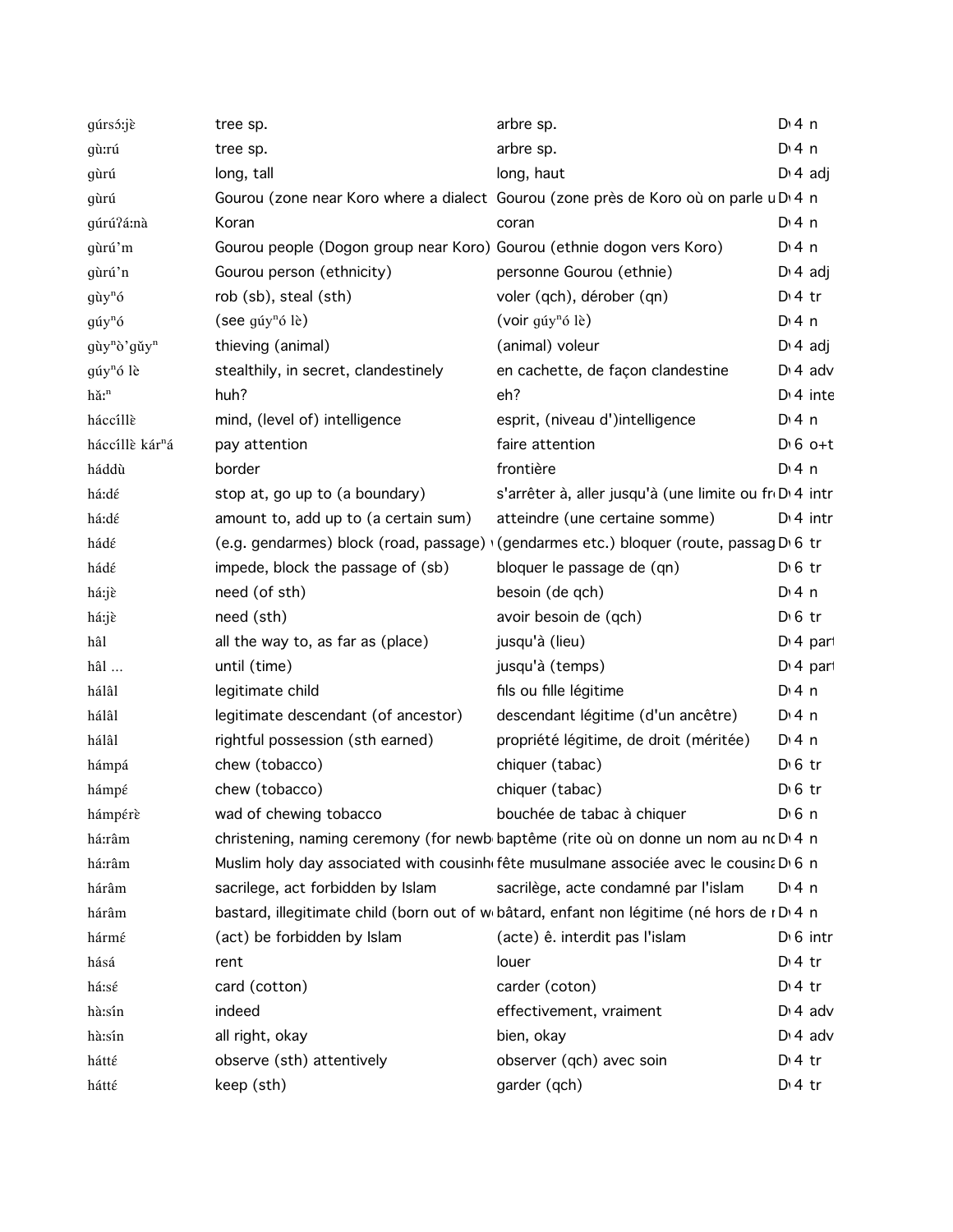| | | | |
|---|---|---|---|
| gúrsɔ́:jɛ̀ | tree sp. | arbre sp. | D 4 n |
| gù:rú | tree sp. | arbre sp. | D 4 n |
| gùrú | long, tall | long, haut | D 4 adj |
| gùrú | Gourou (zone near Koro where a dialect | Gourou (zone près de Koro où on parle u | D 4 n |
| gúrúʔá:nà | Koran | coran | D 4 n |
| gùrú'm | Gourou people (Dogon group near Koro) | Gourou (ethnie dogon vers Koro) | D 4 n |
| gùrú'n | Gourou person (ethnicity) | personne Gourou (ethnie) | D 4 adj |
| gùyⁿó | rob (sb), steal (sth) | voler (qch), dérober (qn) | D 4 tr |
| gúyⁿó | (see gúyⁿó lè) | (voir gúyⁿó lè) | D 4 n |
| gùyⁿò'gǔyⁿ | thieving (animal) | (animal) voleur | D 4 adj |
| gúyⁿó lè | stealthily, in secret, clandestinely | en cachette, de façon clandestine | D 4 adv |
| hǎ:ⁿ | huh? | eh? | D 4 inte |
| háccíllɛ̀ | mind, (level of) intelligence | esprit, (niveau d')intelligence | D 4 n |
| háccíllɛ̀ kárⁿá | pay attention | faire attention | D 6 o+t |
| háddù | border | frontière | D 4 n |
| há:dɛ́ | stop at, go up to (a boundary) | s'arrêter à, aller jusqu'à (une limite ou fr | D 4 intr |
| há:dɛ́ | amount to, add up to (a certain sum) | atteindre (une certaine somme) | D 4 intr |
| hádɛ́ | (e.g. gendarmes) block (road, passage) | (gendarmes etc.) bloquer (route, passag | D 6 tr |
| hádɛ́ | impede, block the passage of (sb) | bloquer le passage de (qn) | D 6 tr |
| há:jɛ̀ | need (of sth) | besoin (de qch) | D 4 n |
| há:jɛ̀ | need (sth) | avoir besoin de (qch) | D 6 tr |
| hâl | all the way to, as far as (place) | jusqu'à (lieu) | D 4 part |
| hâl ... | until (time) | jusqu'à (temps) | D 4 part |
| hálâl | legitimate child | fils ou fille légitime | D 4 n |
| hálâl | legitimate descendant (of ancestor) | descendant légitime (d'un ancêtre) | D 4 n |
| hálâl | rightful possession (sth earned) | propriété légitime, de droit (méritée) | D 4 n |
| hámpá | chew (tobacco) | chiquer (tabac) | D 6 tr |
| hámpɛ́ | chew (tobacco) | chiquer (tabac) | D 6 tr |
| hámpɛ́rɛ̀ | wad of chewing tobacco | bouchée de tabac à chiquer | D 6 n |
| há:râm | christening, naming ceremony (for newb | baptême (rite où on donne un nom au no | D 4 n |
| há:râm | Muslim holy day associated with cousinh | fête musulmane associée avec le cousina | D 6 n |
| hárâm | sacrilege, act forbidden by Islam | sacrilège, acte condamné par l'islam | D 4 n |
| hárâm | bastard, illegitimate child (born out of w | bâtard, enfant non légitime (né hors de r | D 4 n |
| hármɛ́ | (act) be forbidden by Islam | (acte) ê. interdit pas l'islam | D 6 intr |
| hásá | rent | louer | D 4 tr |
| há:sɛ́ | card (cotton) | carder (coton) | D 4 tr |
| hà:sín | indeed | effectivement, vraiment | D 4 adv |
| hà:sín | all right, okay | bien, okay | D 4 adv |
| háttɛ́ | observe (sth) attentively | observer (qch) avec soin | D 4 tr |
| háttɛ́ | keep (sth) | garder (qch) | D 4 tr |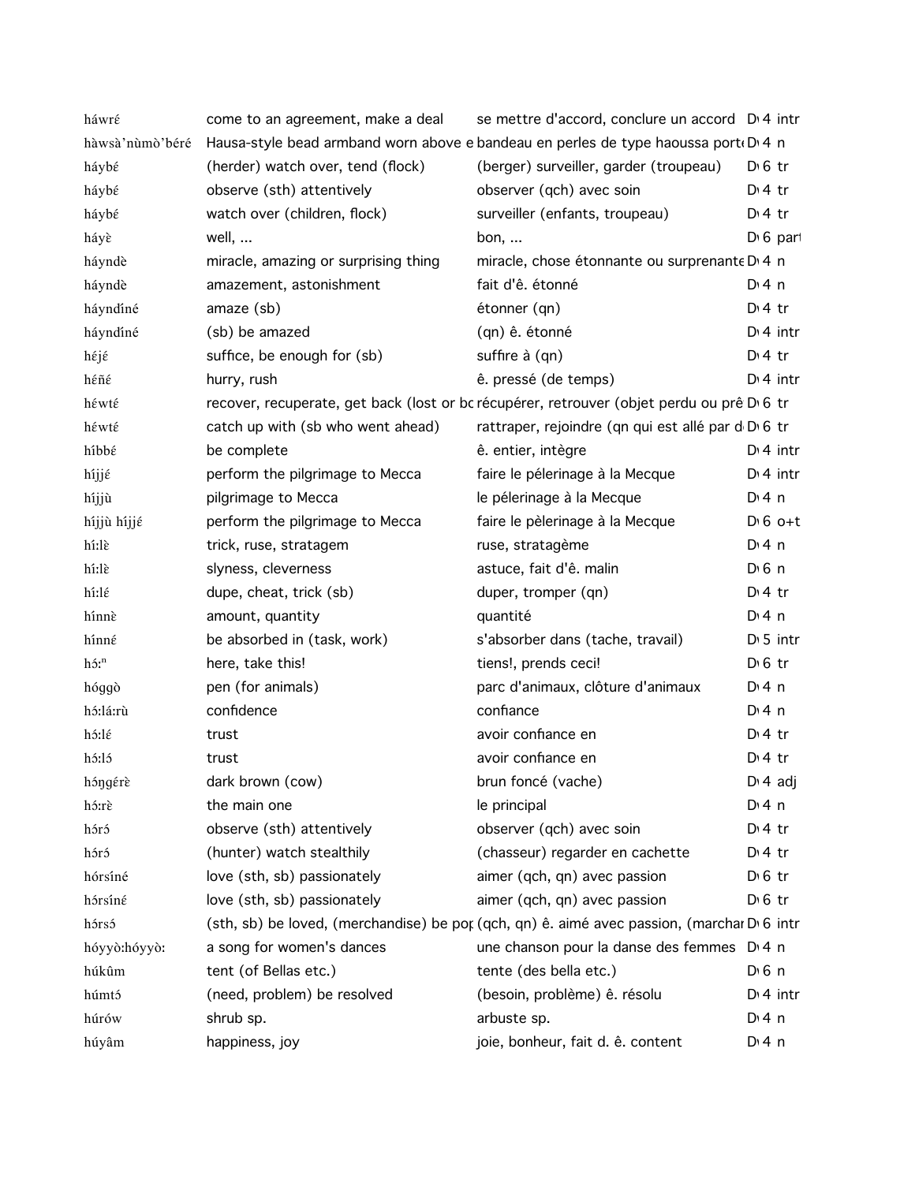| | | | | |
|---|---|---|---|---|
| háwrɛ́ | come to an agreement, make a deal | se mettre d'accord, conclure un accord | D 4 | intr |
| hàwsà'nùmò'béré | Hausa-style bead armband worn above e | bandeau en perles de type haoussa port | D 4 | n |
| háybɛ́ | (herder) watch over, tend (flock) | (berger) surveiller, garder (troupeau) | D 6 | tr |
| háybɛ́ | observe (sth) attentively | observer (qch) avec soin | D 4 | tr |
| háybɛ́ | watch over (children, flock) | surveiller (enfants, troupeau) | D 4 | tr |
| háyɛ̀ | well, ... | bon, ... | D 6 | part |
| háyndè | miracle, amazing or surprising thing | miracle, chose étonnante ou surprenante | D 4 | n |
| háyndè | amazement, astonishment | fait d'ê. étonné | D 4 | n |
| háynɗíné | amaze (sb) | étonner (qn) | D 4 | tr |
| háynɗíné | (sb) be amazed | (qn) ê. étonné | D 4 | intr |
| hɛ́jɛ́ | suffice, be enough for (sb) | suffire à (qn) | D 4 | tr |
| hɛ́ñɛ́ | hurry, rush | ê. pressé (de temps) | D 4 | intr |
| hɛ́wtɛ́ | recover, recuperate, get back (lost or bo | récupérer, retrouver (objet perdu ou prê | D 6 | tr |
| hɛ́wtɛ́ | catch up with (sb who went ahead) | rattraper, rejoindre (qn qui est allé par d | D 6 | tr |
| híbbɛ́ | be complete | ê. entier, intègre | D 4 | intr |
| híjjɛ́ | perform the pilgrimage to Mecca | faire le pélerinage à la Mecque | D 4 | intr |
| híjjù | pilgrimage to Mecca | le pélerinage à la Mecque | D 4 | n |
| híjjù híjjɛ́ | perform the pilgrimage to Mecca | faire le pèlerinage à la Mecque | D 6 | o+t |
| hí:lɛ̀ | trick, ruse, stratagem | ruse, stratagème | D 4 | n |
| hí:lɛ̀ | slyness, cleverness | astuce, fait d'ê. malin | D 6 | n |
| hí:lɛ́ | dupe, cheat, trick (sb) | duper, tromper (qn) | D 4 | tr |
| hínnɛ̀ | amount, quantity | quantité | D 4 | n |
| hínnɛ́ | be absorbed in (task, work) | s'absorber dans (tache, travail) | D 5 | intr |
| hɔ́:ⁿ | here, take this! | tiens!, prends ceci! | D 6 | tr |
| hóggò | pen (for animals) | parc d'animaux, clôture d'animaux | D 4 | n |
| hɔ́:lá:rù | confidence | confiance | D 4 | n |
| hɔ́:lɛ́ | trust | avoir confiance en | D 4 | tr |
| hɔ́:lɔ́ | trust | avoir confiance en | D 4 | tr |
| hɔ́ŋgérɛ̀ | dark brown (cow) | brun foncé (vache) | D 4 | adj |
| hɔ́:rɛ̀ | the main one | le principal | D 4 | n |
| hɔ́rɔ́ | observe (sth) attentively | observer (qch) avec soin | D 4 | tr |
| hɔ́rɔ́ | (hunter) watch stealthily | (chasseur) regarder en cachette | D 4 | tr |
| hɔ́rsíné | love (sth, sb) passionately | aimer (qch, qn) avec passion | D 6 | tr |
| hɔ́rsíné | love (sth, sb) passionately | aimer (qch, qn) avec passion | D 6 | tr |
| hɔ́rsɔ́ | (sth, sb) be loved, (merchandise) be pop | (qch, qn) ê. aimé avec passion, (marchar | D 6 | intr |
| hóyyò:hóyyò: | a song for women's dances | une chanson pour la danse des femmes | D 4 | n |
| húkûm | tent (of Bellas etc.) | tente (des bella etc.) | D 6 | n |
| húmtɔ́ | (need, problem) be resolved | (besoin, problème) ê. résolu | D 4 | intr |
| húrów | shrub sp. | arbuste sp. | D 4 | n |
| húyâm | happiness, joy | joie, bonheur, fait d. ê. content | D 4 | n |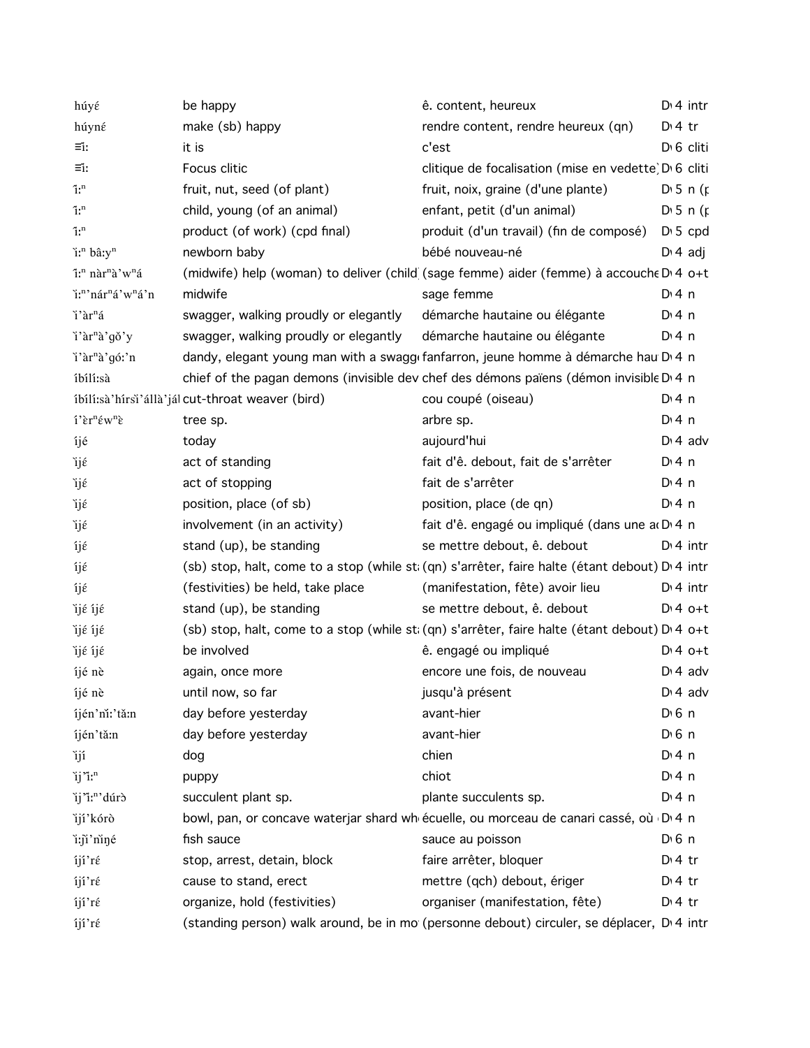| | | | |
|---|---|---|---|
| húyɛ́ | be happy | ê. content, heureux | D 4 intr |
| húynɛ́ | make (sb) happy | rendre content, rendre heureux (qn) | D 4 tr |
| ≡ǐ: | it is | c'est | D 6 cliti |
| ≡ǐ: | Focus clitic | clitique de focalisation (mise en vedette) | D 6 cliti |
| î:ⁿ | fruit, nut, seed (of plant) | fruit, noix, graine (d'une plante) | D 5 n (p |
| î:ⁿ | child, young (of an animal) | enfant, petit (d'un animal) | D 5 n (p |
| î:ⁿ | product (of work) (cpd final) | produit (d'un travail) (fin de composé) | D 5 cpd |
| ì:ⁿ bâ:yⁿ | newborn baby | bébé nouveau-né | D 4 adj |
| î:ⁿ nàrⁿà'wⁿá | (midwife) help (woman) to deliver (child | (sage femme) aider (femme) à accouche | D 4 o+t |
| ì:ⁿ'nárⁿá'wⁿá'n | midwife | sage femme | D 4 n |
| ì'àrⁿá | swagger, walking proudly or elegantly | démarche hautaine ou élégante | D 4 n |
| ì'àrⁿà'gǒ'y | swagger, walking proudly or elegantly | démarche hautaine ou élégante | D 4 n |
| ì'àrⁿà'gó:'n | dandy, elegant young man with a swagg | fanfarron, jeune homme à démarche hau | D 4 n |
| íbílí:sà | chief of the pagan demons (invisible dev | chef des démons païens (démon invisible | D 4 n |
| íbílí:sà'hírsì'állà'jál | cut-throat weaver (bird) | cou coupé (oiseau) | D 4 n |
| í'ɛ̀rⁿɛ́wⁿɛ̀ | tree sp. | arbre sp. | D 4 n |
| íjé | today | aujourd'hui | D 4 adv |
| ìjɛ́ | act of standing | fait d'ê. debout, fait de s'arrêter | D 4 n |
| ìjɛ́ | act of stopping | fait de s'arrêter | D 4 n |
| ìjɛ́ | position, place (of sb) | position, place (de qn) | D 4 n |
| ìjɛ́ | involvement (in an activity) | fait d'ê. engagé ou impliqué (dans une a | D 4 n |
| íjɛ́ | stand (up), be standing | se mettre debout, ê. debout | D 4 intr |
| íjɛ́ | (sb) stop, halt, come to a stop (while st | (qn) s'arrêter, faire halte (étant debout) | D 4 intr |
| íjɛ́ | (festivities) be held, take place | (manifestation, fête) avoir lieu | D 4 intr |
| ìjɛ́ íjɛ́ | stand (up), be standing | se mettre debout, ê. debout | D 4 o+t |
| ìjɛ́ íjɛ́ | (sb) stop, halt, come to a stop (while st | (qn) s'arrêter, faire halte (étant debout) | D 4 o+t |
| ìjɛ́ íjɛ́ | be involved | ê. engagé ou impliqué | D 4 o+t |
| íjé nè | again, once more | encore une fois, de nouveau | D 4 adv |
| íjé nè | until now, so far | jusqu'à présent | D 4 adv |
| íjén'nǐ:'tǎ:n | day before yesterday | avant-hier | D 6 n |
| íjén'tǎ:n | day before yesterday | avant-hier | D 6 n |
| ìjí | dog | chien | D 4 n |
| ìj'ì:ⁿ | puppy | chiot | D 4 n |
| ìj'ì:ⁿ'dúrɔ̀ | succulent plant sp. | plante succulents sp. | D 4 n |
| ìjí'kórò | bowl, pan, or concave waterjar shard wh | écuelle, ou morceau de canari cassé, où | D 4 n |
| ì:jì'nìŋé | fish sauce | sauce au poisson | D 6 n |
| íjí'rɛ́ | stop, arrest, detain, block | faire arrêter, bloquer | D 4 tr |
| íjí'rɛ́ | cause to stand, erect | mettre (qch) debout, ériger | D 4 tr |
| íjí'rɛ́ | organize, hold (festivities) | organiser (manifestation, fête) | D 4 tr |
| íjí'rɛ́ | (standing person) walk around, be in mo | (personne debout) circuler, se déplacer, | D 4 intr |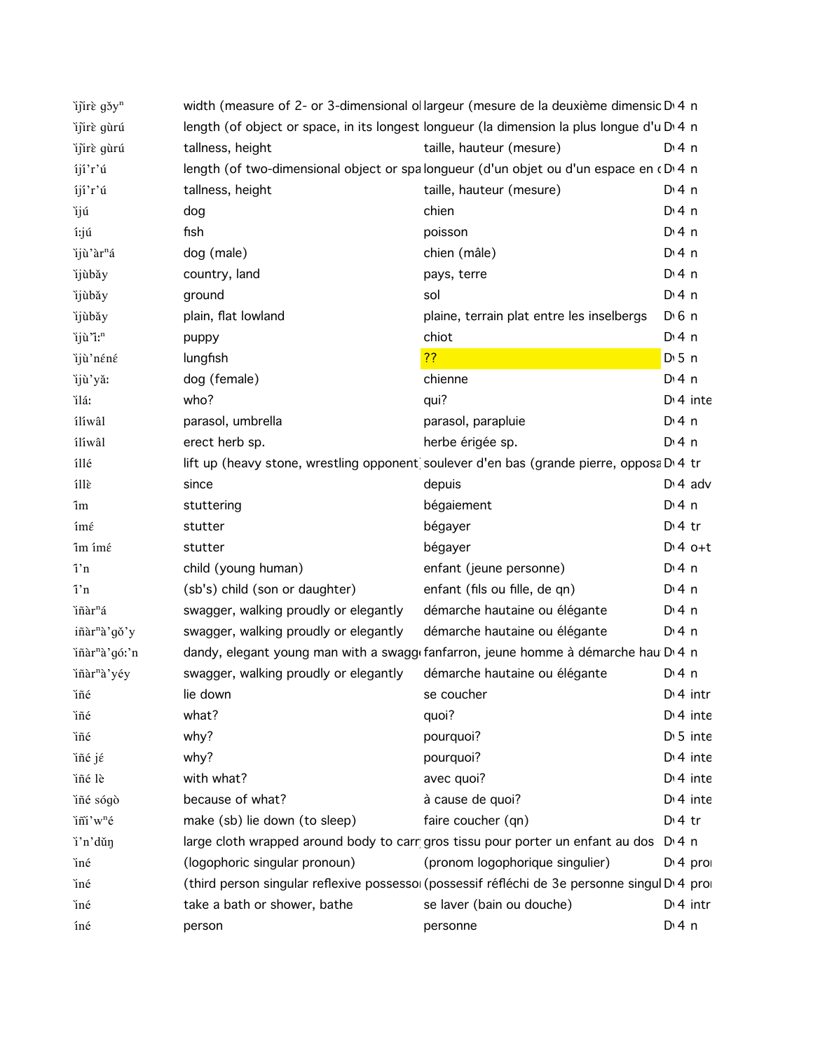| | | | | | |
|---|---|---|---|---|---|
| ɪ̀ɲ̀ɪ́rɛ̀ gɔ̌yⁿ | width (measure of 2- or 3-dimensional ol | largeur (mesure de la deuxième dimensic | D | 4 | n |
| ɪ̀ɲ̀ɪ́rɛ̀ gùrú | length (of object or space, in its longest | longueur (la dimension la plus longue d'u | D | 4 | n |
| ɪ̀ɲ̀ɪ́rɛ̀ gùrú | tallness, height | taille, hauteur (mesure) | D | 4 | n |
| íjí'r'ú | length (of two-dimensional object or spa | longueur (d'un objet ou d'un espace en c | D | 4 | n |
| íjí'r'ú | tallness, height | taille, hauteur (mesure) | D | 4 | n |
| ɪ̀jú | dog | chien | D | 4 | n |
| í:jú | fish | poisson | D | 4 | n |
| ɪ̀jù'àrⁿá | dog (male) | chien (mâle) | D | 4 | n |
| ɪ̀jùbǎy | country, land | pays, terre | D | 4 | n |
| ɪ̀jùbǎy | ground | sol | D | 4 | n |
| ɪ̀jùbǎy | plain, flat lowland | plaine, terrain plat entre les inselbergs | D | 6 | n |
| ɪ̀jù'ì:ⁿ | puppy | chiot | D | 4 | n |
| ɪ̀jù'néné | lungfish | ?? | D | 5 | n |
| ɪ̀jù'yǎ: | dog (female) | chienne | D | 4 | n |
| ɪ̀lá: | who? | qui? | D | 4 | inte |
| ílíwâl | parasol, umbrella | parasol, parapluie | D | 4 | n |
| ílíwâl | erect herb sp. | herbe érigée sp. | D | 4 | n |
| íllé | lift up (heavy stone, wrestling opponent) | soulever d'en bas (grande pierre, opposa | D | 4 | tr |
| íllɛ̀ | since | depuis | D | 4 | adv |
| îm | stuttering | bégaiement | D | 4 | n |
| ímɛ́ | stutter | bégayer | D | 4 | tr |
| îm ímɛ́ | stutter | bégayer | D | 4 | o+t |
| î'n | child (young human) | enfant (jeune personne) | D | 4 | n |
| î'n | (sb's) child (son or daughter) | enfant (fils ou fille, de qn) | D | 4 | n |
| ɪ̀ɲàrⁿá | swagger, walking proudly or elegantly | démarche hautaine ou élégante | D | 4 | n |
| iɲàrⁿà'gǒ'y | swagger, walking proudly or elegantly | démarche hautaine ou élégante | D | 4 | n |
| ɪ̀ɲàrⁿà'gó:'n | dandy, elegant young man with a swagg | fanfarron, jeune homme à démarche hau | D | 4 | n |
| ɪ̀ɲàrⁿà'yéy | swagger, walking proudly or elegantly | démarche hautaine ou élégante | D | 4 | n |
| ɪ̀ɲé | lie down | se coucher | D | 4 | intr |
| ɪ̀ɲé | what? | quoi? | D | 4 | inte |
| ɪ̀ɲé | why? | pourquoi? | D | 5 | inte |
| ɪ̀ɲé jɛ́ | why? | pourquoi? | D | 4 | inte |
| ɪ̀ɲé lè | with what? | avec quoi? | D | 4 | inte |
| ɪ̀ɲé sógò | because of what? | à cause de quoi? | D | 4 | inte |
| ɪ̀ɲɪ̀'wⁿé | make (sb) lie down (to sleep) | faire coucher (qn) | D | 4 | tr |
| ɪ̀'n'dǔŋ | large cloth wrapped around body to carr | gros tissu pour porter un enfant au dos | D | 4 | n |
| ɪ̀né | (logophoric singular pronoun) | (pronom logophorique singulier) | D | 4 | pro |
| ɪ̀né | (third person singular reflexive possesso | (possessif réfléchi de 3e personne singul | D | 4 | pro |
| ɪ̀né | take a bath or shower, bathe | se laver (bain ou douche) | D | 4 | intr |
| íné | person | personne | D | 4 | n |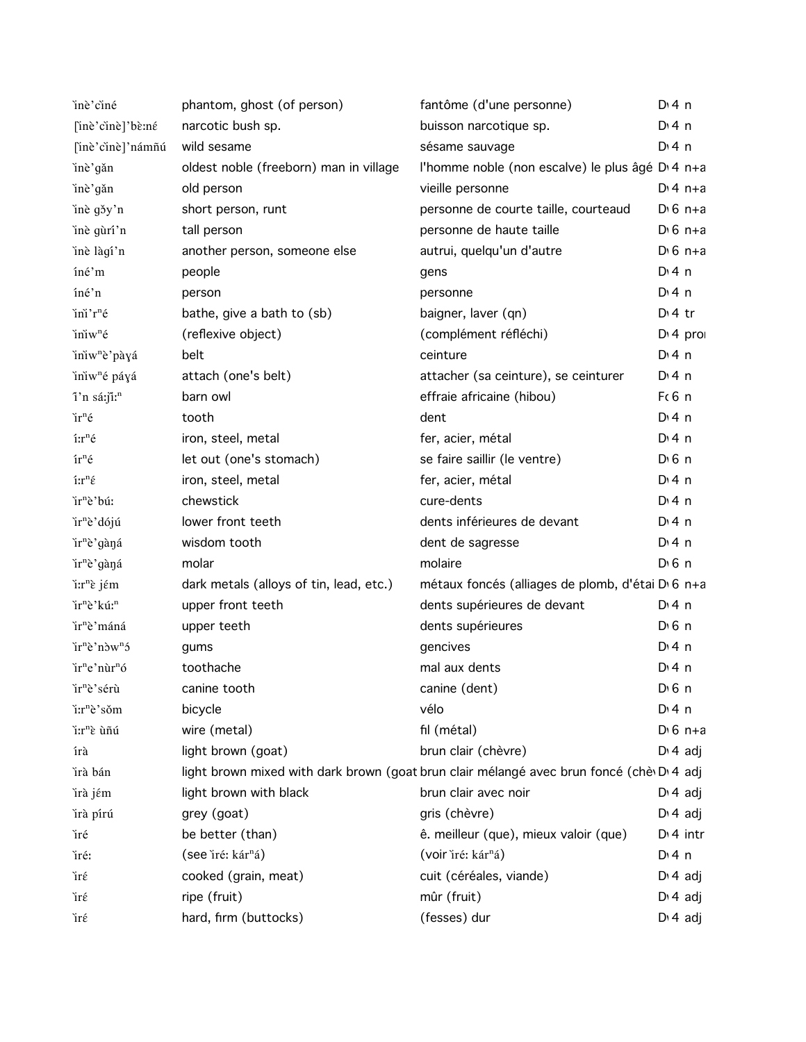| | | | |
|---|---|---|---|
| ìnèʼcìné | phantom, ghost (of person) | fantôme (d'une personne) | D 4 n |
| [ìnèʼcìnè]ʼbɛ̀:nɛ́ | narcotic bush sp. | buisson narcotique sp. | D 4 n |
| [ìnèʼcìnè]ʼnámñú | wild sesame | sésame sauvage | D 4 n |
| ìnèʼgǎn | oldest noble (freeborn) man in village | l'homme noble (non escalve) le plus âgé | D 4 n+a |
| ìnèʼgǎn | old person | vieille personne | D 4 n+a |
| ìnè gɔ̌yʼn | short person, runt | personne de courte taille, courteaud | D 6 n+a |
| ìnè gùríʼn | tall person | personne de haute taille | D 6 n+a |
| ìnè làɣíʼn | another person, someone else | autrui, quelqu'un d'autre | D 6 n+a |
| ínéʼm | people | gens | D 4 n |
| ínéʼn | person | personne | D 4 n |
| ìnìʼrⁿé | bathe, give a bath to (sb) | baigner, laver (qn) | D 4 tr |
| ìnìwⁿé | (reflexive object) | (complément réfléchi) | D 4 pro |
| ìnìwⁿèʼpàɣá | belt | ceinture | D 4 n |
| ìnìwⁿé páɣá | attach (one's belt) | attacher (sa ceinture), se ceinturer | D 4 n |
| îʼn sá:jî:ⁿ | barn owl | effraie africaine (hibou) | F 6 n |
| ìrⁿé | tooth | dent | D 4 n |
| í:rⁿé | iron, steel, metal | fer, acier, métal | D 4 n |
| írⁿé | let out (one's stomach) | se faire saillir (le ventre) | D 6 n |
| í:rⁿɛ́ | iron, steel, metal | fer, acier, métal | D 4 n |
| ìrⁿèʼbú: | chewstick | cure-dents | D 4 n |
| ìrⁿèʼdójú | lower front teeth | dents inférieures de devant | D 4 n |
| ìrⁿèʼgàŋá | wisdom tooth | dent de sagresse | D 4 n |
| ìrⁿèʼgàŋá | molar | molaire | D 6 n |
| ì:rⁿɛ̀ jɛ́m | dark metals (alloys of tin, lead, etc.) | métaux foncés (alliages de plomb, d'étai | D 6 n+a |
| ìrⁿèʼkú:ⁿ | upper front teeth | dents supérieures de devant | D 4 n |
| ìrⁿèʼmáná | upper teeth | dents supérieures | D 6 n |
| ìrⁿèʼnɔ̀wⁿɔ́ | gums | gencives | D 4 n |
| ìrⁿeʼnùrⁿó | toothache | mal aux dents | D 4 n |
| ìrⁿèʼsérù | canine tooth | canine (dent) | D 6 n |
| ì:rⁿèʼsǒm | bicycle | vélo | D 4 n |
| ì:rⁿɛ̀ ùñú | wire (metal) | fil (métal) | D 6 n+a |
| írà | light brown (goat) | brun clair (chèvre) | D 4 adj |
| ìrà bán | light brown mixed with dark brown (goat | brun clair mélangé avec brun foncé (chè | D 4 adj |
| ìrà jɛ́m | light brown with black | brun clair avec noir | D 4 adj |
| ìrà pírú | grey (goat) | gris (chèvre) | D 4 adj |
| ìré | be better (than) | ê. meilleur (que), mieux valoir (que) | D 4 intr |
| ìré: | (see ìré: kárⁿá) | (voir ìré: kárⁿá) | D 4 n |
| ìrɛ́ | cooked (grain, meat) | cuit (céréales, viande) | D 4 adj |
| ìrɛ́ | ripe (fruit) | mûr (fruit) | D 4 adj |
| ìrɛ́ | hard, firm (buttocks) | (fesses) dur | D 4 adj |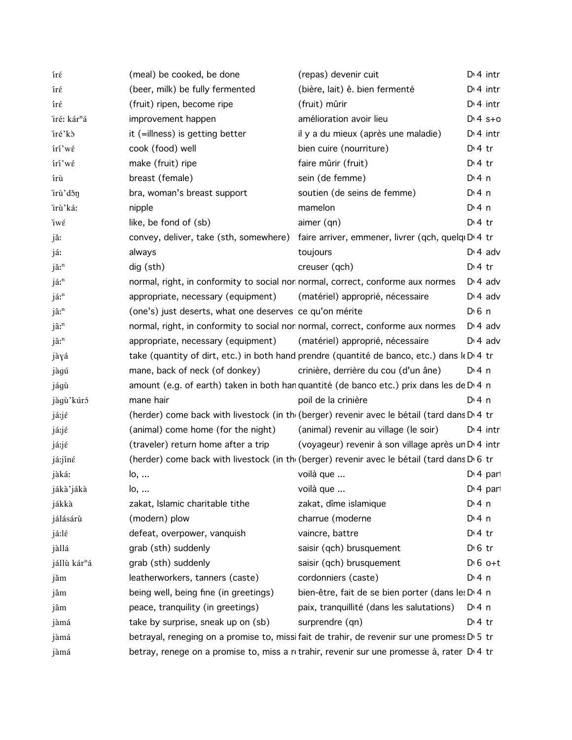| | | | |
|---|---|---|---|
| íré | (meal) be cooked, be done | (repas) devenir cuit | D 4 intr |
| íré | (beer, milk) be fully fermented | (bière, lait) ê. bien fermenté | D 4 intr |
| íré | (fruit) ripen, become ripe | (fruit) mûrir | D 4 intr |
| ìré: kárⁿá | improvement happen | amélioration avoir lieu | D 4 s+o |
| ìré'kɔ̀ | it (=illness) is getting better | il y a du mieux (après une maladie) | D 4 intr |
| írí'wɛ́ | cook (food) well | bien cuire (nourriture) | D 4 tr |
| írí'wɛ́ | make (fruit) ripe | faire mûrir (fruit) | D 4 tr |
| írù | breast (female) | sein (de femme) | D 4 n |
| ìrù'dɔ̌ŋ | bra, woman's breast support | soutien (de seins de femme) | D 4 n |
| ìrù'ká: | nipple | mamelon | D 4 n |
| ìwɛ́ | like, be fond of (sb) | aimer (qn) | D 4 tr |
| jǎ: | convey, deliver, take (sth, somewhere) | faire arriver, emmener, livrer (qch, quelq | D 4 tr |
| já: | always | toujours | D 4 adv |
| jǎ:ⁿ | dig (sth) | creuser (qch) | D 4 tr |
| já:ⁿ | normal, right, in conformity to social nor | normal, correct, conforme aux normes | D 4 adv |
| já:ⁿ | appropriate, necessary (equipment) | (matériel) approprié, nécessaire | D 4 adv |
| jâ:ⁿ | (one's) just deserts, what one deserves | ce qu'on mérite | D 6 n |
| jâ:ⁿ | normal, right, in conformity to social nor | normal, correct, conforme aux normes | D 4 adv |
| jâ:ⁿ | appropriate, necessary (equipment) | (matériel) approprié, nécessaire | D 4 adv |
| jàɣá | take (quantity of dirt, etc.) in both hand | prendre (quantité de banco, etc.) dans le | D 4 tr |
| jàgú | mane, back of neck (of donkey) | crinière, derrière du cou (d'un âne) | D 4 n |
| jágù | amount (e.g. of earth) taken in both han | quantité (de banco etc.) prix dans les de | D 4 n |
| jàgù'kúrɔ́ | mane hair | poil de la crinière | D 4 n |
| já:jɛ́ | (herder) come back with livestock (in th | (berger) revenir avec le bétail (tard dans | D 4 tr |
| já:jɛ́ | (animal) come home (for the night) | (animal) revenir au village (le soir) | D 4 intr |
| já:jɛ́ | (traveler) return home after a trip | (voyageur) revenir à son village après un | D 4 intr |
| já:jíné | (herder) come back with livestock (in th | (berger) revenir avec le bétail (tard dans | D 6 tr |
| jàká: | lo, ... | voilà que ... | D 4 part |
| jákà'jákà | lo, ... | voilà que ... | D 4 part |
| jákkà | zakat, Islamic charitable tithe | zakat, dîme islamique | D 4 n |
| jálásárù | (modern) plow | charrue (moderne | D 4 n |
| já:lɛ́ | defeat, overpower, vanquish | vaincre, battre | D 4 tr |
| jàllá | grab (sth) suddenly | saisir (qch) brusquement | D 6 tr |
| jállù kárⁿá | grab (sth) suddenly | saisir (qch) brusquement | D 6 o+t |
| jǎm | leatherworkers, tanners (caste) | cordonniers (caste) | D 4 n |
| jâm | being well, being fine (in greetings) | bien-être, fait de se bien porter (dans les | D 4 n |
| jâm | peace, tranquility (in greetings) | paix, tranquillité (dans les salutations) | D 4 n |
| jàmá | take by surprise, sneak up on (sb) | surprendre (qn) | D 4 tr |
| jàmá | betrayal, reneging on a promise to, missi | fait de trahir, de revenir sur une promess | D 5 tr |
| jàmá | betray, renege on a promise to, miss a r | trahir, revenir sur une promesse à, rater | D 4 tr |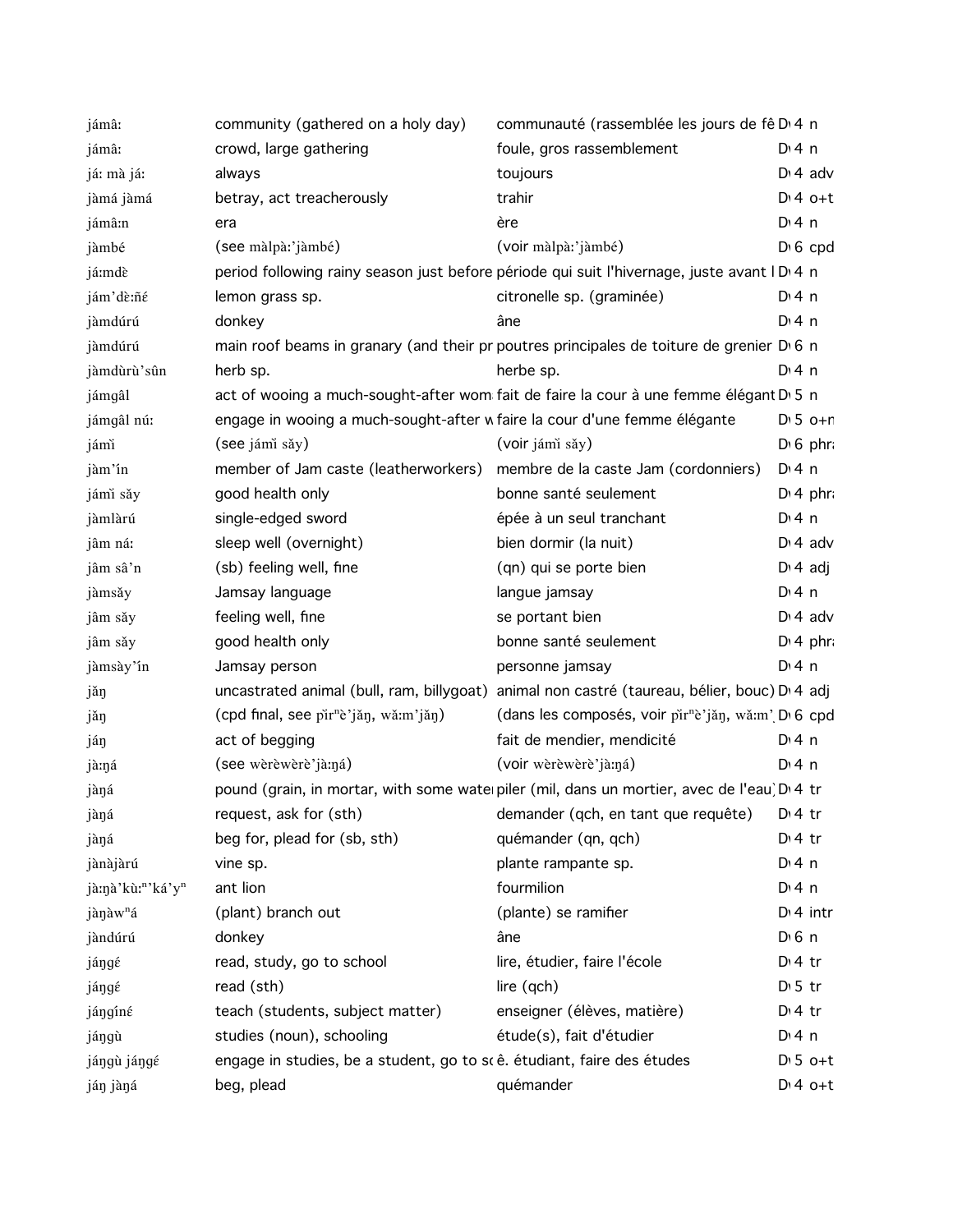| | | | | |
|---|---|---|---|---|
| jámâ: | community (gathered on a holy day) | communauté (rassemblée les jours de fê | D 4 | n |
| jámâ: | crowd, large gathering | foule, gros rassemblement | D 4 | n |
| já: mà já: | always | toujours | D 4 | adv |
| jàmá jàmá | betray, act treacherously | trahir | D 4 | o+t |
| jámâ:n | era | ère | D 4 | n |
| jàmbé | (see màlpà:’jàmbé) | (voir màlpà:’jàmbé) | D 6 | cpd |
| já:mdɛ̀ | period following rainy season just before | période qui suit l'hivernage, juste avant l | D 4 | n |
| jám’dɛ̀:ñɛ́ | lemon grass sp. | citronelle sp. (graminée) | D 4 | n |
| jàmdúrú | donkey | âne | D 4 | n |
| jàmdúrú | main roof beams in granary (and their pr | poutres principales de toiture de grenier | D 6 | n |
| jàmdùrù’sûn | herb sp. | herbe sp. | D 4 | n |
| jámgâl | act of wooing a much-sought-after wom | fait de faire la cour à une femme élégant | D 5 | n |
| jámgâl nú: | engage in wooing a much-sought-after w | faire la cour d'une femme élégante | D 5 | o+n |
| jámɪ̀ | (see jámɪ̀ sǎy) | (voir jámɪ̀ sǎy) | D 6 | phr |
| jàm’ín | member of Jam caste (leatherworkers) | membre de la caste Jam (cordonniers) | D 4 | n |
| jámɪ̀ sǎy | good health only | bonne santé seulement | D 4 | phr |
| jàmlàrú | single-edged sword | épée à un seul tranchant | D 4 | n |
| jâm ná: | sleep well (overnight) | bien dormir (la nuit) | D 4 | adv |
| jâm sâ’n | (sb) feeling well, fine | (qn) qui se porte bien | D 4 | adj |
| jàmsǎy | Jamsay language | langue jamsay | D 4 | n |
| jâm sǎy | feeling well, fine | se portant bien | D 4 | adv |
| jâm sǎy | good health only | bonne santé seulement | D 4 | phr |
| jàmsày’ín | Jamsay person | personne jamsay | D 4 | n |
| jǎŋ | uncastrated animal (bull, ram, billygoat) | animal non castré (taureau, bélier, bouc) | D 4 | adj |
| jǎŋ | (cpd final, see pɪ̀rⁿè’jǎŋ, wǎ:m’jǎŋ) | (dans les composés, voir pɪ̀rⁿè’jǎŋ, wǎ:m’ | D 6 | cpd |
| jáŋ | act of begging | fait de mendier, mendicité | D 4 | n |
| jà:ŋá | (see wèrèwèrè’jà:ŋá) | (voir wèrèwèrè’jà:ŋá) | D 4 | n |
| jàŋá | pound (grain, in mortar, with some water | piler (mil, dans un mortier, avec de l'eau) | D 4 | tr |
| jàŋá | request, ask for (sth) | demander (qch, en tant que requête) | D 4 | tr |
| jàŋá | beg for, plead for (sb, sth) | quémander (qn, qch) | D 4 | tr |
| jànàjàrú | vine sp. | plante rampante sp. | D 4 | n |
| jà:ŋà’kù:ⁿ’ká’yⁿ | ant lion | fourmilion | D 4 | n |
| jàŋàwⁿá | (plant) branch out | (plante) se ramifier | D 4 | intr |
| jàndúrú | donkey | âne | D 6 | n |
| jáŋgɛ́ | read, study, go to school | lire, étudier, faire l'école | D 4 | tr |
| jáŋgɛ́ | read (sth) | lire (qch) | D 5 | tr |
| jáŋgínɛ́ | teach (students, subject matter) | enseigner (élèves, matière) | D 4 | tr |
| jáŋgù | studies (noun), schooling | étude(s), fait d'étudier | D 4 | n |
| jáŋgù jáŋgɛ́ | engage in studies, be a student, go to sc | ê. étudiant, faire des études | D 5 | o+t |
| jáŋ jàŋá | beg, plead | quémander | D 4 | o+t |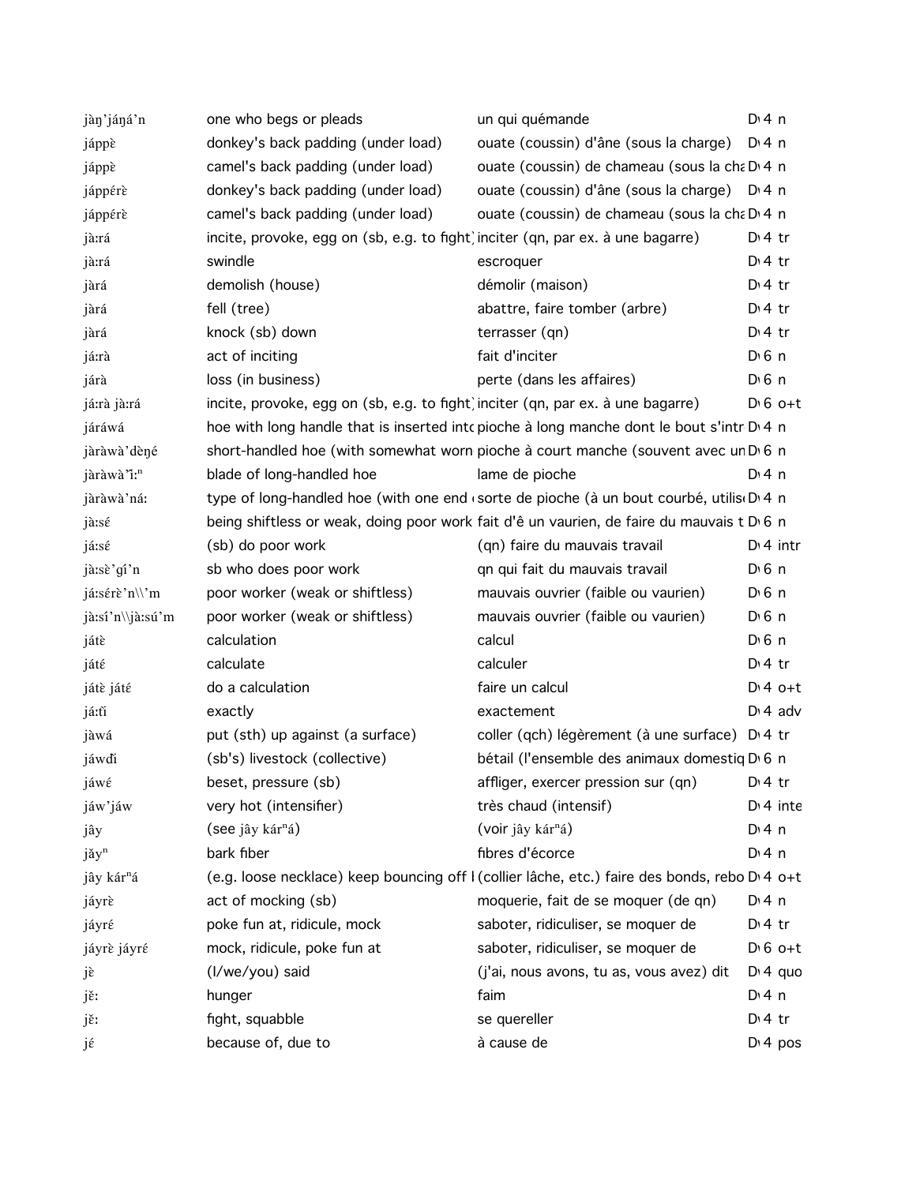| | | | |
|---|---|---|---|
| jàŋ'jáŋá'n | one who begs or pleads | un qui quémande | D 4 n |
| jáppὲ | donkey's back padding (under load) | ouate (coussin) d'âne (sous la charge) | D 4 n |
| jáppὲ | camel's back padding (under load) | ouate (coussin) de chameau (sous la cha | D 4 n |
| jáppérὲ | donkey's back padding (under load) | ouate (coussin) d'âne (sous la charge) | D 4 n |
| jáppérὲ | camel's back padding (under load) | ouate (coussin) de chameau (sous la cha | D 4 n |
| jàːrá | incite, provoke, egg on (sb, e.g. to fight) | inciter (qn, par ex. à une bagarre) | D 4 tr |
| jàːrá | swindle | escroquer | D 4 tr |
| jàrá | demolish (house) | démolir (maison) | D 4 tr |
| jàrá | fell (tree) | abattre, faire tomber (arbre) | D 4 tr |
| jàrá | knock (sb) down | terrasser (qn) | D 4 tr |
| jáːrà | act of inciting | fait d'inciter | D 6 n |
| járà | loss (in business) | perte (dans les affaires) | D 6 n |
| jáːrà jàːrá | incite, provoke, egg on (sb, e.g. to fight) | inciter (qn, par ex. à une bagarre) | D 6 o+t |
| járáwá | hoe with long handle that is inserted intc | pioche à long manche dont le bout s'intr | D 4 n |
| jàràwà'dὲŋé | short-handled hoe (with somewhat worn | pioche à court manche (souvent avec un | D 6 n |
| jàràwà'ǐːⁿ | blade of long-handled hoe | lame de pioche | D 4 n |
| jàràwà'náː | type of long-handled hoe (with one end | sorte de pioche (à un bout courbé, utilis | D 4 n |
| jàːsé | being shiftless or weak, doing poor work | fait d'ê un vaurien, de faire du mauvais t | D 6 n |
| jáːsé | (sb) do poor work | (qn) faire du mauvais travail | D 4 intr |
| jàːsὲ'gí'n | sb who does poor work | qn qui fait du mauvais travail | D 6 n |
| jáːsérὲ'n\\'m | poor worker (weak or shiftless) | mauvais ouvrier (faible ou vaurien) | D 6 n |
| jàːsí'n\\jàːsú'm | poor worker (weak or shiftless) | mauvais ouvrier (faible ou vaurien) | D 6 n |
| játὲ | calculation | calcul | D 6 n |
| játέ | calculate | calculer | D 4 tr |
| játὲ játέ | do a calculation | faire un calcul | D 4 o+t |
| jáːťì | exactly | exactement | D 4 adv |
| jàwá | put (sth) up against (a surface) | coller (qch) légèrement (à une surface) | D 4 tr |
| jáwďì | (sb's) livestock (collective) | bétail (l'ensemble des animaux domestiq | D 6 n |
| jáwέ | beset, pressure (sb) | affliger, exercer pression sur (qn) | D 4 tr |
| jáw'jáw | very hot (intensifier) | très chaud (intensif) | D 4 inte |
| jây | (see jây kárⁿá) | (voir jây kárⁿá) | D 4 n |
| jǎyⁿ | bark fiber | fibres d'écorce | D 4 n |
| jây kárⁿá | (e.g. loose necklace) keep bouncing off l | (collier lâche, etc.) faire des bonds, rebo | D 4 o+t |
| jáyrὲ | act of mocking (sb) | moquerie, fait de se moquer (de qn) | D 4 n |
| jáyrέ | poke fun at, ridicule, mock | saboter, ridiculiser, se moquer de | D 4 tr |
| jáyrὲ jáyrέ | mock, ridicule, poke fun at | saboter, ridiculiser, se moquer de | D 6 o+t |
| jὲ | (I/we/you) said | (j'ai, nous avons, tu as, vous avez) dit | D 4 quo |
| jěː | hunger | faim | D 4 n |
| jěː | fight, squabble | se quereller | D 4 tr |
| jέ | because of, due to | à cause de | D 4 pos |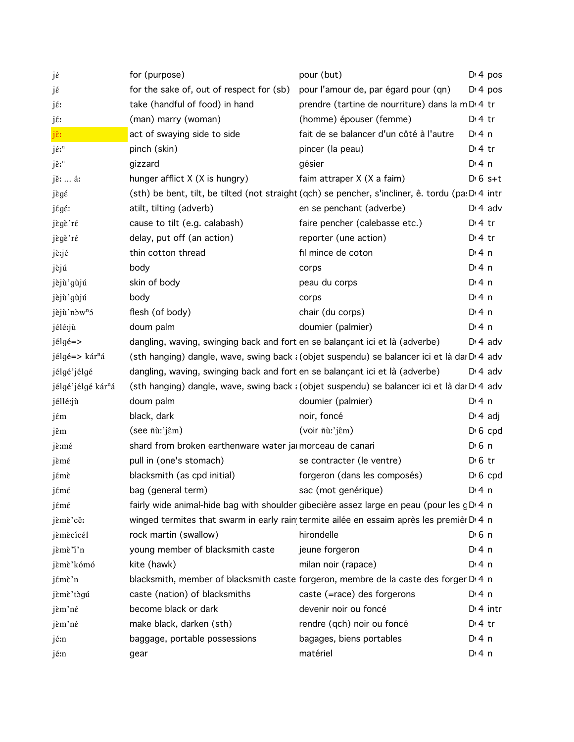| | | | | |
|---|---|---|---|---|
| jɛ́ | for (purpose) | pour (but) | D4 | pos |
| jɛ́ | for the sake of, out of respect for (sb) | pour l'amour de, par égard pour (qn) | D4 | pos |
| jɛ́: | take (handful of food) in hand | prendre (tartine de nourriture) dans la m | D4 | tr |
| jɛ́: | (man) marry (woman) | (homme) épouser (femme) | D4 | tr |
| jɛ̂: | act of swaying side to side | fait de se balancer d'un côté à l'autre | D4 | n |
| jɛ́:ⁿ | pinch (skin) | pincer (la peau) | D4 | tr |
| jɛ̂:ⁿ | gizzard | gésier | D4 | n |
| jɛ̌: ... á: | hunger afflict X (X is hungry) | faim attraper X (X a faim) | D6 | s+tr |
| jɛ̀gɛ́ | (sth) be bent, tilt, be tilted (not straight | (qch) se pencher, s'incliner, ê. tordu (pa | D4 | intr |
| jɛ́gɛ́: | atilt, tilting (adverb) | en se penchant (adverbe) | D4 | adv |
| jɛ̀gɛ̀'rɛ́ | cause to tilt (e.g. calabash) | faire pencher (calebasse etc.) | D4 | tr |
| jɛ̀gɛ̀'rɛ́ | delay, put off (an action) | reporter (une action) | D4 | tr |
| jɛ̀:jɛ́ | thin cotton thread | fil mince de coton | D4 | n |
| jɛ̀jú | body | corps | D4 | n |
| jɛ̀jù'gùjú | skin of body | peau du corps | D4 | n |
| jɛ̀jù'gùjú | body | corps | D4 | n |
| jɛ̀jù'nɔ̀wⁿɔ́ | flesh (of body) | chair (du corps) | D4 | n |
| jɛ́lɛ́:jù | doum palm | doumier (palmier) | D4 | n |
| jɛ́lgɛ́=> | dangling, waving, swinging back and fort | en se balançant ici et là (adverbe) | D4 | adv |
| jɛ́lgɛ́=> kárⁿá | (sth hanging) dangle, wave, swing back a | (objet suspendu) se balancer ici et là dar | D4 | adv |
| jɛ́lgɛ́'jɛ́lgɛ́ | dangling, waving, swinging back and fort | en se balançant ici et là (adverbe) | D4 | adv |
| jɛ́lgɛ́'jɛ́lgɛ́ kárⁿá | (sth hanging) dangle, wave, swing back a | (objet suspendu) se balancer ici et là dar | D4 | adv |
| jɛ́llɛ́:jù | doum palm | doumier (palmier) | D4 | n |
| jɛ́m | black, dark | noir, foncé | D4 | adj |
| jɛ̂m | (see ñù:'jɛ̂m) | (voir ñù:'jɛ̂m) | D6 | cpd |
| jɛ̀:mɛ́ | shard from broken earthenware water jar | morceau de canari | D6 | n |
| jɛ̀mɛ́ | pull in (one's stomach) | se contracter (le ventre) | D6 | tr |
| jɛ́mɛ̀ | blacksmith (as cpd initial) | forgeron (dans les composés) | D6 | cpd |
| jɛ́mɛ́ | bag (general term) | sac (mot générique) | D4 | n |
| jɛ́mɛ́ | fairly wide animal-hide bag with shoulder | gibecière assez large en peau (pour les g | D4 | n |
| jɛ̀mɛ̀'cɛ̌: | winged termites that swarm in early rain | termite ailée en essaim après les premièr | D4 | n |
| jɛ̀mɛ̀cícɛ́l | rock martin (swallow) | hirondelle | D6 | n |
| jɛ̀mɛ̀'ǐ'n | young member of blacksmith caste | jeune forgeron | D4 | n |
| jɛ̀mɛ̀'kómó | kite (hawk) | milan noir (rapace) | D4 | n |
| jɛ́mɛ̀'n | blacksmith, member of blacksmith caste | forgeron, membre de la caste des forger | D4 | n |
| jɛ̀mɛ̀'tɔ̀gú | caste (nation) of blacksmiths | caste (=race) des forgerons | D4 | n |
| jɛ̀m'nɛ́ | become black or dark | devenir noir ou foncé | D4 | intr |
| jɛ̀m'nɛ́ | make black, darken (sth) | rendre (qch) noir ou foncé | D4 | tr |
| jɛ́:n | baggage, portable possessions | bagages, biens portables | D4 | n |
| jɛ́:n | gear | matériel | D4 | n |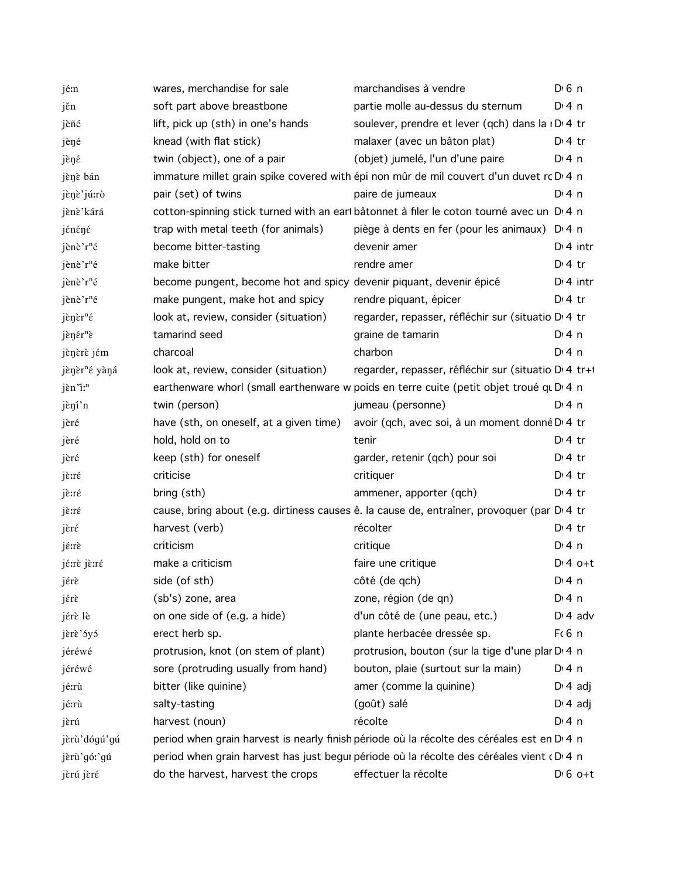| | | | |
|---|---|---|---|
| jéːn | wares, merchandise for sale | marchandises à vendre | D 6 n |
| jěn | soft part above breastbone | partie molle au-dessus du sternum | D 4 n |
| jèñé | lift, pick up (sth) in one's hands | soulever, prendre et lever (qch) dans la | D 4 tr |
| jèŋé | knead (with flat stick) | malaxer (avec un bâton plat) | D 4 tr |
| jèŋɛ́ | twin (object), one of a pair | (objet) jumelé, l'un d'une paire | D 4 n |
| jèŋɛ̀ bán | immature millet grain spike covered with | épi non mûr de mil couvert d'un duvet ro | D 4 n |
| jèŋɛ̀'júːrò | pair (set) of twins | paire de jumeaux | D 4 n |
| jènɛ̀'kárá | cotton-spinning stick turned with an eart | bâtonnet à filer le coton tourné avec un | D 4 n |
| jénéŋé | trap with metal teeth (for animals) | piège à dents en fer (pour les animaux) | D 4 n |
| jènè'rⁿé | become bitter-tasting | devenir amer | D 4 intr |
| jènè'rⁿé | make bitter | rendre amer | D 4 tr |
| jènè'rⁿé | become pungent, become hot and spicy | devenir piquant, devenir épicé | D 4 intr |
| jènè'rⁿé | make pungent, make hot and spicy | rendre piquant, épicer | D 4 tr |
| jèŋèrⁿé | look at, review, consider (situation) | regarder, repasser, réfléchir sur (situatio | D 4 tr |
| jèŋérⁿɛ̀ | tamarind seed | graine de tamarin | D 4 n |
| jèŋèrɛ̀ jém | charcoal | charbon | D 4 n |
| jèŋèrⁿé yàŋá | look at, review, consider (situation) | regarder, repasser, réfléchir sur (situatio | D 4 tr+1 |
| jèn'ĭːⁿ | earthenware whorl (small earthenware w | poids en terre cuite (petit objet troué qu | D 4 n |
| jèŋí'n | twin (person) | jumeau (personne) | D 4 n |
| jèré | have (sth, on oneself, at a given time) | avoir (qch, avec soi, à un moment donné | D 4 tr |
| jèré | hold, hold on to | tenir | D 4 tr |
| jèré | keep (sth) for oneself | garder, retenir (qch) pour soi | D 4 tr |
| jɛ̀ːré | criticise | critiquer | D 4 tr |
| jɛ̀ːré | bring (sth) | ammener, apporter (qch) | D 4 tr |
| jɛ̀ːré | cause, bring about (e.g. dirtiness causes | ê. la cause de, entraîner, provoquer (par | D 4 tr |
| jɛ̀ré | harvest (verb) | récolter | D 4 tr |
| jɛ́ːrɛ̀ | criticism | critique | D 4 n |
| jɛ́ːrɛ̀ jɛ̀ːré | make a criticism | faire une critique | D 4 o+t |
| jérɛ̀ | side (of sth) | côté (de qch) | D 4 n |
| jérɛ̀ | (sb's) zone, area | zone, région (de qn) | D 4 n |
| jérɛ̀ lè | on one side of (e.g. a hide) | d'un côté de (une peau, etc.) | D 4 adv |
| jèrɛ̀'ɔ́yɔ́ | erect herb sp. | plante herbacée dressée sp. | F 6 n |
| jéréwé | protrusion, knot (on stem of plant) | protrusion, bouton (sur la tige d'une plan | D 4 n |
| jéréwé | sore (protruding usually from hand) | bouton, plaie (surtout sur la main) | D 4 n |
| jéːrù | bitter (like quinine) | amer (comme la quinine) | D 4 adj |
| jéːrù | salty-tasting | (goût) salé | D 4 adj |
| jɛ̀rú | harvest (noun) | récolte | D 4 n |
| jɛ̀rù'dógú'gú | period when grain harvest is nearly finish | période où la récolte des céréales est en | D 4 n |
| jɛ̀rù'góː'gú | period when grain harvest has just begun | période où la récolte des céréales vient d | D 4 n |
| jɛ̀rú jɛ̀ré | do the harvest, harvest the crops | effectuer la récolte | D 6 o+t |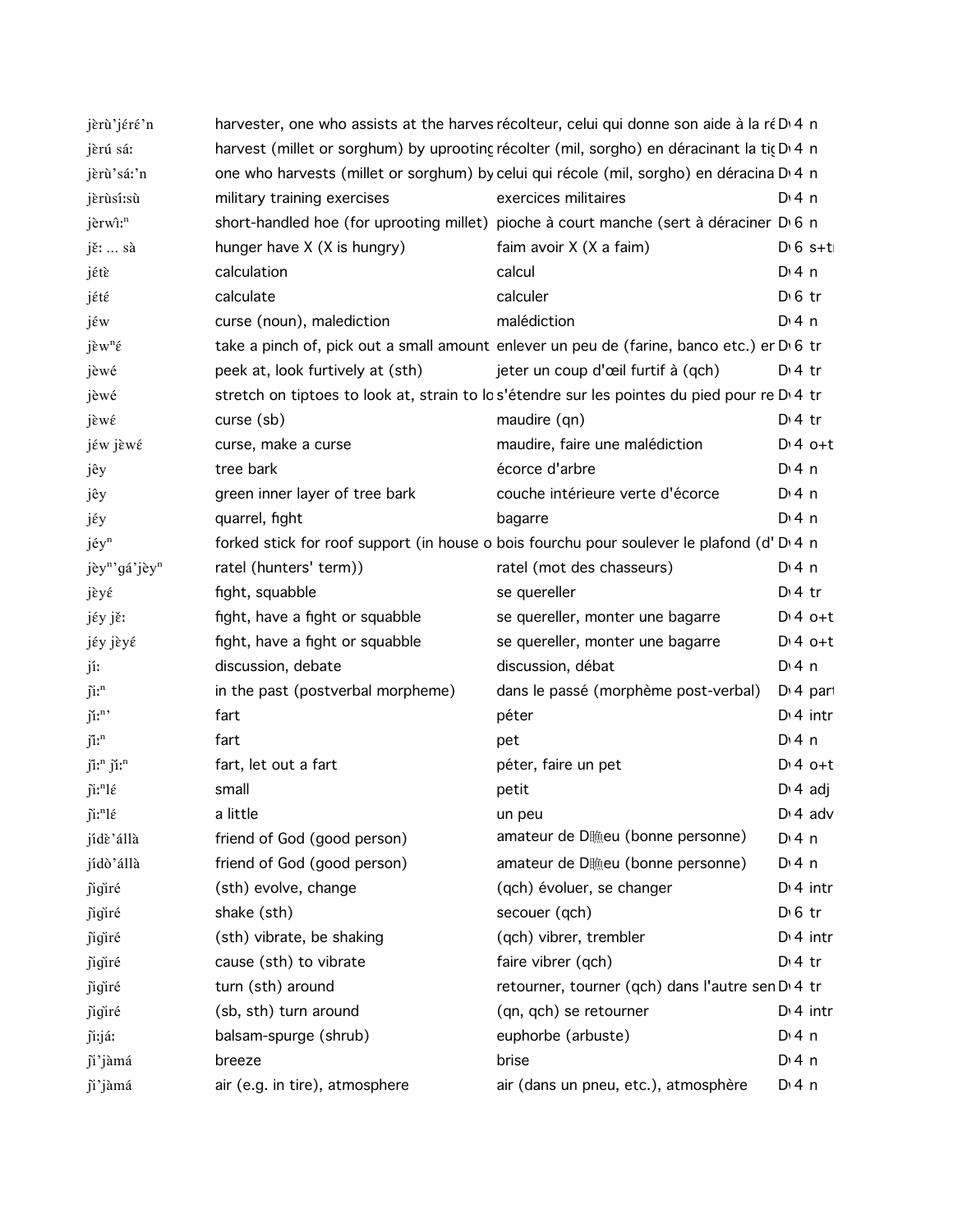| | | | | |
|---|---|---|---|---|
| jèrù'jéré'n | harvester, one who assists at the harves | récolteur, celui qui donne son aide à la ré | D 4 | n |
| jèrú sá: | harvest (millet or sorghum) by uprooting | récolter (mil, sorgho) en déracinant la tig | D 4 | n |
| jèrù'sá:'n | one who harvests (millet or sorghum) by | celui qui récole (mil, sorgho) en déracina | D 4 | n |
| jèrùsí:sù | military training exercises | exercices militaires | D 4 | n |
| jèrwî:ⁿ | short-handled hoe (for uprooting millet) | pioche à court manche (sert à déraciner | D 6 | n |
| jě: ... sà | hunger have X (X is hungry) | faim avoir X (X a faim) | D 6 | s+t |
| jétɛ̀ | calculation | calcul | D 4 | n |
| jétɛ́ | calculate | calculer | D 6 | tr |
| jɛ́w | curse (noun), malediction | malédiction | D 4 | n |
| jɛ̀wⁿɛ́ | take a pinch of, pick out a small amount | enlever un peu de (farine, banco etc.) er | D 6 | tr |
| jèwé | peek at, look furtively at (sth) | jeter un coup d'œil furtif à (qch) | D 4 | tr |
| jèwé | stretch on tiptoes to look at, strain to lo | s'étendre sur les pointes du pied pour re | D 4 | tr |
| jɛ̀wɛ́ | curse (sb) | maudire (qn) | D 4 | tr |
| jɛ́w jɛ̀wɛ́ | curse, make a curse | maudire, faire une malédiction | D 4 | o+t |
| jêy | tree bark | écorce d'arbre | D 4 | n |
| jêy | green inner layer of tree bark | couche intérieure verte d'écorce | D 4 | n |
| jɛ́y | quarrel, fight | bagarre | D 4 | n |
| jéyⁿ | forked stick for roof support (in house o | bois fourchu pour soulever le plafond (d' | D 4 | n |
| jèyⁿ'gá'jèyⁿ | ratel (hunters' term)) | ratel (mot des chasseurs) | D 4 | n |
| jɛ̀yɛ́ | fight, squabble | se quereller | D 4 | tr |
| jɛ́y jɛ̌: | fight, have a fight or squabble | se quereller, monter une bagarre | D 4 | o+t |
| jɛ́y jɛ̀yɛ́ | fight, have a fight or squabble | se quereller, monter une bagarre | D 4 | o+t |
| jí: | discussion, debate | discussion, débat | D 4 | n |
| jì:ⁿ | in the past (postverbal morpheme) | dans le passé (morphème post-verbal) | D 4 | part |
| jǐ:ⁿ' | fart | péter | D 4 | intr |
| jǐ:ⁿ | fart | pet | D 4 | n |
| jǐ:ⁿ jǐ:ⁿ | fart, let out a fart | péter, faire un pet | D 4 | o+t |
| jǐ:ⁿlé | small | petit | D 4 | adj |
| jǐ:ⁿlé | a little | un peu | D 4 | adv |
| jídɛ̀'állà | friend of God (good person) | amateur de D瞻eu (bonne personne) | D 4 | n |
| jídò'állà | friend of God (good person) | amateur de D瞻eu (bonne personne) | D 4 | n |
| jǐgǐré | (sth) evolve, change | (qch) évoluer, se changer | D 4 | intr |
| jǐgǐré | shake (sth) | secouer (qch) | D 6 | tr |
| jǐgǐré | (sth) vibrate, be shaking | (qch) vibrer, trembler | D 4 | intr |
| jǐgǐré | cause (sth) to vibrate | faire vibrer (qch) | D 4 | tr |
| jǐgǐré | turn (sth) around | retourner, tourner (qch) dans l'autre sen | D 4 | tr |
| jǐgǐré | (sb, sth) turn around | (qn, qch) se retourner | D 4 | intr |
| jǐ:já: | balsam-spurge (shrub) | euphorbe (arbuste) | D 4 | n |
| jǐ'jàmá | breeze | brise | D 4 | n |
| jǐ'jàmá | air (e.g. in tire), atmosphere | air (dans un pneu, etc.), atmosphère | D 4 | n |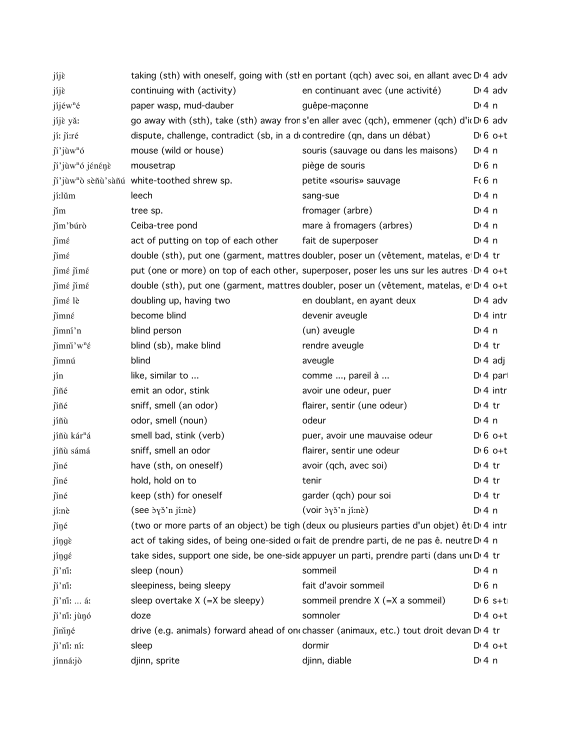| | | | | |
|---|---|---|---|---|
| jíjɛ̀ | taking (sth) with oneself, going with (stł | en portant (qch) avec soi, en allant avec | D 4 | adv |
| jíjɛ̀ | continuing with (activity) | en continuant avec (une activité) | D 4 | adv |
| jíjéwⁿé | paper wasp, mud-dauber | guêpe-maçonne | D 4 | n |
| jíjɛ̀ yǎ: | go away with (sth), take (sth) away fron | s'en aller avec (qch), emmener (qch) d'i | D 6 | adv |
| jí: jǐ:ré | dispute, challenge, contradict (sb, in a d | contredire (qn, dans un débat) | D 6 | o+t |
| jǐ'jùwⁿó | mouse (wild or house) | souris (sauvage ou dans les maisons) | D 4 | n |
| jǐ'jùwⁿó jénéŋɛ̀ | mousetrap | piège de souris | D 6 | n |
| jǐ'jùwⁿò sɛ̀ñù'sàñú | white-toothed shrew sp. | petite «souris» sauvage | F 6 | n |
| jí:lǔm | leech | sang-sue | D 4 | n |
| jǐm | tree sp. | fromager (arbre) | D 4 | n |
| jǐm'búrò | Ceiba-tree pond | mare à fromagers (arbres) | D 4 | n |
| jǐmɛ́ | act of putting on top of each other | fait de superposer | D 4 | n |
| jǐmɛ́ | double (sth), put one (garment, mattres | doubler, poser un (vêtement, matelas, e | D 4 | tr |
| jǐmɛ́ jǐmɛ́ | put (one or more) on top of each other, | superposer, poser les uns sur les autres | D 4 | o+t |
| jǐmɛ́ jǐmɛ́ | double (sth), put one (garment, mattres | doubler, poser un (vêtement, matelas, e | D 4 | o+t |
| jǐmɛ́ lɛ̀ | doubling up, having two | en doublant, en ayant deux | D 4 | adv |
| jǐmnɛ́ | become blind | devenir aveugle | D 4 | intr |
| jǐmní'n | blind person | (un) aveugle | D 4 | n |
| jǐmnǐ'wⁿɛ́ | blind (sb), make blind | rendre aveugle | D 4 | tr |
| jǐmnú | blind | aveugle | D 4 | adj |
| jín | like, similar to ... | comme ..., pareil à ... | D 4 | part |
| jǐñé | emit an odor, stink | avoir une odeur, puer | D 4 | intr |
| jǐñé | sniff, smell (an odor) | flairer, sentir (une odeur) | D 4 | tr |
| jíñù | odor, smell (noun) | odeur | D 4 | n |
| jíñù kárⁿá | smell bad, stink (verb) | puer, avoir une mauvaise odeur | D 6 | o+t |
| jíñù sámá | sniff, smell an odor | flairer, sentir une odeur | D 6 | o+t |
| jǐné | have (sth, on oneself) | avoir (qch, avec soi) | D 4 | tr |
| jǐné | hold, hold on to | tenir | D 4 | tr |
| jǐné | keep (sth) for oneself | garder (qch) pour soi | D 4 | tr |
| jí:nè | (see ɔɣɔ̌'n jí:nè) | (voir ɔɣɔ̌'n jí:nè) | D 4 | n |
| jǐŋé | (two or more parts of an object) be tigh | (deux ou plusieurs parties d'un objet) êt | D 4 | intr |
| jíŋgɛ̀ | act of taking sides, of being one-sided o | fait de prendre parti, de ne pas ê. neutre | D 4 | n |
| jíŋgɛ́ | take sides, support one side, be one-side | appuyer un parti, prendre parti (dans un | D 4 | tr |
| jǐ'nǐ: | sleep (noun) | sommeil | D 4 | n |
| jǐ'nǐ: | sleepiness, being sleepy | fait d'avoir sommeil | D 6 | n |
| jǐ'nǐ: ... á: | sleep overtake X (=X be sleepy) | sommeil prendre X (=X a sommeil) | D 6 | s+t |
| jǐ'nǐ: jùŋó | doze | somnoler | D 4 | o+t |
| jǐnǐŋé | drive (e.g. animals) forward ahead of one | chasser (animaux, etc.) tout droit devan | D 4 | tr |
| jǐ'nǐ: ní: | sleep | dormir | D 4 | o+t |
| jínná:jò | djinn, sprite | djinn, diable | D 4 | n |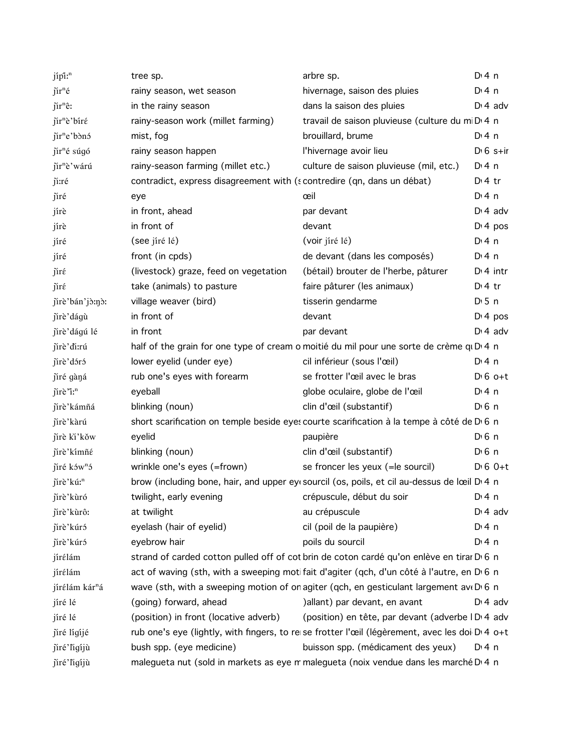| | | | |
|---|---|---|---|
| jípǐːⁿ | tree sp. | arbre sp. | D 4 n |
| ǰìrⁿé | rainy season, wet season | hivernage, saison des pluies | D 4 n |
| ǰìrⁿêː | in the rainy season | dans la saison des pluies | D 4 adv |
| ǰìrⁿè'bíré | rainy-season work (millet farming) | travail de saison pluvieuse (culture du mi | D 4 n |
| ǰìrⁿe'bɔ̀nɔ́ | mist, fog | brouillard, brume | D 4 n |
| ǰìrⁿé súgó | rainy season happen | l'hivernage avoir lieu | D 6 s+ir |
| ǰìrⁿè'wárú | rainy-season farming (millet etc.) | culture de saison pluvieuse (mil, etc.) | D 4 n |
| ǰìːré | contradict, express disagreement with (s | contredire (qn, dans un débat) | D 4 tr |
| ǰìré | eye | œil | D 4 n |
| jírè | in front, ahead | par devant | D 4 adv |
| jírè | in front of | devant | D 4 pos |
| jíré | (see jíré lé) | (voir jíré lé) | D 4 n |
| jíré | front (in cpds) | de devant (dans les composés) | D 4 n |
| ǰìrɛ́ | (livestock) graze, feed on vegetation | (bétail) brouter de l'herbe, pâturer | D 4 intr |
| ǰìrɛ́ | take (animals) to pasture | faire pâturer (les animaux) | D 4 tr |
| ǰìrè'bán'jɔ̀ːŋɔ̀ː | village weaver (bird) | tisserin gendarme | D 5 n |
| ǰìrè'dágù | in front of | devant | D 4 pos |
| ǰìrè'dágú lé | in front | par devant | D 4 adv |
| ǰìrè'dìːrú | half of the grain for one type of cream o | moitié du mil pour une sorte de crème q | D 4 n |
| ǰìrè'dɔ́rɔ́ | lower eyelid (under eye) | cil inférieur (sous l'œil) | D 4 n |
| ǰìré gàŋá | rub one's eyes with forearm | se frotter l'œil avec le bras | D 6 o+t |
| ǰìrè'ìːⁿ | eyeball | globe oculaire, globe de l'œil | D 4 n |
| ǰìrè'kámñá | blinking (noun) | clin d'œil (substantif) | D 6 n |
| ǰìrè'kàrú | short scarification on temple beside eyes | courte scarification à la tempe à côté de | D 6 n |
| ǰìrè kì'kǒw | eyelid | paupière | D 6 n |
| ǰìrè'kímñé | blinking (noun) | clin d'œil (substantif) | D 6 n |
| ǰìré kówⁿɔ́ | wrinkle one's eyes (=frown) | se froncer les yeux (=le sourcil) | D 6 0+t |
| ǰìrè'kúːⁿ | brow (including bone, hair, and upper ey | sourcil (os, poils, et cil au-dessus de lœil | D 4 n |
| ǰìrè'kùró | twilight, early evening | crépuscule, début du soir | D 4 n |
| ǰìrè'kùrôː | at twilight | au crépuscule | D 4 adv |
| ǰìrè'kúrɔ́ | eyelash (hair of eyelid) | cil (poil de la paupière) | D 4 n |
| ǰìrè'kúrɔ́ | eyebrow hair | poils du sourcil | D 4 n |
| jírélám | strand of carded cotton pulled off of cot | brin de coton cardé qu'on enlève en tira | D 6 n |
| jírélám | act of waving (sth, with a sweeping moti | fait d'agiter (qch, d'un côté à l'autre, en | D 6 n |
| jírélám kárⁿá | wave (sth, with a sweeping motion of on | agiter (qch, en gesticulant largement av | D 6 n |
| jíré lé | (going) forward, ahead | )allant) par devant, en avant | D 4 adv |
| jíré lé | (position) in front (locative adverb) | (position) en tête, par devant (adverbe l | D 4 adv |
| ǰìré lígíjé | rub one's eye (lightly, with fingers, to re | se frotter l'œil (légèrement, avec les doi | D 4 o+t |
| ǰìré'lìgíjù | bush spp. (eye medicine) | buisson spp. (médicament des yeux) | D 4 n |
| ǰìré'lìgíjù | malegueta nut (sold in markets as eye m | malegueta (noix vendue dans les marché | D 4 n |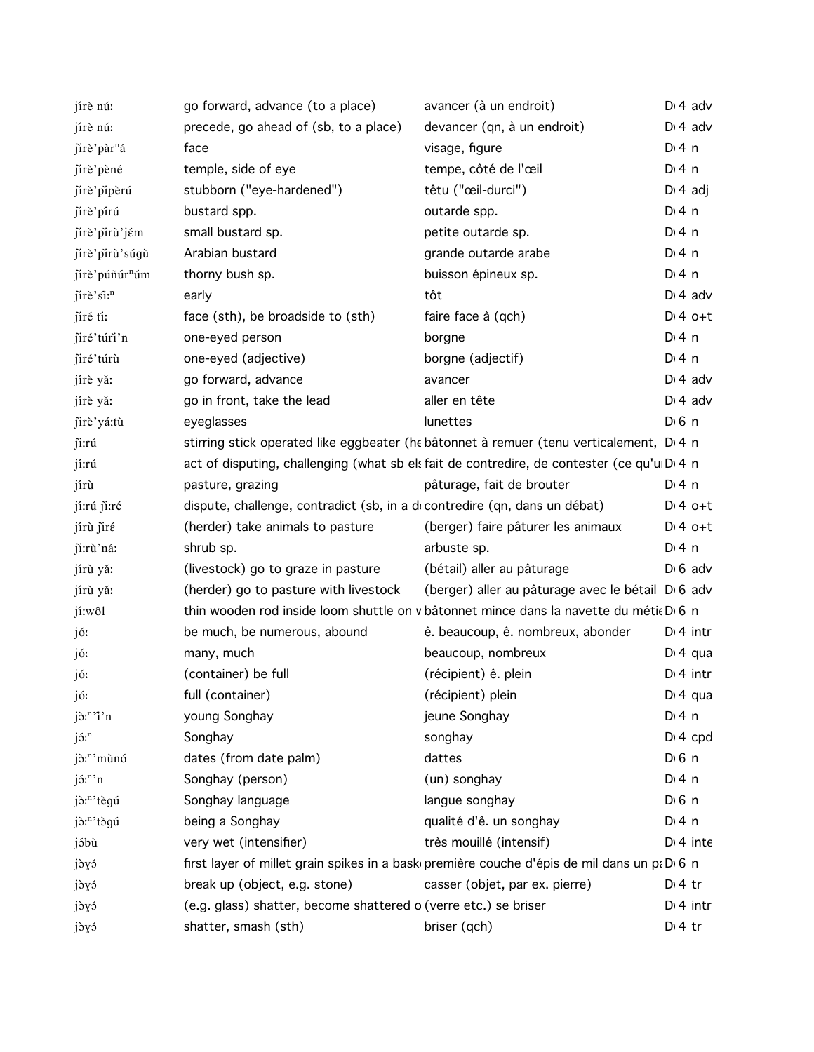| | | | |
|---|---|---|---|
| jírè nú: | go forward, advance (to a place) | avancer (à un endroit) | D 4 adv |
| jírè nú: | precede, go ahead of (sb, to a place) | devancer (qn, à un endroit) | D 4 adv |
| jìrè'pàrⁿá | face | visage, figure | D 4 n |
| jìrè'pèné | temple, side of eye | tempe, côté de l'œil | D 4 n |
| jìrè'pìpèrú | stubborn ("eye-hardened") | têtu ("œil-durci") | D 4 adj |
| jìrè'pírú | bustard spp. | outarde spp. | D 4 n |
| jìrè'pìrù'jέm | small bustard sp. | petite outarde sp. | D 4 n |
| jìrè'pìrù'súgù | Arabian bustard | grande outarde arabe | D 4 n |
| jìrè'púñúrⁿúm | thorny bush sp. | buisson épineux sp. | D 4 n |
| jìrè'sǐ:ⁿ | early | tôt | D 4 adv |
| jìré tí: | face (sth), be broadside to (sth) | faire face à (qch) | D 4 o+t |
| jìré'túřì'n | one-eyed person | borgne | D 4 n |
| jìré'túrù | one-eyed (adjective) | borgne (adjectif) | D 4 n |
| jírè yǎ: | go forward, advance | avancer | D 4 adv |
| jírè yǎ: | go in front, take the lead | aller en tête | D 4 adv |
| jìrè'yá:tù | eyeglasses | lunettes | D 6 n |
| jì:rú | stirring stick operated like eggbeater (he | bâtonnet à remuer (tenu verticalement, | D 4 n |
| jí:rú | act of disputing, challenging (what sb els | fait de contredire, de contester (ce qu'u | D 4 n |
| jírù | pasture, grazing | pâturage, fait de brouter | D 4 n |
| jí:rú jì:ré | dispute, challenge, contradict (sb, in a de | contredire (qn, dans un débat) | D 4 o+t |
| jírù jìré | (herder) take animals to pasture | (berger) faire pâturer les animaux | D 4 o+t |
| jì:rù'ná: | shrub sp. | arbuste sp. | D 4 n |
| jírù yǎ: | (livestock) go to graze in pasture | (bétail) aller au pâturage | D 6 adv |
| jírù yǎ: | (herder) go to pasture with livestock | (berger) aller au pâturage avec le bétail | D 6 adv |
| jí:wôl | thin wooden rod inside loom shuttle on w | bâtonnet mince dans la navette du métie | D 6 n |
| jó: | be much, be numerous, abound | ê. beaucoup, ê. nombreux, abonder | D 4 intr |
| jó: | many, much | beaucoup, nombreux | D 4 qua |
| jó: | (container) be full | (récipient) ê. plein | D 4 intr |
| jó: | full (container) | (récipient) plein | D 4 qua |
| jɔ̀:ⁿ'ǐ'n | young Songhay | jeune Songhay | D 4 n |
| jɔ́:ⁿ | Songhay | songhay | D 4 cpd |
| jɔ̀:ⁿ'mùnó | dates (from date palm) | dattes | D 6 n |
| jɔ́:ⁿ'n | Songhay (person) | (un) songhay | D 4 n |
| jɔ̀:ⁿ'tègú | Songhay language | langue songhay | D 6 n |
| jɔ̀:ⁿ'tɔ̀gú | being a Songhay | qualité d'ê. un songhay | D 4 n |
| jóbù | very wet (intensifier) | très mouillé (intensif) | D 4 inte |
| jɔ̀ɣɔ́ | first layer of millet grain spikes in a bask | première couche d'épis de mil dans un pa | D 6 n |
| jɔ̀ɣɔ́ | break up (object, e.g. stone) | casser (objet, par ex. pierre) | D 4 tr |
| jɔ̀ɣɔ́ | (e.g. glass) shatter, become shattered o | (verre etc.) se briser | D 4 intr |
| jɔ̀ɣɔ́ | shatter, smash (sth) | briser (qch) | D 4 tr |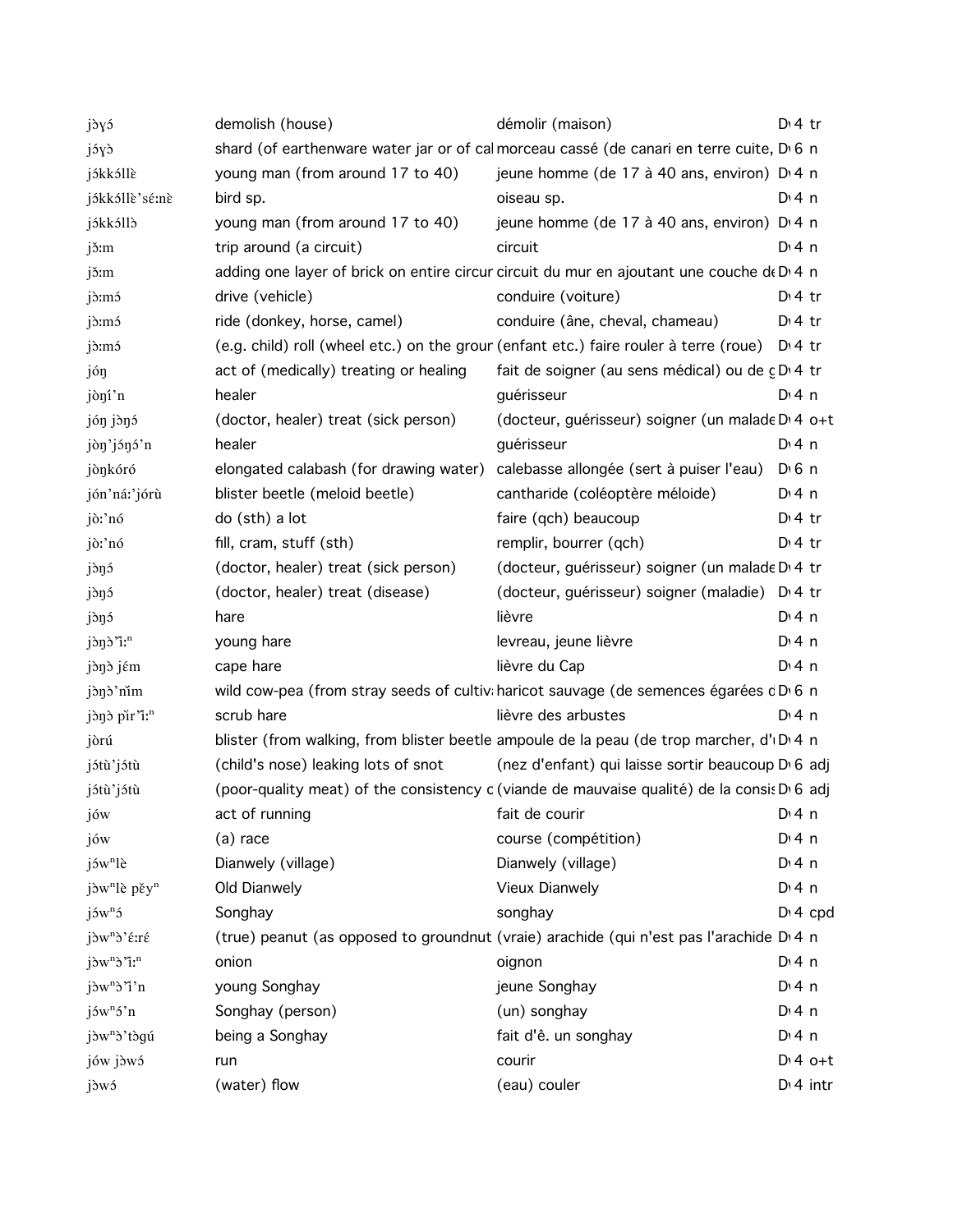| | | | |
|---|---|---|---|
| jɔ̀ɣɔ́ | demolish (house) | démolir (maison) | D 4 tr |
| jɔ́ɣɔ̀ | shard (of earthenware water jar or of cal | morceau cassé (de canari en terre cuite, | D 6 n |
| jɔ́kkɔ́llɛ̀ | young man (from around 17 to 40) | jeune homme (de 17 à 40 ans, environ) | D 4 n |
| jɔ́kkɔ́llɛ̀'sɛ́:nɛ̀ | bird sp. | oiseau sp. | D 4 n |
| jɔ́kkɔ́llɔ̀ | young man (from around 17 to 40) | jeune homme (de 17 à 40 ans, environ) | D 4 n |
| jɔ̌:m | trip around (a circuit) | circuit | D 4 n |
| jɔ̌:m | adding one layer of brick on entire circur | circuit du mur en ajoutant une couche de | D 4 n |
| jɔ̀:mɔ́ | drive (vehicle) | conduire (voiture) | D 4 tr |
| jɔ̀:mɔ́ | ride (donkey, horse, camel) | conduire (âne, cheval, chameau) | D 4 tr |
| jɔ̀:mɔ́ | (e.g. child) roll (wheel etc.) on the grour | (enfant etc.) faire rouler à terre (roue) | D 4 tr |
| jɔ́ŋ | act of (medically) treating or healing | fait de soigner (au sens médical) ou de g | D 4 tr |
| jɔ̀ŋí'n | healer | guérisseur | D 4 n |
| jɔ́ŋ jɔ̀ŋɔ́ | (doctor, healer) treat (sick person) | (docteur, guérisseur) soigner (un malade | D 4 o+t |
| jɔ̀ŋ'jɔ́ŋɔ́'n | healer | guérisseur | D 4 n |
| jɔ̀ŋkóró | elongated calabash (for drawing water) | calebasse allongée (sert à puiser l'eau) | D 6 n |
| jɔ́n'ná:'jɔ́rù | blister beetle (meloid beetle) | cantharide (coléoptère méloide) | D 4 n |
| jɔ̀:'nɔ́ | do (sth) a lot | faire (qch) beaucoup | D 4 tr |
| jɔ̀:'nɔ́ | fill, cram, stuff (sth) | remplir, bourrer (qch) | D 4 tr |
| jɔ̀ŋɔ́ | (doctor, healer) treat (sick person) | (docteur, guérisseur) soigner (un malade | D 4 tr |
| jɔ̀ŋɔ́ | (doctor, healer) treat (disease) | (docteur, guérisseur) soigner (maladie) | D 4 tr |
| jɔ̀ŋɔ́ | hare | lièvre | D 4 n |
| jɔ̀ŋɔ̀'ǐ:ⁿ | young hare | levreau, jeune lièvre | D 4 n |
| jɔ̀ŋɔ̀ jɛ́m | cape hare | lièvre du Cap | D 4 n |
| jɔ̀ŋɔ̀'nǐm | wild cow-pea (from stray seeds of cultiv | haricot sauvage (de semences égarées d | D 6 n |
| jɔ̀ŋɔ̀ pǐr'ǐ:ⁿ | scrub hare | lièvre des arbustes | D 4 n |
| jɔ̀rú | blister (from walking, from blister beetle | ampoule de la peau (de trop marcher, d'l | D 4 n |
| jɔ́tù'jɔ́tù | (child's nose) leaking lots of snot | (nez d'enfant) qui laisse sortir beaucoup | D 6 adj |
| jɔ́tù'jɔ́tù | (poor-quality meat) of the consistency c | (viande de mauvaise qualité) de la consis | D 6 adj |
| jɔ́w | act of running | fait de courir | D 4 n |
| jɔ́w | (a) race | course (compétition) | D 4 n |
| jɔ́wⁿlè | Dianwely (village) | Dianwely (village) | D 4 n |
| jɔ̀wⁿlè pěyⁿ | Old Dianwely | Vieux Dianwely | D 4 n |
| jɔ́wⁿɔ́ | Songhay | songhay | D 4 cpd |
| jɔ̀wⁿɔ̀'ɛ́:rɛ́ | (true) peanut (as opposed to groundnut | (vraie) arachide (qui n'est pas l'arachide | D 4 n |
| jɔ̀wⁿɔ̀'ǐ:ⁿ | onion | oignon | D 4 n |
| jɔ̀wⁿɔ̀'ǐ'n | young Songhay | jeune Songhay | D 4 n |
| jɔ́wⁿɔ́'n | Songhay (person) | (un) songhay | D 4 n |
| jɔ̀wⁿɔ̀'tɔ̀gú | being a Songhay | fait d'ê. un songhay | D 4 n |
| jɔ́w jɔ̀wɔ́ | run | courir | D 4 o+t |
| jɔ̀wɔ́ | (water) flow | (eau) couler | D 4 intr |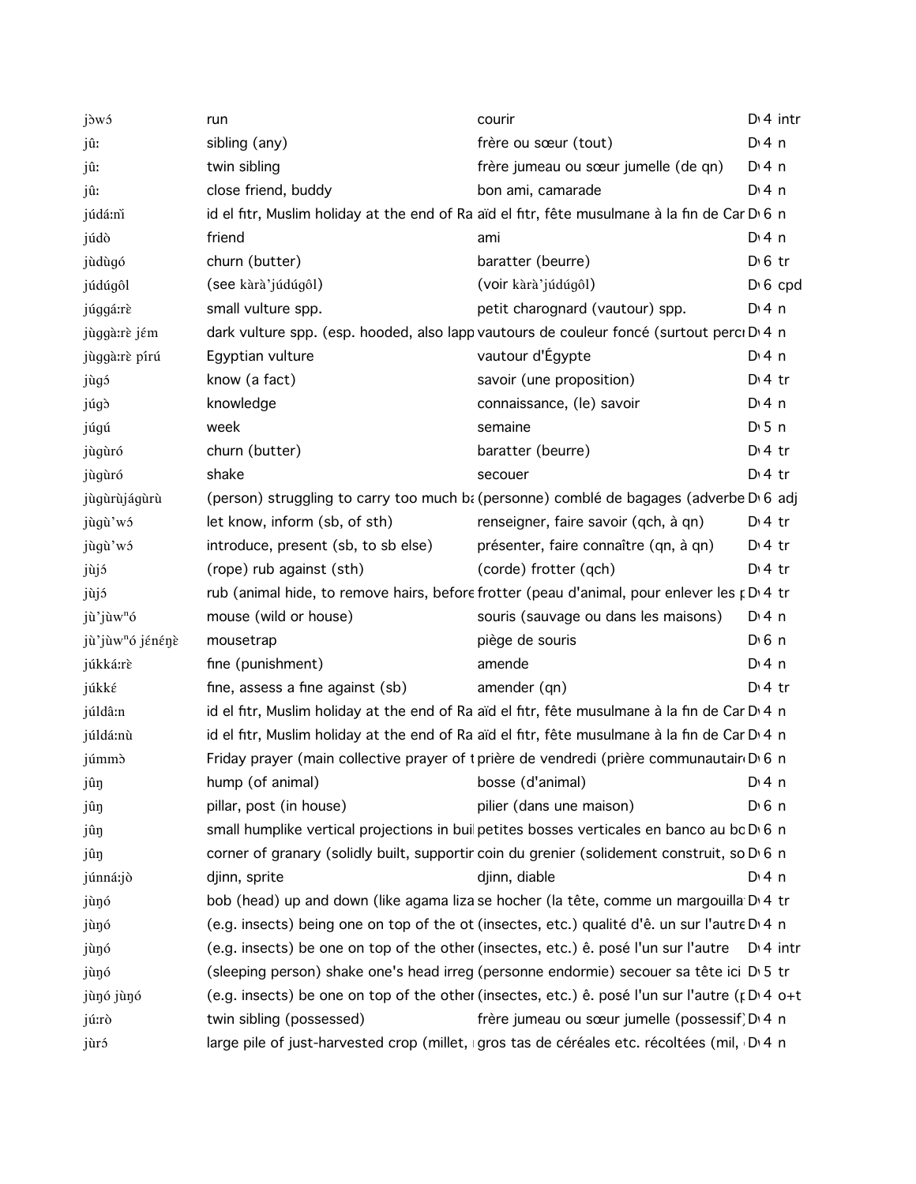| | | | |
|---|---|---|---|
| jɔ̀wɔ́ | run | courir | D 4 intr |
| jûː | sibling (any) | frère ou sœur (tout) | D 4 n |
| jûː | twin sibling | frère jumeau ou sœur jumelle (de qn) | D 4 n |
| jûː | close friend, buddy | bon ami, camarade | D 4 n |
| júdáːǹ | id el fitr, Muslim holiday at the end of Ra | aïd el fitr, fête musulmane à la fin de Car | D 6 n |
| júdò | friend | ami | D 4 n |
| jùdùgó | churn (butter) | baratter (beurre) | D 6 tr |
| júdúgôl | (see kàrà'júdúgôl) | (voir kàrà'júdúgôl) | D 6 cpd |
| júggáːrè | small vulture spp. | petit charognard (vautour) spp. | D 4 n |
| jùggàːrè jέm | dark vulture spp. (esp. hooded, also lapp | vautours de couleur foncé (surtout perc | D 4 n |
| jùggàːrè pírú | Egyptian vulture | vautour d'Égypte | D 4 n |
| jùgɔ́ | know (a fact) | savoir (une proposition) | D 4 tr |
| júgɔ̀ | knowledge | connaissance, (le) savoir | D 4 n |
| júgú | week | semaine | D 5 n |
| jùgùró | churn (butter) | baratter (beurre) | D 4 tr |
| jùgùró | shake | secouer | D 4 tr |
| jùgùrùjágùrù | (person) struggling to carry too much ba | (personne) comblé de bagages (adverbe | D 6 adj |
| jùgù'wɔ́ | let know, inform (sb, of sth) | renseigner, faire savoir (qch, à qn) | D 4 tr |
| jùgù'wɔ́ | introduce, present (sb, to sb else) | présenter, faire connaître (qn, à qn) | D 4 tr |
| jùjɔ́ | (rope) rub against (sth) | (corde) frotter (qch) | D 4 tr |
| jùjɔ́ | rub (animal hide, to remove hairs, before | frotter (peau d'animal, pour enlever les p | D 4 tr |
| jù'jùwⁿó | mouse (wild or house) | souris (sauvage ou dans les maisons) | D 4 n |
| jù'jùwⁿó jénéŋὲ | mousetrap | piège de souris | D 6 n |
| júkkáːrè | fine (punishment) | amende | D 4 n |
| júkkέ | fine, assess a fine against (sb) | amender (qn) | D 4 tr |
| júldâːn | id el fitr, Muslim holiday at the end of Ra | aïd el fitr, fête musulmane à la fin de Car | D 4 n |
| júldáːnù | id el fitr, Muslim holiday at the end of Ra | aïd el fitr, fête musulmane à la fin de Car | D 4 n |
| júmmɔ̀ | Friday prayer (main collective prayer of t | prière de vendredi (prière communautair | D 6 n |
| jûŋ | hump (of animal) | bosse (d'animal) | D 4 n |
| jûŋ | pillar, post (in house) | pilier (dans une maison) | D 6 n |
| jûŋ | small humplike vertical projections in buil | petites bosses verticales en banco au bo | D 6 n |
| jûŋ | corner of granary (solidly built, supportir | coin du grenier (solidement construit, so | D 6 n |
| júnnáːjò | djinn, sprite | djinn, diable | D 4 n |
| jùŋó | bob (head) up and down (like agama liza | se hocher (la tête, comme un margouilla | D 4 tr |
| jùŋó | (e.g. insects) being one on top of the ot | (insectes, etc.) qualité d'ê. un sur l'autre | D 4 n |
| jùŋó | (e.g. insects) be one on top of the other | (insectes, etc.) ê. posé l'un sur l'autre | D 4 intr |
| jùŋó | (sleeping person) shake one's head irreg | (personne endormie) secouer sa tête ici | D 5 tr |
| jùŋó jùŋó | (e.g. insects) be one on top of the other | (insectes, etc.) ê. posé l'un sur l'autre (p | D 4 o+t |
| júːrò | twin sibling (possessed) | frère jumeau ou sœur jumelle (possessif) | D 4 n |
| jùrɔ́ | large pile of just-harvested crop (millet, | gros tas de céréales etc. récoltées (mil, | D 4 n |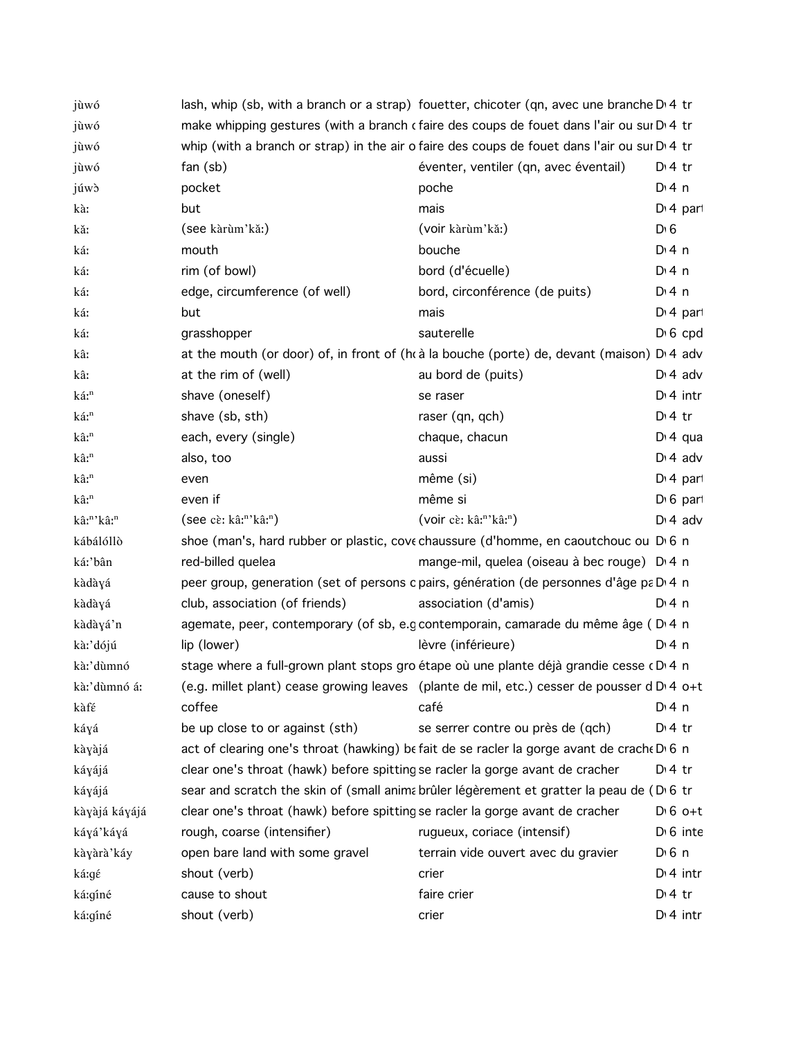| | | | | |
|---|---|---|---|---|
| jùwó | lash, whip (sb, with a branch or a strap) | fouetter, chicoter (qn, avec une branche | D 4 | tr |
| jùwó | make whipping gestures (with a branch c | faire des coups de fouet dans l'air ou sur | D 4 | tr |
| jùwó | whip (with a branch or strap) in the air o | faire des coups de fouet dans l'air ou sur | D 4 | tr |
| jùwó | fan (sb) | éventer, ventiler (qn, avec éventail) | D 4 | tr |
| júwɔ̀ | pocket | poche | D 4 | n |
| kàː | but | mais | D 4 | part |
| kǎː | (see kàrùm'kǎː) | (voir kàrùm'kǎː) | D 6 | |
| káː | mouth | bouche | D 4 | n |
| káː | rim (of bowl) | bord (d'écuelle) | D 4 | n |
| káː | edge, circumference (of well) | bord, circonférence (de puits) | D 4 | n |
| káː | but | mais | D 4 | part |
| káː | grasshopper | sauterelle | D 6 | cpd |
| kâː | at the mouth (or door) of, in front of (ho | à la bouche (porte) de, devant (maison) | D 4 | adv |
| kâː | at the rim of (well) | au bord de (puits) | D 4 | adv |
| káːⁿ | shave (oneself) | se raser | D 4 | intr |
| káːⁿ | shave (sb, sth) | raser (qn, qch) | D 4 | tr |
| kâːⁿ | each, every (single) | chaque, chacun | D 4 | qua |
| kâːⁿ | also, too | aussi | D 4 | adv |
| kâːⁿ | even | même (si) | D 4 | part |
| kâːⁿ | even if | même si | D 6 | part |
| kâːⁿ'kâːⁿ | (see cɛ̀ː kâːⁿ'kâːⁿ) | (voir cɛ̀ː kâːⁿ'kâːⁿ) | D 4 | adv |
| kábálóllò | shoe (man's, hard rubber or plastic, cove | chaussure (d'homme, en caoutchouc ou | D 6 | n |
| káː'bân | red-billed quelea | mange-mil, quelea (oiseau à bec rouge) | D 4 | n |
| kàdàɣá | peer group, generation (set of persons c | pairs, génération (de personnes d'âge pa | D 4 | n |
| kàdàɣá | club, association (of friends) | association (d'amis) | D 4 | n |
| kàdàɣá'n | agemate, peer, contemporary (of sb, e.g | contemporain, camarade du même âge ( | D 4 | n |
| kàː'dójú | lip (lower) | lèvre (inférieure) | D 4 | n |
| kàː'dùmnó | stage where a full-grown plant stops gro | étape où une plante déjà grandie cesse c | D 4 | n |
| kàː'dùmnó áː | (e.g. millet plant) cease growing leaves | (plante de mil, etc.) cesser de pousser d | D 4 | o+t |
| kàfɛ́ | coffee | café | D 4 | n |
| káɣá | be up close to or against (sth) | se serrer contre ou près de (qch) | D 4 | tr |
| kàɣàjá | act of clearing one's throat (hawking) be | fait de se racler la gorge avant de crache | D 6 | n |
| káɣájá | clear one's throat (hawk) before spitting | se racler la gorge avant de cracher | D 4 | tr |
| káɣájá | sear and scratch the skin of (small anima | brûler légèrement et gratter la peau de ( | D 6 | tr |
| kàɣàjá káɣájá | clear one's throat (hawk) before spitting | se racler la gorge avant de cracher | D 6 | o+t |
| káɣá'káɣá | rough, coarse (intensifier) | rugueux, coriace (intensif) | D 6 | inte |
| kàɣàrà'káy | open bare land with some gravel | terrain vide ouvert avec du gravier | D 6 | n |
| káːgɛ́ | shout (verb) | crier | D 4 | intr |
| káːgíné | cause to shout | faire crier | D 4 | tr |
| káːgíné | shout (verb) | crier | D 4 | intr |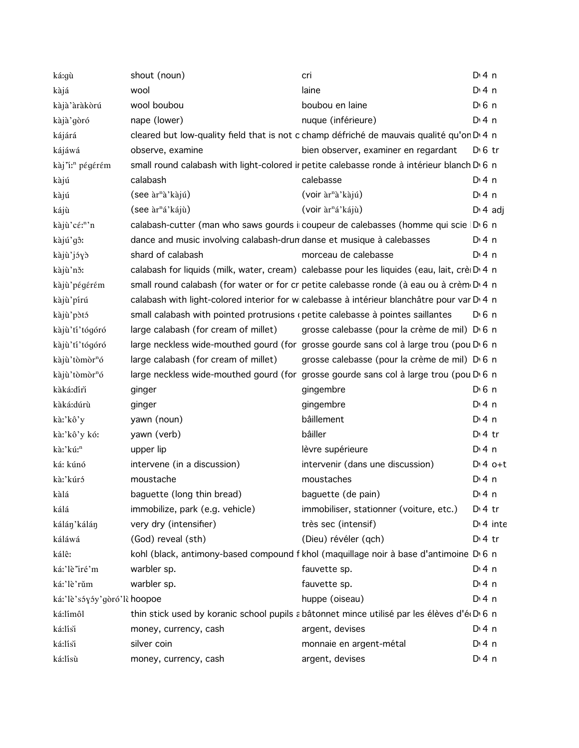| | | | |
|---|---|---|---|
| ká:gù | shout (noun) | cri | D 4 n |
| kàjá | wool | laine | D 4 n |
| kàjà'àràkòrú | wool boubou | boubou en laine | D 6 n |
| kàjà'gòró | nape (lower) | nuque (inférieure) | D 4 n |
| kájárá | cleared but low-quality field that is not c | champ défriché de mauvais qualité qu'on | D 4 n |
| kájáwá | observe, examine | bien observer, examiner en regardant | D 6 tr |
| kàj''ì:ⁿ pégérém | small round calabash with light-colored ir | petite calebasse ronde à intérieur blanch | D 6 n |
| kàjú | calabash | calebasse | D 4 n |
| kàjú | (see àrⁿà'kàjú) | (voir àrⁿà'kàjú) | D 4 n |
| kájù | (see àrⁿá'kájù) | (voir àrⁿá'kájù) | D 4 adj |
| kàjù'cé:ⁿ'n | calabash-cutter (man who saws gourds i | coupeur de calebasses (homme qui scie | D 6 n |
| kàjú'gɔ̂: | dance and music involving calabash-drum | danse et musique à calebasses | D 4 n |
| kàjù'jɔ́ɣɔ̀ | shard of calabash | morceau de calebasse | D 4 n |
| kàjù'nɔ̌: | calabash for liquids (milk, water, cream) | calebasse pour les liquides (eau, lait, crè | D 4 n |
| kàjù'pégɛ́rɛ́m | small round calabash (for water or for cr | petite calebasse ronde (à eau ou à crèm | D 4 n |
| kàjù'pírú | calabash with light-colored interior for w | calebasse à intérieur blanchâtre pour var | D 4 n |
| kàjù'pɔ̀tɔ́ | small calabash with pointed protrusions ( | petite calebasse à pointes saillantes | D 6 n |
| kàjù'tí'tógóró | large calabash (for cream of millet) | grosse calebasse (pour la crème de mil) | D 6 n |
| kàjù'tí'tógóró | large neckless wide-mouthed gourd (for | grosse gourde sans col à large trou (pou | D 6 n |
| kàjù'tòmòrⁿó | large calabash (for cream of millet) | grosse calebasse (pour la crème de mil) | D 6 n |
| kàjù'tòmòrⁿó | large neckless wide-mouthed gourd (for | grosse gourde sans col à large trou (pou | D 6 n |
| kàká:dírì | ginger | gingembre | D 6 n |
| kàká:dúrù | ginger | gingembre | D 4 n |
| kà:'kô'y | yawn (noun) | bâillement | D 4 n |
| kà:'kô'y kó: | yawn (verb) | bâiller | D 4 tr |
| kà:'kú:ⁿ | upper lip | lèvre supérieure | D 4 n |
| ká: kúnó | intervene (in a discussion) | intervenir (dans une discussion) | D 4 o+t |
| kà:'kúrɔ́ | moustache | moustaches | D 4 n |
| kàlá | baguette (long thin bread) | baguette (de pain) | D 4 n |
| kálá | immobilize, park (e.g. vehicle) | immobiliser, stationner (voiture, etc.) | D 4 tr |
| kálán̥'kálán̥ | very dry (intensifier) | très sec (intensif) | D 4 inte |
| káláwá | (God) reveal (sth) | (Dieu) révéler (qch) | D 4 tr |
| kálê: | kohl (black, antimony-based compound f | khol (maquillage noir à base d'antimoine | D 6 n |
| ká:'lè'ìré'm | warbler sp. | fauvette sp. | D 4 n |
| ká:'lè'rǔm | warbler sp. | fauvette sp. | D 4 n |
| ká:'lè'sɔ́ɣɔ́y'gòró'lè | hoopoe | huppe (oiseau) | D 4 n |
| ká:límôl | thin stick used by koranic school pupils a | bâtonnet mince utilisé par les élèves d'é | D 6 n |
| ká:lísì | money, currency, cash | argent, devises | D 4 n |
| ká:lísì | silver coin | monnaie en argent-métal | D 4 n |
| ká:lísù | money, currency, cash | argent, devises | D 4 n |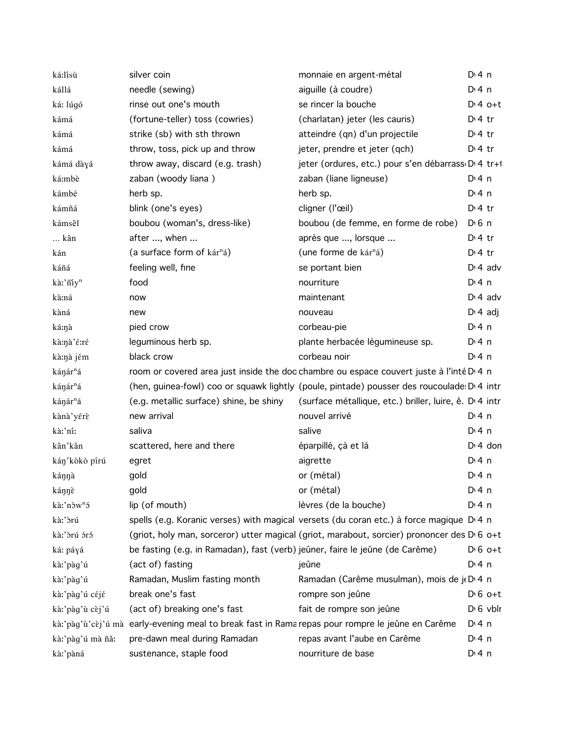| | | | |
|---|---|---|---|
| káːlísù | silver coin | monnaie en argent-métal | D 4 n |
| kállá | needle (sewing) | aiguille (à coudre) | D 4 n |
| káː lúgó | rinse out one's mouth | se rincer la bouche | D 4 o+t |
| kámá | (fortune-teller) toss (cowries) | (charlatan) jeter (les cauris) | D 4 tr |
| kámá | strike (sb) with sth thrown | atteindre (qn) d'un projectile | D 4 tr |
| kámá | throw, toss, pick up and throw | jeter, prendre et jeter (qch) | D 4 tr |
| kámá dàɣá | throw away, discard (e.g. trash) | jeter (ordures, etc.) pour s'en débarrass | D 4 tr+t |
| káːmbè | zaban (woody liana ) | zaban (liane ligneuse) | D 4 n |
| kámbé | herb sp. | herb sp. | D 4 n |
| kámñá | blink (one's eyes) | cligner (l'œil) | D 4 tr |
| kámsêl | boubou (woman's, dress-like) | boubou (de femme, en forme de robe) | D 6 n |
| … kân | after …, when … | après que …, lorsque … | D 4 tr |
| kán | (a surface form of kárⁿá) | (une forme de kárⁿá) | D 4 tr |
| káñá | feeling well, fine | se portant bien | D 4 adv |
| kàːˀñíyⁿ | food | nourriture | D 4 n |
| kàːná | now | maintenant | D 4 adv |
| kàná | new | nouveau | D 4 adj |
| káːŋà | pied crow | corbeau-pie | D 4 n |
| kàːŋàˀɛ́ːrɛ́ | leguminous herb sp. | plante herbacée légumineuse sp. | D 4 n |
| kàːŋà jɛ́m | black crow | corbeau noir | D 4 n |
| káŋárⁿá | room or covered area just inside the doo | chambre ou espace couvert juste à l'inté | D 4 n |
| káŋárⁿá | (hen, guinea-fowl) coo or squawk lightly | (poule, pintade) pousser des roucoulade | D 4 intr |
| káŋárⁿá | (e.g. metallic surface) shine, be shiny | (surface métallique, etc.) briller, luire, ê. | D 4 intr |
| kànàˀyɛ́rè | new arrival | nouvel arrivé | D 4 n |
| kàːˀníː | saliva | salive | D 4 n |
| kânˀkân | scattered, here and there | éparpillé, çà et là | D 4 don |
| káŋˀkòkò pírú | egret | aigrette | D 4 n |
| káŋŋà | gold | or (métal) | D 4 n |
| káŋŋɛ̀ | gold | or (métal) | D 4 n |
| kàːˀnɔ̀wⁿɔ́ | lip (of mouth) | lèvres (de la bouche) | D 4 n |
| kàːˀɔ̀rú | spells (e.g. Koranic verses) with magical | versets (du coran etc.) à force magique | D 4 n |
| kàːˀɔ̀rú ɔ́rɔ́ | (griot, holy man, sorceror) utter magical | (griot, marabout, sorcier) prononcer des | D 6 o+t |
| káː páɣá | be fasting (e.g. in Ramadan), fast (verb) | jeûner, faire le jeûne (de Carême) | D 6 o+t |
| kàːˀpàgˀú | (act of) fasting | jeûne | D 4 n |
| kàːˀpàgˀú | Ramadan, Muslim fasting month | Ramadan (Carême musulman), mois de je | D 4 n |
| kàːˀpàgˀú céjɛ́ | break one's fast | rompre son jeûne | D 6 o+t |
| kàːˀpàgˀù cɛ̀jˀú | (act of) breaking one's fast | fait de rompre son jeûne | D 6 vblr |
| kàːˀpàgˀùˀcɛ̀jˀú mà | early-evening meal to break fast in Rama | repas pour rompre le jeûne en Carême | D 4 n |
| kàːˀpàgˀú mà ñǎː | pre-dawn meal during Ramadan | repas avant l'aube en Carême | D 4 n |
| kàːˀpàná | sustenance, staple food | nourriture de base | D 4 n |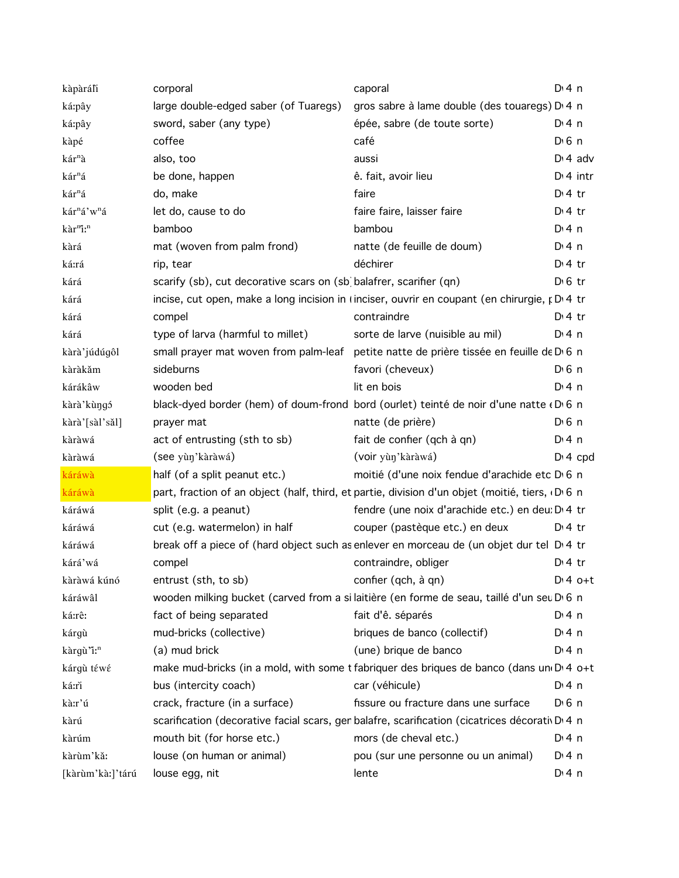| | | | | |
|---|---|---|---|---|
| kàpàráĺì | corporal | caporal | D‹ 4 | n |
| ká:pây | large double-edged saber (of Tuaregs) | gros sabre à lame double (des touaregs) | D‹ 4 | n |
| ká:pây | sword, saber (any type) | épée, sabre (de toute sorte) | D‹ 4 | n |
| kàpé | coffee | café | D‹ 6 | n |
| kárⁿà | also, too | aussi | D‹ 4 | adv |
| kárⁿá | be done, happen | ê. fait, avoir lieu | D‹ 4 | intr |
| kárⁿá | do, make | faire | D‹ 4 | tr |
| kárⁿá'wⁿá | let do, cause to do | faire faire, laisser faire | D‹ 4 | tr |
| kàrⁿì:ⁿ | bamboo | bambou | D‹ 4 | n |
| kàrá | mat (woven from palm frond) | natte (de feuille de doum) | D‹ 4 | n |
| ká:rá | rip, tear | déchirer | D‹ 4 | tr |
| kárá | scarify (sb), cut decorative scars on (sb | balafrer, scarifier (qn) | D‹ 6 | tr |
| kárá | incise, cut open, make a long incision in ( | inciser, ouvrir en coupant (en chirurgie, p | D‹ 4 | tr |
| kárá | compel | contraindre | D‹ 4 | tr |
| kárá | type of larva (harmful to millet) | sorte de larve (nuisible au mil) | D‹ 4 | n |
| kàrà'júdúgôl | small prayer mat woven from palm-leaf | petite natte de prière tissée en feuille de | D‹ 6 | n |
| kàràkǎm | sideburns | favori (cheveux) | D‹ 6 | n |
| kárákâw | wooden bed | lit en bois | D‹ 4 | n |
| kàrà'kùŋgɔ́ | black-dyed border (hem) of doum-frond | bord (ourlet) teinté de noir d'une natte | D‹ 6 | n |
| kàrà'[sàl'sǎl] | prayer mat | natte (de prière) | D‹ 6 | n |
| kàràwá | act of entrusting (sth to sb) | fait de confier (qch à qn) | D‹ 4 | n |
| kàràwá | (see yùŋ'kàràwá) | (voir yùŋ'kàràwá) | D‹ 4 | cpd |
| káráwà | half (of a split peanut etc.) | moitié (d'une noix fendue d'arachide etc | D‹ 6 | n |
| káráwà | part, fraction of an object (half, third, et | partie, division d'un objet (moitié, tiers, | D‹ 6 | n |
| kárává | split (e.g. a peanut) | fendre (une noix d'arachide etc.) en deu | D‹ 4 | tr |
| kárává | cut (e.g. watermelon) in half | couper (pastèque etc.) en deux | D‹ 4 | tr |
| kárává | break off a piece of (hard object such as | enlever en morceau de (un objet dur tel | D‹ 4 | tr |
| kárá'wá | compel | contraindre, obliger | D‹ 4 | tr |
| kàràwá kúnó | entrust (sth, to sb) | confier (qch, à qn) | D‹ 4 | o+t |
| káráwâl | wooden milking bucket (carved from a si | laitière (en forme de seau, taillé d'un seu | D‹ 6 | n |
| ká:rê: | fact of being separated | fait d'ê. séparés | D‹ 4 | n |
| kárgù | mud-bricks (collective) | briques de banco (collectif) | D‹ 4 | n |
| kàrgù'ì:ⁿ | (a) mud brick | (une) brique de banco | D‹ 4 | n |
| kárgù téwɛ́ | make mud-bricks (in a mold, with some t | fabriquer des briques de banco (dans un | D‹ 4 | o+t |
| ká:rì | bus (intercity coach) | car (véhicule) | D‹ 4 | n |
| kà:r'ú | crack, fracture (in a surface) | fissure ou fracture dans une surface | D‹ 6 | n |
| kàrú | scarification (decorative facial scars, ger | balafre, scarification (cicatrices décorati | D‹ 4 | n |
| kàrúm | mouth bit (for horse etc.) | mors (de cheval etc.) | D‹ 4 | n |
| kàrùm'kǎ: | louse (on human or animal) | pou (sur une personne ou un animal) | D‹ 4 | n |
| [kàrùm'kà:]'tárú | louse egg, nit | lente | D‹ 4 | n |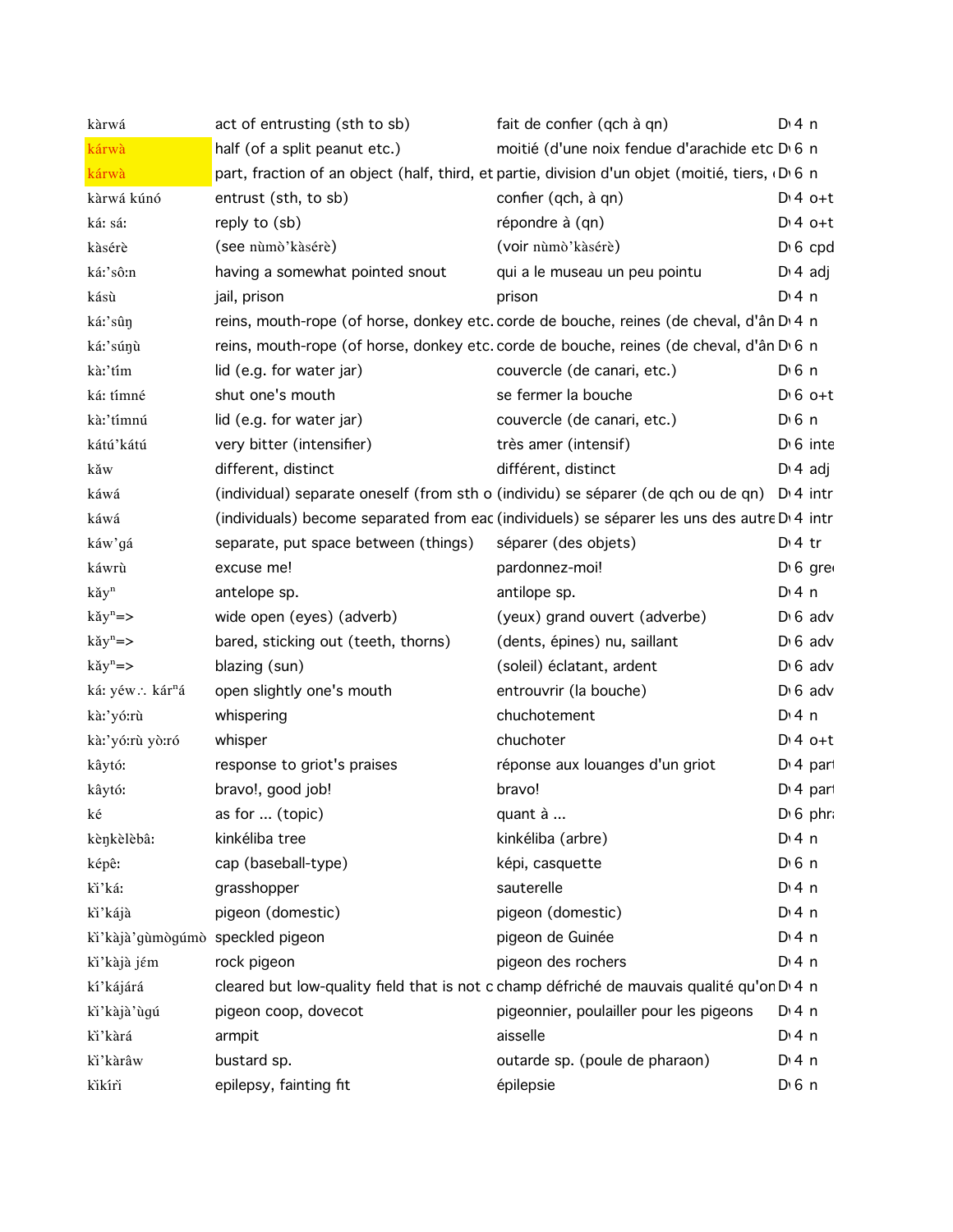| | | | | |
|---|---|---|---|---|
| kàrwá | act of entrusting (sth to sb) | fait de confier (qch à qn) | D 4 | n |
| kárwà | half (of a split peanut etc.) | moitié (d'une noix fendue d'arachide etc | D 6 | n |
| kárwà | part, fraction of an object (half, third, et | partie, division d'un objet (moitié, tiers, | D 6 | n |
| kàrwá kúnó | entrust (sth, to sb) | confier (qch, à qn) | D 4 | o+t |
| ká: sá: | reply to (sb) | répondre à (qn) | D 4 | o+t |
| kàsérè | (see nùmò'kàsérè) | (voir nùmò'kàsérè) | D 6 | cpd |
| ká:'sô:n | having a somewhat pointed snout | qui a le museau un peu pointu | D 4 | adj |
| kásù | jail, prison | prison | D 4 | n |
| ká:'sûŋ | reins, mouth-rope (of horse, donkey etc. | corde de bouche, reines (de cheval, d'ân | D 4 | n |
| ká:'súŋù | reins, mouth-rope (of horse, donkey etc. | corde de bouche, reines (de cheval, d'ân | D 6 | n |
| kà:'tím | lid (e.g. for water jar) | couvercle (de canari, etc.) | D 6 | n |
| ká: tímné | shut one's mouth | se fermer la bouche | D 6 | o+t |
| kà:'tímnú | lid (e.g. for water jar) | couvercle (de canari, etc.) | D 6 | n |
| kátú'kátú | very bitter (intensifier) | très amer (intensif) | D 6 | inte |
| kǎw | different, distinct | différent, distinct | D 4 | adj |
| káwá | (individual) separate oneself (from sth o | (individu) se séparer (de qch ou de qn) | D 4 | intr |
| káwá | (individuals) become separated from eac | (individuels) se séparer les uns des autre | D 4 | intr |
| káw'gá | separate, put space between (things) | séparer (des objets) | D 4 | tr |
| káwrù | excuse me! | pardonnez-moi! | D 6 | gre |
| kǎyⁿ | antelope sp. | antilope sp. | D 4 | n |
| kǎyⁿ=> | wide open (eyes) (adverb) | (yeux) grand ouvert (adverbe) | D 6 | adv |
| kǎyⁿ=> | bared, sticking out (teeth, thorns) | (dents, épines) nu, saillant | D 6 | adv |
| kǎyⁿ=> | blazing (sun) | (soleil) éclatant, ardent | D 6 | adv |
| ká: yéw∴ kárⁿá | open slightly one's mouth | entrouvrir (la bouche) | D 6 | adv |
| kà:'yó:rù | whispering | chuchotement | D 4 | n |
| kà:'yó:rù yò:ró | whisper | chuchoter | D 4 | o+t |
| kâytó: | response to griot's praises | réponse aux louanges d'un griot | D 4 | part |
| kâytó: | bravo!, good job! | bravo! | D 4 | part |
| ké | as for ... (topic) | quant à ... | D 6 | phr |
| kèŋkèlèbâ: | kinkéliba tree | kinkéliba (arbre) | D 4 | n |
| képê: | cap (baseball-type) | képi, casquette | D 6 | n |
| kì'ká: | grasshopper | sauterelle | D 4 | n |
| kì'kájà | pigeon (domestic) | pigeon (domestic) | D 4 | n |
| kì'kàjà'gùmògúmò | speckled pigeon | pigeon de Guinée | D 4 | n |
| kì'kàjà jém | rock pigeon | pigeon des rochers | D 4 | n |
| kí'kájárá | cleared but low-quality field that is not c | champ défriché de mauvais qualité qu'on | D 4 | n |
| kì'kàjà'ùgú | pigeon coop, dovecot | pigeonnier, poulailler pour les pigeons | D 4 | n |
| kì'kàrá | armpit | aisselle | D 4 | n |
| kì'kàrâw | bustard sp. | outarde sp. (poule de pharaon) | D 4 | n |
| kìkírì | epilepsy, fainting fit | épilepsie | D 6 | n |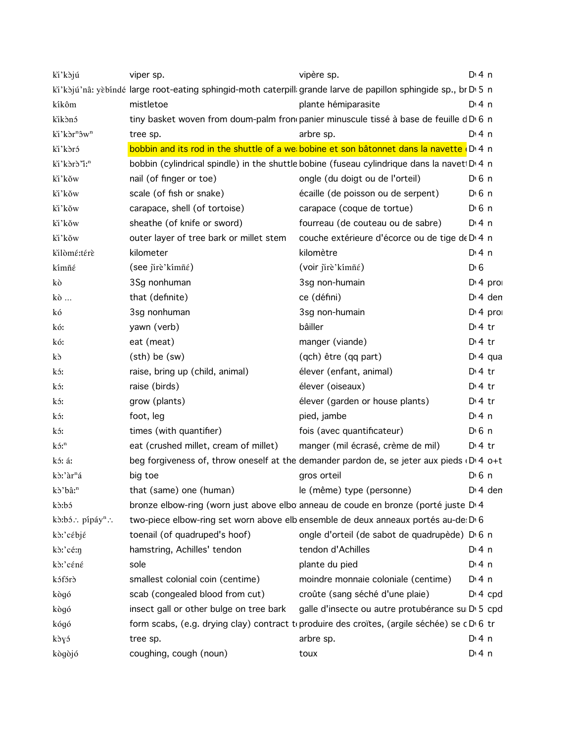| | | | | |
|---|---|---|---|---|
| kì'kɔ̀jú | viper sp. | vipère sp. | D 4 | n |
| kì'kɔ̀jú'nâ: yɛ̀bíndé | large root-eating sphingid-moth caterpill | grande larve de papillon sphingide sp., br | D 5 | n |
| kíkôm | mistletoe | plante hémiparasite | D 4 | n |
| kìkɔ̀nɔ́ | tiny basket woven from doum-palm fron | panier minuscule tissé à base de feuille d | D 6 | n |
| kì'kɔ̀rⁿɔ̂wⁿ | tree sp. | arbre sp. | D 4 | n |
| kì'kɔ̀rɔ́ | bobbin and its rod in the shuttle of a we | bobine et son bâtonnet dans la navette | D 4 | n |
| kì'kɔ̀rɔ̀'ǐ:ⁿ | bobbin (cylindrical spindle) in the shuttle | bobine (fuseau cylindrique dans la navet | D 4 | n |
| kì'kǒw | nail (of finger or toe) | ongle (du doigt ou de l'orteil) | D 6 | n |
| kì'kǒw | scale (of fish or snake) | écaille (de poisson ou de serpent) | D 6 | n |
| kì'kǒw | carapace, shell (of tortoise) | carapace (coque de tortue) | D 6 | n |
| kì'kǒw | sheathe (of knife or sword) | fourreau (de couteau ou de sabre) | D 4 | n |
| kì'kǒw | outer layer of tree bark or millet stem | couche extérieure d'écorce ou de tige de | D 4 | n |
| kìlòmé:térè | kilometer | kilomètre | D 4 | n |
| kímñɛ́ | (see ǰìrè'kímñɛ́) | (voir ǰìrè'kímñɛ́) | D 6 | |
| kò | 3Sg nonhuman | 3sg non-humain | D 4 | pro |
| kò ... | that (definite) | ce (défini) | D 4 | den |
| kó | 3sg nonhuman | 3sg non-humain | D 4 | pro |
| kó: | yawn (verb) | bâiller | D 4 | tr |
| kó: | eat (meat) | manger (viande) | D 4 | tr |
| kɔ̀ | (sth) be (sw) | (qch) être (qq part) | D 4 | qua |
| kɔ́: | raise, bring up (child, animal) | élever (enfant, animal) | D 4 | tr |
| kɔ́: | raise (birds) | élever (oiseaux) | D 4 | tr |
| kɔ́: | grow (plants) | élever (garden or house plants) | D 4 | tr |
| kɔ́: | foot, leg | pied, jambe | D 4 | n |
| kɔ́: | times (with quantifier) | fois (avec quantificateur) | D 6 | n |
| kɔ́:ⁿ | eat (crushed millet, cream of millet) | manger (mil écrasé, crème de mil) | D 4 | tr |
| kɔ́: á: | beg forgiveness of, throw oneself at the | demander pardon de, se jeter aux pieds | D 4 | o+t |
| kɔ̀:'àrⁿá | big toe | gros orteil | D 6 | n |
| kɔ̀'bâ:ⁿ | that (same) one (human) | le (même) type (personne) | D 4 | den |
| kɔ̀:bɔ́ | bronze elbow-ring (worn just above elbo | anneau de coude en bronze (porté juste | D 4 | |
| kɔ̀:bɔ́∴ pípáyⁿ∴ | two-piece elbow-ring set worn above elb | ensemble de deux anneaux portés au-de | D 6 | |
| kɔ̀:'cɛ́bjɛ́ | toenail (of quadruped's hoof) | ongle d'orteil (de sabot de quadrupède) | D 6 | n |
| kɔ̀:'cé:ŋ | hamstring, Achilles' tendon | tendon d'Achilles | D 4 | n |
| kɔ̀:'céné | sole | plante du pied | D 4 | n |
| kɔ́fɔ́rɔ̀ | smallest colonial coin (centime) | moindre monnaie coloniale (centime) | D 4 | n |
| kògó | scab (congealed blood from cut) | croûte (sang séché d'une plaie) | D 4 | cpd |
| kògó | insect gall or other bulge on tree bark | galle d'insecte ou autre protubérance su | D 5 | cpd |
| kógó | form scabs, (e.g. drying clay) contract t | produire des croîtes, (argile séchée) se c | D 6 | tr |
| kɔ̀ɣɔ́ | tree sp. | arbre sp. | D 4 | n |
| kògòjó | coughing, cough (noun) | toux | D 4 | n |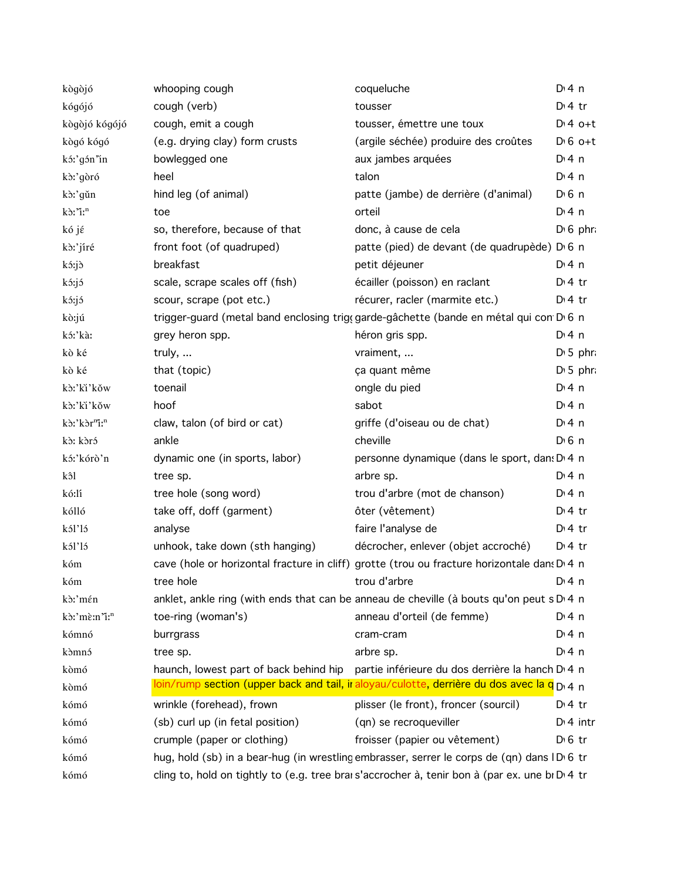| | | | | |
|---|---|---|---|---|
| kòg̀òjó | whooping cough | coqueluche | D 4 | n |
| kógójó | cough (verb) | tousser | D 4 | tr |
| kòg̀òjó kógójó | cough, emit a cough | tousser, émettre une toux | D 4 | o+t |
| kògó kógó | (e.g. drying clay) form crusts | (argile séchée) produire des croûtes | D 6 | o+t |
| kɔ́ː'gɔ́n"ìn | bowlegged one | aux jambes arquées | D 4 | n |
| kɔ̀ː'gòró | heel | talon | D 4 | n |
| kɔ̀ː'gǔn | hind leg (of animal) | patte (jambe) de derrière (d'animal) | D 6 | n |
| kɔ̀ː"ìːⁿ | toe | orteil | D 4 | n |
| kó jɛ́ | so, therefore, because of that | donc, à cause de cela | D 6 | phra |
| kɔ̀ː'jíré | front foot (of quadruped) | patte (pied) de devant (de quadrupède) | D 6 | n |
| kɔ́ːjɔ̀ | breakfast | petit déjeuner | D 4 | n |
| kɔ́ːjɔ́ | scale, scrape scales off (fish) | écailler (poisson) en raclant | D 4 | tr |
| kɔ́ːjɔ́ | scour, scrape (pot etc.) | récurer, racler (marmite etc.) | D 4 | tr |
| kòːjú | trigger-guard (metal band enclosing trigg | garde-gâchette (bande en métal qui con | D 6 | n |
| kɔ́ː'kàː | grey heron spp. | héron gris spp. | D 4 | n |
| kò ké | truly, ... | vraiment, ... | D 5 | phra |
| kò ké | that (topic) | ça quant même | D 5 | phra |
| kɔ̀ː'kì'kǒw | toenail | ongle du pied | D 4 | n |
| kɔ̀ː'kì'kǒw | hoof | sabot | D 4 | n |
| kɔ̀ː'kɔ̀r"ìːⁿ | claw, talon (of bird or cat) | griffe (d'oiseau ou de chat) | D 4 | n |
| kɔ̀ː kɔ̀rɔ́ | ankle | cheville | D 6 | n |
| kɔ́ː'kórò'n | dynamic one (in sports, labor) | personne dynamique (dans le sport, dans | D 4 | n |
| kɔ̂l | tree sp. | arbre sp. | D 4 | n |
| kóːlí | tree hole (song word) | trou d'arbre (mot de chanson) | D 4 | n |
| kólló | take off, doff (garment) | ôter (vêtement) | D 4 | tr |
| kɔ́l'lɔ́ | analyse | faire l'analyse de | D 4 | tr |
| kɔ́l'lɔ́ | unhook, take down (sth hanging) | décrocher, enlever (objet accroché) | D 4 | tr |
| kóm | cave (hole or horizontal fracture in cliff) | grotte (trou ou fracture horizontale dans | D 4 | n |
| kóm | tree hole | trou d'arbre | D 4 | n |
| kɔ̀ː'mɛ́n | anklet, ankle ring (with ends that can be | anneau de cheville (à bouts qu'on peut s | D 4 | n |
| kɔ̀ː'mɛ̀ːn"ìːⁿ | toe-ring (woman's) | anneau d'orteil (de femme) | D 4 | n |
| kómnó | burrgrass | cram-cram | D 4 | n |
| kɔ̀mnɔ́ | tree sp. | arbre sp. | D 4 | n |
| kòmó | haunch, lowest part of back behind hip | partie inférieure du dos derrière la hanch | D 4 | n |
| kòmó | loin/rump section (upper back and tail, in | aloyau/culotte, derrière du dos avec la q | D 4 | n |
| kómó | wrinkle (forehead), frown | plisser (le front), froncer (sourcil) | D 4 | tr |
| kómó | (sb) curl up (in fetal position) | (qn) se recroqueviller | D 4 | intr |
| kómó | crumple (paper or clothing) | froisser (papier ou vêtement) | D 6 | tr |
| kómó | hug, hold (sb) in a bear-hug (in wrestling | embrasser, serrer le corps de (qn) dans l | D 6 | tr |
| kómó | cling to, hold on tightly to (e.g. tree bran | s'accrocher à, tenir bon à (par ex. une br | D 4 | tr |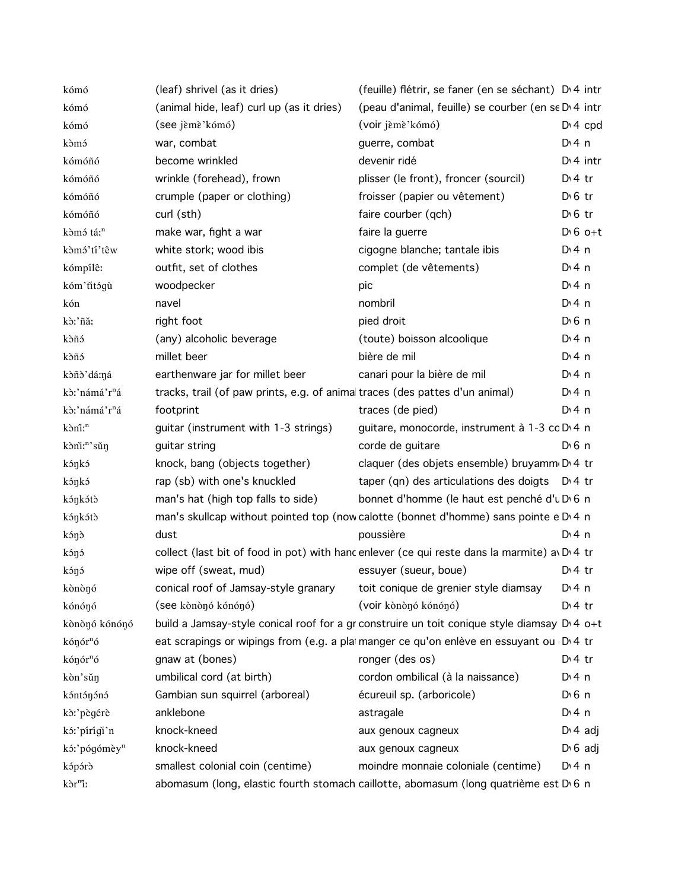| | | | |
|---|---|---|---|
| kómó | (leaf) shrivel (as it dries) | (feuille) flétrir, se faner (en se séchant) | D 4 intr |
| kómó | (animal hide, leaf) curl up (as it dries) | (peau d'animal, feuille) se courber (en se | D 4 intr |
| kómó | (see jɛ̀mɛ̀'kómó) | (voir jɛ̀mɛ̀'kómó) | D 4 cpd |
| kɔ̀mɔ́ | war, combat | guerre, combat | D 4 n |
| kómóñó | become wrinkled | devenir ridé | D 4 intr |
| kómóñó | wrinkle (forehead), frown | plisser (le front), froncer (sourcil) | D 4 tr |
| kómóñó | crumple (paper or clothing) | froisser (papier ou vêtement) | D 6 tr |
| kómóñó | curl (sth) | faire courber (qch) | D 6 tr |
| kɔ̀mɔ́ tá:ⁿ | make war, fight a war | faire la guerre | D 6 o+t |
| kɔ̀mɔ́'tí'têw | white stork; wood ibis | cigogne blanche; tantale ibis | D 4 n |
| kómpílê: | outfit, set of clothes | complet (de vêtements) | D 4 n |
| kóm'tìtɔ́gù | woodpecker | pic | D 4 n |
| kón | navel | nombril | D 4 n |
| kɔ̀:'ñǎ: | right foot | pied droit | D 6 n |
| kɔ̀ñɔ́ | (any) alcoholic beverage | (toute) boisson alcoolique | D 4 n |
| kɔ̀ñɔ́ | millet beer | bière de mil | D 4 n |
| kɔ̀ñɔ̀'dá:ŋá | earthenware jar for millet beer | canari pour la bière de mil | D 4 n |
| kɔ̀:'námá'rⁿá | tracks, trail (of paw prints, e.g. of animal | traces (des pattes d'un animal) | D 4 n |
| kɔ̀:'námá'rⁿá | footprint | traces (de pied) | D 4 n |
| kɔ̀nî:ⁿ | guitar (instrument with 1-3 strings) | guitare, monocorde, instrument à 1-3 co | D 4 n |
| kɔ̀nì:ⁿ'sǔŋ | guitar string | corde de guitare | D 6 n |
| kɔ́ŋkɔ́ | knock, bang (objects together) | claquer (des objets ensemble) bruyamm | D 4 tr |
| kɔ́ŋkɔ́ | rap (sb) with one's knuckled | taper (qn) des articulations des doigts | D 4 tr |
| kɔ́ŋkɔ́tɔ̀ | man's hat (high top falls to side) | bonnet d'homme (le haut est penché d'u | D 6 n |
| kɔ́ŋkɔ́tɔ̀ | man's skullcap without pointed top (now | calotte (bonnet d'homme) sans pointe e | D 4 n |
| kɔ́ŋɔ̀ | dust | poussière | D 4 n |
| kɔ́ŋɔ́ | collect (last bit of food in pot) with hand | enlever (ce qui reste dans la marmite) a | D 4 tr |
| kɔ́ŋɔ́ | wipe off (sweat, mud) | essuyer (sueur, boue) | D 4 tr |
| kònòŋó | conical roof of Jamsay-style granary | toit conique de grenier style diamsay | D 4 n |
| kónóŋó | (see kònòŋó kónóŋó) | (voir kònòŋó kónóŋó) | D 4 tr |
| kònòŋó kónóŋó | build a Jamsay-style conical roof for a gr | construire un toit conique style diamsay | D 4 o+t |
| kóŋórⁿó | eat scrapings or wipings from (e.g. a plat | manger ce qu'on enlève en essuyant ou | D 4 tr |
| kóŋórⁿó | gnaw at (bones) | ronger (des os) | D 4 tr |
| kòn'sǔŋ | umbilical cord (at birth) | cordon ombilical (à la naissance) | D 4 n |
| kɔ́ntɔ́ŋɔ́nɔ́ | Gambian sun squirrel (arboreal) | écureuil sp. (arboricole) | D 6 n |
| kɔ̀:'pègérè | anklebone | astragale | D 4 n |
| kɔ́:'píríǧì'n | knock-kneed | aux genoux cagneux | D 4 adj |
| kɔ́:'pógómèyⁿ | knock-kneed | aux genoux cagneux | D 6 adj |
| kɔ́pɔ́rɔ̀ | smallest colonial coin (centime) | moindre monnaie coloniale (centime) | D 4 n |
| kɔ̀rⁿì: | abomasum (long, elastic fourth stomach | caillotte, abomasum (long quatrième est | D 6 n |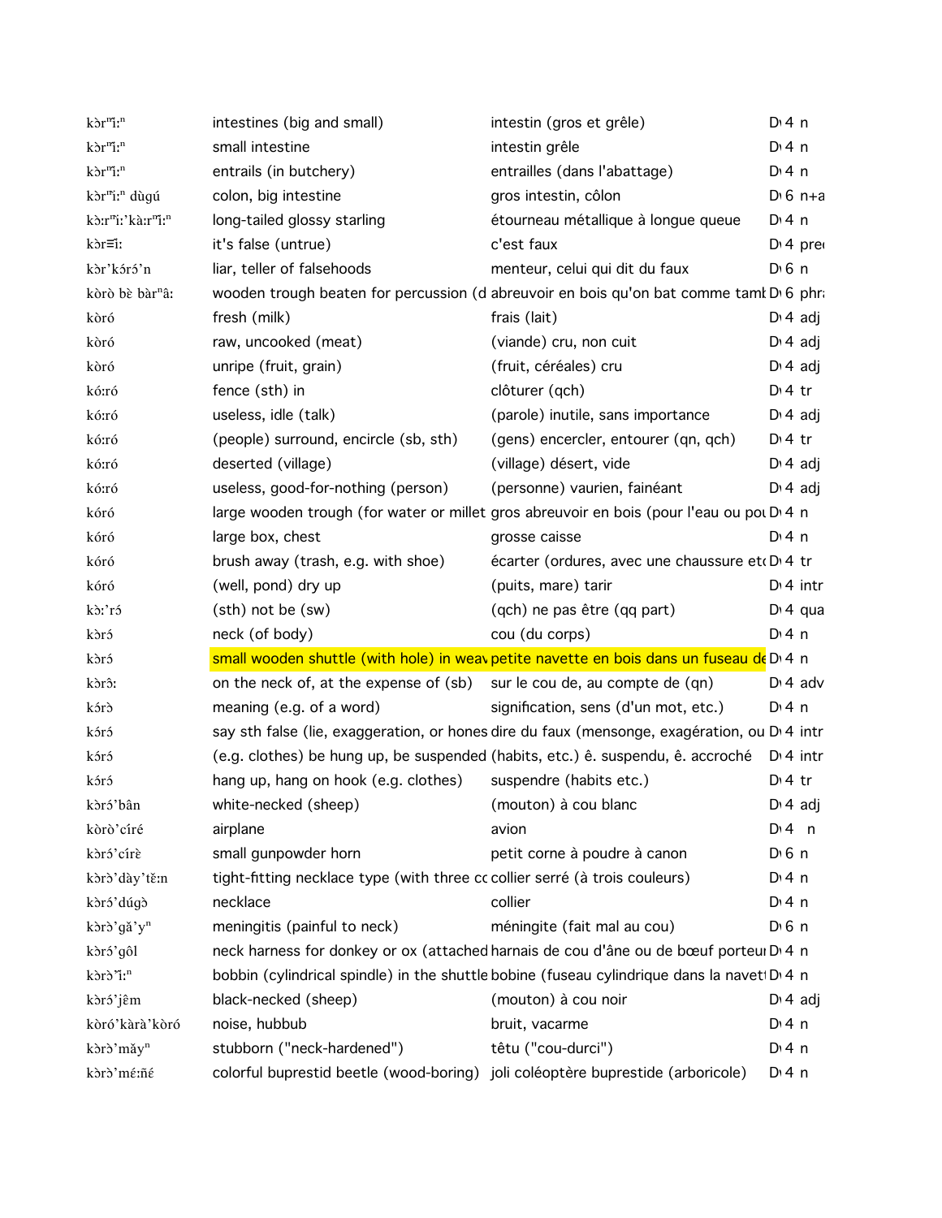| | | | |
|---|---|---|---|
| kɔrⁿìːⁿ | intestines (big and small) | intestin (gros et grêle) | D 4 n |
| kɔrⁿìːⁿ | small intestine | intestin grêle | D 4 n |
| kɔrⁿìːⁿ | entrails (in butchery) | entrailles (dans l'abattage) | D 4 n |
| kɔ̀rⁿìːⁿ dùgú | colon, big intestine | gros intestin, côlon | D 6 n+a |
| kɔ̀ːrⁿìː'kàːrⁿìːⁿ | long-tailed glossy starling | étourneau métallique à longue queue | D 4 n |
| kɔ̀r≡ìː | it's false (untrue) | c'est faux | D 4 pre |
| kɔ̀r'kɔ́rɔ́'n | liar, teller of falsehoods | menteur, celui qui dit du faux | D 6 n |
| kòrò bɛ̀ bàrⁿâː | wooden trough beaten for percussion (d | abreuvoir en bois qu'on bat comme tamb | D 6 phr |
| kòró | fresh (milk) | frais (lait) | D 4 adj |
| kòró | raw, uncooked (meat) | (viande) cru, non cuit | D 4 adj |
| kòró | unripe (fruit, grain) | (fruit, céréales) cru | D 4 adj |
| kóːró | fence (sth) in | clôturer (qch) | D 4 tr |
| kóːró | useless, idle (talk) | (parole) inutile, sans importance | D 4 adj |
| kóːró | (people) surround, encircle (sb, sth) | (gens) encercler, entourer (qn, qch) | D 4 tr |
| kóːró | deserted (village) | (village) désert, vide | D 4 adj |
| kóːró | useless, good-for-nothing (person) | (personne) vaurien, fainéant | D 4 adj |
| kóró | large wooden trough (for water or millet | gros abreuvoir en bois (pour l'eau ou pou | D 4 n |
| kóró | large box, chest | grosse caisse | D 4 n |
| kóró | brush away (trash, e.g. with shoe) | écarter (ordures, avec une chaussure etc | D 4 tr |
| kóró | (well, pond) dry up | (puits, mare) tarir | D 4 intr |
| kɔ̀ː'rɔ́ | (sth) not be (sw) | (qch) ne pas être (qq part) | D 4 qua |
| kɔ̀rɔ́ | neck (of body) | cou (du corps) | D 4 n |
| kɔ̀rɔ́ | small wooden shuttle (with hole) in weav | petite navette en bois dans un fuseau de | D 4 n |
| kɔ̀rɔ̂ː | on the neck of, at the expense of (sb) | sur le cou de, au compte de (qn) | D 4 adv |
| kɔ́rɔ̀ | meaning (e.g. of a word) | signification, sens (d'un mot, etc.) | D 4 n |
| kɔ́rɔ́ | say sth false (lie, exaggeration, or hones | dire du faux (mensonge, exagération, ou | D 4 intr |
| kɔ́rɔ́ | (e.g. clothes) be hung up, be suspended | (habits, etc.) ê. suspendu, ê. accroché | D 4 intr |
| kɔ́rɔ́ | hang up, hang on hook (e.g. clothes) | suspendre (habits etc.) | D 4 tr |
| kɔ̀rɔ́'bân | white-necked (sheep) | (mouton) à cou blanc | D 4 adj |
| kòrò'círé | airplane | avion | D 4 n |
| kɔ̀rɔ́'círɛ̀ | small gunpowder horn | petit corne à poudre à canon | D 6 n |
| kɔ̀rɔ̀'dày'tɛ̌ːn | tight-fitting necklace type (with three cc | collier serré (à trois couleurs) | D 4 n |
| kɔ̀rɔ́'dúgɔ̀ | necklace | collier | D 4 n |
| kɔ̀rɔ̀'gǎ'yⁿ | meningitis (painful to neck) | méningite (fait mal au cou) | D 6 n |
| kɔ̀rɔ́'gôl | neck harness for donkey or ox (attached | harnais de cou d'âne ou de bœuf porteur | D 4 n |
| kɔ̀rɔ̀'ìːⁿ | bobbin (cylindrical spindle) in the shuttle | bobine (fuseau cylindrique dans la navett | D 4 n |
| kɔ̀rɔ́'jêm | black-necked (sheep) | (mouton) à cou noir | D 4 adj |
| kòró'kàrà'kòró | noise, hubbub | bruit, vacarme | D 4 n |
| kɔ̀rɔ̀'mǎyⁿ | stubborn ("neck-hardened") | têtu ("cou-durci") | D 4 n |
| kɔ̀rɔ̀'mɛ́ːñɛ́ | colorful buprestid beetle (wood-boring) | joli coléoptère buprestide (arboricole) | D 4 n |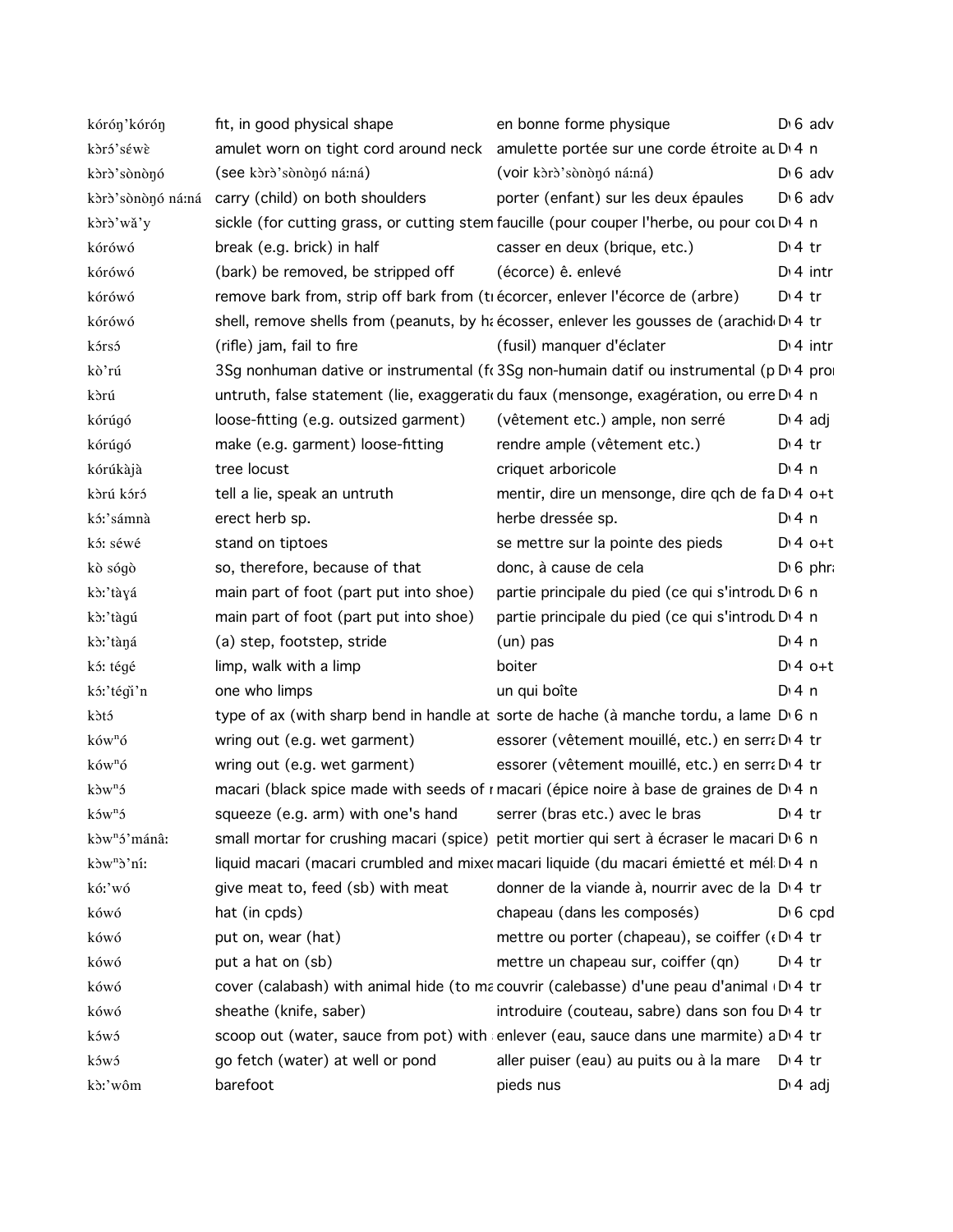| | | | | |
|---|---|---|---|---|
| kóróŋ'kóróŋ | fit, in good physical shape | en bonne forme physique | D 6 | adv |
| kɔ̀rɔ́'séwɛ̀ | amulet worn on tight cord around neck | amulette portée sur une corde étroite au | D 4 | n |
| kɔ̀rɔ̀'sònòŋó | (see kɔ̀rɔ̀'sònòŋó ná:ná) | (voir kɔ̀rɔ̀'sònòŋó ná:ná) | D 6 | adv |
| kɔ̀rɔ̀'sònòŋó ná:ná | carry (child) on both shoulders | porter (enfant) sur les deux épaules | D 6 | adv |
| kɔ̀rɔ̀'wǎ'y | sickle (for cutting grass, or cutting stem | faucille (pour couper l'herbe, ou pour cou | D 4 | n |
| kóróẃó | break (e.g. brick) in half | casser en deux (brique, etc.) | D 4 | tr |
| kóróẃó | (bark) be removed, be stripped off | (écorce) ê. enlevé | D 4 | intr |
| kóróẃó | remove bark from, strip off bark from (t | écorcer, enlever l'écorce de (arbre) | D 4 | tr |
| kóróẃó | shell, remove shells from (peanuts, by ha | écosser, enlever les gousses de (arachid | D 4 | tr |
| kɔ́rsɔ́ | (rifle) jam, fail to fire | (fusil) manquer d'éclater | D 4 | intr |
| kɔ̀'rú | 3Sg nonhuman dative or instrumental (f | 3Sg non-humain datif ou instrumental (p | D 4 | pron |
| kɔ̀rú | untruth, false statement (lie, exaggerati | du faux (mensonge, exagération, ou erre | D 4 | n |
| kórúgó | loose-fitting (e.g. outsized garment) | (vêtement etc.) ample, non serré | D 4 | adj |
| kórúgó | make (e.g. garment) loose-fitting | rendre ample (vêtement etc.) | D 4 | tr |
| kórúkàjà | tree locust | criquet arboricole | D 4 | n |
| kɔ̀rú kɔ́rɔ́ | tell a lie, speak an untruth | mentir, dire un mensonge, dire qch de fa | D 4 | o+t |
| kɔ́:'sámnà | erect herb sp. | herbe dressée sp. | D 4 | n |
| kɔ́: séwé | stand on tiptoes | se mettre sur la pointe des pieds | D 4 | o+t |
| kò sógò | so, therefore, because of that | donc, à cause de cela | D 6 | phra |
| kɔ̀:'tàɣá | main part of foot (part put into shoe) | partie principale du pied (ce qui s'introdu | D 6 | n |
| kɔ̀:'tàgú | main part of foot (part put into shoe) | partie principale du pied (ce qui s'introdu | D 4 | n |
| kɔ̀:'tàŋá | (a) step, footstep, stride | (un) pas | D 4 | n |
| kɔ́: tégé | limp, walk with a limp | boiter | D 4 | o+t |
| kɔ́:'tégì'n | one who limps | un qui boîte | D 4 | n |
| kɔ̀tɔ́ | type of ax (with sharp bend in handle at | sorte de hache (à manche tordu, a lame | D 6 | n |
| kówⁿó | wring out (e.g. wet garment) | essorer (vêtement mouillé, etc.) en serra | D 4 | tr |
| kówⁿó | wring out (e.g. wet garment) | essorer (vêtement mouillé, etc.) en serra | D 4 | tr |
| kɔ̀wⁿɔ́ | macari (black spice made with seeds of | macari (épice noire à base de graines de | D 4 | n |
| kɔ́wⁿɔ́ | squeeze (e.g. arm) with one's hand | serrer (bras etc.) avec le bras | D 4 | tr |
| kɔ̀wⁿɔ́'mánâ: | small mortar for crushing macari (spice) | petit mortier qui sert à écraser le macari | D 6 | n |
| kɔ̀wⁿɔ̀'ní: | liquid macari (macari crumbled and mixe | macari liquide (du macari émietté et mél | D 4 | n |
| kó:'wó | give meat to, feed (sb) with meat | donner de la viande à, nourrir avec de la | D 4 | tr |
| kówó | hat (in cpds) | chapeau (dans les composés) | D 6 | cpd |
| kówó | put on, wear (hat) | mettre ou porter (chapeau), se coiffer ( | D 4 | tr |
| kówó | put a hat on (sb) | mettre un chapeau sur, coiffer (qn) | D 4 | tr |
| kówó | cover (calabash) with animal hide (to ma | couvrir (calebasse) d'une peau d'animal | D 4 | tr |
| kówó | sheathe (knife, saber) | introduire (couteau, sabre) dans son fou | D 4 | tr |
| kɔ́wɔ́ | scoop out (water, sauce from pot) with | enlever (eau, sauce dans une marmite) a | D 4 | tr |
| kɔ́wɔ́ | go fetch (water) at well or pond | aller puiser (eau) au puits ou à la mare | D 4 | tr |
| kɔ̀:'wôm | barefoot | pieds nus | D 4 | adj |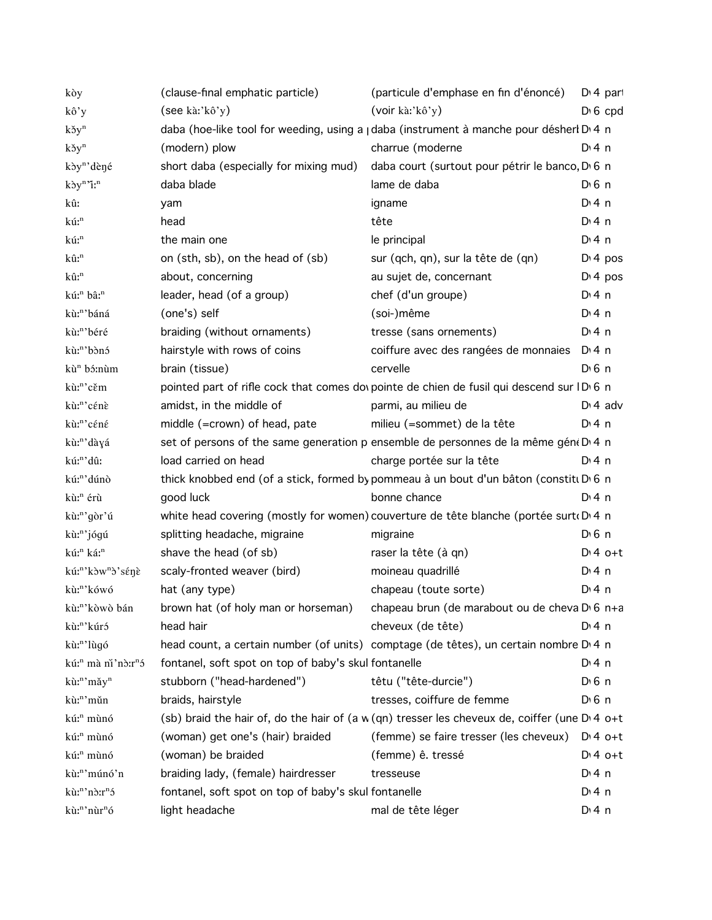| | | | |
|---|---|---|---|
| kòy | (clause-final emphatic particle) | (particule d'emphase en fin d'énoncé) | D 4 part |
| kô'y | (see kà:'kô'y) | (voir kà:'kô'y) | D 6 cpd |
| kǒyⁿ | daba (hoe-like tool for weeding, using a | daba (instrument à manche pour désherb | D 4 n |
| kǒyⁿ | (modern) plow | charrue (moderne | D 4 n |
| kɔ̀yⁿ'dèŋé | short daba (especially for mixing mud) | daba court (surtout pour pétrir le banco, | D 6 n |
| kɔ̀yⁿ'ǐ:ⁿ | daba blade | lame de daba | D 6 n |
| kû: | yam | igname | D 4 n |
| kú:ⁿ | head | tête | D 4 n |
| kú:ⁿ | the main one | le principal | D 4 n |
| kû:ⁿ | on (sth, sb), on the head of (sb) | sur (qch, qn), sur la tête de (qn) | D 4 pos |
| kû:ⁿ | about, concerning | au sujet de, concernant | D 4 pos |
| kú:ⁿ bâ:ⁿ | leader, head (of a group) | chef (d'un groupe) | D 4 n |
| kù:ⁿ'báná | (one's) self | (soi-)même | D 4 n |
| kù:ⁿ'béré | braiding (without ornaments) | tresse (sans ornements) | D 4 n |
| kù:ⁿ'bɔ̀nɔ́ | hairstyle with rows of coins | coiffure avec des rangées de monnaies | D 4 n |
| kùⁿ bɔ́:nùm | brain (tissue) | cervelle | D 6 n |
| kù:ⁿ'cěm | pointed part of rifle cock that comes dov | pointe de chien de fusil qui descend sur l | D 6 n |
| kù:ⁿ'cénɛ̀ | amidst, in the middle of | parmi, au milieu de | D 4 adv |
| kù:ⁿ'cénɛ́ | middle (=crown) of head, pate | milieu (=sommet) de la tête | D 4 n |
| kù:ⁿ'dàɣá | set of persons of the same generation p | ensemble de personnes de la même géné | D 4 n |
| kú:ⁿ'dû: | load carried on head | charge portée sur la tête | D 4 n |
| kú:ⁿ'dúnò | thick knobbed end (of a stick, formed by | pommeau à un bout d'un bâton (constitu | D 6 n |
| kù:ⁿ érù | good luck | bonne chance | D 4 n |
| kù:ⁿ'gòr'ú | white head covering (mostly for women) | couverture de tête blanche (portée surto | D 4 n |
| kù:ⁿ'jógú | splitting headache, migraine | migraine | D 6 n |
| kú:ⁿ ká:ⁿ | shave the head (of sb) | raser la tête (à qn) | D 4 o+t |
| kú:ⁿ'kɔ̀wⁿɔ̀'séŋɛ̀ | scaly-fronted weaver (bird) | moineau quadrillé | D 4 n |
| kù:ⁿ'kówó | hat (any type) | chapeau (toute sorte) | D 4 n |
| kù:ⁿ'kòwò bán | brown hat (of holy man or horseman) | chapeau brun (de marabout ou de cheva | D 6 n+a |
| kù:ⁿ'kúrɔ́ | head hair | cheveux (de tête) | D 4 n |
| kù:ⁿ'lùgó | head count, a certain number (of units) | comptage (de têtes), un certain nombre | D 4 n |
| kú:ⁿ mà nǐ'nɔ̀:rⁿɔ́ | fontanel, soft spot on top of baby's skul | fontanelle | D 4 n |
| kù:ⁿ'mǎyⁿ | stubborn ("head-hardened") | têtu ("tête-durcie") | D 6 n |
| kù:ⁿ'mǔn | braids, hairstyle | tresses, coiffure de femme | D 6 n |
| kú:ⁿ mùnó | (sb) braid the hair of, do the hair of (a w | (qn) tresser les cheveux de, coiffer (une | D 4 o+t |
| kú:ⁿ mùnó | (woman) get one's (hair) braided | (femme) se faire tresser (les cheveux) | D 4 o+t |
| kú:ⁿ mùnó | (woman) be braided | (femme) ê. tressé | D 4 o+t |
| kù:ⁿ'múnó'n | braiding lady, (female) hairdresser | tresseuse | D 4 n |
| kù:ⁿ'nɔ̀:rⁿɔ́ | fontanel, soft spot on top of baby's skul | fontanelle | D 4 n |
| kù:ⁿ'nùrⁿó | light headache | mal de tête léger | D 4 n |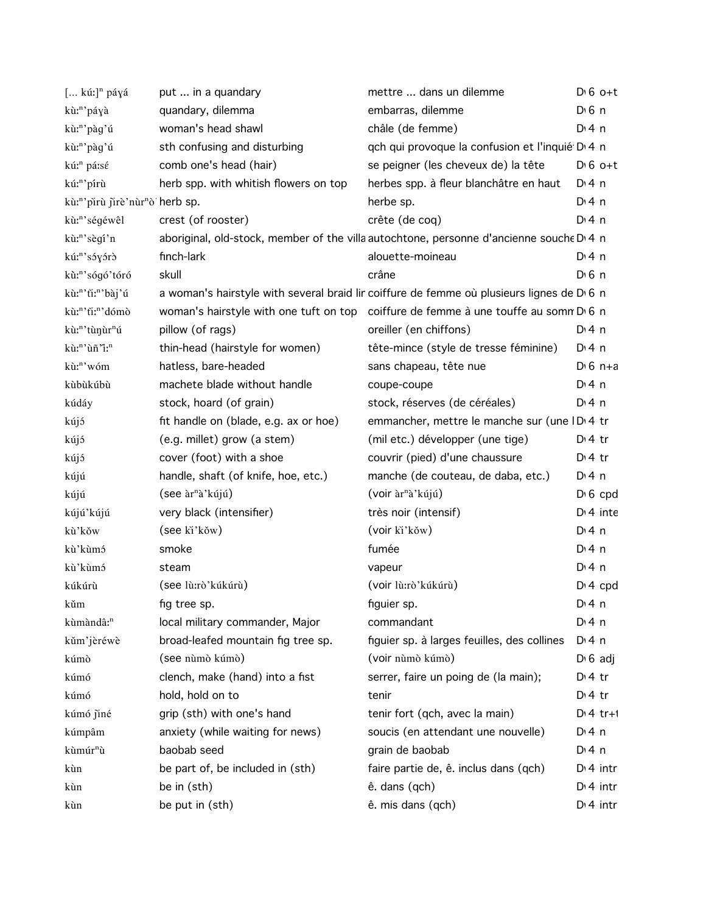| | | | |
|---|---|---|---|
| [... kú:]ⁿ páɣá | put ... in a quandary | mettre ... dans un dilemme | D 6 o+t |
| kù:ⁿ'páɣà | quandary, dilemma | embarras, dilemme | D 6 n |
| kù:ⁿ'pàg'ú | woman's head shawl | châle (de femme) | D 4 n |
| kù:ⁿ'pàg'ú | sth confusing and disturbing | qch qui provoque la confusion et l'inquié | D 4 n |
| kú:ⁿ pá:sé | comb one's head (hair) | se peigner (les cheveux de) la tête | D 6 o+t |
| kú:ⁿ'pírù | herb spp. with whitish flowers on top | herbes spp. à fleur blanchâtre en haut | D 4 n |
| kù:ⁿ'pìrù ɲ̀ìrè'nùrⁿò' | herb sp. | herbe sp. | D 4 n |
| kù:ⁿ'ségéwêl | crest (of rooster) | crête (de coq) | D 4 n |
| kù:ⁿ'sègí'n | aboriginal, old-stock, member of the villa | autochtone, personne d'ancienne souche | D 4 n |
| kú:ⁿ'sɔ́ɣɔ́rɔ̀ | finch-lark | alouette-moineau | D 4 n |
| kù:ⁿ'sógó'tóró | skull | crâne | D 6 n |
| kù:ⁿ'tí:ⁿ'bàj'ú | a woman's hairstyle with several braid lin | coiffure de femme où plusieurs lignes de | D 6 n |
| kù:ⁿ'tí:ⁿ'dómò | woman's hairstyle with one tuft on top | coiffure de femme à une touffe au somm | D 6 n |
| kù:ⁿ'tùŋùrⁿú | pillow (of rags) | oreiller (en chiffons) | D 4 n |
| kù:ⁿ'ùñ'ì:ⁿ | thin-head (hairstyle for women) | tête-mince (style de tresse féminine) | D 4 n |
| kù:ⁿ'wóm | hatless, bare-headed | sans chapeau, tête nue | D 6 n+a |
| kùbùkúbù | machete blade without handle | coupe-coupe | D 4 n |
| kúdáy | stock, hoard (of grain) | stock, réserves (de céréales) | D 4 n |
| kújɔ́ | fit handle on (blade, e.g. ax or hoe) | emmancher, mettre le manche sur (une l | D 4 tr |
| kújɔ́ | (e.g. millet) grow (a stem) | (mil etc.) développer (une tige) | D 4 tr |
| kújɔ́ | cover (foot) with a shoe | couvrir (pied) d'une chaussure | D 4 tr |
| kújú | handle, shaft (of knife, hoe, etc.) | manche (de couteau, de daba, etc.) | D 4 n |
| kújú | (see àrⁿà'kújú) | (voir àrⁿà'kújú) | D 6 cpd |
| kújú'kújú | very black (intensifier) | très noir (intensif) | D 4 inte |
| kù'kǒw | (see kì'kǒw) | (voir kì'kǒw) | D 4 n |
| kù'kùmɔ́ | smoke | fumée | D 4 n |
| kù'kùmɔ́ | steam | vapeur | D 4 n |
| kúkúrù | (see lù:rò'kúkúrù) | (voir lù:rò'kúkúrù) | D 4 cpd |
| kǔm | fig tree sp. | figuier sp. | D 4 n |
| kùmàndâ:ⁿ | local military commander, Major | commandant | D 4 n |
| kǔm'jèréwè | broad-leafed mountain fig tree sp. | figuier sp. à larges feuilles, des collines | D 4 n |
| kúmò | (see nùmò kúmò) | (voir nùmò kúmò) | D 6 adj |
| kúmó | clench, make (hand) into a fist | serrer, faire un poing de (la main); | D 4 tr |
| kúmó | hold, hold on to | tenir | D 4 tr |
| kúmó ɲ̀ìné | grip (sth) with one's hand | tenir fort (qch, avec la main) | D 4 tr+ |
| kúmpâm | anxiety (while waiting for news) | soucis (en attendant une nouvelle) | D 4 n |
| kùmúrⁿù | baobab seed | grain de baobab | D 4 n |
| kùn | be part of, be included in (sth) | faire partie de, ê. inclus dans (qch) | D 4 intr |
| kùn | be in (sth) | ê. dans (qch) | D 4 intr |
| kùn | be put in (sth) | ê. mis dans (qch) | D 4 intr |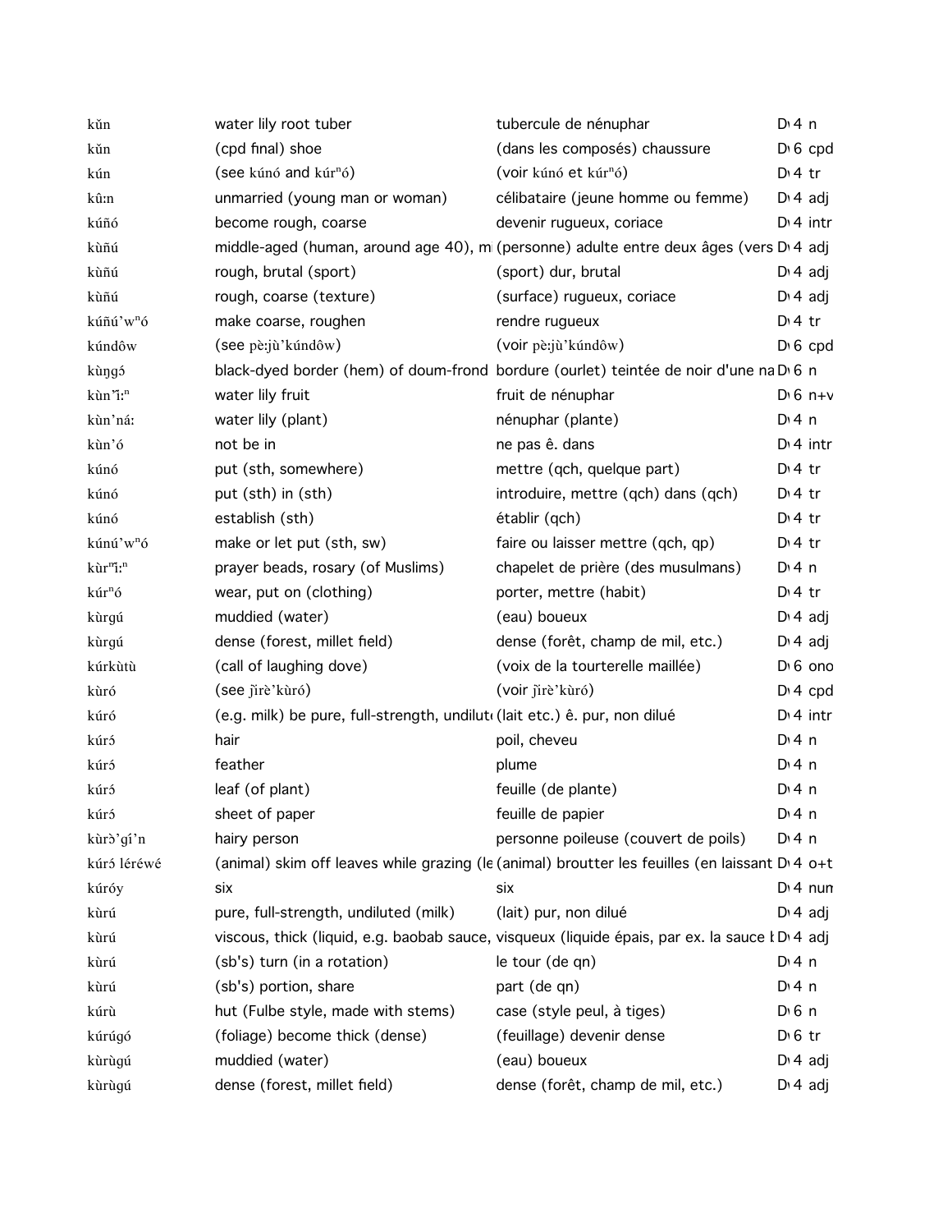| | | | |
|---|---|---|---|
| kŭn | water lily root tuber | tubercule de nénuphar | D 4 n |
| kŭn | (cpd final) shoe | (dans les composés) chaussure | D 6 cpd |
| kún | (see kúnó and kúrⁿó) | (voir kúnó et kúrⁿó) | D 4 tr |
| kû:n | unmarried (young man or woman) | célibataire (jeune homme ou femme) | D 4 adj |
| kúñó | become rough, coarse | devenir rugueux, coriace | D 4 intr |
| kùñú | middle-aged (human, around age 40), m | (personne) adulte entre deux âges (vers | D 4 adj |
| kùñú | rough, brutal (sport) | (sport) dur, brutal | D 4 adj |
| kùñú | rough, coarse (texture) | (surface) rugueux, coriace | D 4 adj |
| kúñú'wⁿó | make coarse, roughen | rendre rugueux | D 4 tr |
| kúndôw | (see pè:jù'kúndôw) | (voir pè:jù'kúndôw) | D 6 cpd |
| kùŋgó | black-dyed border (hem) of doum-frond | bordure (ourlet) teintée de noir d'une na | D 6 n |
| kùn'ì:ⁿ | water lily fruit | fruit de nénuphar | D 6 n+v |
| kùn'ná: | water lily (plant) | nénuphar (plante) | D 4 n |
| kùn'ó | not be in | ne pas ê. dans | D 4 intr |
| kúnó | put (sth, somewhere) | mettre (qch, quelque part) | D 4 tr |
| kúnó | put (sth) in (sth) | introduire, mettre (qch) dans (qch) | D 4 tr |
| kúnó | establish (sth) | établir (qch) | D 4 tr |
| kúnú'wⁿó | make or let put (sth, sw) | faire ou laisser mettre (qch, qp) | D 4 tr |
| kùrⁿì:ⁿ | prayer beads, rosary (of Muslims) | chapelet de prière (des musulmans) | D 4 n |
| kúrⁿó | wear, put on (clothing) | porter, mettre (habit) | D 4 tr |
| kùrgú | muddied (water) | (eau) boueux | D 4 adj |
| kùrgú | dense (forest, millet field) | dense (forêt, champ de mil, etc.) | D 4 adj |
| kúrkùtù | (call of laughing dove) | (voix de la tourterelle maillée) | D 6 ono |
| kùró | (see ǰìrè'kùró) | (voir ǰìrè'kùró) | D 4 cpd |
| kúró | (e.g. milk) be pure, full-strength, undilut | (lait etc.) ê. pur, non dilué | D 4 intr |
| kúrɔ́ | hair | poil, cheveu | D 4 n |
| kúrɔ́ | feather | plume | D 4 n |
| kúrɔ́ | leaf (of plant) | feuille (de plante) | D 4 n |
| kúrɔ́ | sheet of paper | feuille de papier | D 4 n |
| kùrɔ̀'gí'n | hairy person | personne poileuse (couvert de poils) | D 4 n |
| kúrɔ́ léréwé | (animal) skim off leaves while grazing (le | (animal) broutter les feuilles (en laissant | D 4 o+t |
| kúróy | six | six | D 4 num |
| kùrú | pure, full-strength, undiluted (milk) | (lait) pur, non dilué | D 4 adj |
| kùrú | viscous, thick (liquid, e.g. baobab sauce, | visqueux (liquide épais, par ex. la sauce | D 4 adj |
| kùrú | (sb's) turn (in a rotation) | le tour (de qn) | D 4 n |
| kùrú | (sb's) portion, share | part (de qn) | D 4 n |
| kúrù | hut (Fulbe style, made with stems) | case (style peul, à tiges) | D 6 n |
| kúrúgó | (foliage) become thick (dense) | (feuillage) devenir dense | D 6 tr |
| kùrùgú | muddied (water) | (eau) boueux | D 4 adj |
| kùrùgú | dense (forest, millet field) | dense (forêt, champ de mil, etc.) | D 4 adj |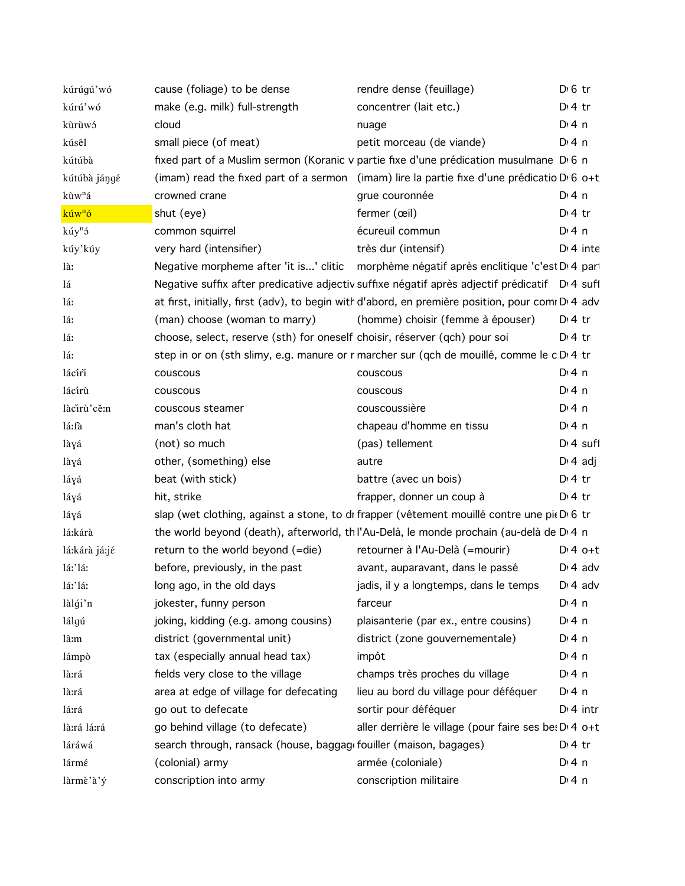| | | | | |
|---|---|---|---|---|
| kúrúgú'wó | cause (foliage) to be dense | rendre dense (feuillage) | D 6 | tr |
| kúrú'wó | make (e.g. milk) full-strength | concentrer (lait etc.) | D 4 | tr |
| kùrùwɔ́ | cloud | nuage | D 4 | n |
| kúsêl | small piece (of meat) | petit morceau (de viande) | D 4 | n |
| kútúbà | fixed part of a Muslim sermon (Koranic v | partie fixe d'une prédication musulmane | D 6 | n |
| kútúbà jáŋgɛ́ | (imam) read the fixed part of a sermon | (imam) lire la partie fixe d'une prédicatio | D 6 | o+t |
| kùwⁿá | crowned crane | grue couronnée | D 4 | n |
| kúwⁿó | shut (eye) | fermer (œil) | D 4 | tr |
| kúyⁿɔ́ | common squirrel | écureuil commun | D 4 | n |
| kúy'kúy | very hard (intensifier) | très dur (intensif) | D 4 | inte |
| là: | Negative morpheme after 'it is...' clitic | morphème négatif après enclitique 'c'est | D 4 | part |
| lá | Negative suffix after predicative adjectiv | suffixe négatif après adjectif prédicatif | D 4 | suff |
| lá: | at first, initially, first (adv), to begin with | d'abord, en première position, pour comm | D 4 | adv |
| lá: | (man) choose (woman to marry) | (homme) choisir (femme à épouser) | D 4 | tr |
| lá: | choose, select, reserve (sth) for oneself | choisir, réserver (qch) pour soi | D 4 | tr |
| lá: | step in or on (sth slimy, e.g. manure or r | marcher sur (qch de mouillé, comme le c | D 4 | tr |
| lácírì | couscous | couscous | D 4 | n |
| lácírù | couscous | couscous | D 4 | n |
| làcìrù'cě:n | couscous steamer | couscoussière | D 4 | n |
| lá:fà | man's cloth hat | chapeau d'homme en tissu | D 4 | n |
| làɣá | (not) so much | (pas) tellement | D 4 | suff |
| làɣá | other, (something) else | autre | D 4 | adj |
| láɣá | beat (with stick) | battre (avec un bois) | D 4 | tr |
| láɣá | hit, strike | frapper, donner un coup à | D 4 | tr |
| láɣá | slap (wet clothing, against a stone, to dr | frapper (vêtement mouillé contre une pie | D 6 | tr |
| lá:kárà | the world beyond (death), afterworld, th | l'Au-Delà, le monde prochain (au-delà de | D 4 | n |
| lá:kárà já:jɛ́ | return to the world beyond (=die) | retourner à l'Au-Delà (=mourir) | D 4 | o+t |
| lá:'lá: | before, previously, in the past | avant, auparavant, dans le passé | D 4 | adv |
| lá:'lá: | long ago, in the old days | jadis, il y a longtemps, dans le temps | D 4 | adv |
| làlǵi'n | jokester, funny person | farceur | D 4 | n |
| lálgú | joking, kidding (e.g. among cousins) | plaisanterie (par ex., entre cousins) | D 4 | n |
| lâ:m | district (governmental unit) | district (zone gouvernementale) | D 4 | n |
| lámpò | tax (especially annual head tax) | impôt | D 4 | n |
| là:rá | fields very close to the village | champs très proches du village | D 4 | n |
| là:rá | area at edge of village for defecating | lieu au bord du village pour déféquer | D 4 | n |
| lá:rá | go out to defecate | sortir pour déféquer | D 4 | intr |
| là:rá lá:rá | go behind village (to defecate) | aller derrière le village (pour faire ses be | D 4 | o+t |
| láráwá | search through, ransack (house, baggag | fouiller (maison, bagages) | D 4 | tr |
| lármɛ́ | (colonial) army | armée (coloniale) | D 4 | n |
| làrmɛ̀'à'ý | conscription into army | conscription militaire | D 4 | n |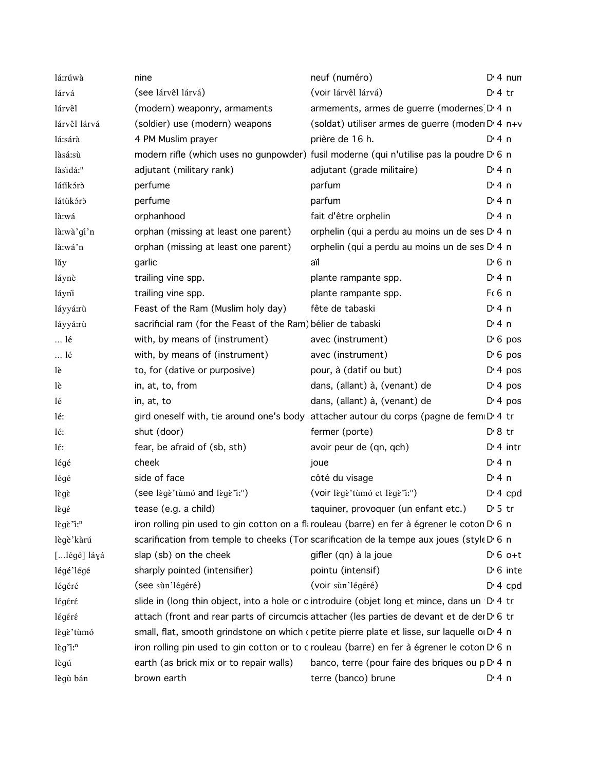| | | | | |
|---|---|---|---|---|
| lá:rúwà | nine | neuf (numéro) | D 4 | num |
| lárvá | (see lárvêl lárvá) | (voir lárvêl lárvá) | D 4 | tr |
| lárvêl | (modern) weaponry, armaments | armements, armes de guerre (modernes) | D 4 | n |
| lárvêl lárvá | (soldier) use (modern) weapons | (soldat) utiliser armes de guerre (moderi | D 4 | n+v |
| lá:sárà | 4 PM Muslim prayer | prière de 16 h. | D 4 | n |
| làsá:sù | modern rifle (which uses no gunpowder) | fusil moderne (qui n'utilise pas la poudre | D 6 | n |
| làsǐdá:ⁿ | adjutant (military rank) | adjutant (grade militaire) | D 4 | n |
| látǐkɔ́rɔ̀ | perfume | parfum | D 4 | n |
| látùkɔ́rɔ̀ | perfume | parfum | D 4 | n |
| là:wá | orphanhood | fait d'être orphelin | D 4 | n |
| là:wà'gí'n | orphan (missing at least one parent) | orphelin (qui a perdu au moins un de ses | D 4 | n |
| là:wá'n | orphan (missing at least one parent) | orphelin (qui a perdu au moins un de ses | D 4 | n |
| lǎy | garlic | aïl | D 6 | n |
| láynè | trailing vine spp. | plante rampante spp. | D 4 | n |
| láynǐ | trailing vine spp. | plante rampante spp. | F 6 | n |
| láyyá:rù | Feast of the Ram (Muslim holy day) | fête de tabaski | D 4 | n |
| láyyá:rù | sacrificial ram (for the Feast of the Ram) | bélier de tabaski | D 4 | n |
| … lé | with, by means of (instrument) | avec (instrument) | D 6 | pos |
| … lé | with, by means of (instrument) | avec (instrument) | D 6 | pos |
| lè | to, for (dative or purposive) | pour, à (datif ou but) | D 4 | pos |
| lè | in, at, to, from | dans, (allant) à, (venant) de | D 4 | pos |
| lé | in, at, to | dans, (allant) à, (venant) de | D 4 | pos |
| lé: | gird oneself with, tie around one's body | attacher autour du corps (pagne de femi | D 4 | tr |
| lé: | shut (door) | fermer (porte) | D 8 | tr |
| lɛ́: | fear, be afraid of (sb, sth) | avoir peur de (qn, qch) | D 4 | intr |
| légé | cheek | joue | D 4 | n |
| légé | side of face | côté du visage | D 4 | n |
| lɛ̀gɛ̀ | (see lɛ̀gɛ̀'tùmó and lɛ̀gɛ̀'ǐ:ⁿ) | (voir lɛ̀gɛ̀'tùmó et lɛ̀gɛ̀'ǐ:ⁿ) | D 4 | cpd |
| lɛ̀gɛ́ | tease (e.g. a child) | taquiner, provoquer (un enfant etc.) | D 5 | tr |
| lɛ̀gɛ̀'ǐ:ⁿ | iron rolling pin used to gin cotton on a fl | rouleau (barre) en fer à égrener le coton | D 6 | n |
| lègè'kàrú | scarification from temple to cheeks (Ton | scarification de la tempe aux joues (style | D 6 | n |
| [...légé] láɣá | slap (sb) on the cheek | gifler (qn) à la joue | D 6 | o+t |
| légé'légé | sharply pointed (intensifier) | pointu (intensif) | D 6 | inte |
| légéré | (see sùn'légéré) | (voir sùn'légéré) | D 4 | cpd |
| légérɛ́ | slide in (long thin object, into a hole or o | introduire (objet long et mince, dans un | D 4 | tr |
| légérɛ́ | attach (front and rear parts of circumcis | attacher (les parties de devant et de der | D 6 | tr |
| lɛ̀gɛ̀'tùmó | small, flat, smooth grindstone on which | petite pierre plate et lisse, sur laquelle o | D 4 | n |
| lɛ̀g'ǐ:ⁿ | iron rolling pin used to gin cotton or to c | rouleau (barre) en fer à égrener le coton | D 6 | n |
| lɛ̀gú | earth (as brick mix or to repair walls) | banco, terre (pour faire des briques ou p | D 4 | n |
| lɛ̀gù bán | brown earth | terre (banco) brune | D 4 | n |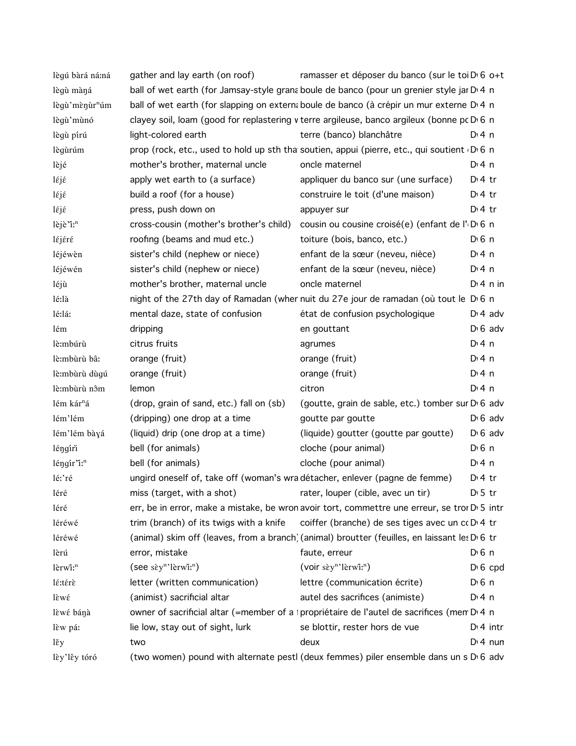| | | | | |
|---|---|---|---|---|
| lègú bàrá ná:ná | gather and lay earth (on roof) | ramasser et déposer du banco (sur le toi | D 6 | o+t |
| lègù màŋá | ball of wet earth (for Jamsay-style grana | boule de banco (pour un grenier style jar | D 4 | n |
| lègù'mèŋùrⁿúm | ball of wet earth (for slapping on externa | boule de banco (à crépir un mur externe | D 4 | n |
| lègù'mùnó | clayey soil, loam (good for replastering w | terre argileuse, banco argileux (bonne pc | D 6 | n |
| lègù pírú | light-colored earth | terre (banco) blanchâtre | D 4 | n |
| lègùrúm | prop (rock, etc., used to hold up sth tha | soutien, appui (pierre, etc., qui soutient | D 6 | n |
| lèjé | mother's brother, maternal uncle | oncle maternel | D 4 | n |
| léjɛ́ | apply wet earth to (a surface) | appliquer du banco sur (une surface) | D 4 | tr |
| léjɛ́ | build a roof (for a house) | construire le toit (d'une maison) | D 4 | tr |
| léjɛ́ | press, push down on | appuyer sur | D 4 | tr |
| lèjè'ǐ:ⁿ | cross-cousin (mother's brother's child) | cousin ou cousine croisé(e) (enfant de l' | D 6 | n |
| léjérɛ́ | roofing (beams and mud etc.) | toiture (bois, banco, etc.) | D 6 | n |
| léjéwèn | sister's child (nephew or niece) | enfant de la sœur (neveu, nièce) | D 4 | n |
| léjéwén | sister's child (nephew or niece) | enfant de la sœur (neveu, nièce) | D 4 | n |
| léjù | mother's brother, maternal uncle | oncle maternel | D 4 | n in |
| lé:là | night of the 27th day of Ramadan (wher | nuit du 27e jour de ramadan (où tout le | D 6 | n |
| lé:lá: | mental daze, state of confusion | état de confusion psychologique | D 4 | adv |
| lém | dripping | en gouttant | D 6 | adv |
| lè:mbúrù | citrus fruits | agrumes | D 4 | n |
| lè:mbùrù bâ: | orange (fruit) | orange (fruit) | D 4 | n |
| lè:mbùrù dùgú | orange (fruit) | orange (fruit) | D 4 | n |
| lè:mbùrù nɔ̂m | lemon | citron | D 4 | n |
| lém kárⁿá | (drop, grain of sand, etc.) fall on (sb) | (goutte, grain de sable, etc.) tomber sur | D 6 | adv |
| lém'lém | (dripping) one drop at a time | goutte par goutte | D 6 | adv |
| lém'lém bàɣá | (liquid) drip (one drop at a time) | (liquide) goutter (goutte par goutte) | D 6 | adv |
| léŋgírǐ | bell (for animals) | cloche (pour animal) | D 6 | n |
| léŋgír'ǐ:ⁿ | bell (for animals) | cloche (pour animal) | D 4 | n |
| lé:'ré | ungird oneself of, take off (woman's wra | détacher, enlever (pagne de femme) | D 4 | tr |
| léré | miss (target, with a shot) | rater, louper (cible, avec un tir) | D 5 | tr |
| léré | err, be in error, make a mistake, be wron | avoir tort, commettre une erreur, se tror | D 5 | intr |
| léréwé | trim (branch) of its twigs with a knife | coiffer (branche) de ses tiges avec un cc | D 4 | tr |
| léréwé | (animal) skim off (leaves, from a branch) | (animal) broutter (feuilles, en laissant les | D 6 | tr |
| lèrú | error, mistake | faute, erreur | D 6 | n |
| lèrwî:ⁿ | (see sɛ̀yⁿ'lèrwî:ⁿ) | (voir sɛ̀yⁿ'lèrwî:ⁿ) | D 6 | cpd |
| lɛ́:térɛ̀ | letter (written communication) | lettre (communication écrite) | D 6 | n |
| lɛ̀wɛ́ | (animist) sacrificial altar | autel des sacrifices (animiste) | D 4 | n |
| lɛ̀wɛ́ báŋà | owner of sacrificial altar (=member of a | propriétaire de l'autel de sacrifices (mem | D 4 | n |
| lɛ̀w pá: | lie low, stay out of sight, lurk | se blottir, rester hors de vue | D 4 | intr |
| lɛ̌y | two | deux | D 4 | num |
| lɛ̀y'lɛ̂y tóró | (two women) pound with alternate pestl | (deux femmes) piler ensemble dans un s | D 6 | adv |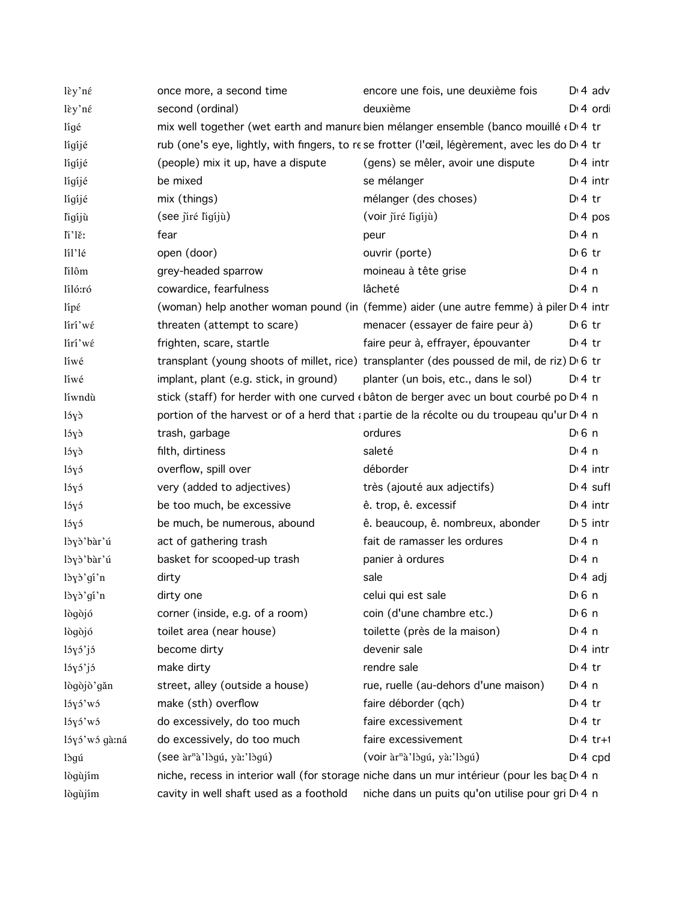| | | | |
|---|---|---|---|
| lὲy'nέ | once more, a second time | encore une fois, une deuxième fois | D 4 adv |
| lὲy'nέ | second (ordinal) | deuxième | D 4 ordi |
| lígé | mix well together (wet earth and manure | bien mélanger ensemble (banco mouillé | D 4 tr |
| lígíjé | rub (one's eye, lightly, with fingers, to re | se frotter (l'œil, légèrement, avec les do | D 4 tr |
| lígíjé | (people) mix it up, have a dispute | (gens) se mêler, avoir une dispute | D 4 intr |
| lígíjé | be mixed | se mélanger | D 4 intr |
| lígíjé | mix (things) | mélanger (des choses) | D 4 tr |
| ľìgíjù | (see ǰìré ľìgíjù) | (voir ǰìré ľìgíjù) | D 4 pos |
| ľì'lɛ̌: | fear | peur | D 4 n |
| líl'lé | open (door) | ouvrir (porte) | D 6 tr |
| ľìlôm | grey-headed sparrow | moineau à tête grise | D 4 n |
| líló:ró | cowardice, fearfulness | lâcheté | D 4 n |
| lípέ | (woman) help another woman pound (in | (femme) aider (une autre femme) à piler | D 4 intr |
| lírí'wέ | threaten (attempt to scare) | menacer (essayer de faire peur à) | D 6 tr |
| lírí'wέ | frighten, scare, startle | faire peur à, effrayer, épouvanter | D 4 tr |
| líwé | transplant (young shoots of millet, rice) | transplanter (des poussed de mil, de riz) | D 6 tr |
| líwé | implant, plant (e.g. stick, in ground) | planter (un bois, etc., dans le sol) | D 4 tr |
| líwndù | stick (staff) for herder with one curved | bâton de berger avec un bout courbé po | D 4 n |
| lɔ́ɣɔ̀ | portion of the harvest or of a herd that | partie de la récolte ou du troupeau qu'un | D 4 n |
| lɔ́ɣɔ̀ | trash, garbage | ordures | D 6 n |
| lɔ́ɣɔ̀ | filth, dirtiness | saleté | D 4 n |
| lɔ́ɣɔ́ | overflow, spill over | déborder | D 4 intr |
| lɔ́ɣɔ́ | very (added to adjectives) | très (ajouté aux adjectifs) | D 4 suff |
| lɔ́ɣɔ́ | be too much, be excessive | ê. trop, ê. excessif | D 4 intr |
| lɔ́ɣɔ́ | be much, be numerous, abound | ê. beaucoup, ê. nombreux, abonder | D 5 intr |
| lɔ̀ɣɔ̀'bàr'ú | act of gathering trash | fait de ramasser les ordures | D 4 n |
| lɔ̀ɣɔ̀'bàr'ú | basket for scooped-up trash | panier à ordures | D 4 n |
| lɔ̀ɣɔ̀'gí'n | dirty | sale | D 4 adj |
| lɔ̀ɣɔ̀'gí'n | dirty one | celui qui est sale | D 6 n |
| lògòjó | corner (inside, e.g. of a room) | coin (d'une chambre etc.) | D 6 n |
| lògòjó | toilet area (near house) | toilette (près de la maison) | D 4 n |
| lɔ́ɣɔ́'jɔ́ | become dirty | devenir sale | D 4 intr |
| lɔ́ɣɔ́'jɔ́ | make dirty | rendre sale | D 4 tr |
| lògòjò'gǎn | street, alley (outside a house) | rue, ruelle (au-dehors d'une maison) | D 4 n |
| lɔ́ɣɔ́'wɔ́ | make (sth) overflow | faire déborder (qch) | D 4 tr |
| lɔ́ɣɔ́'wɔ́ | do excessively, do too much | faire excessivement | D 4 tr |
| lɔ́ɣɔ́'wɔ́ gà:ná | do excessively, do too much | faire excessivement | D 4 tr+ |
| lɔ̀gú | (see àrⁿà'lɔ̀gú, yà:'lɔ̀gú) | (voir àrⁿà'lɔ̀gú, yà:'lɔ̀gú) | D 4 cpd |
| lògùjím | niche, recess in interior wall (for storage | niche dans un mur intérieur (pour les ba | D 4 n |
| lògùjím | cavity in well shaft used as a foothold | niche dans un puits qu'on utilise pour gri | D 4 n |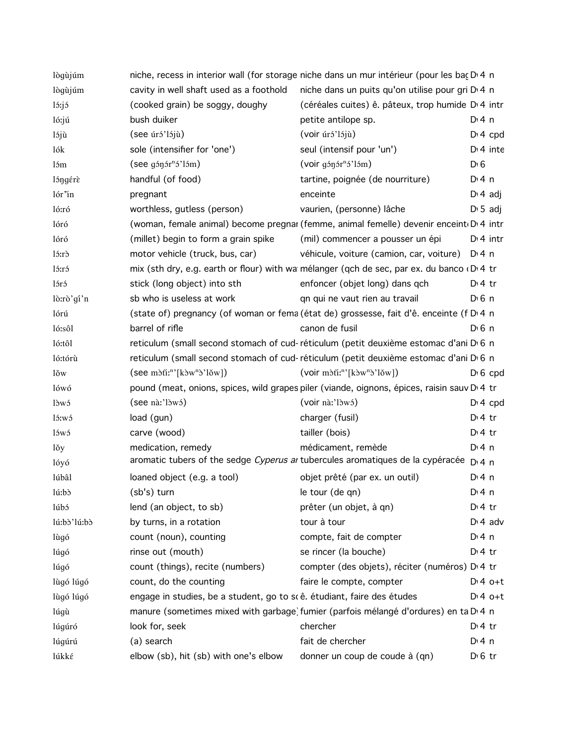| | | | | |
|---|---|---|---|---|
| lògùjúm | niche, recess in interior wall (for storage | niche dans un mur intérieur (pour les bag | D 4 | n |
| lògùjúm | cavity in well shaft used as a foothold | niche dans un puits qu'on utilise pour gri | D 4 | n |
| lɔ́:jɔ́ | (cooked grain) be soggy, doughy | (céréales cuites) ê. pâteux, trop humide | D 4 | intr |
| ló:jú | bush duiker | petite antilope sp. | D 4 | n |
| lɔ́jù | (see úrɔ́'lɔ́jù) | (voir úrɔ́'lɔ́jù) | D 4 | cpd |
| lɔ́k | sole (intensifier for 'one') | seul (intensif pour 'un') | D 4 | inte |
| lɔ́m | (see gɔ́ŋɔ́rⁿɔ́'lɔ́m) | (voir gɔ́ŋɔ́rⁿɔ́'lɔ́m) | D 6 | |
| lɔ́ŋgérè | handful (of food) | tartine, poignée (de nourriture) | D 4 | n |
| lór'ìn | pregnant | enceinte | D 4 | adj |
| ló:ró | worthless, gutless (person) | vaurien, (personne) lâche | D 5 | adj |
| lóró | (woman, female animal) become pregnar | (femme, animal femelle) devenir enceint | D 4 | intr |
| lóró | (millet) begin to form a grain spike | (mil) commencer a pousser un épi | D 4 | intr |
| lɔ́:rɔ̀ | motor vehicle (truck, bus, car) | véhicule, voiture (camion, car, voiture) | D 4 | n |
| lɔ́:rɔ́ | mix (sth dry, e.g. earth or flour) with wa | mélanger (qch de sec, par ex. du banco | D 4 | tr |
| lɔ́rɔ́ | stick (long object) into sth | enfoncer (objet long) dans qch | D 4 | tr |
| lò:rò'gí'n | sb who is useless at work | qn qui ne vaut rien au travail | D 6 | n |
| lórú | (state of) pregnancy (of woman or fema | (état de) grossesse, fait d'ê. enceinte (f | D 4 | n |
| ló:sôl | barrel of rifle | canon de fusil | D 6 | n |
| ló:tôl | reticulum (small second stomach of cud- | réticulum (petit deuxième estomac d'ani | D 6 | n |
| ló:tórù | reticulum (small second stomach of cud- | réticulum (petit deuxième estomac d'ani | D 6 | n |
| lɔ̌w | (see mɔ̀ñ:ⁿ'[kɔ̀wⁿɔ̀'lɔ̌w]) | (voir mɔ̀ñ:ⁿ'[kɔ̀wⁿɔ̀'lɔ̌w]) | D 6 | cpd |
| lówó | pound (meat, onions, spices, wild grapes | piler (viande, oignons, épices, raisin sauv | D 4 | tr |
| lɔ̀wɔ́ | (see nà:'lɔ̀wɔ́) | (voir nà:'lɔ̀wɔ́) | D 4 | cpd |
| lɔ́:wɔ́ | load (gun) | charger (fusil) | D 4 | tr |
| lɔ́wɔ́ | carve (wood) | tailler (bois) | D 4 | tr |
| lɔ̌y | medication, remedy | médicament, remède | D 4 | n |
| lóyó | aromatic tubers of the sedge *Cyperus ar* | tubercules aromatiques de la cypéracée | D 4 | n |
| lúbâl | loaned object (e.g. a tool) | objet prêté (par ex. un outil) | D 4 | n |
| lú:bɔ̀ | (sb's) turn | le tour (de qn) | D 4 | n |
| lúbɔ́ | lend (an object, to sb) | prêter (un objet, à qn) | D 4 | tr |
| lú:bɔ̀'lú:bɔ̀ | by turns, in a rotation | tour à tour | D 4 | adv |
| lùgó | count (noun), counting | compte, fait de compter | D 4 | n |
| lúgó | rinse out (mouth) | se rincer (la bouche) | D 4 | tr |
| lúgó | count (things), recite (numbers) | compter (des objets), réciter (numéros) | D 4 | tr |
| lùgó lúgó | count, do the counting | faire le compte, compter | D 4 | o+t |
| lùgó lúgó | engage in studies, be a student, go to sc | ê. étudiant, faire des études | D 4 | o+t |
| lúgù | manure (sometimes mixed with garbage) | fumier (parfois mélangé d'ordures) en ta | D 4 | n |
| lúgúró | look for, seek | chercher | D 4 | tr |
| lúgúrú | (a) search | fait de chercher | D 4 | n |
| lúkkɛ́ | elbow (sb), hit (sb) with one's elbow | donner un coup de coude à (qn) | D 6 | tr |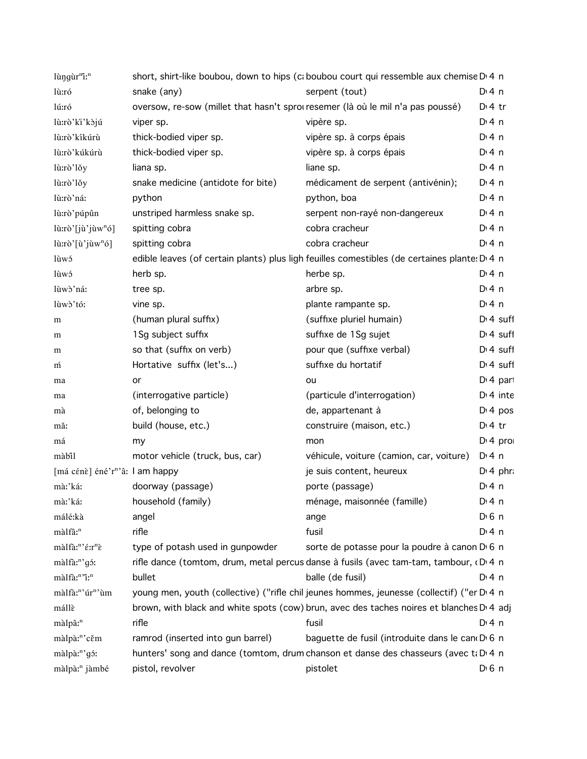| | | | | |
|---|---|---|---|---|
| lùŋgùrⁿì:ⁿ | short, shirt-like boubou, down to hips (c | boubou court qui ressemble aux chemise | D 4 | n |
| lù:ró | snake (any) | serpent (tout) | D 4 | n |
| lú:ró | oversow, re-sow (millet that hasn't sprou | resemer (là où le mil n'a pas poussé) | D 4 | tr |
| lù:rò'kì'kɔ̀jú | viper sp. | vipère sp. | D 4 | n |
| lù:rò'kíkúrù | thick-bodied viper sp. | vipère sp. à corps épais | D 4 | n |
| lù:rò'kúkúrù | thick-bodied viper sp. | vipère sp. à corps épais | D 4 | n |
| lù:rò'lǒy | liana sp. | liane sp. | D 4 | n |
| lù:rò'lǒy | snake medicine (antidote for bite) | médicament de serpent (antivénin); | D 4 | n |
| lù:rò'ná: | python | python, boa | D 4 | n |
| lù:rò'púpûn | unstriped harmless snake sp. | serpent non-rayé non-dangereux | D 4 | n |
| lù:rò'[jù'jùwⁿó] | spitting cobra | cobra cracheur | D 4 | n |
| lù:rò'[ù'jùwⁿó] | spitting cobra | cobra cracheur | D 4 | n |
| lùwɔ́ | edible leaves (of certain plants) plus ligh | feuilles comestibles (de certaines plante | D 4 | n |
| lùwɔ́ | herb sp. | herbe sp. | D 4 | n |
| lùwɔ̀'ná: | tree sp. | arbre sp. | D 4 | n |
| lùwɔ̀'tó: | vine sp. | plante rampante sp. | D 4 | n |
| m | (human plural suffix) | (suffixe pluriel humain) | D 4 | suff |
| m | 1Sg subject suffix | suffixe de 1Sg sujet | D 4 | suff |
| m | so that (suffix on verb) | pour que (suffixe verbal) | D 4 | suff |
| ḿ | Hortative suffix (let's...) | suffixe du hortatif | D 4 | suff |
| ma | or | ou | D 4 | part |
| ma | (interrogative particle) | (particule d'interrogation) | D 4 | inte |
| mà | of, belonging to | de, appartenant à | D 4 | pos |
| mǎ: | build (house, etc.) | construire (maison, etc.) | D 4 | tr |
| má | my | mon | D 4 | pron |
| màbǐl | motor vehicle (truck, bus, car) | véhicule, voiture (camion, car, voiture) | D 4 | n |
| [má cénè] éné'rⁿ'â: | I am happy | je suis content, heureux | D 4 | phra |
| mà:'ká: | doorway (passage) | porte (passage) | D 4 | n |
| mà:'ká: | household (family) | ménage, maisonnée (famille) | D 4 | n |
| málé:kà | angel | ange | D 6 | n |
| màlfâ:ⁿ | rifle | fusil | D 4 | n |
| màlfâ:ⁿ'ɛ́:rⁿɛ̀ | type of potash used in gunpowder | sorte de potasse pour la poudre à canon | D 6 | n |
| màlfâ:ⁿ'gɔ́: | rifle dance (tomtom, drum, metal percus | danse à fusils (avec tam-tam, tambour, | D 4 | n |
| màlfâ:ⁿ'ì:ⁿ | bullet | balle (de fusil) | D 4 | n |
| màlfâ:ⁿ'úrⁿ'ùm | young men, youth (collective) ("rifle chil | jeunes hommes, jeunesse (collectif) ("er | D 4 | n |
| mállɛ̀ | brown, with black and white spots (cow) | brun, avec des taches noires et blanches | D 4 | adj |
| màlpâ:ⁿ | rifle | fusil | D 4 | n |
| màlpà:ⁿ'cěm | ramrod (inserted into gun barrel) | baguette de fusil (introduite dans le can | D 6 | n |
| màlpà:ⁿ'gɔ́: | hunters' song and dance (tomtom, drum | chanson et danse des chasseurs (avec ta | D 4 | n |
| màlpà:ⁿ jàmbé | pistol, revolver | pistolet | D 6 | n |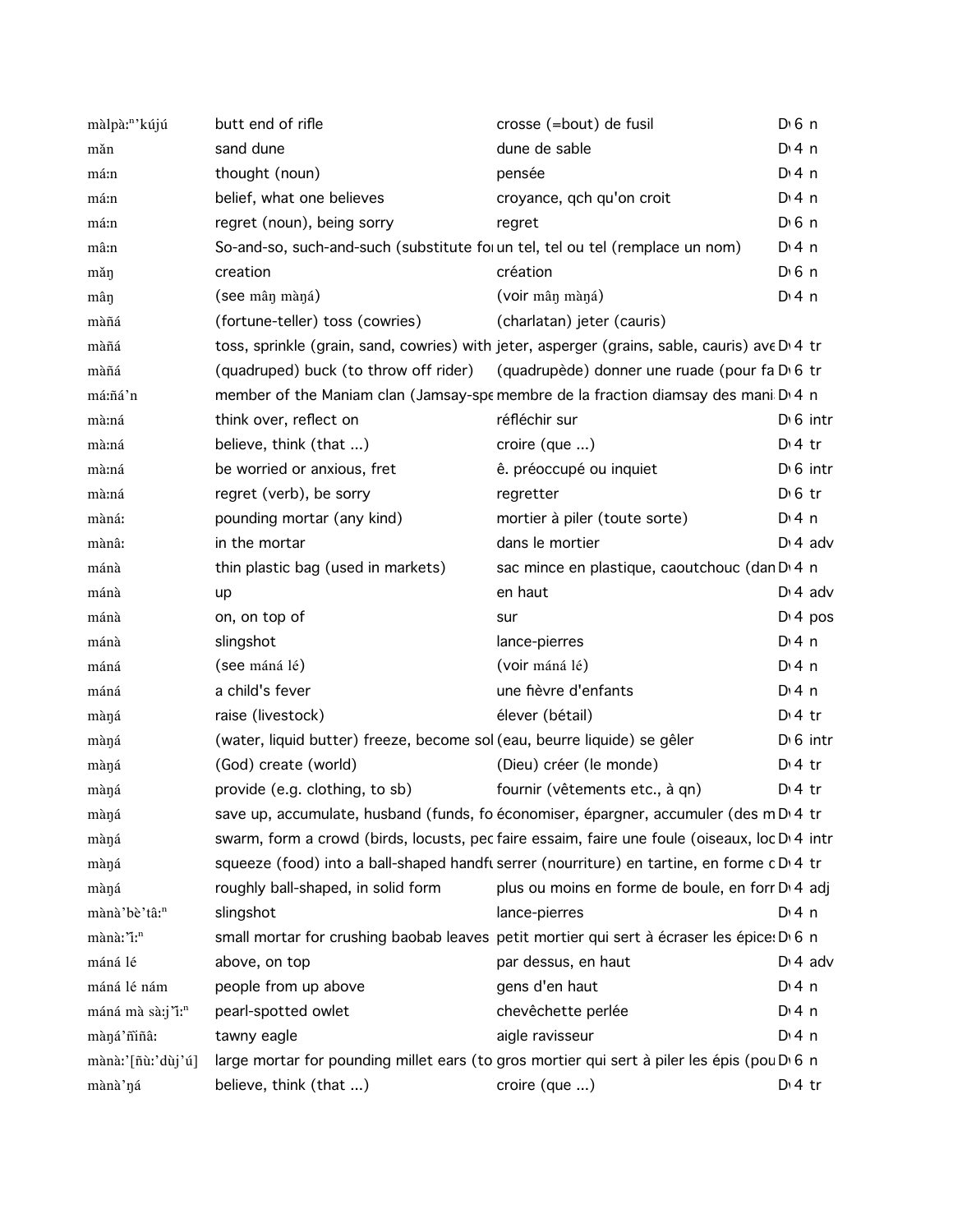| | | | |
|---|---|---|---|
| màlpàːⁿ'kújú | butt end of rifle | crosse (=bout) de fusil | D 6 n |
| mǎn | sand dune | dune de sable | D 4 n |
| máːn | thought (noun) | pensée | D 4 n |
| máːn | belief, what one believes | croyance, qch qu'on croit | D 4 n |
| máːn | regret (noun), being sorry | regret | D 6 n |
| mâːn | So-and-so, such-and-such (substitute fo | un tel, tel ou tel (remplace un nom) | D 4 n |
| mǎŋ | creation | création | D 6 n |
| mâŋ | (see mâŋ màŋá) | (voir mâŋ màŋá) | D 4 n |
| màñá | (fortune-teller) toss (cowries) | (charlatan) jeter (cauris) | |
| màñá | toss, sprinkle (grain, sand, cowries) with | jeter, asperger (grains, sable, cauris) ave | D 4 tr |
| màñá | (quadruped) buck (to throw off rider) | (quadrupède) donner une ruade (pour fa | D 6 tr |
| máːñá'n | member of the Maniam clan (Jamsay-spe | membre de la fraction diamsay des mani | D 4 n |
| màːná | think over, reflect on | réfléchir sur | D 6 intr |
| màːná | believe, think (that ...) | croire (que ...) | D 4 tr |
| màːná | be worried or anxious, fret | ê. préoccupé ou inquiet | D 6 intr |
| màːná | regret (verb), be sorry | regretter | D 6 tr |
| mànáː | pounding mortar (any kind) | mortier à piler (toute sorte) | D 4 n |
| mànâː | in the mortar | dans le mortier | D 4 adv |
| mánà | thin plastic bag (used in markets) | sac mince en plastique, caoutchouc (dan | D 4 n |
| mánà | up | en haut | D 4 adv |
| mánà | on, on top of | sur | D 4 pos |
| mánà | slingshot | lance-pierres | D 4 n |
| máná | (see máná lé) | (voir máná lé) | D 4 n |
| máná | a child's fever | une fièvre d'enfants | D 4 n |
| màŋá | raise (livestock) | élever (bétail) | D 4 tr |
| màŋá | (water, liquid butter) freeze, become sol | (eau, beurre liquide) se gêler | D 6 intr |
| màŋá | (God) create (world) | (Dieu) créer (le monde) | D 4 tr |
| màŋá | provide (e.g. clothing, to sb) | fournir (vêtements etc., à qn) | D 4 tr |
| màŋá | save up, accumulate, husband (funds, fo | économiser, épargner, accumuler (des m | D 4 tr |
| màŋá | swarm, form a crowd (birds, locusts, pec | faire essaim, faire une foule (oiseaux, loc | D 4 intr |
| màŋá | squeeze (food) into a ball-shaped handfu | serrer (nourriture) en tartine, en forme c | D 4 tr |
| màŋá | roughly ball-shaped, in solid form | plus ou moins en forme de boule, en forr | D 4 adj |
| mànà'bè'tâːⁿ | slingshot | lance-pierres | D 4 n |
| mànàː'ǐːⁿ | small mortar for crushing baobab leaves | petit mortier qui sert à écraser les épices | D 6 n |
| máná lé | above, on top | par dessus, en haut | D 4 adv |
| máná lé nám | people from up above | gens d'en haut | D 4 n |
| máná mà sàːj'ǐːⁿ | pearl-spotted owlet | chevêchette perlée | D 4 n |
| màŋá'ñǐñâː | tawny eagle | aigle ravisseur | D 4 n |
| mànàː'[ñùː'dùj'ú] | large mortar for pounding millet ears (to | gros mortier qui sert à piler les épis (pou | D 6 n |
| mànà'ŋá | believe, think (that ...) | croire (que ...) | D 4 tr |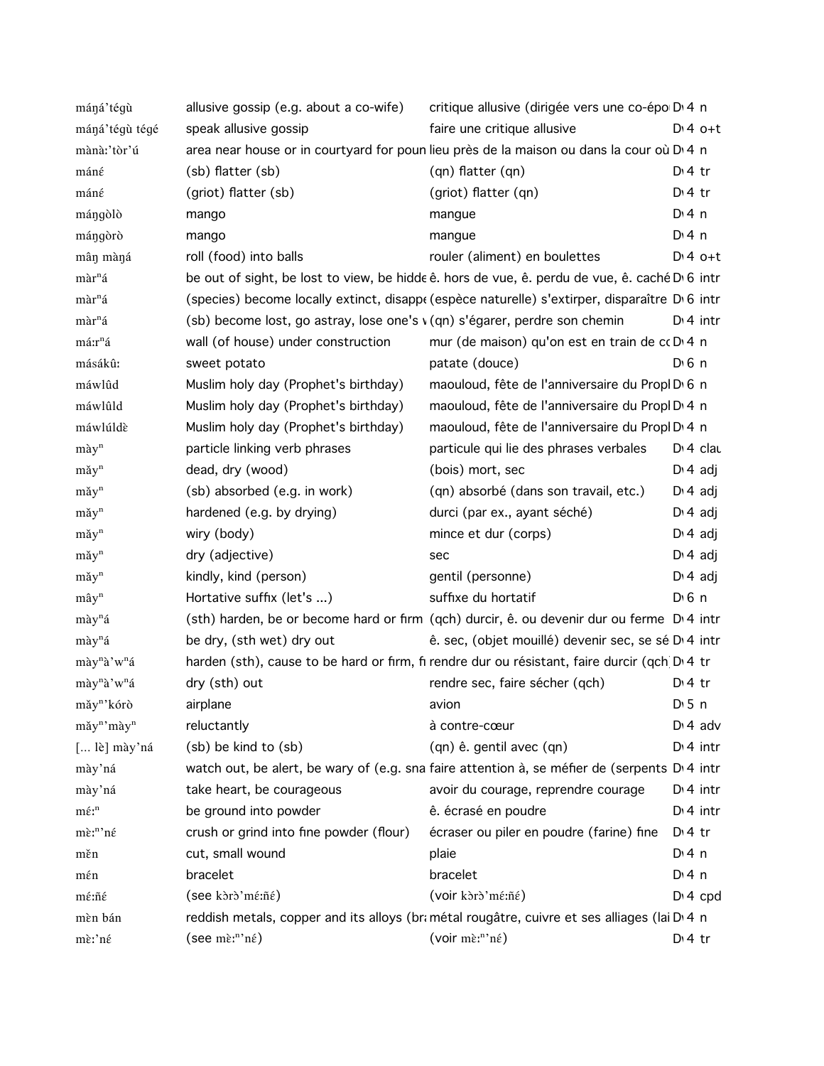| | | | |
|---|---|---|---|
| máŋá'tégù | allusive gossip (e.g. about a co-wife) | critique allusive (dirigée vers une co-épo | D 4 n |
| máŋá'tégù tégé | speak allusive gossip | faire une critique allusive | D 4 o+t |
| mànà:'tòr'ú | area near house or in courtyard for poun | lieu près de la maison ou dans la cour où | D 4 n |
| mánɛ́ | (sb) flatter (sb) | (qn) flatter (qn) | D 4 tr |
| mánɛ́ | (griot) flatter (sb) | (griot) flatter (qn) | D 4 tr |
| máŋgòlò | mango | mangue | D 4 n |
| máŋgòrò | mango | mangue | D 4 n |
| mâŋ màŋá | roll (food) into balls | rouler (aliment) en boulettes | D 4 o+t |
| màrⁿá | be out of sight, be lost to view, be hidde | ê. hors de vue, ê. perdu de vue, ê. caché | D 6 intr |
| màrⁿá | (species) become locally extinct, disappe | (espèce naturelle) s'extirper, disparaître | D 6 intr |
| màrⁿá | (sb) become lost, go astray, lose one's w | (qn) s'égarer, perdre son chemin | D 4 intr |
| má:rⁿá | wall (of house) under construction | mur (de maison) qu'on est en train de co | D 4 n |
| másákû: | sweet potato | patate (douce) | D 6 n |
| máwlûd | Muslim holy day (Prophet's birthday) | maouloud, fête de l'anniversaire du Propl | D 6 n |
| máwlûld | Muslim holy day (Prophet's birthday) | maouloud, fête de l'anniversaire du Propl | D 4 n |
| máwlúldɛ̀ | Muslim holy day (Prophet's birthday) | maouloud, fête de l'anniversaire du Propl | D 4 n |
| màyⁿ | particle linking verb phrases | particule qui lie des phrases verbales | D 4 clau |
| mǎyⁿ | dead, dry (wood) | (bois) mort, sec | D 4 adj |
| mǎyⁿ | (sb) absorbed (e.g. in work) | (qn) absorbé (dans son travail, etc.) | D 4 adj |
| mǎyⁿ | hardened (e.g. by drying) | durci (par ex., ayant séché) | D 4 adj |
| mǎyⁿ | wiry (body) | mince et dur (corps) | D 4 adj |
| mǎyⁿ | dry (adjective) | sec | D 4 adj |
| mǎyⁿ | kindly, kind (person) | gentil (personne) | D 4 adj |
| mâyⁿ | Hortative suffix (let's ...) | suffixe du hortatif | D 6 n |
| màyⁿá | (sth) harden, be or become hard or firm | (qch) durcir, ê. ou devenir dur ou ferme | D 4 intr |
| màyⁿá | be dry, (sth wet) dry out | ê. sec, (objet mouillé) devenir sec, se sé | D 4 intr |
| màyⁿà'wⁿá | harden (sth), cause to be hard or firm, fi | rendre dur ou résistant, faire durcir (qch | D 4 tr |
| màyⁿà'wⁿá | dry (sth) out | rendre sec, faire sécher (qch) | D 4 tr |
| mǎyⁿ'kórò | airplane | avion | D 5 n |
| mǎyⁿ'màyⁿ | reluctantly | à contre-cœur | D 4 adv |
| [... lè] mày'ná | (sb) be kind to (sb) | (qn) ê. gentil avec (qn) | D 4 intr |
| mày'ná | watch out, be alert, be wary of (e.g. sna | faire attention à, se méfier de (serpents | D 4 intr |
| mày'ná | take heart, be courageous | avoir du courage, reprendre courage | D 4 intr |
| mɛ́:ⁿ | be ground into powder | ê. écrasé en poudre | D 4 intr |
| mɛ̀:ⁿ'nɛ́ | crush or grind into fine powder (flour) | écraser ou piler en poudre (farine) fine | D 4 tr |
| měn | cut, small wound | plaie | D 4 n |
| mén | bracelet | bracelet | D 4 n |
| mɛ́:ñɛ́ | (see kɔ̀rɔ̀'mɛ́:ñɛ́) | (voir kɔ̀rɔ̀'mɛ́:ñɛ́) | D 4 cpd |
| mèn bán | reddish metals, copper and its alloys (br | métal rougeâtre, cuivre et ses alliages (lai | D 4 n |
| mɛ̀:'nɛ́ | (see mɛ̀:ⁿ'nɛ́) | (voir mɛ̀:ⁿ'nɛ́) | D 4 tr |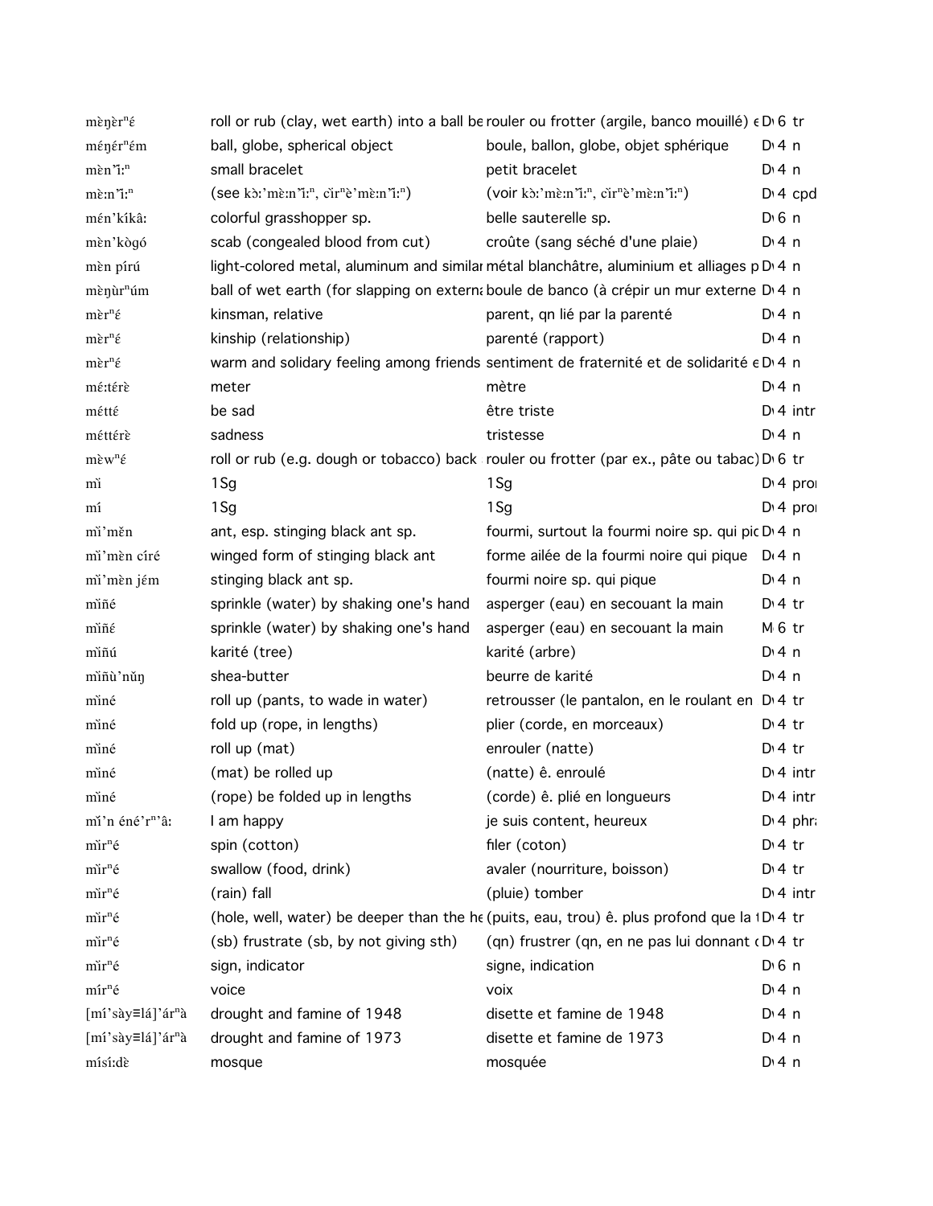| | | | | |
|---|---|---|---|---|
| mɛ̀ŋɛ̀rⁿɛ́ | roll or rub (clay, wet earth) into a ball be | rouler ou frotter (argile, banco mouillé) e | D 6 | tr |
| méŋérⁿém | ball, globe, spherical object | boule, ballon, globe, objet sphérique | D 4 | n |
| mɛ̀n'ǐ:ⁿ | small bracelet | petit bracelet | D 4 | n |
| mɛ̀:n'ǐ:ⁿ | (see kɔ̀:'mɛ̀:n'ǐ:ⁿ, cǐrⁿɛ̀'mɛ̀:n'ǐ:ⁿ) | (voir kɔ̀:'mɛ̀:n'ǐ:ⁿ, cǐrⁿɛ̀'mɛ̀:n'ǐ:ⁿ) | D 4 | cpd |
| mén'kíkâ: | colorful grasshopper sp. | belle sauterelle sp. | D 6 | n |
| mɛ̀n'kɔ̀gó | scab (congealed blood from cut) | croûte (sang séché d'une plaie) | D 4 | n |
| mɛ̀n pírú | light-colored metal, aluminum and similar | métal blanchâtre, aluminium et alliages p | D 4 | n |
| mɛ̀ŋùrⁿúm | ball of wet earth (for slapping on externa | boule de banco (à crépir un mur externe | D 4 | n |
| mɛ̀rⁿɛ́ | kinsman, relative | parent, qn lié par la parenté | D 4 | n |
| mɛ̀rⁿɛ́ | kinship (relationship) | parenté (rapport) | D 4 | n |
| mɛ̀rⁿɛ́ | warm and solidary feeling among friends | sentiment de fraternité et de solidarité e | D 4 | n |
| mé:térɛ̀ | meter | mètre | D 4 | n |
| méttɛ́ | be sad | être triste | D 4 | intr |
| méttérɛ̀ | sadness | tristesse | D 4 | n |
| mɛ̀wⁿɛ́ | roll or rub (e.g. dough or tobacco) back | rouler ou frotter (par ex., pâte ou tabac) | D 6 | tr |
| mǐ | 1Sg | 1Sg | D 4 | pron |
| mí | 1Sg | 1Sg | D 4 | pron |
| mǐ'měn | ant, esp. stinging black ant sp. | fourmi, surtout la fourmi noire sp. qui pic | D 4 | n |
| mǐ'mèn círé | winged form of stinging black ant | forme ailée de la fourmi noire qui pique | D 4 | n |
| mǐ'mèn jém | stinging black ant sp. | fourmi noire sp. qui pique | D 4 | n |
| mǐñé | sprinkle (water) by shaking one's hand | asperger (eau) en secouant la main | D 4 | tr |
| mǐñé | sprinkle (water) by shaking one's hand | asperger (eau) en secouant la main | M 6 | tr |
| mǐñú | karité (tree) | karité (arbre) | D 4 | n |
| mǐñù'nǔŋ | shea-butter | beurre de karité | D 4 | n |
| mǐné | roll up (pants, to wade in water) | retrousser (le pantalon, en le roulant en | D 4 | tr |
| mǐné | fold up (rope, in lengths) | plier (corde, en morceaux) | D 4 | tr |
| mǐné | roll up (mat) | enrouler (natte) | D 4 | tr |
| mǐné | (mat) be rolled up | (natte) ê. enroulé | D 4 | intr |
| mǐné | (rope) be folded up in lengths | (corde) ê. plié en longueurs | D 4 | intr |
| mǐ'n éné'rⁿ'â: | I am happy | je suis content, heureux | D 4 | phra |
| mǐrⁿé | spin (cotton) | filer (coton) | D 4 | tr |
| mǐrⁿé | swallow (food, drink) | avaler (nourriture, boisson) | D 4 | tr |
| mǐrⁿé | (rain) fall | (pluie) tomber | D 4 | intr |
| mǐrⁿé | (hole, well, water) be deeper than the he | (puits, eau, trou) ê. plus profond que la t | D 4 | tr |
| mǐrⁿé | (sb) frustrate (sb, by not giving sth) | (qn) frustrer (qn, en ne pas lui donnant q | D 4 | tr |
| mǐrⁿé | sign, indicator | signe, indication | D 6 | n |
| mírⁿé | voice | voix | D 4 | n |
| [mí'sày≡lá]'árⁿà | drought and famine of 1948 | disette et famine de 1948 | D 4 | n |
| [mí'sày≡lá]'árⁿà | drought and famine of 1973 | disette et famine de 1973 | D 4 | n |
| mísí:dɛ̀ | mosque | mosquée | D 4 | n |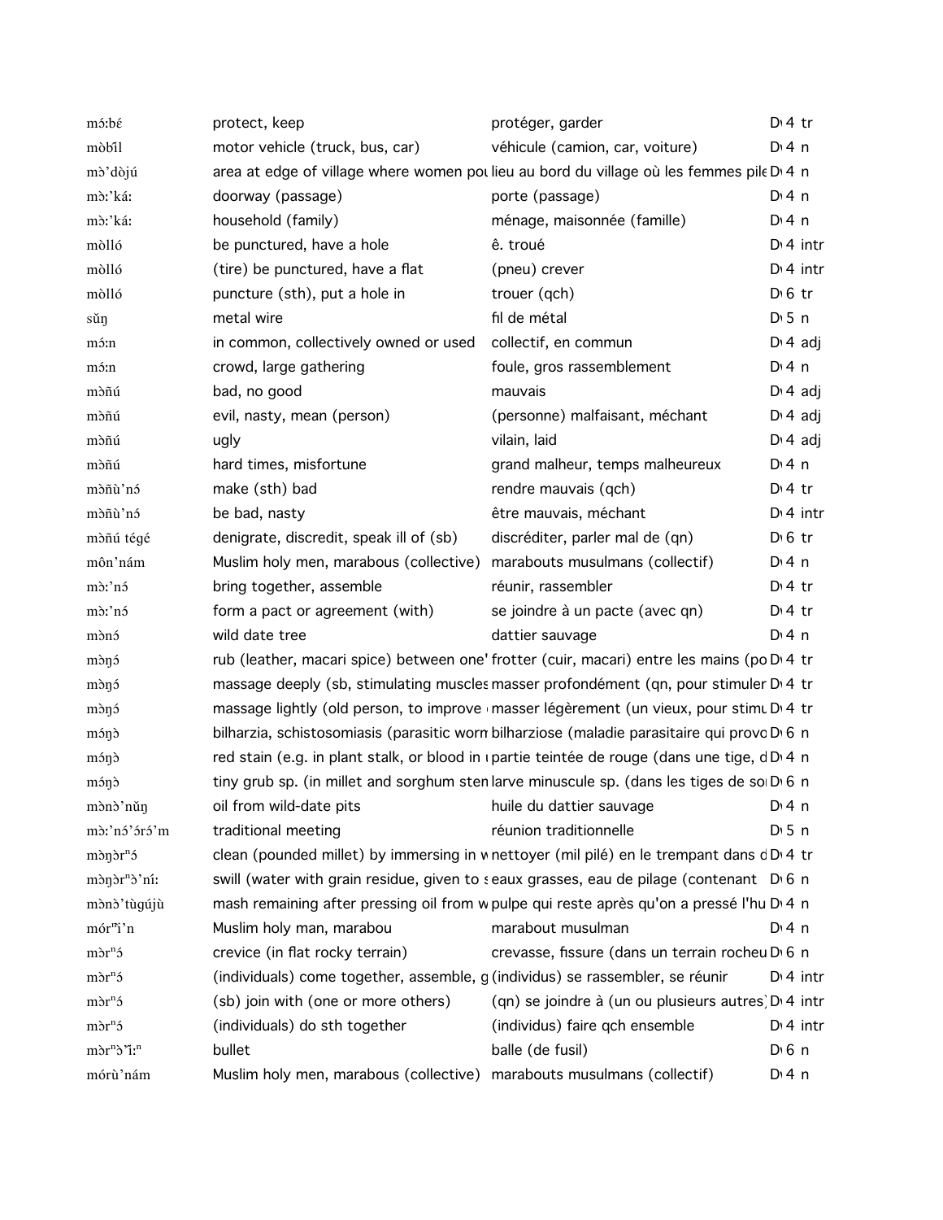| | | | |
|---|---|---|---|
| mɔ́:bɛ́ | protect, keep | protéger, garder | D 4 tr |
| mòbǐl | motor vehicle (truck, bus, car) | véhicule (camion, car, voiture) | D 4 n |
| mɔ̀'dòjú | area at edge of village where women pou | lieu au bord du village où les femmes pile | D 4 n |
| mɔ̀:'ká: | doorway (passage) | porte (passage) | D 4 n |
| mɔ̀:'ká: | household (family) | ménage, maisonnée (famille) | D 4 n |
| mɔ̀lló | be punctured, have a hole | ê. troué | D 4 intr |
| mɔ̀lló | (tire) be punctured, have a flat | (pneu) crever | D 4 intr |
| mɔ̀lló | puncture (sth), put a hole in | trouer (qch) | D 6 tr |
| sǔŋ | metal wire | fil de métal | D 5 n |
| mɔ́:n | in common, collectively owned or used | collectif, en commun | D 4 adj |
| mɔ́:n | crowd, large gathering | foule, gros rassemblement | D 4 n |
| mɔ̀ñú | bad, no good | mauvais | D 4 adj |
| mɔ̀ñú | evil, nasty, mean (person) | (personne) malfaisant, méchant | D 4 adj |
| mɔ̀ñú | ugly | vilain, laid | D 4 adj |
| mɔ̀ñú | hard times, misfortune | grand malheur, temps malheureux | D 4 n |
| mɔ̀ñù'nɔ́ | make (sth) bad | rendre mauvais (qch) | D 4 tr |
| mɔ̀ñù'nɔ́ | be bad, nasty | être mauvais, méchant | D 4 intr |
| mɔ̀ñú tégé | denigrate, discredit, speak ill of (sb) | discréditer, parler mal de (qn) | D 6 tr |
| môn'nám | Muslim holy men, marabous (collective) | marabouts musulmans (collectif) | D 4 n |
| mɔ̀:'nɔ́ | bring together, assemble | réunir, rassembler | D 4 tr |
| mɔ̀:'nɔ́ | form a pact or agreement (with) | se joindre à un pacte (avec qn) | D 4 tr |
| mɔ̀nɔ́ | wild date tree | dattier sauvage | D 4 n |
| mɔ̀ŋɔ́ | rub (leather, macari spice) between one' | frotter (cuir, macari) entre les mains (po | D 4 tr |
| mɔ̀ŋɔ́ | massage deeply (sb, stimulating muscles | masser profondément (qn, pour stimuler | D 4 tr |
| mɔ̀ŋɔ́ | massage lightly (old person, to improve | masser légèrement (un vieux, pour stimu | D 4 tr |
| mɔ́ŋɔ̀ | bilharzia, schistosomiasis (parasitic worm | bilharziose (maladie parasitaire qui provo | D 6 n |
| mɔ́ŋɔ̀ | red stain (e.g. in plant stalk, or blood in | partie teintée de rouge (dans une tige, d | D 4 n |
| mɔ́ŋɔ̀ | tiny grub sp. (in millet and sorghum sten | larve minuscule sp. (dans les tiges de so | D 6 n |
| mɔ̀nɔ̀'nǔŋ | oil from wild-date pits | huile du dattier sauvage | D 4 n |
| mɔ̀:'nɔ́'ɔ́rɔ́'m | traditional meeting | réunion traditionnelle | D 5 n |
| mɔ̀ŋɔ̀rⁿɔ́ | clean (pounded millet) by immersing in w | nettoyer (mil pilé) en le trempant dans d | D 4 tr |
| mɔ̀ŋɔ̀rⁿɔ̀'ní: | swill (water with grain residue, given to s | eaux grasses, eau de pilage (contenant | D 6 n |
| mɔ̀nɔ̀'tùgújù | mash remaining after pressing oil from w | pulpe qui reste après qu'on a pressé l'hu | D 4 n |
| mórⁿì'n | Muslim holy man, marabou | marabout musulman | D 4 n |
| mɔ̀rⁿɔ́ | crevice (in flat rocky terrain) | crevasse, fissure (dans un terrain rocheu | D 6 n |
| mɔ̀rⁿɔ́ | (individuals) come together, assemble, g | (individus) se rassembler, se réunir | D 4 intr |
| mɔ̀rⁿɔ́ | (sb) join with (one or more others) | (qn) se joindre à (un ou plusieurs autres) | D 4 intr |
| mɔ̀rⁿɔ́ | (individuals) do sth together | (individus) faire qch ensemble | D 4 intr |
| mɔ̀rⁿɔ̀'ǐ:ⁿ | bullet | balle (de fusil) | D 6 n |
| mórù'nám | Muslim holy men, marabous (collective) | marabouts musulmans (collectif) | D 4 n |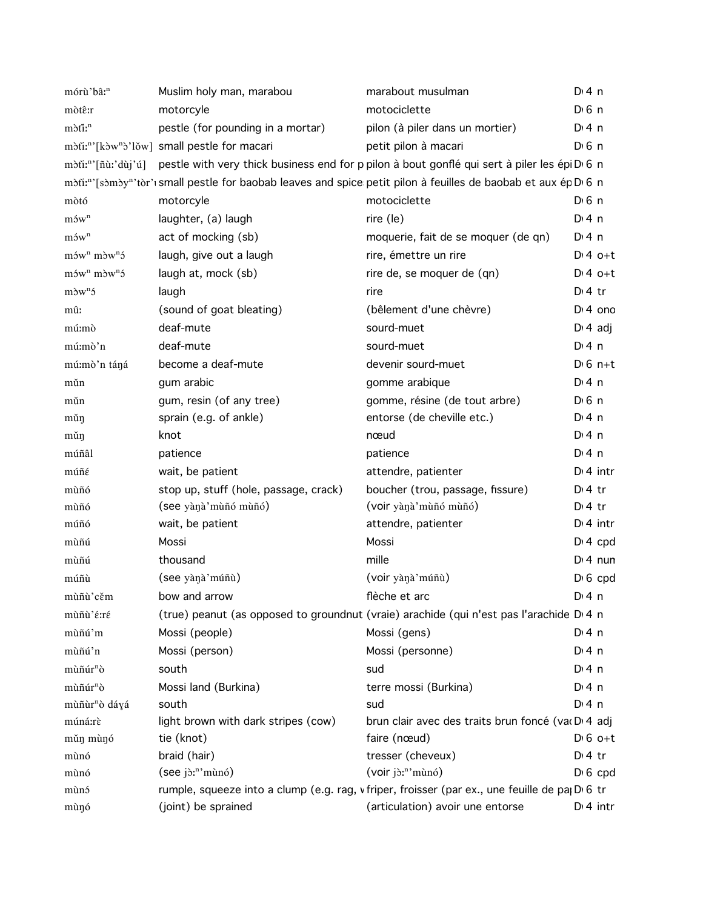| | | | |
|---|---|---|---|
| mórù'bâ:ⁿ | Muslim holy man, marabou | marabout musulman | D 4 n |
| mɔ̀tê:r | motorcyle | motociclette | D 6 n |
| mɔ̀fí:ⁿ | pestle (for pounding in a mortar) | pilon (à piler dans un mortier) | D 4 n |
| mɔ̀fí:ⁿ'[kɔ̀wⁿɔ̀'lǒw] | small pestle for macari | petit pilon à macari | D 6 n |
| mɔ̀fí:ⁿ'[ñù:'dùj'ú] | pestle with very thick business end for p | pilon à bout gonflé qui sert à piler les épi | D 6 n |
| mɔ̀fí:ⁿ'[sɔ̀mɔ̀yⁿ'tɔ̀r'ı | small pestle for baobab leaves and spice | petit pilon à feuilles de baobab et aux ép | D 6 n |
| mɔ̀tó | motorcyle | motociclette | D 6 n |
| mɔ́wⁿ | laughter, (a) laugh | rire (le) | D 4 n |
| mɔ́wⁿ | act of mocking (sb) | moquerie, fait de se moquer (de qn) | D 4 n |
| mɔ́wⁿ mɔ̀wⁿɔ́ | laugh, give out a laugh | rire, émettre un rire | D 4 o+t |
| mɔ́wⁿ mɔ̀wⁿɔ́ | laugh at, mock (sb) | rire de, se moquer de (qn) | D 4 o+t |
| mɔ̀wⁿɔ́ | laugh | rire | D 4 tr |
| mû: | (sound of goat bleating) | (bêlement d'une chèvre) | D 4 ono |
| mú:mò | deaf-mute | sourd-muet | D 4 adj |
| mú:mò'n | deaf-mute | sourd-muet | D 4 n |
| mú:mò'n táŋá | become a deaf-mute | devenir sourd-muet | D 6 n+t |
| mǔn | gum arabic | gomme arabique | D 4 n |
| mǔn | gum, resin (of any tree) | gomme, résine (de tout arbre) | D 6 n |
| mǔŋ | sprain (e.g. of ankle) | entorse (de cheville etc.) | D 4 n |
| mǔŋ | knot | nœud | D 4 n |
| múñâl | patience | patience | D 4 n |
| múñɛ́ | wait, be patient | attendre, patienter | D 4 intr |
| mùñó | stop up, stuff (hole, passage, crack) | boucher (trou, passage, fissure) | D 4 tr |
| mùñó | (see yàŋà'mùñó mùñó) | (voir yàŋà'mùñó mùñó) | D 4 tr |
| múñó | wait, be patient | attendre, patienter | D 4 intr |
| mùñú | Mossi | Mossi | D 4 cpd |
| mùñú | thousand | mille | D 4 num |
| múñù | (see yàŋà'múñù) | (voir yàŋà'múñù) | D 6 cpd |
| mùñù'cěm | bow and arrow | flèche et arc | D 4 n |
| mùñù'ɛ́:rɛ́ | (true) peanut (as opposed to groundnut | (vraie) arachide (qui n'est pas l'arachide | D 4 n |
| mùñú'm | Mossi (people) | Mossi (gens) | D 4 n |
| mùñú'n | Mossi (person) | Mossi (personne) | D 4 n |
| mùñúrⁿò | south | sud | D 4 n |
| mùñúrⁿò | Mossi land (Burkina) | terre mossi (Burkina) | D 4 n |
| mùñùrⁿò dáɣá | south | sud | D 4 n |
| múná:rɛ̀ | light brown with dark stripes (cow) | brun clair avec des traits brun foncé (va | D 4 adj |
| mǔŋ mùŋó | tie (knot) | faire (nœud) | D 6 o+t |
| mùnó | braid (hair) | tresser (cheveux) | D 4 tr |
| mùnó | (see jɔ̀:ⁿ'mùnó) | (voir jɔ̀:ⁿ'mùnó) | D 6 cpd |
| mùnɔ́ | rumple, squeeze into a clump (e.g. rag, v | friper, froisser (par ex., une feuille de pa | D 6 tr |
| mùŋó | (joint) be sprained | (articulation) avoir une entorse | D 4 intr |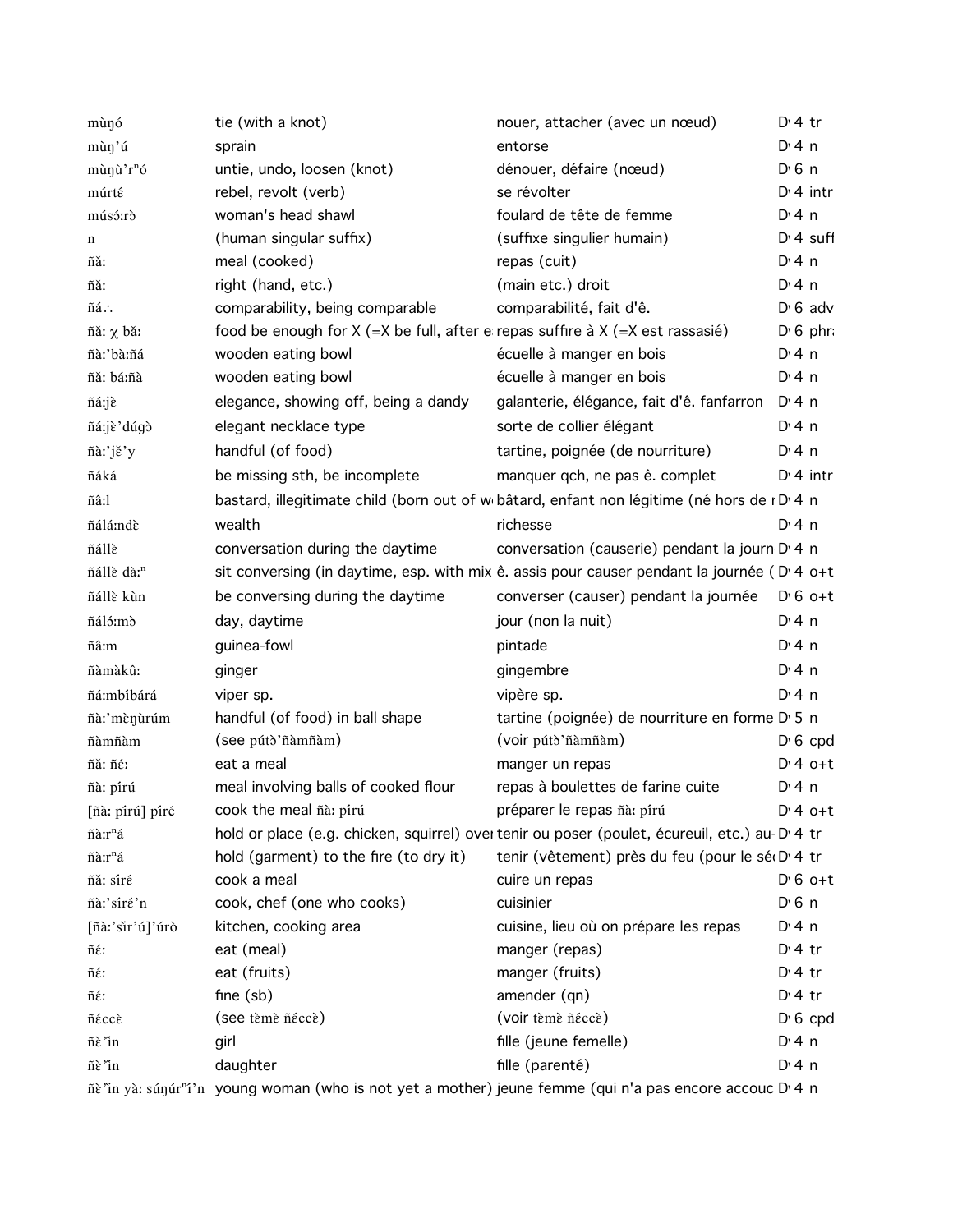| | | | |
|---|---|---|---|
| mùŋó | tie (with a knot) | nouer, attacher (avec un nœud) | D 4 tr |
| mùŋ'ú | sprain | entorse | D 4 n |
| mùŋù'rⁿó | untie, undo, loosen (knot) | dénouer, défaire (nœud) | D 6 n |
| múrtɛ́ | rebel, revolt (verb) | se révolter | D 4 intr |
| músɔ́ːrɔ̀ | woman's head shawl | foulard de tête de femme | D 4 n |
| n | (human singular suffix) | (suffixe singulier humain) | D 4 suff |
| ñǎː | meal (cooked) | repas (cuit) | D 4 n |
| ñǎː | right (hand, etc.) | (main etc.) droit | D 4 n |
| ñáː∴ | comparability, being comparable | comparabilité, fait d'ê. | D 6 adv |
| ñǎː χ bǎː | food be enough for X (=X be full, after e | repas suffire à X (=X est rassasié) | D 6 phra |
| ñàː'bàːñá | wooden eating bowl | écuelle à manger en bois | D 4 n |
| ñǎː báːñà | wooden eating bowl | écuelle à manger en bois | D 4 n |
| ñáːjè | elegance, showing off, being a dandy | galanterie, élégance, fait d'ê. fanfarron | D 4 n |
| ñáːjè'dúgɔ̀ | elegant necklace type | sorte de collier élégant | D 4 n |
| ñàː'jě'y | handful (of food) | tartine, poignée (de nourriture) | D 4 n |
| ñáká | be missing sth, be incomplete | manquer qch, ne pas ê. complet | D 4 intr |
| ñâːl | bastard, illegitimate child (born out of w | bâtard, enfant non légitime (né hors de r | D 4 n |
| ñáláːndè | wealth | richesse | D 4 n |
| ñállè | conversation during the daytime | conversation (causerie) pendant la journ | D 4 n |
| ñállè dàːⁿ | sit conversing (in daytime, esp. with mix | ê. assis pour causer pendant la journée ( | D 4 o+t |
| ñállè kùn | be conversing during the daytime | converser (causer) pendant la journée | D 6 o+t |
| ñálɔ́ːmɔ̀ | day, daytime | jour (non la nuit) | D 4 n |
| ñâːm | guinea-fowl | pintade | D 4 n |
| ñàmàkûː | ginger | gingembre | D 4 n |
| ñáːmbíbárá | viper sp. | vipère sp. | D 4 n |
| ñàː'mɛ̀ŋùrúm | handful (of food) in ball shape | tartine (poignée) de nourriture en forme | D 5 n |
| ñàmñàm | (see pútɔ̀'ñàmñàm) | (voir pútɔ̀'ñàmñàm) | D 6 cpd |
| ñǎː ñéː | eat a meal | manger un repas | D 4 o+t |
| ñàː pírú | meal involving balls of cooked flour | repas à boulettes de farine cuite | D 4 n |
| [ñàː pírú] píré | cook the meal ñàː pírú | préparer le repas ñàː pírú | D 4 o+t |
| ñàːrⁿá | hold or place (e.g. chicken, squirrel) over | tenir ou poser (poulet, écureuil, etc.) au- | D 4 tr |
| ñàːrⁿá | hold (garment) to the fire (to dry it) | tenir (vêtement) près du feu (pour le séc | D 4 tr |
| ñǎː sírɛ́ | cook a meal | cuire un repas | D 6 o+t |
| ñàː'sírɛ́'n | cook, chef (one who cooks) | cuisinier | D 6 n |
| [ñàː'sı̀r'ú]'úrò | kitchen, cooking area | cuisine, lieu où on prépare les repas | D 4 n |
| ñéː | eat (meal) | manger (repas) | D 4 tr |
| ñéː | eat (fruits) | manger (fruits) | D 4 tr |
| ñéː | fine (sb) | amender (qn) | D 4 tr |
| ñɛ́ccɛ̀ | (see tɛ̀mɛ̀ ñɛ́ccɛ̀) | (voir tɛ̀mɛ̀ ñɛ́ccɛ̀) | D 6 cpd |
| ñè'ı̏n | girl | fille (jeune femelle) | D 4 n |
| ñè'ı̏n | daughter | fille (parenté) | D 4 n |
| ñè'ı̏n yàː súŋúrⁿí'n | young woman (who is not yet a mother) | jeune femme (qui n'a pas encore accouc | D 4 n |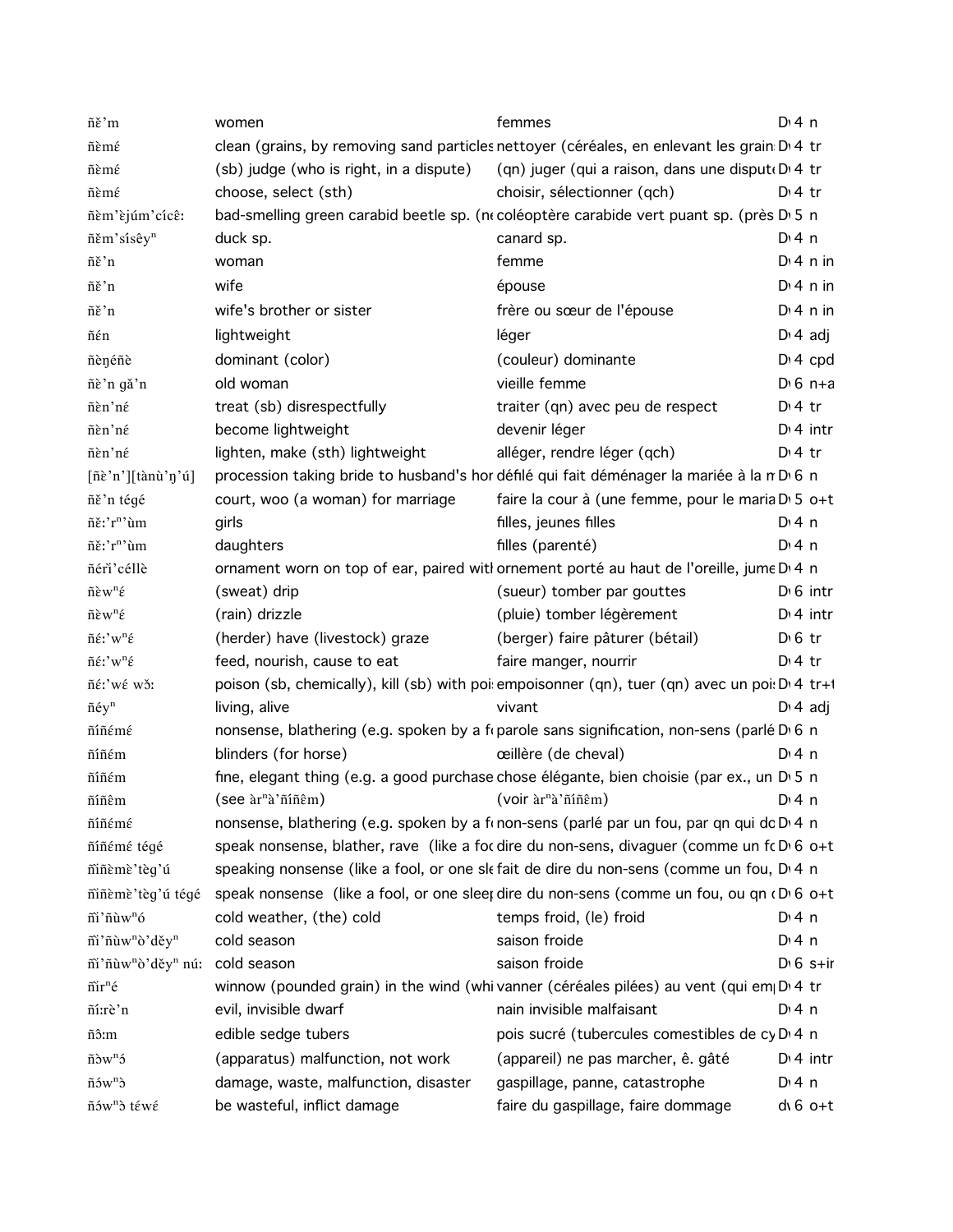| | | | |
|---|---|---|---|
| ñɛ̌ʼm | women | femmes | D 4 n |
| ñèmɛ́ | clean (grains, by removing sand particles | nettoyer (céréales, en enlevant les grain | D 4 tr |
| ñèmɛ́ | (sb) judge (who is right, in a dispute) | (qn) juger (qui a raison, dans une disput | D 4 tr |
| ñèmɛ́ | choose, select (sth) | choisir, sélectionner (qch) | D 4 tr |
| ñèmʼɛ̀júmʼcícê: | bad-smelling green carabid beetle sp. (n | coléoptère carabide vert puant sp. (près | D 5 n |
| ñɛ̌mʼsísêyⁿ | duck sp. | canard sp. | D 4 n |
| ñɛ̌ʼn | woman | femme | D 4 n in |
| ñɛ̌ʼn | wife | épouse | D 4 n in |
| ñɛ̌ʼn | wife's brother or sister | frère ou sœur de l'épouse | D 4 n in |
| ñɛ́n | lightweight | léger | D 4 adj |
| ñèŋéñè | dominant (color) | (couleur) dominante | D 4 cpd |
| ñɛ̀ʼn gǎʼn | old woman | vieille femme | D 6 n+a |
| ñènʼnɛ́ | treat (sb) disrespectfully | traiter (qn) avec peu de respect | D 4 tr |
| ñènʼnɛ́ | become lightweight | devenir léger | D 4 intr |
| ñènʼnɛ́ | lighten, make (sth) lightweight | alléger, rendre léger (qch) | D 4 tr |
| [ñɛ̀ʼn][tànùʼŋʼú] | procession taking bride to husband's hor | défilé qui fait déménager la mariée à la n | D 6 n |
| ñɛ̌ʼn tégé | court, woo (a woman) for marriage | faire la cour à (une femme, pour le maria | D 5 o+t |
| ñɛ̌:ʼrⁿʼùm | girls | filles, jeunes filles | D 4 n |
| ñɛ̌:ʼrⁿʼùm | daughters | filles (parenté) | D 4 n |
| ñéřìʼcéllè | ornament worn on top of ear, paired witl | ornement porté au haut de l'oreille, jume | D 4 n |
| ñèwⁿɛ́ | (sweat) drip | (sueur) tomber par gouttes | D 6 intr |
| ñèwⁿɛ́ | (rain) drizzle | (pluie) tomber légèrement | D 4 intr |
| ñɛ́:ʼwⁿɛ́ | (herder) have (livestock) graze | (berger) faire pâturer (bétail) | D 6 tr |
| ñɛ́:ʼwⁿɛ́ | feed, nourish, cause to eat | faire manger, nourrir | D 4 tr |
| ñɛ́:ʼwɛ́ wɔ̌: | poison (sb, chemically), kill (sb) with poi | empoisonner (qn), tuer (qn) avec un poi | D 4 tr+ |
| ñéyⁿ | living, alive | vivant | D 4 adj |
| ñíñémɛ́ | nonsense, blathering (e.g. spoken by a f | parole sans signification, non-sens (parlé | D 6 n |
| ñíñém | blinders (for horse) | œillère (de cheval) | D 4 n |
| ñíñém | fine, elegant thing (e.g. a good purchase | chose élégante, bien choisie (par ex., un | D 5 n |
| ñíñêm | (see àrⁿàʼñíñêm) | (voir àrⁿàʼñíñêm) | D 4 n |
| ñíñémɛ́ | nonsense, blathering (e.g. spoken by a f | non-sens (parlé par un fou, par qn qui do | D 4 n |
| ñíñémɛ́ tégé | speak nonsense, blather, rave (like a foc | dire du non-sens, divaguer (comme un fo | D 6 o+t |
| ñìñèmèʼtègʼú | speaking nonsense (like a fool, or one sle | fait de dire du non-sens (comme un fou, | D 4 n |
| ñìñèmèʼtègʼú tégé | speak nonsense (like a fool, or one sleep | dire du non-sens (comme un fou, ou qn | D 6 o+t |
| ñìʼñùwⁿó | cold weather, (the) cold | temps froid, (le) froid | D 4 n |
| ñìʼñùwⁿòʼděyⁿ | cold season | saison froide | D 4 n |
| ñìʼñùwⁿòʼděyⁿ nú: | cold season | saison froide | D 6 s+ir |
| ñírⁿɛ́ | winnow (pounded grain) in the wind (whi | vanner (céréales pilées) au vent (qui em | D 4 tr |
| ñí:rèʼn | evil, invisible dwarf | nain invisible malfaisant | D 4 n |
| ñɔ̂:m | edible sedge tubers | pois sucré (tubercules comestibles de cy | D 4 n |
| ñɔ̀wⁿɔ́ | (apparatus) malfunction, not work | (appareil) ne pas marcher, ê. gâté | D 4 intr |
| ñɔ́wⁿɔ̀ | damage, waste, malfunction, disaster | gaspillage, panne, catastrophe | D 4 n |
| ñɔ́wⁿɔ̀ téwɛ́ | be wasteful, inflict damage | faire du gaspillage, faire dommage | d 6 o+t |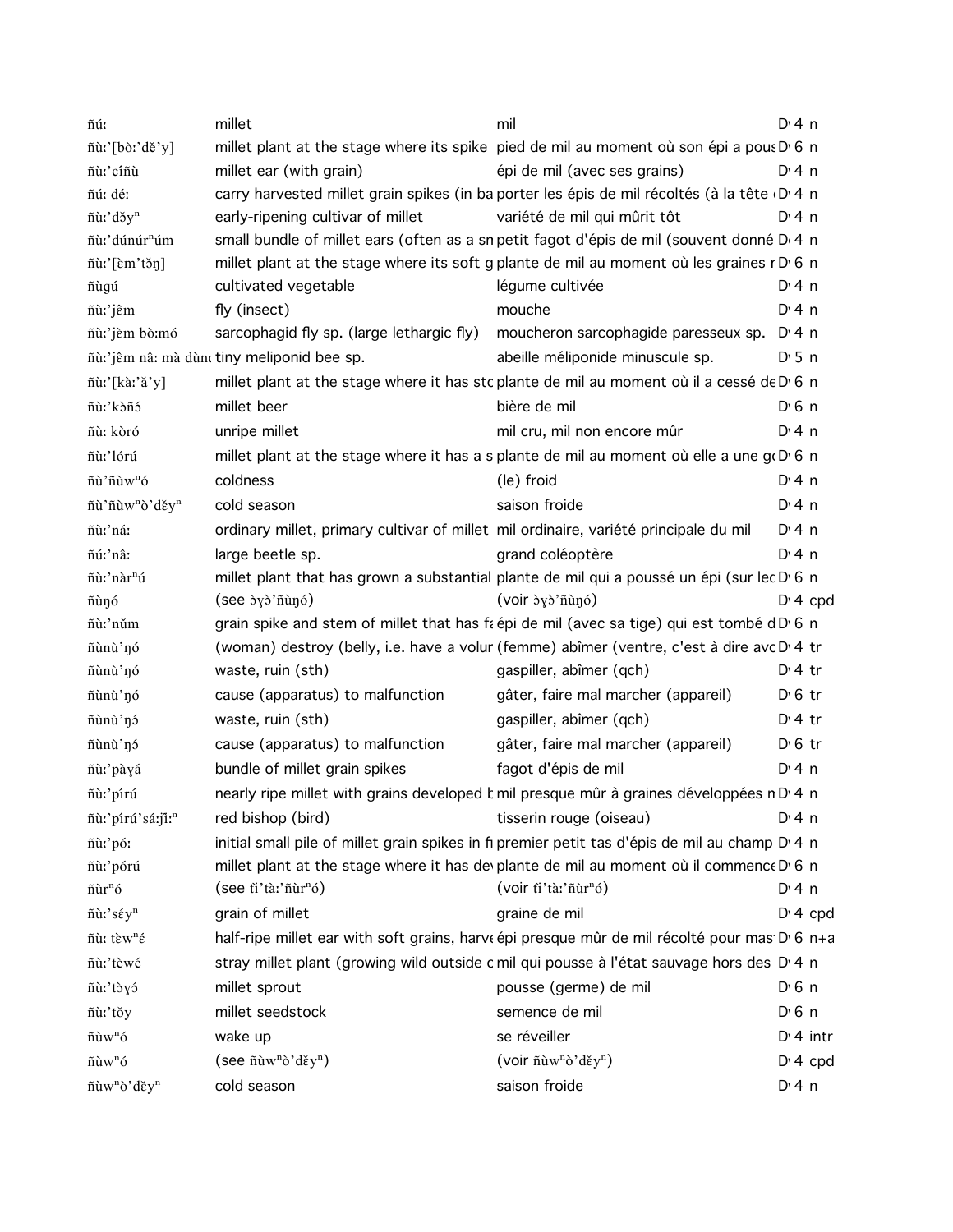| | | | | |
|---|---|---|---|---|
| ñú: | millet | mil | D 4 | n |
| ñù:'[bò:'dě'y] | millet plant at the stage where its spike | pied de mil au moment où son épi a pous | D 6 | n |
| ñù:'cíñù | millet ear (with grain) | épi de mil (avec ses grains) | D 4 | n |
| ñú: dé: | carry harvested millet grain spikes (in ba | porter les épis de mil récoltés (à la tête | D 4 | n |
| ñù:'dǒyⁿ | early-ripening cultivar of millet | variété de mil qui mûrit tôt | D 4 | n |
| ñù:'dúnúrⁿúm | small bundle of millet ears (often as a sn | petit fagot d'épis de mil (souvent donné | D 4 | n |
| ñù:'[èm'tǒŋ] | millet plant at the stage where its soft g | plante de mil au moment où les graines r | D 6 | n |
| ñùgú | cultivated vegetable | légume cultivée | D 4 | n |
| ñù:'jêm | fly (insect) | mouche | D 4 | n |
| ñù:'jèm bò:mó | sarcophagid fly sp. (large lethargic fly) | moucheron sarcophagide paresseux sp. | D 4 | n |
| ñù:'jêm nâ: mà dùn | tiny meliponid bee sp. | abeille méliponide minuscule sp. | D 5 | n |
| ñù:'[kà:'ǎ'y] | millet plant at the stage where it has sto | plante de mil au moment où il a cessé de | D 6 | n |
| ñù:'kɔ̀ñɔ́ | millet beer | bière de mil | D 6 | n |
| ñù: kòró | unripe millet | mil cru, mil non encore mûr | D 4 | n |
| ñù:'lórú | millet plant at the stage where it has a s | plante de mil au moment où elle a une g | D 6 | n |
| ñù'ñùwⁿó | coldness | (le) froid | D 4 | n |
| ñù'ñùwⁿò'děyⁿ | cold season | saison froide | D 4 | n |
| ñù:'ná: | ordinary millet, primary cultivar of millet | mil ordinaire, variété principale du mil | D 4 | n |
| ñú:'nâ: | large beetle sp. | grand coléoptère | D 4 | n |
| ñù:'nàrⁿú | millet plant that has grown a substantial | plante de mil qui a poussé un épi (sur le | D 6 | n |
| ñùŋó | (see ɔ̀ɣɔ̀'ñùŋó) | (voir ɔ̀ɣɔ̀'ñùŋó) | D 4 | cpd |
| ñù:'nǔm | grain spike and stem of millet that has fa | épi de mil (avec sa tige) qui est tombé d | D 6 | n |
| ñùnù'ŋó | (woman) destroy (belly, i.e. have a volur | (femme) abîmer (ventre, c'est à dire avo | D 4 | tr |
| ñùnù'ŋó | waste, ruin (sth) | gaspiller, abîmer (qch) | D 4 | tr |
| ñùnù'ŋó | cause (apparatus) to malfunction | gâter, faire mal marcher (appareil) | D 6 | tr |
| ñùnù'ŋɔ́ | waste, ruin (sth) | gaspiller, abîmer (qch) | D 4 | tr |
| ñùnù'ŋɔ́ | cause (apparatus) to malfunction | gâter, faire mal marcher (appareil) | D 6 | tr |
| ñù:'pàɣá | bundle of millet grain spikes | fagot d'épis de mil | D 4 | n |
| ñù:'pírú | nearly ripe millet with grains developed b | mil presque mûr à graines développées n | D 4 | n |
| ñù:'pírú'sá:jĭ:ⁿ | red bishop (bird) | tisserin rouge (oiseau) | D 4 | n |
| ñù:'pó: | initial small pile of millet grain spikes in fi | premier petit tas d'épis de mil au champ | D 4 | n |
| ñù:'pórú | millet plant at the stage where it has dev | plante de mil au moment où il commence | D 6 | n |
| ñùrⁿó | (see tĭ'tà:'ñùrⁿó) | (voir tĭ'tà:'ñùrⁿó) | D 4 | n |
| ñù:'séyⁿ | grain of millet | graine de mil | D 4 | cpd |
| ñù: tèwⁿɛ́ | half-ripe millet ear with soft grains, harve | épi presque mûr de mil récolté pour mas | D 6 | n+a |
| ñù:'tèwé | stray millet plant (growing wild outside c | mil qui pousse à l'état sauvage hors des | D 4 | n |
| ñù:'tɔ̀ɣɔ́ | millet sprout | pousse (germe) de mil | D 6 | n |
| ñù:'tǒy | millet seedstock | semence de mil | D 6 | n |
| ñùwⁿó | wake up | se réveiller | D 4 | intr |
| ñùwⁿó | (see ñùwⁿò'děyⁿ) | (voir ñùwⁿò'děyⁿ) | D 4 | cpd |
| ñùwⁿò'děyⁿ | cold season | saison froide | D 4 | n |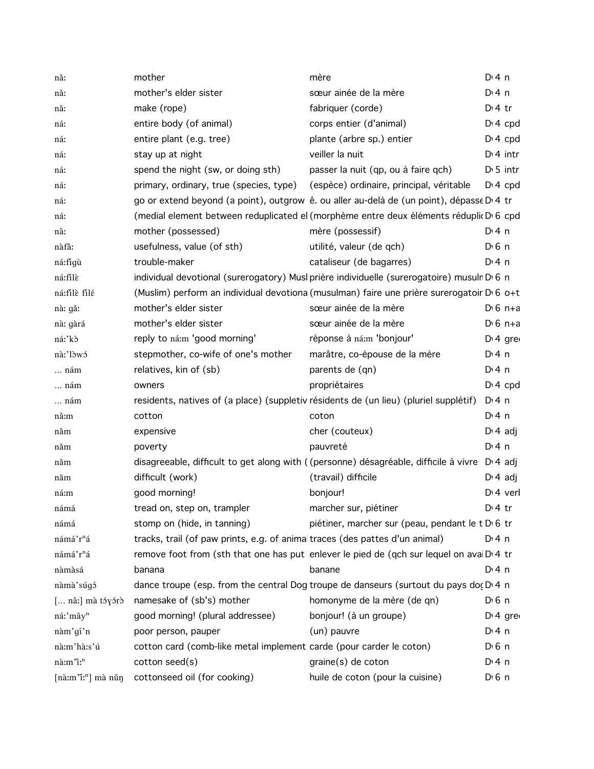| | | | |
|---|---|---|---|
| nǎ: | mother | mère | D 4 n |
| nǎ: | mother's elder sister | sœur ainée de la mère | D 4 n |
| nǎ: | make (rope) | fabriquer (corde) | D 4 tr |
| ná: | entire body (of animal) | corps entier (d'animal) | D 4 cpd |
| ná: | entire plant (e.g. tree) | plante (arbre sp.) entier | D 4 cpd |
| ná: | stay up at night | veiller la nuit | D 4 intr |
| ná: | spend the night (sw, or doing sth) | passer la nuit (qp, ou à faire qch) | D 5 intr |
| ná: | primary, ordinary, true (species, type) | (espèce) ordinaire, principal, véritable | D 4 cpd |
| ná: | go or extend beyond (a point), outgrow | ê. ou aller au-delà de (un point), dépasse | D 4 tr |
| ná: | (medial element between reduplicated el | (morphème entre deux éléments répliq | D 6 cpd |
| nâ: | mother (possessed) | mère (possessif) | D 4 n |
| nàfâ: | usefulness, value (of sth) | utilité, valeur (de qch) | D 6 n |
| ná:fìgù | trouble-maker | cataliseur (de bagarres) | D 4 n |
| ná:fìlɛ̀ | individual devotional (surerogatory) Musl | prière individuelle (surerogatoire) musulm | D 6 n |
| ná:fìlɛ̀ fìlɛ́ | (Muslim) perform an individual devotiona | (musulman) faire une prière surerogatoir | D 6 o+t |
| nà: gǎ: | mother's elder sister | sœur ainée de la mère | D 6 n+a |
| nà: gàrá | mother's elder sister | sœur ainée de la mère | D 6 n+a |
| ná:'kɔ̀ | reply to ná:m 'good morning' | réponse à ná:m 'bonjour' | D 4 gre |
| nà:'lɔ̀wɔ́ | stepmother, co-wife of one's mother | marâtre, co-épouse de la mère | D 4 n |
| … nám | relatives, kin of (sb) | parents de (qn) | D 4 n |
| … nám | owners | propriétaires | D 4 cpd |
| … nám | residents, natives of (a place) (suppletiv | résidents de (un lieu) (pluriel supplétif) | D 4 n |
| nǎ:m | cotton | coton | D 4 n |
| nǎm | expensive | cher (couteux) | D 4 adj |
| nǎm | poverty | pauvreté | D 4 n |
| nǎm | disagreeable, difficult to get along with ( | (personne) désagréable, difficile à vivre | D 4 adj |
| nǎm | difficult (work) | (travail) difficile | D 4 adj |
| ná:m | good morning! | bonjour! | D 4 verl |
| námá | tread on, step on, trampler | marcher sur, piétiner | D 4 tr |
| námá | stomp on (hide, in tanning) | piétiner, marcher sur (peau, pendant le t | D 6 tr |
| námá'rⁿá | tracks, trail (of paw prints, e.g. of anima | traces (des pattes d'un animal) | D 4 n |
| námá'rⁿá | remove foot from (sth that one has put | enlever le pied de (qch sur lequel on ava | D 4 tr |
| nàmàsá | banana | banane | D 4 n |
| nàmà'súgɔ́ | dance troupe (esp. from the central Dog | troupe de danseurs (surtout du pays do | D 4 n |
| [… nâ:] mà tɔ́ɣɔ́rɔ̀ | namesake of (sb's) mother | homonyme de la mère (de qn) | D 6 n |
| ná:'mâyⁿ | good morning! (plural addressee) | bonjour! (à un groupe) | D 4 gre |
| nàm'gí'n | poor person, pauper | (un) pauvre | D 4 n |
| nà:m'hà:s'ú | cotton card (comb-like metal implement | carde (pour carder le coton) | D 6 n |
| nà:m'ì:ⁿ | cotton seed(s) | graine(s) de coton | D 4 n |
| [nà:m'ì:ⁿ] mà nǔŋ | cottonseed oil (for cooking) | huile de coton (pour la cuisine) | D 6 n |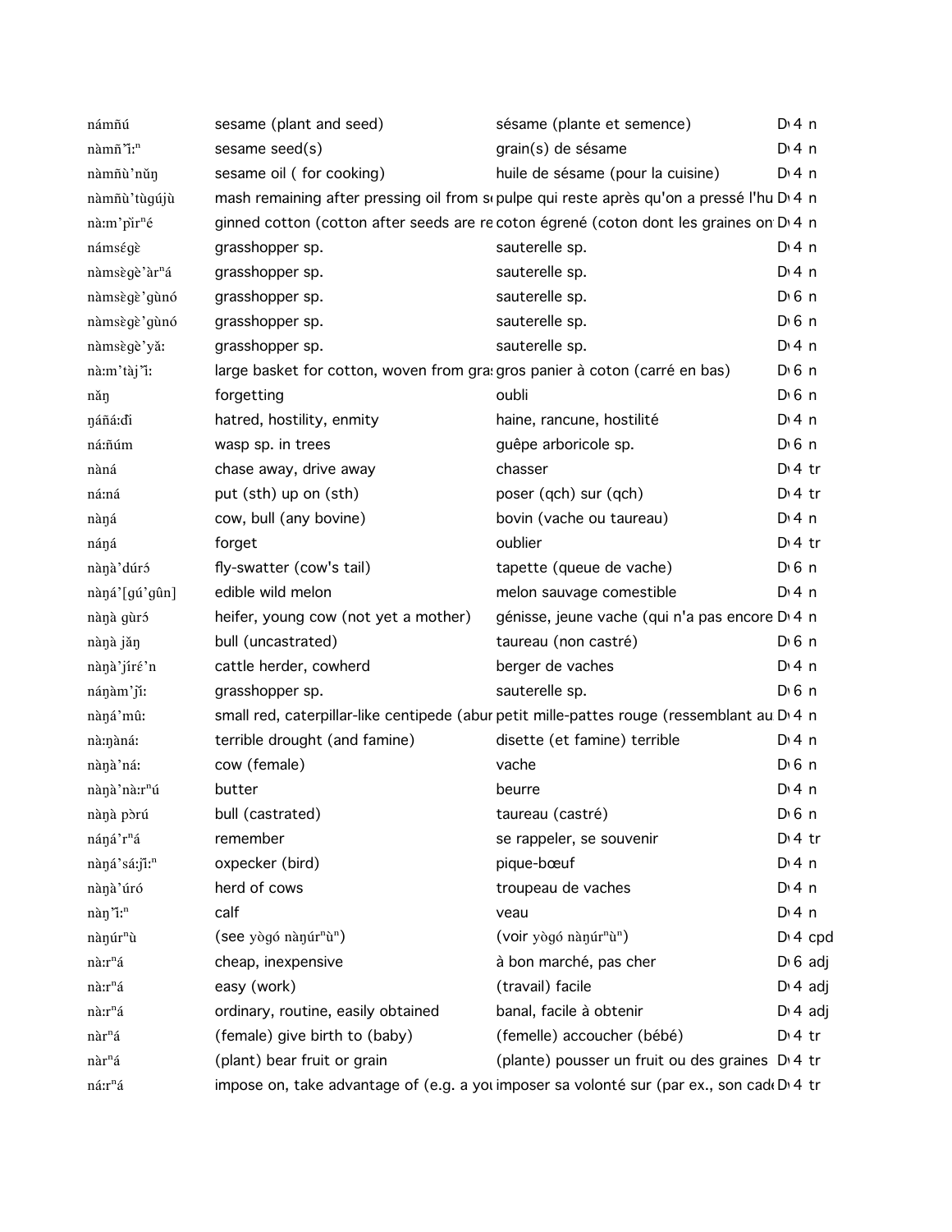| | | | |
|---|---|---|---|
| námñú | sesame (plant and seed) | sésame (plante et semence) | D 4 n |
| nàmñ'ǐːⁿ | sesame seed(s) | grain(s) de sésame | D 4 n |
| nàmñù'nǔŋ | sesame oil ( for cooking) | huile de sésame (pour la cuisine) | D 4 n |
| nàmñù'tùgújù | mash remaining after pressing oil from s | pulpe qui reste après qu'on a pressé l'hu | D 4 n |
| nàːm'pǐrⁿé | ginned cotton (cotton after seeds are re | coton égrené (coton dont les graines on | D 4 n |
| námségè | grasshopper sp. | sauterelle sp. | D 4 n |
| nàmsègè'àrⁿá | grasshopper sp. | sauterelle sp. | D 4 n |
| nàmsègè'gùnó | grasshopper sp. | sauterelle sp. | D 6 n |
| nàmsègè'gùnó | grasshopper sp. | sauterelle sp. | D 6 n |
| nàmsègè'yǎː | grasshopper sp. | sauterelle sp. | D 4 n |
| nàːm'tàj'ǐː | large basket for cotton, woven from gras | gros panier à coton (carré en bas) | D 6 n |
| nǎŋ | forgetting | oubli | D 6 n |
| ŋáñáːđì | hatred, hostility, enmity | haine, rancune, hostilité | D 4 n |
| náːñúm | wasp sp. in trees | guêpe arboricole sp. | D 6 n |
| nàná | chase away, drive away | chasser | D 4 tr |
| náːná | put (sth) up on (sth) | poser (qch) sur (qch) | D 4 tr |
| nàŋá | cow, bull (any bovine) | bovin (vache ou taureau) | D 4 n |
| náŋá | forget | oublier | D 4 tr |
| nàŋà'dúrɔ́ | fly-swatter (cow's tail) | tapette (queue de vache) | D 6 n |
| nàŋá'[gú'gûn] | edible wild melon | melon sauvage comestible | D 4 n |
| nàŋà gùrɔ́ | heifer, young cow (not yet a mother) | génisse, jeune vache (qui n'a pas encore | D 4 n |
| nàŋà jǎŋ | bull (uncastrated) | taureau (non castré) | D 6 n |
| nàŋà'jíré'n | cattle herder, cowherd | berger de vaches | D 4 n |
| náŋàm'jǐː | grasshopper sp. | sauterelle sp. | D 6 n |
| nàŋá'mûː | small red, caterpillar-like centipede (abur | petit mille-pattes rouge (ressemblant au | D 4 n |
| nàːŋàná: | terrible drought (and famine) | disette (et famine) terrible | D 4 n |
| nàŋà'náː | cow (female) | vache | D 6 n |
| nàŋà'nàːrⁿú | butter | beurre | D 4 n |
| nàŋà pɔ̀rú | bull (castrated) | taureau (castré) | D 6 n |
| náŋá'rⁿá | remember | se rappeler, se souvenir | D 4 tr |
| nàŋá'sáːjǐːⁿ | oxpecker (bird) | pique-bœuf | D 4 n |
| nàŋà'úró | herd of cows | troupeau de vaches | D 4 n |
| nàŋ'ǐːⁿ | calf | veau | D 4 n |
| nàŋúrⁿù | (see yɔ̀gó nàŋúrⁿùⁿ) | (voir yɔ̀gó nàŋúrⁿùⁿ) | D 4 cpd |
| nàːrⁿá | cheap, inexpensive | à bon marché, pas cher | D 6 adj |
| nàːrⁿá | easy (work) | (travail) facile | D 4 adj |
| nàːrⁿá | ordinary, routine, easily obtained | banal, facile à obtenir | D 4 adj |
| nàrⁿá | (female) give birth to (baby) | (femelle) accoucher (bébé) | D 4 tr |
| nàrⁿá | (plant) bear fruit or grain | (plante) pousser un fruit ou des graines | D 4 tr |
| náːrⁿá | impose on, take advantage of (e.g. a you | imposer sa volonté sur (par ex., son cad | D 4 tr |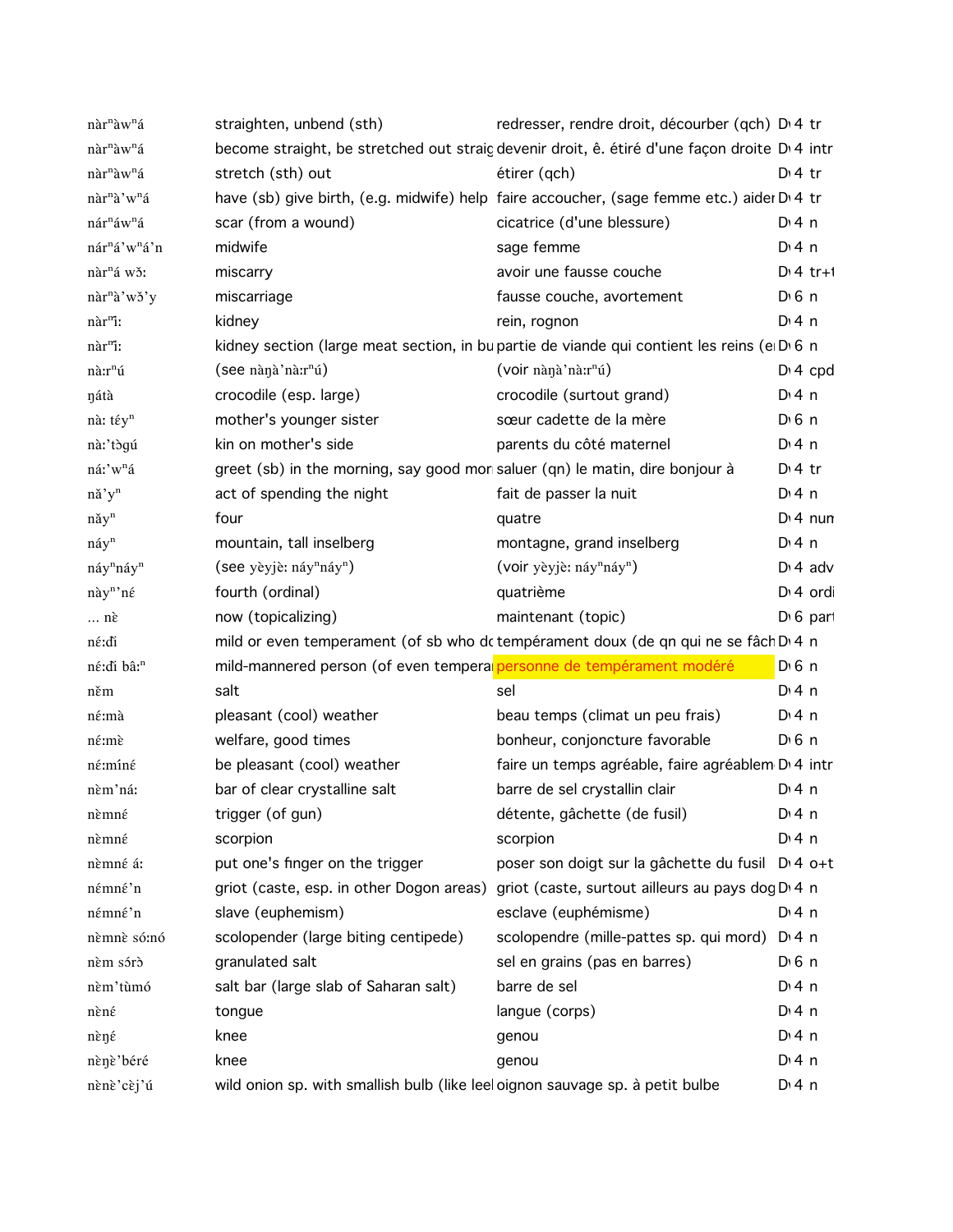| | | | | |
|---|---|---|---|---|
| nàrⁿàwⁿá | straighten, unbend (sth) | redresser, rendre droit, décourber (qch) | D 4 | tr |
| nàrⁿàwⁿá | become straight, be stretched out straig | devenir droit, ê. étiré d'une façon droite | D 4 | intr |
| nàrⁿàwⁿá | stretch (sth) out | étirer (qch) | D 4 | tr |
| nàrⁿà'wⁿá | have (sb) give birth, (e.g. midwife) help | faire accoucher, (sage femme etc.) aider | D 4 | tr |
| nárⁿáwⁿá | scar (from a wound) | cicatrice (d'une blessure) | D 4 | n |
| nárⁿá'wⁿá'n | midwife | sage femme | D 4 | n |
| nàrⁿá wɔ̌: | miscarry | avoir une fausse couche | D 4 | tr+ |
| nàrⁿà'wɔ̌'y | miscarriage | fausse couche, avortement | D 6 | n |
| nàrⁿī: | kidney | rein, rognon | D 4 | n |
| nàrⁿī: | kidney section (large meat section, in bu | partie de viande qui contient les reins (e | D 6 | n |
| nà:rⁿú | (see nàŋà'nà:rⁿú) | (voir nàŋà'nà:rⁿú) | D 4 | cpd |
| ŋátà | crocodile (esp. large) | crocodile (surtout grand) | D 4 | n |
| nà: téyⁿ | mother's younger sister | sœur cadette de la mère | D 6 | n |
| nà:'tɔ̀gú | kin on mother's side | parents du côté maternel | D 4 | n |
| ná:'wⁿá | greet (sb) in the morning, say good mor | saluer (qn) le matin, dire bonjour à | D 4 | tr |
| nǎ'yⁿ | act of spending the night | fait de passer la nuit | D 4 | n |
| nǎyⁿ | four | quatre | D 4 | nun |
| náyⁿ | mountain, tall inselberg | montagne, grand inselberg | D 4 | n |
| náyⁿnáyⁿ | (see yèyjè: náyⁿnáyⁿ) | (voir yèyjè: náyⁿnáyⁿ) | D 4 | adv |
| nàyⁿ'né | fourth (ordinal) | quatrième | D 4 | ordi |
| ... nè | now (topicalizing) | maintenant (topic) | D 6 | part |
| né:ɗì | mild or even temperament (of sb who do | tempérament doux (de qn qui ne se fâch | D 4 | n |
| né:ɗì bâ:ⁿ | mild-mannered person (of even tempera | personne de tempérament modéré | D 6 | n |
| něm | salt | sel | D 4 | n |
| né:mà | pleasant (cool) weather | beau temps (climat un peu frais) | D 4 | n |
| né:mɛ̀ | welfare, good times | bonheur, conjoncture favorable | D 6 | n |
| né:míné | be pleasant (cool) weather | faire un temps agréable, faire agréablem | D 4 | intr |
| nèm'ná: | bar of clear crystalline salt | barre de sel crystallin clair | D 4 | n |
| nèmné | trigger (of gun) | détente, gâchette (de fusil) | D 4 | n |
| nèmné | scorpion | scorpion | D 4 | n |
| nèmné á: | put one's finger on the trigger | poser son doigt sur la gâchette du fusil | D 4 | o+t |
| némné'n | griot (caste, esp. in other Dogon areas) | griot (caste, surtout ailleurs au pays dog | D 4 | n |
| némné'n | slave (euphemism) | esclave (euphémisme) | D 4 | n |
| nèmnè só:nó | scolopender (large biting centipede) | scolopendre (mille-pattes sp. qui mord) | D 4 | n |
| nèm sɔ́rɔ̀ | granulated salt | sel en grains (pas en barres) | D 6 | n |
| nèm'tùmó | salt bar (large slab of Saharan salt) | barre de sel | D 4 | n |
| nèné | tongue | langue (corps) | D 4 | n |
| nèŋé | knee | genou | D 4 | n |
| nèŋè'béré | knee | genou | D 4 | n |
| nènè'cɛ̀j'ú | wild onion sp. with smallish bulb (like leel | oignon sauvage sp. à petit bulbe | D 4 | n |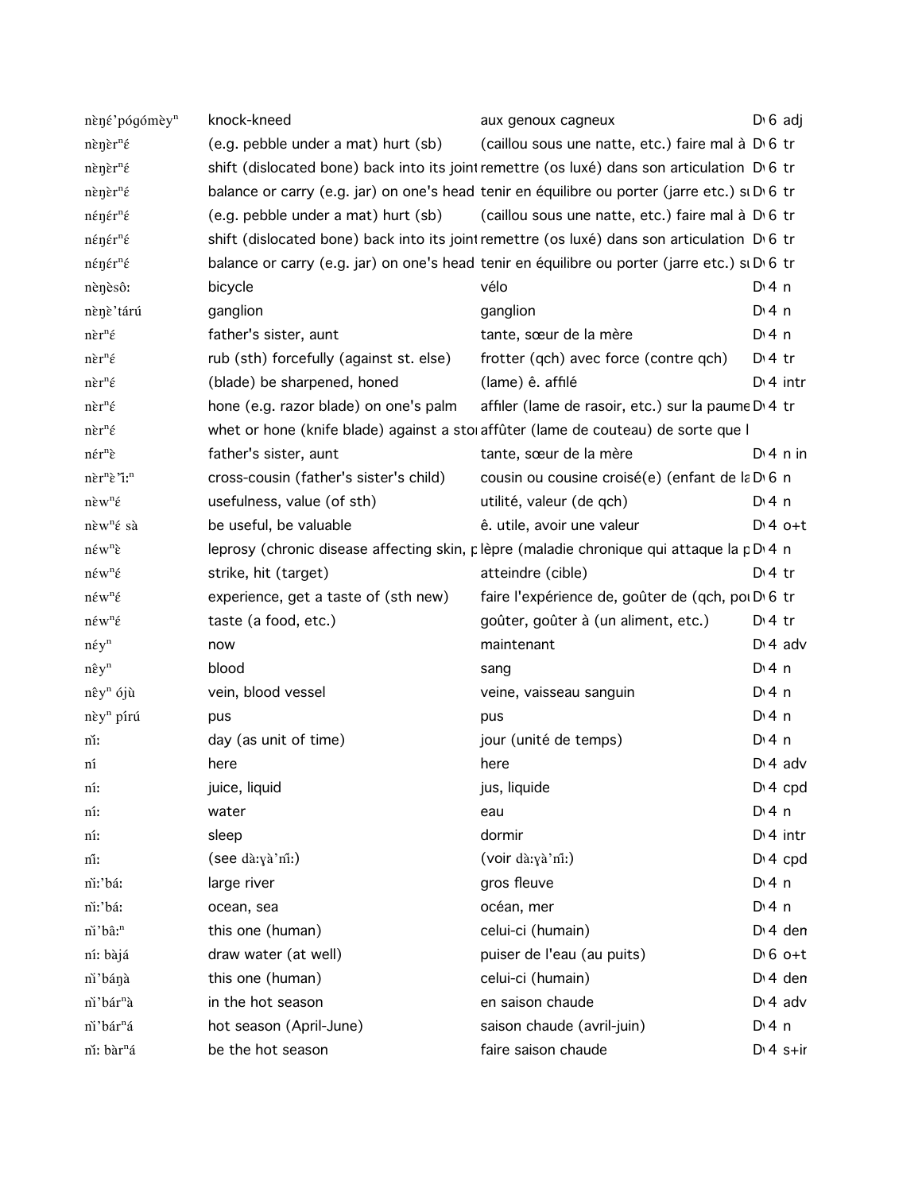| | | | |
|---|---|---|---|
| nèŋɛ́'pógómèyⁿ | knock-kneed | aux genoux cagneux | D 6 adj |
| nèŋèrⁿɛ́ | (e.g. pebble under a mat) hurt (sb) | (caillou sous une natte, etc.) faire mal à | D 6 tr |
| nèŋèrⁿɛ́ | shift (dislocated bone) back into its joint | remettre (os luxé) dans son articulation | D 6 tr |
| nèŋèrⁿɛ́ | balance or carry (e.g. jar) on one's head | tenir en équilibre ou porter (jarre etc.) su | D 6 tr |
| néŋérⁿɛ́ | (e.g. pebble under a mat) hurt (sb) | (caillou sous une natte, etc.) faire mal à | D 6 tr |
| néŋérⁿɛ́ | shift (dislocated bone) back into its joint | remettre (os luxé) dans son articulation | D 6 tr |
| néŋérⁿɛ́ | balance or carry (e.g. jar) on one's head | tenir en équilibre ou porter (jarre etc.) su | D 6 tr |
| nèŋèsô: | bicycle | vélo | D 4 n |
| nèŋè'tárú | ganglion | ganglion | D 4 n |
| nèrⁿɛ́ | father's sister, aunt | tante, sœur de la mère | D 4 n |
| nèrⁿɛ́ | rub (sth) forcefully (against st. else) | frotter (qch) avec force (contre qch) | D 4 tr |
| nèrⁿɛ́ | (blade) be sharpened, honed | (lame) ê. affilé | D 4 intr |
| nèrⁿɛ́ | hone (e.g. razor blade) on one's palm | affiler (lame de rasoir, etc.) sur la paume | D 4 tr |
| nèrⁿɛ́ | whet or hone (knife blade) against a stor | affûter (lame de couteau) de sorte que l | |
| nérⁿɛ̀ | father's sister, aunt | tante, sœur de la mère | D 4 n in |
| nèrⁿɛ̀'ǐ:ⁿ | cross-cousin (father's sister's child) | cousin ou cousine croisé(e) (enfant de la | D 6 n |
| nèwⁿɛ́ | usefulness, value (of sth) | utilité, valeur (de qch) | D 4 n |
| nèwⁿɛ́ sà | be useful, be valuable | ê. utile, avoir une valeur | D 4 o+t |
| néwⁿɛ̀ | leprosy (chronic disease affecting skin, p | lèpre (maladie chronique qui attaque la p | D 4 n |
| néwⁿɛ́ | strike, hit (target) | atteindre (cible) | D 4 tr |
| néwⁿɛ́ | experience, get a taste of (sth new) | faire l'expérience de, goûter de (qch, pou | D 6 tr |
| néwⁿɛ́ | taste (a food, etc.) | goûter, goûter à (un aliment, etc.) | D 4 tr |
| néyⁿ | now | maintenant | D 4 adv |
| nêyⁿ | blood | sang | D 4 n |
| nêyⁿ ójù | vein, blood vessel | veine, vaisseau sanguin | D 4 n |
| nèyⁿ pírú | pus | pus | D 4 n |
| nǐ: | day (as unit of time) | jour (unité de temps) | D 4 n |
| ní | here | here | D 4 adv |
| ní: | juice, liquid | jus, liquide | D 4 cpd |
| ní: | water | eau | D 4 n |
| ní: | sleep | dormir | D 4 intr |
| nǐ: | (see dà:ɣà'nǐ:) | (voir dà:ɣà'nǐ:) | D 4 cpd |
| nì:'bá: | large river | gros fleuve | D 4 n |
| nì:'bá: | ocean, sea | océan, mer | D 4 n |
| nì'bâ:ⁿ | this one (human) | celui-ci (humain) | D 4 den |
| ní: bàjá | draw water (at well) | puiser de l'eau (au puits) | D 6 o+t |
| nì'báŋà | this one (human) | celui-ci (humain) | D 4 den |
| nì'bárⁿà | in the hot season | en saison chaude | D 4 adv |
| nì'bárⁿá | hot season (April-June) | saison chaude (avril-juin) | D 4 n |
| nǐ: bàrⁿá | be the hot season | faire saison chaude | D 4 s+ir |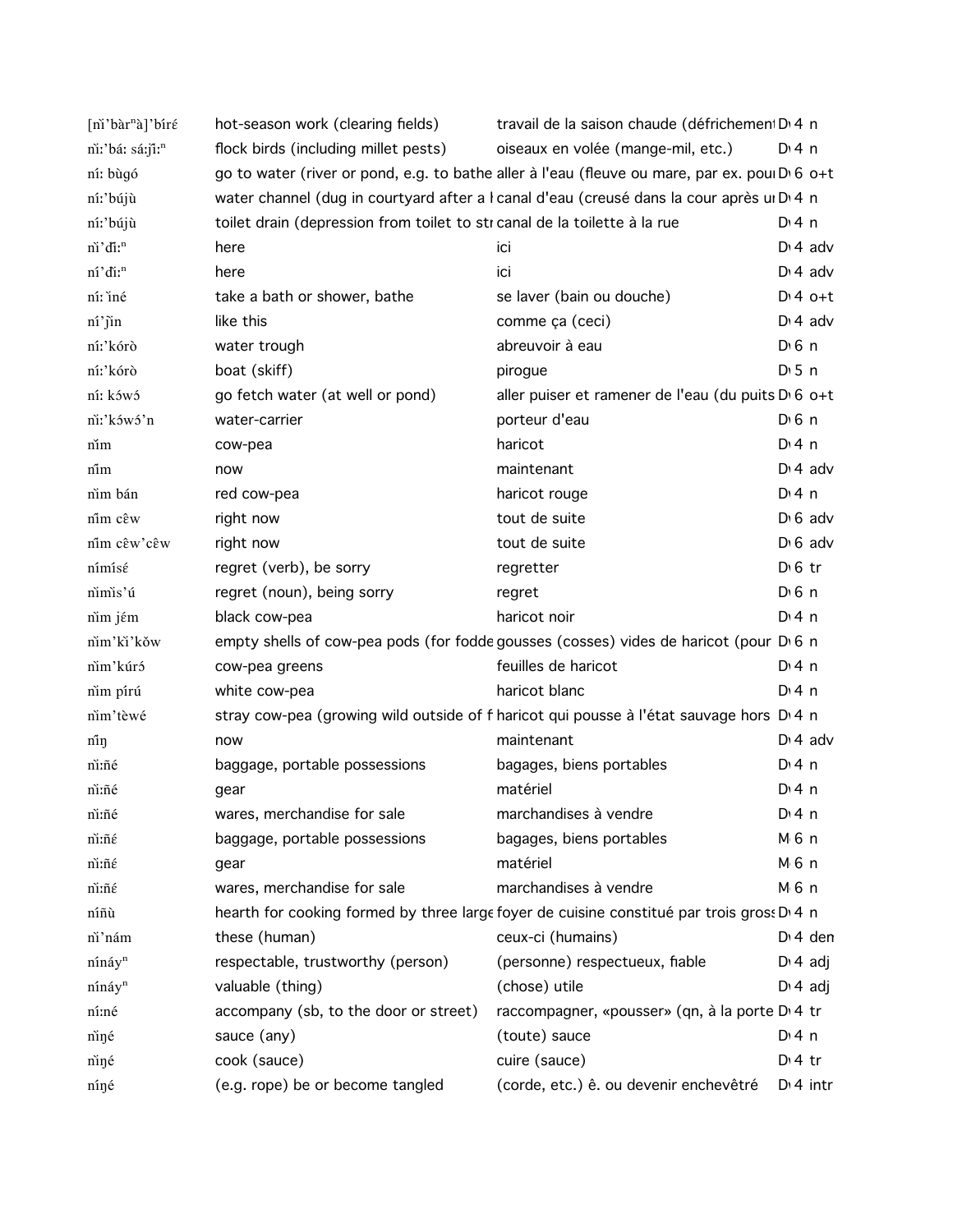| | | | | |
|---|---|---|---|---|
| [nì'bàrⁿà]'bíré | hot-season work (clearing fields) | travail de la saison chaude (défrichement | D 4 | n |
| nì:'bá: sá:jì:ⁿ | flock birds (including millet pests) | oiseaux en volée (mange-mil, etc.) | D 4 | n |
| ní: bùgó | go to water (river or pond, e.g. to bathe | aller à l'eau (fleuve ou mare, par ex. pour | D 6 | o+t |
| ní:'búјù | water channel (dug in courtyard after a | canal d'eau (creusé dans la cour après un | D 4 | n |
| ní:'búјù | toilet drain (depression from toilet to st | canal de la toilette à la rue | D 4 | n |
| nì'ɗì:ⁿ | here | ici | D 4 | adv |
| ní'ɗì:ⁿ | here | ici | D 4 | adv |
| ní: ìné | take a bath or shower, bathe | se laver (bain ou douche) | D 4 | o+t |
| ní'jìn | like this | comme ça (ceci) | D 4 | adv |
| ní:'kórò | water trough | abreuvoir à eau | D 6 | n |
| ní:'kórò | boat (skiff) | pirogue | D 5 | n |
| ní: kɔ́wɔ́ | go fetch water (at well or pond) | aller puiser et ramener de l'eau (du puits | D 6 | o+t |
| nì:'kɔ́wɔ́'n | water-carrier | porteur d'eau | D 6 | n |
| nǐm | cow-pea | haricot | D 4 | n |
| nǐm | now | maintenant | D 4 | adv |
| nìm bán | red cow-pea | haricot rouge | D 4 | n |
| nǐm cêw | right now | tout de suite | D 6 | adv |
| nǐm cêw'cêw | right now | tout de suite | D 6 | adv |
| nímísɛ́ | regret (verb), be sorry | regretter | D 6 | tr |
| nìmìs'ú | regret (noun), being sorry | regret | D 6 | n |
| nìm jɛ́m | black cow-pea | haricot noir | D 4 | n |
| nìm'kì'kǒw | empty shells of cow-pea pods (for fodde | gousses (cosses) vides de haricot (pour | D 6 | n |
| nìm'kúrɔ́ | cow-pea greens | feuilles de haricot | D 4 | n |
| nìm pírú | white cow-pea | haricot blanc | D 4 | n |
| nìm'tèwé | stray cow-pea (growing wild outside of f | haricot qui pousse à l'état sauvage hors | D 4 | n |
| nǐŋ | now | maintenant | D 4 | adv |
| nì:ñé | baggage, portable possessions | bagages, biens portables | D 4 | n |
| nì:ñé | gear | matériel | D 4 | n |
| nì:ñé | wares, merchandise for sale | marchandises à vendre | D 4 | n |
| nì:ñɛ́ | baggage, portable possessions | bagages, biens portables | M 6 | n |
| nì:ñɛ́ | gear | matériel | M 6 | n |
| nì:ñɛ́ | wares, merchandise for sale | marchandises à vendre | M 6 | n |
| níñù | hearth for cooking formed by three large | foyer de cuisine constitué par trois gross | D 4 | n |
| nì'nám | these (human) | ceux-ci (humains) | D 4 | dem |
| nínáyⁿ | respectable, trustworthy (person) | (personne) respectueux, fiable | D 4 | adj |
| nínáyⁿ | valuable (thing) | (chose) utile | D 4 | adj |
| ní:né | accompany (sb, to the door or street) | raccompagner, «pousser» (qn, à la porte | D 4 | tr |
| nìŋé | sauce (any) | (toute) sauce | D 4 | n |
| nìŋé | cook (sauce) | cuire (sauce) | D 4 | tr |
| níŋé | (e.g. rope) be or become tangled | (corde, etc.) ê. ou devenir enchevêtré | D 4 | intr |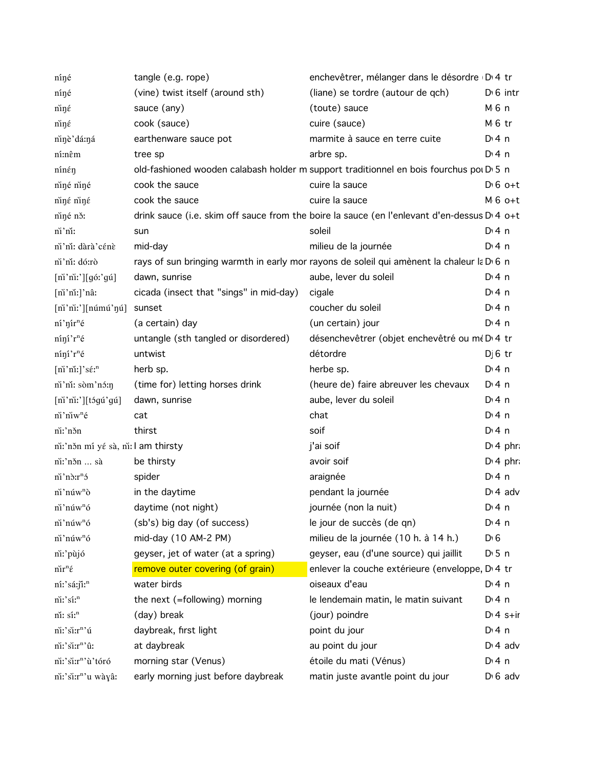| | | | | |
|---|---|---|---|---|
| níŋé | tangle (e.g. rope) | enchevêtrer, mélanger dans le désordre | D 4 | tr |
| níŋé | (vine) twist itself (around sth) | (liane) se tordre (autour de qch) | D 6 | intr |
| nǐŋɛ́ | sauce (any) | (toute) sauce | M 6 | n |
| nǐŋɛ́ | cook (sauce) | cuire (sauce) | M 6 | tr |
| nǐŋè'dá:ŋá | earthenware sauce pot | marmite à sauce en terre cuite | D 4 | n |
| ní:nêm | tree sp | arbre sp. | D 4 | n |
| nínɛ́ŋ | old-fashioned wooden calabash holder m | support traditionnel en bois fourchus pou | D 5 | n |
| nǐŋé nǐŋé | cook the sauce | cuire la sauce | D 6 | o+t |
| nǐŋé nǐŋɛ́ | cook the sauce | cuire la sauce | M 6 | o+t |
| nǐŋé nɔ̌: | drink sauce (i.e. skim off sauce from the | boire la sauce (en l'enlevant d'en-dessus | D 4 | o+t |
| nǐ'nǐ: | sun | soleil | D 4 | n |
| nǐ'nǐ: dàrà'cénè | mid-day | milieu de la journée | D 4 | n |
| nǐ'nǐ: dó:rò | rays of sun bringing warmth in early mor | rayons de soleil qui amènent la chaleur la | D 6 | n |
| [nǐ'nì:'][gó:'gú] | dawn, sunrise | aube, lever du soleil | D 4 | n |
| [nǐ'nǐ:]'nâ: | cicada (insect that "sings" in mid-day) | cigale | D 4 | n |
| [nǐ'nì:'][númú'ŋú] | sunset | coucher du soleil | D 4 | n |
| ní'ŋírⁿé | (a certain) day | (un certain) jour | D 4 | n |
| níŋí'rⁿé | untangle (sth tangled or disordered) | désenchevêtrer (objet enchevêtré ou mé | D 4 | tr |
| níŋí'rⁿé | untwist | détordre | Dj 6 | tr |
| [nǐ'nǐ:]'sɛ́:ⁿ | herb sp. | herbe sp. | D 4 | n |
| nǐ'nǐ: sɔ̀m'nɔ́:ŋ | (time for) letting horses drink | (heure de) faire abreuver les chevaux | D 4 | n |
| [nǐ'nì:'][tɔ́gú'gú] | dawn, sunrise | aube, lever du soleil | D 4 | n |
| nǐ'nǐwⁿé | cat | chat | D 4 | n |
| nǐ:'nɔ̌n | thirst | soif | D 4 | n |
| nǐ:'nɔ̌n mí yɛ́ sà, nǐ: | I am thirsty | j'ai soif | D 4 | phra |
| nǐ:'nɔ̌n ... sà | be thirsty | avoir soif | D 4 | phra |
| nǐ'nɔ̀:rⁿɔ́ | spider | araignée | D 4 | n |
| nǐ'núwⁿò | in the daytime | pendant la journée | D 4 | adv |
| nǐ'núwⁿó | daytime (not night) | journée (non la nuit) | D 4 | n |
| nǐ'núwⁿó | (sb's) big day (of success) | le jour de succès (de qn) | D 4 | n |
| nǐ'núwⁿó | mid-day (10 AM-2 PM) | milieu de la journée (10 h. à 14 h.) | D 6 | |
| nǐ:'pùjó | geyser, jet of water (at a spring) | geyser, eau (d'une source) qui jaillit | D 5 | n |
| nǐrⁿɛ́ | remove outer covering (of grain) | enlever la couche extérieure (enveloppe, | D 4 | tr |
| ní:'sá:jǐ:ⁿ | water birds | oiseaux d'eau | D 4 | n |
| nǐ:'sí:ⁿ | the next (=following) morning | le lendemain matin, le matin suivant | D 4 | n |
| nǐ: sí:ⁿ | (day) break | (jour) poindre | D 4 | s+ir |
| nǐ:'sǐ:rⁿ'ú | daybreak, first light | point du jour | D 4 | n |
| nǐ:'sǐ:rⁿ'û: | at daybreak | au point du jour | D 4 | adv |
| nǐ:'sǐ:rⁿ'ù'tóró | morning star (Venus) | étoile du mati (Vénus) | D 4 | n |
| nǐ:'sǐ:rⁿ'u wàɣâ: | early morning just before daybreak | matin juste avantle point du jour | D 6 | adv |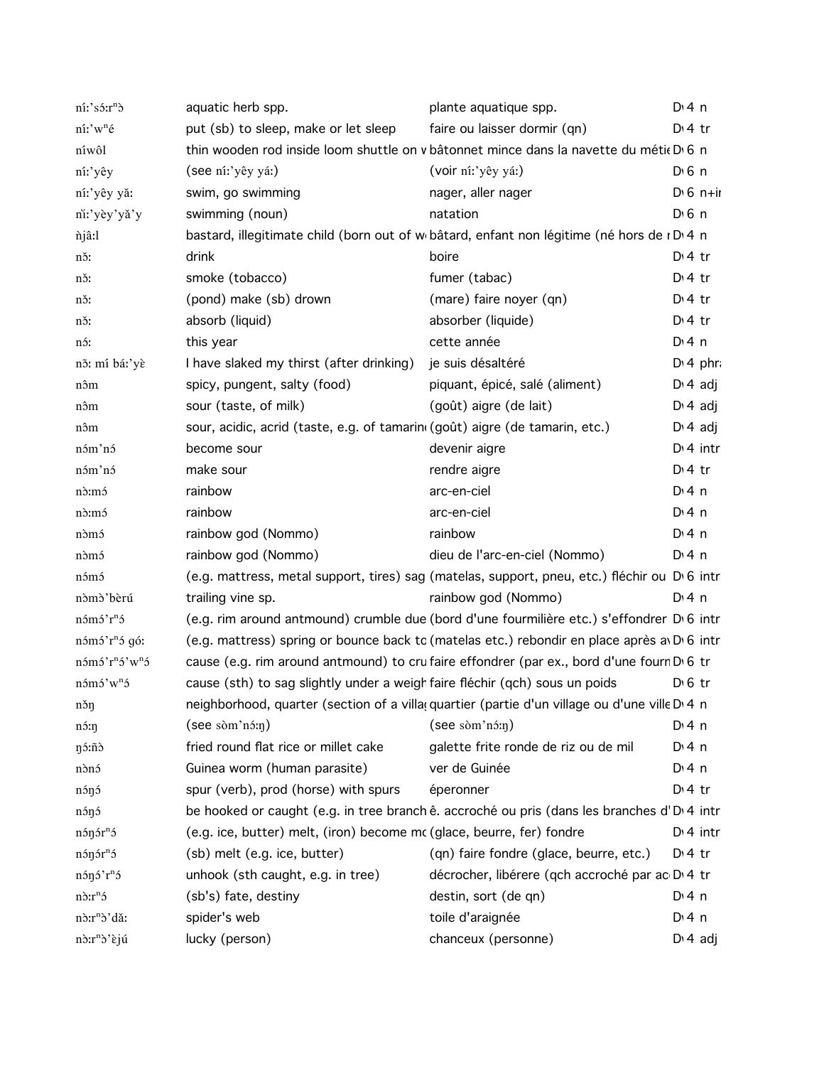| | | | |
|---|---|---|---|
| níːˈsɔ́ːrⁿɔ̀ | aquatic herb spp. | plante aquatique spp. | D 4 n |
| níːˈwⁿé | put (sb) to sleep, make or let sleep | faire ou laisser dormir (qn) | D 4 tr |
| níwôl | thin wooden rod inside loom shuttle on v | bâtonnet mince dans la navette du métie | D 6 n |
| níːˈyêy | (see níːˈyêy yáː) | (voir níːˈyêy yáː) | D 6 n |
| níːˈyêy yǎː | swim, go swimming | nager, aller nager | D 6 n+ir |
| nìːˈyèyˈyǎˈy | swimming (noun) | natation | D 6 n |
| ǹjâːl | bastard, illegitimate child (born out of w | bâtard, enfant non légitime (né hors de r | D 4 n |
| nɔ̌ː | drink | boire | D 4 tr |
| nɔ̌ː | smoke (tobacco) | fumer (tabac) | D 4 tr |
| nɔ̌ː | (pond) make (sb) drown | (mare) faire noyer (qn) | D 4 tr |
| nɔ̌ː | absorb (liquid) | absorber (liquide) | D 4 tr |
| nɔ́ː | this year | cette année | D 4 n |
| nɔ̌ː mí báːˈyɛ̀ | I have slaked my thirst (after drinking) | je suis désaltéré | D 4 phra |
| nɔ̂m | spicy, pungent, salty (food) | piquant, épicé, salé (aliment) | D 4 adj |
| nɔ̂m | sour (taste, of milk) | (goût) aigre (de lait) | D 4 adj |
| nɔ̂m | sour, acidic, acrid (taste, e.g. of tamarin | (goût) aigre (de tamarin, etc.) | D 4 adj |
| nɔ́mˈnɔ́ | become sour | devenir aigre | D 4 intr |
| nɔ́mˈnɔ́ | make sour | rendre aigre | D 4 tr |
| nɔ̀ːmɔ́ | rainbow | arc-en-ciel | D 4 n |
| nɔ̀ːmɔ́ | rainbow | arc-en-ciel | D 4 n |
| nɔ̀mɔ́ | rainbow god (Nommo) | rainbow | D 4 n |
| nɔ̀mɔ́ | rainbow god (Nommo) | dieu de l'arc-en-ciel (Nommo) | D 4 n |
| nɔ́mɔ́ | (e.g. mattress, metal support, tires) sag | (matelas, support, pneu, etc.) fléchir ou | D 6 intr |
| nɔ̀mɔ̀ˈbèrú | trailing vine sp. | rainbow god (Nommo) | D 4 n |
| nɔ́mɔ́ˈrⁿɔ́ | (e.g. rim around antmound) crumble due | (bord d'une fourmilière etc.) s'effondrer | D 6 intr |
| nɔ́mɔ́ˈrⁿɔ́ gɔ́ː | (e.g. mattress) spring or bounce back to | (matelas etc.) rebondir en place après av | D 6 intr |
| nɔ́mɔ́ˈrⁿɔ́ˈwⁿɔ́ | cause (e.g. rim around antmound) to cru | faire effondrer (par ex., bord d'une fourm | D 6 tr |
| nɔ́mɔ́ˈwⁿɔ́ | cause (sth) to sag slightly under a weigh | faire fléchir (qch) sous un poids | D 6 tr |
| nɔ̌ŋ | neighborhood, quarter (section of a villa | quartier (partie d'un village ou d'une ville | D 4 n |
| nɔ́ːŋ | (see sɔ̀mˈnɔ́ːŋ) | (see sɔ̀mˈnɔ́ːŋ) | D 4 n |
| ŋɔ́ːñɔ̀ | fried round flat rice or millet cake | galette frite ronde de riz ou de mil | D 4 n |
| nɔ̀nɔ́ | Guinea worm (human parasite) | ver de Guinée | D 4 n |
| nɔ́ŋɔ́ | spur (verb), prod (horse) with spurs | éperonner | D 4 tr |
| nɔ́ŋɔ́ | be hooked or caught (e.g. in tree branch | ê. accroché ou pris (dans les branches d' | D 4 intr |
| nɔ́ŋɔ́rⁿɔ́ | (e.g. ice, butter) melt, (iron) become mo | (glace, beurre, fer) fondre | D 4 intr |
| nɔ́ŋɔ́rⁿɔ́ | (sb) melt (e.g. ice, butter) | (qn) faire fondre (glace, beurre, etc.) | D 4 tr |
| nɔ́ŋɔ́ˈrⁿɔ́ | unhook (sth caught, e.g. in tree) | décrocher, libérere (qch accroché par ac | D 4 tr |
| nɔ̀ːrⁿɔ́ | (sb's) fate, destiny | destin, sort (de qn) | D 4 n |
| nɔ̀ːrⁿɔ̀ˈdǎː | spider's web | toile d'araignée | D 4 n |
| nɔ̀ːrⁿɔ̀ˈɛ̀jú | lucky (person) | chanceux (personne) | D 4 adj |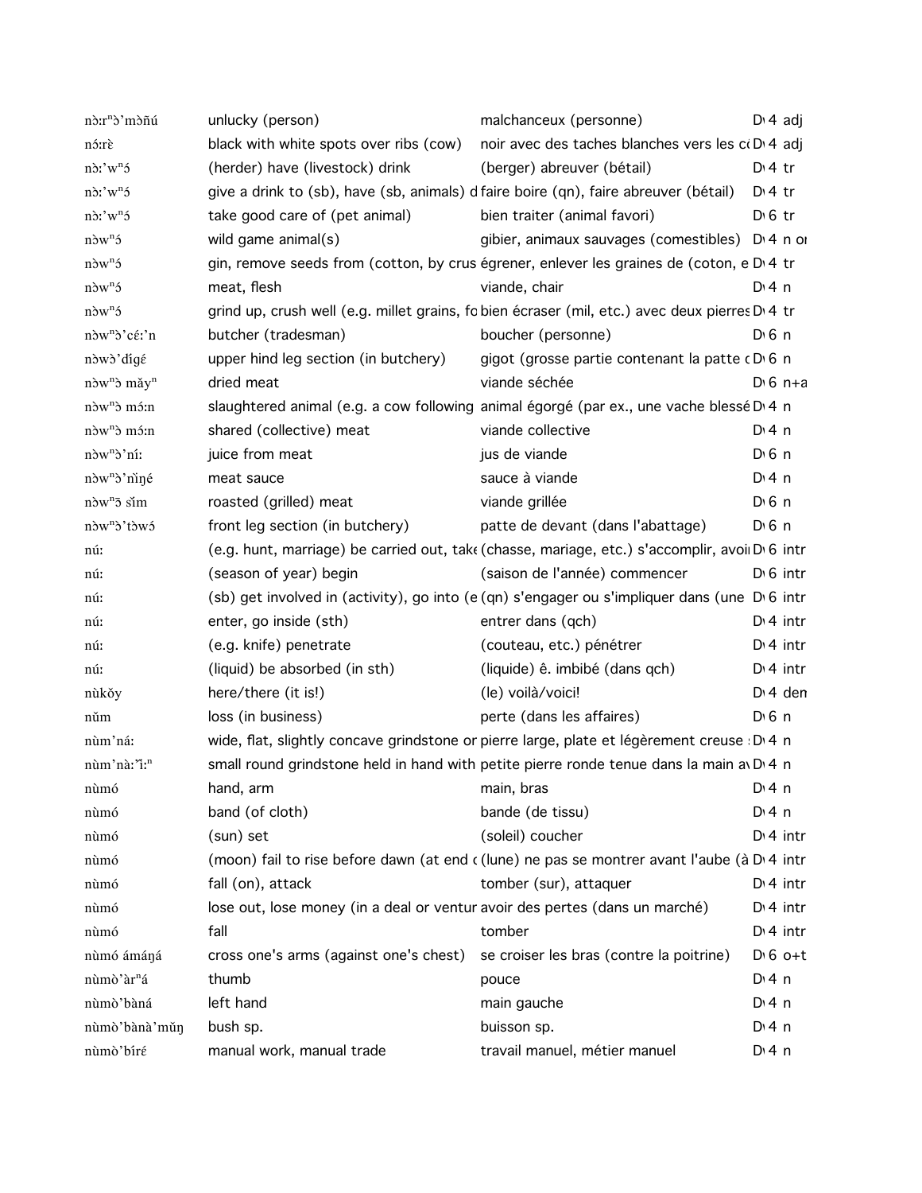| | | | |
|---|---|---|---|
| nɔ:rⁿɔ'mɔ̀ñú | unlucky (person) | malchanceux (personne) | D 4 adj |
| nɔ́:rè | black with white spots over ribs (cow) | noir avec des taches blanches vers les c | D 4 adj |
| nɔ:'wⁿɔ́ | (herder) have (livestock) drink | (berger) abreuver (bétail) | D 4 tr |
| nɔ:'wⁿɔ́ | give a drink to (sb), have (sb, animals) d | faire boire (qn), faire abreuver (bétail) | D 4 tr |
| nɔ:'wⁿɔ́ | take good care of (pet animal) | bien traiter (animal favori) | D 6 tr |
| nɔ̀wⁿɔ́ | wild game animal(s) | gibier, animaux sauvages (comestibles) | D 4 n or |
| nɔ̀wⁿɔ́ | gin, remove seeds from (cotton, by crus | égrener, enlever les graines de (coton, e | D 4 tr |
| nɔ̀wⁿɔ́ | meat, flesh | viande, chair | D 4 n |
| nɔ̀wⁿɔ́ | grind up, crush well (e.g. millet grains, fo | bien écraser (mil, etc.) avec deux pierres | D 4 tr |
| nɔ̀wⁿɔ̀'cɛ́:'n | butcher (tradesman) | boucher (personne) | D 6 n |
| nɔ̀wɔ̀'dígɛ́ | upper hind leg section (in butchery) | gigot (grosse partie contenant la patte d | D 6 n |
| nɔ̀wⁿɔ̀ mǎyⁿ | dried meat | viande séchée | D 6 n+a |
| nɔ̀wⁿɔ̀ mɔ́:n | slaughtered animal (e.g. a cow following | animal égorgé (par ex., une vache blessé | D 4 n |
| nɔ̀wⁿɔ̀ mɔ́:n | shared (collective) meat | viande collective | D 4 n |
| nɔ̀wⁿɔ̀'ní: | juice from meat | jus de viande | D 6 n |
| nɔ̀wⁿɔ̀'nǐŋé | meat sauce | sauce à viande | D 4 n |
| nɔ̀wⁿɔ̄ sǐm | roasted (grilled) meat | viande grillée | D 6 n |
| nɔ̀wⁿɔ̀'tɔ̀wɔ́ | front leg section (in butchery) | patte de devant (dans l'abattage) | D 6 n |
| nú: | (e.g. hunt, marriage) be carried out, take | (chasse, mariage, etc.) s'accomplir, avoir | D 6 intr |
| nú: | (season of year) begin | (saison de l'année) commencer | D 6 intr |
| nú: | (sb) get involved in (activity), go into (e | (qn) s'engager ou s'impliquer dans (une | D 6 intr |
| nú: | enter, go inside (sth) | entrer dans (qch) | D 4 intr |
| nú: | (e.g. knife) penetrate | (couteau, etc.) pénétrer | D 4 intr |
| nú: | (liquid) be absorbed (in sth) | (liquide) ê. imbibé (dans qch) | D 4 intr |
| nùkǒy | here/there (it is!) | (le) voilà/voici! | D 4 dem |
| nǔm | loss (in business) | perte (dans les affaires) | D 6 n |
| nùm'ná: | wide, flat, slightly concave grindstone or | pierre large, plate et légèrement creuse | D 4 n |
| nùm'nà:'ǐ:ⁿ | small round grindstone held in hand with | petite pierre ronde tenue dans la main av | D 4 n |
| nùmó | hand, arm | main, bras | D 4 n |
| nùmó | band (of cloth) | bande (de tissu) | D 4 n |
| nùmó | (sun) set | (soleil) coucher | D 4 intr |
| nùmó | (moon) fail to rise before dawn (at end o | (lune) ne pas se montrer avant l'aube (à | D 4 intr |
| nùmó | fall (on), attack | tomber (sur), attaquer | D 4 intr |
| nùmó | lose out, lose money (in a deal or ventur | avoir des pertes (dans un marché) | D 4 intr |
| nùmó | fall | tomber | D 4 intr |
| nùmó ámáŋá | cross one's arms (against one's chest) | se croiser les bras (contre la poitrine) | D 6 o+t |
| nùmò'àrⁿá | thumb | pouce | D 4 n |
| nùmò'bàná | left hand | main gauche | D 4 n |
| nùmò'bànà'mǔŋ | bush sp. | buisson sp. | D 4 n |
| nùmò'bíré | manual work, manual trade | travail manuel, métier manuel | D 4 n |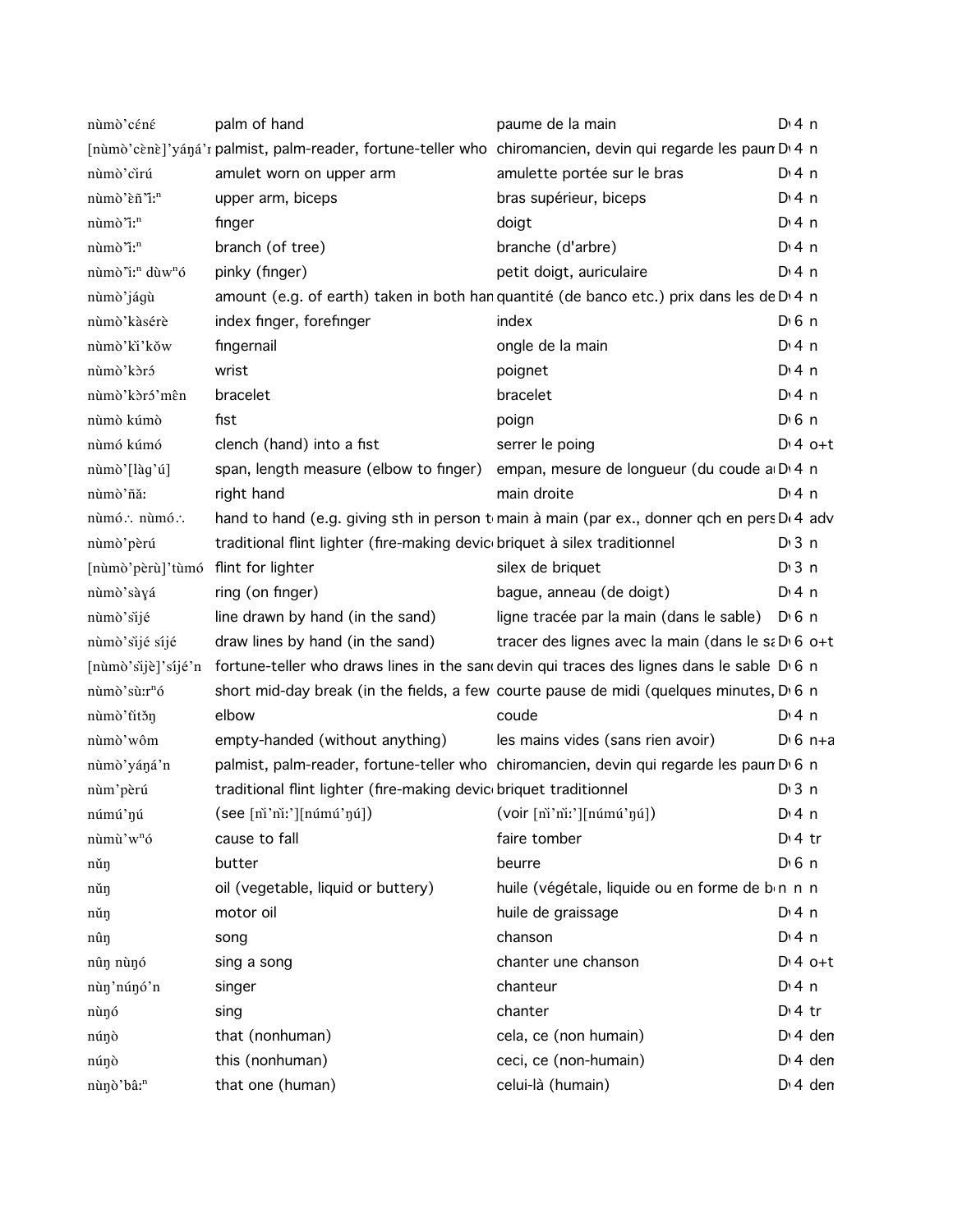| | | | |
|---|---|---|---|
| nùmò'cɛ́nɛ́ | palm of hand | paume de la main | D 4 n |
| [nùmò'cɛ̀nɛ̀]'yáŋá'n | palmist, palm-reader, fortune-teller who | chiromancien, devin qui regarde les paum | D 4 n |
| nùmò'cǐrú | amulet worn on upper arm | amulette portée sur le bras | D 4 n |
| nùmò'ɛ̀ñ'ǐːⁿ | upper arm, biceps | bras supérieur, biceps | D 4 n |
| nùmò'ǐːⁿ | finger | doigt | D 4 n |
| nùmò'ǐːⁿ | branch (of tree) | branche (d'arbre) | D 4 n |
| nùmò'ǐːⁿ dùwⁿó | pinky (finger) | petit doigt, auriculaire | D 4 n |
| nùmò'jágù | amount (e.g. of earth) taken in both han | quantité (de banco etc.) prix dans les de | D 4 n |
| nùmò'kàsérè | index finger, forefinger | index | D 6 n |
| nùmò'kǐ'kǒw | fingernail | ongle de la main | D 4 n |
| nùmò'kɔ̀rɔ́ | wrist | poignet | D 4 n |
| nùmò'kɔ̀rɔ́'mên | bracelet | bracelet | D 4 n |
| nùmò kúmò | fist | poign | D 6 n |
| nùmó kúmó | clench (hand) into a fist | serrer le poing | D 4 o+t |
| nùmò'[làg'ú] | span, length measure (elbow to finger) | empan, mesure de longueur (du coude a | D 4 n |
| nùmò'ñǎː | right hand | main droite | D 4 n |
| nùmó∴ nùmó∴ | hand to hand (e.g. giving sth in person t | main à main (par ex., donner qch en pers | D 4 adv |
| nùmò'pèrú | traditional flint lighter (fire-making devic | briquet à silex traditionnel | D 3 n |
| [nùmò'pèrù]'tùmó | flint for lighter | silex de briquet | D 3 n |
| nùmò'sàɣá | ring (on finger) | bague, anneau (de doigt) | D 4 n |
| nùmò'sǐjé | line drawn by hand (in the sand) | ligne tracée par la main (dans le sable) | D 6 n |
| nùmò'sǐjé síjé | draw lines by hand (in the sand) | tracer des lignes avec la main (dans le sa | D 6 o+t |
| [nùmò'sǐjè]'síjé'n | fortune-teller who draws lines in the sanc | devin qui traces des lignes dans le sable | D 6 n |
| nùmò'sùːrⁿó | short mid-day break (in the fields, a few | courte pause de midi (quelques minutes, | D 6 n |
| nùmò'tǐtɔ̌ŋ | elbow | coude | D 4 n |
| nùmò'wôm | empty-handed (without anything) | les mains vides (sans rien avoir) | D 6 n+a |
| nùmò'yáŋá'n | palmist, palm-reader, fortune-teller who | chiromancien, devin qui regarde les paum | D 6 n |
| nùm'pèrú | traditional flint lighter (fire-making devic | briquet traditionnel | D 3 n |
| númú'ŋú | (see [nǐ'nǐː'][númú'ŋú]) | (voir [nǐ'nǐː'][númú'ŋú]) | D 4 n |
| nùmù'wⁿó | cause to fall | faire tomber | D 4 tr |
| nǔŋ | butter | beurre | D 6 n |
| nǔŋ | oil (vegetable, liquid or buttery) | huile (végétale, liquide ou en forme de b | n n n |
| nǔŋ | motor oil | huile de graissage | D 4 n |
| nûŋ | song | chanson | D 4 n |
| nûŋ nùŋó | sing a song | chanter une chanson | D 4 o+t |
| nùŋ'núŋó'n | singer | chanteur | D 4 n |
| nùŋó | sing | chanter | D 4 tr |
| núŋò | that (nonhuman) | cela, ce (non humain) | D 4 dem |
| núŋò | this (nonhuman) | ceci, ce (non-humain) | D 4 dem |
| nùŋò'bâːⁿ | that one (human) | celui-là (humain) | D 4 dem |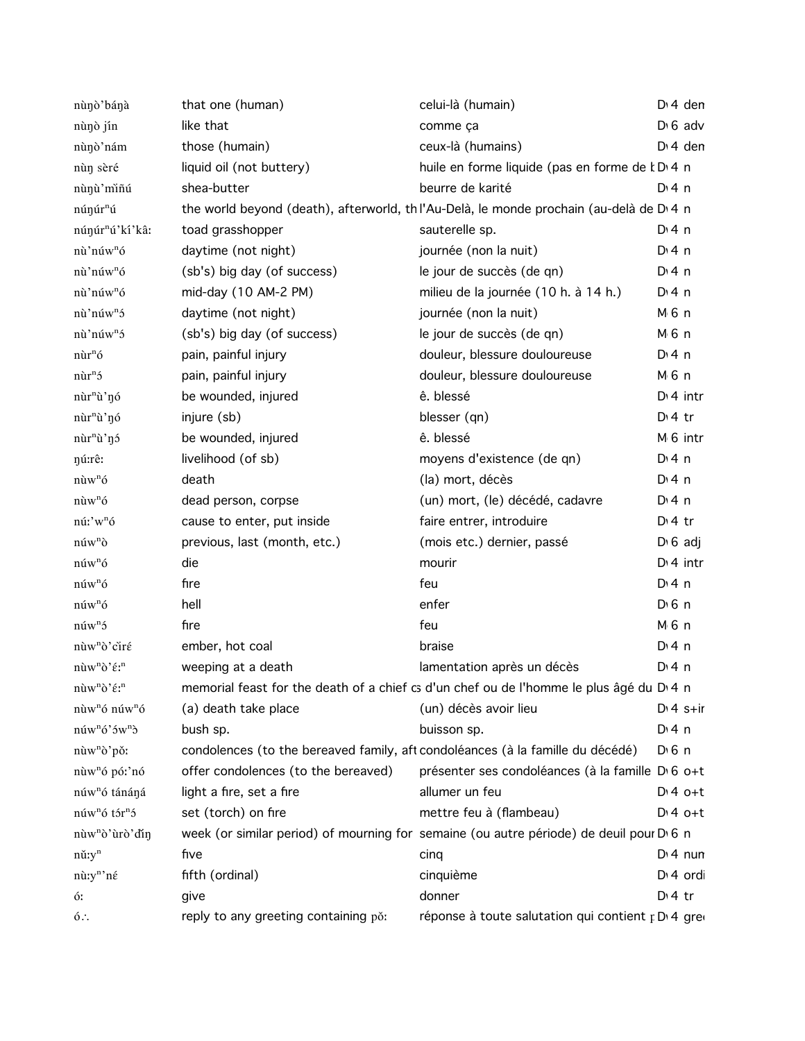| | | | |
|---|---|---|---|
| nùŋò'báŋà | that one (human) | celui-là (humain) | D 4 den |
| nùŋò jín | like that | comme ça | D 6 adv |
| nùŋò'nám | those (humain) | ceux-là (humains) | D 4 den |
| nùŋ sèré | liquid oil (not buttery) | huile en forme liquide (pas en forme de b | D 4 n |
| nùŋù'mìñú | shea-butter | beurre de karité | D 4 n |
| núŋúrⁿú | the world beyond (death), afterworld, th | l'Au-Delà, le monde prochain (au-delà de | D 4 n |
| núŋúrⁿú'kí'kâ: | toad grasshopper | sauterelle sp. | D 4 n |
| nù'núwⁿó | daytime (not night) | journée (non la nuit) | D 4 n |
| nù'núwⁿó | (sb's) big day (of success) | le jour de succès (de qn) | D 4 n |
| nù'núwⁿó | mid-day (10 AM-2 PM) | milieu de la journée (10 h. à 14 h.) | D 4 n |
| nù'núwⁿɔ́ | daytime (not night) | journée (non la nuit) | M 6 n |
| nù'núwⁿɔ́ | (sb's) big day (of success) | le jour de succès (de qn) | M 6 n |
| nùrⁿó | pain, painful injury | douleur, blessure douloureuse | D 4 n |
| nùrⁿɔ́ | pain, painful injury | douleur, blessure douloureuse | M 6 n |
| nùrⁿù'ŋó | be wounded, injured | ê. blessé | D 4 intr |
| nùrⁿù'ŋó | injure (sb) | blesser (qn) | D 4 tr |
| nùrⁿù'ŋɔ́ | be wounded, injured | ê. blessé | M 6 intr |
| ŋú:rê: | livelihood (of sb) | moyens d'existence (de qn) | D 4 n |
| nùwⁿó | death | (la) mort, décès | D 4 n |
| nùwⁿó | dead person, corpse | (un) mort, (le) décédé, cadavre | D 4 n |
| nú:'wⁿó | cause to enter, put inside | faire entrer, introduire | D 4 tr |
| núwⁿò | previous, last (month, etc.) | (mois etc.) dernier, passé | D 6 adj |
| núwⁿó | die | mourir | D 4 intr |
| núwⁿó | fire | feu | D 4 n |
| núwⁿó | hell | enfer | D 6 n |
| núwⁿɔ́ | fire | feu | M 6 n |
| nùwⁿò'cìré | ember, hot coal | braise | D 4 n |
| nùwⁿò'ɛ́:ⁿ | weeping at a death | lamentation après un décès | D 4 n |
| nùwⁿò'ɛ́:ⁿ | memorial feast for the death of a chief c | d'un chef ou de l'homme le plus âgé du | D 4 n |
| nùwⁿó núwⁿó | (a) death take place | (un) décès avoir lieu | D 4 s+ir |
| núwⁿó'ɔ́wⁿɔ̀ | bush sp. | buisson sp. | D 4 n |
| nùwⁿò'pǒ: | condolences (to the bereaved family, aft | condoléances (à la famille du décédé) | D 6 n |
| nùwⁿó pó:'nó | offer condolences (to the bereaved) | présenter ses condoléances (à la famille | D 6 o+t |
| núwⁿó tánáŋá | light a fire, set a fire | allumer un feu | D 4 o+t |
| núwⁿó tɔ́rⁿɔ́ | set (torch) on fire | mettre feu à (flambeau) | D 4 o+t |
| nùwⁿò'ùrò'ďíŋ | week (or similar period) of mourning for | semaine (ou autre période) de deuil pour | D 6 n |
| nǔ:yⁿ | five | cinq | D 4 num |
| nù:yⁿ'né | fifth (ordinal) | cinquième | D 4 ordi |
| ó: | give | donner | D 4 tr |
| ó∴ | reply to any greeting containing pǒ: | réponse à toute salutation qui contient p | D 4 gree |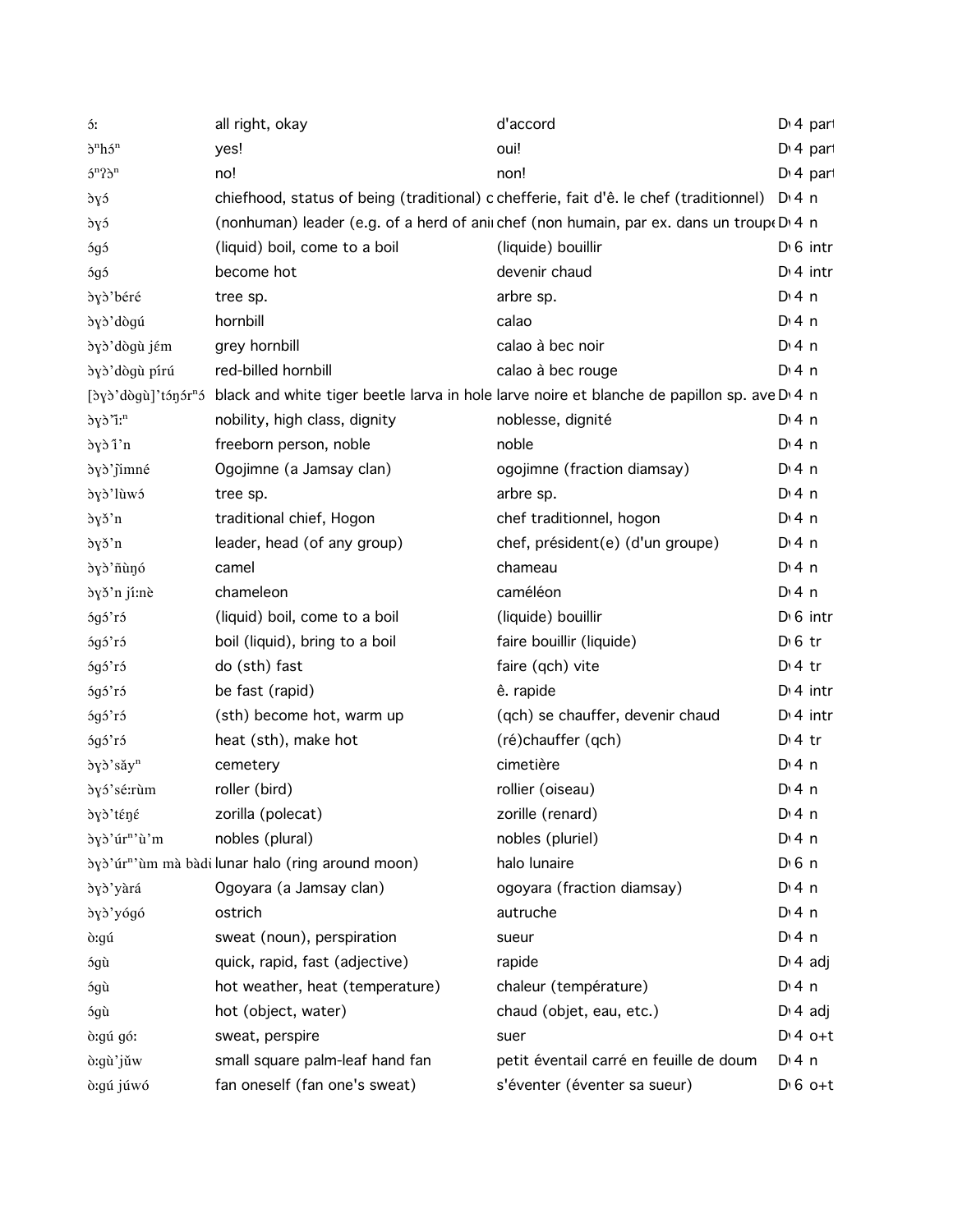| | | | |
|---|---|---|---|
| ɔ́: | all right, okay | d'accord | D 4 part |
| ɔ̀ⁿhɔ́ⁿ | yes! | oui! | D 4 part |
| ɔ́ⁿʔɔ̀ⁿ | no! | non! | D 4 part |
| ɔ̀ɣɔ́ | chiefhood, status of being (traditional) c | chefferie, fait d'ê. le chef (traditionnel) | D 4 n |
| ɔ̀ɣɔ́ | (nonhuman) leader (e.g. of a herd of ani | chef (non humain, par ex. dans un troupe | D 4 n |
| ɔ́gɔ́ | (liquid) boil, come to a boil | (liquide) bouillir | D 6 intr |
| ɔ́gɔ́ | become hot | devenir chaud | D 4 intr |
| ɔ̀ɣɔ̀'béré | tree sp. | arbre sp. | D 4 n |
| ɔ̀ɣɔ̀'dɔ̀gú | hornbill | calao | D 4 n |
| ɔ̀ɣɔ̀'dɔ̀gù jɛ́m | grey hornbill | calao à bec noir | D 4 n |
| ɔ̀ɣɔ̀'dɔ̀gù pírú | red-billed hornbill | calao à bec rouge | D 4 n |
| [ɔ̀ɣɔ̀'dɔ̀gù]'tɔ́ŋɔ́rⁿɔ́ | black and white tiger beetle larva in hole | larve noire et blanche de papillon sp. ave | D 4 n |
| ɔ̀ɣɔ̀'ǐ:ⁿ | nobility, high class, dignity | noblesse, dignité | D 4 n |
| ɔ̀ɣɔ̀ î'n | freeborn person, noble | noble | D 4 n |
| ɔ̀ɣɔ̀'ǰìmné | Ogojimne (a Jamsay clan) | ogojimne (fraction diamsay) | D 4 n |
| ɔ̀ɣɔ̀'lùwɔ́ | tree sp. | arbre sp. | D 4 n |
| ɔ̀ɣɔ̌'n | traditional chief, Hogon | chef traditionnel, hogon | D 4 n |
| ɔ̀ɣɔ̌'n | leader, head (of any group) | chef, président(e) (d'un groupe) | D 4 n |
| ɔ̀ɣɔ̀'ñùŋó | camel | chameau | D 4 n |
| ɔ̀ɣɔ̌'n jí:nè | chameleon | caméléon | D 4 n |
| ɔ́gɔ́'rɔ́ | (liquid) boil, come to a boil | (liquide) bouillir | D 6 intr |
| ɔ́gɔ́'rɔ́ | boil (liquid), bring to a boil | faire bouillir (liquide) | D 6 tr |
| ɔ́gɔ́'rɔ́ | do (sth) fast | faire (qch) vite | D 4 tr |
| ɔ́gɔ́'rɔ́ | be fast (rapid) | ê. rapide | D 4 intr |
| ɔ́gɔ́'rɔ́ | (sth) become hot, warm up | (qch) se chauffer, devenir chaud | D 4 intr |
| ɔ́gɔ́'rɔ́ | heat (sth), make hot | (ré)chauffer (qch) | D 4 tr |
| ɔ̀ɣɔ̀'sǎyⁿ | cemetery | cimetière | D 4 n |
| ɔ̀ɣɔ́'sé:rùm | roller (bird) | rollier (oiseau) | D 4 n |
| ɔ̀ɣɔ̀'téŋé | zorilla (polecat) | zorille (renard) | D 4 n |
| ɔ̀ɣɔ̀'úrⁿ'ù'm | nobles (plural) | nobles (pluriel) | D 4 n |
| ɔ̀ɣɔ̀'úrⁿ'ùm mà bàdi | lunar halo (ring around moon) | halo lunaire | D 6 n |
| ɔ̀ɣɔ̀'yàrá | Ogoyara (a Jamsay clan) | ogoyara (fraction diamsay) | D 4 n |
| ɔ̀ɣɔ̀'yógó | ostrich | autruche | D 4 n |
| ɔ̀:gú | sweat (noun), perspiration | sueur | D 4 n |
| ɔ́gù | quick, rapid, fast (adjective) | rapide | D 4 adj |
| ɔ́gù | hot weather, heat (temperature) | chaleur (température) | D 4 n |
| ɔ́gù | hot (object, water) | chaud (objet, eau, etc.) | D 4 adj |
| ɔ̀:gú gó: | sweat, perspire | suer | D 4 o+t |
| ɔ̀:gù'jǔw | small square palm-leaf hand fan | petit éventail carré en feuille de doum | D 4 n |
| ɔ̀:gú júwó | fan oneself (fan one's sweat) | s'éventer (éventer sa sueur) | D 6 o+t |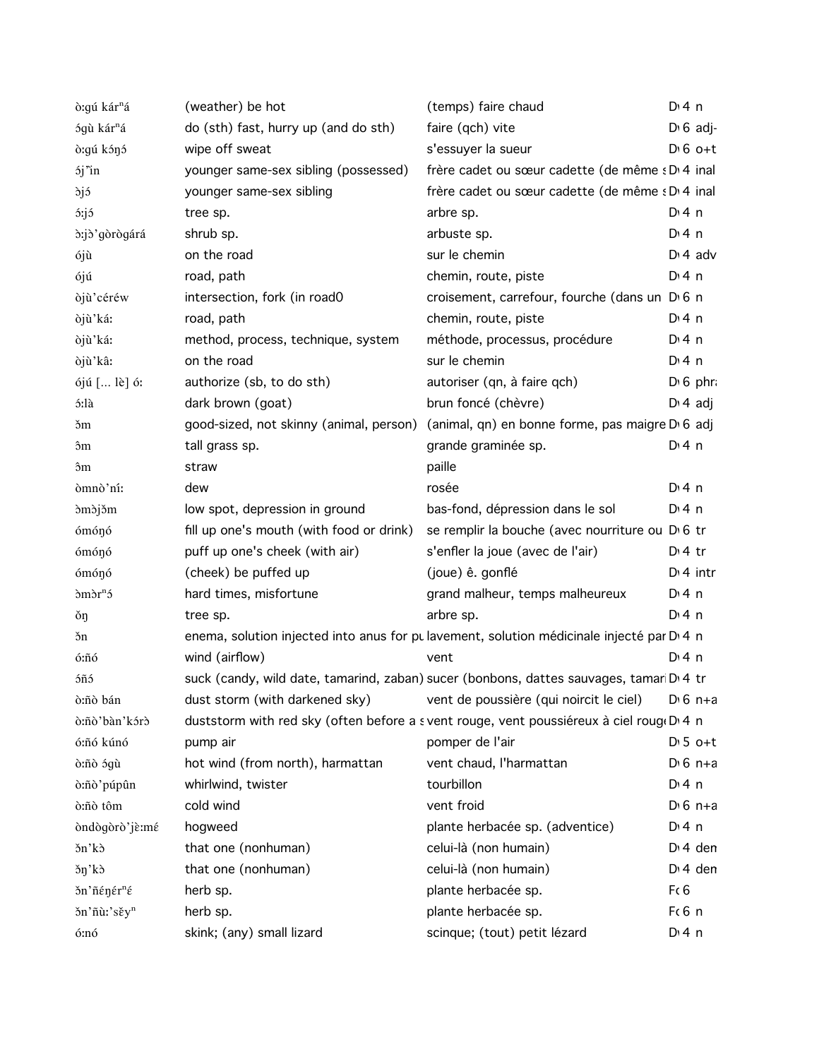| | | | |
|---|---|---|---|
| ɔ̀:gú kárⁿá | (weather) be hot | (temps) faire chaud | D 4 n |
| ɔ́gù kárⁿá | do (sth) fast, hurry up (and do sth) | faire (qch) vite | D 6 adj- |
| ɔ̀:gú kɔ́ŋɔ́ | wipe off sweat | s'essuyer la sueur | D 6 o+t |
| ɔ́j῀in | younger same-sex sibling (possessed) | frère cadet ou sœur cadette (de même s | D 4 inal |
| ɔ̀jɔ́ | younger same-sex sibling | frère cadet ou sœur cadette (de même s | D 4 inal |
| ɔ́:jɔ́ | tree sp. | arbre sp. | D 4 n |
| ɔ̀:jɔ̀'gɔ̀rɔ̀gárá | shrub sp. | arbuste sp. | D 4 n |
| ójù | on the road | sur le chemin | D 4 adv |
| ójú | road, path | chemin, route, piste | D 4 n |
| òjù'céréw | intersection, fork (in road0 | croisement, carrefour, fourche (dans un | D 6 n |
| òjù'ká: | road, path | chemin, route, piste | D 4 n |
| òjù'ká: | method, process, technique, system | méthode, processus, procédure | D 4 n |
| òjù'kâ: | on the road | sur le chemin | D 4 n |
| ójú [... lè] ó: | authorize (sb, to do sth) | autoriser (qn, à faire qch) | D 6 phr |
| ɔ́:là | dark brown (goat) | brun foncé (chèvre) | D 4 adj |
| ɔ̌m | good-sized, not skinny (animal, person) | (animal, qn) en bonne forme, pas maigre | D 6 adj |
| ɔ̂m | tall grass sp. | grande graminée sp. | D 4 n |
| ɔ̂m | straw | paille | |
| òmnò'ní: | dew | rosée | D 4 n |
| ɔ̀mɔ̀jɔ̌m | low spot, depression in ground | bas-fond, dépression dans le sol | D 4 n |
| ómóŋó | fill up one's mouth (with food or drink) | se remplir la bouche (avec nourriture ou | D 6 tr |
| ómóŋó | puff up one's cheek (with air) | s'enfler la joue (avec de l'air) | D 4 tr |
| ómóŋó | (cheek) be puffed up | (joue) ê. gonflé | D 4 intr |
| ɔ̀mɔ̀rⁿɔ́ | hard times, misfortune | grand malheur, temps malheureux | D 4 n |
| ɔ̌ŋ | tree sp. | arbre sp. | D 4 n |
| ɔ̌n | enema, solution injected into anus for pu | lavement, solution médicinale injecté par | D 4 n |
| ó:ñó | wind (airflow) | vent | D 4 n |
| ɔ́ñɔ́ | suck (candy, wild date, tamarind, zaban) | sucer (bonbons, dattes sauvages, tamar | D 4 tr |
| ò:ñò bán | dust storm (with darkened sky) | vent de poussière (qui noircit le ciel) | D 6 n+a |
| ò:ñò'bàn'kɔ́rɔ̀ | duststorm with red sky (often before a s | vent rouge, vent poussiéreux à ciel roug | D 4 n |
| ó:ñó kúnó | pump air | pomper de l'air | D 5 o+t |
| ò:ñò ɔ́gù | hot wind (from north), harmattan | vent chaud, l'harmattan | D 6 n+a |
| ò:ñò'púpûn | whirlwind, twister | tourbillon | D 4 n |
| ò:ñò tôm | cold wind | vent froid | D 6 n+a |
| òndògòrò'jɛ̀:mɛ́ | hogweed | plante herbacée sp. (adventice) | D 4 n |
| ɔ̌n'kɔ̀ | that one (nonhuman) | celui-là (non humain) | D 4 den |
| ɔ̌ŋ'kɔ̀ | that one (nonhuman) | celui-là (non humain) | D 4 den |
| ɔ̌n'ñéŋérⁿɛ́ | herb sp. | plante herbacée sp. | F 6 |
| ɔ̌n'ñù:'sěyⁿ | herb sp. | plante herbacée sp. | F 6 n |
| ó:nó | skink; (any) small lizard | scinque; (tout) petit lézard | D 4 n |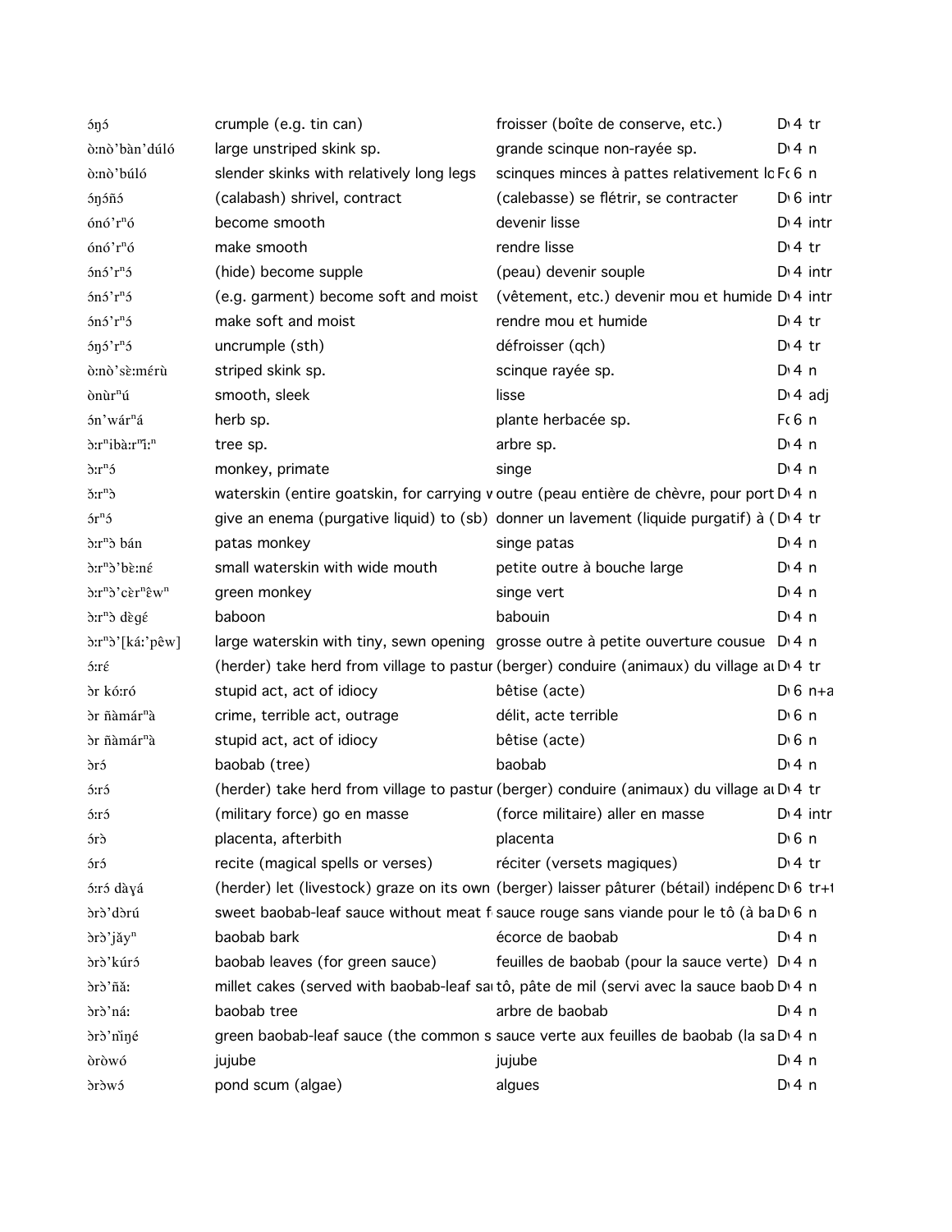| | | | |
|---|---|---|---|
| ɔ́ŋɔ́ | crumple (e.g. tin can) | froisser (boîte de conserve, etc.) | D 4 tr |
| ɔ̀:nɔ̀'bàn'dúló | large unstriped skink sp. | grande scinque non-rayée sp. | D 4 n |
| ɔ̀:nɔ̀'búló | slender skinks with relatively long legs | scinques minces à pattes relativement lo | F 6 n |
| ɔ́ŋɔ́ñɔ́ | (calabash) shrivel, contract | (calebasse) se flétrir, se contracter | D 6 intr |
| ónó'rⁿó | become smooth | devenir lisse | D 4 intr |
| ónó'rⁿó | make smooth | rendre lisse | D 4 tr |
| ɔ́nɔ́'rⁿɔ́ | (hide) become supple | (peau) devenir souple | D 4 intr |
| ɔ́nɔ́'rⁿɔ́ | (e.g. garment) become soft and moist | (vêtement, etc.) devenir mou et humide | D 4 intr |
| ɔ́nɔ́'rⁿɔ́ | make soft and moist | rendre mou et humide | D 4 tr |
| ɔ́ŋɔ́'rⁿɔ́ | uncrumple (sth) | défroisser (qch) | D 4 tr |
| ɔ̀:nɔ̀'sɛ̀:mérù | striped skink sp. | scinque rayée sp. | D 4 n |
| ònùrⁿú | smooth, sleek | lisse | D 4 adj |
| ɔ́n'wárⁿá | herb sp. | plante herbacée sp. | F 6 n |
| ɔ̀:rⁿibà:rⁿǐ:ⁿ | tree sp. | arbre sp. | D 4 n |
| ɔ̀:rⁿɔ́ | monkey, primate | singe | D 4 n |
| ɔ̌:rⁿɔ̀ | waterskin (entire goatskin, for carrying w | outre (peau entière de chèvre, pour port | D 4 n |
| ɔ́rⁿɔ́ | give an enema (purgative liquid) to (sb) | donner un lavement (liquide purgatif) à ( | D 4 tr |
| ɔ̀:rⁿɔ̀ bán | patas monkey | singe patas | D 4 n |
| ɔ̀:rⁿɔ̀'bɛ̀:nɛ́ | small waterskin with wide mouth | petite outre à bouche large | D 4 n |
| ɔ̀:rⁿɔ̀'cɛ̀rⁿêwⁿ | green monkey | singe vert | D 4 n |
| ɔ̀:rⁿɔ̀ dɛ̀gɛ́ | baboon | babouin | D 4 n |
| ɔ̀:rⁿɔ̀'[ká:'pêw] | large waterskin with tiny, sewn opening | grosse outre à petite ouverture cousue | D 4 n |
| ɔ́:rɛ́ | (herder) take herd from village to pastur | (berger) conduire (animaux) du village au | D 4 tr |
| ɔ̀r kó:ró | stupid act, act of idiocy | bêtise (acte) | D 6 n+a |
| ɔ̀r ñàmárⁿà | crime, terrible act, outrage | délit, acte terrible | D 6 n |
| ɔ̀r ñàmárⁿà | stupid act, act of idiocy | bêtise (acte) | D 6 n |
| ɔ̀rɔ́ | baobab (tree) | baobab | D 4 n |
| ɔ́:rɔ́ | (herder) take herd from village to pastur | (berger) conduire (animaux) du village au | D 4 tr |
| ɔ́:rɔ́ | (military force) go en masse | (force militaire) aller en masse | D 4 intr |
| ɔ́rɔ̀ | placenta, afterbith | placenta | D 6 n |
| ɔ́rɔ́ | recite (magical spells or verses) | réciter (versets magiques) | D 4 tr |
| ɔ́:rɔ́ dàɣá | (herder) let (livestock) graze on its own | (berger) laisser pâturer (bétail) indépend | D 6 tr+ |
| ɔ̀rɔ̀'dɔ̀rú | sweet baobab-leaf sauce without meat f | sauce rouge sans viande pour le tô (à ba | D 6 n |
| ɔ̀rɔ̀'jǎyⁿ | baobab bark | écorce de baobab | D 4 n |
| ɔ̀rɔ̀'kúrɔ́ | baobab leaves (for green sauce) | feuilles de baobab (pour la sauce verte) | D 4 n |
| ɔ̀rɔ̀'ñǎ: | millet cakes (served with baobab-leaf sa | tô, pâte de mil (servi avec la sauce baob | D 4 n |
| ɔ̀rɔ̀'ná: | baobab tree | arbre de baobab | D 4 n |
| ɔ̀rɔ̀'nǐŋé | green baobab-leaf sauce (the common s | sauce verte aux feuilles de baobab (la sa | D 4 n |
| òròwó | jujube | jujube | D 4 n |
| ɔ̀rɔ̀wɔ́ | pond scum (algae) | algues | D 4 n |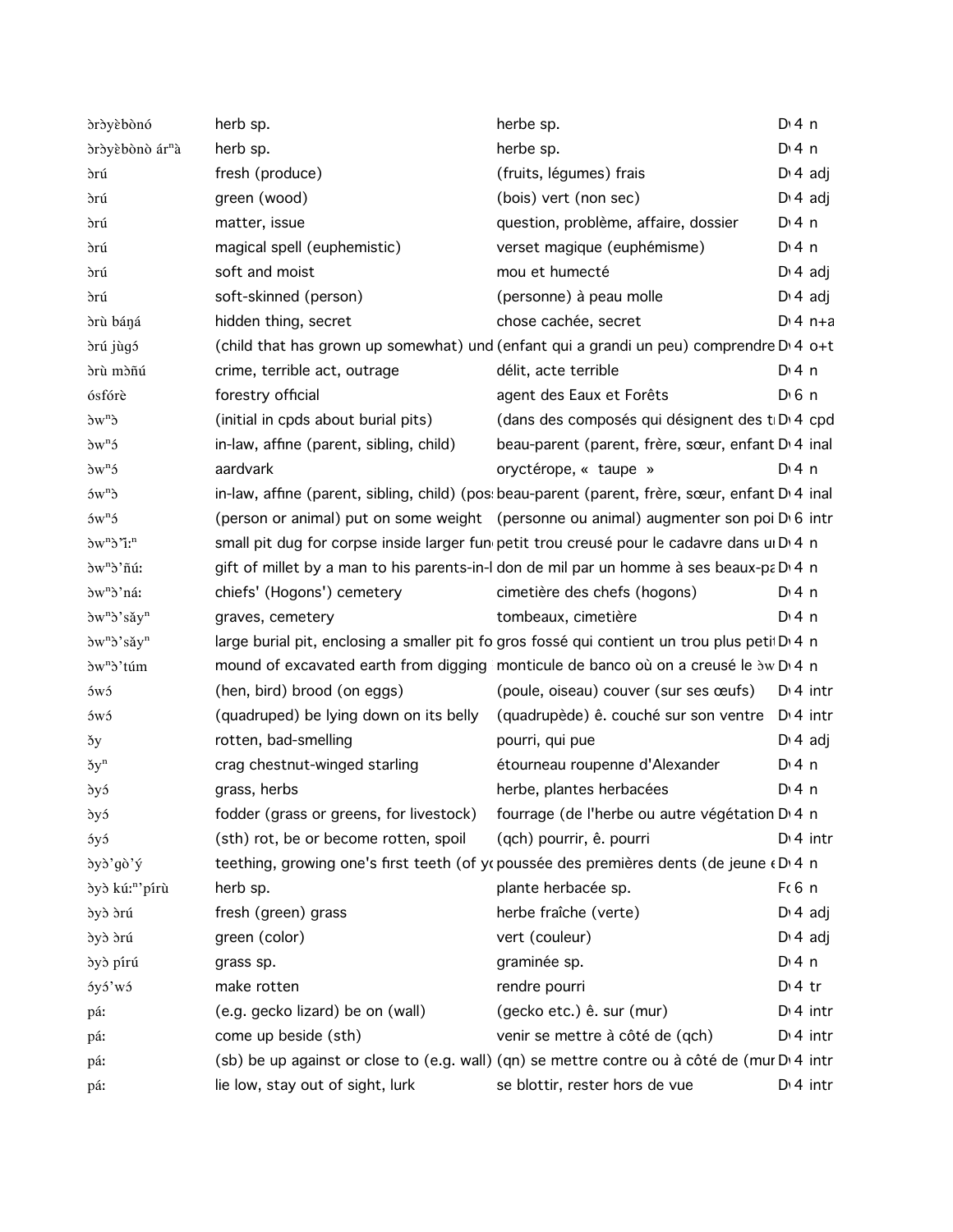| | | | |
|---|---|---|---|
| ɔrɔyèbònó | herb sp. | herbe sp. | D 4 n |
| ɔrɔyèbònò árⁿà | herb sp. | herbe sp. | D 4 n |
| ɔrú | fresh (produce) | (fruits, légumes) frais | D 4 adj |
| ɔrú | green (wood) | (bois) vert (non sec) | D 4 adj |
| ɔrú | matter, issue | question, problème, affaire, dossier | D 4 n |
| ɔrú | magical spell (euphemistic) | verset magique (euphémisme) | D 4 n |
| ɔrú | soft and moist | mou et humecté | D 4 adj |
| ɔrú | soft-skinned (person) | (personne) à peau molle | D 4 adj |
| ɔrù báŋá | hidden thing, secret | chose cachée, secret | D 4 n+a |
| ɔrú jùgɔ́ | (child that has grown up somewhat) und | (enfant qui a grandi un peu) comprendre | D 4 o+t |
| ɔrù mɔ̀ñú | crime, terrible act, outrage | délit, acte terrible | D 4 n |
| ósfórè | forestry official | agent des Eaux et Forêts | D 6 n |
| ɔ̀wⁿɔ | (initial in cpds about burial pits) | (dans des composés qui désignent des t | D 4 cpd |
| ɔ̀wⁿɔ́ | in-law, affine (parent, sibling, child) | beau-parent (parent, frère, sœur, enfant | D 4 inal |
| ɔ̀wⁿɔ́ | aardvark | oryctérope, « taupe » | D 4 n |
| ɔ́wⁿɔ | in-law, affine (parent, sibling, child) (pos | beau-parent (parent, frère, sœur, enfant | D 4 inal |
| ɔ́wⁿɔ́ | (person or animal) put on some weight | (personne ou animal) augmenter son poi | D 6 intr |
| ɔ̀wⁿɔ̀'ǐːⁿ | small pit dug for corpse inside larger fun | petit trou creusé pour le cadavre dans u | D 4 n |
| ɔ̀wⁿɔ̀'ñúː | gift of millet by a man to his parents-in-l | don de mil par un homme à ses beaux-pa | D 4 n |
| ɔ̀wⁿɔ̀'náː | chiefs' (Hogons') cemetery | cimetière des chefs (hogons) | D 4 n |
| ɔ̀wⁿɔ̀'sǎyⁿ | graves, cemetery | tombeaux, cimetière | D 4 n |
| ɔ̀wⁿɔ̀'sǎyⁿ | large burial pit, enclosing a smaller pit fo | gros fossé qui contient un trou plus peti | D 4 n |
| ɔ̀wⁿɔ̀'túm | mound of excavated earth from digging | monticule de banco où on a creusé le ɔ̀w | D 4 n |
| ɔ́wɔ́ | (hen, bird) brood (on eggs) | (poule, oiseau) couver (sur ses œufs) | D 4 intr |
| ɔ́wɔ́ | (quadruped) be lying down on its belly | (quadrupède) ê. couché sur son ventre | D 4 intr |
| ɔ̌y | rotten, bad-smelling | pourri, qui pue | D 4 adj |
| ɔ̌yⁿ | crag chestnut-winged starling | étourneau roupenne d'Alexander | D 4 n |
| ɔ̀yɔ́ | grass, herbs | herbe, plantes herbacées | D 4 n |
| ɔ̀yɔ́ | fodder (grass or greens, for livestock) | fourrage (de l'herbe ou autre végétation | D 4 n |
| ɔ́yɔ́ | (sth) rot, be or become rotten, spoil | (qch) pourrir, ê. pourri | D 4 intr |
| ɔ̀yɔ̀'gɔ̀'ý | teething, growing one's first teeth (of yo | poussée des premières dents (de jeune e | D 4 n |
| ɔ̀yɔ̀ kúːⁿ'pírù | herb sp. | plante herbacée sp. | F 6 n |
| ɔ̀yɔ̀ ɔrú | fresh (green) grass | herbe fraîche (verte) | D 4 adj |
| ɔ̀yɔ̀ ɔrú | green (color) | vert (couleur) | D 4 adj |
| ɔ̀yɔ̀ pírú | grass sp. | graminée sp. | D 4 n |
| ɔ́yɔ́'wɔ́ | make rotten | rendre pourri | D 4 tr |
| páː | (e.g. gecko lizard) be on (wall) | (gecko etc.) ê. sur (mur) | D 4 intr |
| páː | come up beside (sth) | venir se mettre à côté de (qch) | D 4 intr |
| páː | (sb) be up against or close to (e.g. wall) | (qn) se mettre contre ou à côté de (mur | D 4 intr |
| páː | lie low, stay out of sight, lurk | se blottir, rester hors de vue | D 4 intr |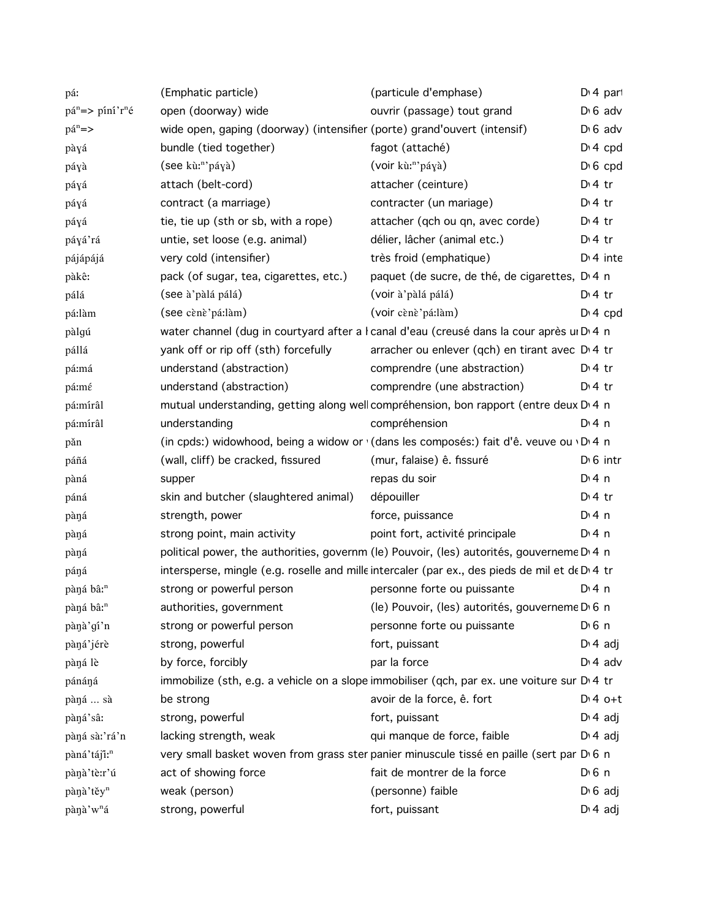| | | | |
|---|---|---|---|
| pá: | (Emphatic particle) | (particule d'emphase) | D 4 part |
| páⁿ=> píní'rⁿé | open (doorway) wide | ouvrir (passage) tout grand | D 6 adv |
| páⁿ=> | wide open, gaping (doorway) (intensifier | (porte) grand'ouvert (intensif) | D 6 adv |
| pàɣá | bundle (tied together) | fagot (attaché) | D 4 cpd |
| páɣà | (see kù:ⁿ'páɣà) | (voir kù:ⁿ'páɣà) | D 6 cpd |
| páɣá | attach (belt-cord) | attacher (ceinture) | D 4 tr |
| páɣá | contract (a marriage) | contracter (un mariage) | D 4 tr |
| páɣá | tie, tie up (sth or sb, with a rope) | attacher (qch ou qn, avec corde) | D 4 tr |
| páɣá'rá | untie, set loose (e.g. animal) | délier, lâcher (animal etc.) | D 4 tr |
| pájápájá | very cold (intensifier) | très froid (emphatique) | D 4 inte |
| pàkê: | pack (of sugar, tea, cigarettes, etc.) | paquet (de sucre, de thé, de cigarettes, | D 4 n |
| pálá | (see à'pàlá pálá) | (voir à'pàlá pálá) | D 4 tr |
| pá:làm | (see cɛ̀nɛ̀'pá:làm) | (voir cɛ̀nɛ̀'pá:làm) | D 4 cpd |
| pàlgú | water channel (dug in courtyard after a | canal d'eau (creusé dans la cour après u | D 4 n |
| pállá | yank off or rip off (sth) forcefully | arracher ou enlever (qch) en tirant avec | D 4 tr |
| pá:má | understand (abstraction) | comprendre (une abstraction) | D 4 tr |
| pá:mɛ́ | understand (abstraction) | comprendre (une abstraction) | D 4 tr |
| pá:mírâl | mutual understanding, getting along well | compréhension, bon rapport (entre deux | D 4 n |
| pá:mírâl | understanding | compréhension | D 4 n |
| pǎn | (in cpds:) widowhood, being a widow or | (dans les composés:) fait d'ê. veuve ou | D 4 n |
| páñá | (wall, cliff) be cracked, fissured | (mur, falaise) ê. fissuré | D 6 intr |
| pàná | supper | repas du soir | D 4 n |
| páná | skin and butcher (slaughtered animal) | dépouiller | D 4 tr |
| pàŋá | strength, power | force, puissance | D 4 n |
| pàŋá | strong point, main activity | point fort, activité principale | D 4 n |
| pàŋá | political power, the authorities, governm | (le) Pouvoir, (les) autorités, gouverneme | D 4 n |
| páŋá | intersperse, mingle (e.g. roselle and mille | intercaler (par ex., des pieds de mil et de | D 4 tr |
| pàŋá bâ:ⁿ | strong or powerful person | personne forte ou puissante | D 4 n |
| pàŋá bâ:ⁿ | authorities, government | (le) Pouvoir, (les) autorités, gouverneme | D 6 n |
| pàŋà'gí'n | strong or powerful person | personne forte ou puissante | D 6 n |
| pàŋá'jérè | strong, powerful | fort, puissant | D 4 adj |
| pàŋá lè | by force, forcibly | par la force | D 4 adv |
| pánáŋá | immobilize (sth, e.g. a vehicle on a slope | immobiliser (qch, par ex. une voiture sur | D 4 tr |
| pàŋá ... sà | be strong | avoir de la force, ê. fort | D 4 o+t |
| pàŋá'sâ: | strong, powerful | fort, puissant | D 4 adj |
| pàŋá sà:'rá'n | lacking strength, weak | qui manque de force, faible | D 4 adj |
| pàná'tájî:ⁿ | very small basket woven from grass ster | panier minuscule tissé en paille (sert par | D 6 n |
| pàŋà'tè:r'ú | act of showing force | fait de montrer de la force | D 6 n |
| pàŋà'těyⁿ | weak (person) | (personne) faible | D 6 adj |
| pàŋà'wⁿá | strong, powerful | fort, puissant | D 4 adj |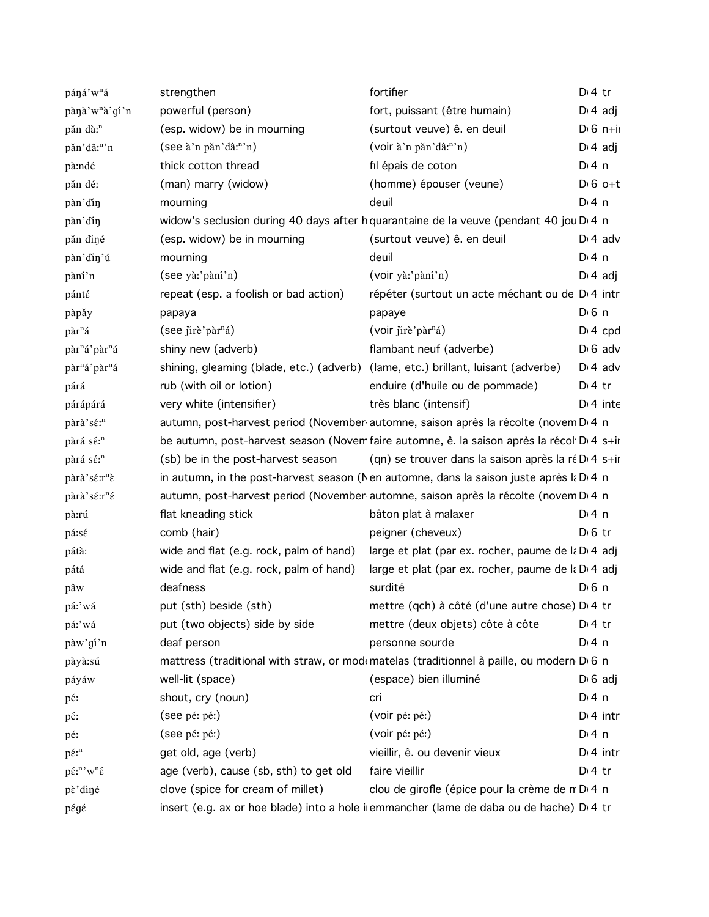| | | | |
|---|---|---|---|
| páŋá'wⁿá | strengthen | fortifier | D 4 tr |
| pàŋà'wⁿà'gí'n | powerful (person) | fort, puissant (être humain) | D 4 adj |
| pǎn dà:ⁿ | (esp. widow) be in mourning | (surtout veuve) ê. en deuil | D 6 n+ir |
| pǎn'dâ:ⁿ'n | (see à'n pǎn'dâ:ⁿ'n) | (voir à'n pǎn'dâ:ⁿ'n) | D 4 adj |
| pà:ndé | thick cotton thread | fil épais de coton | D 4 n |
| pǎn dé: | (man) marry (widow) | (homme) épouser (veune) | D 6 o+t |
| pàn'ɗíŋ | mourning | deuil | D 4 n |
| pàn'ɗíŋ | widow's seclusion during 40 days after h | quarantaine de la veuve (pendant 40 jou | D 4 n |
| pǎn ɗíŋé | (esp. widow) be in mourning | (surtout veuve) ê. en deuil | D 4 adv |
| pàn'ɗíŋ'ú | mourning | deuil | D 4 n |
| pàní'n | (see yà:'pàní'n) | (voir yà:'pàní'n) | D 4 adj |
| pántɛ́ | repeat (esp. a foolish or bad action) | répéter (surtout un acte méchant ou de | D 4 intr |
| pàpǎy | papaya | papaye | D 6 n |
| pàrⁿá | (see ǰìrè'pàrⁿá) | (voir ǰìrè'pàrⁿá) | D 4 cpd |
| pàrⁿá'pàrⁿá | shiny new (adverb) | flambant neuf (adverbe) | D 6 adv |
| pàrⁿá'pàrⁿá | shining, gleaming (blade, etc.) (adverb) | (lame, etc.) brillant, luisant (adverbe) | D 4 adv |
| párá | rub (with oil or lotion) | enduire (d'huile ou de pommade) | D 4 tr |
| párápárá | very white (intensifier) | très blanc (intensif) | D 4 inte |
| pàrà'sɛ́:ⁿ | autumn, post-harvest period (November | automne, saison après la récolte (novem | D 4 n |
| pàrá sɛ́:ⁿ | be autumn, post-harvest season (Novem | faire automne, ê. la saison après la récol | D 4 s+ir |
| pàrá sɛ́:ⁿ | (sb) be in the post-harvest season | (qn) se trouver dans la saison après la ré | D 4 s+ir |
| pàrà'sɛ́:rⁿɛ̀ | in autumn, in the post-harvest season (N | en automne, dans la saison juste après la | D 4 n |
| pàrà'sɛ́:rⁿɛ́ | autumn, post-harvest period (November | automne, saison après la récolte (novem | D 4 n |
| pà:rú | flat kneading stick | bâton plat à malaxer | D 4 n |
| pá:sɛ́ | comb (hair) | peigner (cheveux) | D 6 tr |
| pátà: | wide and flat (e.g. rock, palm of hand) | large et plat (par ex. rocher, paume de la | D 4 adj |
| pátá | wide and flat (e.g. rock, palm of hand) | large et plat (par ex. rocher, paume de la | D 4 adj |
| pâw | deafness | surdité | D 6 n |
| pá:'wá | put (sth) beside (sth) | mettre (qch) à côté (d'une autre chose) | D 4 tr |
| pá:'wá | put (two objects) side by side | mettre (deux objets) côte à côte | D 4 tr |
| pàw'gí'n | deaf person | personne sourde | D 4 n |
| pàyà:sú | mattress (traditional with straw, or mod | matelas (traditionnel à paille, ou modern | D 6 n |
| páyáw | well-lit (space) | (espace) bien illuminé | D 6 adj |
| pé: | shout, cry (noun) | cri | D 4 n |
| pé: | (see pé: pé:) | (voir pé: pé:) | D 4 intr |
| pé: | (see pé: pé:) | (voir pé: pé:) | D 4 n |
| pɛ́:ⁿ | get old, age (verb) | vieillir, ê. ou devenir vieux | D 4 intr |
| pɛ́:ⁿ'wⁿɛ́ | age (verb), cause (sb, sth) to get old | faire vieillir | D 4 tr |
| pɛ̀'díŋé | clove (spice for cream of millet) | clou de girofle (épice pour la crème de m | D 4 n |
| pɛ́gɛ́ | insert (e.g. ax or hoe blade) into a hole i | emmancher (lame de daba ou de hache) | D 4 tr |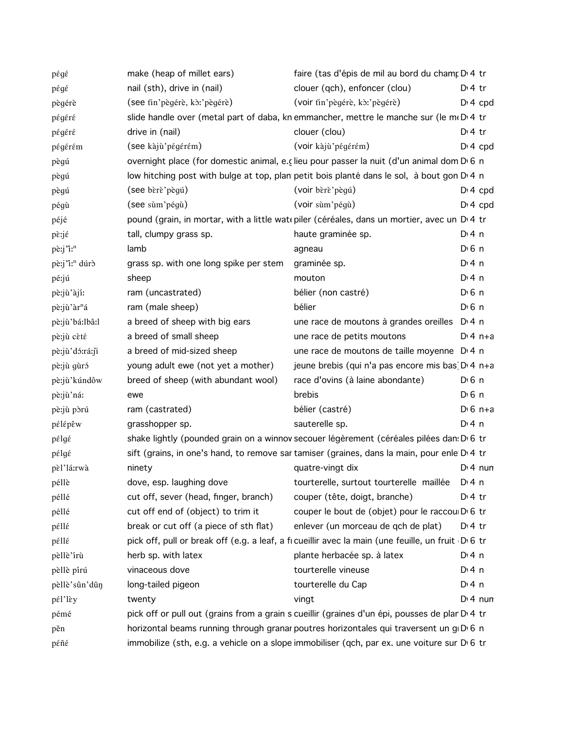| | | | | |
|---|---|---|---|---|
| pégɛ́ | make (heap of millet ears) | faire (tas d'épis de mil au bord du champ | D 4 | tr |
| pégɛ́ | nail (sth), drive in (nail) | clouer (qch), enfoncer (clou) | D 4 | tr |
| pɛ̀gérè | (see tìn'pɛ̀gérè, kɔ̀ː'pɛ̀gérè) | (voir tìn'pɛ̀gérè, kɔ̀ː'pɛ̀gérè) | D 4 | cpd |
| pégéré | slide handle over (metal part of daba, kn | emmancher, mettre le manche sur (le m | D 4 | tr |
| pégéré | drive in (nail) | clouer (clou) | D 4 | tr |
| pégérɛ́m | (see kàjù'pégérɛ́m) | (voir kàjù'pégérɛ́m) | D 4 | cpd |
| pɛ̀gú | overnight place (for domestic animal, e.g | lieu pour passer la nuit (d'un animal dom | D 6 | n |
| pɛ̀gú | low hitching post with bulge at top, plan | petit bois planté dans le sol, à bout gon | D 4 | n |
| pɛ̀gú | (see bɛ̀rɛ̀'pɛ̀gú) | (voir bɛ̀rɛ̀'pɛ̀gú) | D 4 | cpd |
| pégù | (see sùm'pégù) | (voir sùm'pégù) | D 4 | cpd |
| péjé | pound (grain, in mortar, with a little wate | piler (céréales, dans un mortier, avec un | D 4 | tr |
| pɛ̀ːjɛ́ | tall, clumpy grass sp. | haute graminée sp. | D 4 | n |
| pɛ̀ːj'ìːⁿ | lamb | agneau | D 6 | n |
| pɛ̀ːj'ìːⁿ dúrɔ̀ | grass sp. with one long spike per stem | graminée sp. | D 4 | n |
| péːjú | sheep | mouton | D 4 | n |
| pɛ̀ːjù'àjíː | ram (uncastrated) | bélier (non castré) | D 6 | n |
| pɛ̀ːjù'àrⁿá | ram (male sheep) | bélier | D 6 | n |
| pɛ̀ːjù'báːlbâːl | a breed of sheep with big ears | une race de moutons à grandes oreilles | D 4 | n |
| pɛ̀ːjù cɛ̀tɛ́ | a breed of small sheep | une race de petits moutons | D 4 | n+a |
| pɛ̀ːjù'dɔ́ːráːj̀ì | a breed of mid-sized sheep | une race de moutons de taille moyenne | D 4 | n |
| pɛ̀ːjù gùrɔ́ | young adult ewe (not yet a mother) | jeune brebis (qui n'a pas encore mis bas) | D 4 | n+a |
| pɛ̀ːjù'kúndôw | breed of sheep (with abundant wool) | race d'ovins (à laine abondante) | D 6 | n |
| pɛ̀ːjù'náː | ewe | brebis | D 6 | n |
| pɛ̀ːjù pɔ̀rú | ram (castrated) | bélier (castré) | D 6 | n+a |
| pélɛ́pêw | grasshopper sp. | sauterelle sp. | D 4 | n |
| pélgɛ́ | shake lightly (pounded grain on a winnov | secouer légèrement (céréales pilées dans | D 6 | tr |
| pélgɛ́ | sift (grains, in one's hand, to remove san | tamiser (graines, dans la main, pour enle | D 4 | tr |
| pɛ̀l'láːrwà | ninety | quatre-vingt dix | D 4 | num |
| péllè | dove, esp. laughing dove | tourterelle, surtout tourterelle maillée | D 4 | n |
| péllé | cut off, sever (head, finger, branch) | couper (tête, doigt, branche) | D 4 | tr |
| péllé | cut off end of (object) to trim it | couper le bout de (objet) pour le raccou | D 6 | tr |
| péllɛ́ | break or cut off (a piece of sth flat) | enlever (un morceau de qch de plat) | D 4 | tr |
| péllɛ́ | pick off, pull or break off (e.g. a leaf, a fr | cueillir avec la main (une feuille, un fruit | D 6 | tr |
| pɛ̀llɛ̀'írù | herb sp. with latex | plante herbacée sp. à latex | D 4 | n |
| pɛ̀llɛ̀ pírú | vinaceous dove | tourterelle vineuse | D 4 | n |
| pɛ̀llɛ̀'sûn'dûŋ | long-tailed pigeon | tourterelle du Cap | D 4 | n |
| pél'lɛ̀y | twenty | vingt | D 4 | num |
| pémé | pick off or pull out (grains from a grain s | cueillir (graines d'un épi, pousses de plan | D 4 | tr |
| pěn | horizontal beams running through granar | poutres horizontales qui traversent un gr | D 6 | n |
| péñɛ́ | immobilize (sth, e.g. a vehicle on a slope | immobiliser (qch, par ex. une voiture sur | D 6 | tr |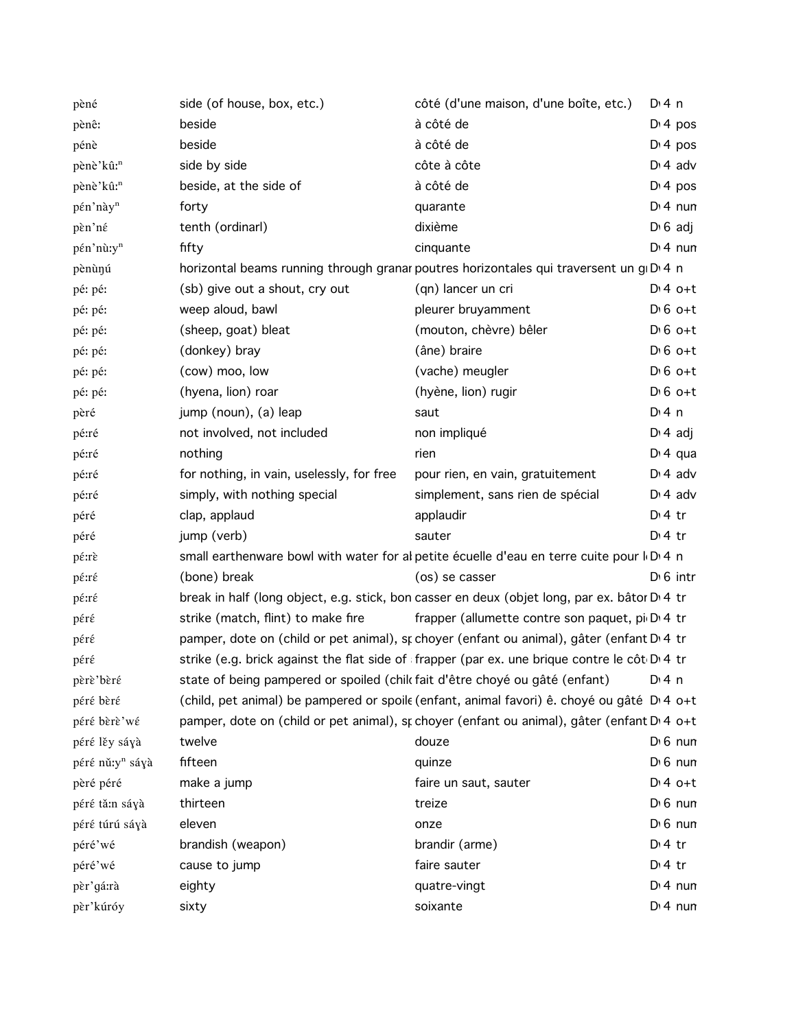| | | | |
|---|---|---|---|
| pèné | side (of house, box, etc.) | côté (d'une maison, d'une boîte, etc.) | D 4 n |
| pènê: | beside | à côté de | D 4 pos |
| pénè | beside | à côté de | D 4 pos |
| pènè'kû:ⁿ | side by side | côte à côte | D 4 adv |
| pènè'kû:ⁿ | beside, at the side of | à côté de | D 4 pos |
| pén'nàyⁿ | forty | quarante | D 4 num |
| pὲn'nέ | tenth (ordinarl) | dixième | D 6 adj |
| pén'nù:yⁿ | fifty | cinquante | D 4 num |
| pènùŋú | horizontal beams running through granar | poutres horizontales qui traversent un gı | D 4 n |
| pé: pé: | (sb) give out a shout, cry out | (qn) lancer un cri | D 4 o+t |
| pé: pé: | weep aloud, bawl | pleurer bruyamment | D 6 o+t |
| pé: pé: | (sheep, goat) bleat | (mouton, chèvre) bêler | D 6 o+t |
| pé: pé: | (donkey) bray | (âne) braire | D 6 o+t |
| pé: pé: | (cow) moo, low | (vache) meugler | D 6 o+t |
| pé: pé: | (hyena, lion) roar | (hyène, lion) rugir | D 6 o+t |
| pèré | jump (noun), (a) leap | saut | D 4 n |
| pé:ré | not involved, not included | non impliqué | D 4 adj |
| pé:ré | nothing | rien | D 4 qua |
| pé:ré | for nothing, in vain, uselessly, for free | pour rien, en vain, gratuitement | D 4 adv |
| pé:ré | simply, with nothing special | simplement, sans rien de spécial | D 4 adv |
| péré | clap, applaud | applaudir | D 4 tr |
| péré | jump (verb) | sauter | D 4 tr |
| pέ:rὲ | small earthenware bowl with water for al | petite écuelle d'eau en terre cuite pour l | D 4 n |
| pέ:rέ | (bone) break | (os) se casser | D 6 intr |
| pέ:rέ | break in half (long object, e.g. stick, bon | casser en deux (objet long, par ex. bâtor | D 4 tr |
| pέrέ | strike (match, flint) to make fire | frapper (allumette contre son paquet, pi | D 4 tr |
| pέrέ | pamper, dote on (child or pet animal), sp | choyer (enfant ou animal), gâter (enfant | D 4 tr |
| pέrέ | strike (e.g. brick against the flat side of | frapper (par ex. une brique contre le côt | D 4 tr |
| pὲrὲ'bὲrέ | state of being pampered or spoiled (chil | fait d'être choyé ou gâté (enfant) | D 4 n |
| pέrέ bὲrέ | (child, pet animal) be pampered or spoile | (enfant, animal favori) ê. choyé ou gâté | D 4 o+t |
| pέrέ bὲrὲ'wέ | pamper, dote on (child or pet animal), sp | choyer (enfant ou animal), gâter (enfant | D 4 o+t |
| pérέ lěy sáɣà | twelve | douze | D 6 num |
| pérέ nǔ:yⁿ sáɣà | fifteen | quinze | D 6 num |
| pèré péré | make a jump | faire un saut, sauter | D 4 o+t |
| pérέ tǎ:n sáɣà | thirteen | treize | D 6 num |
| pérέ túrú sáɣà | eleven | onze | D 6 num |
| péré'wé | brandish (weapon) | brandir (arme) | D 4 tr |
| péré'wé | cause to jump | faire sauter | D 4 tr |
| pèr'gá:rà | eighty | quatre-vingt | D 4 num |
| pèr'kúróy | sixty | soixante | D 4 num |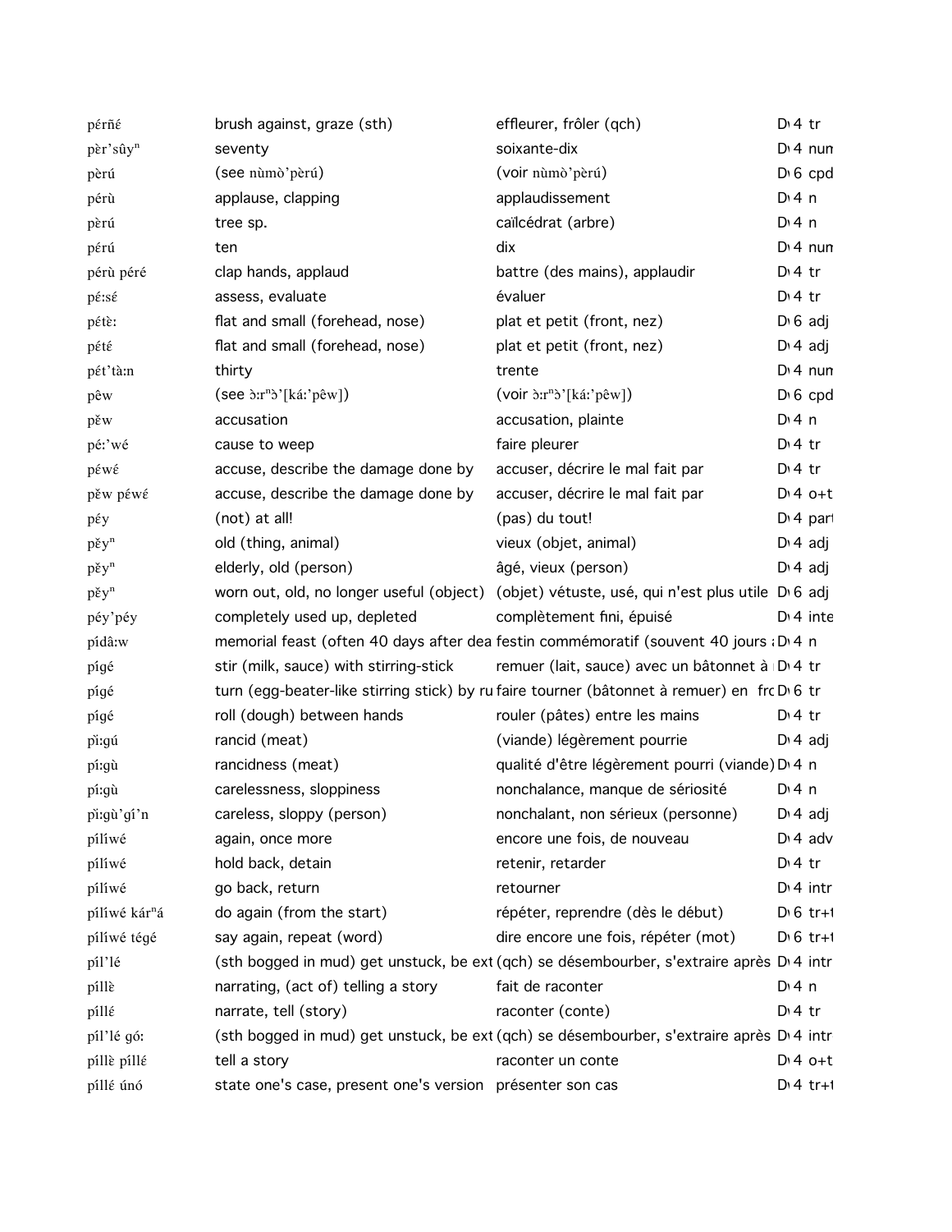| | | | |
|---|---|---|---|
| péřɛ́ | brush against, graze (sth) | effleurer, frôler (qch) | D 4 tr |
| pɛ̀r'sûyⁿ | seventy | soixante-dix | D 4 num |
| pɛ̀rú | (see nùmɔ̀'pɛ̀rú) | (voir nùmɔ̀'pɛ̀rú) | D 6 cpd |
| pérù | applause, clapping | applaudissement | D 4 n |
| pɛ̀rú | tree sp. | caïlcédrat (arbre) | D 4 n |
| pérú | ten | dix | D 4 num |
| pérù péré | clap hands, applaud | battre (des mains), applaudir | D 4 tr |
| pɛ́:sɛ́ | assess, evaluate | évaluer | D 4 tr |
| pétɛ̀: | flat and small (forehead, nose) | plat et petit (front, nez) | D 6 adj |
| pétɛ́ | flat and small (forehead, nose) | plat et petit (front, nez) | D 4 adj |
| pét'tà:n | thirty | trente | D 4 num |
| pêw | (see ɔ̀:rⁿɔ̀'[ká:'pêw]) | (voir ɔ̀:rⁿɔ̀'[ká:'pêw]) | D 6 cpd |
| pěw | accusation | accusation, plainte | D 4 n |
| pé:'wé | cause to weep | faire pleurer | D 4 tr |
| péwɛ́ | accuse, describe the damage done by | accuser, décrire le mal fait par | D 4 tr |
| pěw péwɛ́ | accuse, describe the damage done by | accuser, décrire le mal fait par | D 4 o+t |
| péy | (not) at all! | (pas) du tout! | D 4 part |
| pěyⁿ | old (thing, animal) | vieux (objet, animal) | D 4 adj |
| pěyⁿ | elderly, old (person) | âgé, vieux (person) | D 4 adj |
| pěyⁿ | worn out, old, no longer useful (object) | (objet) vétuste, usé, qui n'est plus utile | D 6 adj |
| péy'péy | completely used up, depleted | complètement fini, épuisé | D 4 inte |
| pídâ:w | memorial feast (often 40 days after dea | festin commémoratif (souvent 40 jours a | D 4 n |
| pígé | stir (milk, sauce) with stirring-stick | remuer (lait, sauce) avec un bâtonnet à | D 4 tr |
| pígé | turn (egg-beater-like stirring stick) by ru | faire tourner (bâtonnet à remuer) en fro | D 6 tr |
| pígé | roll (dough) between hands | rouler (pâtes) entre les mains | D 4 tr |
| pì:gú | rancid (meat) | (viande) légèrement pourrie | D 4 adj |
| pí:gù | rancidness (meat) | qualité d'être légèrement pourri (viande) | D 4 n |
| pí:gù | carelessness, sloppiness | nonchalance, manque de sériosité | D 4 n |
| pì:gù'gí'n | careless, sloppy (person) | nonchalant, non sérieux (personne) | D 4 adj |
| píliwé | again, once more | encore une fois, de nouveau | D 4 adv |
| píliwé | hold back, detain | retenir, retarder | D 4 tr |
| píliwé | go back, return | retourner | D 4 intr |
| píliwé kárⁿá | do again (from the start) | répéter, reprendre (dès le début) | D 6 tr+t |
| píliwé tégé | say again, repeat (word) | dire encore une fois, répéter (mot) | D 6 tr+t |
| píl'lé | (sth bogged in mud) get unstuck, be ext | (qch) se désembourber, s'extraire après | D 4 intr |
| píllɛ̀ | narrating, (act of) telling a story | fait de raconter | D 4 n |
| píllɛ́ | narrate, tell (story) | raconter (conte) | D 4 tr |
| píl'lé gó: | (sth bogged in mud) get unstuck, be ext | (qch) se désembourber, s'extraire après | D 4 intr |
| píllɛ̀ píllɛ́ | tell a story | raconter un conte | D 4 o+t |
| píllɛ́ únó | state one's case, present one's version | présenter son cas | D 4 tr+t |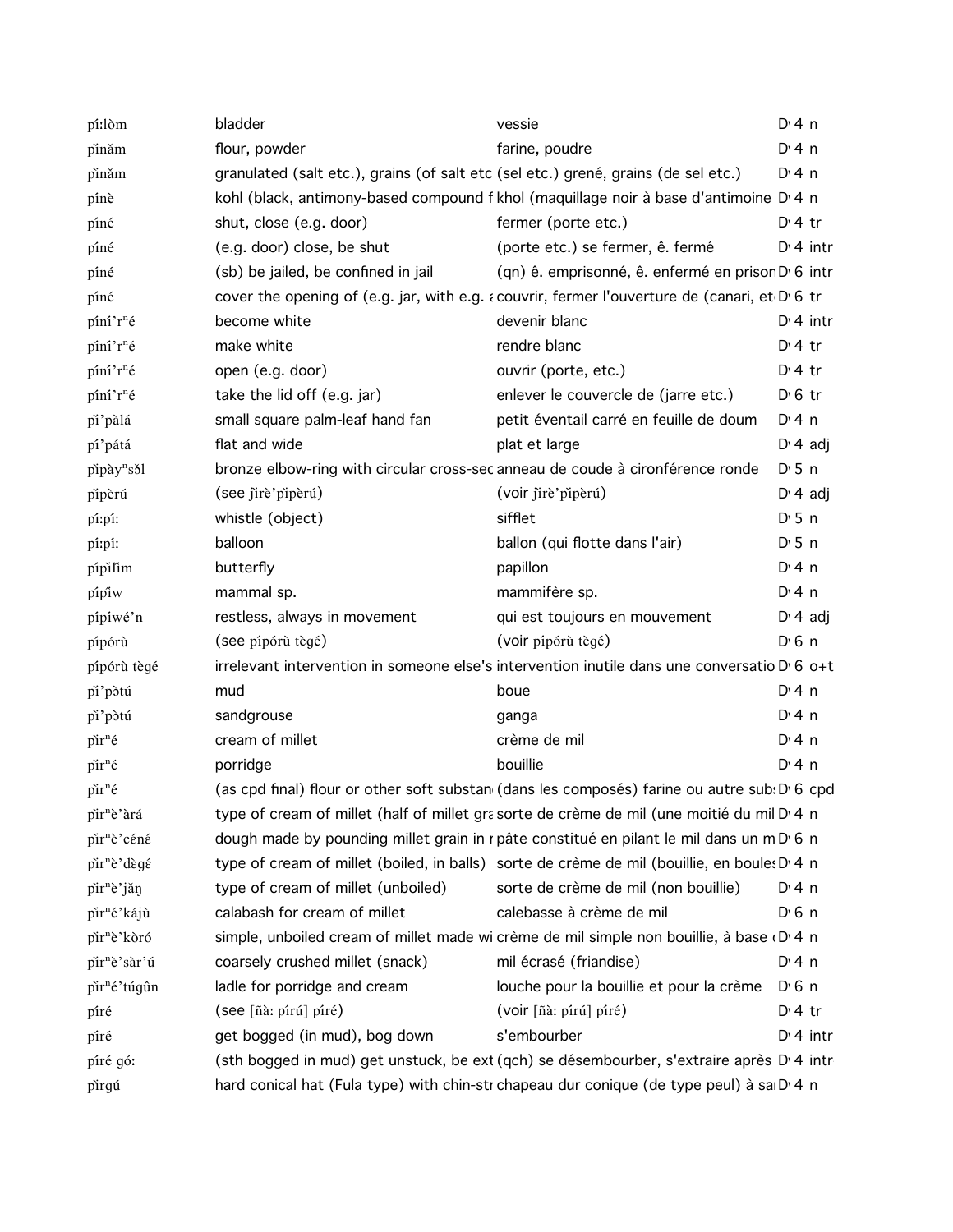| | | | |
|---|---|---|---|
| pí:lòm | bladder | vessie | D 4 n |
| pǐnǎm | flour, powder | farine, poudre | D 4 n |
| pǐnǎm | granulated (salt etc.), grains (of salt etc | (sel etc.) grené, grains (de sel etc.) | D 4 n |
| pínè | kohl (black, antimony-based compound f | khol (maquillage noir à base d'antimoine | D 4 n |
| píné | shut, close (e.g. door) | fermer (porte etc.) | D 4 tr |
| píné | (e.g. door) close, be shut | (porte etc.) se fermer, ê. fermé | D 4 intr |
| píné | (sb) be jailed, be confined in jail | (qn) ê. emprisonné, ê. enfermé en prisor | D 6 intr |
| píné | cover the opening of (e.g. jar, with e.g. a | couvrir, fermer l'ouverture de (canari, et | D 6 tr |
| píní'rⁿé | become white | devenir blanc | D 4 intr |
| píní'rⁿé | make white | rendre blanc | D 4 tr |
| píní'rⁿé | open (e.g. door) | ouvrir (porte, etc.) | D 4 tr |
| píní'rⁿé | take the lid off (e.g. jar) | enlever le couvercle de (jarre etc.) | D 6 tr |
| pǐ'pàlá | small square palm-leaf hand fan | petit éventail carré en feuille de doum | D 4 n |
| pí'pátá | flat and wide | plat et large | D 4 adj |
| pǐpàyⁿsɔ̌l | bronze elbow-ring with circular cross-sec | anneau de coude à cironférence ronde | D 5 n |
| pǐpèrú | (see ǰìrè'pǐpèrú) | (voir ǰìrè'pǐpèrú) | D 4 adj |
| pí:pí: | whistle (object) | sifflet | D 5 n |
| pí:pí: | balloon | ballon (qui flotte dans l'air) | D 5 n |
| pípǐlǐm | butterfly | papillon | D 4 n |
| pípǐw | mammal sp. | mammifère sp. | D 4 n |
| pípíwé'n | restless, always in movement | qui est toujours en mouvement | D 4 adj |
| pípórù | (see pípórù tègé) | (voir pípórù tègé) | D 6 n |
| pípórù tègé | irrelevant intervention in someone else's | intervention inutile dans une conversatio | D 6 o+t |
| pǐ'pɔ̀tú | mud | boue | D 4 n |
| pǐ'pɔ̀tú | sandgrouse | ganga | D 4 n |
| pǐrⁿé | cream of millet | crème de mil | D 4 n |
| pǐrⁿé | porridge | bouillie | D 4 n |
| pǐrⁿé | (as cpd final) flour or other soft substan | (dans les composés) farine ou autre sub | D 6 cpd |
| pǐrⁿè'àrá | type of cream of millet (half of millet gra | sorte de crème de mil (une moitié du mil | D 4 n |
| pǐrⁿè'céné | dough made by pounding millet grain in r | pâte constitué en pilant le mil dans un m | D 6 n |
| pǐrⁿè'dègé | type of cream of millet (boiled, in balls) | sorte de crème de mil (bouillie, en boules | D 4 n |
| pǐrⁿè'jǎŋ | type of cream of millet (unboiled) | sorte de crème de mil (non bouillie) | D 4 n |
| pǐrⁿé'kájù | calabash for cream of millet | calebasse à crème de mil | D 6 n |
| pǐrⁿè'kɔ̀ró | simple, unboiled cream of millet made wi | crème de mil simple non bouillie, à base | D 4 n |
| pǐrⁿè'sàr'ú | coarsely crushed millet (snack) | mil écrasé (friandise) | D 4 n |
| pǐrⁿé'túgûn | ladle for porridge and cream | louche pour la bouillie et pour la crème | D 6 n |
| píré | (see [ñà: pírú] píré) | (voir [ñà: pírú] píré) | D 4 tr |
| píré | get bogged (in mud), bog down | s'embourber | D 4 intr |
| píré gó: | (sth bogged in mud) get unstuck, be ext | (qch) se désembourber, s'extraire après | D 4 intr |
| pǐrgú | hard conical hat (Fula type) with chin-str | chapeau dur conique (de type peul) à sa | D 4 n |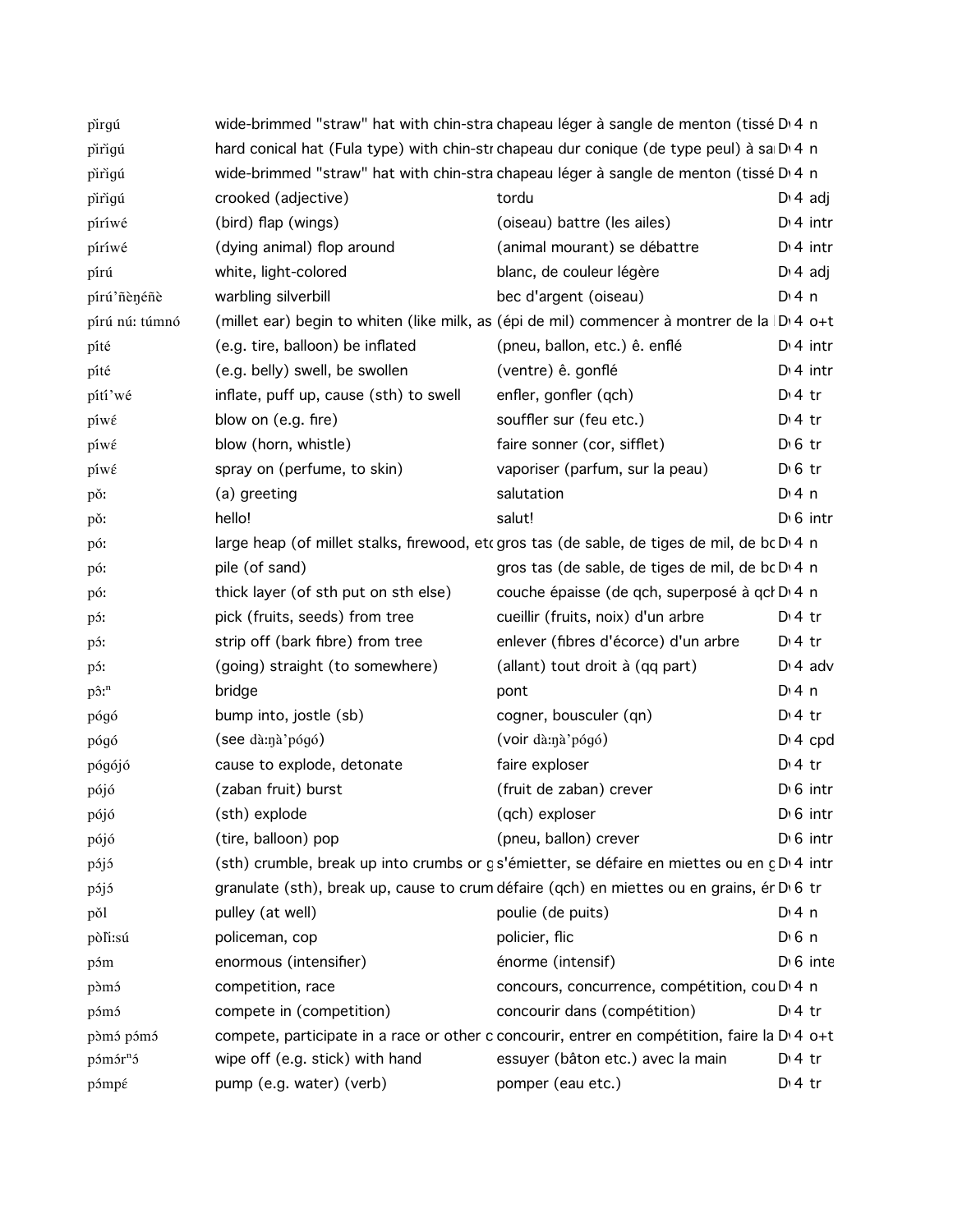| | | | | |
|---|---|---|---|---|
| pi̋rgú | wide-brimmed "straw" hat with chin-stra | chapeau léger à sangle de menton (tissé | D 4 | n |
| pi̋ri̋gú | hard conical hat (Fula type) with chin-str | chapeau dur conique (de type peul) à sa | D 4 | n |
| pi̋ri̋gú | wide-brimmed "straw" hat with chin-stra | chapeau léger à sangle de menton (tissé | D 4 | n |
| pi̋ri̋gú | crooked (adjective) | tordu | D 4 | adj |
| píríwé | (bird) flap (wings) | (oiseau) battre (les ailes) | D 4 | intr |
| píríwé | (dying animal) flop around | (animal mourant) se débattre | D 4 | intr |
| pírú | white, light-colored | blanc, de couleur légère | D 4 | adj |
| pírú'ñèŋéñè | warbling silverbill | bec d'argent (oiseau) | D 4 | n |
| pírú nú: túmnó | (millet ear) begin to whiten (like milk, as | (épi de mil) commencer à montrer de la | D 4 | o+t |
| píté | (e.g. tire, balloon) be inflated | (pneu, ballon, etc.) ê. enflé | D 4 | intr |
| píté | (e.g. belly) swell, be swollen | (ventre) ê. gonflé | D 4 | intr |
| pítí'wé | inflate, puff up, cause (sth) to swell | enfler, gonfler (qch) | D 4 | tr |
| píwɛ́ | blow on (e.g. fire) | souffler sur (feu etc.) | D 4 | tr |
| píwɛ́ | blow (horn, whistle) | faire sonner (cor, sifflet) | D 6 | tr |
| píwɛ́ | spray on (perfume, to skin) | vaporiser (parfum, sur la peau) | D 6 | tr |
| pǒ: | (a) greeting | salutation | D 4 | n |
| pǒ: | hello! | salut! | D 6 | intr |
| pó: | large heap (of millet stalks, firewood, etc | gros tas (de sable, de tiges de mil, de bo | D 4 | n |
| pó: | pile (of sand) | gros tas (de sable, de tiges de mil, de bo | D 4 | n |
| pó: | thick layer (of sth put on sth else) | couche épaisse (de qch, superposé à qch | D 4 | n |
| pɔ́: | pick (fruits, seeds) from tree | cueillir (fruits, noix) d'un arbre | D 4 | tr |
| pɔ́: | strip off (bark fibre) from tree | enlever (fibres d'écorce) d'un arbre | D 4 | tr |
| pɔ́: | (going) straight (to somewhere) | (allant) tout droit à (qq part) | D 4 | adv |
| pɔ̂:ⁿ | bridge | pont | D 4 | n |
| pógó | bump into, jostle (sb) | cogner, bousculer (qn) | D 4 | tr |
| pógó | (see dà:ŋà'pógó) | (voir dà:ŋà'pógó) | D 4 | cpd |
| pógójó | cause to explode, detonate | faire exploser | D 4 | tr |
| pójó | (zaban fruit) burst | (fruit de zaban) crever | D 6 | intr |
| pójó | (sth) explode | (qch) exploser | D 6 | intr |
| pójó | (tire, balloon) pop | (pneu, ballon) crever | D 6 | intr |
| pɔ́jɔ́ | (sth) crumble, break up into crumbs or g | s'émietter, se défaire en miettes ou en g | D 4 | intr |
| pɔ́jɔ́ | granulate (sth), break up, cause to crum | défaire (qch) en miettes ou en grains, ém | D 6 | tr |
| pǒl | pulley (at well) | poulie (de puits) | D 4 | n |
| pòli̋:sú | policeman, cop | policier, flic | D 6 | n |
| pɔ́m | enormous (intensifier) | énorme (intensif) | D 6 | inte |
| pɔ̀mɔ́ | competition, race | concours, concurrence, compétition, cou | D 4 | n |
| pɔ́mɔ́ | compete in (competition) | concourir dans (compétition) | D 4 | tr |
| pɔ̀mɔ́ pɔ́mɔ́ | compete, participate in a race or other c | concourir, entrer en compétition, faire la | D 4 | o+t |
| pɔ́mɔ́rⁿɔ́ | wipe off (e.g. stick) with hand | essuyer (bâton etc.) avec la main | D 4 | tr |
| pɔ́mpɛ́ | pump (e.g. water) (verb) | pomper (eau etc.) | D 4 | tr |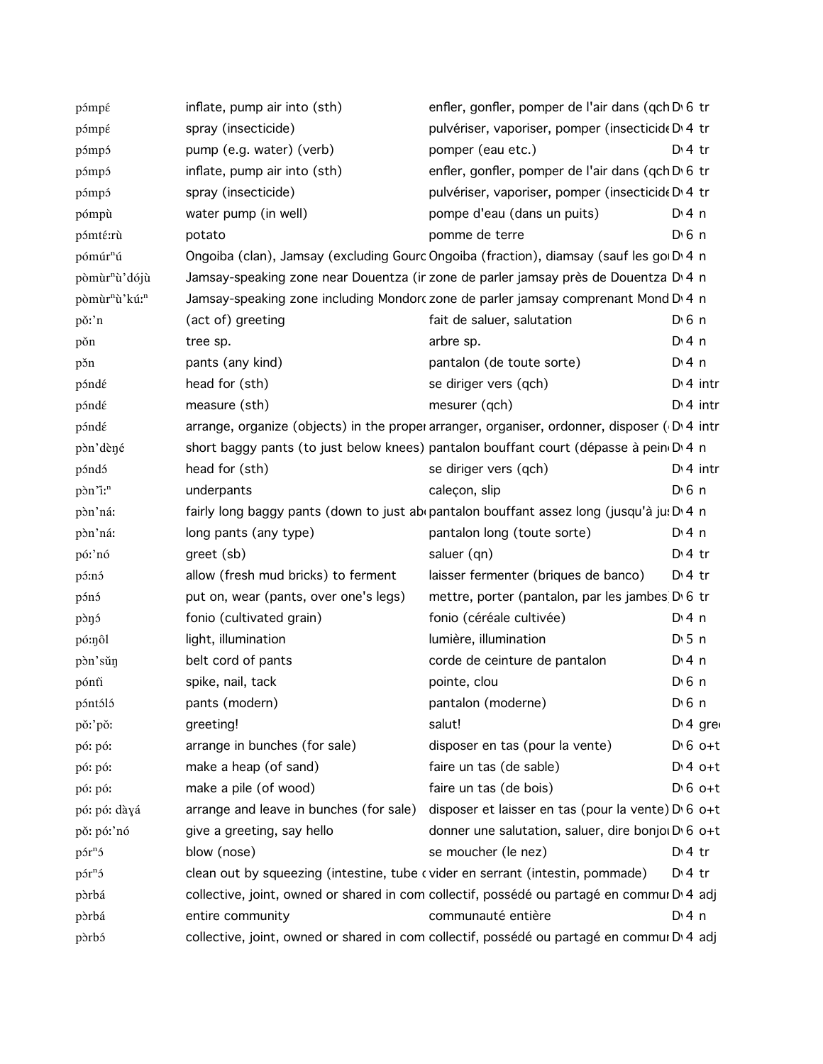| | | | | |
|---|---|---|---|---|
| pɔ́mpɛ́ | inflate, pump air into (sth) | enfler, gonfler, pomper de l'air dans (qch | D 6 | tr |
| pɔ́mpɛ́ | spray (insecticide) | pulvériser, vaporiser, pomper (insecticide | D 4 | tr |
| pɔ́mpɔ́ | pump (e.g. water) (verb) | pomper (eau etc.) | D 4 | tr |
| pɔ́mpɔ́ | inflate, pump air into (sth) | enfler, gonfler, pomper de l'air dans (qch | D 6 | tr |
| pɔ́mpɔ́ | spray (insecticide) | pulvériser, vaporiser, pomper (insecticide | D 4 | tr |
| pómpù | water pump (in well) | pompe d'eau (dans un puits) | D 4 | n |
| pɔ́mtɛ́ːrù | potato | pomme de terre | D 6 | n |
| pómúrⁿú | Ongoiba (clan), Jamsay (excluding Gourc | Ongoiba (fraction), diamsay (sauf les go | D 4 | n |
| pòmùrⁿù'dójù | Jamsay-speaking zone near Douentza (ir | zone de parler jamsay près de Douentza | D 4 | n |
| pòmùrⁿù'kúːⁿ | Jamsay-speaking zone including Mondorc | zone de parler jamsay comprenant Mond | D 4 | n |
| pɔ̌ː'n | (act of) greeting | fait de saluer, salutation | D 6 | n |
| pɔ̌n | tree sp. | arbre sp. | D 4 | n |
| pɔ̌n | pants (any kind) | pantalon (de toute sorte) | D 4 | n |
| pɔ́ndɛ́ | head for (sth) | se diriger vers (qch) | D 4 | intr |
| pɔ́ndɛ́ | measure (sth) | mesurer (qch) | D 4 | intr |
| pɔ́ndɛ́ | arrange, organize (objects) in the proper | arranger, organiser, ordonner, disposer ( | D 4 | intr |
| pɔ̀n'dèŋé | short baggy pants (to just below knees) | pantalon bouffant court (dépasse à pein | D 4 | n |
| pɔ́ndɔ́ | head for (sth) | se diriger vers (qch) | D 4 | intr |
| pɔ̀n'ǐːⁿ | underpants | caleçon, slip | D 6 | n |
| pɔ̀n'náː | fairly long baggy pants (down to just ab | pantalon bouffant assez long (jusqu'à ju | D 4 | n |
| pɔ̀n'náː | long pants (any type) | pantalon long (toute sorte) | D 4 | n |
| póː'nó | greet (sb) | saluer (qn) | D 4 | tr |
| pɔ́ːnɔ́ | allow (fresh mud bricks) to ferment | laisser fermenter (briques de banco) | D 4 | tr |
| pɔ́nɔ́ | put on, wear (pants, over one's legs) | mettre, porter (pantalon, par les jambes | D 6 | tr |
| pɔ̀ŋɔ́ | fonio (cultivated grain) | fonio (céréale cultivée) | D 4 | n |
| póːŋôl | light, illumination | lumière, illumination | D 5 | n |
| pɔ̀n'sǔŋ | belt cord of pants | corde de ceinture de pantalon | D 4 | n |
| pɔ́ntǐ | spike, nail, tack | pointe, clou | D 6 | n |
| pɔ́ntɔ́lɔ́ | pants (modern) | pantalon (moderne) | D 6 | n |
| pɔ̌ː'pɔ̌ː | greeting! | salut! | D 4 | gre |
| póː póː | arrange in bunches (for sale) | disposer en tas (pour la vente) | D 6 | o+t |
| póː póː | make a heap (of sand) | faire un tas (de sable) | D 4 | o+t |
| póː póː | make a pile (of wood) | faire un tas (de bois) | D 6 | o+t |
| póː póː dàɣá | arrange and leave in bunches (for sale) | disposer et laisser en tas (pour la vente) | D 6 | o+t |
| pǒ póː'nó | give a greeting, say hello | donner une salutation, saluer, dire bonjo | D 6 | o+t |
| pɔ́rⁿɔ́ | blow (nose) | se moucher (le nez) | D 4 | tr |
| pɔ́rⁿɔ́ | clean out by squeezing (intestine, tube c | vider en serrant (intestin, pommade) | D 4 | tr |
| pɔ̀rbá | collective, joint, owned or shared in com | collectif, possédé ou partagé en commu | D 4 | adj |
| pɔ̀rbá | entire community | communauté entière | D 4 | n |
| pɔ̀rbɔ́ | collective, joint, owned or shared in com | collectif, possédé ou partagé en commu | D 4 | adj |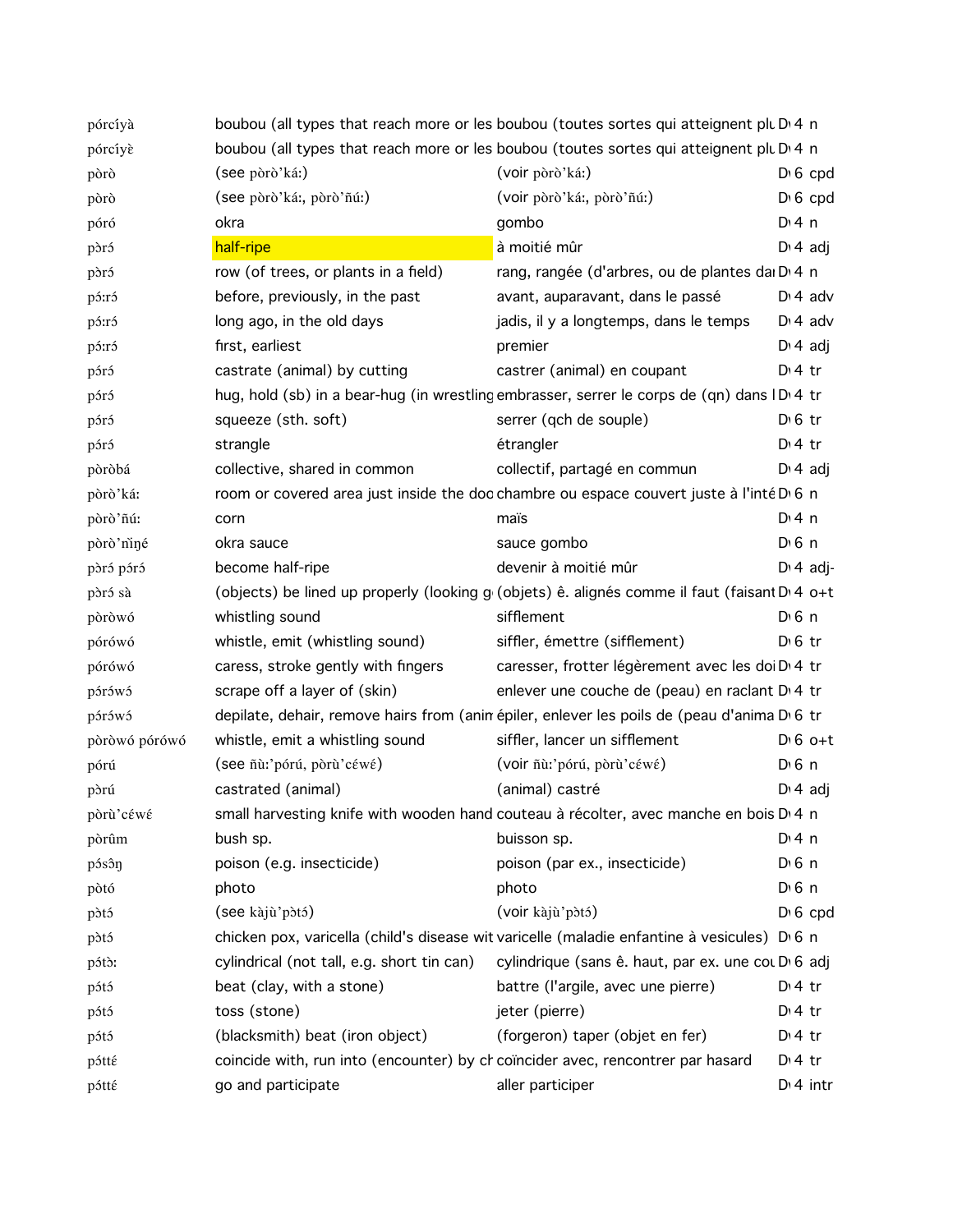| | | | | |
|---|---|---|---|---|
| pórcíyà | boubou (all types that reach more or les | boubou (toutes sortes qui atteignent plu | D 4 | n |
| pórcíyɛ̀ | boubou (all types that reach more or les | boubou (toutes sortes qui atteignent plu | D 4 | n |
| pòrò | (see pòrò’ká:) | (voir pòrò’ká:) | D 6 | cpd |
| pòrò | (see pòrò’ká:, pòrò’ñú:) | (voir pòrò’ká:, pòrò’ñú:) | D 6 | cpd |
| póró | okra | gombo | D 4 | n |
| pɔ̀rɔ́ | half-ripe | à moitié mûr | D 4 | adj |
| pɔ̀rɔ́ | row (of trees, or plants in a field) | rang, rangée (d'arbres, ou de plantes dai | D 4 | n |
| pɔ́:rɔ́ | before, previously, in the past | avant, auparavant, dans le passé | D 4 | adv |
| pɔ́:rɔ́ | long ago, in the old days | jadis, il y a longtemps, dans le temps | D 4 | adv |
| pɔ́:rɔ́ | first, earliest | premier | D 4 | adj |
| pɔ́rɔ́ | castrate (animal) by cutting | castrer (animal) en coupant | D 4 | tr |
| pɔ́rɔ́ | hug, hold (sb) in a bear-hug (in wrestling | embrasser, serrer le corps de (qn) dans l | D 4 | tr |
| pɔ́rɔ́ | squeeze (sth. soft) | serrer (qch de souple) | D 6 | tr |
| pɔ́rɔ́ | strangle | étrangler | D 4 | tr |
| pòròbá | collective, shared in common | collectif, partagé en commun | D 4 | adj |
| pòrò’ká: | room or covered area just inside the doo | chambre ou espace couvert juste à l'inté | D 6 | n |
| pòrò’ñú: | corn | maïs | D 4 | n |
| pòrò’ǹŋé | okra sauce | sauce gombo | D 6 | n |
| pɔ̀rɔ́ pɔ́rɔ́ | become half-ripe | devenir à moitié mûr | D 4 | adj- |
| pɔ̀rɔ́ sà | (objects) be lined up properly (looking g | (objets) ê. alignés comme il faut (faisant | D 4 | o+t |
| pòròwó | whistling sound | sifflement | D 6 | n |
| pórówó | whistle, emit (whistling sound) | siffler, émettre (sifflement) | D 6 | tr |
| pórówó | caress, stroke gently with fingers | caresser, frotter légèrement avec les doi | D 4 | tr |
| pɔ́rɔ́wɔ́ | scrape off a layer of (skin) | enlever une couche de (peau) en raclant | D 4 | tr |
| pɔ́rɔ́wɔ́ | depilate, dehair, remove hairs from (anin | épiler, enlever les poils de (peau d'anima | D 6 | tr |
| pòròwó pórówó | whistle, emit a whistling sound | siffler, lancer un sifflement | D 6 | o+t |
| pórú | (see ñù:’pórú, pòrù’cέwέ) | (voir ñù:’pórú, pòrù’cέwέ) | D 6 | n |
| pòrú | castrated (animal) | (animal) castré | D 4 | adj |
| pòrù’cέwέ | small harvesting knife with wooden hand | couteau à récolter, avec manche en bois | D 4 | n |
| pòrûm | bush sp. | buisson sp. | D 4 | n |
| pɔ́sɔ̂ŋ | poison (e.g. insecticide) | poison (par ex., insecticide) | D 6 | n |
| pòtó | photo | photo | D 6 | n |
| pɔ̀tɔ́ | (see kàjù’pɔ̀tɔ́) | (voir kàjù’pɔ̀tɔ́) | D 6 | cpd |
| pɔ̀tɔ́ | chicken pox, varicella (child's disease wit | varicelle (maladie enfantine à vesicules) | D 6 | n |
| pɔ́tɔ̀: | cylindrical (not tall, e.g. short tin can) | cylindrique (sans ê. haut, par ex. une co | D 6 | adj |
| pɔ́tɔ́ | beat (clay, with a stone) | battre (l'argile, avec une pierre) | D 4 | tr |
| pɔ́tɔ́ | toss (stone) | jeter (pierre) | D 4 | tr |
| pɔ́tɔ́ | (blacksmith) beat (iron object) | (forgeron) taper (objet en fer) | D 4 | tr |
| pɔ́ttέ | coincide with, run into (encounter) by ch | coïncider avec, rencontrer par hasard | D 4 | tr |
| pɔ́ttέ | go and participate | aller participer | D 4 | intr |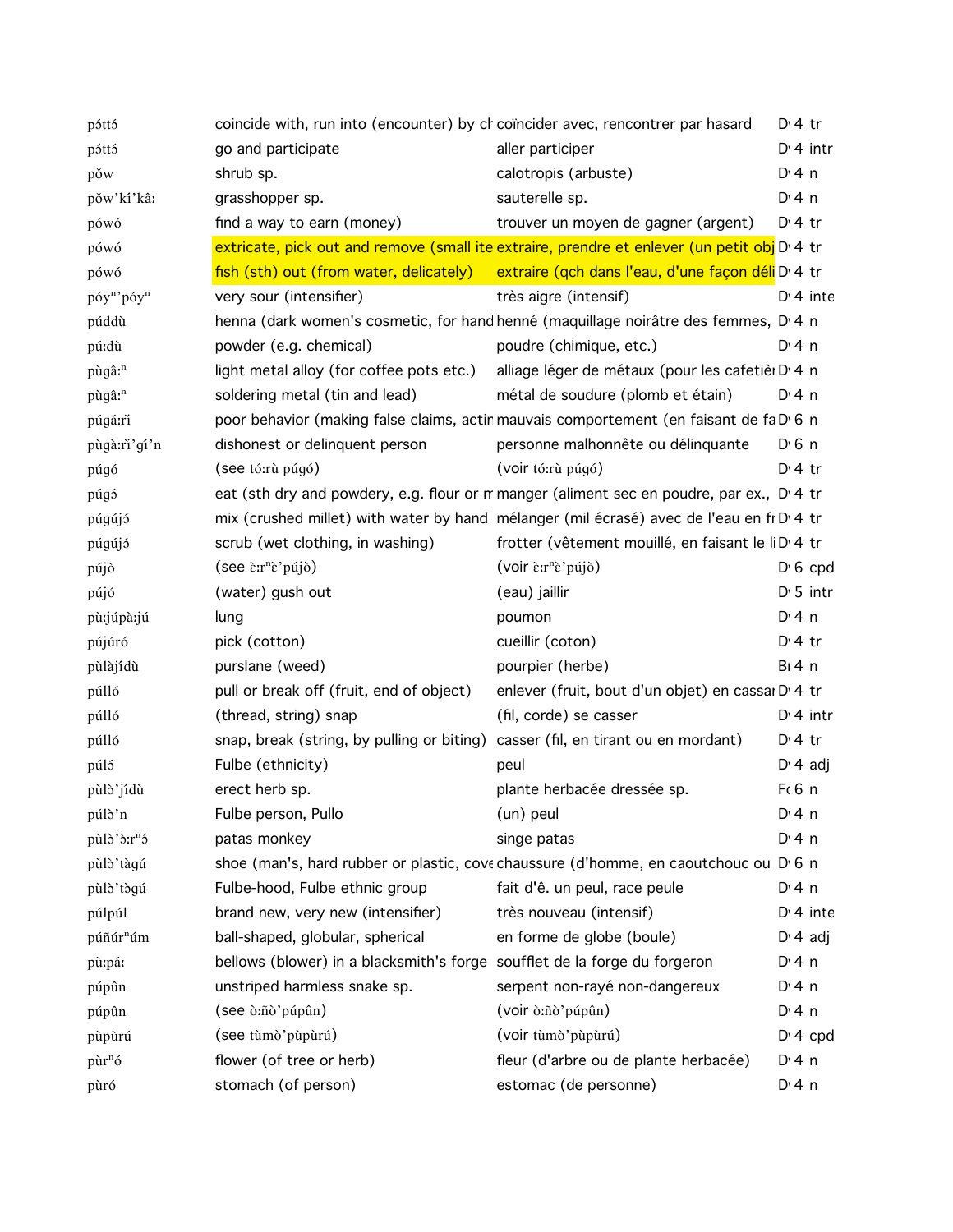| | | | | |
|---|---|---|---|---|
| pɔ́ttɔ́ | coincide with, run into (encounter) by ch | coïncider avec, rencontrer par hasard | D | 4 tr |
| pɔ́ttɔ́ | go and participate | aller participer | D | 4 intr |
| pɔ̌w | shrub sp. | calotropis (arbuste) | D | 4 n |
| pɔ̌w'kí'kâ: | grasshopper sp. | sauterelle sp. | D | 4 n |
| pɔ́wɔ́ | find a way to earn (money) | trouver un moyen de gagner (argent) | D | 4 tr |
| pɔ́wɔ́ | extricate, pick out and remove (small ite | extraire, prendre et enlever (un petit obj | D | 4 tr |
| pɔ́wɔ́ | fish (sth) out (from water, delicately) | extraire (qch dans l'eau, d'une façon déli | D | 4 tr |
| pɔ́yⁿ'pɔ́yⁿ | very sour (intensifier) | très aigre (intensif) | D | 4 inte |
| púddù | henna (dark women's cosmetic, for hand | henné (maquillage noirâtre des femmes, | D | 4 n |
| pú:dù | powder (e.g. chemical) | poudre (chimique, etc.) | D | 4 n |
| pùgâ:ⁿ | light metal alloy (for coffee pots etc.) | alliage léger de métaux (pour les cafetièr | D | 4 n |
| pùgâ:ⁿ | soldering metal (tin and lead) | métal de soudure (plomb et étain) | D | 4 n |
| púgá:rì | poor behavior (making false claims, actir | mauvais comportement (en faisant de fa | D | 6 n |
| pùgà:rì'gí'n | dishonest or delinquent person | personne malhonnête ou délinquante | D | 6 n |
| púgó | (see tó:rù púgó) | (voir tó:rù púgó) | D | 4 tr |
| púgɔ́ | eat (sth dry and powdery, e.g. flour or m | manger (aliment sec en poudre, par ex., | D | 4 tr |
| púgújɔ́ | mix (crushed millet) with water by hand | mélanger (mil écrasé) avec de l'eau en fr | D | 4 tr |
| púgújɔ́ | scrub (wet clothing, in washing) | frotter (vêtement mouillé, en faisant le li | D | 4 tr |
| pújò | (see ɛ̀:rⁿɛ̀'pújò) | (voir ɛ̀:rⁿɛ̀'pújò) | D | 6 cpd |
| pújó | (water) gush out | (eau) jaillir | D | 5 intr |
| pù:júpà:jú | lung | poumon | D | 4 n |
| pújúró | pick (cotton) | cueillir (coton) | D | 4 tr |
| pùlàjídù | purslane (weed) | pourpier (herbe) | B | 4 n |
| púlló | pull or break off (fruit, end of object) | enlever (fruit, bout d'un objet) en cassar | D | 4 tr |
| púlló | (thread, string) snap | (fil, corde) se casser | D | 4 intr |
| púlló | snap, break (string, by pulling or biting) | casser (fil, en tirant ou en mordant) | D | 4 tr |
| púlɔ́ | Fulbe (ethnicity) | peul | D | 4 adj |
| pùlɔ̀'jídù | erect herb sp. | plante herbacée dressée sp. | F | 6 n |
| púlɔ̀'n | Fulbe person, Pullo | (un) peul | D | 4 n |
| pùlɔ̀'ɔ̀:rⁿɔ́ | patas monkey | singe patas | D | 4 n |
| pùlɔ̀'tàgú | shoe (man's, hard rubber or plastic, cove | chaussure (d'homme, en caoutchouc ou | D | 6 n |
| pùlɔ̀'tɔ̀gú | Fulbe-hood, Fulbe ethnic group | fait d'ê. un peul, race peule | D | 4 n |
| púlpúl | brand new, very new (intensifier) | très nouveau (intensif) | D | 4 inte |
| púñúrⁿúm | ball-shaped, globular, spherical | en forme de globe (boule) | D | 4 adj |
| pù:pá: | bellows (blower) in a blacksmith's forge | soufflet de la forge du forgeron | D | 4 n |
| púpûn | unstriped harmless snake sp. | serpent non-rayé non-dangereux | D | 4 n |
| púpûn | (see ɔ̀:ñɔ̀'púpûn) | (voir ɔ̀:ñɔ̀'púpûn) | D | 4 n |
| pùpùrú | (see tùmɔ̀'pùpùrú) | (voir tùmɔ̀'pùpùrú) | D | 4 cpd |
| pùrⁿó | flower (of tree or herb) | fleur (d'arbre ou de plante herbacée) | D | 4 n |
| pùró | stomach (of person) | estomac (de personne) | D | 4 n |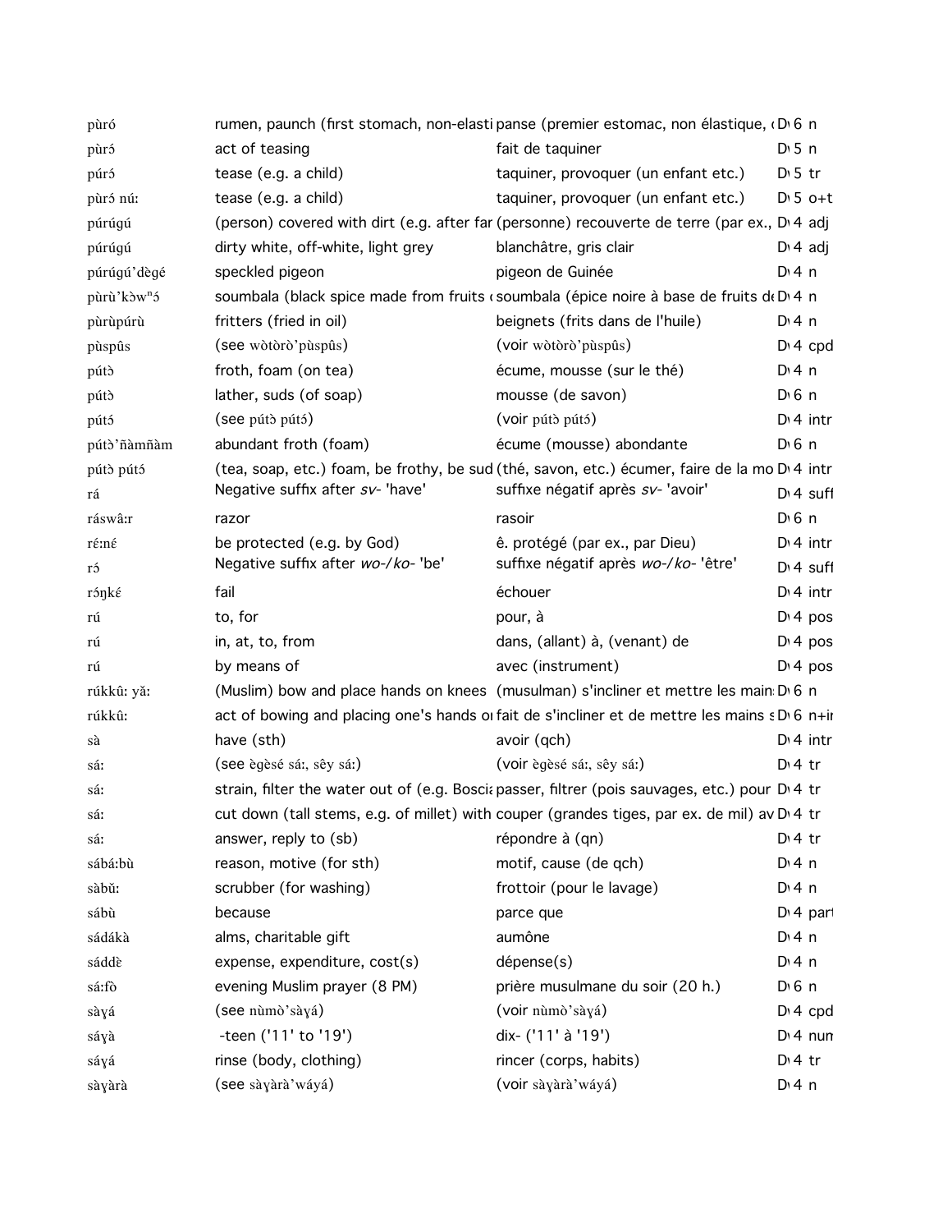| | | | | |
|---|---|---|---|---|
| pùró | rumen, paunch (first stomach, non-elasti | panse (premier estomac, non élastique, ( | D 6 | n |
| pùrɔ́ | act of teasing | fait de taquiner | D 5 | n |
| púrɔ́ | tease (e.g. a child) | taquiner, provoquer (un enfant etc.) | D 5 | tr |
| pùrɔ́ nú: | tease (e.g. a child) | taquiner, provoquer (un enfant etc.) | D 5 | o+t |
| púrúgú | (person) covered with dirt (e.g. after far | (personne) recouverte de terre (par ex., | D 4 | adj |
| púrúgú | dirty white, off-white, light grey | blanchâtre, gris clair | D 4 | adj |
| púrúgú'dègé | speckled pigeon | pigeon de Guinée | D 4 | n |
| pùrù'kɔ̀wⁿɔ́ | soumbala (black spice made from fruits ( | soumbala (épice noire à base de fruits de | D 4 | n |
| pùrùpúrù | fritters (fried in oil) | beignets (frits dans de l'huile) | D 4 | n |
| pùspûs | (see wòtòrò'pùspûs) | (voir wòtòrò'pùspûs) | D 4 | cpd |
| pútɔ̀ | froth, foam (on tea) | écume, mousse (sur le thé) | D 4 | n |
| pútɔ̀ | lather, suds (of soap) | mousse (de savon) | D 6 | n |
| pútɔ́ | (see pútɔ̀ pútɔ́) | (voir pútɔ̀ pútɔ́) | D 4 | intr |
| pútɔ̀'ñàmñàm | abundant froth (foam) | écume (mousse) abondante | D 6 | n |
| pútɔ̀ pútɔ́ | (tea, soap, etc.) foam, be frothy, be sud | (thé, savon, etc.) écumer, faire de la mo | D 4 | intr |
| rá | Negative suffix after *sv-* 'have' | suffixe négatif après *sv-* 'avoir' | D 4 | suff |
| ráswâ:r | razor | rasoir | D 6 | n |
| ré:né | be protected (e.g. by God) | ê. protégé (par ex., par Dieu) | D 4 | intr |
| rɔ́ | Negative suffix after *wo-/ko-* 'be' | suffixe négatif après *wo-/ko-* 'être' | D 4 | suff |
| rɔ́ŋkɛ́ | fail | échouer | D 4 | intr |
| rú | to, for | pour, à | D 4 | pos |
| rú | in, at, to, from | dans, (allant) à, (venant) de | D 4 | pos |
| rú | by means of | avec (instrument) | D 4 | pos |
| rúkkû: yǎ: | (Muslim) bow and place hands on knees | (musulman) s'incliner et mettre les main | D 6 | n |
| rúkkû: | act of bowing and placing one's hands o | fait de s'incliner et de mettre les mains s | D 6 | n+ir |
| sà | have (sth) | avoir (qch) | D 4 | intr |
| sá: | (see ègèsé sá:, sêy sá:) | (voir ègèsé sá:, sêy sá:) | D 4 | tr |
| sá: | strain, filter the water out of (e.g. Boscia | passer, filtrer (pois sauvages, etc.) pour | D 4 | tr |
| sá: | cut down (tall stems, e.g. of millet) with | couper (grandes tiges, par ex. de mil) av | D 4 | tr |
| sá: | answer, reply to (sb) | répondre à (qn) | D 4 | tr |
| sábá:bù | reason, motive (for sth) | motif, cause (de qch) | D 4 | n |
| sàbǔ: | scrubber (for washing) | frottoir (pour le lavage) | D 4 | n |
| sábù | because | parce que | D 4 | part |
| sádákà | alms, charitable gift | aumône | D 4 | n |
| sáddɛ̀ | expense, expenditure, cost(s) | dépense(s) | D 4 | n |
| sá:fò | evening Muslim prayer (8 PM) | prière musulmane du soir (20 h.) | D 6 | n |
| sàɣá | (see nùmò'sàɣá) | (voir nùmò'sàɣá) | D 4 | cpd |
| sáɣà | -teen ('11' to '19') | dix- ('11' à '19') | D 4 | num |
| sáɣá | rinse (body, clothing) | rincer (corps, habits) | D 4 | tr |
| sàɣàrà | (see sàɣàrà'wáyá) | (voir sàɣàrà'wáyá) | D 4 | n |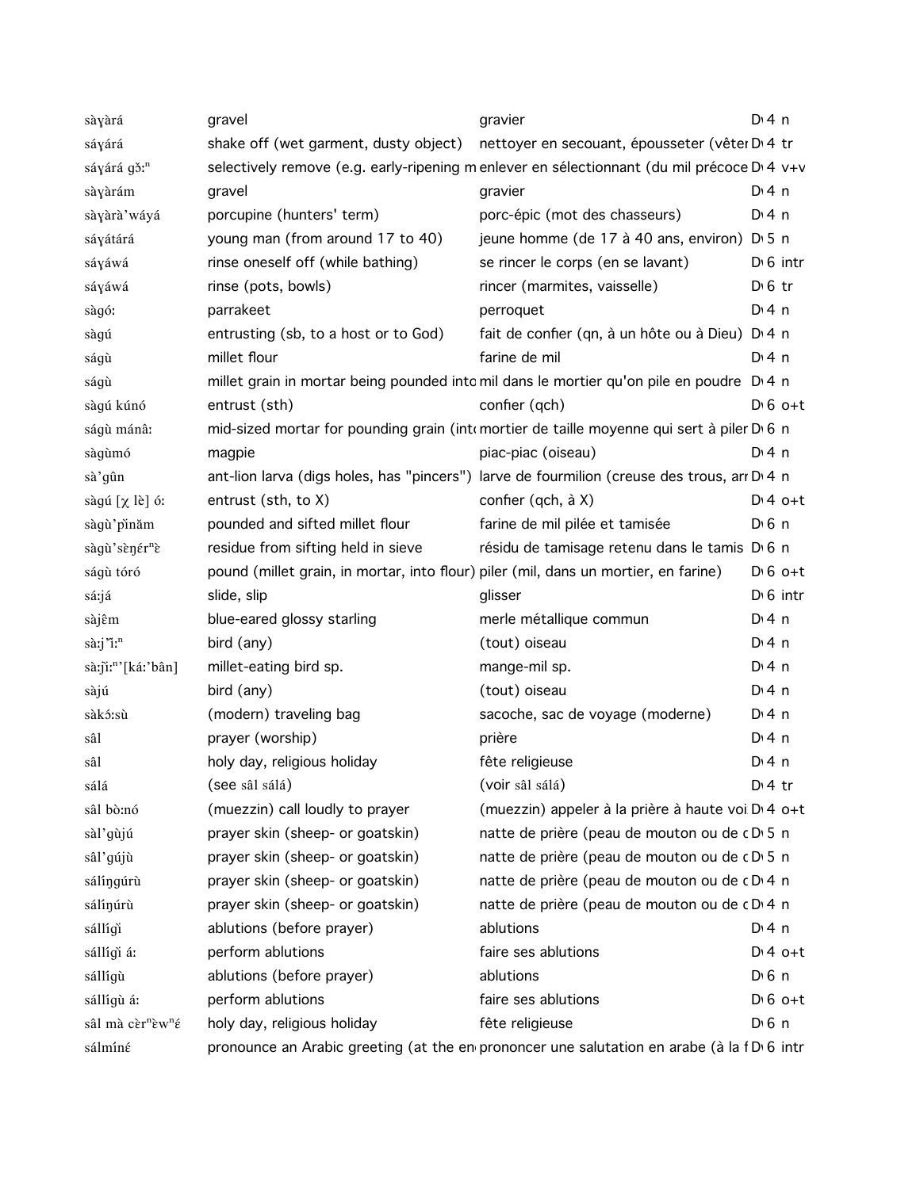| | | | |
|---|---|---|---|
| sàɣàrá | gravel | gravier | D 4 n |
| sáɣárá | shake off (wet garment, dusty object) | nettoyer en secouant, épousseter (vêter | D 4 tr |
| sáɣárá gɔ̌:ⁿ | selectively remove (e.g. early-ripening m | enlever en sélectionnant (du mil précoce | D 4 v+v |
| sàɣàrám | gravel | gravier | D 4 n |
| sàɣàrà'wáyá | porcupine (hunters' term) | porc-épic (mot des chasseurs) | D 4 n |
| sáɣátárá | young man (from around 17 to 40) | jeune homme (de 17 à 40 ans, environ) | D 5 n |
| sáɣáwá | rinse oneself off (while bathing) | se rincer le corps (en se lavant) | D 6 intr |
| sáɣáwá | rinse (pots, bowls) | rincer (marmites, vaisselle) | D 6 tr |
| sàgó: | parrakeet | perroquet | D 4 n |
| sàgú | entrusting (sb, to a host or to God) | fait de confier (qn, à un hôte ou à Dieu) | D 4 n |
| ságù | millet flour | farine de mil | D 4 n |
| ságù | millet grain in mortar being pounded into | mil dans le mortier qu'on pile en poudre | D 4 n |
| sàgú kúnó | entrust (sth) | confier (qch) | D 6 o+t |
| ságù mánâ: | mid-sized mortar for pounding grain (int | mortier de taille moyenne qui sert à piler | D 6 n |
| sàgùmó | magpie | piac-piac (oiseau) | D 4 n |
| sà'gûn | ant-lion larva (digs holes, has "pincers") | larve de fourmilion (creuse des trous, ar | D 4 n |
| sàgú [χ lè] ó: | entrust (sth, to X) | confier (qch, à X) | D 4 o+t |
| sàgù'pǐnǎm | pounded and sifted millet flour | farine de mil pilée et tamisée | D 6 n |
| sàgù'sèŋérⁿɛ̀ | residue from sifting held in sieve | résidu de tamisage retenu dans le tamis | D 6 n |
| ságù tóró | pound (millet grain, in mortar, into flour) | piler (mil, dans un mortier, en farine) | D 6 o+t |
| sá:já | slide, slip | glisser | D 6 intr |
| sàjêm | blue-eared glossy starling | merle métallique commun | D 4 n |
| sà:jǐ:ⁿ | bird (any) | (tout) oiseau | D 4 n |
| sà:jǐ:ⁿ'[ká:'bân] | millet-eating bird sp. | mange-mil sp. | D 4 n |
| sàjú | bird (any) | (tout) oiseau | D 4 n |
| sàkɔ́:sù | (modern) traveling bag | sacoche, sac de voyage (moderne) | D 4 n |
| sâl | prayer (worship) | prière | D 4 n |
| sâl | holy day, religious holiday | fête religieuse | D 4 n |
| sálá | (see sâl sálá) | (voir sâl sálá) | D 4 tr |
| sâl bò:nó | (muezzin) call loudly to prayer | (muezzin) appeler à la prière à haute voi | D 4 o+t |
| sàl'gùjú | prayer skin (sheep- or goatskin) | natte de prière (peau de mouton ou de c | D 5 n |
| sâl'gújù | prayer skin (sheep- or goatskin) | natte de prière (peau de mouton ou de c | D 5 n |
| sálíŋgúrù | prayer skin (sheep- or goatskin) | natte de prière (peau de mouton ou de c | D 4 n |
| sálíŋúrù | prayer skin (sheep- or goatskin) | natte de prière (peau de mouton ou de c | D 4 n |
| sállígì | ablutions (before prayer) | ablutions | D 4 n |
| sállígì á: | perform ablutions | faire ses ablutions | D 4 o+t |
| sállígù | ablutions (before prayer) | ablutions | D 6 n |
| sállígù á: | perform ablutions | faire ses ablutions | D 6 o+t |
| sâl mà cèrⁿɛ̀wⁿɛ́ | holy day, religious holiday | fête religieuse | D 6 n |
| sálmínɛ́ | pronounce an Arabic greeting (at the en | prononcer une salutation en arabe (à la f | D 6 intr |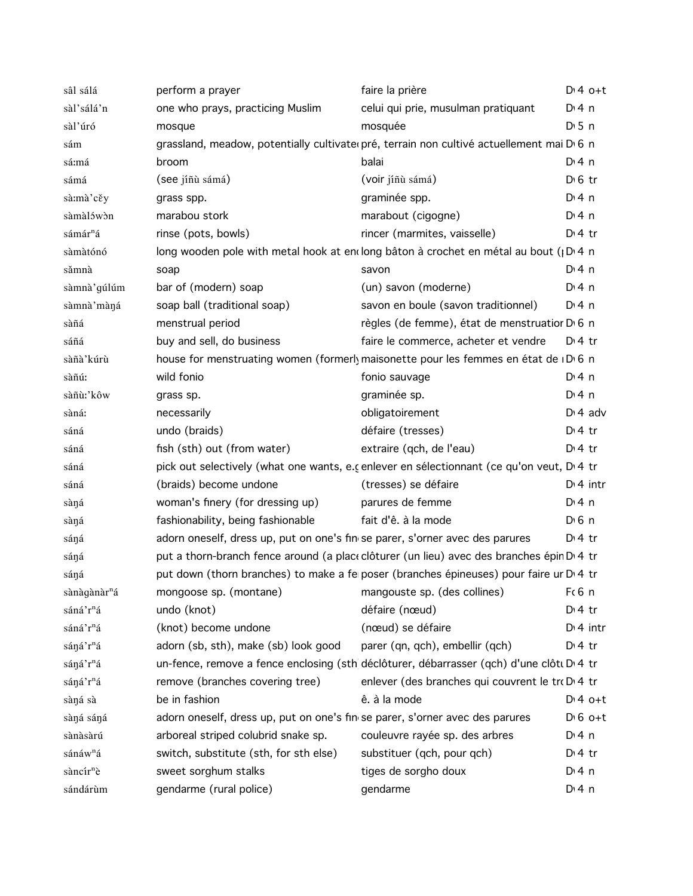| | | | |
|---|---|---|---|
| sâl sálá | perform a prayer | faire la prière | D 4 o+t |
| sàl'sálá'n | one who prays, practicing Muslim | celui qui prie, musulman pratiquant | D 4 n |
| sàl'úró | mosque | mosquée | D 5 n |
| sám | grassland, meadow, potentially cultivate | pré, terrain non cultivé actuellement mai | D 6 n |
| sáːmá | broom | balai | D 4 n |
| sámá | (see jíñù sámá) | (voir jíñù sámá) | D 6 tr |
| sàːmà'cěy | grass spp. | graminée spp. | D 4 n |
| sàmàlɔ́wɔ̀n | marabou stork | marabout (cigogne) | D 4 n |
| sámárⁿá | rinse (pots, bowls) | rincer (marmites, vaisselle) | D 4 tr |
| sàmàtónó | long wooden pole with metal hook at en | long bâton à crochet en métal au bout ( | D 4 n |
| sǎmnà | soap | savon | D 4 n |
| sàmnà'gúlúm | bar of (modern) soap | (un) savon (moderne) | D 4 n |
| sàmnà'màŋá | soap ball (traditional soap) | savon en boule (savon traditionnel) | D 4 n |
| sàñá | menstrual period | règles (de femme), état de menstruatior | D 6 n |
| sáñá | buy and sell, do business | faire le commerce, acheter et vendre | D 4 tr |
| sàñà'kúrù | house for menstruating women (formerly | maisonette pour les femmes en état de | D 6 n |
| sàñúː | wild fonio | fonio sauvage | D 4 n |
| sàñùː'kôw | grass sp. | graminée sp. | D 4 n |
| sànáː | necessarily | obligatoirement | D 4 adv |
| sáná | undo (braids) | défaire (tresses) | D 4 tr |
| sáná | fish (sth) out (from water) | extraire (qch, de l'eau) | D 4 tr |
| sáná | pick out selectively (what one wants, e.g | enlever en sélectionnant (ce qu'on veut, | D 4 tr |
| sáná | (braids) become undone | (tresses) se défaire | D 4 intr |
| sàŋá | woman's finery (for dressing up) | parures de femme | D 4 n |
| sàŋá | fashionability, being fashionable | fait d'ê. à la mode | D 6 n |
| sáŋá | adorn oneself, dress up, put on one's fin | se parer, s'orner avec des parures | D 4 tr |
| sáŋá | put a thorn-branch fence around (a place | clôturer (un lieu) avec des branches épin | D 4 tr |
| sáŋá | put down (thorn branches) to make a fe | poser (branches épineuses) pour faire un | D 4 tr |
| sànàgànàrⁿá | mongoose sp. (montane) | mangouste sp. (des collines) | F 6 n |
| sáná'rⁿá | undo (knot) | défaire (nœud) | D 4 tr |
| sáná'rⁿá | (knot) become undone | (nœud) se défaire | D 4 intr |
| sáŋá'rⁿá | adorn (sb, sth), make (sb) look good | parer (qn, qch), embellir (qch) | D 4 tr |
| sáŋá'rⁿá | un-fence, remove a fence enclosing (sth | déclôturer, débarrasser (qch) d'une clôtu | D 4 tr |
| sáŋá'rⁿá | remove (branches covering tree) | enlever (des branches qui couvrent le tro | D 4 tr |
| sàŋá sà | be in fashion | ê. à la mode | D 4 o+t |
| sàŋá sáŋá | adorn oneself, dress up, put on one's fin | se parer, s'orner avec des parures | D 6 o+t |
| sànàsàrú | arboreal striped colubrid snake sp. | couleuvre rayée sp. des arbres | D 4 n |
| sánáwⁿá | switch, substitute (sth, for sth else) | substituer (qch, pour qch) | D 4 tr |
| sàncírⁿè | sweet sorghum stalks | tiges de sorgho doux | D 4 n |
| sándárùm | gendarme (rural police) | gendarme | D 4 n |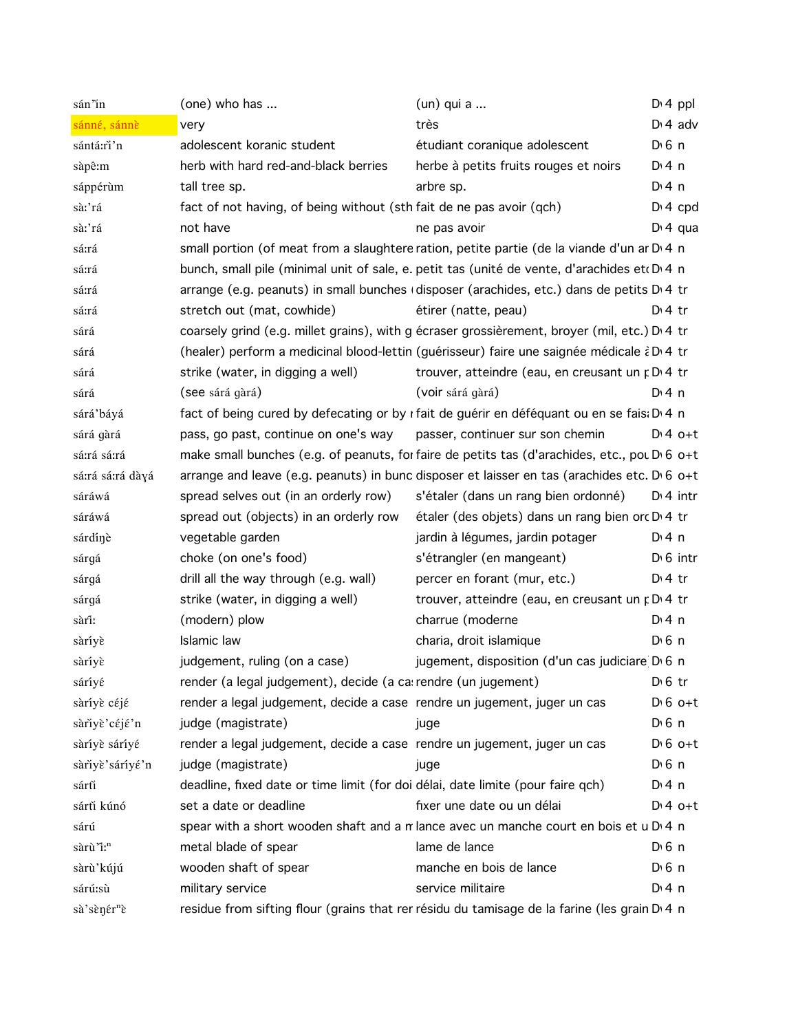| | | | | |
|---|---|---|---|---|
| sán'̀in | (one) who has ... | (un) qui a ... | D 4 | ppl |
| sánné, sánnɛ̀ | very | très | D 4 | adv |
| sántá:rì'n | adolescent koranic student | étudiant coranique adolescent | D 6 | n |
| sàpê:m | herb with hard red-and-black berries | herbe à petits fruits rouges et noirs | D 4 | n |
| sáppérùm | tall tree sp. | arbre sp. | D 4 | n |
| sà:'rá | fact of not having, of being without (sth | fait de ne pas avoir (qch) | D 4 | cpd |
| sà:'rá | not have | ne pas avoir | D 4 | qua |
| sá:rá | small portion (of meat from a slaughtere | ration, petite partie (de la viande d'un ar | D 4 | n |
| sá:rá | bunch, small pile (minimal unit of sale, e. | petit tas (unité de vente, d'arachides etc | D 4 | n |
| sá:rá | arrange (e.g. peanuts) in small bunches ( | disposer (arachides, etc.) dans de petits | D 4 | tr |
| sá:rá | stretch out (mat, cowhide) | étirer (natte, peau) | D 4 | tr |
| sárá | coarsely grind (e.g. millet grains), with g | écraser grossièrement, broyer (mil, etc.) | D 4 | tr |
| sárá | (healer) perform a medicinal blood-lettin | (guérisseur) faire une saignée médicale à | D 4 | tr |
| sárá | strike (water, in digging a well) | trouver, atteindre (eau, en creusant un p | D 4 | tr |
| sárá | (see sárá gàrá) | (voir sárá gàrá) | D 4 | n |
| sárá'báyá | fact of being cured by defecating or by r | fait de guérir en déféquant ou en se fais | D 4 | n |
| sárá gàrá | pass, go past, continue on one's way | passer, continuer sur son chemin | D 4 | o+t |
| sá:rá sá:rá | make small bunches (e.g. of peanuts, for | faire de petits tas (d'arachides, etc., pou | D 6 | o+t |
| sá:rá sá:rá dàɣá | arrange and leave (e.g. peanuts) in bunc | disposer et laisser en tas (arachides etc. | D 6 | o+t |
| sáráwá | spread selves out (in an orderly row) | s'étaler (dans un rang bien ordonné) | D 4 | intr |
| sáráwá | spread out (objects) in an orderly row | étaler (des objets) dans un rang bien orc | D 4 | tr |
| sárdíŋɛ̀ | vegetable garden | jardin à légumes, jardin potager | D 4 | n |
| sárgá | choke (on one's food) | s'étrangler (en mangeant) | D 6 | intr |
| sárgá | drill all the way through (e.g. wall) | percer en forant (mur, etc.) | D 4 | tr |
| sárgá | strike (water, in digging a well) | trouver, atteindre (eau, en creusant un p | D 4 | tr |
| sàrǐ: | (modern) plow | charrue (moderne | D 4 | n |
| sàríyɛ̀ | Islamic law | charia, droit islamique | D 6 | n |
| sàríyɛ̀ | judgement, ruling (on a case) | jugement, disposition (d'un cas judiciare) | D 6 | n |
| sáríyɛ́ | render (a legal judgement), decide (a ca | rendre (un jugement) | D 6 | tr |
| sàríyɛ̀ céjé | render a legal judgement, decide a case | rendre un jugement, juger un cas | D 6 | o+t |
| sàrǐyɛ̀'céjɛ́'n | judge (magistrate) | juge | D 6 | n |
| sàríyɛ̀ sáríyɛ́ | render a legal judgement, decide a case | rendre un jugement, juger un cas | D 6 | o+t |
| sàrǐyɛ̀'sáríyɛ́'n | judge (magistrate) | juge | D 6 | n |
| sártì | deadline, fixed date or time limit (for doi | délai, date limite (pour faire qch) | D 4 | n |
| sártì kúnó | set a date or deadline | fixer une date ou un délai | D 4 | o+t |
| sárú | spear with a short wooden shaft and a m | lance avec un manche court en bois et u | D 4 | n |
| sàrù'ǐ:ⁿ | metal blade of spear | lame de lance | D 6 | n |
| sàrù'kújú | wooden shaft of spear | manche en bois de lance | D 6 | n |
| sárú:sù | military service | service militaire | D 4 | n |
| sà'sɛ̀ŋérⁿɛ̀ | residue from sifting flour (grains that rer | résidu du tamisage de la farine (les grain | D 4 | n |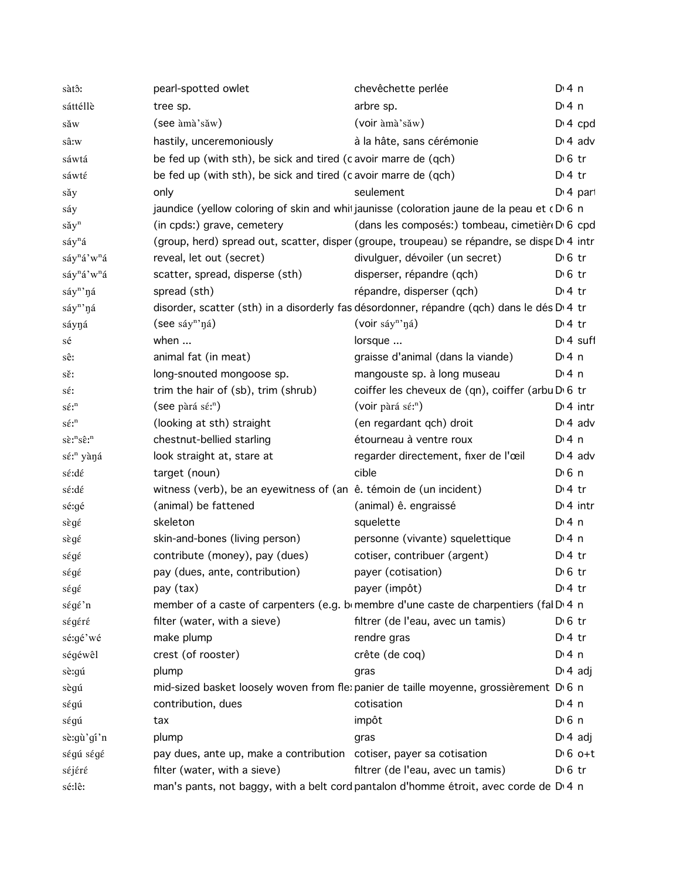| | | | |
|---|---|---|---|
| sàtɔ̂: | pearl-spotted owlet | chevêchette perlée | D 4 n |
| sáttéllè | tree sp. | arbre sp. | D 4 n |
| sǎw | (see àmà'sǎw) | (voir àmà'sǎw) | D 4 cpd |
| sâ:w | hastily, unceremoniously | à la hâte, sans cérémonie | D 4 adv |
| sáwtá | be fed up (with sth), be sick and tired (c | avoir marre de (qch) | D 6 tr |
| sáwtɛ́ | be fed up (with sth), be sick and tired (c | avoir marre de (qch) | D 4 tr |
| sǎy | only | seulement | D 4 part |
| sáy | jaundice (yellow coloring of skin and whi | jaunisse (coloration jaune de la peau et c | D 6 n |
| sǎy$^{n}$ | (in cpds:) grave, cemetery | (dans les composés:) tombeau, cimetière | D 6 cpd |
| sáy$^{n}$á | (group, herd) spread out, scatter, disper | (groupe, troupeau) se répandre, se dispe | D 4 intr |
| sáy$^{n}$á'w$^{n}$á | reveal, let out (secret) | divulguer, dévoiler (un secret) | D 6 tr |
| sáy$^{n}$á'w$^{n}$á | scatter, spread, disperse (sth) | disperser, répandre (qch) | D 6 tr |
| sáy$^{n}$'ŋá | spread (sth) | répandre, disperser (qch) | D 4 tr |
| sáy$^{n}$'ŋá | disorder, scatter (sth) in a disorderly fas | désordonner, répandre (qch) dans le dés | D 4 tr |
| sáyŋá | (see sáy$^{n}$'ŋá) | (voir sáy$^{n}$'ŋá) | D 4 tr |
| sé | when ... | lorsque ... | D 4 suff |
| sê: | animal fat (in meat) | graisse d'animal (dans la viande) | D 4 n |
| sě: | long-snouted mongoose sp. | mangouste sp. à long museau | D 4 n |
| sé: | trim the hair of (sb), trim (shrub) | coiffer les cheveux de (qn), coiffer (arbu | D 6 tr |
| sɛ́:$^{n}$ | (see pàrá sɛ́:$^{n}$) | (voir pàrá sɛ́:$^{n}$) | D 4 intr |
| sɛ́:$^{n}$ | (looking at sth) straight | (en regardant qch) droit | D 4 adv |
| sè:$^{n}$sê:$^{n}$ | chestnut-bellied starling | étourneau à ventre roux | D 4 n |
| sɛ́:$^{n}$ yàŋá | look straight at, stare at | regarder directement, fixer de l'œil | D 4 adv |
| sé:dɛ́ | target (noun) | cible | D 6 n |
| sé:dɛ́ | witness (verb), be an eyewitness of (an | ê. témoin de (un incident) | D 4 tr |
| sé:gé | (animal) be fattened | (animal) ê. engraissé | D 4 intr |
| sègɛ́ | skeleton | squelette | D 4 n |
| sègɛ́ | skin-and-bones (living person) | personne (vivante) squelettique | D 4 n |
| ségɛ́ | contribute (money), pay (dues) | cotiser, contribuer (argent) | D 4 tr |
| ségɛ́ | pay (dues, ante, contribution) | payer (cotisation) | D 6 tr |
| ségɛ́ | pay (tax) | payer (impôt) | D 4 tr |
| ségɛ́'n | member of a caste of carpenters (e.g. b | membre d'une caste de charpentiers (fa | D 4 n |
| ségérɛ́ | filter (water, with a sieve) | filtrer (de l'eau, avec un tamis) | D 6 tr |
| sé:gé'wé | make plump | rendre gras | D 4 tr |
| ségéwêl | crest (of rooster) | crête (de coq) | D 4 n |
| sè:gú | plump | gras | D 4 adj |
| sègú | mid-sized basket loosely woven from fle | panier de taille moyenne, grossièrement | D 6 n |
| ségú | contribution, dues | cotisation | D 4 n |
| ségú | tax | impôt | D 6 n |
| sè:gù'gí'n | plump | gras | D 4 adj |
| ségú ségɛ́ | pay dues, ante up, make a contribution | cotiser, payer sa cotisation | D 6 o+t |
| séjérɛ́ | filter (water, with a sieve) | filtrer (de l'eau, avec un tamis) | D 6 tr |
| sé:lê: | man's pants, not baggy, with a belt cord | pantalon d'homme étroit, avec corde de | D 4 n |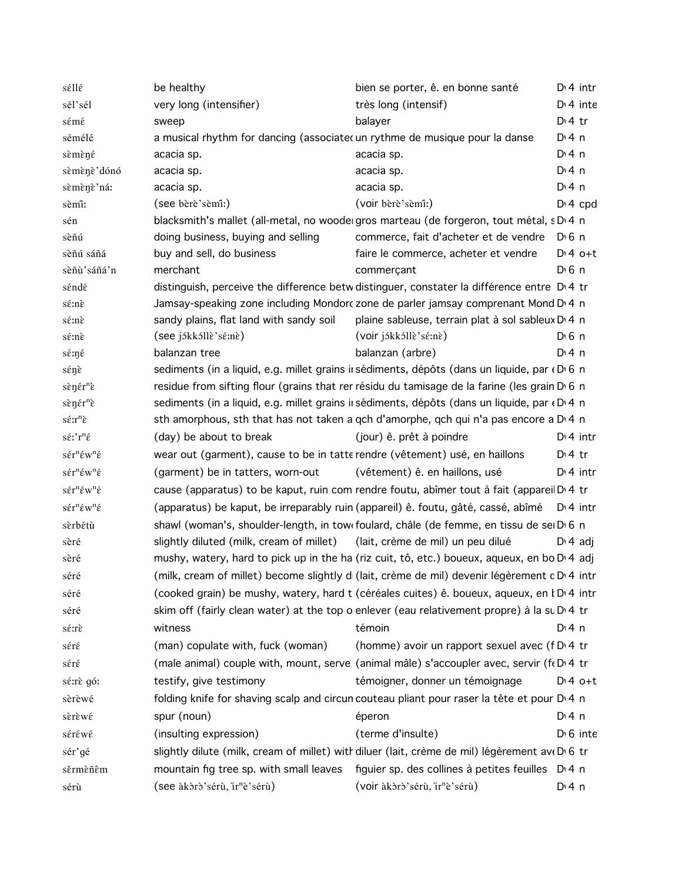| | | | |
|---|---|---|---|
| séllɛ́ | be healthy | bien se porter, ê. en bonne santé | D 4 intr |
| sél'sél | very long (intensifier) | très long (intensif) | D 4 inte |
| sémé | sweep | balayer | D 4 tr |
| sémélé | a musical rhythm for dancing (associatec | un rythme de musique pour la danse | D 4 n |
| sɛ̀mɛ̀ŋɛ́ | acacia sp. | acacia sp. | D 4 n |
| sɛ̀mɛ̀ŋɛ̀'dónó | acacia sp. | acacia sp. | D 4 n |
| sɛ̀mɛ̀ŋɛ̀'ná: | acacia sp. | acacia sp. | D 4 n |
| sɛ̀mî: | (see bɛ̀rɛ̀'sɛ̀mî:) | (voir bɛ̀rɛ̀'sɛ̀mî:) | D 4 cpd |
| sén | blacksmith's mallet (all-metal, no wooder | gros marteau (de forgeron, tout métal, s | D 4 n |
| sɛ̀ñú | doing business, buying and selling | commerce, fait d'acheter et de vendre | D 6 n |
| sɛ̀ñú sáñá | buy and sell, do business | faire le commerce, acheter et vendre | D 4 o+t |
| sɛ̀ñù'sáñá'n | merchant | commerçant | D 6 n |
| séndɛ́ | distinguish, perceive the difference betw | distinguer, constater la différence entre | D 4 tr |
| sɛ́:nɛ̀ | Jamsay-speaking zone including Mondorc | zone de parler jamsay comprenant Mond | D 4 n |
| sɛ́:nɛ̀ | sandy plains, flat land with sandy soil | plaine sableuse, terrain plat à sol sableux | D 4 n |
| sɛ́:nɛ̀ | (see jɔ́kkɔ́llɛ̀'sɛ́:nɛ̀) | (voir jɔ́kkɔ́llɛ̀'sɛ́:nɛ̀) | D 6 n |
| sɛ́:ŋɛ́ | balanzan tree | balanzan (arbre) | D 4 n |
| sɛ́ŋɛ̀ | sediments (in a liquid, e.g. millet grains ir | sédiments, dépôts (dans un liquide, par e | D 6 n |
| sɛ̀ŋɛ́rⁿɛ̀ | residue from sifting flour (grains that rer | résidu du tamisage de la farine (les grain | D 6 n |
| sɛ̀ŋɛ́rⁿɛ̀ | sediments (in a liquid, e.g. millet grains ir | sédiments, dépôts (dans un liquide, par e | D 4 n |
| sɛ́:rⁿɛ̀ | sth amorphous, sth that has not taken a | qch d'amorphe, qch qui n'a pas encore a | D 4 n |
| sɛ́:'rⁿɛ́ | (day) be about to break | (jour) ê. prêt à poindre | D 4 intr |
| sɛ́rⁿɛ́wⁿɛ́ | wear out (garment), cause to be in tatte | rendre (vêtement) usé, en haillons | D 4 tr |
| sɛ́rⁿɛ́wⁿɛ́ | (garment) be in tatters, worn-out | (vêtement) ê. en haillons, usé | D 4 intr |
| sɛ́rⁿɛ́wⁿɛ́ | cause (apparatus) to be kaput, ruin com | rendre foutu, abîmer tout à fait (appareil | D 4 tr |
| sɛ́rⁿɛ́wⁿɛ́ | (apparatus) be kaput, be irreparably ruin | (appareil) ê. foutu, gâté, cassé, abîmé | D 4 intr |
| sɛ̀rbétù | shawl (woman's, shoulder-length, in tow | foulard, châle (de femme, en tissu de se | D 6 n |
| sɛ̀ré | slightly diluted (milk, cream of millet) | (lait, crème de mil) un peu dilué | D 4 adj |
| sɛ̀ré | mushy, watery, hard to pick up in the ha | (riz cuit, tô, etc.) boueux, aqueux, en bo | D 4 adj |
| sɛ́ré | (milk, cream of millet) become slightly d | (lait, crème de mil) devenir légèrement c | D 4 intr |
| sɛ́ré | (cooked grain) be mushy, watery, hard t | (céréales cuites) ê. boueux, aqueux, en b | D 4 intr |
| sɛ́ré | skim off (fairly clean water) at the top o | enlever (eau relativement propre) à la su | D 4 tr |
| sɛ́:rɛ̀ | witness | témoin | D 4 n |
| sɛ́rɛ́ | (man) copulate with, fuck (woman) | (homme) avoir un rapport sexuel avec (f | D 4 tr |
| sɛ́rɛ́ | (male animal) couple with, mount, serve | (animal mâle) s'accoupler avec, servir (fe | D 4 tr |
| sɛ́:rɛ̀ gó: | testify, give testimony | témoigner, donner un témoignage | D 4 o+t |
| sɛ̀rɛ̀wɛ́ | folding knife for shaving scalp and circun | couteau pliant pour raser la tête et pour | D 4 n |
| sɛ̀rɛ̀wɛ́ | spur (noun) | éperon | D 4 n |
| sɛ́rɛ́wɛ́ | (insulting expression) | (terme d'insulte) | D 6 inte |
| sɛ́r'gɛ́ | slightly dilute (milk, cream of millet) with | diluer (lait, crème de mil) légèrement ave | D 6 tr |
| sɛ̌rmɛ̀ñɛ̂m | mountain fig tree sp. with small leaves | figuier sp. des collines à petites feuilles | D 4 n |
| sérù | (see àkɔ̀rɔ̀'sérù, ìrⁿɛ̀'sérù) | (voir àkɔ̀rɔ̀'sérù, ìrⁿɛ̀'sérù) | D 4 n |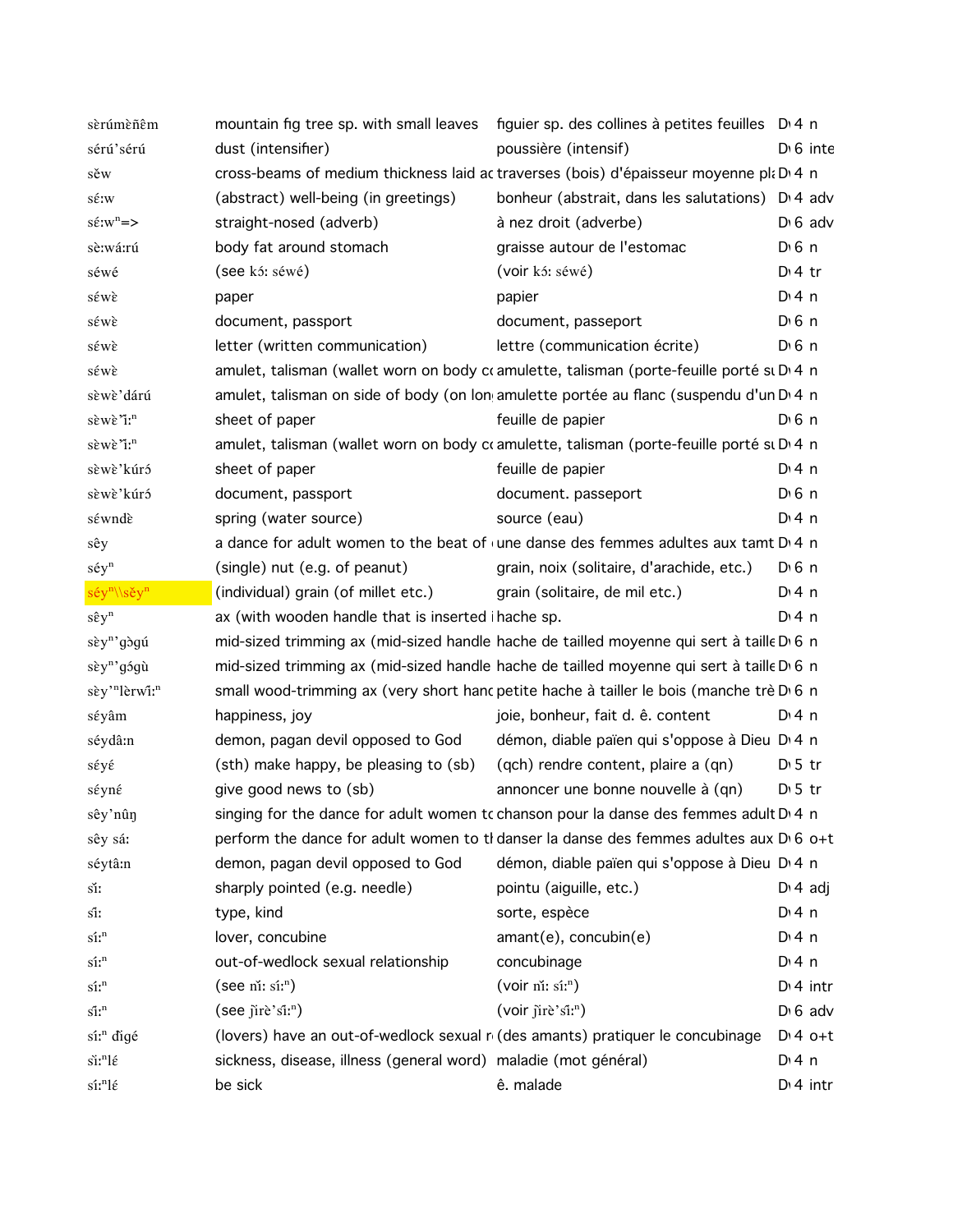| | | | | |
|---|---|---|---|---|
| sèrúmèññêm | mountain fig tree sp. with small leaves | figuier sp. des collines à petites feuilles | D 4 | n |
| sérú'sérú | dust (intensifier) | poussière (intensif) | D 6 | inte |
| sěw | cross-beams of medium thickness laid ac | traverses (bois) d'épaisseur moyenne pl | D 4 | n |
| sɛ́:w | (abstract) well-being (in greetings) | bonheur (abstrait, dans les salutations) | D 4 | adv |
| sɛ́:wⁿ=> | straight-nosed (adverb) | à nez droit (adverbe) | D 6 | adv |
| sè:wá:rú | body fat around stomach | graisse autour de l'estomac | D 6 | n |
| séwé | (see kɔ́: séwé) | (voir kɔ́: séwé) | D 4 | tr |
| séwɛ̀ | paper | papier | D 4 | n |
| séwɛ̀ | document, passport | document, passeport | D 6 | n |
| séwɛ̀ | letter (written communication) | lettre (communication écrite) | D 6 | n |
| séwɛ̀ | amulet, talisman (wallet worn on body c | amulette, talisman (porte-feuille porté s | D 4 | n |
| sèwɛ̀'dárú | amulet, talisman on side of body (on lon | amulette portée au flanc (suspendu d'un | D 4 | n |
| sèwɛ̀'ǐ:ⁿ | sheet of paper | feuille de papier | D 6 | n |
| sèwɛ̀'ǐ:ⁿ | amulet, talisman (wallet worn on body c | amulette, talisman (porte-feuille porté s | D 4 | n |
| sèwɛ̀'kúrɔ́ | sheet of paper | feuille de papier | D 4 | n |
| sèwɛ̀'kúrɔ́ | document, passport | document. passeport | D 6 | n |
| séwndɛ̀ | spring (water source) | source (eau) | D 4 | n |
| sêy | a dance for adult women to the beat of | une danse des femmes adultes aux tamt | D 4 | n |
| séyⁿ | (single) nut (e.g. of peanut) | grain, noix (solitaire, d'arachide, etc.) | D 6 | n |
| séyⁿ\\sěyⁿ | (individual) grain (of millet etc.) | grain (solitaire, de mil etc.) | D 4 | n |
| sêyⁿ | ax (with wooden handle that is inserted | hache sp. | D 4 | n |
| sèyⁿ'gɔ̀gú | mid-sized trimming ax (mid-sized handle | hache de tailled moyenne qui sert à taille | D 6 | n |
| sèyⁿ'gɔ́gù | mid-sized trimming ax (mid-sized handle | hache de tailled moyenne qui sert à taille | D 6 | n |
| sèy'ⁿlèrwî:ⁿ | small wood-trimming ax (very short hanc | petite hache à tailler le bois (manche trè | D 6 | n |
| séyâm | happiness, joy | joie, bonheur, fait d. ê. content | D 4 | n |
| séydâ:n | demon, pagan devil opposed to God | démon, diable païen qui s'oppose à Dieu | D 4 | n |
| séyɛ́ | (sth) make happy, be pleasing to (sb) | (qch) rendre content, plaire a (qn) | D 5 | tr |
| séyné | give good news to (sb) | annoncer une bonne nouvelle à (qn) | D 5 | tr |
| sêy'nûŋ | singing for the dance for adult women tc | chanson pour la danse des femmes adult | D 4 | n |
| sêy sá: | perform the dance for adult women to tl | danser la danse des femmes adultes aux | D 6 | o+t |
| séytâ:n | demon, pagan devil opposed to God | démon, diable païen qui s'oppose à Dieu | D 4 | n |
| sǐ: | sharply pointed (e.g. needle) | pointu (aiguille, etc.) | D 4 | adj |
| sî: | type, kind | sorte, espèce | D 4 | n |
| sí:ⁿ | lover, concubine | amant(e), concubin(e) | D 4 | n |
| sí:ⁿ | out-of-wedlock sexual relationship | concubinage | D 4 | n |
| sí:ⁿ | (see nǐ: sí:ⁿ) | (voir nǐ: sí:ⁿ) | D 4 | intr |
| sî:ⁿ | (see ɟìrè'sî:ⁿ) | (voir ɟìrè'sî:ⁿ) | D 6 | adv |
| sí:ⁿ ɗìgé | (lovers) have an out-of-wedlock sexual r | (des amants) pratiquer le concubinage | D 4 | o+t |
| sì:ⁿlɛ́ | sickness, disease, illness (general word) | maladie (mot général) | D 4 | n |
| sí:ⁿlɛ́ | be sick | ê. malade | D 4 | intr |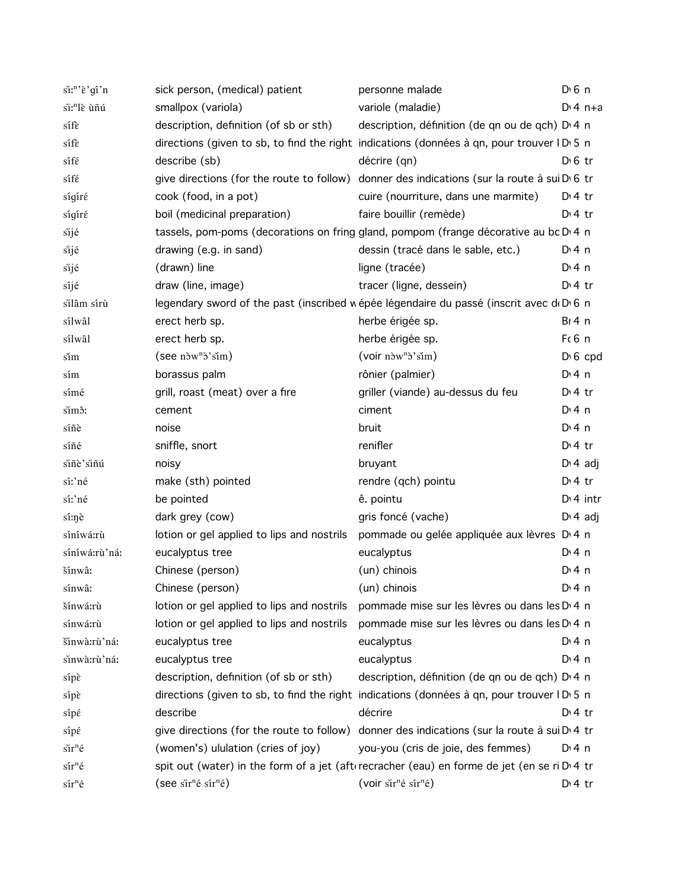| | | | | |
|---|---|---|---|---|
| sǐːⁿ'è'gí'n | sick person, (medical) patient | personne malade | D | 6 n |
| sǐːⁿlè ùñú | smallpox (variola) | variole (maladie) | D | 4 n+a |
| sífɛ̀ | description, definition (of sb or sth) | description, définition (de qn ou de qch) | D | 4 n |
| sífɛ̀ | directions (given to sb, to find the right | indications (données à qn, pour trouver l | D | 5 n |
| sífɛ́ | describe (sb) | décrire (qn) | D | 6 tr |
| sífɛ́ | give directions (for the route to follow) | donner des indications (sur la route à sui | D | 6 tr |
| sígírɛ́ | cook (food, in a pot) | cuire (nourriture, dans une marmite) | D | 4 tr |
| sígírɛ́ | boil (medicinal preparation) | faire bouillir (remède) | D | 4 tr |
| sǐjé | tassels, pom-poms (decorations on fring | gland, pompom (frange décorative au bc | D | 4 n |
| sǐjé | drawing (e.g. in sand) | dessin (tracé dans le sable, etc.) | D | 4 n |
| sǐjé | (drawn) line | ligne (tracée) | D | 4 n |
| síjé | draw (line, image) | tracer (ligne, dessein) | D | 4 tr |
| sǐlâm sírù | legendary sword of the past (inscribed w | épée légendaire du passé (inscrit avec d | D | 6 n |
| sílwâl | erect herb sp. | herbe érigée sp. | B | 4 n |
| sílwâl | erect herb sp. | herbe érigée sp. | F | 6 n |
| sǐm | (see nɔ̀wⁿɔ̀'sǐm) | (voir nɔ̀wⁿɔ̀'sǐm) | D | 6 cpd |
| sím | borassus palm | rônier (palmier) | D | 4 n |
| símé | grill, roast (meat) over a fire | griller (viande) au-dessus du feu | D | 4 tr |
| sǐmɔ̂ː | cement | ciment | D | 4 n |
| síñè | noise | bruit | D | 4 n |
| síñé | sniffle, snort | renifler | D | 4 tr |
| sǐñè'sǐñú | noisy | bruyant | D | 4 adj |
| síː'né | make (sth) pointed | rendre (qch) pointu | D | 4 tr |
| síː'né | be pointed | ê. pointu | D | 4 intr |
| síːŋè | dark grey (cow) | gris foncé (vache) | D | 4 adj |
| síníwáːrù | lotion or gel applied to lips and nostrils | pommade ou gelée appliquée aux lèvres | D | 4 n |
| síníwáːrù'náː | eucalyptus tree | eucalyptus | D | 4 n |
| šínwâː | Chinese (person) | (un) chinois | D | 4 n |
| sínwâː | Chinese (person) | (un) chinois | D | 4 n |
| šínwáːrù | lotion or gel applied to lips and nostrils | pommade mise sur les lèvres ou dans les | D | 4 n |
| sínwáːrù | lotion or gel applied to lips and nostrils | pommade mise sur les lèvres ou dans les | D | 4 n |
| šǐnwàːrù'náː | eucalyptus tree | eucalyptus | D | 4 n |
| sǐnwàːrù'náː | eucalyptus tree | eucalyptus | D | 4 n |
| sípɛ̀ | description, definition (of sb or sth) | description, définition (de qn ou de qch) | D | 4 n |
| sípɛ̀ | directions (given to sb, to find the right | indications (données à qn, pour trouver l | D | 5 n |
| sípɛ́ | describe | décrire | D | 4 tr |
| sípɛ́ | give directions (for the route to follow) | donner des indications (sur la route à sui | D | 4 tr |
| sǐrⁿé | (women's) ululation (cries of joy) | you-you (cris de joie, des femmes) | D | 4 n |
| sírⁿé | spit out (water) in the form of a jet (aft | recracher (eau) en forme de jet (en se ri | D | 4 tr |
| sírⁿé | (see sǐrⁿé sírⁿé) | (voir sǐrⁿé sírⁿé) | D | 4 tr |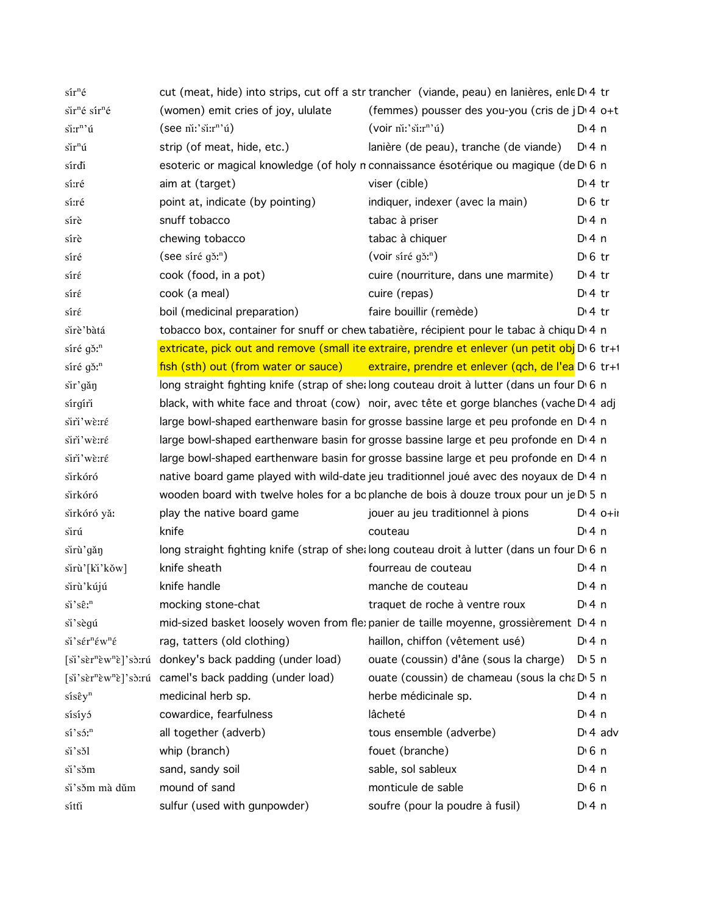| | | | | |
|---|---|---|---|---|
| sírⁿé | cut (meat, hide) into strips, cut off a str | trancher (viande, peau) en lanières, enle | D 4 | tr |
| sǐrⁿé sírⁿé | (women) emit cries of joy, ululate | (femmes) pousser des you-you (cris de j | D 4 | o+t |
| sǐ:rⁿ'ú | (see nǐ:'sǐ:rⁿ'ú) | (voir nǐ:'sǐ:rⁿ'ú) | D 4 | n |
| sǐrⁿú | strip (of meat, hide, etc.) | lanière (de peau), tranche (de viande) | D 4 | n |
| sírdǐ | esoteric or magical knowledge (of holy n | connaissance ésotérique ou magique (de | D 6 | n |
| sí:ré | aim at (target) | viser (cible) | D 4 | tr |
| sí:ré | point at, indicate (by pointing) | indiquer, indexer (avec la main) | D 6 | tr |
| sírè | snuff tobacco | tabac à priser | D 4 | n |
| sírè | chewing tobacco | tabac à chiquer | D 4 | n |
| síré | (see síré gɔ̌:ⁿ) | (voir síré gɔ̌:ⁿ) | D 6 | tr |
| síré | cook (food, in a pot) | cuire (nourriture, dans une marmite) | D 4 | tr |
| síré | cook (a meal) | cuire (repas) | D 4 | tr |
| síré | boil (medicinal preparation) | faire bouillir (remède) | D 4 | tr |
| sǐrè'bàtá | tobacco box, container for snuff or chew | tabatière, récipient pour le tabac à chiqu | D 4 | n |
| síré gɔ̌:ⁿ | extricate, pick out and remove (small ite | extraire, prendre et enlever (un petit obj | D 6 | tr+ |
| síré gɔ̌:ⁿ | fish (sth) out (from water or sauce) | extraire, prendre et enlever (qch, de l'ea | D 6 | tr+ |
| sǐr'gǎŋ | long straight fighting knife (strap of shea | long couteau droit à lutter (dans un four | D 6 | n |
| sírgírǐ | black, with white face and throat (cow) | noir, avec tête et gorge blanches (vache | D 4 | adj |
| sǐrǐ'wè:ré | large bowl-shaped earthenware basin for | grosse bassine large et peu profonde en | D 4 | n |
| sǐrǐ'wè:ré | large bowl-shaped earthenware basin for | grosse bassine large et peu profonde en | D 4 | n |
| sǐrǐ'wè:ré | large bowl-shaped earthenware basin for | grosse bassine large et peu profonde en | D 4 | n |
| sǐrkóró | native board game played with wild-date | jeu traditionnel joué avec des noyaux de | D 4 | n |
| sǐrkóró | wooden board with twelve holes for a bo | planche de bois à douze troux pour un je | D 5 | n |
| sǐrkóró yǎ: | play the native board game | jouer au jeu traditionnel à pions | D 4 | o+i |
| sǐrú | knife | couteau | D 4 | n |
| sǐrù'gǎŋ | long straight fighting knife (strap of shea | long couteau droit à lutter (dans un four | D 6 | n |
| sǐrù'[kǐ'kǒw] | knife sheath | fourreau de couteau | D 4 | n |
| sǐrù'kújú | knife handle | manche de couteau | D 4 | n |
| sǐ'sê:ⁿ | mocking stone-chat | traquet de roche à ventre roux | D 4 | n |
| sǐ'sègú | mid-sized basket loosely woven from fle | panier de taille moyenne, grossièrement | D 4 | n |
| sǐ'sérⁿéwⁿé | rag, tatters (old clothing) | haillon, chiffon (vêtement usé) | D 4 | n |
| [sǐ'sèrⁿèwⁿè]'sɔ̀:rú | donkey's back padding (under load) | ouate (coussin) d'âne (sous la charge) | D 5 | n |
| [sǐ'sèrⁿèwⁿè]'sɔ̀:rú | camel's back padding (under load) | ouate (coussin) de chameau (sous la ch | D 5 | n |
| sísêyⁿ | medicinal herb sp. | herbe médicinale sp. | D 4 | n |
| sísíyɔ́ | cowardice, fearfulness | lâcheté | D 4 | n |
| sí'sɔ́:ⁿ | all together (adverb) | tous ensemble (adverbe) | D 4 | adv |
| sǐ'sɔ̌l | whip (branch) | fouet (branche) | D 6 | n |
| sǐ'sɔ̌m | sand, sandy soil | sable, sol sableux | D 4 | n |
| sǐ'sɔ̌m mà dǔm | mound of sand | monticule de sable | D 6 | n |
| sítǐ | sulfur (used with gunpowder) | soufre (pour la poudre à fusil) | D 4 | n |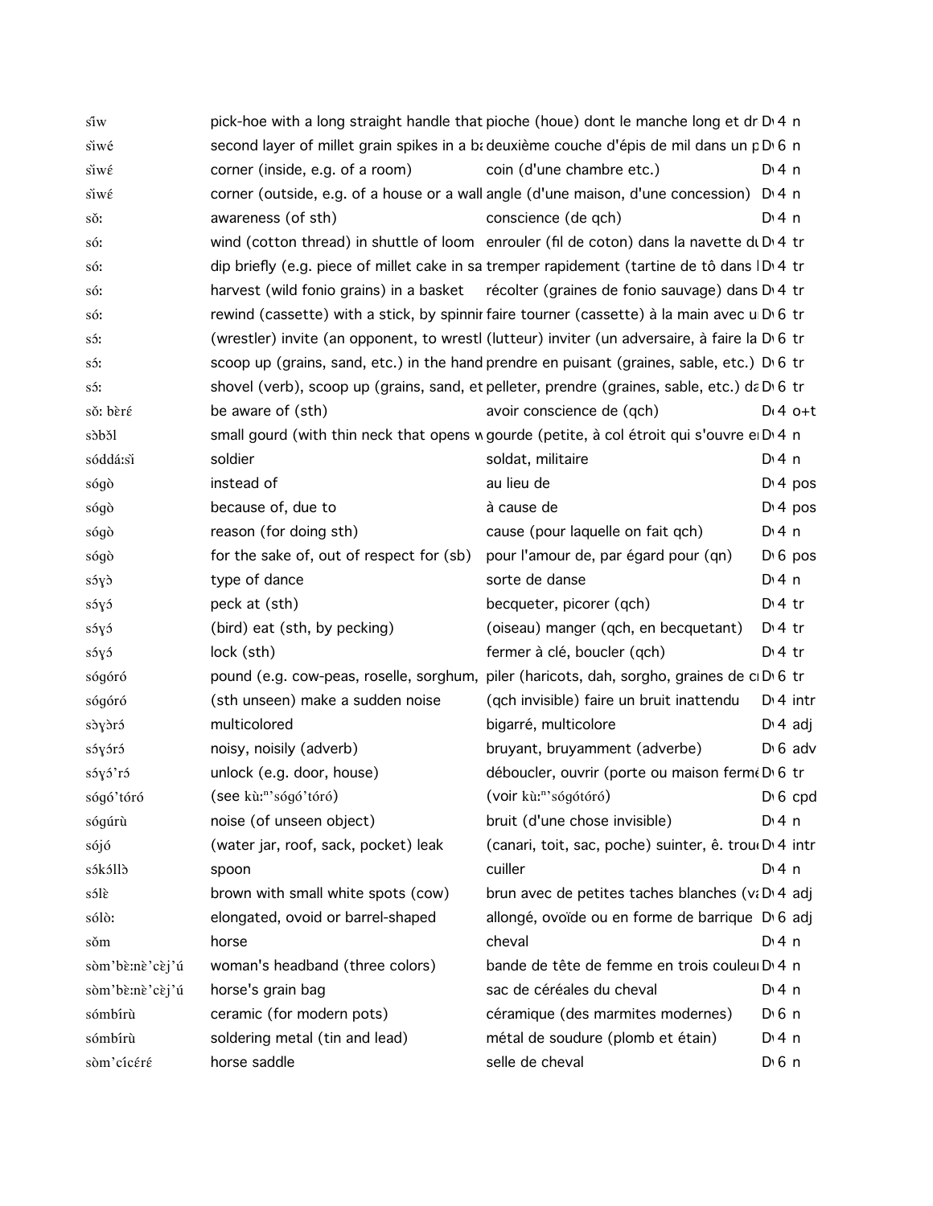| | | | | |
|---|---|---|---|---|
| sǐw | pick-hoe with a long straight handle that | pioche (houe) dont le manche long et dr | D 4 | n |
| sǐwé | second layer of millet grain spikes in a ba | deuxième couche d'épis de mil dans un p | D 6 | n |
| sǐwɛ́ | corner (inside, e.g. of a room) | coin (d'une chambre etc.) | D 4 | n |
| sǐwɛ́ | corner (outside, e.g. of a house or a wall | angle (d'une maison, d'une concession) | D 4 | n |
| sǒ: | awareness (of sth) | conscience (de qch) | D 4 | n |
| só: | wind (cotton thread) in shuttle of loom | enrouler (fil de coton) dans la navette du | D 4 | tr |
| só: | dip briefly (e.g. piece of millet cake in sa | tremper rapidement (tartine de tô dans l | D 4 | tr |
| só: | harvest (wild fonio grains) in a basket | récolter (graines de fonio sauvage) dans | D 4 | tr |
| só: | rewind (cassette) with a stick, by spinnir | faire tourner (cassette) à la main avec u | D 6 | tr |
| sɔ́: | (wrestler) invite (an opponent, to wrestl | (lutteur) inviter (un adversaire, à faire la | D 6 | tr |
| sɔ́: | scoop up (grains, sand, etc.) in the hand | prendre en puisant (graines, sable, etc.) | D 6 | tr |
| sɔ́: | shovel (verb), scoop up (grains, sand, et | pelleter, prendre (graines, sable, etc.) da | D 6 | tr |
| sǒ: bèrɛ́ | be aware of (sth) | avoir conscience de (qch) | D 4 | o+t |
| sɔ̀bɔ̌l | small gourd (with thin neck that opens w | gourde (petite, à col étroit qui s'ouvre e | D 4 | n |
| sóddá:sǐ | soldier | soldat, militaire | D 4 | n |
| sógò | instead of | au lieu de | D 4 | pos |
| sógò | because of, due to | à cause de | D 4 | pos |
| sógò | reason (for doing sth) | cause (pour laquelle on fait qch) | D 4 | n |
| sógò | for the sake of, out of respect for (sb) | pour l'amour de, par égard pour (qn) | D 6 | pos |
| sɔ́ɣɔ̀ | type of dance | sorte de danse | D 4 | n |
| sɔ́ɣɔ́ | peck at (sth) | becqueter, picorer (qch) | D 4 | tr |
| sɔ́ɣɔ́ | (bird) eat (sth, by pecking) | (oiseau) manger (qch, en becquetant) | D 4 | tr |
| sɔ́ɣɔ́ | lock (sth) | fermer à clé, boucler (qch) | D 4 | tr |
| sógóró | pound (e.g. cow-peas, roselle, sorghum, | piler (haricots, dah, sorgho, graines de c | D 6 | tr |
| sógóró | (sth unseen) make a sudden noise | (qch invisible) faire un bruit inattendu | D 4 | intr |
| sɔ̀ɣɔ̀rɔ́ | multicolored | bigarré, multicolore | D 4 | adj |
| sɔ́ɣɔ́rɔ́ | noisy, noisily (adverb) | bruyant, bruyamment (adverbe) | D 6 | adv |
| sɔ́ɣɔ́'rɔ́ | unlock (e.g. door, house) | déboucler, ouvrir (porte ou maison ferme | D 6 | tr |
| sógó'tóró | (see kù:ⁿ'sógó'tóró) | (voir kù:ⁿ'sógótóró) | D 6 | cpd |
| sógúrù | noise (of unseen object) | bruit (d'une chose invisible) | D 4 | n |
| sójó | (water jar, roof, sack, pocket) leak | (canari, toit, sac, poche) suinter, ê. trou | D 4 | intr |
| sɔ́kɔ́llɔ̀ | spoon | cuiller | D 4 | n |
| sólɛ̀ | brown with small white spots (cow) | brun avec de petites taches blanches (va | D 4 | adj |
| sólò: | elongated, ovoid or barrel-shaped | allongé, ovoïde ou en forme de barrique | D 6 | adj |
| sǒm | horse | cheval | D 4 | n |
| sòm'bɛ̀:nɛ̀'cɛ̀j'ú | woman's headband (three colors) | bande de tête de femme en trois couleu | D 4 | n |
| sòm'bɛ̀:nɛ̀'cɛ̀j'ú | horse's grain bag | sac de céréales du cheval | D 4 | n |
| sómbírù | ceramic (for modern pots) | céramique (des marmites modernes) | D 6 | n |
| sómbírù | soldering metal (tin and lead) | métal de soudure (plomb et étain) | D 4 | n |
| sòm'cícérɛ́ | horse saddle | selle de cheval | D 6 | n |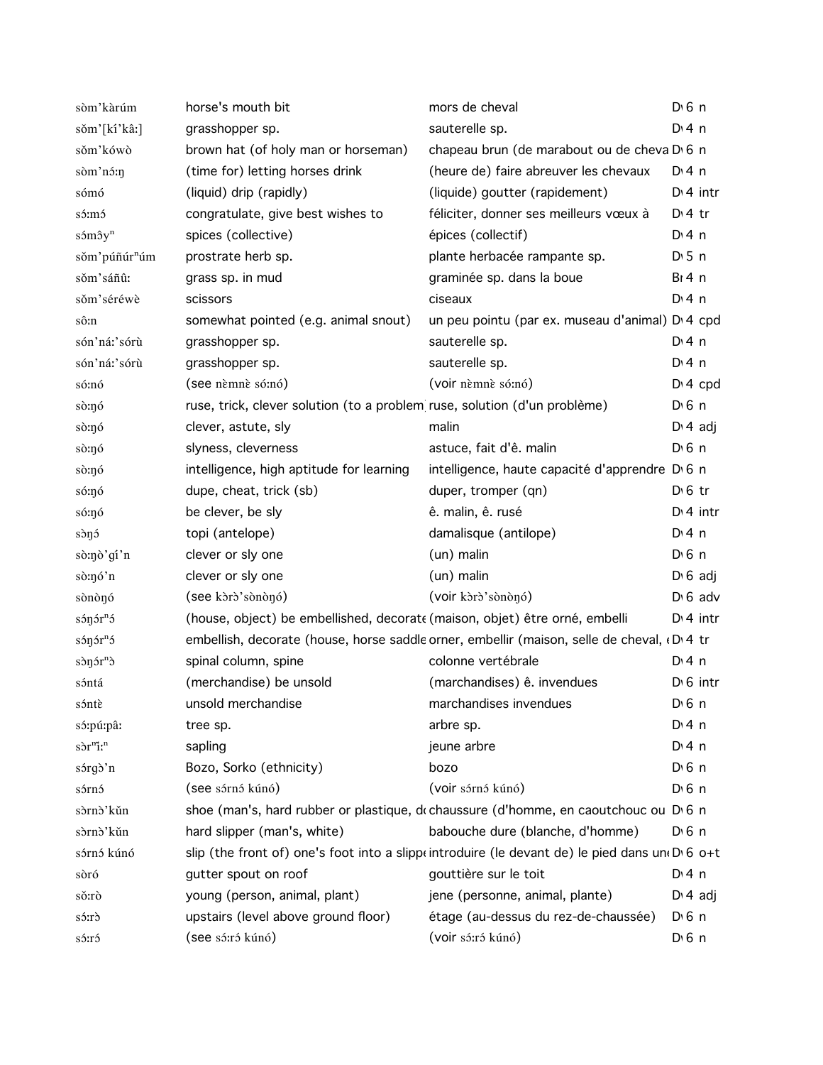| | | | |
|---|---|---|---|
| sòm'kàrúm | horse's mouth bit | mors de cheval | D 6 n |
| sǒm'[kí'kâ:] | grasshopper sp. | sauterelle sp. | D 4 n |
| sǒm'kówò | brown hat (of holy man or horseman) | chapeau brun (de marabout ou de cheva | D 6 n |
| sòm'nɔ́:ŋ | (time for) letting horses drink | (heure de) faire abreuver les chevaux | D 4 n |
| sómó | (liquid) drip (rapidly) | (liquide) goutter (rapidement) | D 4 intr |
| sɔ́:mɔ́ | congratulate, give best wishes to | féliciter, donner ses meilleurs vœux à | D 4 tr |
| sɔ́mɔ̂yⁿ | spices (collective) | épices (collectif) | D 4 n |
| sǒm'púñúrⁿúm | prostrate herb sp. | plante herbacée rampante sp. | D 5 n |
| sǒm'sáñû: | grass sp. in mud | graminée sp. dans la boue | B 4 n |
| sǒm'séréwè | scissors | ciseaux | D 4 n |
| sô:n | somewhat pointed (e.g. animal snout) | un peu pointu (par ex. museau d'animal) | D 4 cpd |
| són'ná:'sórù | grasshopper sp. | sauterelle sp. | D 4 n |
| són'ná:'sórù | grasshopper sp. | sauterelle sp. | D 4 n |
| só:nó | (see nɛ̀mnɛ̀ só:nó) | (voir nɛ̀mnɛ̀ só:nó) | D 4 cpd |
| sò:ŋó | ruse, trick, clever solution (to a problem | ruse, solution (d'un problème) | D 6 n |
| sò:ŋó | clever, astute, sly | malin | D 4 adj |
| sò:ŋó | slyness, cleverness | astuce, fait d'ê. malin | D 6 n |
| sò:ŋó | intelligence, high aptitude for learning | intelligence, haute capacité d'apprendre | D 6 n |
| só:ŋó | dupe, cheat, trick (sb) | duper, tromper (qn) | D 6 tr |
| só:ŋó | be clever, be sly | ê. malin, ê. rusé | D 4 intr |
| sɔ̀ŋɔ́ | topi (antelope) | damalisque (antilope) | D 4 n |
| sò:ŋò'gí'n | clever or sly one | (un) malin | D 6 n |
| sò:ŋó'n | clever or sly one | (un) malin | D 6 adj |
| sònòŋó | (see kɔ̀rɔ̀'sònòŋó) | (voir kɔ̀rɔ̀'sònòŋó) | D 6 adv |
| sɔ́ŋɔ́rⁿɔ́ | (house, object) be embellished, decorate | (maison, objet) être orné, embelli | D 4 intr |
| sɔ́ŋɔ́rⁿɔ́ | embellish, decorate (house, horse saddle | orner, embellir (maison, selle de cheval, | D 4 tr |
| sɔ̀ŋɔ́rⁿɔ̀ | spinal column, spine | colonne vertébrale | D 4 n |
| sɔ́ntá | (merchandise) be unsold | (marchandises) ê. invendues | D 6 intr |
| sɔ́ntɛ̀ | unsold merchandise | marchandises invendues | D 6 n |
| sɔ́:pú:pâ: | tree sp. | arbre sp. | D 4 n |
| sɔ̀rⁿǐ:ⁿ | sapling | jeune arbre | D 4 n |
| sɔ́rgɔ̀'n | Bozo, Sorko (ethnicity) | bozo | D 6 n |
| sɔ́rnɔ́ | (see sɔ́rnɔ́ kúnó) | (voir sɔ́rnɔ́ kúnó) | D 6 n |
| sɔ̀rnɔ̀'kǔn | shoe (man's, hard rubber or plastique, d | chaussure (d'homme, en caoutchouc ou | D 6 n |
| sɔ̀rnɔ̀'kǔn | hard slipper (man's, white) | babouche dure (blanche, d'homme) | D 6 n |
| sɔ́rnɔ́ kúnó | slip (the front of) one's foot into a slipp | introduire (le devant de) le pied dans un | D 6 o+t |
| sòró | gutter spout on roof | gouttière sur le toit | D 4 n |
| sǒ:rò | young (person, animal, plant) | jene (personne, animal, plante) | D 4 adj |
| sɔ́:rɔ̀ | upstairs (level above ground floor) | étage (au-dessus du rez-de-chaussée) | D 6 n |
| sɔ́:rɔ́ | (see sɔ́:rɔ́ kúnó) | (voir sɔ́:rɔ́ kúnó) | D 6 n |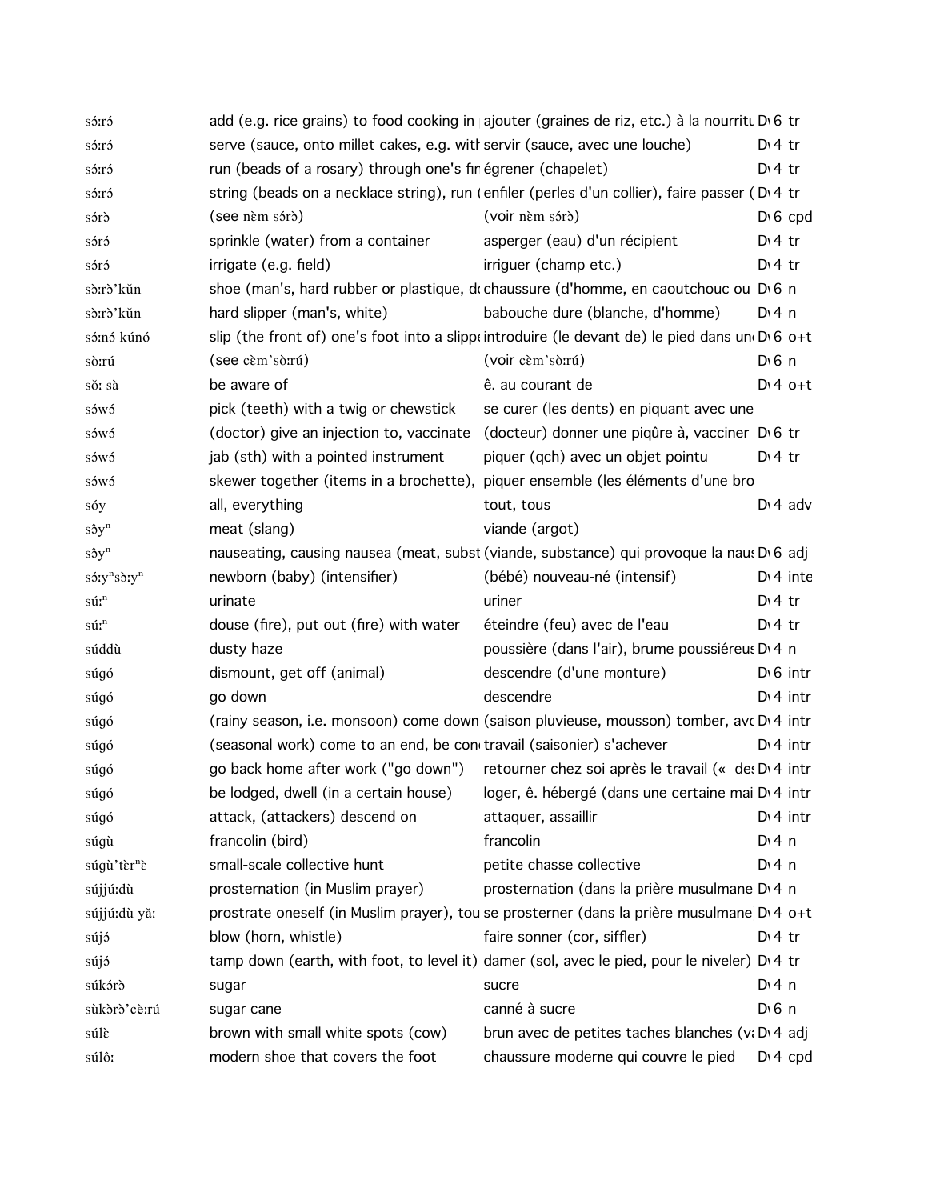| | | | | |
|---|---|---|---|---|
| sɔ́:rɔ́ | add (e.g. rice grains) to food cooking in | ajouter (graines de riz, etc.) à la nourritu | D 6 | tr |
| sɔ́:rɔ́ | serve (sauce, onto millet cakes, e.g. with | servir (sauce, avec une louche) | D 4 | tr |
| sɔ́:rɔ́ | run (beads of a rosary) through one's fir | égrener (chapelet) | D 4 | tr |
| sɔ́:rɔ́ | string (beads on a necklace string), run ( | enfiler (perles d'un collier), faire passer ( | D 4 | tr |
| sɔ́rɔ̀ | (see nὲm sɔ́rɔ̀) | (voir nὲm sɔ́rɔ̀) | D 6 | cpd |
| sɔ́rɔ́ | sprinkle (water) from a container | asperger (eau) d'un récipient | D 4 | tr |
| sɔ́rɔ́ | irrigate (e.g. field) | irriguer (champ etc.) | D 4 | tr |
| sɔ̀:rɔ̀'kǔn | shoe (man's, hard rubber or plastique, de | chaussure (d'homme, en caoutchouc ou | D 6 | n |
| sɔ̀:rɔ̀'kǔn | hard slipper (man's, white) | babouche dure (blanche, d'homme) | D 4 | n |
| sɔ́:nɔ́ kúnó | slip (the front of) one's foot into a slippe | introduire (le devant de) le pied dans une | D 6 | o+t |
| sɔ̀:rú | (see cὲm'sɔ̀:rú) | (voir cὲm'sɔ̀:rú) | D 6 | n |
| sɔ̌: sà | be aware of | ê. au courant de | D 4 | o+t |
| sɔ́wɔ́ | pick (teeth) with a twig or chewstick | se curer (les dents) en piquant avec une | | |
| sɔ́wɔ́ | (doctor) give an injection to, vaccinate | (docteur) donner une piqûre à, vacciner | D 6 | tr |
| sɔ́wɔ́ | jab (sth) with a pointed instrument | piquer (qch) avec un objet pointu | D 4 | tr |
| sɔ́wɔ́ | skewer together (items in a brochette), | piquer ensemble (les éléments d'une bro | | |
| sóy | all, everything | tout, tous | D 4 | adv |
| sɔ̂yⁿ | meat (slang) | viande (argot) | | |
| sɔ̂yⁿ | nauseating, causing nausea (meat, subst | (viande, substance) qui provoque la naus | D 6 | adj |
| sɔ́:yⁿsɔ̀:yⁿ | newborn (baby) (intensifier) | (bébé) nouveau-né (intensif) | D 4 | inte |
| sú:ⁿ | urinate | uriner | D 4 | tr |
| sú:ⁿ | douse (fire), put out (fire) with water | éteindre (feu) avec de l'eau | D 4 | tr |
| súddù | dusty haze | poussière (dans l'air), brume poussiéreus | D 4 | n |
| súgó | dismount, get off (animal) | descendre (d'une monture) | D 6 | intr |
| súgó | go down | descendre | D 4 | intr |
| súgó | (rainy season, i.e. monsoon) come down | (saison pluvieuse, mousson) tomber, avo | D 4 | intr |
| súgó | (seasonal work) come to an end, be con | travail (saisonier) s'achever | D 4 | intr |
| súgó | go back home after work ("go down") | retourner chez soi après le travail (« des | D 4 | intr |
| súgó | be lodged, dwell (in a certain house) | loger, ê. hébergé (dans une certaine mai | D 4 | intr |
| súgó | attack, (attackers) descend on | attaquer, assaillir | D 4 | intr |
| súgù | francolin (bird) | francolin | D 4 | n |
| súgù'tὲrⁿὲ | small-scale collective hunt | petite chasse collective | D 4 | n |
| sújjú:dù | prosternation (in Muslim prayer) | prosternation (dans la prière musulmane | D 4 | n |
| sújjú:dù yǎ: | prostrate oneself (in Muslim prayer), tou | se prosterner (dans la prière musulmane | D 4 | o+t |
| sújɔ́ | blow (horn, whistle) | faire sonner (cor, siffler) | D 4 | tr |
| sújɔ́ | tamp down (earth, with foot, to level it) | damer (sol, avec le pied, pour le niveler) | D 4 | tr |
| súkɔ́rɔ̀ | sugar | sucre | D 4 | n |
| sùkɔ̀rɔ̀'cὲ:rú | sugar cane | canné à sucre | D 6 | n |
| súlὲ | brown with small white spots (cow) | brun avec de petites taches blanches (va | D 4 | adj |
| súlô: | modern shoe that covers the foot | chaussure moderne qui couvre le pied | D 4 | cpd |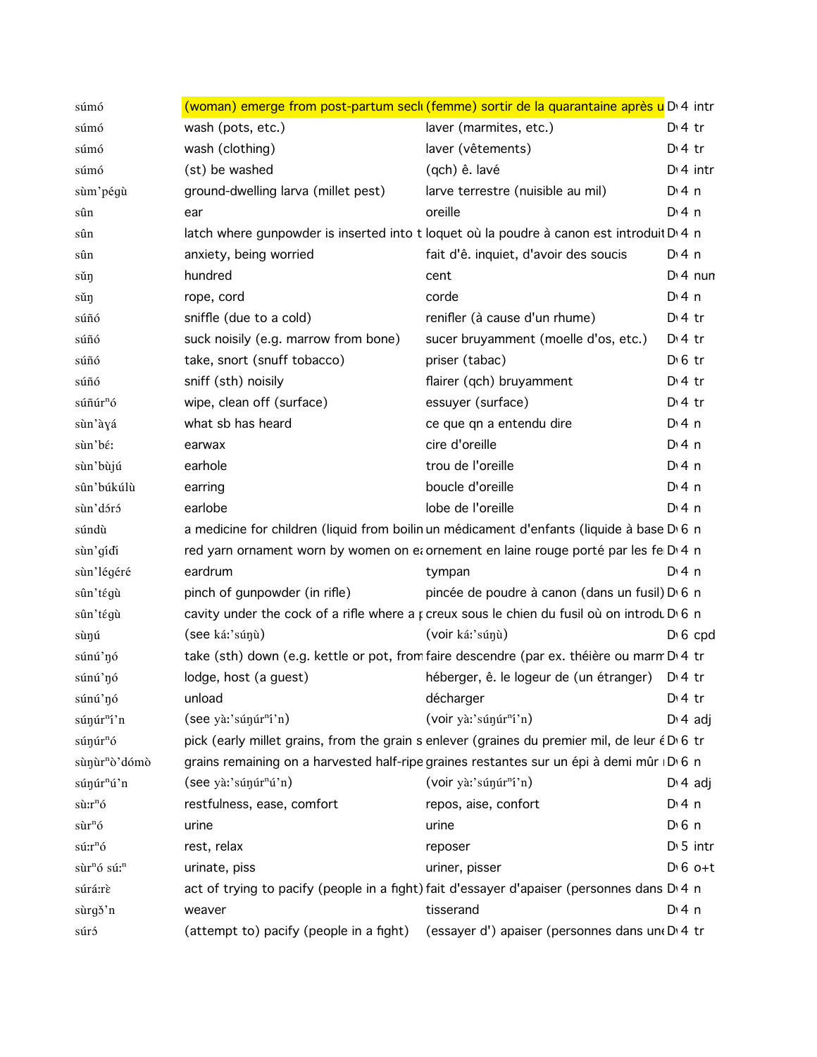| | | | | |
|---|---|---|---|---|
| súmó | (woman) emerge from post-partum secl | (femme) sortir de la quarantaine après u | D 4 | intr |
| súmó | wash (pots, etc.) | laver (marmites, etc.) | D 4 | tr |
| súmó | wash (clothing) | laver (vêtements) | D 4 | tr |
| súmó | (st) be washed | (qch) ê. lavé | D 4 | intr |
| sùm'pégù | ground-dwelling larva (millet pest) | larve terrestre (nuisible au mil) | D 4 | n |
| sûn | ear | oreille | D 4 | n |
| sûn | latch where gunpowder is inserted into t | loquet où la poudre à canon est introduit | D 4 | n |
| sûn | anxiety, being worried | fait d'ê. inquiet, d'avoir des soucis | D 4 | n |
| sǔŋ | hundred | cent | D 4 | num |
| sǔŋ | rope, cord | corde | D 4 | n |
| súñó | sniffle (due to a cold) | renifler (à cause d'un rhume) | D 4 | tr |
| súñó | suck noisily (e.g. marrow from bone) | sucer bruyamment (moelle d'os, etc.) | D 4 | tr |
| súñó | take, snort (snuff tobacco) | priser (tabac) | D 6 | tr |
| súñó | sniff (sth) noisily | flairer (qch) bruyamment | D 4 | tr |
| súñúrⁿó | wipe, clean off (surface) | essuyer (surface) | D 4 | tr |
| sùn'àɣá | what sb has heard | ce que qn a entendu dire | D 4 | n |
| sùn'bɛ́: | earwax | cire d'oreille | D 4 | n |
| sùn'bùjú | earhole | trou de l'oreille | D 4 | n |
| sûn'búkúlù | earring | boucle d'oreille | D 4 | n |
| sùn'dɔ́rɔ́ | earlobe | lobe de l'oreille | D 4 | n |
| súndù | a medicine for children (liquid from boilin | un médicament d'enfants (liquide à base | D 6 | n |
| sùn'gíɗi | red yarn ornament worn by women on ea | ornement en laine rouge porté par les fe | D 4 | n |
| sùn'légéré | eardrum | tympan | D 4 | n |
| sûn'tégù | pinch of gunpowder (in rifle) | pincée de poudre à canon (dans un fusil) | D 6 | n |
| sûn'tégù | cavity under the cock of a rifle where a p | creux sous le chien du fusil où on introdu | D 6 | n |
| sùŋú | (see ká:'súŋù) | (voir ká:'súŋù) | D 6 | cpd |
| súnú'ŋó | take (sth) down (e.g. kettle or pot, from | faire descendre (par ex. théière ou marm | D 4 | tr |
| súnú'ŋó | lodge, host (a guest) | héberger, ê. le logeur de (un étranger) | D 4 | tr |
| súnú'ŋó | unload | décharger | D 4 | tr |
| súŋúrⁿí'n | (see yà:'súŋúrⁿí'n) | (voir yà:'súŋúrⁿí'n) | D 4 | adj |
| súŋúrⁿó | pick (early millet grains, from the grain s | enlever (graines du premier mil, de leur é | D 6 | tr |
| sùŋùrⁿò'dómò | grains remaining on a harvested half-ripe | graines restantes sur un épi à demi mûr | D 6 | n |
| súŋúrⁿú'n | (see yà:'súŋúrⁿú'n) | (voir yà:'súŋúrⁿí'n) | D 4 | adj |
| sù:rⁿó | restfulness, ease, comfort | repos, aise, confort | D 4 | n |
| sùrⁿó | urine | urine | D 6 | n |
| sú:rⁿó | rest, relax | reposer | D 5 | intr |
| sùrⁿó sú:ⁿ | urinate, piss | uriner, pisser | D 6 | o+t |
| súrá:rè | act of trying to pacify (people in a fight) | fait d'essayer d'apaiser (personnes dans | D 4 | n |
| sùrgǒ'n | weaver | tisserand | D 4 | n |
| súrɔ́ | (attempt to) pacify (people in a fight) | (essayer d') apaiser (personnes dans une | D 4 | tr |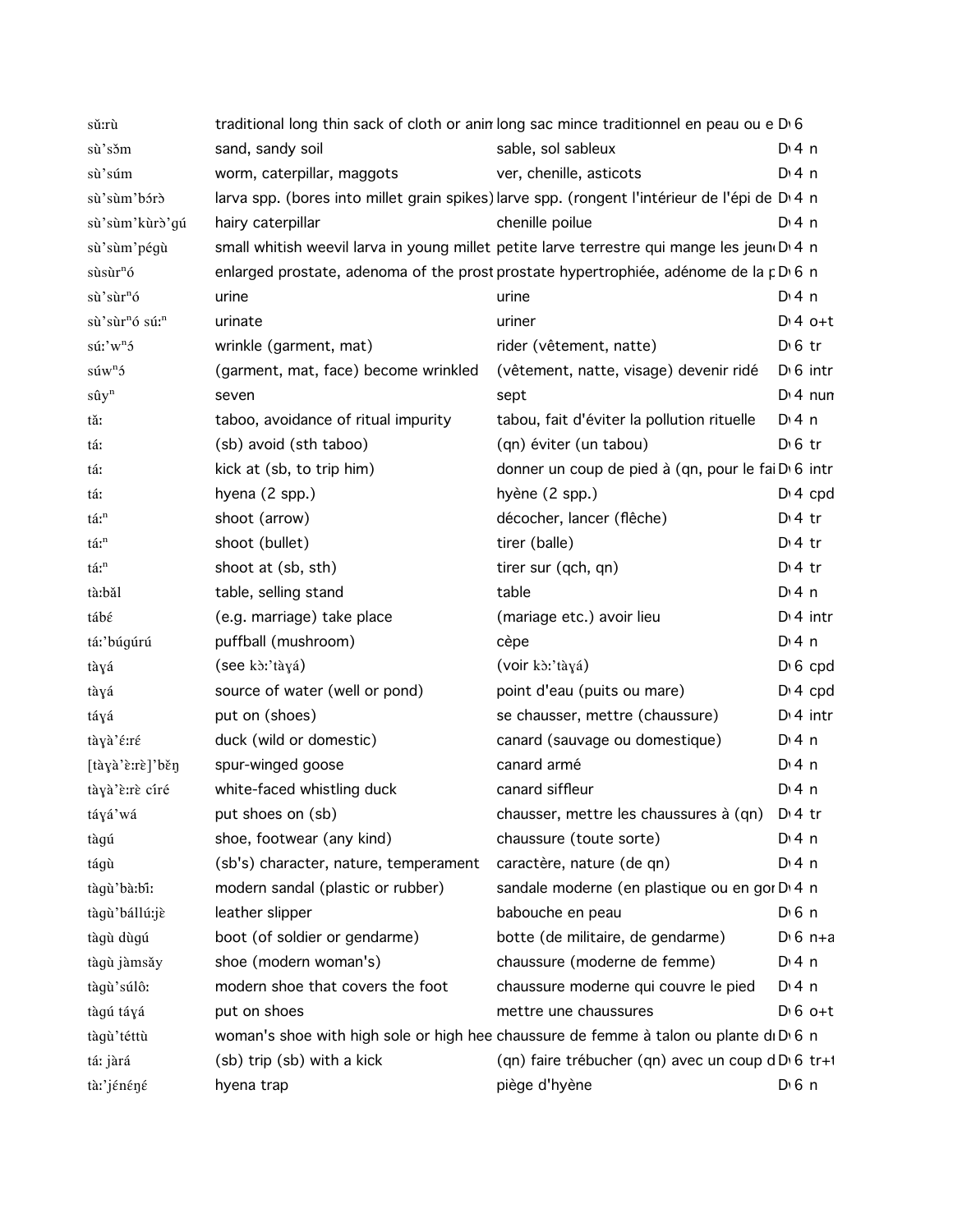| | | | |
|---|---|---|---|
| sǔ:rù | traditional long thin sack of cloth or anim | long sac mince traditionnel en peau ou e | D 6 |
| sù'sǒm | sand, sandy soil | sable, sol sableux | D 4 n |
| sù'súm | worm, caterpillar, maggots | ver, chenille, asticots | D 4 n |
| sù'sùm'bɔ́rɔ̀ | larva spp. (bores into millet grain spikes) | larve spp. (rongent l'intérieur de l'épi de | D 4 n |
| sù'sùm'kùrɔ̀'gú | hairy caterpillar | chenille poilue | D 4 n |
| sù'sùm'pégù | small whitish weevil larva in young millet | petite larve terrestre qui mange les jeun | D 4 n |
| sùsùrⁿó | enlarged prostate, adenoma of the prost | prostate hypertrophiée, adénome de la p | D 6 n |
| sù'sùrⁿó | urine | urine | D 4 n |
| sù'sùrⁿó sú:ⁿ | urinate | uriner | D 4 o+t |
| sú:'wⁿɔ́ | wrinkle (garment, mat) | rider (vêtement, natte) | D 6 tr |
| súwⁿɔ́ | (garment, mat, face) become wrinkled | (vêtement, natte, visage) devenir ridé | D 6 intr |
| sûyⁿ | seven | sept | D 4 num |
| tǎ: | taboo, avoidance of ritual impurity | tabou, fait d'éviter la pollution rituelle | D 4 n |
| tá: | (sb) avoid (sth taboo) | (qn) éviter (un tabou) | D 6 tr |
| tá: | kick at (sb, to trip him) | donner un coup de pied à (qn, pour le fai | D 6 intr |
| tá: | hyena (2 spp.) | hyène (2 spp.) | D 4 cpd |
| tá:ⁿ | shoot (arrow) | décocher, lancer (flêche) | D 4 tr |
| tá:ⁿ | shoot (bullet) | tirer (balle) | D 4 tr |
| tá:ⁿ | shoot at (sb, sth) | tirer sur (qch, qn) | D 4 tr |
| tà:bǎl | table, selling stand | table | D 4 n |
| tábɛ́ | (e.g. marriage) take place | (mariage etc.) avoir lieu | D 4 intr |
| tá:'búgúrú | puffball (mushroom) | cèpe | D 4 n |
| tàɣá | (see kɔ̀:'tàɣá) | (voir kɔ̀:'tàɣá) | D 6 cpd |
| tàɣá | source of water (well or pond) | point d'eau (puits ou mare) | D 4 cpd |
| táɣá | put on (shoes) | se chausser, mettre (chaussure) | D 4 intr |
| tàɣà'é:ré | duck (wild or domestic) | canard (sauvage ou domestique) | D 4 n |
| [tàɣà'ɛ̀:rɛ̀]'bɛ̌ŋ | spur-winged goose | canard armé | D 4 n |
| tàɣà'ɛ̀:rɛ̀ círé | white-faced whistling duck | canard siffleur | D 4 n |
| táɣá'wá | put shoes on (sb) | chausser, mettre les chaussures à (qn) | D 4 tr |
| tàgú | shoe, footwear (any kind) | chaussure (toute sorte) | D 4 n |
| tágù | (sb's) character, nature, temperament | caractère, nature (de qn) | D 4 n |
| tàgù'bà:bî: | modern sandal (plastic or rubber) | sandale moderne (en plastique ou en go | D 4 n |
| tàgù'bállú:jɛ̀ | leather slipper | babouche en peau | D 6 n |
| tàgù dùgú | boot (of soldier or gendarme) | botte (de militaire, de gendarme) | D 6 n+a |
| tàgù jàmsǎy | shoe (modern woman's) | chaussure (moderne de femme) | D 4 n |
| tàgù'súlô: | modern shoe that covers the foot | chaussure moderne qui couvre le pied | D 4 n |
| tàgú táɣá | put on shoes | mettre une chaussures | D 6 o+t |
| tàgù'téttù | woman's shoe with high sole or high hee | chaussure de femme à talon ou plante d | D 6 n |
| tá: jàrá | (sb) trip (sb) with a kick | (qn) faire trébucher (qn) avec un coup d | D 6 tr+ |
| tà:'jénéŋé | hyena trap | piège d'hyène | D 6 n |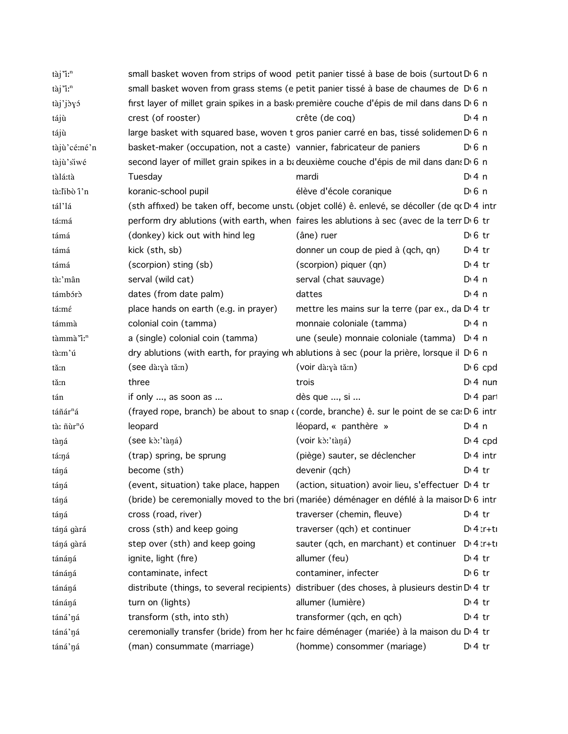| | | | | |
|---|---|---|---|---|
| tàj'ǐːⁿ | small basket woven from strips of wood | petit panier tissé à base de bois (surtout | D 6 | n |
| tàj'ǐːⁿ | small basket woven from grass stems (e | petit panier tissé à base de chaumes de | D 6 | n |
| tàj'jɔ̀ɣɔ́ | first layer of millet grain spikes in a bask | première couche d'épis de mil dans dans | D 6 | n |
| tájù | crest (of rooster) | crête (de coq) | D 4 | n |
| tájù | large basket with squared base, woven t | gros panier carré en bas, tissé solidemen | D 6 | n |
| tàjù'céːné'n | basket-maker (occupation, not a caste) | vannier, fabricateur de paniers | D 6 | n |
| tàjù'sǐwé | second layer of millet grain spikes in a ba | deuxième couche d'épis de mil dans dans | D 6 | n |
| tàláːtà | Tuesday | mardi | D 4 | n |
| tàːlíbò ǐ'n | koranic-school pupil | élève d'école coranique | D 6 | n |
| tál'lá | (sth affixed) be taken off, become unstu | (objet collé) ê. enlevé, se décoller (de qc | D 4 | intr |
| táːmá | perform dry ablutions (with earth, when | faires les ablutions à sec (avec de la terr | D 6 | tr |
| támá | (donkey) kick out with hind leg | (âne) ruer | D 6 | tr |
| támá | kick (sth, sb) | donner un coup de pied à (qch, qn) | D 4 | tr |
| támá | (scorpion) sting (sb) | (scorpion) piquer (qn) | D 4 | tr |
| tàː'mân | serval (wild cat) | serval (chat sauvage) | D 4 | n |
| támbɔ́rɔ̀ | dates (from date palm) | dattes | D 4 | n |
| táːmɛ́ | place hands on earth (e.g. in prayer) | mettre les mains sur la terre (par ex., da | D 4 | tr |
| támmà | colonial coin (tamma) | monnaie coloniale (tamma) | D 4 | n |
| tàmmà'ǐːⁿ | a (single) colonial coin (tamma) | une (seule) monnaie coloniale (tamma) | D 4 | n |
| tàːm'ú | dry ablutions (with earth, for praying wh | ablutions à sec (pour la prière, lorsque il | D 6 | n |
| tǎːn | (see dàːɣà tǎːn) | (voir dàːɣà tǎːn) | D 6 | cpd |
| tǎːn | three | trois | D 4 | num |
| tán | if only ..., as soon as ... | dès que ..., si ... | D 4 | part |
| táñárⁿá | (frayed rope, branch) be about to snap c | (corde, branche) ê. sur le point de se ca | D 6 | intr |
| tàː ñùrⁿó | leopard | léopard, « panthère » | D 4 | n |
| tàŋá | (see kɔ̀ː'tàŋá) | (voir kɔ̀ː'tàŋá) | D 4 | cpd |
| táːŋá | (trap) spring, be sprung | (piège) sauter, se déclencher | D 4 | intr |
| táŋá | become (sth) | devenir (qch) | D 4 | tr |
| táŋá | (event, situation) take place, happen | (action, situation) avoir lieu, s'effectuer | D 4 | tr |
| táŋá | (bride) be ceremonially moved to the bri | (mariée) déménager en défilé à la maisor | D 6 | intr |
| táŋá | cross (road, river) | traverser (chemin, fleuve) | D 4 | tr |
| táŋá gàrá | cross (sth) and keep going | traverser (qch) et continuer | D 4 | tr+tı |
| táŋá gàrá | step over (sth) and keep going | sauter (qch, en marchant) et continuer | D 4 | tr+tı |
| tánáŋá | ignite, light (fire) | allumer (feu) | D 4 | tr |
| tánáŋá | contaminate, infect | contaminer, infecter | D 6 | tr |
| tánáŋá | distribute (things, to several recipients) | distribuer (des choses, à plusieurs destin | D 4 | tr |
| tánáŋá | turn on (lights) | allumer (lumière) | D 4 | tr |
| táná'ŋá | transform (sth, into sth) | transformer (qch, en qch) | D 4 | tr |
| táná'ŋá | ceremonially transfer (bride) from her hc | faire déménager (mariée) à la maison du | D 4 | tr |
| táná'ŋá | (man) consummate (marriage) | (homme) consommer (mariage) | D 4 | tr |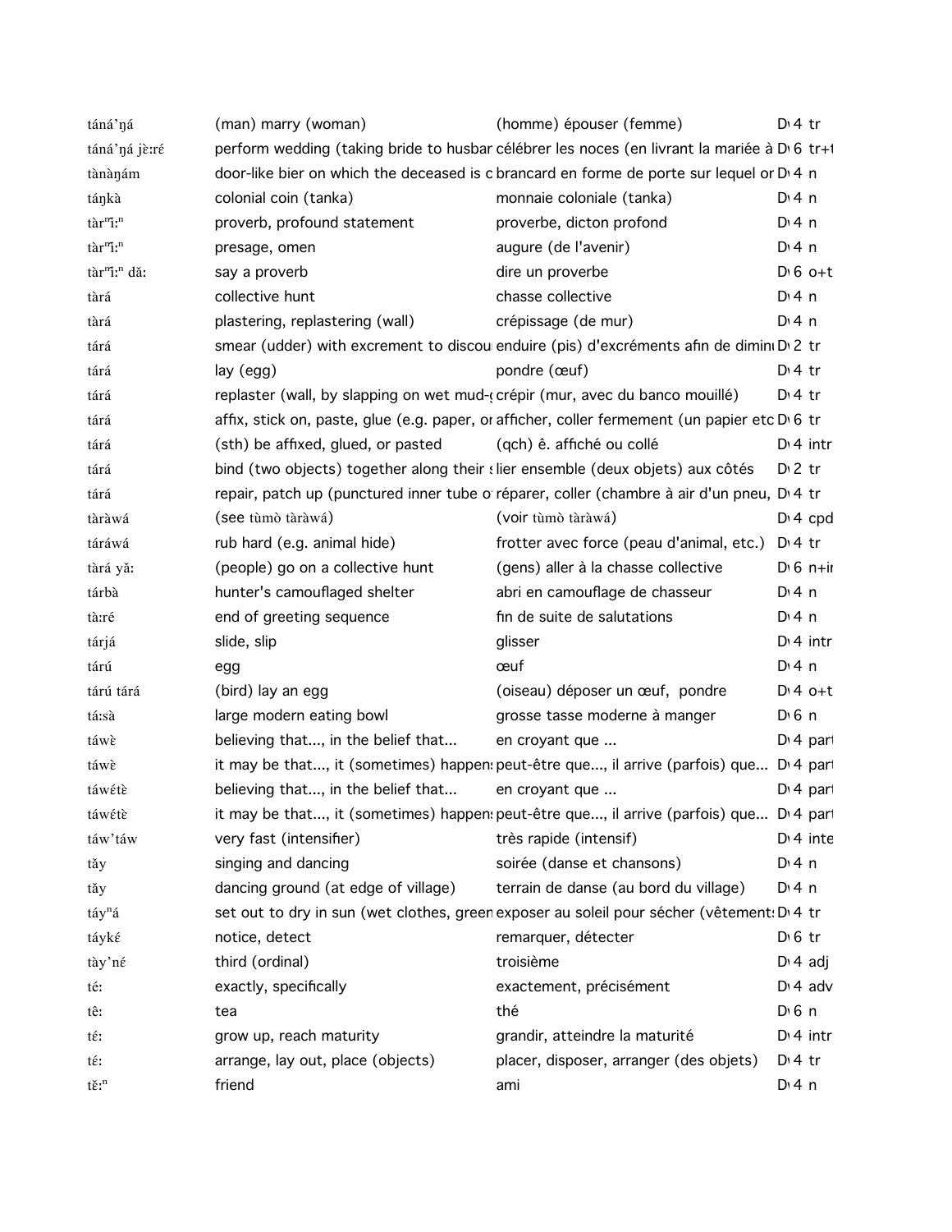| | | | |
|---|---|---|---|
| tánáʼŋá | (man) marry (woman) | (homme) épouser (femme) | D 4 tr |
| tánáʼŋá jɛ̀ːrɛ́ | perform wedding (taking bride to husbar | célébrer les noces (en livrant la mariée à | D 6 tr+t |
| tànàŋám | door-like bier on which the deceased is c | brancard en forme de porte sur lequel or | D 4 n |
| táŋkà | colonial coin (tanka) | monnaie coloniale (tanka) | D 4 n |
| tàrⁿìːⁿ | proverb, profound statement | proverbe, dicton profond | D 4 n |
| tàrⁿìːⁿ | presage, omen | augure (de l'avenir) | D 4 n |
| tàrⁿìːⁿ dǎː | say a proverb | dire un proverbe | D 6 o+t |
| tàrá | collective hunt | chasse collective | D 4 n |
| tàrá | plastering, replastering (wall) | crépissage (de mur) | D 4 n |
| tárá | smear (udder) with excrement to discou | enduire (pis) d'excréments afin de dimin | D 2 tr |
| tárá | lay (egg) | pondre (œuf) | D 4 tr |
| tárá | replaster (wall, by slapping on wet mud-( | crépir (mur, avec du banco mouillé) | D 4 tr |
| tárá | affix, stick on, paste, glue (e.g. paper, or | afficher, coller fermement (un papier etc | D 6 tr |
| tárá | (sth) be affixed, glued, or pasted | (qch) ê. affiché ou collé | D 4 intr |
| tárá | bind (two objects) together along their s | lier ensemble (deux objets) aux côtés | D 2 tr |
| tárá | repair, patch up (punctured inner tube o | réparer, coller (chambre à air d'un pneu, | D 4 tr |
| tàràwá | (see tùmò tàràwá) | (voir tùmò tàràwá) | D 4 cpd |
| táráwá | rub hard (e.g. animal hide) | frotter avec force (peau d'animal, etc.) | D 4 tr |
| tàrá yǎː | (people) go on a collective hunt | (gens) aller à la chasse collective | D 6 n+ir |
| tárbà | hunter's camouflaged shelter | abri en camouflage de chasseur | D 4 n |
| tàːré | end of greeting sequence | fin de suite de salutations | D 4 n |
| tárjá | slide, slip | glisser | D 4 intr |
| tárú | egg | œuf | D 4 n |
| tárú tárá | (bird) lay an egg | (oiseau) déposer un œuf, pondre | D 4 o+t |
| táːsà | large modern eating bowl | grosse tasse moderne à manger | D 6 n |
| táwɛ̀ | believing that..., in the belief that... | en croyant que ... | D 4 part |
| táwɛ̀ | it may be that..., it (sometimes) happens | peut-être que..., il arrive (parfois) que... | D 4 part |
| táwɛ́tɛ̀ | believing that..., in the belief that... | en croyant que ... | D 4 part |
| táwɛ́tɛ̀ | it may be that..., it (sometimes) happens | peut-être que..., il arrive (parfois) que... | D 4 part |
| táwʼtáw | very fast (intensifier) | très rapide (intensif) | D 4 inte |
| tǎy | singing and dancing | soirée (danse et chansons) | D 4 n |
| tǎy | dancing ground (at edge of village) | terrain de danse (au bord du village) | D 4 n |
| táyⁿá | set out to dry in sun (wet clothes, green | exposer au soleil pour sécher (vêtements | D 4 tr |
| táykɛ́ | notice, detect | remarquer, détecter | D 6 tr |
| tàyʼnɛ́ | third (ordinal) | troisième | D 4 adj |
| téː | exactly, specifically | exactement, précisément | D 4 adv |
| têː | tea | thé | D 6 n |
| tɛ́ː | grow up, reach maturity | grandir, atteindre la maturité | D 4 intr |
| tɛ́ː | arrange, lay out, place (objects) | placer, disposer, arranger (des objets) | D 4 tr |
| tɛ̌ːⁿ | friend | ami | D 4 n |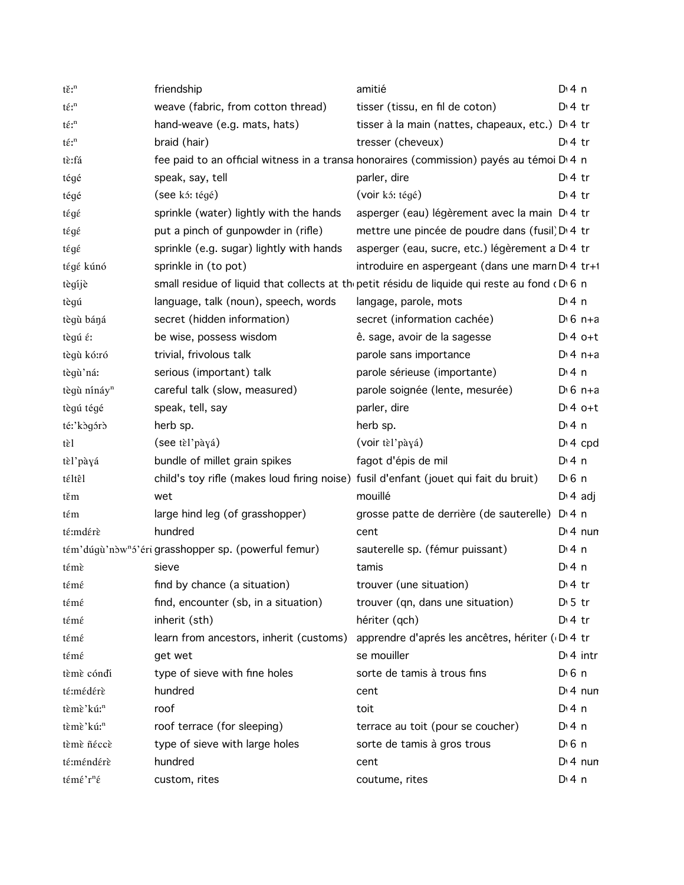| | | | |
|---|---|---|---|
| tɛ̌:ⁿ | friendship | amitié | D 4 n |
| tɛ́:ⁿ | weave (fabric, from cotton thread) | tisser (tissu, en fil de coton) | D 4 tr |
| tɛ́:ⁿ | hand-weave (e.g. mats, hats) | tisser à la main (nattes, chapeaux, etc.) | D 4 tr |
| tɛ́:ⁿ | braid (hair) | tresser (cheveux) | D 4 tr |
| tɛ̀:fá | fee paid to an official witness in a transa | honoraires (commission) payés au témoi | D 4 n |
| tégé | speak, say, tell | parler, dire | D 4 tr |
| tégé | (see kɔ́: tégé) | (voir kɔ́: tégé) | D 4 tr |
| tégɛ́ | sprinkle (water) lightly with the hands | asperger (eau) légèrement avec la main | D 4 tr |
| tégɛ́ | put a pinch of gunpowder in (rifle) | mettre une pincée de poudre dans (fusil) | D 4 tr |
| tégɛ́ | sprinkle (e.g. sugar) lightly with hands | asperger (eau, sucre, etc.) légèrement a | D 4 tr |
| tégɛ́ kúnó | sprinkle in (to pot) | introduire en aspergeant (dans une marn | D 4 tr+ |
| tègíjè | small residue of liquid that collects at th | petit résidu de liquide qui reste au fond | D 6 n |
| tègú | language, talk (noun), speech, words | langage, parole, mots | D 4 n |
| tègù báŋá | secret (hidden information) | secret (information cachée) | D 6 n+a |
| tègú ɛ́: | be wise, possess wisdom | ê. sage, avoir de la sagesse | D 4 o+t |
| tègù kó:ró | trivial, frivolous talk | parole sans importance | D 4 n+a |
| tègù'ná: | serious (important) talk | parole sérieuse (importante) | D 4 n |
| tègù nínáyⁿ | careful talk (slow, measured) | parole soignée (lente, mesurée) | D 6 n+a |
| tègú tégé | speak, tell, say | parler, dire | D 4 o+t |
| tɛ́:'kɔ̀gɔ́rɔ̀ | herb sp. | herb sp. | D 4 n |
| tɛ̀l | (see tɛ̀l'pàɣá) | (voir tɛ̀l'pàɣá) | D 4 cpd |
| tɛ̀l'pàɣá | bundle of millet grain spikes | fagot d'épis de mil | D 4 n |
| tɛ́ltɛ̂l | child's toy rifle (makes loud firing noise) | fusil d'enfant (jouet qui fait du bruit) | D 6 n |
| tɛ̌m | wet | mouillé | D 4 adj |
| tɛ́m | large hind leg (of grasshopper) | grosse patte de derrière (de sauterelle) | D 4 n |
| tɛ́:mdérɛ̀ | hundred | cent | D 4 num |
| tɛ́m'dúgù'nɔ̀wⁿɔ́'éri | grasshopper sp. (powerful femur) | sauterelle sp. (fémur puissant) | D 4 n |
| tɛ́mɛ̀ | sieve | tamis | D 4 n |
| témé | find by chance (a situation) | trouver (une situation) | D 4 tr |
| témé | find, encounter (sb, in a situation) | trouver (qn, dans une situation) | D 5 tr |
| témɛ́ | inherit (sth) | hériter (qch) | D 4 tr |
| témɛ́ | learn from ancestors, inherit (customs) | apprendre d'aprés les ancêtres, hériter ( | D 4 tr |
| témɛ́ | get wet | se mouiller | D 4 intr |
| tɛ̀mɛ̀ cóndi | type of sieve with fine holes | sorte de tamis à trous fins | D 6 n |
| tɛ́:médérɛ̀ | hundred | cent | D 4 num |
| tɛ̀mɛ̀'kú:ⁿ | roof | toit | D 4 n |
| tɛ̀mɛ̀'kú:ⁿ | roof terrace (for sleeping) | terrace au toit (pour se coucher) | D 4 n |
| tɛ̀mɛ̀ ñɛ́ccɛ̀ | type of sieve with large holes | sorte de tamis à gros trous | D 6 n |
| tɛ́:méndérɛ̀ | hundred | cent | D 4 num |
| témɛ́'rⁿɛ́ | custom, rites | coutume, rites | D 4 n |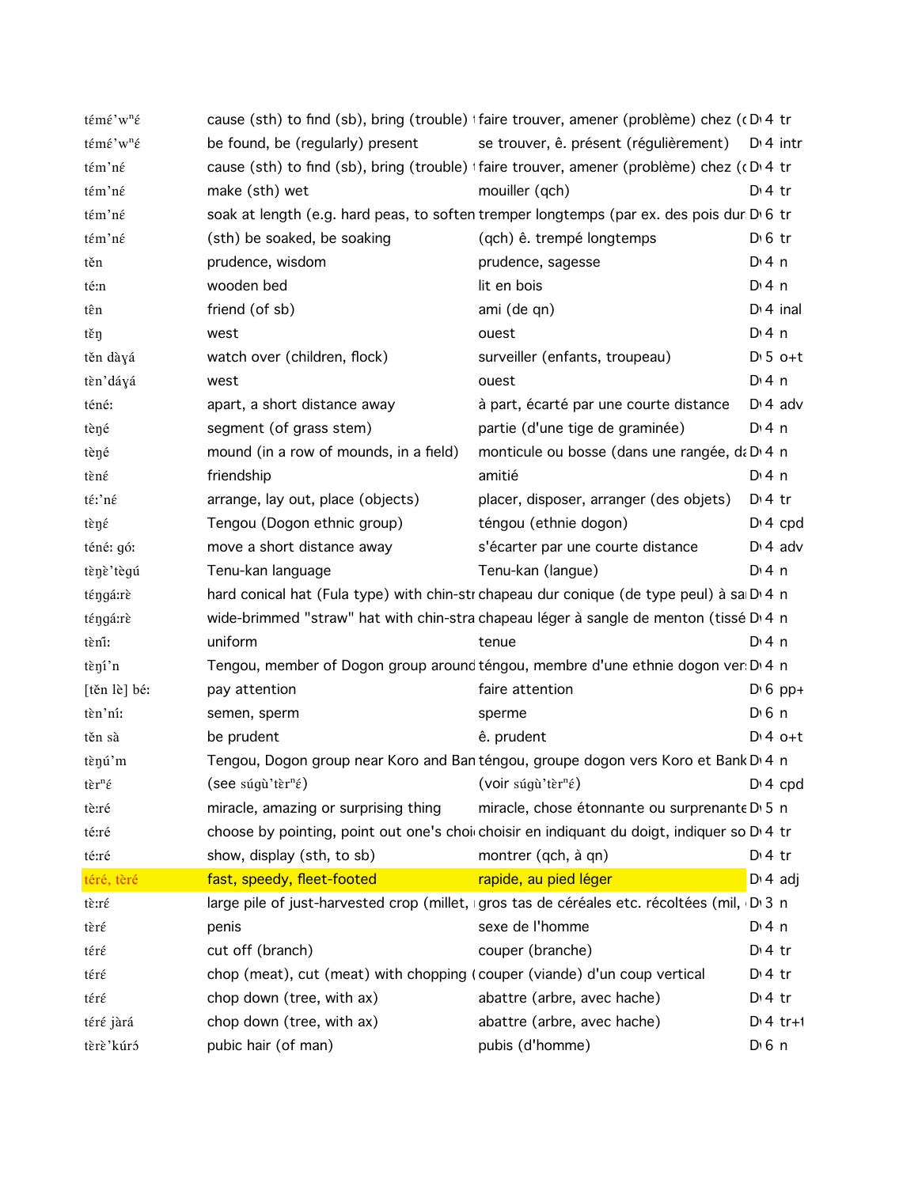| | | | | |
|---|---|---|---|---|
| témɛ́'wⁿɛ́ | cause (sth) to find (sb), bring (trouble) | faire trouver, amener (problème) chez (c | D 4 | tr |
| témɛ́'wⁿɛ́ | be found, be (regularly) present | se trouver, ê. présent (régulièrement) | D 4 | intr |
| tém'nɛ́ | cause (sth) to find (sb), bring (trouble) | faire trouver, amener (problème) chez (c | D 4 | tr |
| tém'nɛ́ | make (sth) wet | mouiller (qch) | D 4 | tr |
| tém'nɛ́ | soak at length (e.g. hard peas, to soften | tremper longtemps (par ex. des pois dur | D 6 | tr |
| tém'nɛ́ | (sth) be soaked, be soaking | (qch) ê. trempé longtemps | D 6 | tr |
| tĕn | prudence, wisdom | prudence, sagesse | D 4 | n |
| té:n | wooden bed | lit en bois | D 4 | n |
| tên | friend (of sb) | ami (de qn) | D 4 | inal |
| tĕŋ | west | ouest | D 4 | n |
| tĕn dàɣá | watch over (children, flock) | surveiller (enfants, troupeau) | D 5 | o+t |
| tèn'dáɣá | west | ouest | D 4 | n |
| téné: | apart, a short distance away | à part, écarté par une courte distance | D 4 | adv |
| tèŋé | segment (of grass stem) | partie (d'une tige de graminée) | D 4 | n |
| tèŋé | mound (in a row of mounds, in a field) | monticule ou bosse (dans une rangée, da | D 4 | n |
| tènɛ́ | friendship | amitié | D 4 | n |
| té:'nɛ́ | arrange, lay out, place (objects) | placer, disposer, arranger (des objets) | D 4 | tr |
| tèŋɛ́ | Tengou (Dogon ethnic group) | téngou (ethnie dogon) | D 4 | cpd |
| téné: gó: | move a short distance away | s'écarter par une courte distance | D 4 | adv |
| tèŋè'tègú | Tenu-kan language | Tenu-kan (langue) | D 4 | n |
| téŋgá:rè | hard conical hat (Fula type) with chin-str | chapeau dur conique (de type peul) à sa | D 4 | n |
| téŋgá:rè | wide-brimmed "straw" hat with chin-stra | chapeau léger à sangle de menton (tissé | D 4 | n |
| tènĩ́: | uniform | tenue | D 4 | n |
| tèŋí'n | Tengou, member of Dogon group around | téngou, membre d'une ethnie dogon ver | D 4 | n |
| [tĕn lè] bé: | pay attention | faire attention | D 6 | pp+ |
| tèn'ní: | semen, sperm | sperme | D 6 | n |
| tĕn sà | be prudent | ê. prudent | D 4 | o+t |
| tèŋú'm | Tengou, Dogon group near Koro and Ban | téngou, groupe dogon vers Koro et Bank | D 4 | n |
| tèrⁿɛ́ | (see súgù'tèrⁿɛ́) | (voir súgù'tèrⁿɛ́) | D 4 | cpd |
| tè:ré | miracle, amazing or surprising thing | miracle, chose étonnante ou surprenante | D 5 | n |
| té:ré | choose by pointing, point out one's choi | choisir en indiquant du doigt, indiquer so | D 4 | tr |
| té:ré | show, display (sth, to sb) | montrer (qch, à qn) | D 4 | tr |
| téré, tèré | fast, speedy, fleet-footed | rapide, au pied léger | D 4 | adj |
| tè:rɛ́ | large pile of just-harvested crop (millet, | gros tas de céréales etc. récoltées (mil, | D 3 | n |
| tèrɛ́ | penis | sexe de l'homme | D 4 | n |
| térɛ́ | cut off (branch) | couper (branche) | D 4 | tr |
| térɛ́ | chop (meat), cut (meat) with chopping ( | couper (viande) d'un coup vertical | D 4 | tr |
| térɛ́ | chop down (tree, with ax) | abattre (arbre, avec hache) | D 4 | tr |
| térɛ́ jàrá | chop down (tree, with ax) | abattre (arbre, avec hache) | D 4 | tr+ |
| tèrè'kúrɔ́ | pubic hair (of man) | pubis (d'homme) | D 6 | n |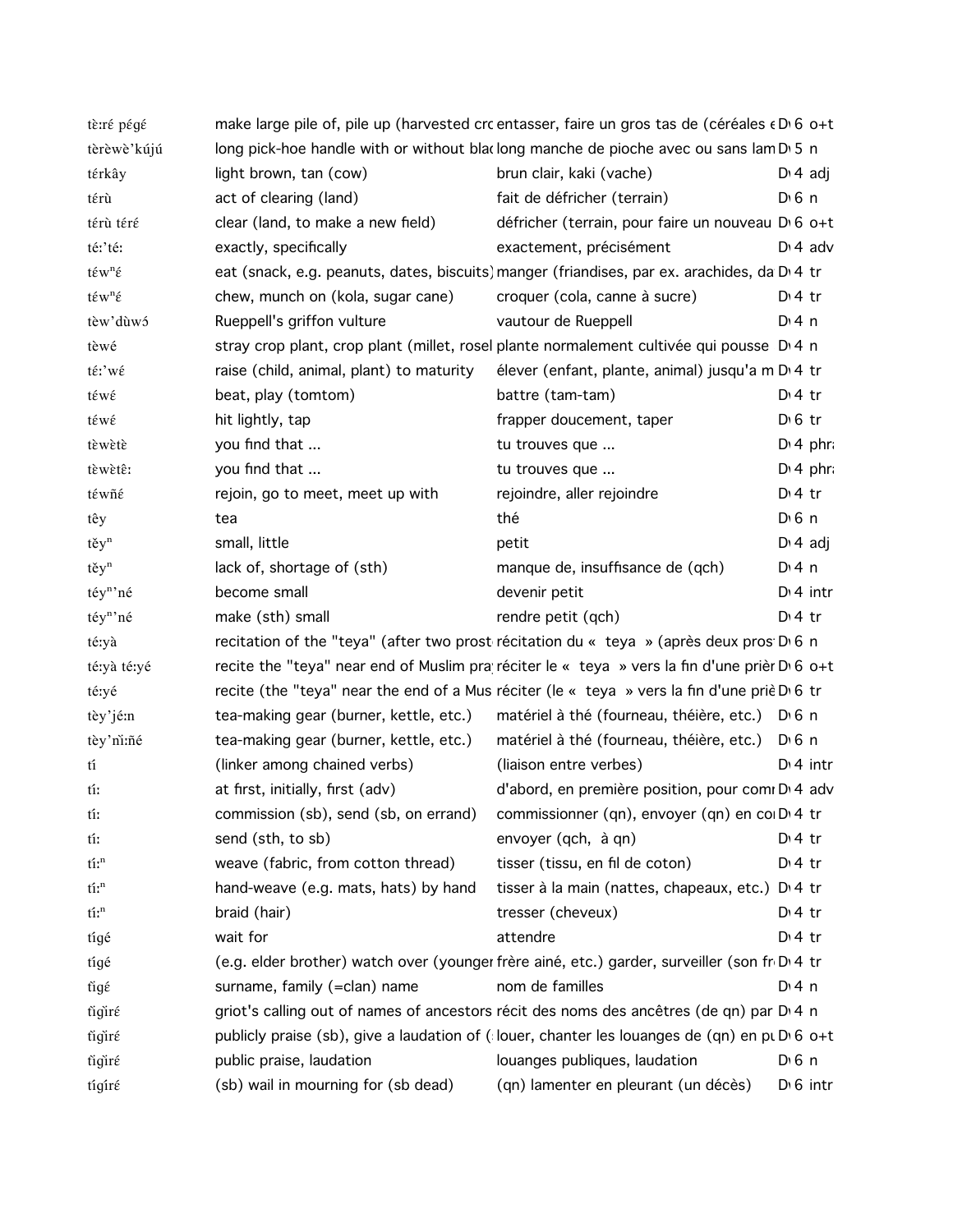| | | | | |
|---|---|---|---|---|
| tɛ̀ːrɛ́ pɛ́gɛ́ | make large pile of, pile up (harvested crc | entasser, faire un gros tas de (céréales € | D 6 | o+t |
| tɛ̀rɛ̀wɛ̀'kújú | long pick-hoe handle with or without blac | long manche de pioche avec ou sans lam | D 5 | n |
| tɛ́rkây | light brown, tan (cow) | brun clair, kaki (vache) | D 4 | adj |
| tɛ́rù | act of clearing (land) | fait de défricher (terrain) | D 6 | n |
| tɛ́rù tɛ́rɛ́ | clear (land, to make a new field) | défricher (terrain, pour faire un nouveau | D 6 | o+t |
| tɛ́ː'tɛ́ː | exactly, specifically | exactement, précisément | D 4 | adv |
| tɛ́wⁿɛ́ | eat (snack, e.g. peanuts, dates, biscuits) | manger (friandises, par ex. arachides, da | D 4 | tr |
| tɛ́wⁿɛ́ | chew, munch on (kola, sugar cane) | croquer (cola, canne à sucre) | D 4 | tr |
| tɛ̀w'dùwɔ́ | Rueppell's griffon vulture | vautour de Rueppell | D 4 | n |
| tɛ̀wɛ́ | stray crop plant, crop plant (millet, rosel | plante normalement cultivée qui pousse | D 4 | n |
| tɛ́ː'wɛ́ | raise (child, animal, plant) to maturity | élever (enfant, plante, animal) jusqu'a m | D 4 | tr |
| tɛ́wɛ́ | beat, play (tomtom) | battre (tam-tam) | D 4 | tr |
| tɛ́wɛ́ | hit lightly, tap | frapper doucement, taper | D 6 | tr |
| tɛ̀wɛ̀tɛ̀ | you find that ... | tu trouves que ... | D 4 | phra |
| tɛ̀wɛ̀tɛ̂ː | you find that ... | tu trouves que ... | D 4 | phra |
| tɛ́wñɛ́ | rejoin, go to meet, meet up with | rejoindre, aller rejoindre | D 4 | tr |
| tɛ̂y | tea | thé | D 6 | n |
| tɛ̌yⁿ | small, little | petit | D 4 | adj |
| tɛ̌yⁿ | lack of, shortage of (sth) | manque de, insuffisance de (qch) | D 4 | n |
| tɛ́yⁿ'né | become small | devenir petit | D 4 | intr |
| tɛ́yⁿ'né | make (sth) small | rendre petit (qch) | D 4 | tr |
| tɛ́ːyà | recitation of the "teya" (after two prost | récitation du « teya » (après deux pros | D 6 | n |
| tɛ́ːyà tɛ́ːyé | recite the "teya" near end of Muslim pra | réciter le « teya » vers la fin d'une prièr | D 6 | o+t |
| tɛ́ːyé | recite (the "teya" near the end of a Mus | réciter (le « teya » vers la fin d'une priè | D 6 | tr |
| tɛ̀y'jéːn | tea-making gear (burner, kettle, etc.) | matériel à thé (fourneau, théière, etc.) | D 6 | n |
| tɛ̀y'nìːñé | tea-making gear (burner, kettle, etc.) | matériel à thé (fourneau, théière, etc.) | D 6 | n |
| tí | (linker among chained verbs) | (liaison entre verbes) | D 4 | intr |
| tíː | at first, initially, first (adv) | d'abord, en première position, pour comr | D 4 | adv |
| tíː | commission (sb), send (sb, on errand) | commissionner (qn), envoyer (qn) en co | D 4 | tr |
| tíː | send (sth, to sb) | envoyer (qch, à qn) | D 4 | tr |
| tíːⁿ | weave (fabric, from cotton thread) | tisser (tissu, en fil de coton) | D 4 | tr |
| tíːⁿ | hand-weave (e.g. mats, hats) by hand | tisser à la main (nattes, chapeaux, etc.) | D 4 | tr |
| tíːⁿ | braid (hair) | tresser (cheveux) | D 4 | tr |
| tígé | wait for | attendre | D 4 | tr |
| tígé | (e.g. elder brother) watch over (younger | frère ainé, etc.) garder, surveiller (son fr | D 4 | tr |
| tǐgɛ́ | surname, family (=clan) name | nom de familles | D 4 | n |
| tǐgǐrɛ́ | griot's calling out of names of ancestors | récit des noms des ancêtres (de qn) par | D 4 | n |
| tǐgǐrɛ́ | publicly praise (sb), give a laudation of ( | louer, chanter les louanges de (qn) en pu | D 6 | o+t |
| tǐgǐrɛ́ | public praise, laudation | louanges publiques, laudation | D 6 | n |
| tígírɛ́ | (sb) wail in mourning for (sb dead) | (qn) lamenter en pleurant (un décès) | D 6 | intr |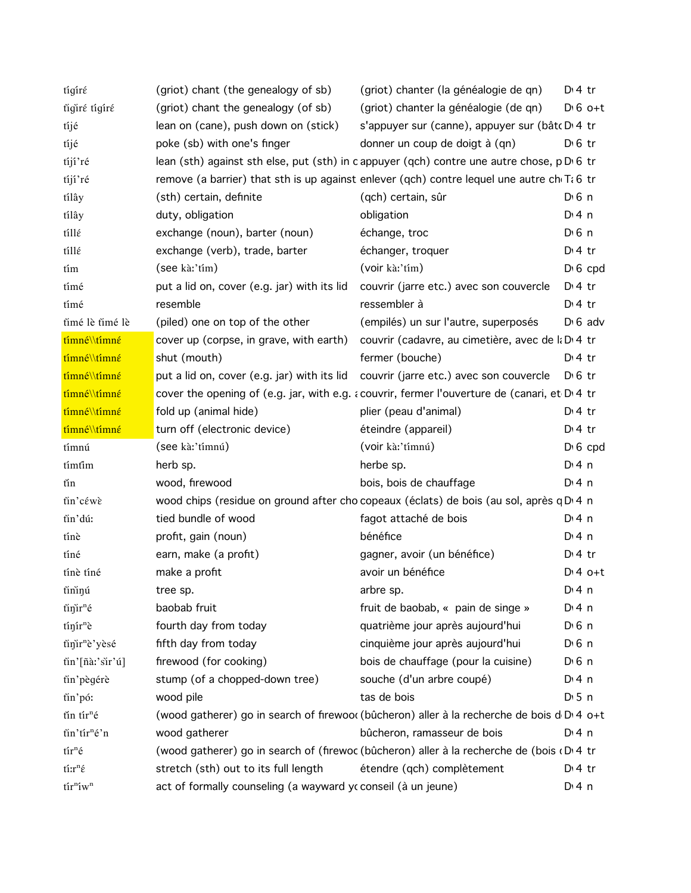| | | | | | |
|---|---|---|---|---|---|
| tígírɛ́ | (griot) chant (the genealogy of sb) | (griot) chanter (la généalogie de qn) | D | 4 | tr |
| tìgìrɛ́ tígírɛ́ | (griot) chant the genealogy (of sb) | (griot) chanter la généalogie (de qn) | D | 6 | o+t |
| tíjé | lean on (cane), push down on (stick) | s'appuyer sur (canne), appuyer sur (bâto | D | 4 | tr |
| tíjé | poke (sb) with one's finger | donner un coup de doigt à (qn) | D | 6 | tr |
| tíjí'ré | lean (sth) against sth else, put (sth) in c | appuyer (qch) contre une autre chose, p | D | 6 | tr |
| tíjí'ré | remove (a barrier) that sth is up against | enlever (qch) contre lequel une autre ch | T | 6 | tr |
| tílây | (sth) certain, definite | (qch) certain, sûr | D | 6 | n |
| tílây | duty, obligation | obligation | D | 4 | n |
| tíllɛ́ | exchange (noun), barter (noun) | échange, troc | D | 6 | n |
| tíllɛ́ | exchange (verb), trade, barter | échanger, troquer | D | 4 | tr |
| tím | (see kà:'tím) | (voir kà:'tím) | D | 6 | cpd |
| tímé | put a lid on, cover (e.g. jar) with its lid | couvrir (jarre etc.) avec son couvercle | D | 4 | tr |
| tímé | resemble | ressembler à | D | 4 | tr |
| tìmé lè tìmé lè | (piled) one on top of the other | (empilés) un sur l'autre, superposés | D | 6 | adv |
| tímné\\tímnɛ́ | cover up (corpse, in grave, with earth) | couvrir (cadavre, au cimetière, avec de l | D | 4 | tr |
| tímné\\tímnɛ́ | shut (mouth) | fermer (bouche) | D | 4 | tr |
| tímné\\tímnɛ́ | put a lid on, cover (e.g. jar) with its lid | couvrir (jarre etc.) avec son couvercle | D | 6 | tr |
| tímné\\tímnɛ́ | cover the opening of (e.g. jar, with e.g. a | couvrir, fermer l'ouverture de (canari, et | D | 4 | tr |
| tímné\\tímnɛ́ | fold up (animal hide) | plier (peau d'animal) | D | 4 | tr |
| tímné\\tímnɛ́ | turn off (electronic device) | éteindre (appareil) | D | 4 | tr |
| tímnú | (see kà:'tímnú) | (voir kà:'tímnú) | D | 6 | cpd |
| tímtìm | herb sp. | herbe sp. | D | 4 | n |
| tìn | wood, firewood | bois, bois de chauffage | D | 4 | n |
| tìn'cɛ́wè | wood chips (residue on ground after cho | copeaux (éclats) de bois (au sol, après q | D | 4 | n |
| tìn'dú: | tied bundle of wood | fagot attaché de bois | D | 4 | n |
| tínè | profit, gain (noun) | bénéfice | D | 4 | n |
| tíné | earn, make (a profit) | gagner, avoir (un bénéfice) | D | 4 | tr |
| tínè tíné | make a profit | avoir un bénéfice | D | 4 | o+t |
| tìnìŋú | tree sp. | arbre sp. | D | 4 | n |
| tìŋìrⁿé | baobab fruit | fruit de baobab, «  pain de singe » | D | 4 | n |
| tíŋírⁿè | fourth day from today | quatrième jour après aujourd'hui | D | 6 | n |
| tìŋìrⁿè'yèsé | fifth day from today | cinquième jour après aujourd'hui | D | 6 | n |
| tìn'[ñà:'sìr'ú] | firewood (for cooking) | bois de chauffage (pour la cuisine) | D | 6 | n |
| tìn'pègérè | stump (of a chopped-down tree) | souche (d'un arbre coupé) | D | 4 | n |
| tìn'pó: | wood pile | tas de bois | D | 5 | n |
| tìn tírⁿé | (wood gatherer) go in search of firewood | (bûcheron) aller à la recherche de bois d | D | 4 | o+t |
| tìn'tírⁿé'n | wood gatherer | bûcheron, ramasseur de bois | D | 4 | n |
| tírⁿé | (wood gatherer) go in search of (firewoo | (bûcheron) aller à la recherche de (bois ( | D | 4 | tr |
| tí:rⁿɛ́ | stretch (sth) out to its full length | étendre (qch) complètement | D | 4 | tr |
| tírⁿíwⁿ | act of formally counseling (a wayward yo | conseil (à un jeune) | D | 4 | n |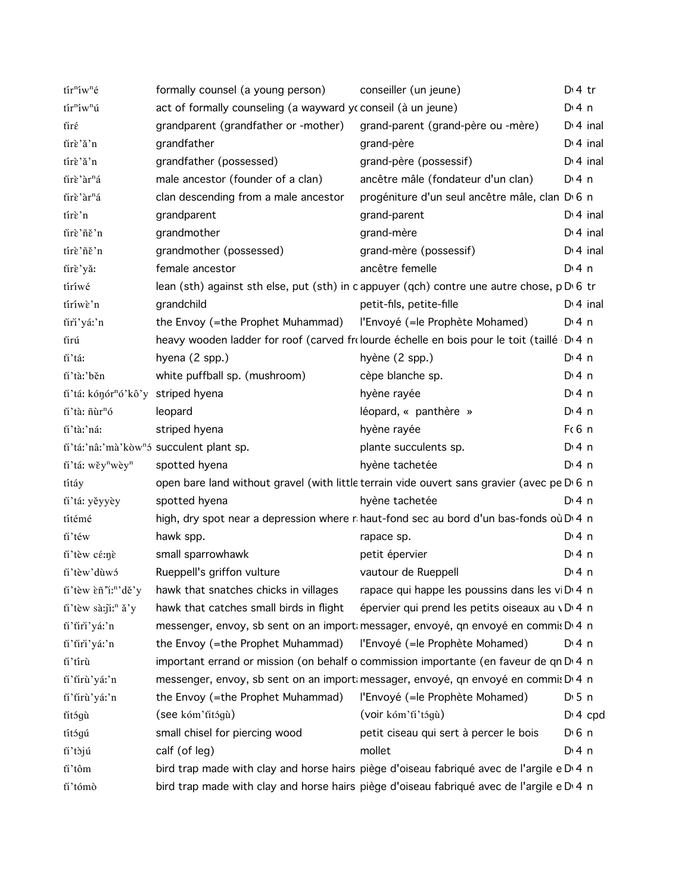| | | | |
|---|---|---|---|
| tírⁿíwⁿé | formally counsel (a young person) | conseiller (un jeune) | D 4 tr |
| tírⁿíwⁿú | act of formally counseling (a wayward yo | conseil (à un jeune) | D 4 n |
| tìré | grandparent (grandfather or -mother) | grand-parent (grand-père ou -mère) | D 4 inal |
| tìrè'ǎ'n | grandfather | grand-père | D 4 inal |
| tírè'ǎ'n | grandfather (possessed) | grand-père (possessif) | D 4 inal |
| tìrè'àrⁿá | male ancestor (founder of a clan) | ancêtre mâle (fondateur d'un clan) | D 4 n |
| tìrè'àrⁿá | clan descending from a male ancestor | progéniture d'un seul ancêtre mâle, clan | D 6 n |
| tírè'n | grandparent | grand-parent | D 4 inal |
| tìrè'ñě'n | grandmother | grand-mère | D 4 inal |
| tírè'ñě'n | grandmother (possessed) | grand-mère (possessif) | D 4 inal |
| tìrè'yǎ: | female ancestor | ancêtre femelle | D 4 n |
| tíríwé | lean (sth) against sth else, put (sth) in c | appuyer (qch) contre une autre chose, p | D 6 tr |
| tíríwè'n | grandchild | petit-fils, petite-fille | D 4 inal |
| tìrì'yá:'n | the Envoy (=the Prophet Muhammad) | l'Envoyé (=le Prophète Mohamed) | D 4 n |
| tìrú | heavy wooden ladder for roof (carved fro | lourde échelle en bois pour le toit (taillé | D 4 n |
| tì'tá: | hyena (2 spp.) | hyène (2 spp.) | D 4 n |
| tì'tà:'běn | white puffball sp. (mushroom) | cèpe blanche sp. | D 4 n |
| tì'tá: kóŋórⁿó'kô'y | striped hyena | hyène rayée | D 4 n |
| tì'tà: ñùrⁿó | leopard | léopard, « panthère » | D 4 n |
| tì'tà:'ná: | striped hyena | hyène rayée | F 6 n |
| tì'tá:'nâ:'mà'kòwⁿó | succulent plant sp. | plante succulents sp. | D 4 n |
| tì'tá: wěyⁿwèyⁿ | spotted hyena | hyène tachetée | D 4 n |
| títáy | open bare land without gravel (with little | terrain vide ouvert sans gravier (avec pe | D 6 n |
| tì'tá: yěyyèy | spotted hyena | hyène tachetée | D 4 n |
| títémé | high, dry spot near a depression where r | haut-fond sec au bord d'un bas-fonds où | D 4 n |
| tì'téw | hawk spp. | rapace sp. | D 4 n |
| tì'tèw cé:ŋè | small sparrowhawk | petit épervier | D 4 n |
| tì'tèw'dùwó | Rueppell's griffon vulture | vautour de Rueppell | D 4 n |
| tì'tèw èñ'ì:ⁿ'dě'y | hawk that snatches chicks in villages | rapace qui happe les poussins dans les vi | D 4 n |
| tì'tèw sà:jì:ⁿ ǎ'y | hawk that catches small birds in flight | épervier qui prend les petits oiseaux au v | D 4 n |
| tì'tìrì'yá:'n | messenger, envoy, sb sent on an importa | messager, envoyé, qn envoyé en commis | D 4 n |
| tì'tìrì'yá:'n | the Envoy (=the Prophet Muhammad) | l'Envoyé (=le Prophète Mohamed) | D 4 n |
| tì'tírù | important errand or mission (on behalf o | commission importante (en faveur de qn | D 4 n |
| tì'tìrù'yá:'n | messenger, envoy, sb sent on an importa | messager, envoyé, qn envoyé en commis | D 4 n |
| tì'tìrù'yá:'n | the Envoy (=the Prophet Muhammad) | l'Envoyé (=le Prophète Mohamed) | D 5 n |
| tìtógù | (see kóm'tìtógù) | (voir kóm'tì'tógù) | D 4 cpd |
| títógú | small chisel for piercing wood | petit ciseau qui sert à percer le bois | D 6 n |
| tì'tòjú | calf (of leg) | mollet | D 4 n |
| tì'tôm | bird trap made with clay and horse hairs | piège d'oiseau fabriqué avec de l'argile e | D 4 n |
| tì'tómò | bird trap made with clay and horse hairs | piège d'oiseau fabriqué avec de l'argile e | D 4 n |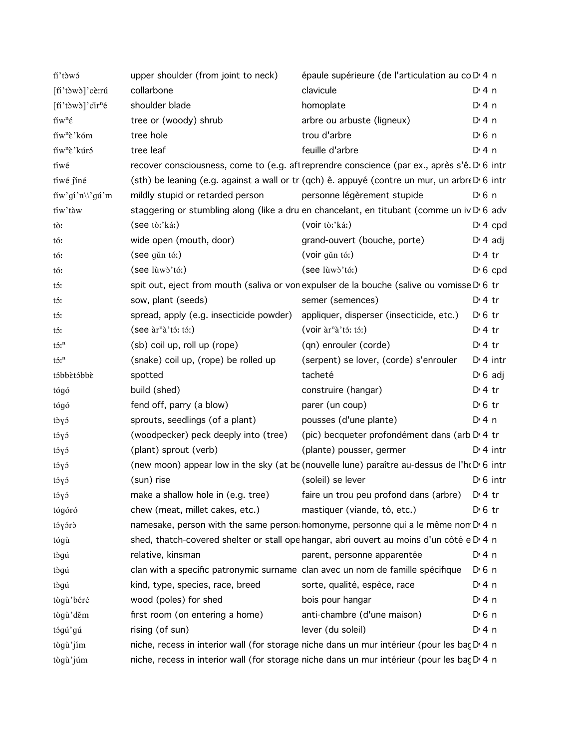| | | | | |
|---|---|---|---|---|
| tǐ'tɔ̀wɔ́ | upper shoulder (from joint to neck) | épaule supérieure (de l'articulation au co | D 4 | n |
| [tǐ'tɔ̀wɔ̀]'cɛ̀:rú | collarbone | clavicule | D 4 | n |
| [tǐ'tɔ̀wɔ̀]'cǐrⁿé | shoulder blade | homoplate | D 4 | n |
| tǐwⁿɛ́ | tree or (woody) shrub | arbre ou arbuste (ligneux) | D 4 | n |
| tǐwⁿɛ̀'kóm | tree hole | trou d'arbre | D 6 | n |
| tǐwⁿɛ̀'kúrɔ́ | tree leaf | feuille d'arbre | D 4 | n |
| tíwé | recover consciousness, come to (e.g. aft | reprendre conscience (par ex., après s'ê. | D 6 | intr |
| tíwé jǐné | (sth) be leaning (e.g. against a wall or tr | (qch) ê. appuyé (contre un mur, un arbre | D 6 | intr |
| tǐw'gí'n\\'gú'm | mildly stupid or retarded person | personne légèrement stupide | D 6 | n |
| tíw'tàw | staggering or stumbling along (like a dru | en chancelant, en titubant (comme un iv | D 6 | adv |
| tò: | (see tò:'ká:) | (voir tò:'ká:) | D 4 | cpd |
| tó: | wide open (mouth, door) | grand-ouvert (bouche, porte) | D 4 | adj |
| tó: | (see gǔn tó:) | (voir gǔn tó:) | D 4 | tr |
| tó: | (see lùwɔ̀'tó:) | (see lùwɔ̀'tó:) | D 6 | cpd |
| tɔ́: | spit out, eject from mouth (saliva or von | expulser de la bouche (salive ou vomisse | D 6 | tr |
| tɔ́: | sow, plant (seeds) | semer (semences) | D 4 | tr |
| tɔ́: | spread, apply (e.g. insecticide powder) | appliquer, disperser (insecticide, etc.) | D 6 | tr |
| tɔ́: | (see àrⁿà'tɔ́: tɔ́:) | (voir àrⁿà'tɔ́: tɔ́:) | D 4 | tr |
| tɔ́:ⁿ | (sb) coil up, roll up (rope) | (qn) enrouler (corde) | D 4 | tr |
| tɔ́:ⁿ | (snake) coil up, (rope) be rolled up | (serpent) se lover, (corde) s'enrouler | D 4 | intr |
| tɔ́bbɛ̀tɔ́bbɛ̀ | spotted | tacheté | D 6 | adj |
| tógó | build (shed) | construire (hangar) | D 4 | tr |
| tógó | fend off, parry (a blow) | parer (un coup) | D 6 | tr |
| tɔ̀ɣɔ́ | sprouts, seedlings (of a plant) | pousses (d'une plante) | D 4 | n |
| tɔ́ɣɔ́ | (woodpecker) peck deeply into (tree) | (pic) becqueter profondément dans (arb | D 4 | tr |
| tɔ́ɣɔ́ | (plant) sprout (verb) | (plante) pousser, germer | D 4 | intr |
| tɔ́ɣɔ́ | (new moon) appear low in the sky (at be | (nouvelle lune) paraître au-dessus de l'ho | D 6 | intr |
| tɔ́ɣɔ́ | (sun) rise | (soleil) se lever | D 6 | intr |
| tɔ́ɣɔ́ | make a shallow hole in (e.g. tree) | faire un trou peu profond dans (arbre) | D 4 | tr |
| tógóró | chew (meat, millet cakes, etc.) | mastiquer (viande, tô, etc.) | D 6 | tr |
| tɔ́ɣɔ́rɔ̀ | namesake, person with the same person: | homonyme, personne qui a le même nom | D 4 | n |
| tógù | shed, thatch-covered shelter or stall ope | hangar, abri ouvert au moins d'un côté e | D 4 | n |
| tɔ̀gú | relative, kinsman | parent, personne apparentée | D 4 | n |
| tɔ̀gú | clan with a specific patronymic surname | clan avec un nom de famille spécifique | D 6 | n |
| tɔ̀gú | kind, type, species, race, breed | sorte, qualité, espèce, race | D 4 | n |
| tògù'béré | wood (poles) for shed | bois pour hangar | D 4 | n |
| tògù'dɛ̌m | first room (on entering a home) | anti-chambre (d'une maison) | D 6 | n |
| tɔ́gú'gú | rising (of sun) | lever (du soleil) | D 4 | n |
| tògù'jím | niche, recess in interior wall (for storage | niche dans un mur intérieur (pour les bag | D 4 | n |
| tògù'júm | niche, recess in interior wall (for storage | niche dans un mur intérieur (pour les bag | D 4 | n |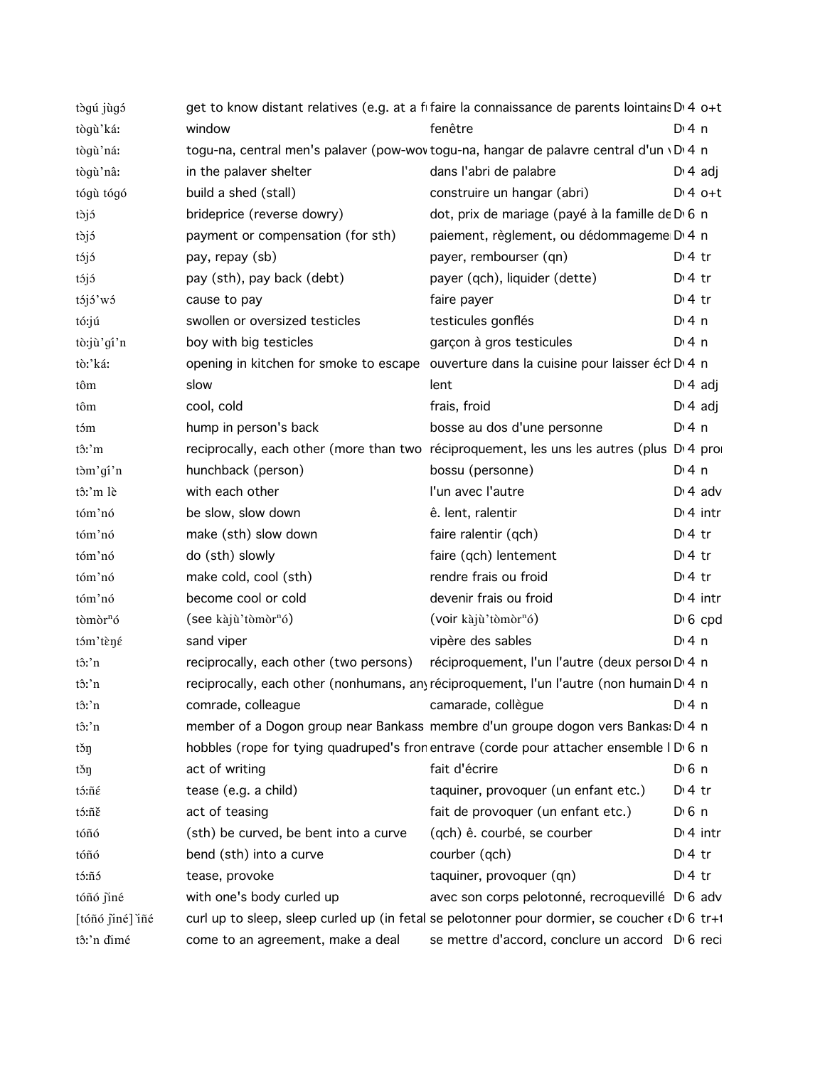| | | | | |
|---|---|---|---|---|
| tɔ̀gú jùgɔ́ | get to know distant relatives (e.g. at a f | faire la connaissance de parents lointains | D | 4 o+t |
| tɔ̀gù'ká: | window | fenêtre | D | 4 n |
| tɔ̀gù'ná: | togu-na, central men's palaver (pow-wov | togu-na, hangar de palavre central d'un v | D | 4 n |
| tɔ̀gù'nâ: | in the palaver shelter | dans l'abri de palabre | D | 4 adj |
| tógù tógó | build a shed (stall) | construire un hangar (abri) | D | 4 o+t |
| tɔ̀jɔ́ | brideprice (reverse dowry) | dot, prix de mariage (payé à la famille de | D | 6 n |
| tɔ̀jɔ́ | payment or compensation (for sth) | paiement, règlement, ou dédommageme | D | 4 n |
| tɔ́jɔ́ | pay, repay (sb) | payer, rembourser (qn) | D | 4 tr |
| tɔ́jɔ́ | pay (sth), pay back (debt) | payer (qch), liquider (dette) | D | 4 tr |
| tɔ́jɔ́'wɔ́ | cause to pay | faire payer | D | 4 tr |
| tó:jú | swollen or oversized testicles | testicules gonflés | D | 4 n |
| tò:jù'gí'n | boy with big testicles | garçon à gros testicules | D | 4 n |
| tɔ̀:'ká: | opening in kitchen for smoke to escape | ouverture dans la cuisine pour laisser éch | D | 4 n |
| tôm | slow | lent | D | 4 adj |
| tôm | cool, cold | frais, froid | D | 4 adj |
| tɔ́m | hump in person's back | bosse au dos d'une personne | D | 4 n |
| tɔ̂:'m | reciprocally, each other (more than two | réciproquement, les uns les autres (plus | D | 4 pro |
| tɔ̀m'gí'n | hunchback (person) | bossu (personne) | D | 4 n |
| tɔ̂:'m lè | with each other | l'un avec l'autre | D | 4 adv |
| tóm'nó | be slow, slow down | ê. lent, ralentir | D | 4 intr |
| tóm'nó | make (sth) slow down | faire ralentir (qch) | D | 4 tr |
| tóm'nó | do (sth) slowly | faire (qch) lentement | D | 4 tr |
| tóm'nó | make cold, cool (sth) | rendre frais ou froid | D | 4 tr |
| tóm'nó | become cool or cold | devenir frais ou froid | D | 4 intr |
| tòmòrⁿó | (see kàjù'tòmòrⁿó) | (voir kàjù'tòmòrⁿó) | D | 6 cpd |
| tɔ́m'tɛ̀ŋɛ́ | sand viper | vipère des sables | D | 4 n |
| tɔ̂:'n | reciprocally, each other (two persons) | réciproquement, l'un l'autre (deux perso | D | 4 n |
| tɔ̂:'n | reciprocally, each other (nonhumans, any | réciproquement, l'un l'autre (non humain | D | 4 n |
| tɔ̂:'n | comrade, colleague | camarade, collègue | D | 4 n |
| tɔ̂:'n | member of a Dogon group near Bankass | membre d'un groupe dogon vers Bankas | D | 4 n |
| tɔ̌ŋ | hobbles (rope for tying quadruped's fron | entrave (corde pour attacher ensemble l | D | 6 n |
| tɔ̌ŋ | act of writing | fait d'écrire | D | 6 n |
| tɔ́:ñɛ́ | tease (e.g. a child) | taquiner, provoquer (un enfant etc.) | D | 4 tr |
| tɔ́:ñɛ̌ | act of teasing | fait de provoquer (un enfant etc.) | D | 6 n |
| tóñó | (sth) be curved, be bent into a curve | (qch) ê. courbé, se courber | D | 4 intr |
| tóñó | bend (sth) into a curve | courber (qch) | D | 4 tr |
| tɔ́:ñɔ́ | tease, provoke | taquiner, provoquer (qn) | D | 4 tr |
| tóñó ǰìné | with one's body curled up | avec son corps pelotonné, recroquevillé | D | 6 adv |
| [tóñó ǰìné] ìñé | curl up to sleep, sleep curled up (in fetal | se pelotonner pour dormier, se coucher e | D | 6 tr+t |
| tɔ̂:'n đìmé | come to an agreement, make a deal | se mettre d'accord, conclure un accord | D | 6 reci |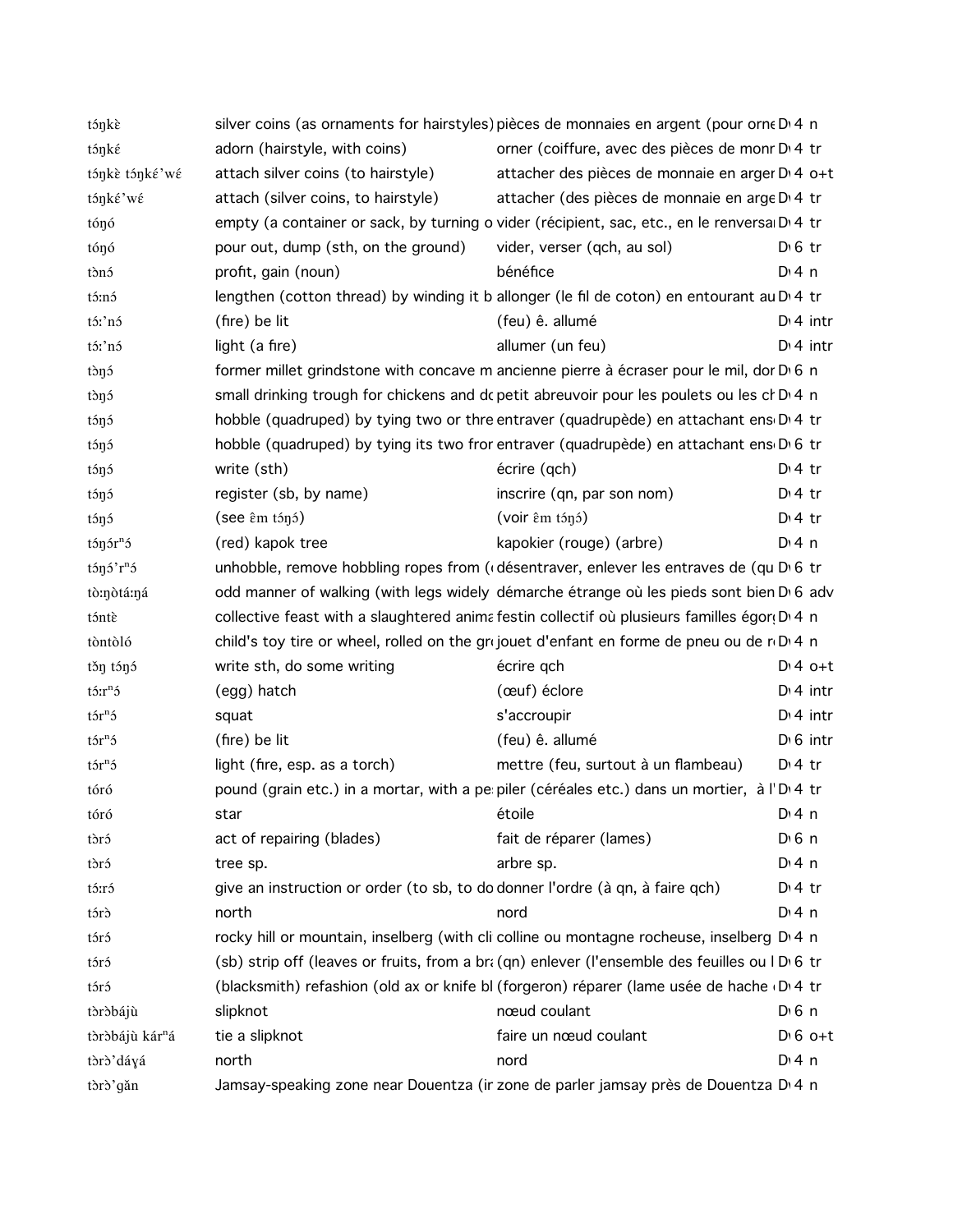| | | | | |
|---|---|---|---|---|
| tɔ́ŋkɛ̀ | silver coins (as ornaments for hairstyles) | pièces de monnaies en argent (pour orne | D 4 | n |
| tɔ́ŋkɛ́ | adorn (hairstyle, with coins) | orner (coiffure, avec des pièces de monr | D 4 | tr |
| tɔ́ŋkɛ̀ tɔ́ŋkɛ́'wɛ́ | attach silver coins (to hairstyle) | attacher des pièces de monnaie en arger | D 4 | o+t |
| tɔ́ŋkɛ́'wɛ́ | attach (silver coins, to hairstyle) | attacher (des pièces de monnaie en arge | D 4 | tr |
| tóŋó | empty (a container or sack, by turning o | vider (récipient, sac, etc., en le renversa | D 4 | tr |
| tóŋó | pour out, dump (sth, on the ground) | vider, verser (qch, au sol) | D 6 | tr |
| tɔ̀nɔ́ | profit, gain (noun) | bénéfice | D 4 | n |
| tɔ́ːnɔ́ | lengthen (cotton thread) by winding it b | allonger (le fil de coton) en entourant au | D 4 | tr |
| tɔ́ː'nɔ́ | (fire) be lit | (feu) ê. allumé | D 4 | intr |
| tɔ́ː'nɔ́ | light (a fire) | allumer (un feu) | D 4 | intr |
| tɔ̀ŋɔ́ | former millet grindstone with concave m | ancienne pierre à écraser pour le mil, dor | D 6 | n |
| tɔ̀ŋɔ́ | small drinking trough for chickens and dc | petit abreuvoir pour les poulets ou les ch | D 4 | n |
| tɔ́ŋɔ́ | hobble (quadruped) by tying two or thre | entraver (quadrupède) en attachant ens | D 4 | tr |
| tɔ́ŋɔ́ | hobble (quadruped) by tying its two fror | entraver (quadrupède) en attachant ens | D 6 | tr |
| tɔ́ŋɔ́ | write (sth) | écrire (qch) | D 4 | tr |
| tɔ́ŋɔ́ | register (sb, by name) | inscrire (qn, par son nom) | D 4 | tr |
| tɔ́ŋɔ́ | (see ɛ̂m tɔ́ŋɔ́) | (voir ɛ̂m tɔ́ŋɔ́) | D 4 | tr |
| tɔ́ŋɔ́rⁿɔ́ | (red) kapok tree | kapokier (rouge) (arbre) | D 4 | n |
| tɔ́ŋɔ́'rⁿɔ́ | unhobble, remove hobbling ropes from ( | désentraver, enlever les entraves de (qu | D 6 | tr |
| tɔ̀ːŋɔ̀tɑ́ːŋá | odd manner of walking (with legs widely | démarche étrange où les pieds sont bien | D 6 | adv |
| tɔ́ntɛ̀ | collective feast with a slaughtered anima | festin collectif où plusieurs familles égor | D 4 | n |
| tɔ̀ntɔ̀ló | child's toy tire or wheel, rolled on the grc | jouet d'enfant en forme de pneu ou de r | D 4 | n |
| tɔ̌ŋ tɔ́ŋɔ́ | write sth, do some writing | écrire qch | D 4 | o+t |
| tɔ́ːrⁿɔ́ | (egg) hatch | (œuf) éclore | D 4 | intr |
| tɔ́rⁿɔ́ | squat | s'accroupir | D 4 | intr |
| tɔ́rⁿɔ́ | (fire) be lit | (feu) ê. allumé | D 6 | intr |
| tɔ́rⁿɔ́ | light (fire, esp. as a torch) | mettre (feu, surtout à un flambeau) | D 4 | tr |
| tóró | pound (grain etc.) in a mortar, with a pe | piler (céréales etc.) dans un mortier, à l' | D 4 | tr |
| tóró | star | étoile | D 4 | n |
| tɔ̀rɔ́ | act of repairing (blades) | fait de réparer (lames) | D 6 | n |
| tɔ̀rɔ́ | tree sp. | arbre sp. | D 4 | n |
| tɔ́ːrɔ́ | give an instruction or order (to sb, to do | donner l'ordre (à qn, à faire qch) | D 4 | tr |
| tɔ́rɔ̀ | north | nord | D 4 | n |
| tɔ́rɔ́ | rocky hill or mountain, inselberg (with cli | colline ou montagne rocheuse, inselberg | D 4 | n |
| tɔ́rɔ́ | (sb) strip off (leaves or fruits, from a bra | (qn) enlever (l'ensemble des feuilles ou l | D 6 | tr |
| tɔ́rɔ́ | (blacksmith) refashion (old ax or knife bl | (forgeron) réparer (lame usée de hache | D 4 | tr |
| tɔ̀rɔ̀bájù | slipknot | nœud coulant | D 6 | n |
| tɔ̀rɔ̀bájù kárⁿá | tie a slipknot | faire un nœud coulant | D 6 | o+t |
| tɔ̀rɔ̀'dáɣá | north | nord | D 4 | n |
| tɔ̀rɔ̀'gǎn | Jamsay-speaking zone near Douentza (ir | zone de parler jamsay près de Douentza | D 4 | n |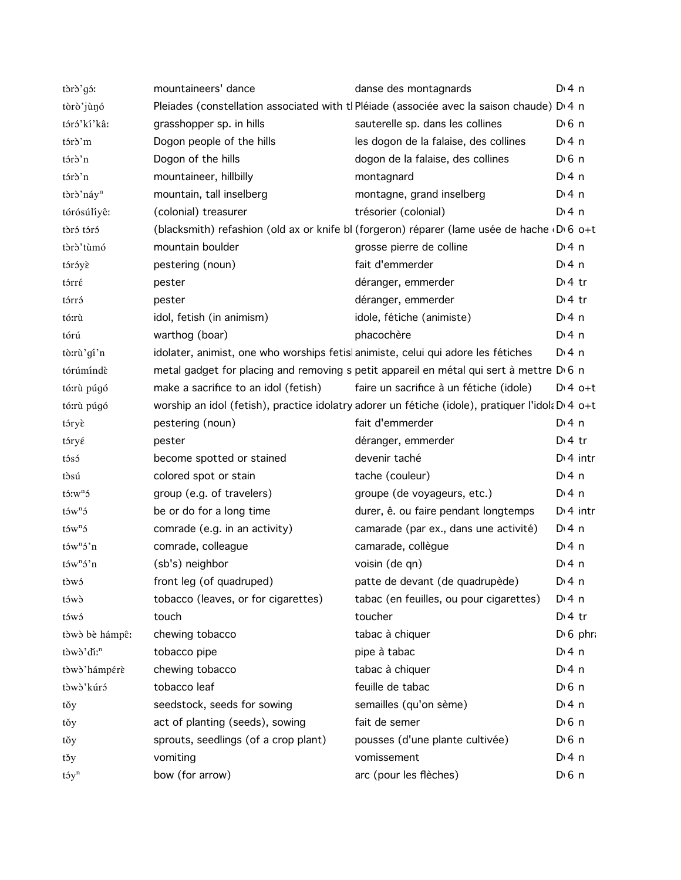| | | | |
|---|---|---|---|
| tɔ̀rɔ̀'gɔ́ː | mountaineers' dance | danse des montagnards | D 4 n |
| tɔ̀rɔ̀'jùŋó | Pleiades (constellation associated with tl | Pléiade (associée avec la saison chaude) | D 4 n |
| tɔ́rɔ́'kí'kâː | grasshopper sp. in hills | sauterelle sp. dans les collines | D 6 n |
| tɔ́rɔ̀'m | Dogon people of the hills | les dogon de la falaise, des collines | D 4 n |
| tɔ́rɔ̀'n | Dogon of the hills | dogon de la falaise, des collines | D 6 n |
| tɔ́rɔ̀'n | mountaineer, hillbilly | montagnard | D 4 n |
| tɔ̀rɔ̀'náyⁿ | mountain, tall inselberg | montagne, grand inselberg | D 4 n |
| tórósúlíyêː | (colonial) treasurer | trésorier (colonial) | D 4 n |
| tɔ̀rɔ́ tɔ́rɔ́ | (blacksmith) refashion (old ax or knife bl | (forgeron) réparer (lame usée de hache | D 6 o+t |
| tɔ̀rɔ̀'tùmó | mountain boulder | grosse pierre de colline | D 4 n |
| tɔ́rɔ́yɛ̀ | pestering (noun) | fait d'emmerder | D 4 n |
| tɔ́rrɛ́ | pester | déranger, emmerder | D 4 tr |
| tɔ́rrɔ́ | pester | déranger, emmerder | D 4 tr |
| tóːrù | idol, fetish (in animism) | idole, fétiche (animiste) | D 4 n |
| tórú | warthog (boar) | phacochère | D 4 n |
| tòːrù'gí'n | idolater, animist, one who worships fetisl | animiste, celui qui adore les fétiches | D 4 n |
| tórúmíndɛ̀ | metal gadget for placing and removing s | petit appareil en métal qui sert à mettre | D 6 n |
| tóːrù púgó | make a sacrifice to an idol (fetish) | faire un sacrifice à un fétiche (idole) | D 4 o+t |
| tóːrù púgó | worship an idol (fetish), practice idolatry | adorer un fétiche (idole), pratiquer l'idola | D 4 o+t |
| tɔ́ryɛ̀ | pestering (noun) | fait d'emmerder | D 4 n |
| tɔ́ryɛ́ | pester | déranger, emmerder | D 4 tr |
| tɔ́sɔ́ | become spotted or stained | devenir taché | D 4 intr |
| tɔ̀sú | colored spot or stain | tache (couleur) | D 4 n |
| tɔ́ːwⁿɔ́ | group (e.g. of travelers) | groupe (de voyageurs, etc.) | D 4 n |
| tɔ́wⁿɔ́ | be or do for a long time | durer, ê. ou faire pendant longtemps | D 4 intr |
| tɔ́wⁿɔ́ | comrade (e.g. in an activity) | camarade (par ex., dans une activité) | D 4 n |
| tɔ́wⁿɔ́'n | comrade, colleague | camarade, collègue | D 4 n |
| tɔ́wⁿɔ́'n | (sb's) neighbor | voisin (de qn) | D 4 n |
| tɔ̀wɔ́ | front leg (of quadruped) | patte de devant (de quadrupède) | D 4 n |
| tɔ́wɔ̀ | tobacco (leaves, or for cigarettes) | tabac (en feuilles, ou pour cigarettes) | D 4 n |
| tɔ́wɔ́ | touch | toucher | D 4 tr |
| tɔ̀wɔ̀ bè hámpêː | chewing tobacco | tabac à chiquer | D 6 phra |
| tɔ̀wɔ̀'díːⁿ | tobacco pipe | pipe à tabac | D 4 n |
| tɔ̀wɔ̀'hámpérɛ̀ | chewing tobacco | tabac à chiquer | D 4 n |
| tɔ̀wɔ̀'kúrɔ́ | tobacco leaf | feuille de tabac | D 6 n |
| tǒy | seedstock, seeds for sowing | semailles (qu'on sème) | D 4 n |
| tǒy | act of planting (seeds), sowing | fait de semer | D 6 n |
| tǒy | sprouts, seedlings (of a crop plant) | pousses (d'une plante cultivée) | D 6 n |
| tɔ̌y | vomiting | vomissement | D 4 n |
| tɔ́yⁿ | bow (for arrow) | arc (pour les flèches) | D 6 n |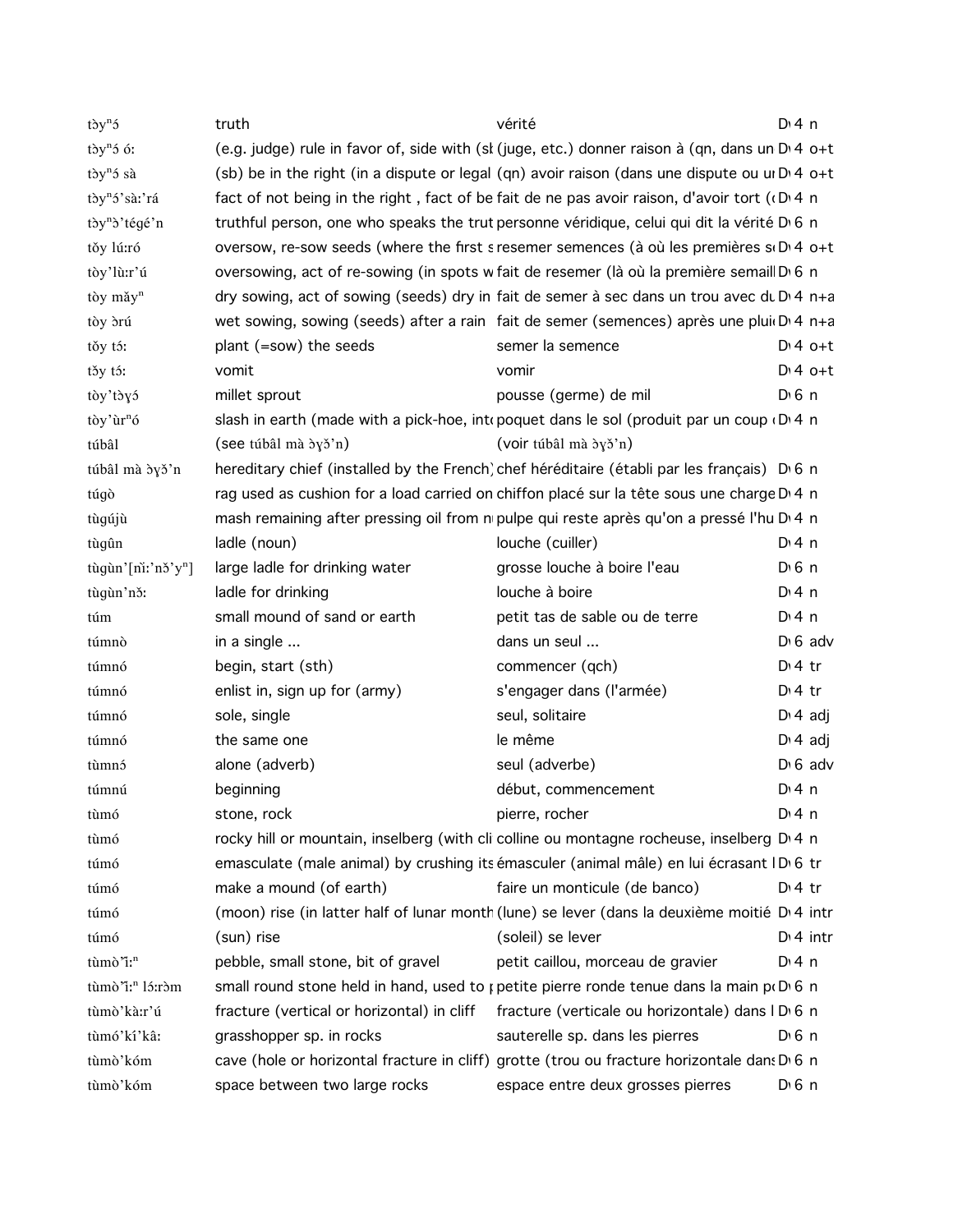| | | | | |
|---|---|---|---|---|
| tɔ̀yⁿɔ́ | truth | vérité | D 4 | n |
| tɔ̀yⁿɔ́ ó: | (e.g. judge) rule in favor of, side with (sb | (juge, etc.) donner raison à (qn, dans un | D 4 | o+t |
| tɔ̀yⁿɔ́ sà | (sb) be in the right (in a dispute or legal | (qn) avoir raison (dans une dispute ou un | D 4 | o+t |
| tɔ̀yⁿɔ́'sà:'rá | fact of not being in the right , fact of be | fait de ne pas avoir raison, d'avoir tort ( | D 4 | n |
| tɔ̀yⁿɔ̀'tégé'n | truthful person, one who speaks the trut | personne véridique, celui qui dit la vérité | D 6 | n |
| tǒy lú:ró | oversow, re-sow seeds (where the first s | resemer semences (à où les premières se | D 4 | o+t |
| tòy'lù:r'ú | oversowing, act of re-sowing (in spots w | fait de resemer (là où la première semaill | D 6 | n |
| tòy mǎyⁿ | dry sowing, act of sowing (seeds) dry in | fait de semer à sec dans un trou avec du | D 4 | n+a |
| tòy ɔ̀rú | wet sowing, sowing (seeds) after a rain | fait de semer (semences) après une pluie | D 4 | n+a |
| tǒy tɔ́: | plant (=sow) the seeds | semer la semence | D 4 | o+t |
| tǒy tɔ́: | vomit | vomir | D 4 | o+t |
| tòy'tɔ̀ɣɔ́ | millet sprout | pousse (germe) de mil | D 6 | n |
| tòy'ùrⁿó | slash in earth (made with a pick-hoe, int | poquet dans le sol (produit par un coup | D 4 | n |
| túbâl | (see túbâl mà ɔ̀ɣɔ̌'n) | (voir túbâl mà ɔ̀ɣɔ̌'n) | | |
| túbâl mà ɔ̀ɣɔ̌'n | hereditary chief (installed by the French) | chef héréditaire (établi par les français) | D 6 | n |
| túgò | rag used as cushion for a load carried on | chiffon placé sur la tête sous une charge | D 4 | n |
| tùgújù | mash remaining after pressing oil from n | pulpe qui reste après qu'on a pressé l'hu | D 4 | n |
| tùgûn | ladle (noun) | louche (cuiller) | D 4 | n |
| tùgùn'[nǐ:'nɔ̌'yⁿ] | large ladle for drinking water | grosse louche à boire l'eau | D 6 | n |
| tùgùn'nɔ̌: | ladle for drinking | louche à boire | D 4 | n |
| túm | small mound of sand or earth | petit tas de sable ou de terre | D 4 | n |
| túmnò | in a single ... | dans un seul ... | D 6 | adv |
| túmnó | begin, start (sth) | commencer (qch) | D 4 | tr |
| túmnó | enlist in, sign up for (army) | s'engager dans (l'armée) | D 4 | tr |
| túmnó | sole, single | seul, solitaire | D 4 | adj |
| túmnó | the same one | le même | D 4 | adj |
| tùmnɔ́ | alone (adverb) | seul (adverbe) | D 6 | adv |
| túmnú | beginning | début, commencement | D 4 | n |
| tùmó | stone, rock | pierre, rocher | D 4 | n |
| tùmó | rocky hill or mountain, inselberg (with cli | colline ou montagne rocheuse, inselberg | D 4 | n |
| túmó | emasculate (male animal) by crushing its | émasculer (animal mâle) en lui écrasant l | D 6 | tr |
| túmó | make a mound (of earth) | faire un monticule (de banco) | D 4 | tr |
| túmó | (moon) rise (in latter half of lunar month | (lune) se lever (dans la deuxième moitié | D 4 | intr |
| túmó | (sun) rise | (soleil) se lever | D 4 | intr |
| tùmò'ǐ:ⁿ | pebble, small stone, bit of gravel | petit caillou, morceau de gravier | D 4 | n |
| tùmò'ǐ:ⁿ lɔ́:rɔ̀m | small round stone held in hand, used to p | petite pierre ronde tenue dans la main po | D 6 | n |
| tùmò'kà:r'ú | fracture (vertical or horizontal) in cliff | fracture (verticale ou horizontale) dans l | D 6 | n |
| tùmó'kí'kâ: | grasshopper sp. in rocks | sauterelle sp. dans les pierres | D 6 | n |
| tùmò'kóm | cave (hole or horizontal fracture in cliff) | grotte (trou ou fracture horizontale dans | D 6 | n |
| tùmò'kóm | space between two large rocks | espace entre deux grosses pierres | D 6 | n |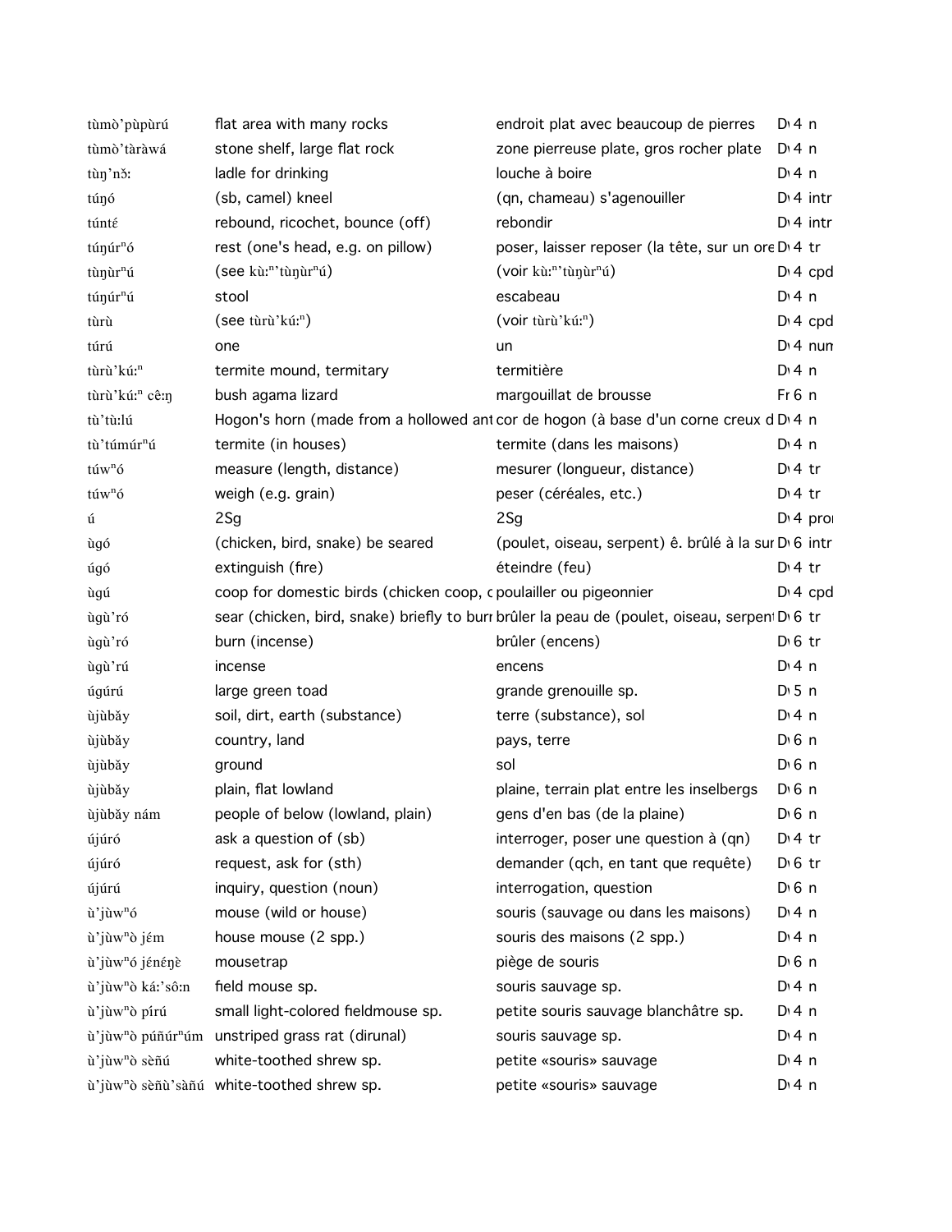| | | | |
|---|---|---|---|
| tùmò'pùpùrú | flat area with many rocks | endroit plat avec beaucoup de pierres | D 4 n |
| tùmò'tàràwá | stone shelf, large flat rock | zone pierreuse plate, gros rocher plate | D 4 n |
| tùŋ'nɔ̌: | ladle for drinking | louche à boire | D 4 n |
| túŋó | (sb, camel) kneel | (qn, chameau) s'agenouiller | D 4 intr |
| túntɛ́ | rebound, ricochet, bounce (off) | rebondir | D 4 intr |
| túŋúrⁿó | rest (one's head, e.g. on pillow) | poser, laisser reposer (la tête, sur un ore | D 4 tr |
| tùŋùrⁿú | (see kù:ⁿ'tùŋùrⁿú) | (voir kù:ⁿ'tùŋùrⁿú) | D 4 cpd |
| túŋúrⁿú | stool | escabeau | D 4 n |
| tùrù | (see tùrù'kú:ⁿ) | (voir tùrù'kú:ⁿ) | D 4 cpd |
| túrú | one | un | D 4 num |
| tùrù'kú:ⁿ | termite mound, termitary | termitière | D 4 n |
| tùrù'kú:ⁿ cê:ŋ | bush agama lizard | margouillat de brousse | Fr 6 n |
| tù'tù:lú | Hogon's horn (made from a hollowed ant | cor de hogon (à base d'un corne creux d | D 4 n |
| tù'túmúrⁿú | termite (in houses) | termite (dans les maisons) | D 4 n |
| túwⁿó | measure (length, distance) | mesurer (longueur, distance) | D 4 tr |
| túwⁿó | weigh (e.g. grain) | peser (céréales, etc.) | D 4 tr |
| ú | 2Sg | 2Sg | D 4 pro |
| ùgó | (chicken, bird, snake) be seared | (poulet, oiseau, serpent) ê. brûlé à la sur | D 6 intr |
| úgó | extinguish (fire) | éteindre (feu) | D 4 tr |
| ùgú | coop for domestic birds (chicken coop, c | poulailler ou pigeonnier | D 4 cpd |
| ùgù'ró | sear (chicken, bird, snake) briefly to burn | brûler la peau de (poulet, oiseau, serpent | D 6 tr |
| ùgù'ró | burn (incense) | brûler (encens) | D 6 tr |
| ùgù'rú | incense | encens | D 4 n |
| úgúrú | large green toad | grande grenouille sp. | D 5 n |
| ùjùbǎy | soil, dirt, earth (substance) | terre (substance), sol | D 4 n |
| ùjùbǎy | country, land | pays, terre | D 6 n |
| ùjùbǎy | ground | sol | D 6 n |
| ùjùbǎy | plain, flat lowland | plaine, terrain plat entre les inselbergs | D 6 n |
| ùjùbǎy nám | people of below (lowland, plain) | gens d'en bas (de la plaine) | D 6 n |
| újúró | ask a question of (sb) | interroger, poser une question à (qn) | D 4 tr |
| újúró | request, ask for (sth) | demander (qch, en tant que requête) | D 6 tr |
| újúrú | inquiry, question (noun) | interrogation, question | D 6 n |
| ù'jùwⁿó | mouse (wild or house) | souris (sauvage ou dans les maisons) | D 4 n |
| ù'jùwⁿò jɛ́m | house mouse (2 spp.) | souris des maisons (2 spp.) | D 4 n |
| ù'jùwⁿó jɛ́nɛ́ŋɛ̀ | mousetrap | piège de souris | D 6 n |
| ù'jùwⁿò ká:'sô:n | field mouse sp. | souris sauvage sp. | D 4 n |
| ù'jùwⁿò pírú | small light-colored fieldmouse sp. | petite souris sauvage blanchâtre sp. | D 4 n |
| ù'jùwⁿò púñúrⁿúm | unstriped grass rat (dirunal) | souris sauvage sp. | D 4 n |
| ù'jùwⁿò sèñú | white-toothed shrew sp. | petite «souris» sauvage | D 4 n |
| ù'jùwⁿò sèñù'sàñú | white-toothed shrew sp. | petite «souris» sauvage | D 4 n |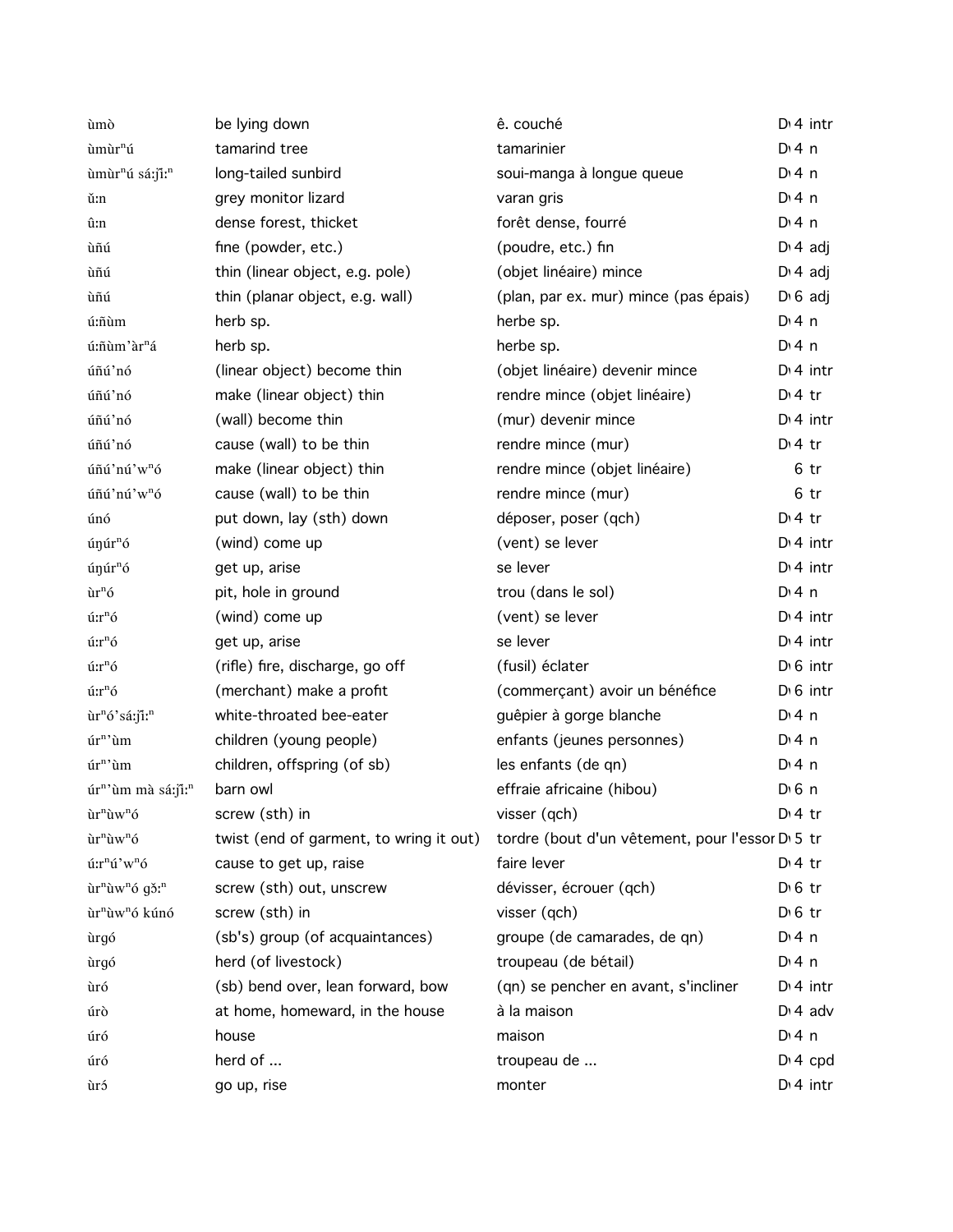| | | | |
|---|---|---|---|
| ùmò | be lying down | ê. couché | D 4 intr |
| ùmùr$^n$ú | tamarind tree | tamarinier | D 4 n |
| ùmùr$^n$ú sá:jĩ:$^n$ | long-tailed sunbird | soui-manga à longue queue | D 4 n |
| ǔ:n | grey monitor lizard | varan gris | D 4 n |
| û:n | dense forest, thicket | forêt dense, fourré | D 4 n |
| ùñú | fine (powder, etc.) | (poudre, etc.) fin | D 4 adj |
| ùñú | thin (linear object, e.g. pole) | (objet linéaire) mince | D 4 adj |
| ùñú | thin (planar object, e.g. wall) | (plan, par ex. mur) mince (pas épais) | D 6 adj |
| ú:ñùm | herb sp. | herbe sp. | D 4 n |
| ú:ñùm'àr$^n$á | herb sp. | herbe sp. | D 4 n |
| úñú'nó | (linear object) become thin | (objet linéaire) devenir mince | D 4 intr |
| úñú'nó | make (linear object) thin | rendre mince (objet linéaire) | D 4 tr |
| úñú'nó | (wall) become thin | (mur) devenir mince | D 4 intr |
| úñú'nó | cause (wall) to be thin | rendre mince (mur) | D 4 tr |
| úñú'nú'w$^n$ó | make (linear object) thin | rendre mince (objet linéaire) | 6 tr |
| úñú'nú'w$^n$ó | cause (wall) to be thin | rendre mince (mur) | 6 tr |
| únó | put down, lay (sth) down | déposer, poser (qch) | D 4 tr |
| úŋúr$^n$ó | (wind) come up | (vent) se lever | D 4 intr |
| úŋúr$^n$ó | get up, arise | se lever | D 4 intr |
| ùr$^n$ó | pit, hole in ground | trou (dans le sol) | D 4 n |
| ú:r$^n$ó | (wind) come up | (vent) se lever | D 4 intr |
| ú:r$^n$ó | get up, arise | se lever | D 4 intr |
| ú:r$^n$ó | (rifle) fire, discharge, go off | (fusil) éclater | D 6 intr |
| ú:r$^n$ó | (merchant) make a profit | (commerçant) avoir un bénéfice | D 6 intr |
| ùr$^n$ó'sá:jĩ:$^n$ | white-throated bee-eater | guêpier à gorge blanche | D 4 n |
| úr$^n$'ùm | children (young people) | enfants (jeunes personnes) | D 4 n |
| úr$^n$'ùm | children, offspring (of sb) | les enfants (de qn) | D 4 n |
| úr$^n$'ùm mà sá:jĩ:$^n$ | barn owl | effraie africaine (hibou) | D 6 n |
| ùr$^n$ùw$^n$ó | screw (sth) in | visser (qch) | D 4 tr |
| ùr$^n$ùw$^n$ó | twist (end of garment, to wring it out) | tordre (bout d'un vêtement, pour l'essor | D 5 tr |
| ú:r$^n$ú'w$^n$ó | cause to get up, raise | faire lever | D 4 tr |
| ùr$^n$ùw$^n$ó gɔ̌:$^n$ | screw (sth) out, unscrew | dévisser, écrouer (qch) | D 6 tr |
| ùr$^n$ùw$^n$ó kúnó | screw (sth) in | visser (qch) | D 6 tr |
| ùrgó | (sb's) group (of acquaintances) | groupe (de camarades, de qn) | D 4 n |
| ùrgó | herd (of livestock) | troupeau (de bétail) | D 4 n |
| ùró | (sb) bend over, lean forward, bow | (qn) se pencher en avant, s'incliner | D 4 intr |
| úrò | at home, homeward, in the house | à la maison | D 4 adv |
| úró | house | maison | D 4 n |
| úró | herd of ... | troupeau de ... | D 4 cpd |
| ùrɔ́ | go up, rise | monter | D 4 intr |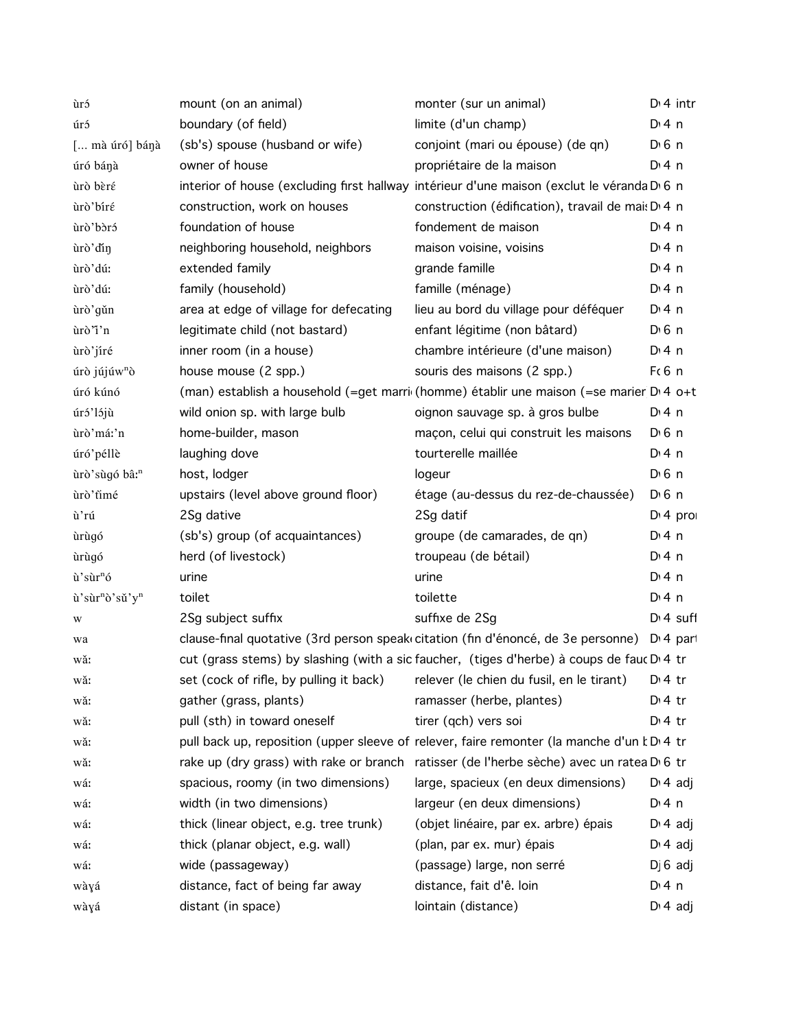| | | | |
|---|---|---|---|
| ùrɔ́ | mount (on an animal) | monter (sur un animal) | D‹4 intr |
| úrɔ́ | boundary (of field) | limite (d'un champ) | D‹4 n |
| [... mà úró] báŋà | (sb's) spouse (husband or wife) | conjoint (mari ou épouse) (de qn) | D‹6 n |
| úró báŋà | owner of house | propriétaire de la maison | D‹4 n |
| ùrò bɛ̀ré | interior of house (excluding first hallway | intérieur d'une maison (exclut le véranda | D‹6 n |
| ùrò'bíré | construction, work on houses | construction (édification), travail de mais | D‹4 n |
| ùrò'bɔ̀rɔ́ | foundation of house | fondement de maison | D‹4 n |
| ùrò'ɗíŋ | neighboring household, neighbors | maison voisine, voisins | D‹4 n |
| ùrò'dúː | extended family | grande famille | D‹4 n |
| ùrò'dúː | family (household) | famille (ménage) | D‹4 n |
| ùrò'gǔn | area at edge of village for defecating | lieu au bord du village pour déféquer | D‹4 n |
| ùrò'ǐ'n | legitimate child (not bastard) | enfant légitime (non bâtard) | D‹6 n |
| ùrò'jíré | inner room (in a house) | chambre intérieure (d'une maison) | D‹4 n |
| úrò jújúwⁿò | house mouse (2 spp.) | souris des maisons (2 spp.) | F‹6 n |
| úró kúnó | (man) establish a household (=get marri | (homme) établir une maison (=se marier | D‹4 o+t |
| úrɔ́'lɔ́jù | wild onion sp. with large bulb | oignon sauvage sp. à gros bulbe | D‹4 n |
| ùrò'máː'n | home-builder, mason | maçon, celui qui construit les maisons | D‹6 n |
| úró'péllè | laughing dove | tourterelle maillée | D‹4 n |
| ùrò'sùgó bâːⁿ | host, lodger | logeur | D‹6 n |
| ùrò'tǐmé | upstairs (level above ground floor) | étage (au-dessus du rez-de-chaussée) | D‹6 n |
| ù'rú | 2Sg dative | 2Sg datif | D‹4 pro |
| ùrùgó | (sb's) group (of acquaintances) | groupe (de camarades, de qn) | D‹4 n |
| ùrùgó | herd (of livestock) | troupeau (de bétail) | D‹4 n |
| ù'sùrⁿó | urine | urine | D‹4 n |
| ù'sùrⁿò'sǔ'yⁿ | toilet | toilette | D‹4 n |
| w | 2Sg subject suffix | suffixe de 2Sg | D‹4 suff |
| wa | clause-final quotative (3rd person speak | citation (fin d'énoncé, de 3e personne) | D‹4 part |
| wǎː | cut (grass stems) by slashing (with a sic | faucher, (tiges d'herbe) à coups de fauc | D‹4 tr |
| wǎː | set (cock of rifle, by pulling it back) | relever (le chien du fusil, en le tirant) | D‹4 tr |
| wǎː | gather (grass, plants) | ramasser (herbe, plantes) | D‹4 tr |
| wǎː | pull (sth) in toward oneself | tirer (qch) vers soi | D‹4 tr |
| wǎː | pull back up, reposition (upper sleeve of | relever, faire remonter (la manche d'un | D‹4 tr |
| wǎː | rake up (dry grass) with rake or branch | ratisser (de l'herbe sèche) avec un ratea | D‹6 tr |
| wáː | spacious, roomy (in two dimensions) | large, spacieux (en deux dimensions) | D‹4 adj |
| wáː | width (in two dimensions) | largeur (en deux dimensions) | D‹4 n |
| wáː | thick (linear object, e.g. tree trunk) | (objet linéaire, par ex. arbre) épais | D‹4 adj |
| wáː | thick (planar object, e.g. wall) | (plan, par ex. mur) épais | D‹4 adj |
| wáː | wide (passageway) | (passage) large, non serré | Dj 6 adj |
| wàɣá | distance, fact of being far away | distance, fait d'ê. loin | D‹4 n |
| wàɣá | distant (in space) | lointain (distance) | D‹4 adj |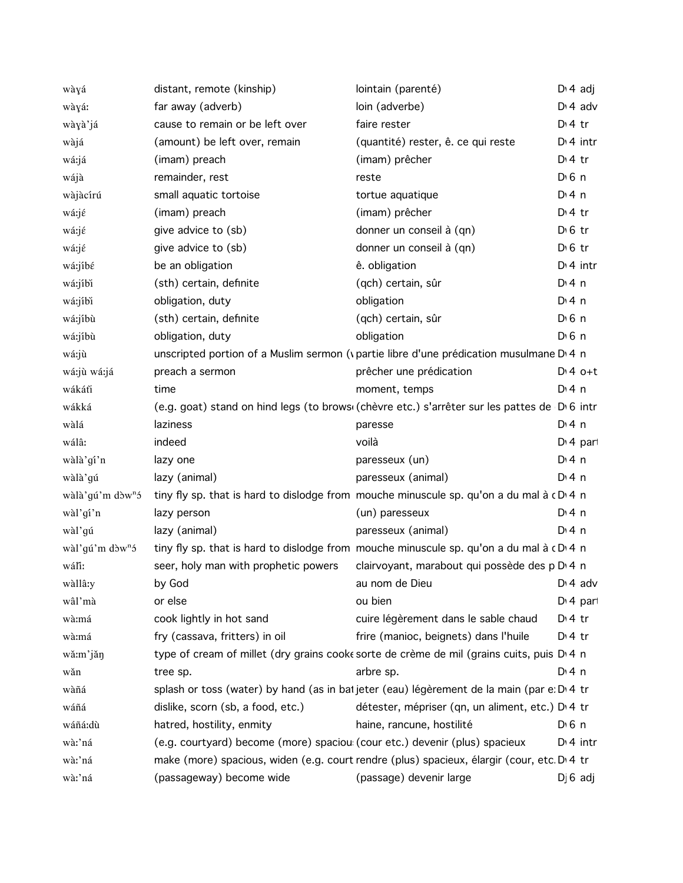| | | | |
|---|---|---|---|
| wàɣá | distant, remote (kinship) | lointain (parenté) | D 4 adj |
| wàɣá: | far away (adverb) | loin (adverbe) | D 4 adv |
| wàɣà'já | cause to remain or be left over | faire rester | D 4 tr |
| wàjá | (amount) be left over, remain | (quantité) rester, ê. ce qui reste | D 4 intr |
| wá:já | (imam) preach | (imam) prêcher | D 4 tr |
| wájà | remainder, rest | reste | D 6 n |
| wàjàcírú | small aquatic tortoise | tortue aquatique | D 4 n |
| wá:jɛ́ | (imam) preach | (imam) prêcher | D 4 tr |
| wá:jɛ́ | give advice to (sb) | donner un conseil à (qn) | D 6 tr |
| wá:jɛ́ | give advice to (sb) | donner un conseil à (qn) | D 6 tr |
| wá:jíbɛ́ | be an obligation | ê. obligation | D 4 intr |
| wá:jíbɪ̀ | (sth) certain, definite | (qch) certain, sûr | D 4 n |
| wá:jíbɪ̀ | obligation, duty | obligation | D 4 n |
| wá:jíbù | (sth) certain, definite | (qch) certain, sûr | D 6 n |
| wá:jíbù | obligation, duty | obligation | D 6 n |
| wá:jù | unscripted portion of a Muslim sermon (v | partie libre d'une prédication musulmane | D 4 n |
| wá:jù wá:já | preach a sermon | prêcher une prédication | D 4 o+t |
| wákátɪ̀ | time | moment, temps | D 4 n |
| wákká | (e.g. goat) stand on hind legs (to brows | (chèvre etc.) s'arrêter sur les pattes de | D 6 intr |
| wàlá | laziness | paresse | D 4 n |
| wálâ: | indeed | voilà | D 4 part |
| wàlà'gí'n | lazy one | paresseux (un) | D 4 n |
| wàlà'gú | lazy (animal) | paresseux (animal) | D 4 n |
| wàlà'gú'm dɔ̀wⁿɔ́ | tiny fly sp. that is hard to dislodge from | mouche minuscule sp. qu'on a du mal à c | D 4 n |
| wàl'gí'n | lazy person | (un) paresseux | D 4 n |
| wàl'gú | lazy (animal) | paresseux (animal) | D 4 n |
| wàl'gú'm dɔ̀wⁿɔ́ | tiny fly sp. that is hard to dislodge from | mouche minuscule sp. qu'on a du mal à c | D 4 n |
| wálɪ̀: | seer, holy man with prophetic powers | clairvoyant, marabout qui possède des p | D 4 n |
| wàllâ:y | by God | au nom de Dieu | D 4 adv |
| wâl'mà | or else | ou bien | D 4 part |
| wà:má | cook lightly in hot sand | cuire légèrement dans le sable chaud | D 4 tr |
| wà:má | fry (cassava, fritters) in oil | frire (manioc, beignets) dans l'huile | D 4 tr |
| wǎ:m'jǎŋ | type of cream of millet (dry grains cooke | sorte de crème de mil (grains cuits, puis | D 4 n |
| wǎn | tree sp. | arbre sp. | D 4 n |
| wàñá | splash or toss (water) by hand (as in bat | jeter (eau) légèrement de la main (par e: | D 4 tr |
| wáñá | dislike, scorn (sb, a food, etc.) | détester, mépriser (qn, un aliment, etc.) | D 4 tr |
| wáñá:dù | hatred, hostility, enmity | haine, rancune, hostilité | D 6 n |
| wà:'ná | (e.g. courtyard) become (more) spaciou: | (cour etc.) devenir (plus) spacieux | D 4 intr |
| wà:'ná | make (more) spacious, widen (e.g. court | rendre (plus) spacieux, élargir (cour, etc. | D 4 tr |
| wà:'ná | (passageway) become wide | (passage) devenir large | Dj 6 adj |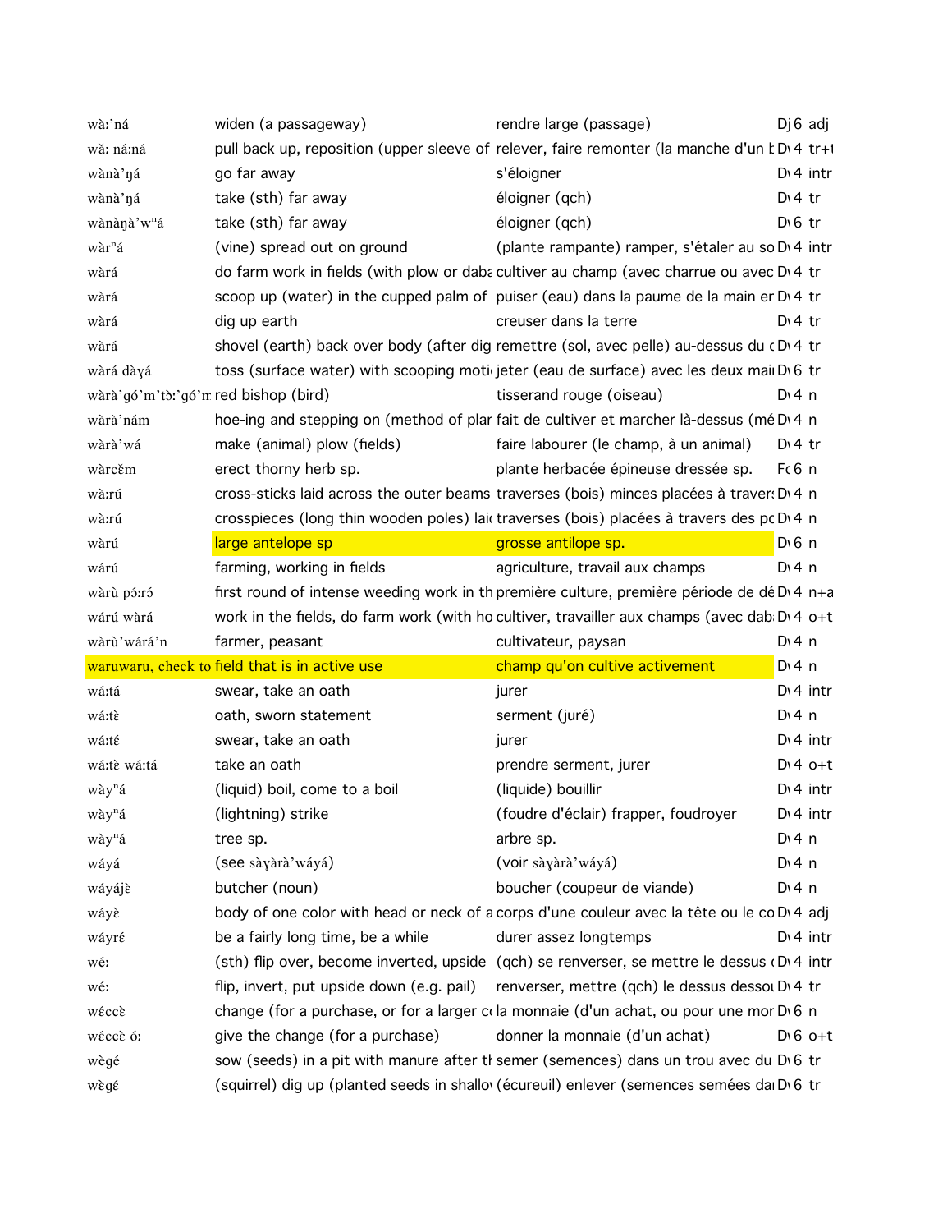| | | | | |
|---|---|---|---|---|
| wàːˈná | widen (a passageway) | rendre large (passage) | Dj | 6 adj |
| wǎː náːná | pull back up, reposition (upper sleeve of | relever, faire remonter (la manche d'un l | D | 4 tr+t |
| wànàˈŋá | go far away | s'éloigner | D | 4 intr |
| wànàˈŋá | take (sth) far away | éloigner (qch) | D | 4 tr |
| wànàŋàˈwⁿá | take (sth) far away | éloigner (qch) | D | 6 tr |
| wàrⁿá | (vine) spread out on ground | (plante rampante) ramper, s'étaler au so | D | 4 intr |
| wàrá | do farm work in fields (with plow or daba | cultiver au champ (avec charrue ou avec | D | 4 tr |
| wàrá | scoop up (water) in the cupped palm of | puiser (eau) dans la paume de la main er | D | 4 tr |
| wàrá | dig up earth | creuser dans la terre | D | 4 tr |
| wàrá | shovel (earth) back over body (after dig | remettre (sol, avec pelle) au-dessus du c | D | 4 tr |
| wàrá dàɣá | toss (surface water) with scooping moti | jeter (eau de surface) avec les deux mai | D | 6 tr |
| wàràˈgóˈmˈtɔ̀ːˈgóˈm | red bishop (bird) | tisserand rouge (oiseau) | D | 4 n |
| wàràˈnám | hoe-ing and stepping on (method of plar | fait de cultiver et marcher là-dessus (mé | D | 4 n |
| wàràˈwá | make (animal) plow (fields) | faire labourer (le champ, à un animal) | D | 4 tr |
| wàrcěm | erect thorny herb sp. | plante herbacée épineuse dressée sp. | F | 6 n |
| wàːrú | cross-sticks laid across the outer beams | traverses (bois) minces placées à travers | D | 4 n |
| wàːrú | crosspieces (long thin wooden poles) laid | traverses (bois) placées à travers des pc | D | 4 n |
| wàrú | large antelope sp | grosse antilope sp. | D | 6 n |
| wárú | farming, working in fields | agriculture, travail aux champs | D | 4 n |
| wàrù pɔ́ːrɔ́ | first round of intense weeding work in th | première culture, première période de dé | D | 4 n+a |
| wárú wàrá | work in the fields, do farm work (with ho | cultiver, travailler aux champs (avec dab | D | 4 o+t |
| wàrùˈwáráˈn | farmer, peasant | cultivateur, paysan | D | 4 n |
| waruwaru, check to | field that is in active use | champ qu'on cultive activement | D | 4 n |
| wáːtá | swear, take an oath | jurer | D | 4 intr |
| wáːtɛ̀ | oath, sworn statement | serment (juré) | D | 4 n |
| wáːté | swear, take an oath | jurer | D | 4 intr |
| wáːtɛ̀ wáːtá | take an oath | prendre serment, jurer | D | 4 o+t |
| wàyⁿá | (liquid) boil, come to a boil | (liquide) bouillir | D | 4 intr |
| wàyⁿá | (lightning) strike | (foudre d'éclair) frapper, foudroyer | D | 4 intr |
| wàyⁿá | tree sp. | arbre sp. | D | 4 n |
| wáyá | (see sàɣàràˈwáyá) | (voir sàɣàràˈwáyá) | D | 4 n |
| wáyájɛ̀ | butcher (noun) | boucher (coupeur de viande) | D | 4 n |
| wáyɛ̀ | body of one color with head or neck of a | corps d'une couleur avec la tête ou le co | D | 4 adj |
| wáyrɛ́ | be a fairly long time, be a while | durer assez longtemps | D | 4 intr |
| wɛ́ː | (sth) flip over, become inverted, upside | (qch) se renverser, se mettre le dessus | D | 4 intr |
| wɛ́ː | flip, invert, put upside down (e.g. pail) | renverser, mettre (qch) le dessus dessou | D | 4 tr |
| wɛ́ccɛ̀ | change (for a purchase, or for a larger c | la monnaie (d'un achat, ou pour une mor | D | 6 n |
| wɛ́ccɛ̀ óː | give the change (for a purchase) | donner la monnaie (d'un achat) | D | 6 o+t |
| wɛ̀gé | sow (seeds) in a pit with manure after th | semer (semences) dans un trou avec du | D | 6 tr |
| wɛ̀gé | (squirrel) dig up (planted seeds in shallo | (écureuil) enlever (semences semées da | D | 6 tr |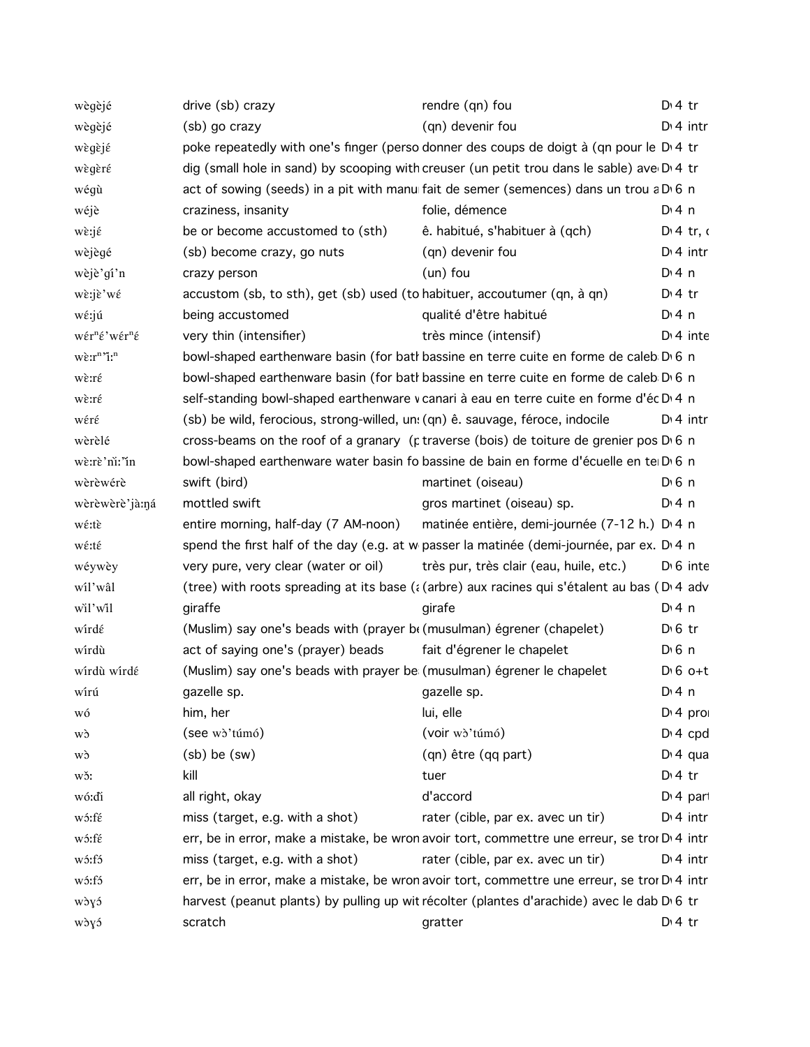| | | | |
|---|---|---|---|
| wègèjé | drive (sb) crazy | rendre (qn) fou | D 4 tr |
| wègèjé | (sb) go crazy | (qn) devenir fou | D 4 intr |
| wègèjɛ́ | poke repeatedly with one's finger (perso | donner des coups de doigt à (qn pour le | D 4 tr |
| wègèrɛ́ | dig (small hole in sand) by scooping with | creuser (un petit trou dans le sable) ave | D 4 tr |
| wégù | act of sowing (seeds) in a pit with manu | fait de semer (semences) dans un trou a | D 6 n |
| wéjè | craziness, insanity | folie, démence | D 4 n |
| wɛ̀:jɛ́ | be or become accustomed to (sth) | ê. habitué, s'habituer à (qch) | D 4 tr, |
| wèjègé | (sb) become crazy, go nuts | (qn) devenir fou | D 4 intr |
| wèjè'gí'n | crazy person | (un) fou | D 4 n |
| wɛ̀:jɛ̀'wɛ́ | accustom (sb, to sth), get (sb) used (to | habituer, accoutumer (qn, à qn) | D 4 tr |
| wɛ́:jú | being accustomed | qualité d'être habitué | D 4 n |
| wɛ́rⁿɛ́'wɛ́rⁿɛ́ | very thin (intensifier) | très mince (intensif) | D 4 inte |
| wɛ̀:rⁿ'ǐ:ⁿ | bowl-shaped earthenware basin (for bath | bassine en terre cuite en forme de caleb | D 6 n |
| wɛ̀:rɛ́ | bowl-shaped earthenware basin (for bath | bassine en terre cuite en forme de caleb | D 6 n |
| wɛ̀:rɛ́ | self-standing bowl-shaped earthenware w | canari à eau en terre cuite en forme d'éc | D 4 n |
| wɛ́rɛ́ | (sb) be wild, ferocious, strong-willed, un | (qn) ê. sauvage, féroce, indocile | D 4 intr |
| wèrèlé | cross-beams on the roof of a granary (p | traverse (bois) de toiture de grenier pos | D 6 n |
| wɛ̀:rɛ̀'nǐ:'ǐn | bowl-shaped earthenware water basin fo | bassine de bain en forme d'écuelle en te | D 6 n |
| wèrèwérè | swift (bird) | martinet (oiseau) | D 6 n |
| wèrèwèrè'jà:ŋá | mottled swift | gros martinet (oiseau) sp. | D 4 n |
| wɛ́:tɛ̀ | entire morning, half-day (7 AM-noon) | matinée entière, demi-journée (7-12 h.) | D 4 n |
| wɛ́:tɛ́ | spend the first half of the day (e.g. at w | passer la matinée (demi-journée, par ex. | D 4 n |
| wéywèy | very pure, very clear (water or oil) | très pur, très clair (eau, huile, etc.) | D 6 inte |
| wíl'wâl | (tree) with roots spreading at its base (a | (arbre) aux racines qui s'étalent au bas ( | D 4 adv |
| wǐl'wǐl | giraffe | girafe | D 4 n |
| wírdɛ́ | (Muslim) say one's beads with (prayer be | (musulman) égrener (chapelet) | D 6 tr |
| wírdù | act of saying one's (prayer) beads | fait d'égrener le chapelet | D 6 n |
| wírdù wírdɛ́ | (Muslim) say one's beads with prayer be | (musulman) égrener le chapelet | D 6 o+t |
| wírú | gazelle sp. | gazelle sp. | D 4 n |
| wó | him, her | lui, elle | D 4 pro |
| wɔ̀ | (see wɔ̀'túmó) | (voir wɔ̀'túmó) | D 4 cpd |
| wɔ̀ | (sb) be (sw) | (qn) être (qq part) | D 4 qua |
| wɔ̌: | kill | tuer | D 4 tr |
| wó:đì | all right, okay | d'accord | D 4 part |
| wɔ́:fɛ́ | miss (target, e.g. with a shot) | rater (cible, par ex. avec un tir) | D 4 intr |
| wɔ́:fɛ́ | err, be in error, make a mistake, be wron | avoir tort, commettre une erreur, se tro | D 4 intr |
| wɔ́:fɔ́ | miss (target, e.g. with a shot) | rater (cible, par ex. avec un tir) | D 4 intr |
| wɔ́:fɔ́ | err, be in error, make a mistake, be wron | avoir tort, commettre une erreur, se tro | D 4 intr |
| wɔ̀ɣɔ́ | harvest (peanut plants) by pulling up wit | récolter (plantes d'arachide) avec le dab | D 6 tr |
| wɔ̀ɣɔ́ | scratch | gratter | D 4 tr |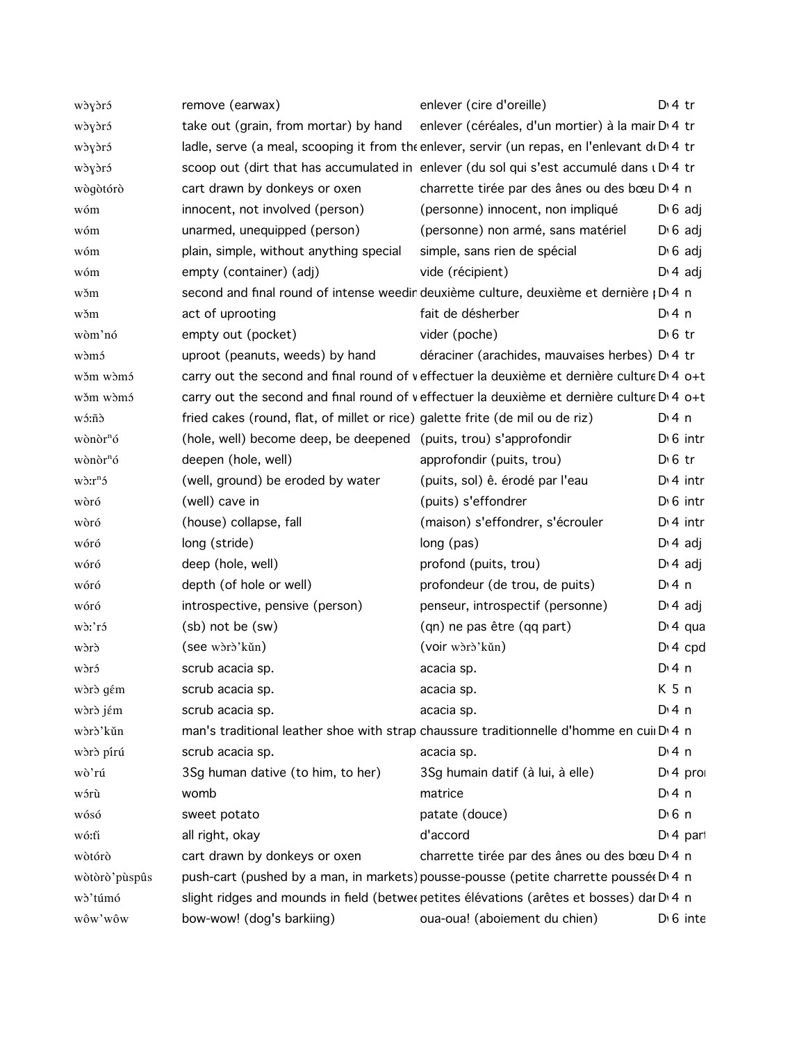| | | | |
|---|---|---|---|
| wɔɣɔ̀rɔ́ | remove (earwax) | enlever (cire d'oreille) | D 4 tr |
| wɔɣɔ̀rɔ́ | take out (grain, from mortar) by hand | enlever (céréales, d'un mortier) à la mair | D 4 tr |
| wɔɣɔ̀rɔ́ | ladle, serve (a meal, scooping it from the | enlever, servir (un repas, en l'enlevant d | D 4 tr |
| wɔɣɔ̀rɔ́ | scoop out (dirt that has accumulated in | enlever (du sol qui s'est accumulé dans | D 4 tr |
| wògòtórò | cart drawn by donkeys or oxen | charrette tirée par des ânes ou des bœu | D 4 n |
| wóm | innocent, not involved (person) | (personne) innocent, non impliqué | D 6 adj |
| wóm | unarmed, unequipped (person) | (personne) non armé, sans matériel | D 6 adj |
| wóm | plain, simple, without anything special | simple, sans rien de spécial | D 6 adj |
| wóm | empty (container) (adj) | vide (récipient) | D 4 adj |
| wɔ̌m | second and final round of intense weedir | deuxième culture, deuxième et dernière | D 4 n |
| wɔ̌m | act of uprooting | fait de désherber | D 4 n |
| wòm'nó | empty out (pocket) | vider (poche) | D 6 tr |
| wɔ̀mɔ́ | uproot (peanuts, weeds) by hand | déraciner (arachides, mauvaises herbes) | D 4 tr |
| wɔ̌m wɔ̀mɔ́ | carry out the second and final round of v | effectuer la deuxième et dernière culture | D 4 o+t |
| wɔ̌m wɔ̀mɔ́ | carry out the second and final round of v | effectuer la deuxième et dernière culture | D 4 o+t |
| wɔ́:ñɔ̀ | fried cakes (round, flat, of millet or rice) | galette frite (de mil ou de riz) | D 4 n |
| wònòr$^{n}$ó | (hole, well) become deep, be deepened | (puits, trou) s'approfondir | D 6 intr |
| wònòr$^{n}$ó | deepen (hole, well) | approfondir (puits, trou) | D 6 tr |
| wɔ̀:r$^{n}$ɔ́ | (well, ground) be eroded by water | (puits, sol) ê. érodé par l'eau | D 4 intr |
| wòró | (well) cave in | (puits) s'effondrer | D 6 intr |
| wòró | (house) collapse, fall | (maison) s'effondrer, s'écrouler | D 4 intr |
| wóró | long (stride) | long (pas) | D 4 adj |
| wóró | deep (hole, well) | profond (puits, trou) | D 4 adj |
| wóró | depth (of hole or well) | profondeur (de trou, de puits) | D 4 n |
| wóró | introspective, pensive (person) | penseur, introspectif (personne) | D 4 adj |
| wɔ̀:'rɔ́ | (sb) not be (sw) | (qn) ne pas être (qq part) | D 4 qua |
| wɔ̀rɔ̀ | (see wɔ̀rɔ̀'kǔn) | (voir wɔ̀rɔ̀'kǔn) | D 4 cpd |
| wɔ̀rɔ́ | scrub acacia sp. | acacia sp. | D 4 n |
| wɔ̀rɔ̀ gɛ́m | scrub acacia sp. | acacia sp. | K 5 n |
| wɔ̀rɔ̀ jɛ́m | scrub acacia sp. | acacia sp. | D 4 n |
| wɔ̀rɔ̀'kǔn | man's traditional leather shoe with strap | chaussure traditionnelle d'homme en cui | D 4 n |
| wɔ̀rɔ̀ pírú | scrub acacia sp. | acacia sp. | D 4 n |
| wò'rú | 3Sg human dative (to him, to her) | 3Sg humain datif (à lui, à elle) | D 4 proi |
| wɔ́rù | womb | matrice | D 4 n |
| wósó | sweet potato | patate (douce) | D 6 n |
| wó:ñ | all right, okay | d'accord | D 4 part |
| wòtórò | cart drawn by donkeys or oxen | charrette tirée par des ânes ou des bœu | D 4 n |
| wòtòrò'pùspûs | push-cart (pushed by a man, in markets) | pousse-pousse (petite charrette poussée | D 4 n |
| wɔ̀'túmó | slight ridges and mounds in field (betwee | petites élévations (arêtes et bosses) da | D 4 n |
| wôw'wôw | bow-wow! (dog's barkiing) | oua-oua! (aboiement du chien) | D 6 inte |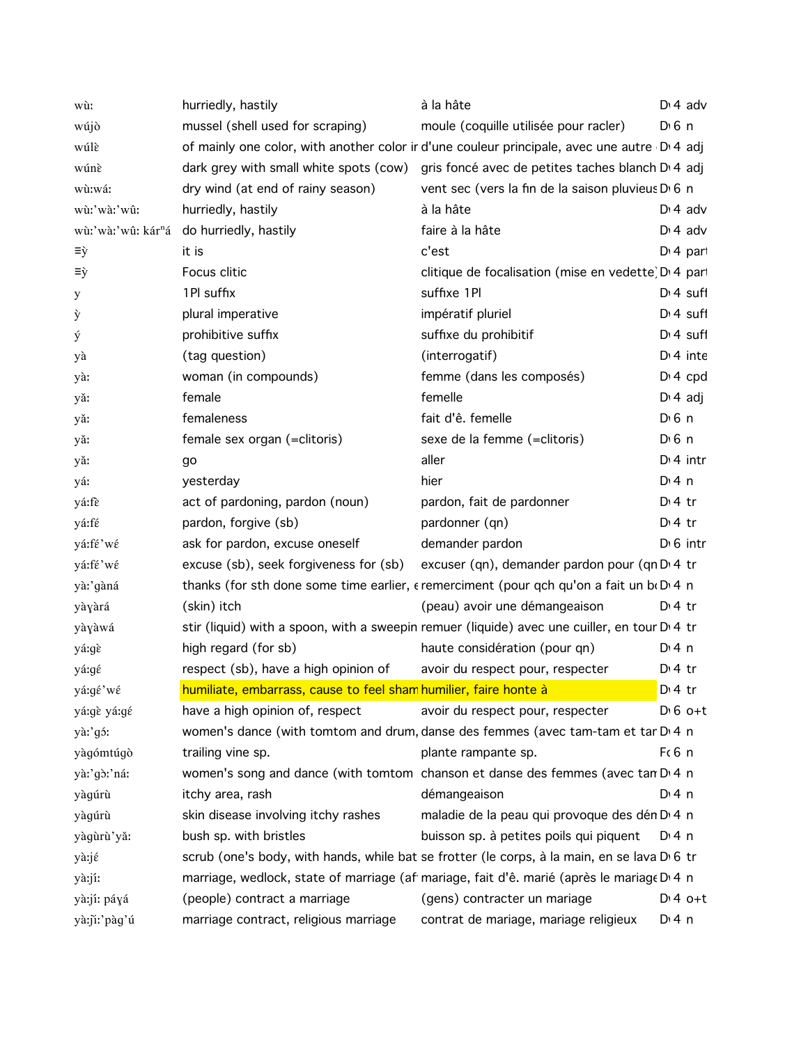| | | | | | |
|---|---|---|---|---|---|
| wùː | hurriedly, hastily | à la hâte | D | 4 | adv |
| wújò | mussel (shell used for scraping) | moule (coquille utilisée pour racler) | D | 6 | n |
| wúlɛ̀ | of mainly one color, with another color ir | d'une couleur principale, avec une autre | D | 4 | adj |
| wúnɛ̀ | dark grey with small white spots (cow) | gris foncé avec de petites taches blanch | D | 4 | adj |
| wùːwáː | dry wind (at end of rainy season) | vent sec (vers la fin de la saison pluvieus | D | 6 | n |
| wùː'wàː'wûː | hurriedly, hastily | à la hâte | D | 4 | adv |
| wùː'wàː'wûː kárⁿá | do hurriedly, hastily | faire à la hâte | D | 4 | adv |
| ≡ỳ | it is | c'est | D | 4 | part |
| ≡ỳ | Focus clitic | clitique de focalisation (mise en vedette) | D | 4 | part |
| y | 1Pl suffix | suffixe 1Pl | D | 4 | suff |
| ỳ | plural imperative | impératif pluriel | D | 4 | suff |
| ý | prohibitive suffix | suffixe du prohibitif | D | 4 | suff |
| yà | (tag question) | (interrogatif) | D | 4 | inte |
| yàː | woman (in compounds) | femme (dans les composés) | D | 4 | cpd |
| yǎː | female | femelle | D | 4 | adj |
| yǎː | femaleness | fait d'ê. femelle | D | 6 | n |
| yǎː | female sex organ (=clitoris) | sexe de la femme (=clitoris) | D | 6 | n |
| yǎː | go | aller | D | 4 | intr |
| yáː | yesterday | hier | D | 4 | n |
| yáːfɛ̀ | act of pardoning, pardon (noun) | pardon, fait de pardonner | D | 4 | tr |
| yáːfɛ́ | pardon, forgive (sb) | pardonner (qn) | D | 4 | tr |
| yáːfɛ́'wɛ́ | ask for pardon, excuse oneself | demander pardon | D | 6 | intr |
| yáːfɛ́'wɛ́ | excuse (sb), seek forgiveness for (sb) | excuser (qn), demander pardon pour (qn | D | 4 | tr |
| yàː'gàná | thanks (for sth done some time earlier, e | remerciment (pour qch qu'on a fait un b | D | 4 | n |
| yàɣàrá | (skin) itch | (peau) avoir une démangeaison | D | 4 | tr |
| yàɣàwá | stir (liquid) with a spoon, with a sweepin | remuer (liquide) avec une cuiller, en tour | D | 4 | tr |
| yáːgɛ̀ | high regard (for sb) | haute considération (pour qn) | D | 4 | n |
| yáːgɛ́ | respect (sb), have a high opinion of | avoir du respect pour, respecter | D | 4 | tr |
| yáːgɛ́'wɛ́ | humiliate, embarrass, cause to feel sham | humilier, faire honte à | D | 4 | tr |
| yáːgɛ̀ yáːgɛ́ | have a high opinion of, respect | avoir du respect pour, respecter | D | 6 | o+t |
| yàː'gɔ́ː | women's dance (with tomtom and drum, | danse des femmes (avec tam-tam et tar | D | 4 | n |
| yàgómtúgò | trailing vine sp. | plante rampante sp. | F | 6 | n |
| yàː'gɔ̀ː'náː | women's song and dance (with tomtom | chanson et danse des femmes (avec tan | D | 4 | n |
| yàgúrù | itchy area, rash | démangeaison | D | 4 | n |
| yàgúrù | skin disease involving itchy rashes | maladie de la peau qui provoque des dén | D | 4 | n |
| yàgùrù'yǎː | bush sp. with bristles | buisson sp. à petites poils qui piquent | D | 4 | n |
| yàːjɛ́ | scrub (one's body, with hands, while bat | se frotter (le corps, à la main, en se lava | D | 6 | tr |
| yàːjíː | marriage, wedlock, state of marriage (af | mariage, fait d'ê. marié (après le mariage | D | 4 | n |
| yàːjíː páɣá | (people) contract a marriage | (gens) contracter un mariage | D | 4 | o+t |
| yàːjìː'pàg'ú | marriage contract, religious marriage | contrat de mariage, mariage religieux | D | 4 | n |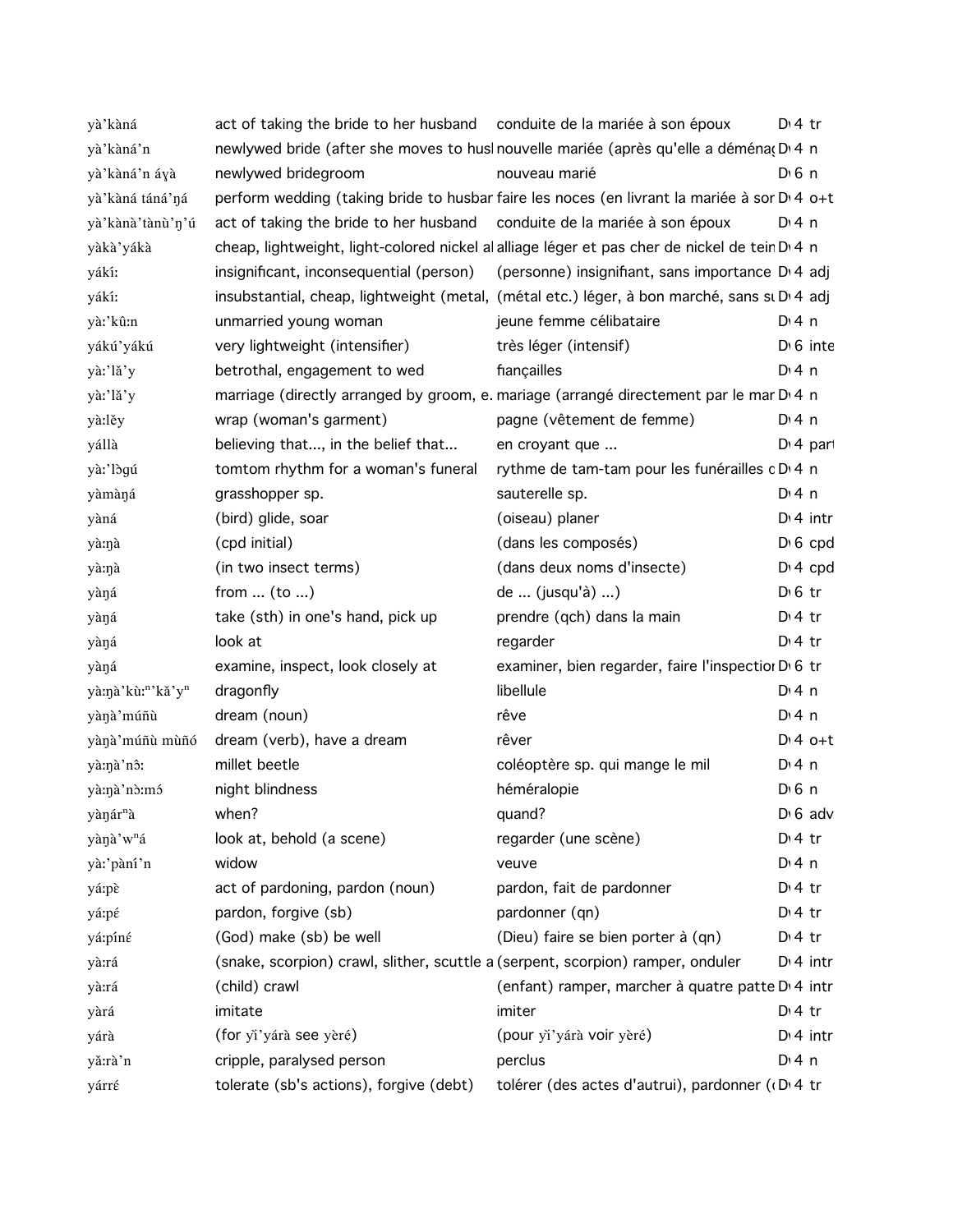| | | | |
|---|---|---|---|
| yà'kàná | act of taking the bride to her husband | conduite de la mariée à son époux | D 4 tr |
| yà'kàná'n | newlywed bride (after she moves to husl | nouvelle mariée (après qu'elle a déménag | D 4 n |
| yà'kàná'n áyà | newlywed bridegroom | nouveau marié | D 6 n |
| yà'kàná táná'ŋá | perform wedding (taking bride to husbar | faire les noces (en livrant la mariée à sor | D 4 o+t |
| yà'kànà'tànù'ŋ'ú | act of taking the bride to her husband | conduite de la mariée à son époux | D 4 n |
| yàkà'yákà | cheap, lightweight, light-colored nickel al | alliage léger et pas cher de nickel de tein | D 4 n |
| yákíː | insignificant, inconsequential (person) | (personne) insignifiant, sans importance | D 4 adj |
| yákíː | insubstantial, cheap, lightweight (metal, | (métal etc.) léger, à bon marché, sans su | D 4 adj |
| yàː'kûːn | unmarried young woman | jeune femme célibataire | D 4 n |
| yákú'yákú | very lightweight (intensifier) | très léger (intensif) | D 6 inte |
| yàː'lǎ'y | betrothal, engagement to wed | fiançailles | D 4 n |
| yàː'lǎ'y | marriage (directly arranged by groom, e. | mariage (arrangé directement par le mar | D 4 n |
| yàːlěy | wrap (woman's garment) | pagne (vêtement de femme) | D 4 n |
| yállà | believing that..., in the belief that... | en croyant que ... | D 4 part |
| yàː'lɔ̀gú | tomtom rhythm for a woman's funeral | rythme de tam-tam pour les funérailles c | D 4 n |
| yàmàŋá | grasshopper sp. | sauterelle sp. | D 4 n |
| yàná | (bird) glide, soar | (oiseau) planer | D 4 intr |
| yàːŋà | (cpd initial) | (dans les composés) | D 6 cpd |
| yàːŋà | (in two insect terms) | (dans deux noms d'insecte) | D 4 cpd |
| yàŋá | from ... (to ...) | de ... (jusqu'à) ...) | D 6 tr |
| yàŋá | take (sth) in one's hand, pick up | prendre (qch) dans la main | D 4 tr |
| yàŋá | look at | regarder | D 4 tr |
| yàŋá | examine, inspect, look closely at | examiner, bien regarder, faire l'inspectior | D 6 tr |
| yàːŋà'kùːⁿ'kǎ'yⁿ | dragonfly | libellule | D 4 n |
| yàŋà'múñù | dream (noun) | rêve | D 4 n |
| yàŋà'múñù mùñó | dream (verb), have a dream | rêver | D 4 o+t |
| yàːŋà'nɔ̂ː | millet beetle | coléoptère sp. qui mange le mil | D 4 n |
| yàːŋà'nɔ̀ːmɔ́ | night blindness | héméralopie | D 6 n |
| yàŋárⁿà | when? | quand? | D 6 adv |
| yàŋà'wⁿá | look at, behold (a scene) | regarder (une scène) | D 4 tr |
| yàː'pàní'n | widow | veuve | D 4 n |
| yáːpɛ̀ | act of pardoning, pardon (noun) | pardon, fait de pardonner | D 4 tr |
| yáːpɛ́ | pardon, forgive (sb) | pardonner (qn) | D 4 tr |
| yáːpínɛ́ | (God) make (sb) be well | (Dieu) faire se bien porter à (qn) | D 4 tr |
| yàːrá | (snake, scorpion) crawl, slither, scuttle a | (serpent, scorpion) ramper, onduler | D 4 intr |
| yàːrá | (child) crawl | (enfant) ramper, marcher à quatre patte | D 4 intr |
| yàrá | imitate | imiter | D 4 tr |
| yárà | (for yì'yárà see yɛ̀ré) | (pour yì'yárà voir yɛ̀ré) | D 4 intr |
| yǎːrà'n | cripple, paralysed person | perclus | D 4 n |
| yárrɛ́ | tolerate (sb's actions), forgive (debt) | tolérer (des actes d'autrui), pardonner (c | D 4 tr |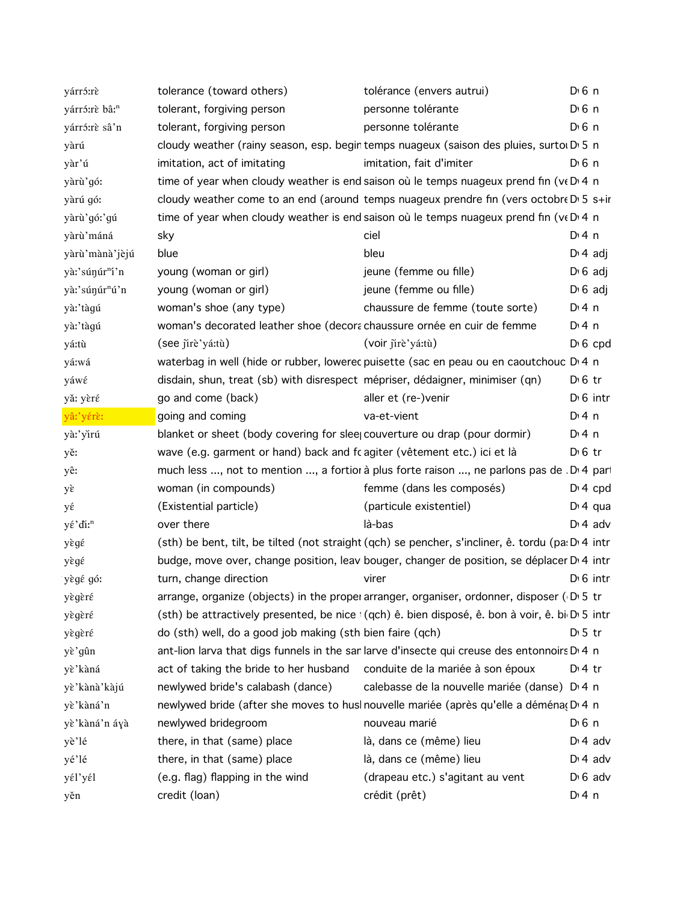| | | | | |
|---|---|---|---|---|
| yárrɔ́:rɛ̀ | tolerance (toward others) | tolérance (envers autrui) | D 6 | n |
| yárrɔ́:rɛ̀ bâ:ⁿ | tolerant, forgiving person | personne tolérante | D 6 | n |
| yárrɔ́:rɛ̀ sâ'n | tolerant, forgiving person | personne tolérante | D 6 | n |
| yàrú | cloudy weather (rainy season, esp. begin | temps nuageux (saison des pluies, surtou | D 5 | n |
| yàr'ú | imitation, act of imitating | imitation, fait d'imiter | D 6 | n |
| yàrù'gó: | time of year when cloudy weather is end | saison où le temps nuageux prend fin (ve | D 4 | n |
| yàrú gó: | cloudy weather come to an end (around | temps nuageux prendre fin (vers octobre | D 5 | s+ir |
| yàrù'gó:'gú | time of year when cloudy weather is end | saison où le temps nuageux prend fin (ve | D 4 | n |
| yàrù'máná | sky | ciel | D 4 | n |
| yàrù'mànà'jèjú | blue | bleu | D 4 | adj |
| yà:'súŋúrⁿí'n | young (woman or girl) | jeune (femme ou fille) | D 6 | adj |
| yà:'súŋúrⁿú'n | young (woman or girl) | jeune (femme ou fille) | D 6 | adj |
| yà:'tàgú | woman's shoe (any type) | chaussure de femme (toute sorte) | D 4 | n |
| yà:'tàgú | woman's decorated leather shoe (decora | chaussure ornée en cuir de femme | D 4 | n |
| yá:tù | (see ɉìrè'yá:tù) | (voir ɉìrè'yá:tù) | D 6 | cpd |
| yá:wá | waterbag in well (hide or rubber, lowered | puisette (sac en peau ou en caoutchouc | D 4 | n |
| yáwɛ́ | disdain, shun, treat (sb) with disrespect | mépriser, dédaigner, minimiser (qn) | D 6 | tr |
| yǎ: yèré | go and come (back) | aller et (re-)venir | D 6 | intr |
| yâ:'yérè: | going and coming | va-et-vient | D 4 | n |
| yà:'yìrú | blanket or sheet (body covering for slee | couverture ou drap (pour dormir) | D 4 | n |
| yɛ̌: | wave (e.g. garment or hand) back and fo | agiter (vêtement etc.) ici et là | D 6 | tr |
| yɛ̂: | much less ..., not to mention ..., a fortior | à plus forte raison ..., ne parlons pas de . | D 4 | part |
| yɛ̀ | woman (in compounds) | femme (dans les composés) | D 4 | cpd |
| yɛ́ | (Existential particle) | (particule existentiel) | D 4 | qua |
| yɛ́'đi:ⁿ | over there | là-bas | D 4 | adv |
| yɛ̀gɛ́ | (sth) be bent, tilt, be tilted (not straight | (qch) se pencher, s'incliner, ê. tordu (pa | D 4 | intr |
| yɛ̀gɛ́ | budge, move over, change position, leav | bouger, changer de position, se déplacer | D 4 | intr |
| yɛ̀gɛ́ gó: | turn, change direction | virer | D 6 | intr |
| yɛ̀gɛ̀ré | arrange, organize (objects) in the proper | arranger, organiser, ordonner, disposer ( | D 5 | tr |
| yɛ̀gɛ̀ré | (sth) be attractively presented, be nice | (qch) ê. bien disposé, ê. bon à voir, ê. bi | D 5 | intr |
| yɛ̀gɛ̀ré | do (sth) well, do a good job making (sth | bien faire (qch) | D 5 | tr |
| yɛ̀'gûn | ant-lion larva that digs funnels in the sar | larve d'insecte qui creuse des entonnoirs | D 4 | n |
| yɛ̀'kàná | act of taking the bride to her husband | conduite de la mariée à son époux | D 4 | tr |
| yɛ̀'kànà'kàjú | newlywed bride's calabash (dance) | calebasse de la nouvelle mariée (danse) | D 4 | n |
| yɛ̀'kàná'n | newlywed bride (after she moves to husl | nouvelle mariée (après qu'elle a déménag | D 4 | n |
| yɛ̀'kàná'n áyà | newlywed bridegroom | nouveau marié | D 6 | n |
| yɛ̀'lé | there, in that (same) place | là, dans ce (même) lieu | D 4 | adv |
| yɛ́'lé | there, in that (same) place | là, dans ce (même) lieu | D 4 | adv |
| yɛ́l'yɛ́l | (e.g. flag) flapping in the wind | (drapeau etc.) s'agitant au vent | D 6 | adv |
| yɛ̌n | credit (loan) | crédit (prêt) | D 4 | n |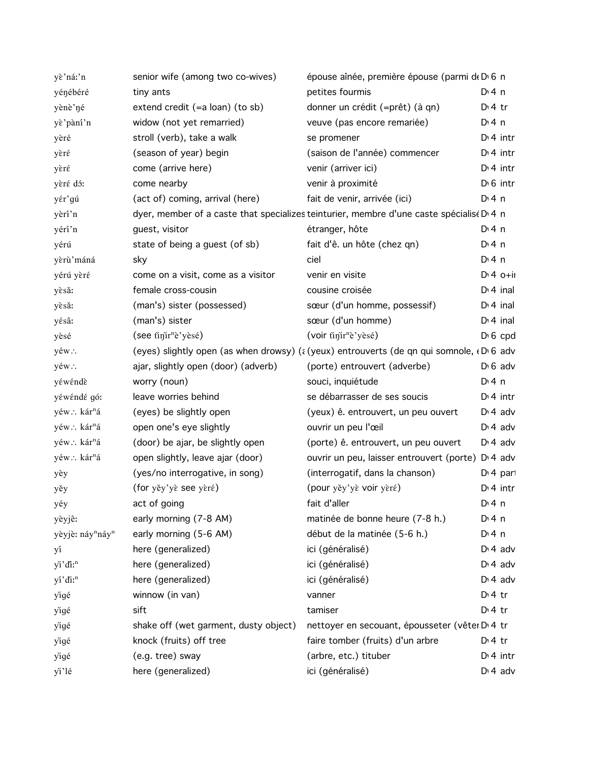| | | | | |
|---|---|---|---|---|
| yɛ̀’náːʼn | senior wife (among two co-wives) | épouse aînée, première épouse (parmi de | D 6 | n |
| yéŋébéré | tiny ants | petites fourmis | D 4 | n |
| yènè’ŋé | extend credit (=a loan) (to sb) | donner un crédit (=prêt) (à qn) | D 4 | tr |
| yɛ̀’pàní’n | widow (not yet remarried) | veuve (pas encore remariée) | D 4 | n |
| yèré | stroll (verb), take a walk | se promener | D 4 | intr |
| yɛ̀rɛ́ | (season of year) begin | (saison de l'année) commencer | D 4 | intr |
| yɛ̀rɛ́ | come (arrive here) | venir (arriver ici) | D 4 | intr |
| yɛ̀rɛ́ dɔ́ː | come nearby | venir à proximité | D 6 | intr |
| yɛ́r’gú | (act of) coming, arrival (here) | fait de venir, arrivée (ici) | D 4 | n |
| yèrí’n | dyer, member of a caste that specializes | teinturier, membre d'une caste spécialisé | D 4 | n |
| yérí’n | guest, visitor | étranger, hôte | D 4 | n |
| yérú | state of being a guest (of sb) | fait d'ê. un hôte (chez qn) | D 4 | n |
| yèrù’máná | sky | ciel | D 4 | n |
| yérú yɛ̀rɛ́ | come on a visit, come as a visitor | venir en visite | D 4 | o+ir |
| yɛ̀sǎː | female cross-cousin | cousine croisée | D 4 | inal |
| yɛ̀sǎː | (man's) sister (possessed) | sœur (d'un homme, possessif) | D 4 | inal |
| yɛ́sâː | (man's) sister | sœur (d'un homme) | D 4 | inal |
| yèsé | (see ťiŋ̌irⁿè’yèsé) | (voir ťiŋ̌irⁿè’yèsé) | D 6 | cpd |
| yéw∴ | (eyes) slightly open (as when drowsy) (a | (yeux) entrouverts (de qn qui somnole, e | D 6 | adv |
| yéw∴ | ajar, slightly open (door) (adverb) | (porte) entrouvert (adverbe) | D 6 | adv |
| yéwéndè | worry (noun) | souci, inquiétude | D 4 | n |
| yéwéndé góː | leave worries behind | se débarrasser de ses soucis | D 4 | intr |
| yéw∴ kárⁿá | (eyes) be slightly open | (yeux) ê. entrouvert, un peu ouvert | D 4 | adv |
| yéw∴ kárⁿá | open one's eye slightly | ouvrir un peu l'œil | D 4 | adv |
| yéw∴ kárⁿá | (door) be ajar, be slightly open | (porte) ê. entrouvert, un peu ouvert | D 4 | adv |
| yéw∴ kárⁿá | open slightly, leave ajar (door) | ouvrir un peu, laisser entrouvert (porte) | D 4 | adv |
| yɛ̀y | (yes/no interrogative, in song) | (interrogatif, dans la chanson) | D 4 | part |
| yɛ̌y | (for yɛ̌y’yɛ̀ see yɛ̀rɛ́) | (pour yɛ̌y’yɛ̀ voir yɛ̀rɛ́) | D 4 | intr |
| yéy | act of going | fait d'aller | D 4 | n |
| yèyjêː | early morning (7-8 AM) | matinée de bonne heure (7-8 h.) | D 4 | n |
| yèyjèː náyⁿnáyⁿ | early morning (5-6 AM) | début de la matinée (5-6 h.) | D 4 | n |
| yí | here (generalized) | ici (généralisé) | D 4 | adv |
| yǐ’ďiːⁿ | here (generalized) | ici (généralisé) | D 4 | adv |
| yí’ďiːⁿ | here (generalized) | ici (généralisé) | D 4 | adv |
| yǐgé | winnow (in van) | vanner | D 4 | tr |
| yǐgé | sift | tamiser | D 4 | tr |
| yǐgé | shake off (wet garment, dusty object) | nettoyer en secouant, épousseter (vêter | D 4 | tr |
| yǐgé | knock (fruits) off tree | faire tomber (fruits) d'un arbre | D 4 | tr |
| yǐgé | (e.g. tree) sway | (arbre, etc.) tituber | D 4 | intr |
| yǐ’lé | here (generalized) | ici (généralisé) | D 4 | adv |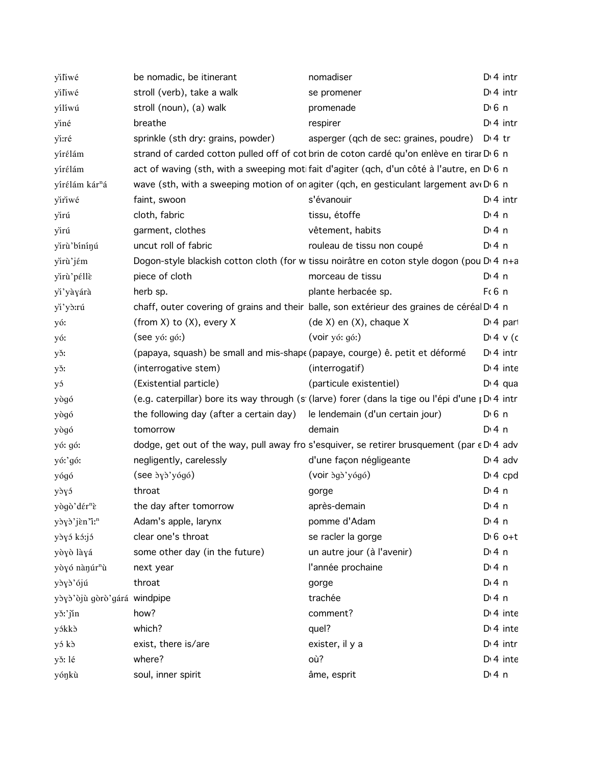| | | | | |
|---|---|---|---|---|
| yǐlǐwé | be nomadic, be itinerant | nomadiser | D | 4 intr |
| yǐlǐwé | stroll (verb), take a walk | se promener | D | 4 intr |
| yílíwú | stroll (noun), (a) walk | promenade | D | 6 n |
| yǐné | breathe | respirer | D | 4 intr |
| yǐ:ré | sprinkle (sth dry: grains, powder) | asperger (qch de sec: graines, poudre) | D | 4 tr |
| yírɛ́lám | strand of carded cotton pulled off of cot | brin de coton cardé qu'on enlève en tirar | D | 6 n |
| yírɛ́lám | act of waving (sth, with a sweeping moti | fait d'agiter (qch, d'un côté à l'autre, en | D | 6 n |
| yírɛ́lám kárⁿá | wave (sth, with a sweeping motion of on | agiter (qch, en gesticulant largement av | D | 6 n |
| yǐrǐwé | faint, swoon | s'évanouir | D | 4 intr |
| yǐrú | cloth, fabric | tissu, étoffe | D | 4 n |
| yǐrú | garment, clothes | vêtement, habits | D | 4 n |
| yǐrù'bíníŋú | uncut roll of fabric | rouleau de tissu non coupé | D | 4 n |
| yǐrù'jɛ́m | Dogon-style blackish cotton cloth (for w | tissu noirâtre en coton style dogon (pou | D | 4 n+a |
| yǐrù'péllɛ̀ | piece of cloth | morceau de tissu | D | 4 n |
| yǐ'yàɣárà | herb sp. | plante herbacée sp. | F | 6 n |
| yǐ'yɔ̀:rú | chaff, outer covering of grains and their | balle, son extérieur des graines de céréal | D | 4 n |
| yó: | (from X) to (X), every X | (de X) en (X), chaque X | D | 4 part |
| yó: | (see yó: gó:) | (voir yó: gó:) | D | 4 v (c |
| yɔ̌: | (papaya, squash) be small and mis-shape | (papaye, courge) ê. petit et déformé | D | 4 intr |
| yɔ̌: | (interrogative stem) | (interrogatif) | D | 4 inte |
| yɔ́ | (Existential particle) | (particule existentiel) | D | 4 qua |
| yògó | (e.g. caterpillar) bore its way through (s | (larve) forer (dans la tige ou l'épi d'une | D | 4 intr |
| yògó | the following day (after a certain day) | le lendemain (d'un certain jour) | D | 6 n |
| yògó | tomorrow | demain | D | 4 n |
| yó: gó: | dodge, get out of the way, pull away fro | s'esquiver, se retirer brusquement (par e | D | 4 adv |
| yó:'gó: | negligently, carelessly | d'une façon négligeante | D | 4 adv |
| yógó | (see ɔ̀ɣɔ̀'yógó) | (voir ɔ̀gɔ̀'yógó) | D | 4 cpd |
| yɔ̀ɣɔ́ | throat | gorge | D | 4 n |
| yògò'dɛ́rⁿɛ̀ | the day after tomorrow | après-demain | D | 4 n |
| yɔ̀ɣɔ̀'jɛ̀n'ǐ:ⁿ | Adam's apple, larynx | pomme d'Adam | D | 4 n |
| yɔ̀ɣɔ́ kɔ́:jɔ́ | clear one's throat | se racler la gorge | D | 6 o+t |
| yòɣò làɣá | some other day (in the future) | un autre jour (à l'avenir) | D | 4 n |
| yòɣó nàŋúrⁿù | next year | l'année prochaine | D | 4 n |
| yɔ̀ɣɔ̀'ójú | throat | gorge | D | 4 n |
| yɔ̀ɣɔ̀'òjù gòrò'gárá | windpipe | trachée | D | 4 n |
| yɔ̌:'ǰǐn | how? | comment? | D | 4 inte |
| yɔ́kkɔ̀ | which? | quel? | D | 4 inte |
| yɔ́ kɔ̀ | exist, there is/are | exister, il y a | D | 4 intr |
| yɔ̌: lé | where? | où? | D | 4 inte |
| yóŋkù | soul, inner spirit | âme, esprit | D | 4 n |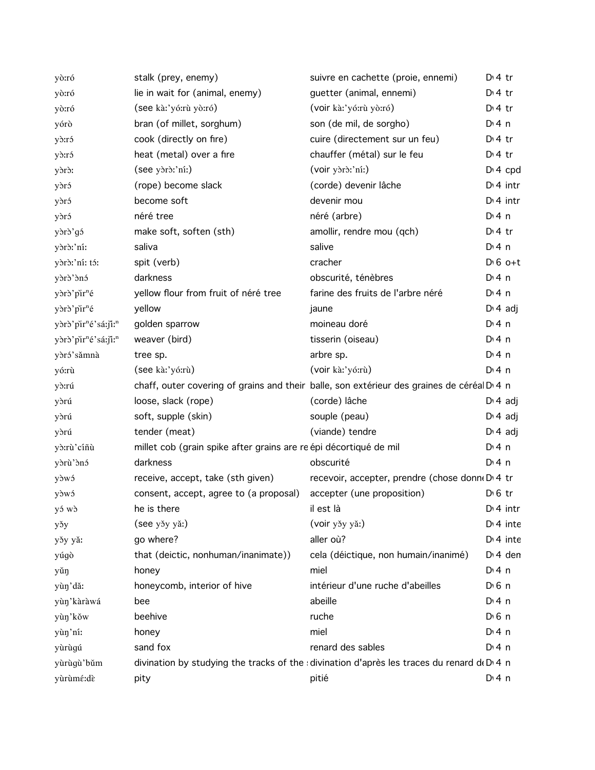| | | | |
|---|---|---|---|
| yò:ró | stalk (prey, enemy) | suivre en cachette (proie, ennemi) | D 4 tr |
| yò:ró | lie in wait for (animal, enemy) | guetter (animal, ennemi) | D 4 tr |
| yò:ró | (see kà:'yó:rù yò:ró) | (voir kà:'yó:rù yò:ró) | D 4 tr |
| yórò | bran (of millet, sorghum) | son (de mil, de sorgho) | D 4 n |
| yɔ̀:rɔ́ | cook (directly on fire) | cuire (directement sur un feu) | D 4 tr |
| yɔ̀:rɔ́ | heat (metal) over a fire | chauffer (métal) sur le feu | D 4 tr |
| yɔ̀rɔ̀: | (see yɔ̀rɔ̀:'ní:) | (voir yɔ̀rɔ̀:'ní:) | D 4 cpd |
| yɔ̀rɔ́ | (rope) become slack | (corde) devenir lâche | D 4 intr |
| yɔ̀rɔ́ | become soft | devenir mou | D 4 intr |
| yɔ̀rɔ́ | néré tree | néré (arbre) | D 4 n |
| yɔ̀rɔ̀'gɔ́ | make soft, soften (sth) | amollir, rendre mou (qch) | D 4 tr |
| yɔ̀rɔ̀:'ní: | saliva | salive | D 4 n |
| yɔ̀rɔ̀:'ní: tɔ́: | spit (verb) | cracher | D 6 o+t |
| yɔ̀rɔ̀'ɔ̀nɔ́ | darkness | obscurité, ténèbres | D 4 n |
| yɔ̀rɔ̀'pìrⁿé | yellow flour from fruit of néré tree | farine des fruits de l'arbre néré | D 4 n |
| yɔ̀rɔ̀'pìrⁿé | yellow | jaune | D 4 adj |
| yɔ̀rɔ̀'pìrⁿé'sá:jĩ:ⁿ | golden sparrow | moineau doré | D 4 n |
| yɔ̀rɔ̀'pìrⁿé'sá:jĩ:ⁿ | weaver (bird) | tisserin (oiseau) | D 4 n |
| yɔ̀rɔ́'sǎmnà | tree sp. | arbre sp. | D 4 n |
| yó:rù | (see kà:'yó:rù) | (voir kà:'yó:rù) | D 4 n |
| yɔ̀:rú | chaff, outer covering of grains and their | balle, son extérieur des graines de céréal | D 4 n |
| yɔ̀rú | loose, slack (rope) | (corde) lâche | D 4 adj |
| yɔ̀rú | soft, supple (skin) | souple (peau) | D 4 adj |
| yɔ̀rú | tender (meat) | (viande) tendre | D 4 adj |
| yɔ̀:rù'cíñù | millet cob (grain spike after grains are re | épi décortiqué de mil | D 4 n |
| yɔ̀rù'ɔ̀nɔ́ | darkness | obscurité | D 4 n |
| yɔ̀wɔ́ | receive, accept, take (sth given) | recevoir, accepter, prendre (chose donn | D 4 tr |
| yɔ̀wɔ́ | consent, accept, agree to (a proposal) | accepter (une proposition) | D 6 tr |
| yɔ́ wɔ̀ | he is there | il est là | D 4 intr |
| yɔ̌y | (see yɔ̌y yǎ:) | (voir yɔ̌y yǎ:) | D 4 inte |
| yɔ̌y yǎ: | go where? | aller où? | D 4 inte |
| yúgò | that (deictic, nonhuman/inanimate)) | cela (déictique, non humain/inanimé) | D 4 den |
| yǔŋ | honey | miel | D 4 n |
| yùŋ'dǎ: | honeycomb, interior of hive | intérieur d'une ruche d'abeilles | D 6 n |
| yùŋ'kàràwá | bee | abeille | D 4 n |
| yùŋ'kǒw | beehive | ruche | D 6 n |
| yùŋ'ní: | honey | miel | D 4 n |
| yùrùgú | sand fox | renard des sables | D 4 n |
| yùrùgù'bǔm | divination by studying the tracks of the | divination d'après les traces du renard d | D 4 n |
| yùrùmɛ́:dɛ̀ | pity | pitié | D 4 n |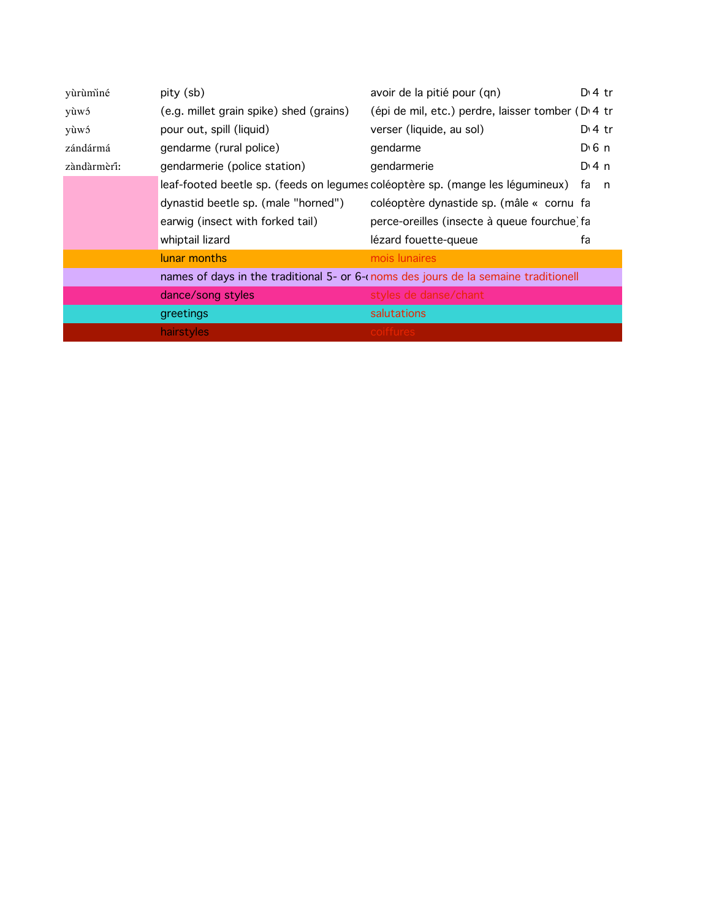| | | | | | |
|---|---|---|---|---|---|
| yùrùmìné | pity (sb) | avoir de la pitié pour (qn) | D | 4 | tr |
| yùwɔ́ | (e.g. millet grain spike) shed (grains) | (épi de mil, etc.) perdre, laisser tomber ( | D | 4 | tr |
| yùwɔ́ | pour out, spill (liquid) | verser (liquide, au sol) | D | 4 | tr |
| zándármá | gendarme (rural police) | gendarme | D | 6 | n |
| zàndàrmèrí: | gendarmerie (police station) | gendarmerie | D | 4 | n |
| | leaf-footed beetle sp. (feeds on legumes | coléoptère sp. (mange les légumineux) | fa | | n |
| | dynastid beetle sp. (male "horned") | coléoptère dynastide sp. (mâle « cornu | fa | | |
| | earwig (insect with forked tail) | perce-oreilles (insecte à queue fourchue) | fa | | |
| | whiptail lizard | lézard fouette-queue | fa | | |
| | lunar months | mois lunaires | | | |
| | names of days in the traditional 5- or 6-( | noms des jours de la semaine traditionell | | | |
| | dance/song styles | styles de danse/chant | | | |
| | greetings | salutations | | | |
| | hairstyles | coiffures | | | |